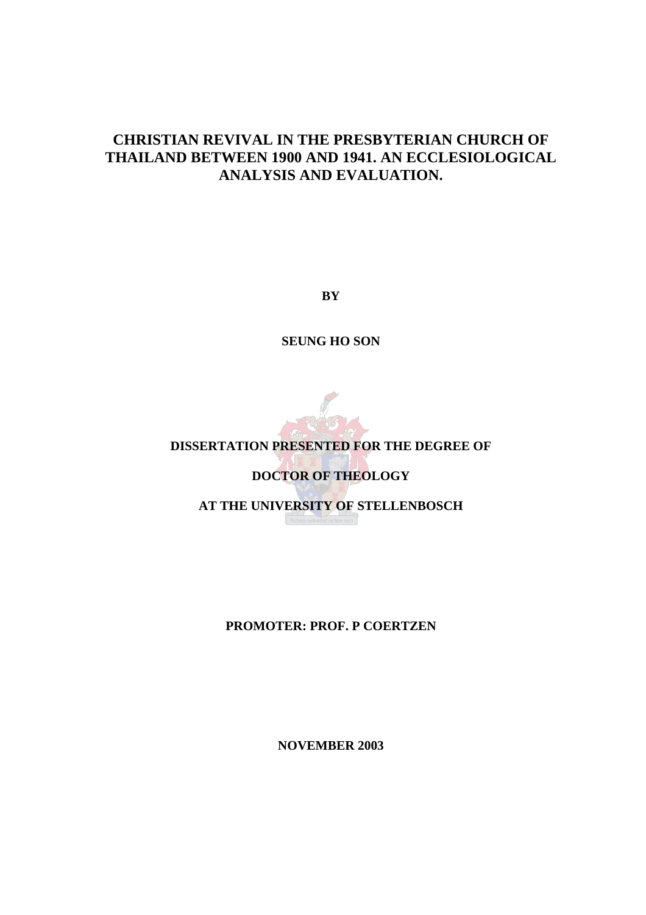# CHRISTIAN REVIVAL IN THE PRESBYTERIAN CHURCH OF THAILAND BETWEEN 1900 AND 1941. AN ECCLESIOLOGICAL ANALYSIS AND EVALUATION.

**BY**

**SEUNG HO SON**

**DISSERTATION PRESENTED FOR THE DEGREE OF**

**DOCTOR OF THEOLOGY**

**AT THE UNIVERSITY OF STELLENBOSCH**

**PROMOTER: PROF. P COERTZEN**

**NOVEMBER 2003**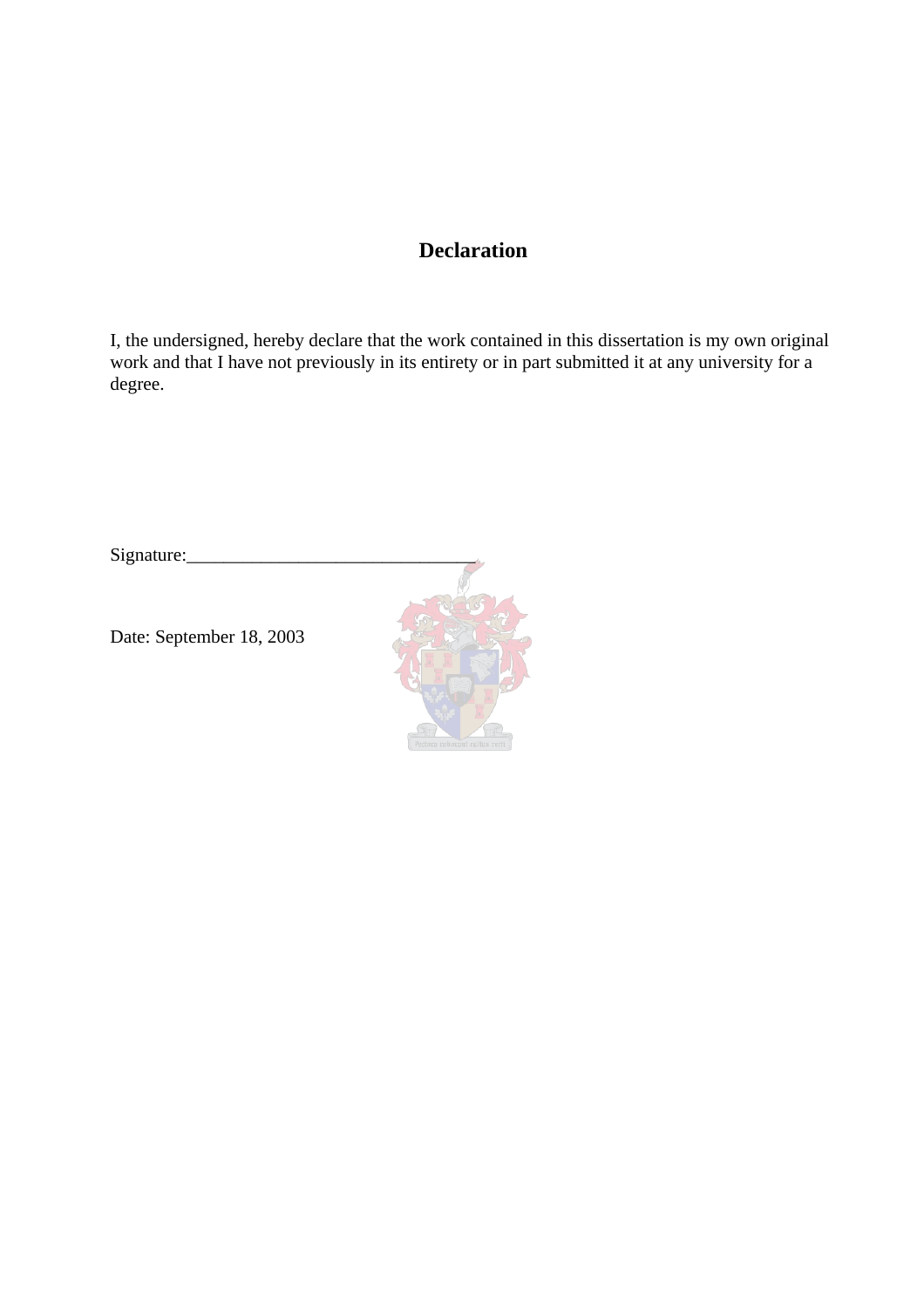# Declaration

I, the undersigned, hereby declare that the work contained in this dissertation is my own original work and that I have not previously in its entirety or in part submitted it at any university for a degree.

Signature:\_\_\_\_\_\_\_\_\_\_\_\_\_\_\_\_\_\_\_\_\_\_\_\_\_\_\_\_\_\_\_\_

Date: September 18, 2003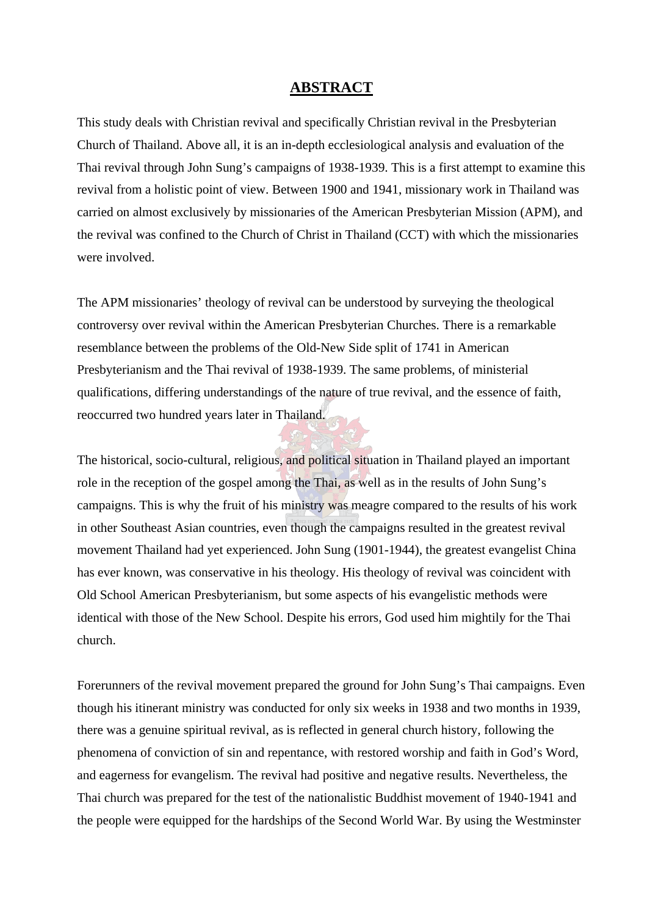# ABSTRACT

This study deals with Christian revival and specifically Christian revival in the Presbyterian Church of Thailand. Above all, it is an in-depth ecclesiological analysis and evaluation of the Thai revival through John Sung's campaigns of 1938-1939. This is a first attempt to examine this revival from a holistic point of view. Between 1900 and 1941, missionary work in Thailand was carried on almost exclusively by missionaries of the American Presbyterian Mission (APM), and the revival was confined to the Church of Christ in Thailand (CCT) with which the missionaries were involved.

The APM missionaries' theology of revival can be understood by surveying the theological controversy over revival within the American Presbyterian Churches. There is a remarkable resemblance between the problems of the Old-New Side split of 1741 in American Presbyterianism and the Thai revival of 1938-1939. The same problems, of ministerial qualifications, differing understandings of the nature of true revival, and the essence of faith, reoccurred two hundred years later in Thailand.

The historical, socio-cultural, religious, and political situation in Thailand played an important role in the reception of the gospel among the Thai, as well as in the results of John Sung's campaigns. This is why the fruit of his ministry was meagre compared to the results of his work in other Southeast Asian countries, even though the campaigns resulted in the greatest revival movement Thailand had yet experienced. John Sung (1901-1944), the greatest evangelist China has ever known, was conservative in his theology. His theology of revival was coincident with Old School American Presbyterianism, but some aspects of his evangelistic methods were identical with those of the New School. Despite his errors, God used him mightily for the Thai church.

Forerunners of the revival movement prepared the ground for John Sung's Thai campaigns. Even though his itinerant ministry was conducted for only six weeks in 1938 and two months in 1939, there was a genuine spiritual revival, as is reflected in general church history, following the phenomena of conviction of sin and repentance, with restored worship and faith in God's Word, and eagerness for evangelism. The revival had positive and negative results. Nevertheless, the Thai church was prepared for the test of the nationalistic Buddhist movement of 1940-1941 and the people were equipped for the hardships of the Second World War. By using the Westminster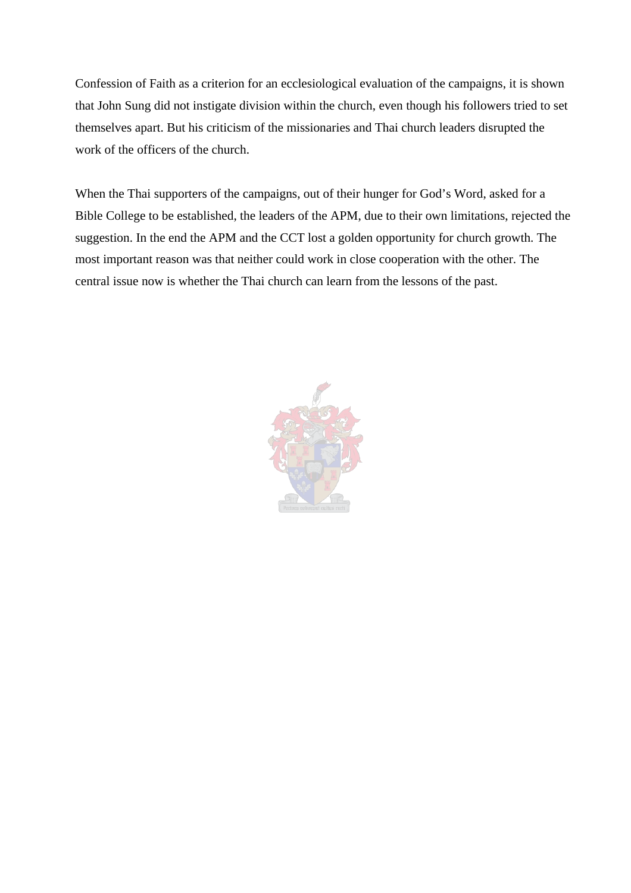Confession of Faith as a criterion for an ecclesiological evaluation of the campaigns, it is shown that John Sung did not instigate division within the church, even though his followers tried to set themselves apart. But his criticism of the missionaries and Thai church leaders disrupted the work of the officers of the church.

When the Thai supporters of the campaigns, out of their hunger for God's Word, asked for a Bible College to be established, the leaders of the APM, due to their own limitations, rejected the suggestion. In the end the APM and the CCT lost a golden opportunity for church growth. The most important reason was that neither could work in close cooperation with the other. The central issue now is whether the Thai church can learn from the lessons of the past.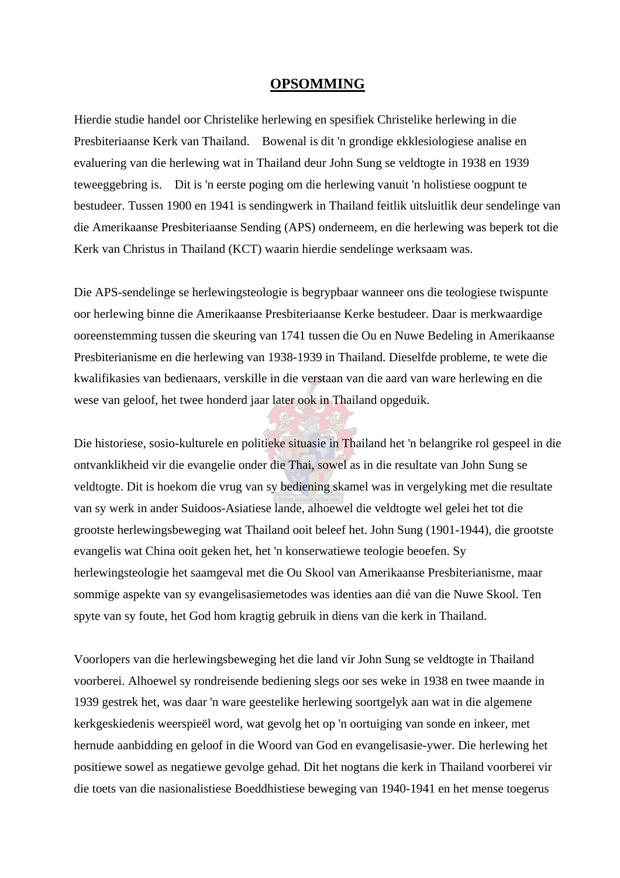# OPSOMMING

Hierdie studie handel oor Christelike herlewing en spesifiek Christelike herlewing in die Presbiteriaanse Kerk van Thailand. Bowenal is dit 'n grondige ekklesiologiese analise en evaluering van die herlewing wat in Thailand deur John Sung se veldtogte in 1938 en 1939 teweeggebring is. Dit is 'n eerste poging om die herlewing vanuit 'n holistiese oogpunt te bestudeer. Tussen 1900 en 1941 is sendingwerk in Thailand feitlik uitsluitlik deur sendelinge van die Amerikaanse Presbiteriaanse Sending (APS) onderneem, en die herlewing was beperk tot die Kerk van Christus in Thailand (KCT) waarin hierdie sendelinge werksaam was.

Die APS-sendelinge se herlewingsteologie is begrypbaar wanneer ons die teologiese twispunte oor herlewing binne die Amerikaanse Presbiteriaanse Kerke bestudeer. Daar is merkwaardige ooreenstemming tussen die skeuring van 1741 tussen die Ou en Nuwe Bedeling in Amerikaanse Presbiterianisme en die herlewing van 1938-1939 in Thailand. Dieselfde probleme, te wete die kwalifikasies van bedienaars, verskille in die verstaan van die aard van ware herlewing en die wese van geloof, het twee honderd jaar later ook in Thailand opgeduik.

Die historiese, sosio-kulturele en politieke situasie in Thailand het 'n belangrike rol gespeel in die ontvanklikheid vir die evangelie onder die Thai, sowel as in die resultate van John Sung se veldtogte. Dit is hoekom die vrug van sy bediening skamel was in vergelyking met die resultate van sy werk in ander Suidoos-Asiatiese lande, alhoewel die veldtogte wel gelei het tot die grootste herlewingsbeweging wat Thailand ooit beleef het. John Sung (1901-1944), die grootste evangelis wat China ooit geken het, het 'n konserwatiewe teologie beoefen. Sy herlewingsteologie het saamgeval met die Ou Skool van Amerikaanse Presbiterianisme, maar sommige aspekte van sy evangelisasiemetodes was identies aan dié van die Nuwe Skool. Ten spyte van sy foute, het God hom kragtig gebruik in diens van die kerk in Thailand.

Voorlopers van die herlewingsbeweging het die land vir John Sung se veldtogte in Thailand voorberei. Alhoewel sy rondreisende bediening slegs oor ses weke in 1938 en twee maande in 1939 gestrek het, was daar 'n ware geestelike herlewing soortgelyk aan wat in die algemene kerkgeskiedenis weerspieël word, wat gevolg het op 'n oortuiging van sonde en inkeer, met hernude aanbidding en geloof in die Woord van God en evangelisasie-ywer. Die herlewing het positiewe sowel as negatiewe gevolge gehad. Dit het nogtans die kerk in Thailand voorberei vir die toets van die nasionalistiese Boeddhistiese beweging van 1940-1941 en het mense toegerus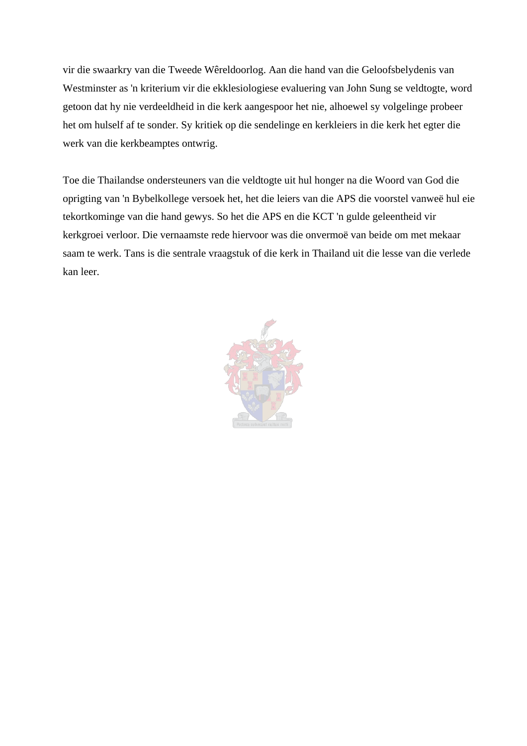vir die swaarkry van die Tweede Wêreldoorlog. Aan die hand van die Geloofsbelydenis van Westminster as 'n kriterium vir die ekklesiologiese evaluering van John Sung se veldtogte, word getoon dat hy nie verdeeldheid in die kerk aangespoor het nie, alhoewel sy volgelinge probeer het om hulself af te sonder. Sy kritiek op die sendelinge en kerkleiers in die kerk het egter die werk van die kerkbeamptes ontwrig.

Toe die Thailandse ondersteuners van die veldtogte uit hul honger na die Woord van God die oprigting van 'n Bybelkollege versoek het, het die leiers van die APS die voorstel vanweë hul eie tekortkominge van die hand gewys. So het die APS en die KCT 'n gulde geleentheid vir kerkgroei verloor. Die vernaamste rede hiervoor was die onvermoë van beide om met mekaar saam te werk. Tans is die sentrale vraagstuk of die kerk in Thailand uit die lesse van die verlede kan leer.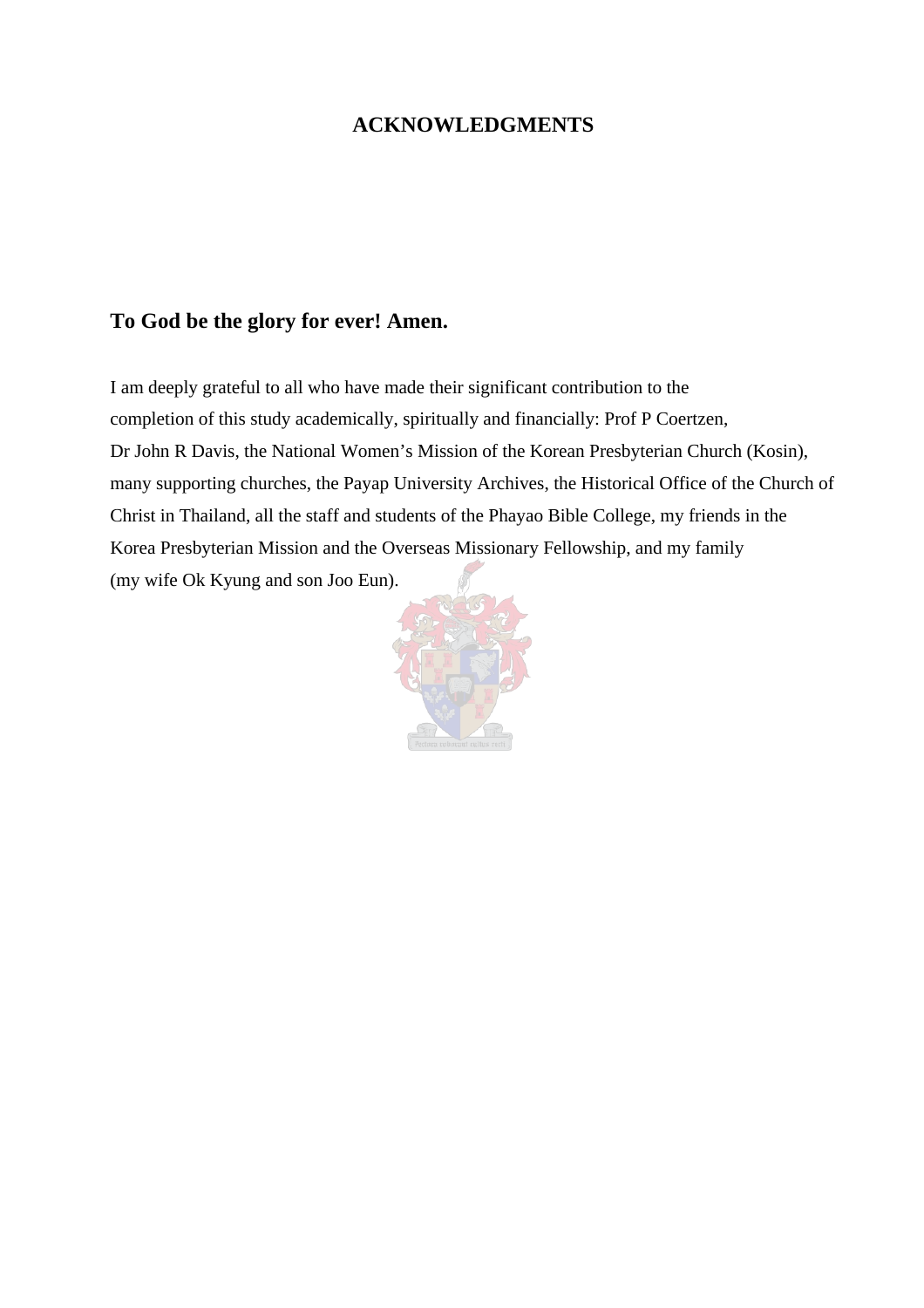# ACKNOWLEDGMENTS

**To God be the glory for ever! Amen.**

I am deeply grateful to all who have made their significant contribution to the completion of this study academically, spiritually and financially: Prof P Coertzen, Dr John R Davis, the National Women's Mission of the Korean Presbyterian Church (Kosin), many supporting churches, the Payap University Archives, the Historical Office of the Church of Christ in Thailand, all the staff and students of the Phayao Bible College, my friends in the Korea Presbyterian Mission and the Overseas Missionary Fellowship, and my family (my wife Ok Kyung and son Joo Eun).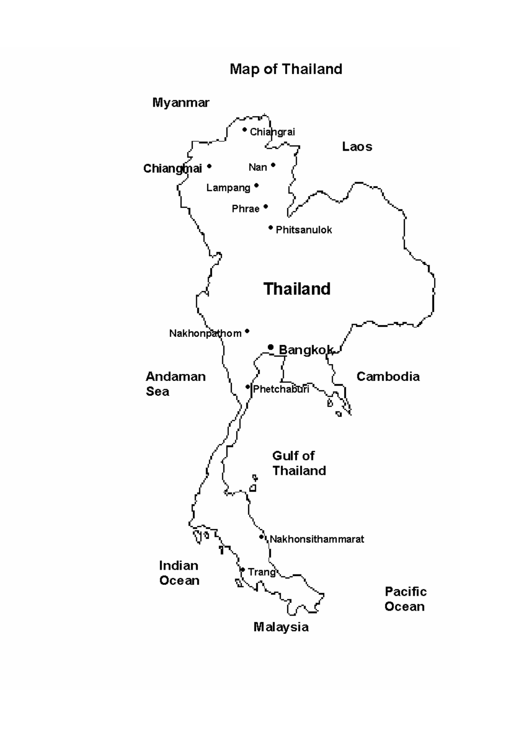# Map of Thailand

Myanmar

Chiangrai

Laos

Chiangmai

Nan

Lampang

Phrae

Phitsanulok

Thailand

Nakhonpathom

Bangkok

Andaman Sea

Phetchaburi

Cambodia

Gulf of Thailand

Nakhonsithammarat

Indian Ocean

Trang

Pacific Ocean

Malaysia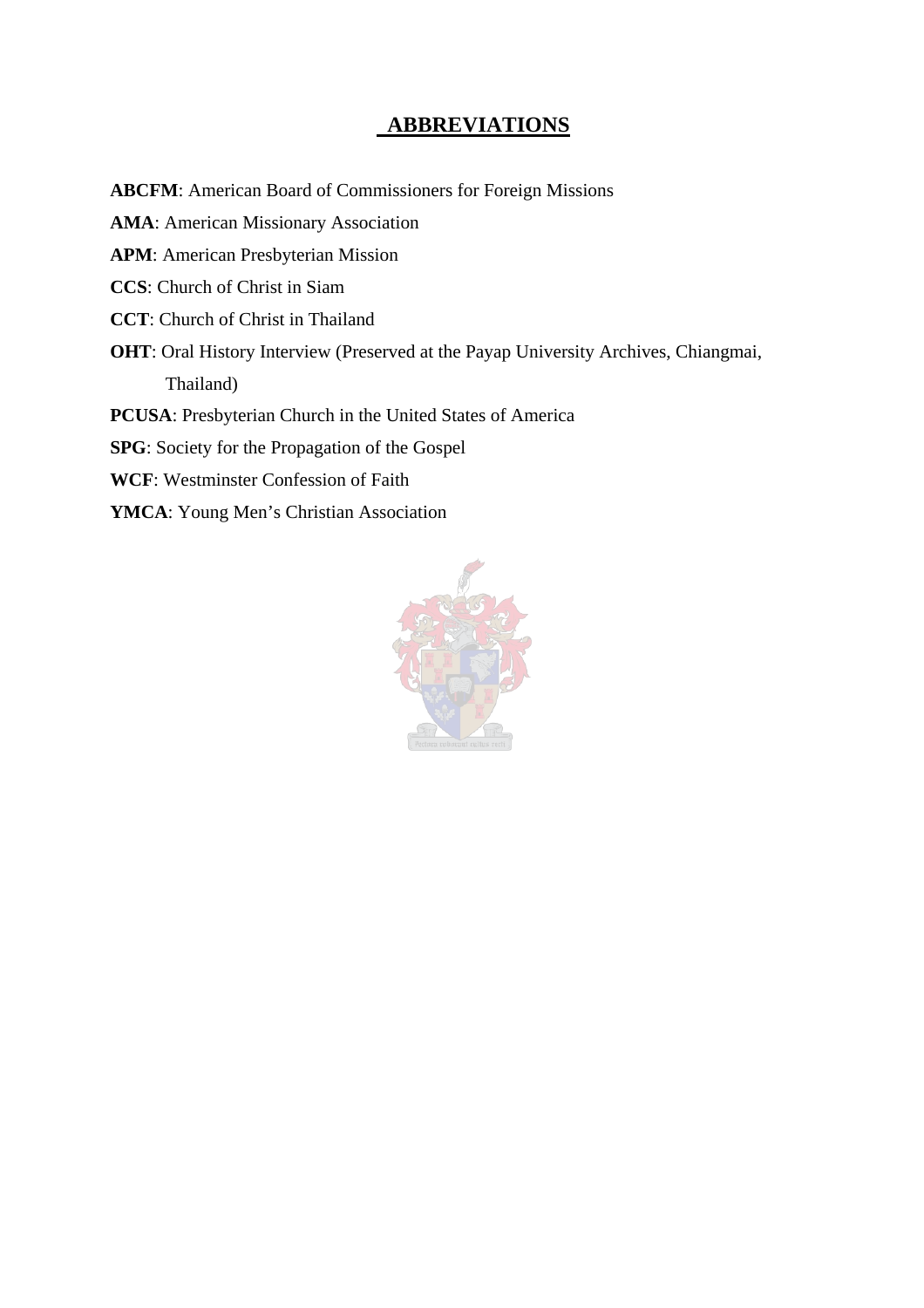# ABBREVIATIONS

**ABCFM**: American Board of Commissioners for Foreign Missions

**AMA**: American Missionary Association

**APM**: American Presbyterian Mission

**CCS**: Church of Christ in Siam

**CCT**: Church of Christ in Thailand

**OHT**: Oral History Interview (Preserved at the Payap University Archives, Chiangmai, Thailand)

**PCUSA**: Presbyterian Church in the United States of America

**SPG**: Society for the Propagation of the Gospel

**WCF**: Westminster Confession of Faith

**YMCA**: Young Men's Christian Association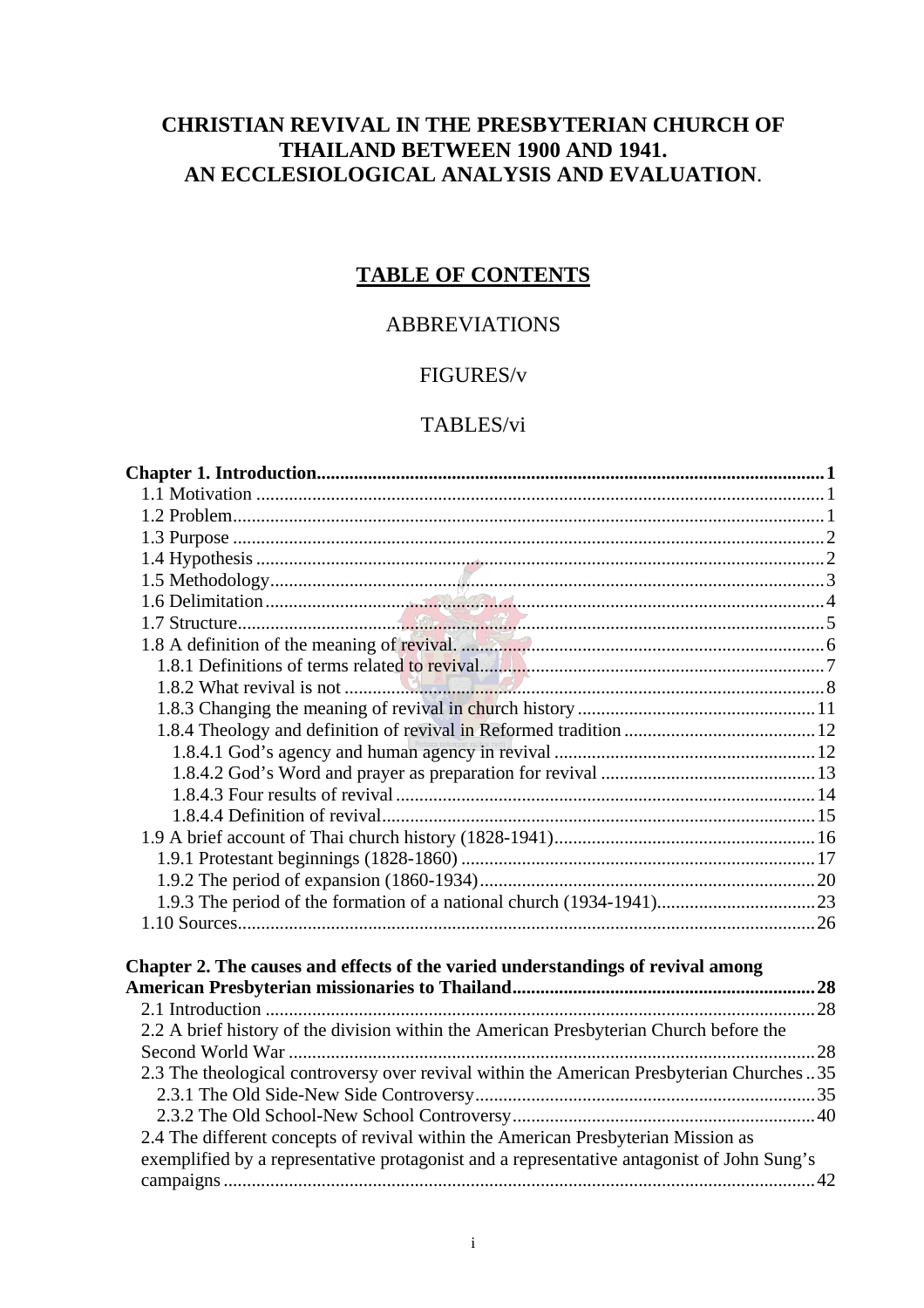# CHRISTIAN REVIVAL IN THE PRESBYTERIAN CHURCH OF THAILAND BETWEEN 1900 AND 1941. AN ECCLESIOLOGICAL ANALYSIS AND EVALUATION.

## TABLE OF CONTENTS

ABBREVIATIONS

FIGURES/v

TABLES/vi

**Chapter 1. Introduction............................................................1**

1.1 Motivation ............................................................1
1.2 Problem............................................................1
1.3 Purpose ............................................................2
1.4 Hypothesis ............................................................2
1.5 Methodology............................................................3
1.6 Delimitation............................................................4
1.7 Structure............................................................5
1.8 A definition of the meaning of revival............................................................6
1.8.1 Definitions of terms related to revival............................................................7
1.8.2 What revival is not ............................................................8
1.8.3 Changing the meaning of revival in church history............................................................11
1.8.4 Theology and definition of revival in Reformed tradition............................................................12
1.8.4.1 God's agency and human agency in revival............................................................12
1.8.4.2 God's Word and prayer as preparation for revival ............................................................13
1.8.4.3 Four results of revival............................................................14
1.8.4.4 Definition of revival............................................................15
1.9 A brief account of Thai church history (1828-1941)............................................................16
1.9.1 Protestant beginnings (1828-1860) ............................................................17
1.9.2 The period of expansion (1860-1934)............................................................20
1.9.3 The period of the formation of a national church (1934-1941)............................................................23
1.10 Sources............................................................26

**Chapter 2. The causes and effects of the varied understandings of revival among American Presbyterian missionaries to Thailand............................................................28**

2.1 Introduction ............................................................28
2.2 A brief history of the division within the American Presbyterian Church before the Second World War ............................................................28
2.3 The theological controversy over revival within the American Presbyterian Churches ..35
2.3.1 The Old Side-New Side Controversy............................................................35
2.3.2 The Old School-New School Controversy............................................................40
2.4 The different concepts of revival within the American Presbyterian Mission as exemplified by a representative protagonist and a representative antagonist of John Sung's campaigns............................................................42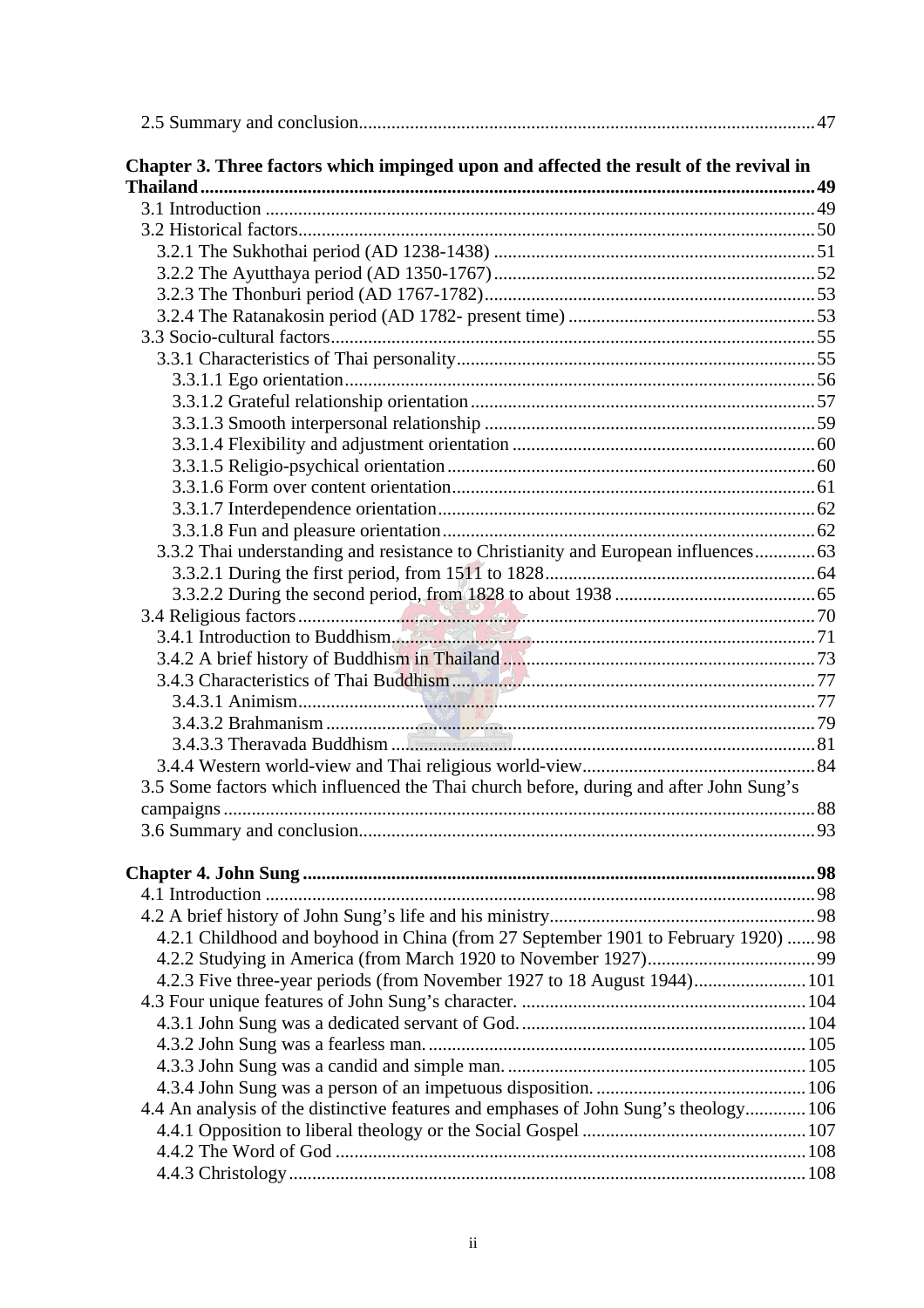2.5 Summary and conclusion.......47

**Chapter 3. Three factors which impinged upon and affected the result of the revival in Thailand.......49**

3.1 Introduction.......49
3.2 Historical factors.......50
3.2.1 The Sukhothai period (AD 1238-1438).......51
3.2.2 The Ayutthaya period (AD 1350-1767).......52
3.2.3 The Thonburi period (AD 1767-1782).......53
3.2.4 The Ratanakosin period (AD 1782- present time).......53
3.3 Socio-cultural factors.......55
3.3.1 Characteristics of Thai personality.......55
3.3.1.1 Ego orientation.......56
3.3.1.2 Grateful relationship orientation.......57
3.3.1.3 Smooth interpersonal relationship.......59
3.3.1.4 Flexibility and adjustment orientation.......60
3.3.1.5 Religio-psychical orientation.......60
3.3.1.6 Form over content orientation.......61
3.3.1.7 Interdependence orientation.......62
3.3.1.8 Fun and pleasure orientation.......62
3.3.2 Thai understanding and resistance to Christianity and European influences.......63
3.3.2.1 During the first period, from 1511 to 1828.......64
3.3.2.2 During the second period, from 1828 to about 1938.......65
3.4 Religious factors.......70
3.4.1 Introduction to Buddhism.......71
3.4.2 A brief history of Buddhism in Thailand.......73
3.4.3 Characteristics of Thai Buddhism.......77
3.4.3.1 Animism.......77
3.4.3.2 Brahmanism.......79
3.4.3.3 Theravada Buddhism.......81
3.4.4 Western world-view and Thai religious world-view.......84
3.5 Some factors which influenced the Thai church before, during and after John Sung's campaigns.......88
3.6 Summary and conclusion.......93

**Chapter 4. John Sung.......98**

4.1 Introduction.......98
4.2 A brief history of John Sung's life and his ministry.......98
4.2.1 Childhood and boyhood in China (from 27 September 1901 to February 1920).......98
4.2.2 Studying in America (from March 1920 to November 1927).......99
4.2.3 Five three-year periods (from November 1927 to 18 August 1944).......101
4.3 Four unique features of John Sung's character.......104
4.3.1 John Sung was a dedicated servant of God.......104
4.3.2 John Sung was a fearless man.......105
4.3.3 John Sung was a candid and simple man.......105
4.3.4 John Sung was a person of an impetuous disposition.......106
4.4 An analysis of the distinctive features and emphases of John Sung's theology.......106
4.4.1 Opposition to liberal theology or the Social Gospel.......107
4.4.2 The Word of God.......108
4.4.3 Christology.......108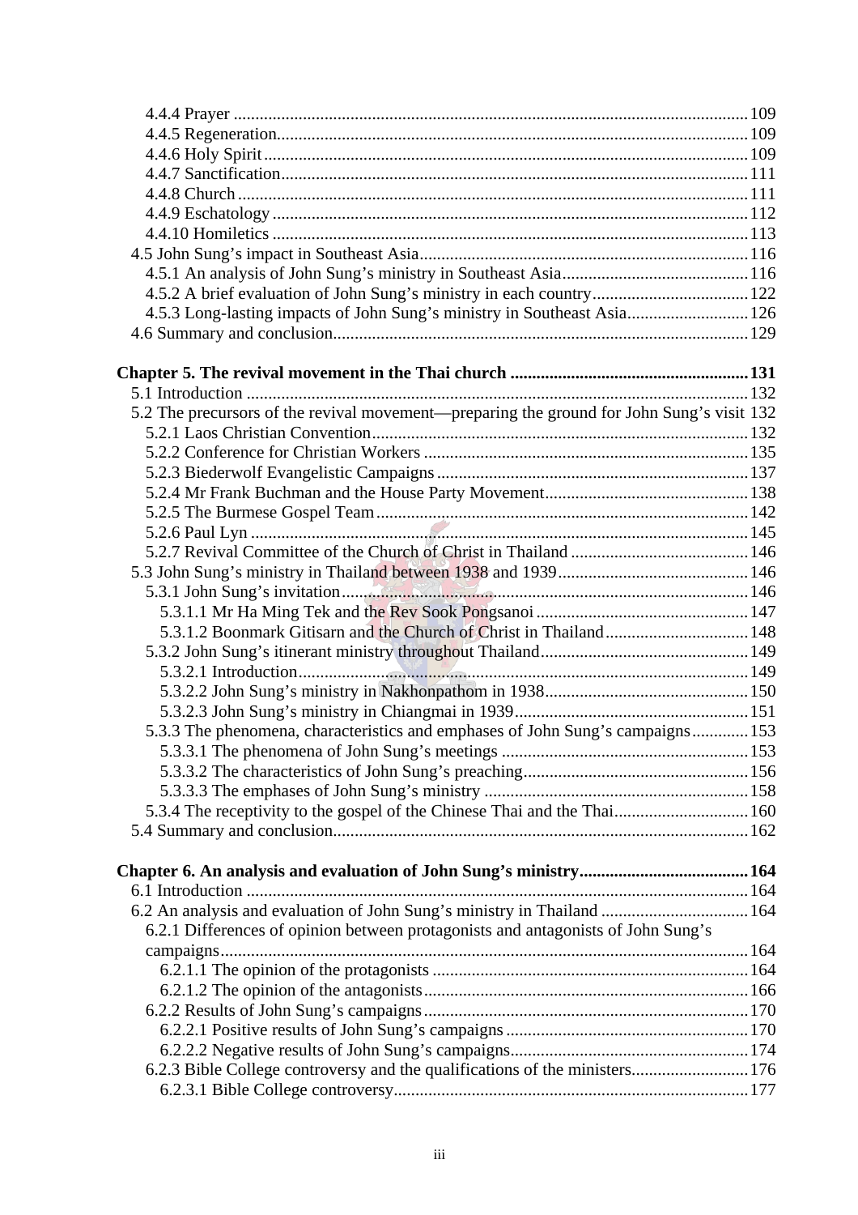4.4.4 Prayer ....................................................................................................................... 109
4.4.5 Regeneration............................................................................................................. 109
4.4.6 Holy Spirit ................................................................................................................ 109
4.4.7 Sanctification............................................................................................................ 111
4.4.8 Church ...................................................................................................................... 111
4.4.9 Eschatology .............................................................................................................. 112
4.4.10 Homiletics .............................................................................................................. 113
4.5 John Sung's impact in Southeast Asia............................................................................ 116
4.5.1 An analysis of John Sung's ministry in Southeast Asia........................................... 116
4.5.2 A brief evaluation of John Sung's ministry in each country.................................... 122
4.5.3 Long-lasting impacts of John Sung's ministry in Southeast Asia............................ 126
4.6 Summary and conclusion................................................................................................ 129

**Chapter 5. The revival movement in the Thai church ...................................................... 131**
5.1 Introduction .................................................................................................................... 132
5.2 The precursors of the revival movement—preparing the ground for John Sung's visit 132
5.2.1 Laos Christian Convention....................................................................................... 132
5.2.2 Conference for Christian Workers ........................................................................... 135
5.2.3 Biederwolf Evangelistic Campaigns ........................................................................ 137
5.2.4 Mr Frank Buchman and the House Party Movement............................................... 138
5.2.5 The Burmese Gospel Team ...................................................................................... 142
5.2.6 Paul Lyn ................................................................................................................... 145
5.2.7 Revival Committee of the Church of Christ in Thailand ......................................... 146
5.3 John Sung's ministry in Thailand between 1938 and 1939............................................ 146
5.3.1 John Sung's invitation............................................................................................... 146
5.3.1.1 Mr Ha Ming Tek and the Rev Sook Pongsanoi ................................................. 147
5.3.1.2 Boonmark Gitisarn and the Church of Christ in Thailand................................. 148
5.3.2 John Sung's itinerant ministry throughout Thailand................................................ 149
5.3.2.1 Introduction........................................................................................................ 149
5.3.2.2 John Sung's ministry in Nakhonpathom in 1938............................................... 150
5.3.2.3 John Sung's ministry in Chiangmai in 1939...................................................... 151
5.3.3 The phenomena, characteristics and emphases of John Sung's campaigns............. 153
5.3.3.1 The phenomena of John Sung's meetings ......................................................... 153
5.3.3.2 The characteristics of John Sung's preaching.................................................... 156
5.3.3.3 The emphases of John Sung's ministry ............................................................. 158
5.3.4 The receptivity to the gospel of the Chinese Thai and the Thai.............................. 160
5.4 Summary and conclusion................................................................................................ 162

**Chapter 6. An analysis and evaluation of John Sung's ministry...................................... 164**
6.1 Introduction .................................................................................................................... 164
6.2 An analysis and evaluation of John Sung's ministry in Thailand .................................. 164
6.2.1 Differences of opinion between protagonists and antagonists of John Sung's campaigns......................................................................................................................... 164
6.2.1.1 The opinion of the protagonists ........................................................................ 164
6.2.1.2 The opinion of the antagonists.......................................................................... 166
6.2.2 Results of John Sung's campaigns........................................................................... 170
6.2.2.1 Positive results of John Sung's campaigns ........................................................ 170
6.2.2.2 Negative results of John Sung's campaigns....................................................... 174
6.2.3 Bible College controversy and the qualifications of the ministers........................... 176
6.2.3.1 Bible College controversy................................................................................. 177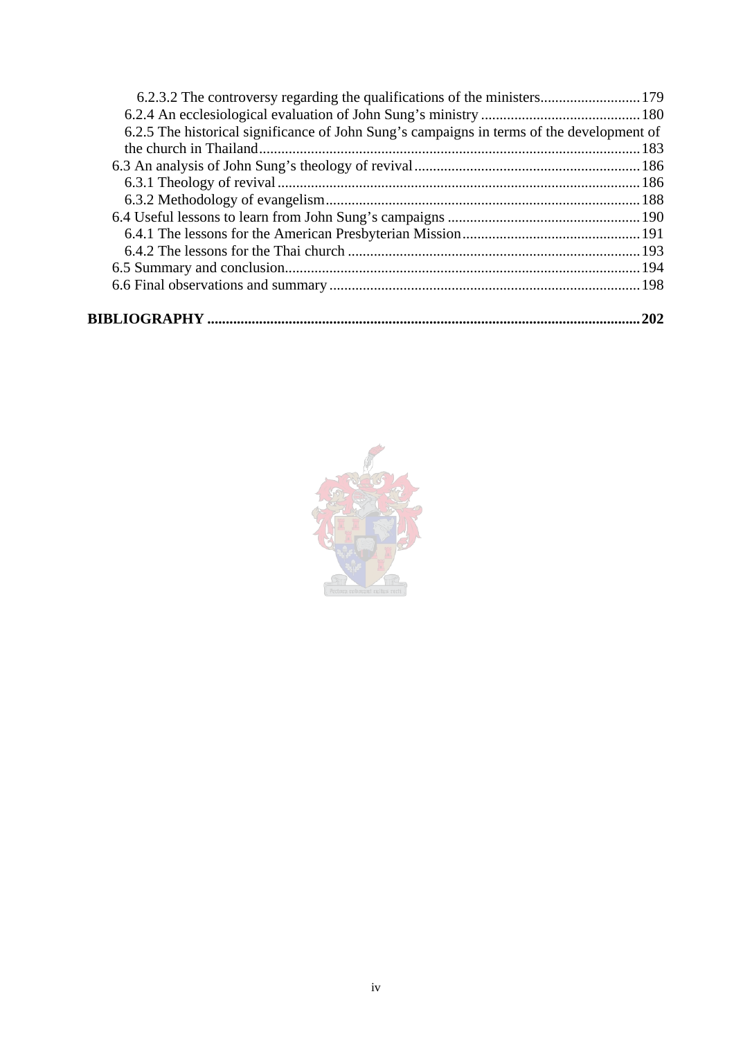6.2.3.2 The controversy regarding the qualifications of the ministers ........................... 179
6.2.4 An ecclesiological evaluation of John Sung's ministry ........................................... 180
6.2.5 The historical significance of John Sung's campaigns in terms of the development of the church in Thailand ........................................................................................... 183
6.3 An analysis of John Sung's theology of revival ............................................................ 186
6.3.1 Theology of revival ................................................................................................. 186
6.3.2 Methodology of evangelism .................................................................................... 188
6.4 Useful lessons to learn from John Sung's campaigns .................................................... 190
6.4.1 The lessons for the American Presbyterian Mission ................................................ 191
6.4.2 The lessons for the Thai church .............................................................................. 193
6.5 Summary and conclusion ................................................................................................ 194
6.6 Final observations and summary .................................................................................... 198

**BIBLIOGRAPHY .................................................................................................................. 202**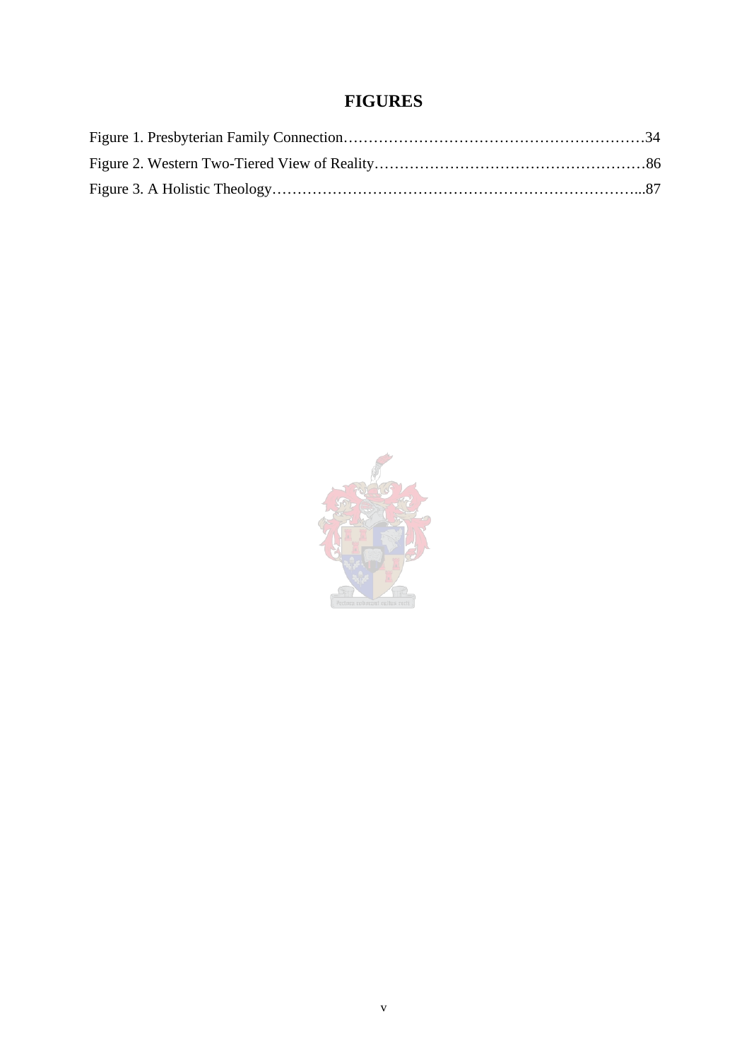# FIGURES

Figure 1. Presbyterian Family Connection……………………………………………………34

Figure 2. Western Two-Tiered View of Reality………………………………………………86

Figure 3. A Holistic Theology………………………………………………………………...87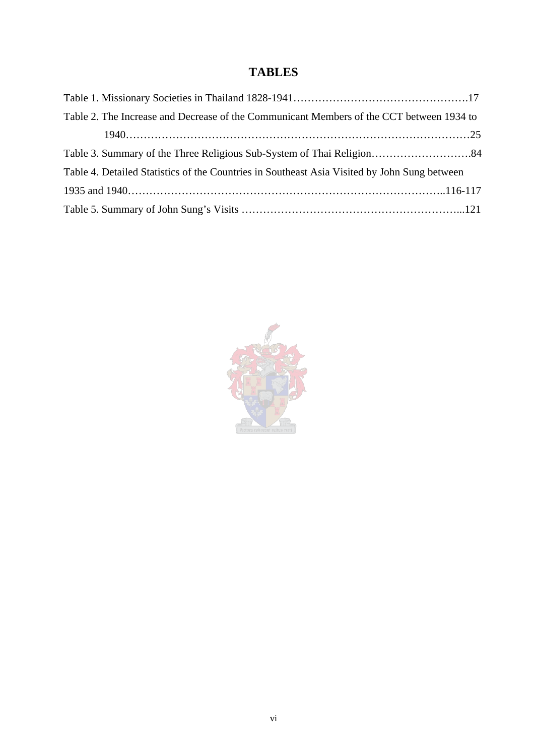# TABLES

Table 1. Missionary Societies in Thailand 1828-1941……………………………………………17

Table 2. The Increase and Decrease of the Communicant Members of the CCT between 1934 to 1940……………………………………………………………………………………25

Table 3. Summary of the Three Religious Sub-System of Thai Religion……………………….84

Table 4. Detailed Statistics of the Countries in Southeast Asia Visited by John Sung between 1935 and 1940…………………………………………………………………………..116-117

Table 5. Summary of John Sung's Visits ……………………………………………………...121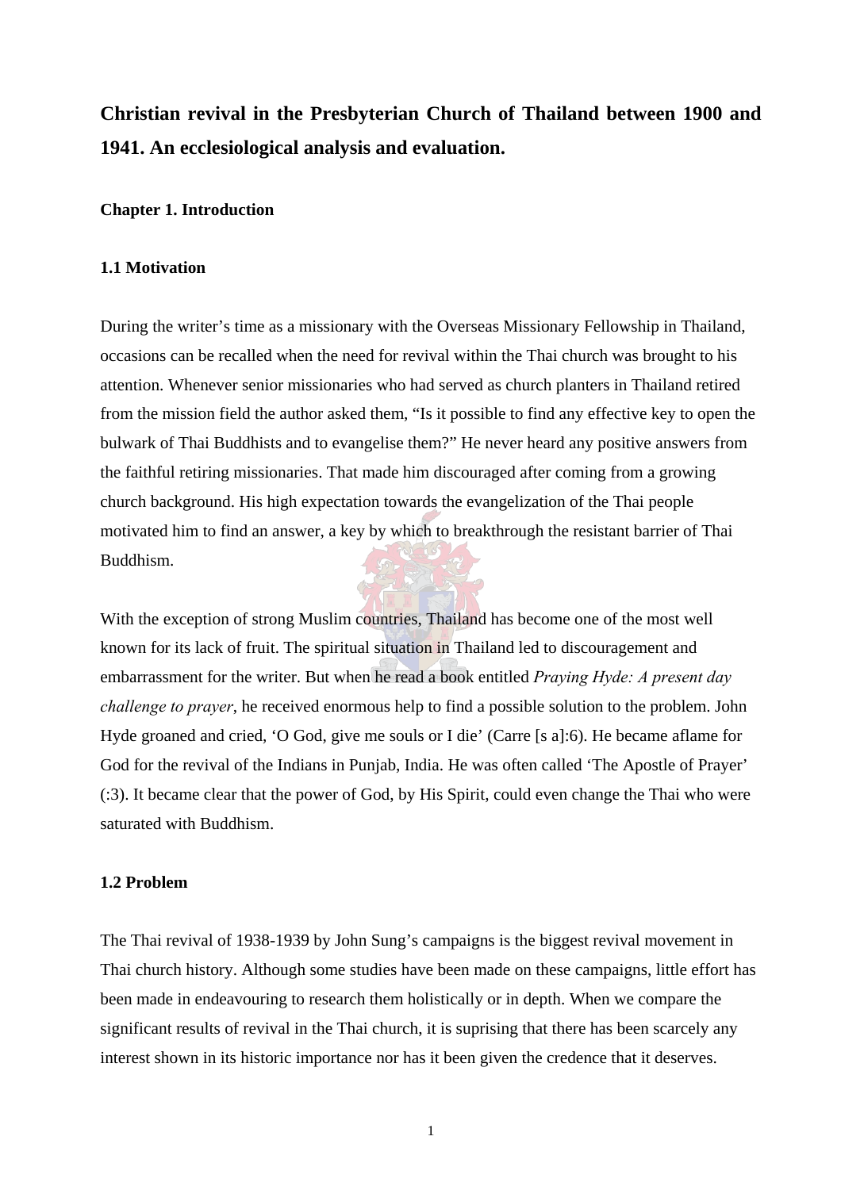# Christian revival in the Presbyterian Church of Thailand between 1900 and 1941. An ecclesiological analysis and evaluation.

## Chapter 1. Introduction

### 1.1 Motivation

During the writer's time as a missionary with the Overseas Missionary Fellowship in Thailand, occasions can be recalled when the need for revival within the Thai church was brought to his attention. Whenever senior missionaries who had served as church planters in Thailand retired from the mission field the author asked them, "Is it possible to find any effective key to open the bulwark of Thai Buddhists and to evangelise them?" He never heard any positive answers from the faithful retiring missionaries. That made him discouraged after coming from a growing church background. His high expectation towards the evangelization of the Thai people motivated him to find an answer, a key by which to breakthrough the resistant barrier of Thai Buddhism.

With the exception of strong Muslim countries, Thailand has become one of the most well known for its lack of fruit. The spiritual situation in Thailand led to discouragement and embarrassment for the writer. But when he read a book entitled *Praying Hyde: A present day challenge to prayer*, he received enormous help to find a possible solution to the problem. John Hyde groaned and cried, 'O God, give me souls or I die' (Carre [s a]:6). He became aflame for God for the revival of the Indians in Punjab, India. He was often called 'The Apostle of Prayer' (:3). It became clear that the power of God, by His Spirit, could even change the Thai who were saturated with Buddhism.

### 1.2 Problem

The Thai revival of 1938-1939 by John Sung's campaigns is the biggest revival movement in Thai church history. Although some studies have been made on these campaigns, little effort has been made in endeavouring to research them holistically or in depth. When we compare the significant results of revival in the Thai church, it is suprising that there has been scarcely any interest shown in its historic importance nor has it been given the credence that it deserves.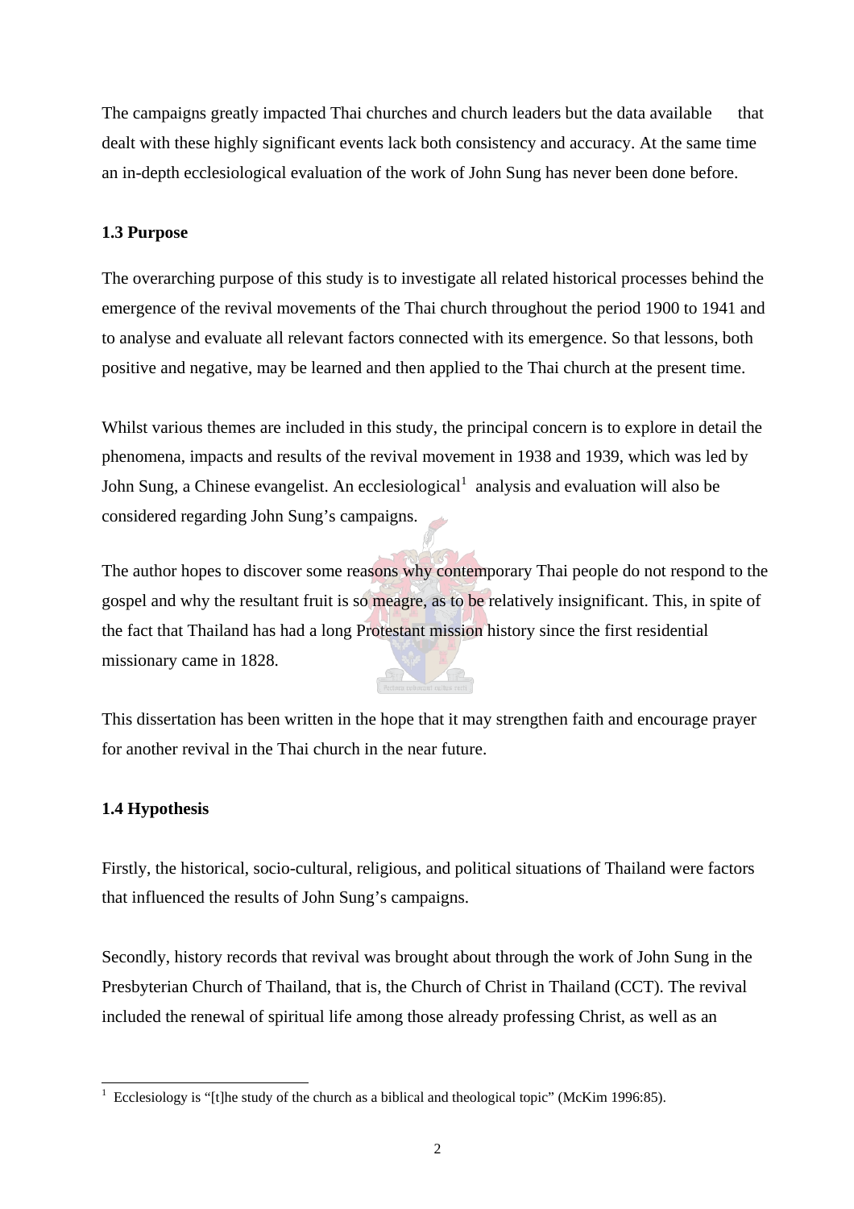The campaigns greatly impacted Thai churches and church leaders but the data available that dealt with these highly significant events lack both consistency and accuracy. At the same time an in-depth ecclesiological evaluation of the work of John Sung has never been done before.

### 1.3 Purpose

The overarching purpose of this study is to investigate all related historical processes behind the emergence of the revival movements of the Thai church throughout the period 1900 to 1941 and to analyse and evaluate all relevant factors connected with its emergence. So that lessons, both positive and negative, may be learned and then applied to the Thai church at the present time.

Whilst various themes are included in this study, the principal concern is to explore in detail the phenomena, impacts and results of the revival movement in 1938 and 1939, which was led by John Sung, a Chinese evangelist. An ecclesiological[1] analysis and evaluation will also be considered regarding John Sung's campaigns.

The author hopes to discover some reasons why contemporary Thai people do not respond to the gospel and why the resultant fruit is so meagre, as to be relatively insignificant. This, in spite of the fact that Thailand has had a long Protestant mission history since the first residential missionary came in 1828.

This dissertation has been written in the hope that it may strengthen faith and encourage prayer for another revival in the Thai church in the near future.

### 1.4 Hypothesis

Firstly, the historical, socio-cultural, religious, and political situations of Thailand were factors that influenced the results of John Sung's campaigns.

Secondly, history records that revival was brought about through the work of John Sung in the Presbyterian Church of Thailand, that is, the Church of Christ in Thailand (CCT). The revival included the renewal of spiritual life among those already professing Christ, as well as an

---

[1] Ecclesiology is "[t]he study of the church as a biblical and theological topic" (McKim 1996:85).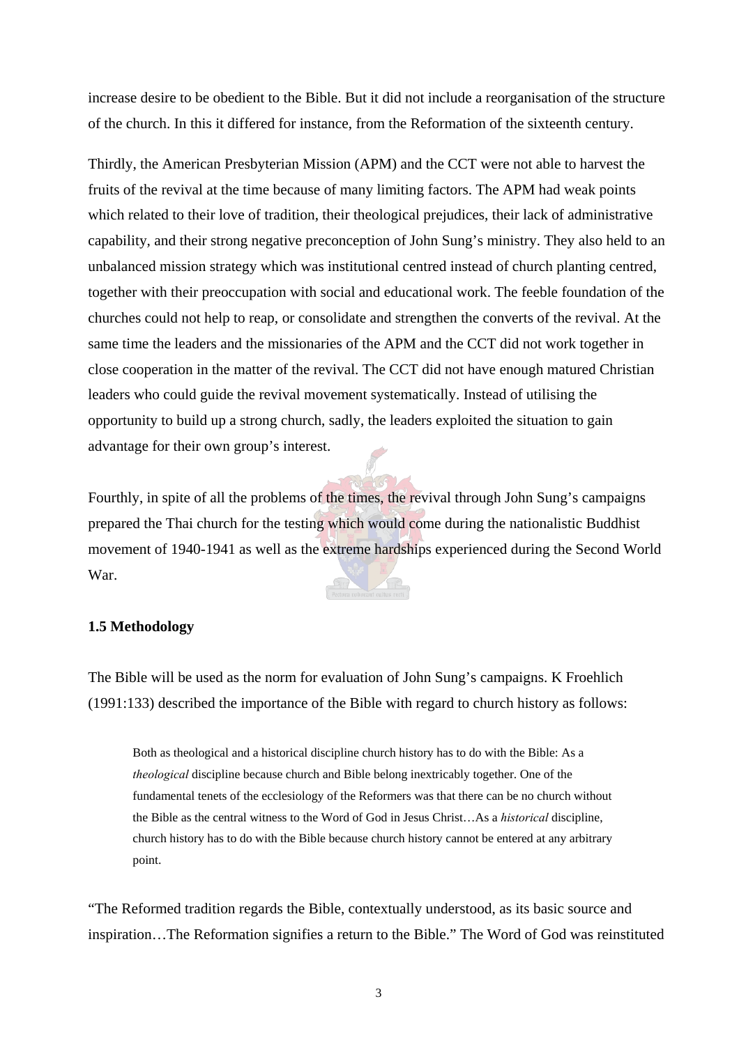increase desire to be obedient to the Bible. But it did not include a reorganisation of the structure of the church. In this it differed for instance, from the Reformation of the sixteenth century.

Thirdly, the American Presbyterian Mission (APM) and the CCT were not able to harvest the fruits of the revival at the time because of many limiting factors. The APM had weak points which related to their love of tradition, their theological prejudices, their lack of administrative capability, and their strong negative preconception of John Sung's ministry. They also held to an unbalanced mission strategy which was institutional centred instead of church planting centred, together with their preoccupation with social and educational work. The feeble foundation of the churches could not help to reap, or consolidate and strengthen the converts of the revival. At the same time the leaders and the missionaries of the APM and the CCT did not work together in close cooperation in the matter of the revival. The CCT did not have enough matured Christian leaders who could guide the revival movement systematically. Instead of utilising the opportunity to build up a strong church, sadly, the leaders exploited the situation to gain advantage for their own group's interest.

Fourthly, in spite of all the problems of the times, the revival through John Sung's campaigns prepared the Thai church for the testing which would come during the nationalistic Buddhist movement of 1940-1941 as well as the extreme hardships experienced during the Second World War.

### 1.5 Methodology

The Bible will be used as the norm for evaluation of John Sung's campaigns. K Froehlich (1991:133) described the importance of the Bible with regard to church history as follows:

> Both as theological and a historical discipline church history has to do with the Bible: As a *theological* discipline because church and Bible belong inextricably together. One of the fundamental tenets of the ecclesiology of the Reformers was that there can be no church without the Bible as the central witness to the Word of God in Jesus Christ…As a *historical* discipline, church history has to do with the Bible because church history cannot be entered at any arbitrary point.

"The Reformed tradition regards the Bible, contextually understood, as its basic source and inspiration…The Reformation signifies a return to the Bible." The Word of God was reinstituted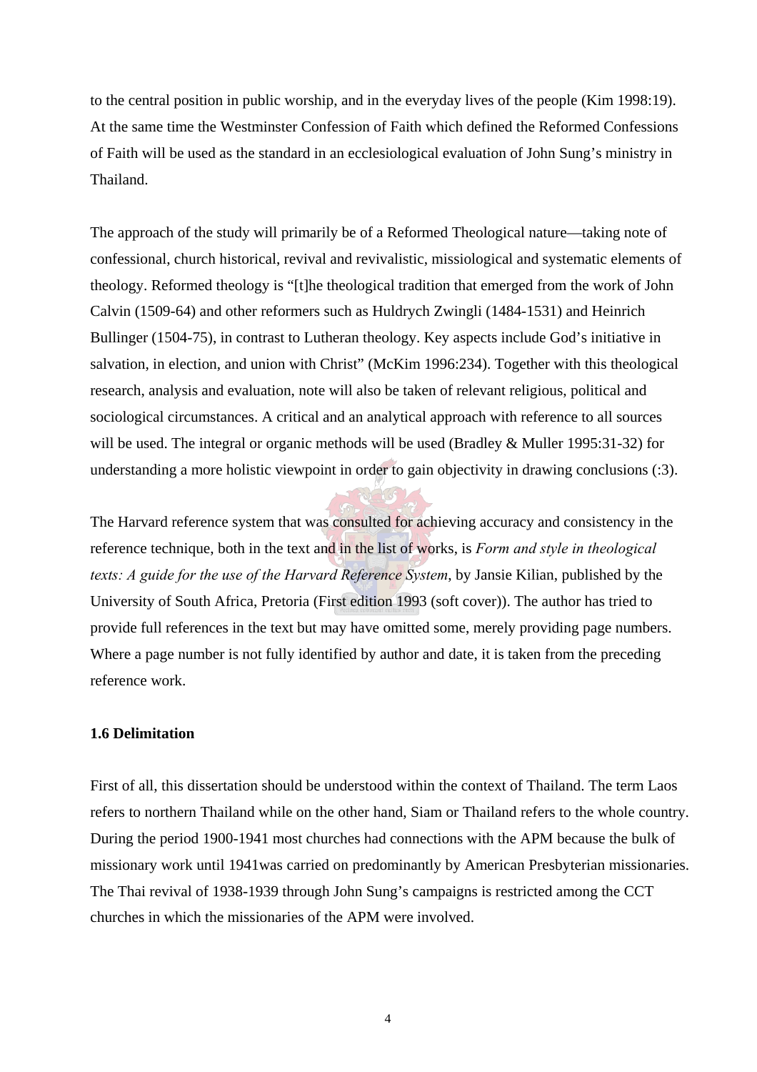to the central position in public worship, and in the everyday lives of the people (Kim 1998:19). At the same time the Westminster Confession of Faith which defined the Reformed Confessions of Faith will be used as the standard in an ecclesiological evaluation of John Sung's ministry in Thailand.

The approach of the study will primarily be of a Reformed Theological nature—taking note of confessional, church historical, revival and revivalistic, missiological and systematic elements of theology. Reformed theology is "[t]he theological tradition that emerged from the work of John Calvin (1509-64) and other reformers such as Huldrych Zwingli (1484-1531) and Heinrich Bullinger (1504-75), in contrast to Lutheran theology. Key aspects include God's initiative in salvation, in election, and union with Christ" (McKim 1996:234). Together with this theological research, analysis and evaluation, note will also be taken of relevant religious, political and sociological circumstances. A critical and an analytical approach with reference to all sources will be used. The integral or organic methods will be used (Bradley & Muller 1995:31-32) for understanding a more holistic viewpoint in order to gain objectivity in drawing conclusions (:3).

The Harvard reference system that was consulted for achieving accuracy and consistency in the reference technique, both in the text and in the list of works, is *Form and style in theological texts: A guide for the use of the Harvard Reference System*, by Jansie Kilian, published by the University of South Africa, Pretoria (First edition 1993 (soft cover)). The author has tried to provide full references in the text but may have omitted some, merely providing page numbers. Where a page number is not fully identified by author and date, it is taken from the preceding reference work.

**1.6 Delimitation**

First of all, this dissertation should be understood within the context of Thailand. The term Laos refers to northern Thailand while on the other hand, Siam or Thailand refers to the whole country. During the period 1900-1941 most churches had connections with the APM because the bulk of missionary work until 1941was carried on predominantly by American Presbyterian missionaries. The Thai revival of 1938-1939 through John Sung's campaigns is restricted among the CCT churches in which the missionaries of the APM were involved.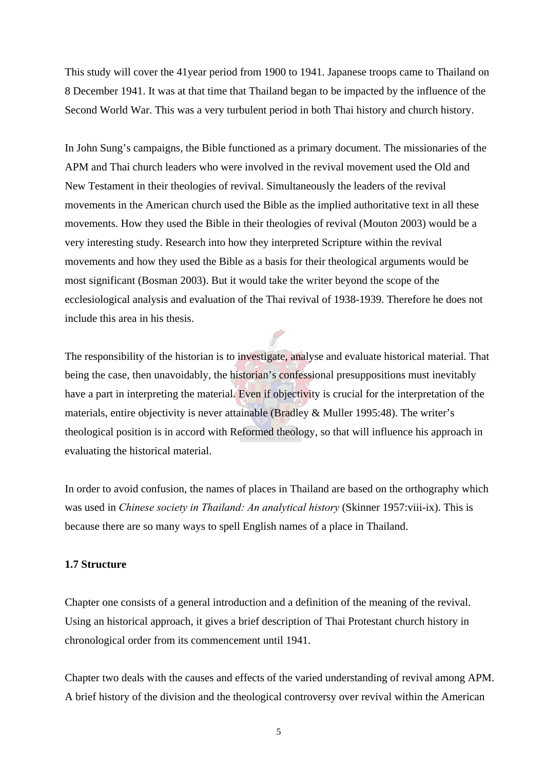This study will cover the 41year period from 1900 to 1941. Japanese troops came to Thailand on 8 December 1941. It was at that time that Thailand began to be impacted by the influence of the Second World War. This was a very turbulent period in both Thai history and church history.

In John Sung's campaigns, the Bible functioned as a primary document. The missionaries of the APM and Thai church leaders who were involved in the revival movement used the Old and New Testament in their theologies of revival. Simultaneously the leaders of the revival movements in the American church used the Bible as the implied authoritative text in all these movements. How they used the Bible in their theologies of revival (Mouton 2003) would be a very interesting study. Research into how they interpreted Scripture within the revival movements and how they used the Bible as a basis for their theological arguments would be most significant (Bosman 2003). But it would take the writer beyond the scope of the ecclesiological analysis and evaluation of the Thai revival of 1938-1939. Therefore he does not include this area in his thesis.

The responsibility of the historian is to investigate, analyse and evaluate historical material. That being the case, then unavoidably, the historian's confessional presuppositions must inevitably have a part in interpreting the material. Even if objectivity is crucial for the interpretation of the materials, entire objectivity is never attainable (Bradley & Muller 1995:48). The writer's theological position is in accord with Reformed theology, so that will influence his approach in evaluating the historical material.

In order to avoid confusion, the names of places in Thailand are based on the orthography which was used in *Chinese society in Thailand: An analytical history* (Skinner 1957:viii-ix). This is because there are so many ways to spell English names of a place in Thailand.

### 1.7 Structure

Chapter one consists of a general introduction and a definition of the meaning of the revival. Using an historical approach, it gives a brief description of Thai Protestant church history in chronological order from its commencement until 1941.

Chapter two deals with the causes and effects of the varied understanding of revival among APM. A brief history of the division and the theological controversy over revival within the American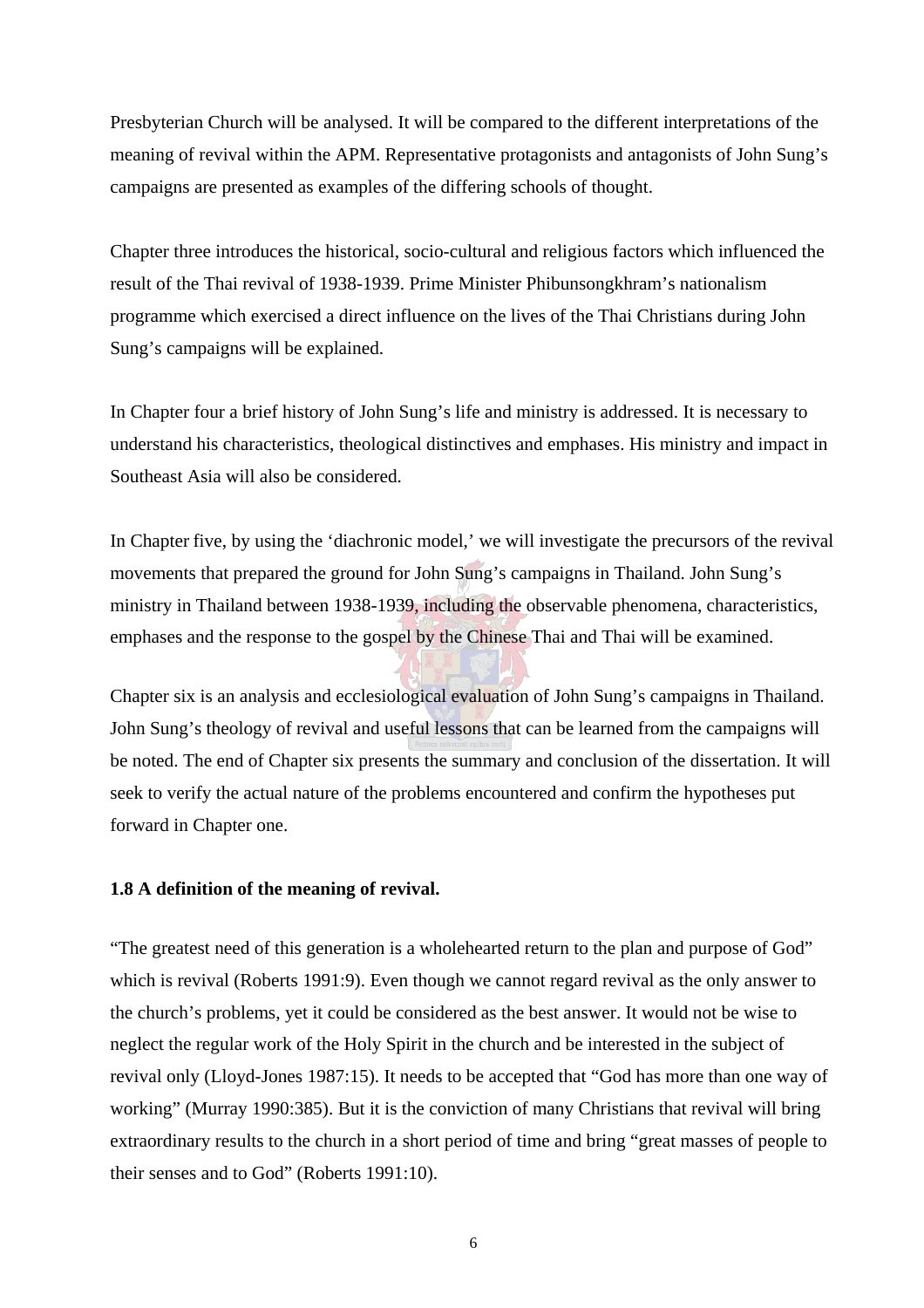Presbyterian Church will be analysed. It will be compared to the different interpretations of the meaning of revival within the APM. Representative protagonists and antagonists of John Sung's campaigns are presented as examples of the differing schools of thought.

Chapter three introduces the historical, socio-cultural and religious factors which influenced the result of the Thai revival of 1938-1939. Prime Minister Phibunsongkhram's nationalism programme which exercised a direct influence on the lives of the Thai Christians during John Sung's campaigns will be explained.

In Chapter four a brief history of John Sung's life and ministry is addressed. It is necessary to understand his characteristics, theological distinctives and emphases. His ministry and impact in Southeast Asia will also be considered.

In Chapter five, by using the 'diachronic model,' we will investigate the precursors of the revival movements that prepared the ground for John Sung's campaigns in Thailand. John Sung's ministry in Thailand between 1938-1939, including the observable phenomena, characteristics, emphases and the response to the gospel by the Chinese Thai and Thai will be examined.

Chapter six is an analysis and ecclesiological evaluation of John Sung's campaigns in Thailand. John Sung's theology of revival and useful lessons that can be learned from the campaigns will be noted. The end of Chapter six presents the summary and conclusion of the dissertation. It will seek to verify the actual nature of the problems encountered and confirm the hypotheses put forward in Chapter one.

### 1.8 A definition of the meaning of revival.

"The greatest need of this generation is a wholehearted return to the plan and purpose of God" which is revival (Roberts 1991:9). Even though we cannot regard revival as the only answer to the church's problems, yet it could be considered as the best answer. It would not be wise to neglect the regular work of the Holy Spirit in the church and be interested in the subject of revival only (Lloyd-Jones 1987:15). It needs to be accepted that "God has more than one way of working" (Murray 1990:385). But it is the conviction of many Christians that revival will bring extraordinary results to the church in a short period of time and bring "great masses of people to their senses and to God" (Roberts 1991:10).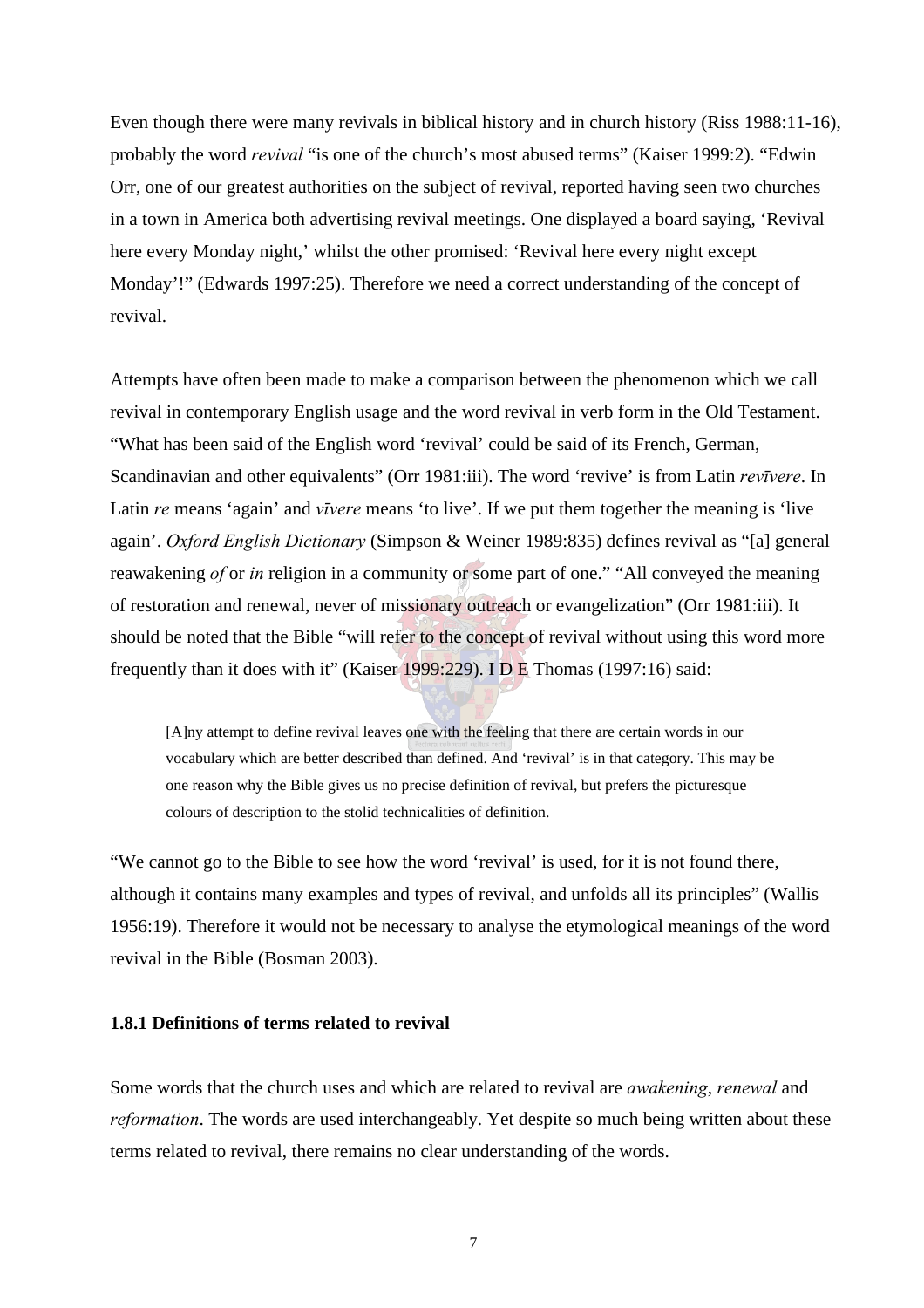Even though there were many revivals in biblical history and in church history (Riss 1988:11-16), probably the word *revival* "is one of the church's most abused terms" (Kaiser 1999:2). "Edwin Orr, one of our greatest authorities on the subject of revival, reported having seen two churches in a town in America both advertising revival meetings. One displayed a board saying, 'Revival here every Monday night,' whilst the other promised: 'Revival here every night except Monday'!" (Edwards 1997:25). Therefore we need a correct understanding of the concept of revival.

Attempts have often been made to make a comparison between the phenomenon which we call revival in contemporary English usage and the word revival in verb form in the Old Testament. "What has been said of the English word 'revival' could be said of its French, German, Scandinavian and other equivalents" (Orr 1981:iii). The word 'revive' is from Latin *revīvere*. In Latin *re* means 'again' and *vīvere* means 'to live'. If we put them together the meaning is 'live again'. *Oxford English Dictionary* (Simpson & Weiner 1989:835) defines revival as "[a] general reawakening *of* or *in* religion in a community or some part of one." "All conveyed the meaning of restoration and renewal, never of missionary outreach or evangelization" (Orr 1981:iii). It should be noted that the Bible "will refer to the concept of revival without using this word more frequently than it does with it" (Kaiser 1999:229). I D E Thomas (1997:16) said:

> [A]ny attempt to define revival leaves one with the feeling that there are certain words in our vocabulary which are better described than defined. And 'revival' is in that category. This may be one reason why the Bible gives us no precise definition of revival, but prefers the picturesque colours of description to the stolid technicalities of definition.

"We cannot go to the Bible to see how the word 'revival' is used, for it is not found there, although it contains many examples and types of revival, and unfolds all its principles" (Wallis 1956:19). Therefore it would not be necessary to analyse the etymological meanings of the word revival in the Bible (Bosman 2003).

### 1.8.1 Definitions of terms related to revival

Some words that the church uses and which are related to revival are *awakening*, *renewal* and *reformation*. The words are used interchangeably. Yet despite so much being written about these terms related to revival, there remains no clear understanding of the words.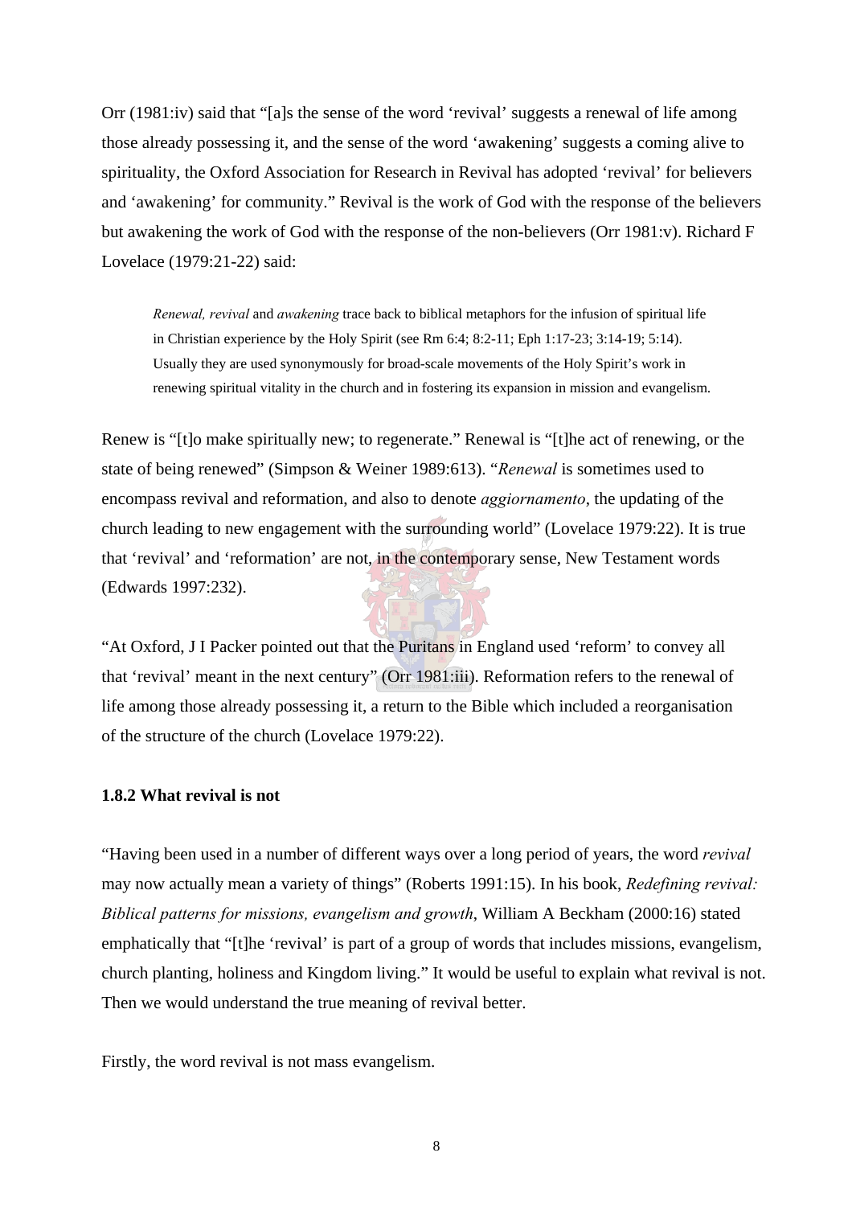Orr (1981:iv) said that "[a]s the sense of the word 'revival' suggests a renewal of life among those already possessing it, and the sense of the word 'awakening' suggests a coming alive to spirituality, the Oxford Association for Research in Revival has adopted 'revival' for believers and 'awakening' for community." Revival is the work of God with the response of the believers but awakening the work of God with the response of the non-believers (Orr 1981:v). Richard F Lovelace (1979:21-22) said:

> *Renewal, revival* and *awakening* trace back to biblical metaphors for the infusion of spiritual life in Christian experience by the Holy Spirit (see Rm 6:4; 8:2-11; Eph 1:17-23; 3:14-19; 5:14). Usually they are used synonymously for broad-scale movements of the Holy Spirit's work in renewing spiritual vitality in the church and in fostering its expansion in mission and evangelism.

Renew is "[t]o make spiritually new; to regenerate." Renewal is "[t]he act of renewing, or the state of being renewed" (Simpson & Weiner 1989:613). "*Renewal* is sometimes used to encompass revival and reformation, and also to denote *aggiornamento*, the updating of the church leading to new engagement with the surrounding world" (Lovelace 1979:22). It is true that 'revival' and 'reformation' are not, in the contemporary sense, New Testament words (Edwards 1997:232).

"At Oxford, J I Packer pointed out that the Puritans in England used 'reform' to convey all that 'revival' meant in the next century" (Orr 1981:iii). Reformation refers to the renewal of life among those already possessing it, a return to the Bible which included a reorganisation of the structure of the church (Lovelace 1979:22).

### 1.8.2 What revival is not

"Having been used in a number of different ways over a long period of years, the word *revival* may now actually mean a variety of things" (Roberts 1991:15). In his book, *Redefining revival: Biblical patterns for missions, evangelism and growth*, William A Beckham (2000:16) stated emphatically that "[t]he 'revival' is part of a group of words that includes missions, evangelism, church planting, holiness and Kingdom living." It would be useful to explain what revival is not. Then we would understand the true meaning of revival better.

Firstly, the word revival is not mass evangelism.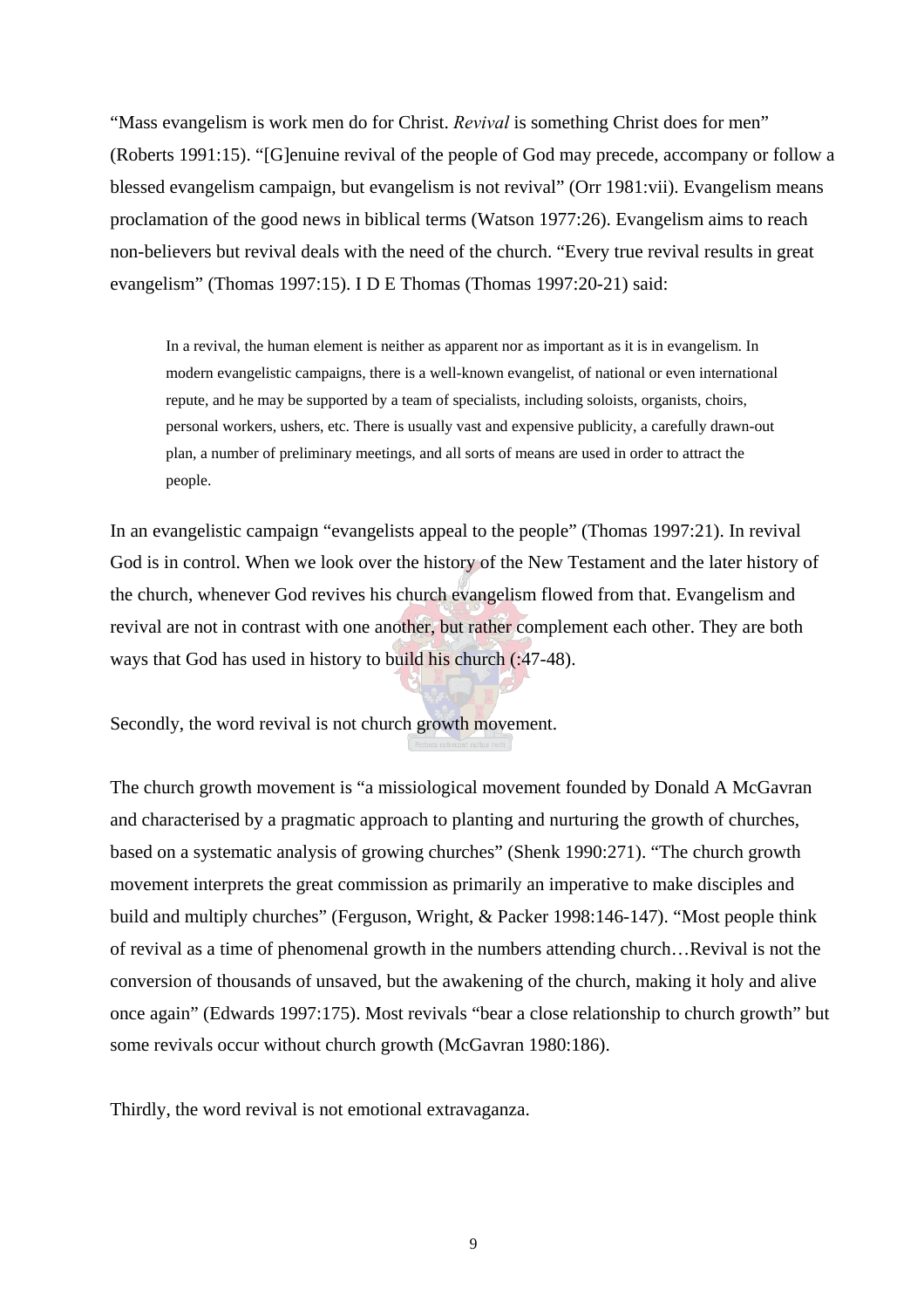"Mass evangelism is work men do for Christ. *Revival* is something Christ does for men" (Roberts 1991:15). "[G]enuine revival of the people of God may precede, accompany or follow a blessed evangelism campaign, but evangelism is not revival" (Orr 1981:vii). Evangelism means proclamation of the good news in biblical terms (Watson 1977:26). Evangelism aims to reach non-believers but revival deals with the need of the church. "Every true revival results in great evangelism" (Thomas 1997:15). I D E Thomas (Thomas 1997:20-21) said:

> In a revival, the human element is neither as apparent nor as important as it is in evangelism. In modern evangelistic campaigns, there is a well-known evangelist, of national or even international repute, and he may be supported by a team of specialists, including soloists, organists, choirs, personal workers, ushers, etc. There is usually vast and expensive publicity, a carefully drawn-out plan, a number of preliminary meetings, and all sorts of means are used in order to attract the people.

In an evangelistic campaign "evangelists appeal to the people" (Thomas 1997:21). In revival God is in control. When we look over the history of the New Testament and the later history of the church, whenever God revives his church evangelism flowed from that. Evangelism and revival are not in contrast with one another, but rather complement each other. They are both ways that God has used in history to build his church (:47-48).

Secondly, the word revival is not church growth movement.

The church growth movement is "a missiological movement founded by Donald A McGavran and characterised by a pragmatic approach to planting and nurturing the growth of churches, based on a systematic analysis of growing churches" (Shenk 1990:271). "The church growth movement interprets the great commission as primarily an imperative to make disciples and build and multiply churches" (Ferguson, Wright, & Packer 1998:146-147). "Most people think of revival as a time of phenomenal growth in the numbers attending church…Revival is not the conversion of thousands of unsaved, but the awakening of the church, making it holy and alive once again" (Edwards 1997:175). Most revivals "bear a close relationship to church growth" but some revivals occur without church growth (McGavran 1980:186).

Thirdly, the word revival is not emotional extravaganza.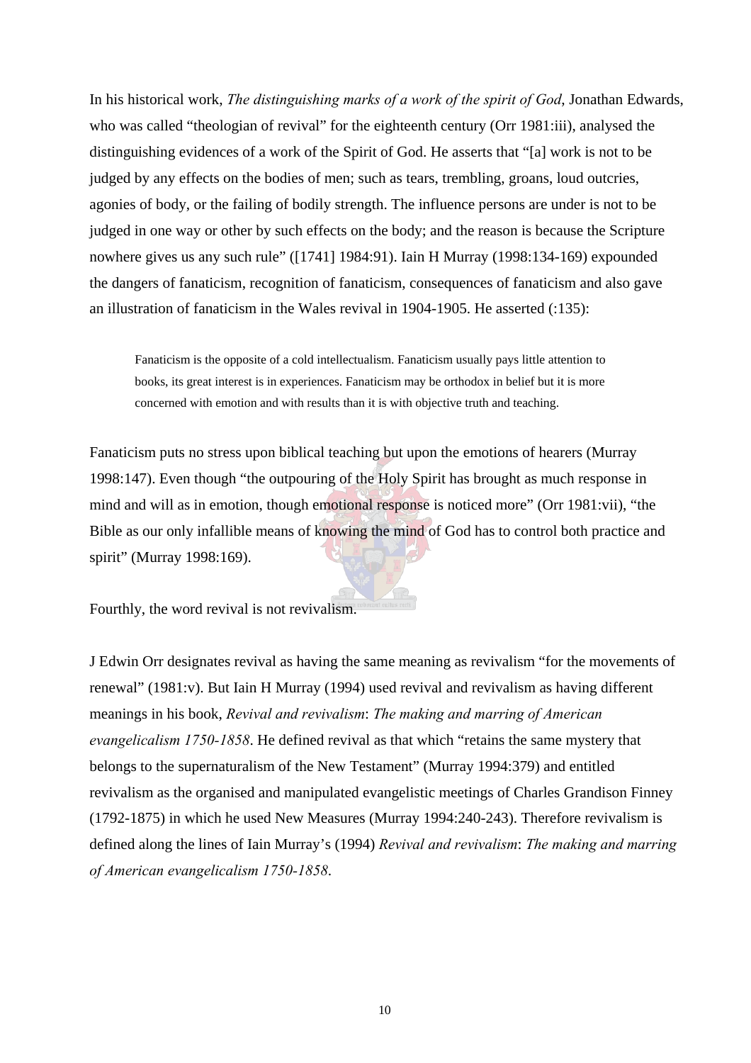In his historical work, *The distinguishing marks of a work of the spirit of God*, Jonathan Edwards, who was called "theologian of revival" for the eighteenth century (Orr 1981:iii), analysed the distinguishing evidences of a work of the Spirit of God. He asserts that "[a] work is not to be judged by any effects on the bodies of men; such as tears, trembling, groans, loud outcries, agonies of body, or the failing of bodily strength. The influence persons are under is not to be judged in one way or other by such effects on the body; and the reason is because the Scripture nowhere gives us any such rule" ([1741] 1984:91). Iain H Murray (1998:134-169) expounded the dangers of fanaticism, recognition of fanaticism, consequences of fanaticism and also gave an illustration of fanaticism in the Wales revival in 1904-1905. He asserted (:135):

> Fanaticism is the opposite of a cold intellectualism. Fanaticism usually pays little attention to books, its great interest is in experiences. Fanaticism may be orthodox in belief but it is more concerned with emotion and with results than it is with objective truth and teaching.

Fanaticism puts no stress upon biblical teaching but upon the emotions of hearers (Murray 1998:147). Even though "the outpouring of the Holy Spirit has brought as much response in mind and will as in emotion, though emotional response is noticed more" (Orr 1981:vii), "the Bible as our only infallible means of knowing the mind of God has to control both practice and spirit" (Murray 1998:169).

Fourthly, the word revival is not revivalism.

J Edwin Orr designates revival as having the same meaning as revivalism "for the movements of renewal" (1981:v). But Iain H Murray (1994) used revival and revivalism as having different meanings in his book, *Revival and revivalism*: *The making and marring of American evangelicalism 1750-1858*. He defined revival as that which "retains the same mystery that belongs to the supernaturalism of the New Testament" (Murray 1994:379) and entitled revivalism as the organised and manipulated evangelistic meetings of Charles Grandison Finney (1792-1875) in which he used New Measures (Murray 1994:240-243). Therefore revivalism is defined along the lines of Iain Murray's (1994) *Revival and revivalism*: *The making and marring of American evangelicalism 1750-1858*.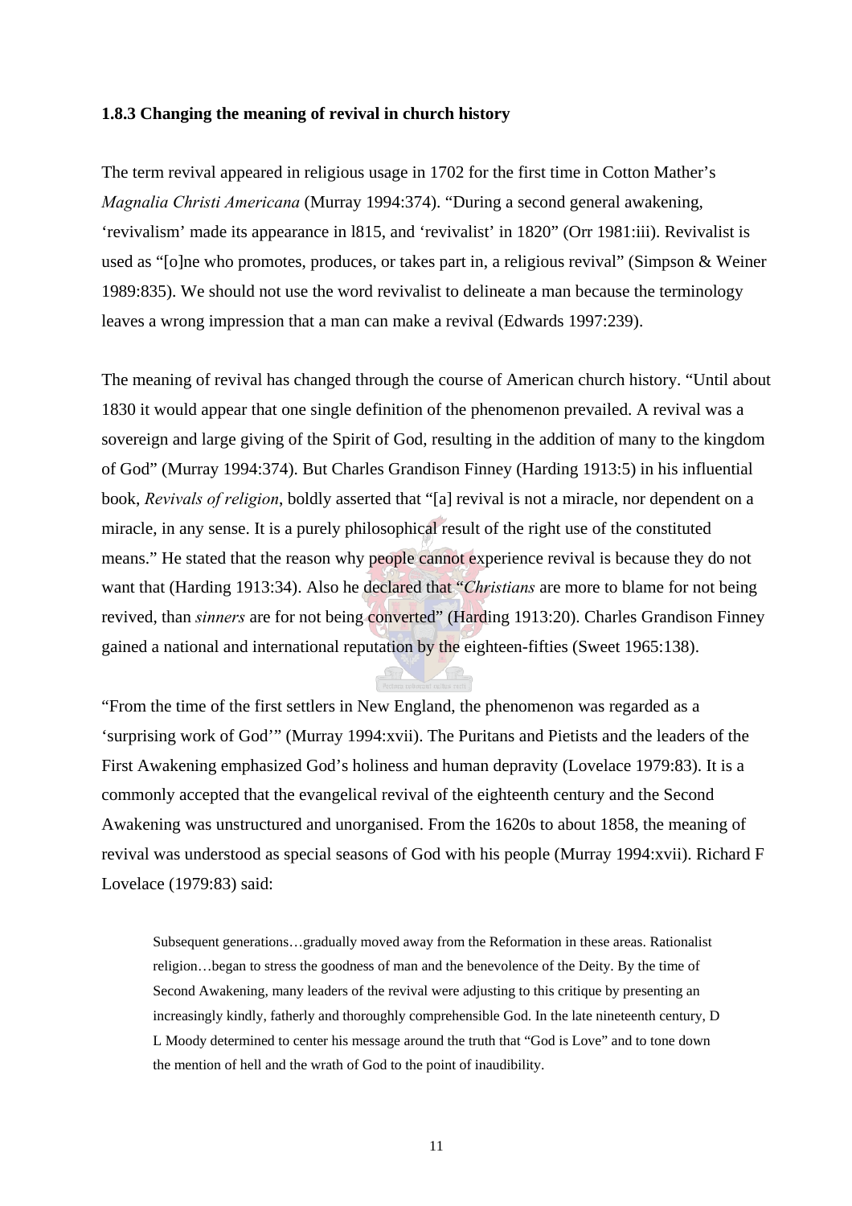### 1.8.3 Changing the meaning of revival in church history

The term revival appeared in religious usage in 1702 for the first time in Cotton Mather's *Magnalia Christi Americana* (Murray 1994:374). "During a second general awakening, 'revivalism' made its appearance in l815, and 'revivalist' in 1820" (Orr 1981:iii). Revivalist is used as "[o]ne who promotes, produces, or takes part in, a religious revival" (Simpson & Weiner 1989:835). We should not use the word revivalist to delineate a man because the terminology leaves a wrong impression that a man can make a revival (Edwards 1997:239).

The meaning of revival has changed through the course of American church history. "Until about 1830 it would appear that one single definition of the phenomenon prevailed. A revival was a sovereign and large giving of the Spirit of God, resulting in the addition of many to the kingdom of God" (Murray 1994:374). But Charles Grandison Finney (Harding 1913:5) in his influential book, *Revivals of religion*, boldly asserted that "[a] revival is not a miracle, nor dependent on a miracle, in any sense. It is a purely philosophical result of the right use of the constituted means." He stated that the reason why people cannot experience revival is because they do not want that (Harding 1913:34). Also he declared that "*Christians* are more to blame for not being revived, than *sinners* are for not being converted" (Harding 1913:20). Charles Grandison Finney gained a national and international reputation by the eighteen-fifties (Sweet 1965:138).

"From the time of the first settlers in New England, the phenomenon was regarded as a 'surprising work of God'" (Murray 1994:xvii). The Puritans and Pietists and the leaders of the First Awakening emphasized God's holiness and human depravity (Lovelace 1979:83). It is a commonly accepted that the evangelical revival of the eighteenth century and the Second Awakening was unstructured and unorganised. From the 1620s to about 1858, the meaning of revival was understood as special seasons of God with his people (Murray 1994:xvii). Richard F Lovelace (1979:83) said:

> Subsequent generations…gradually moved away from the Reformation in these areas. Rationalist religion…began to stress the goodness of man and the benevolence of the Deity. By the time of Second Awakening, many leaders of the revival were adjusting to this critique by presenting an increasingly kindly, fatherly and thoroughly comprehensible God. In the late nineteenth century, D L Moody determined to center his message around the truth that "God is Love" and to tone down the mention of hell and the wrath of God to the point of inaudibility.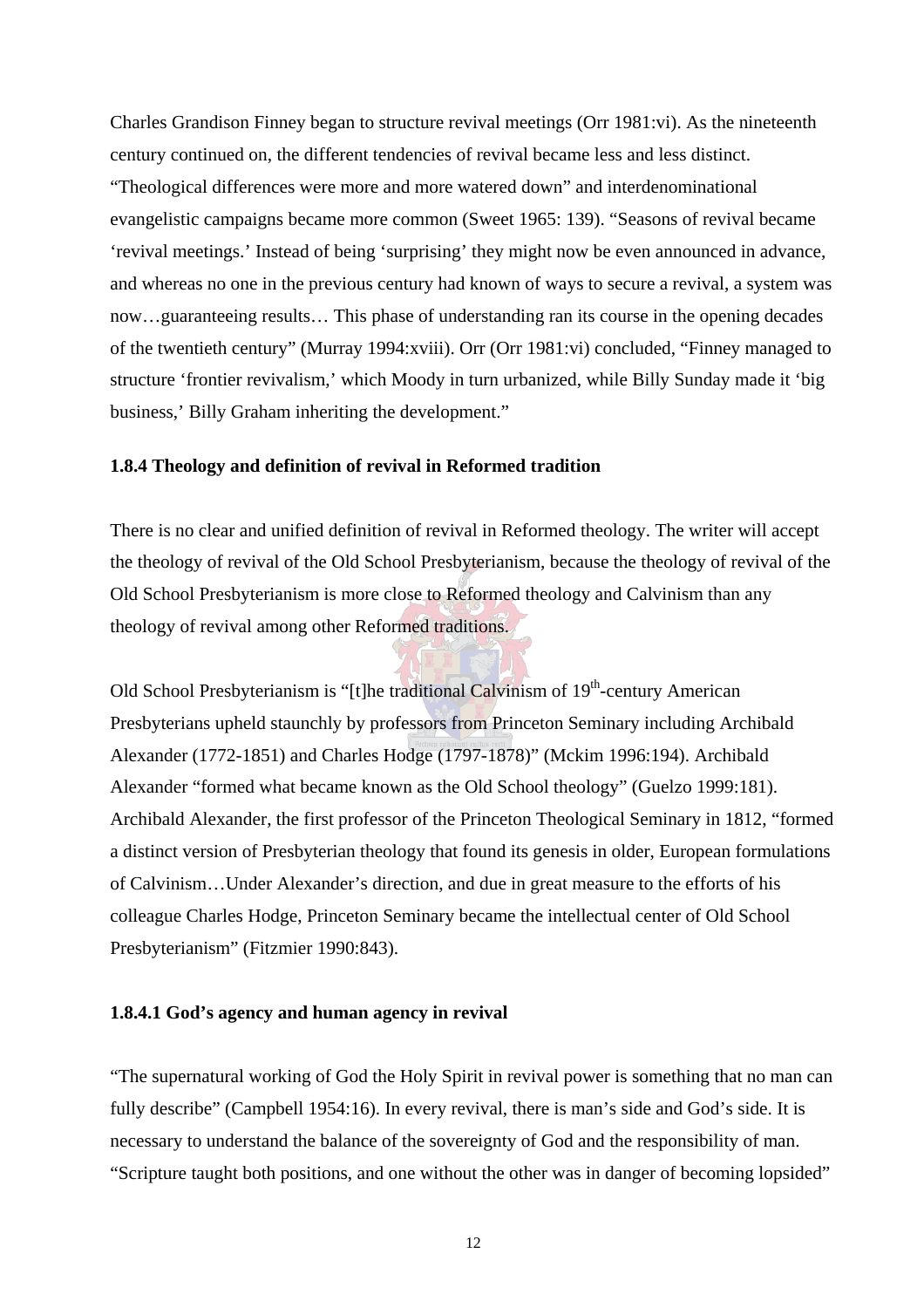Charles Grandison Finney began to structure revival meetings (Orr 1981:vi). As the nineteenth century continued on, the different tendencies of revival became less and less distinct. "Theological differences were more and more watered down" and interdenominational evangelistic campaigns became more common (Sweet 1965: 139). "Seasons of revival became 'revival meetings.' Instead of being 'surprising' they might now be even announced in advance, and whereas no one in the previous century had known of ways to secure a revival, a system was now…guaranteeing results… This phase of understanding ran its course in the opening decades of the twentieth century" (Murray 1994:xviii). Orr (Orr 1981:vi) concluded, "Finney managed to structure 'frontier revivalism,' which Moody in turn urbanized, while Billy Sunday made it 'big business,' Billy Graham inheriting the development."

#### 1.8.4 Theology and definition of revival in Reformed tradition

There is no clear and unified definition of revival in Reformed theology. The writer will accept the theology of revival of the Old School Presbyterianism, because the theology of revival of the Old School Presbyterianism is more close to Reformed theology and Calvinism than any theology of revival among other Reformed traditions.

Old School Presbyterianism is "[t]he traditional Calvinism of 19th-century American Presbyterians upheld staunchly by professors from Princeton Seminary including Archibald Alexander (1772-1851) and Charles Hodge (1797-1878)" (Mckim 1996:194). Archibald Alexander "formed what became known as the Old School theology" (Guelzo 1999:181). Archibald Alexander, the first professor of the Princeton Theological Seminary in 1812, "formed a distinct version of Presbyterian theology that found its genesis in older, European formulations of Calvinism…Under Alexander's direction, and due in great measure to the efforts of his colleague Charles Hodge, Princeton Seminary became the intellectual center of Old School Presbyterianism" (Fitzmier 1990:843).

##### 1.8.4.1 God's agency and human agency in revival

"The supernatural working of God the Holy Spirit in revival power is something that no man can fully describe" (Campbell 1954:16). In every revival, there is man's side and God's side. It is necessary to understand the balance of the sovereignty of God and the responsibility of man. "Scripture taught both positions, and one without the other was in danger of becoming lopsided"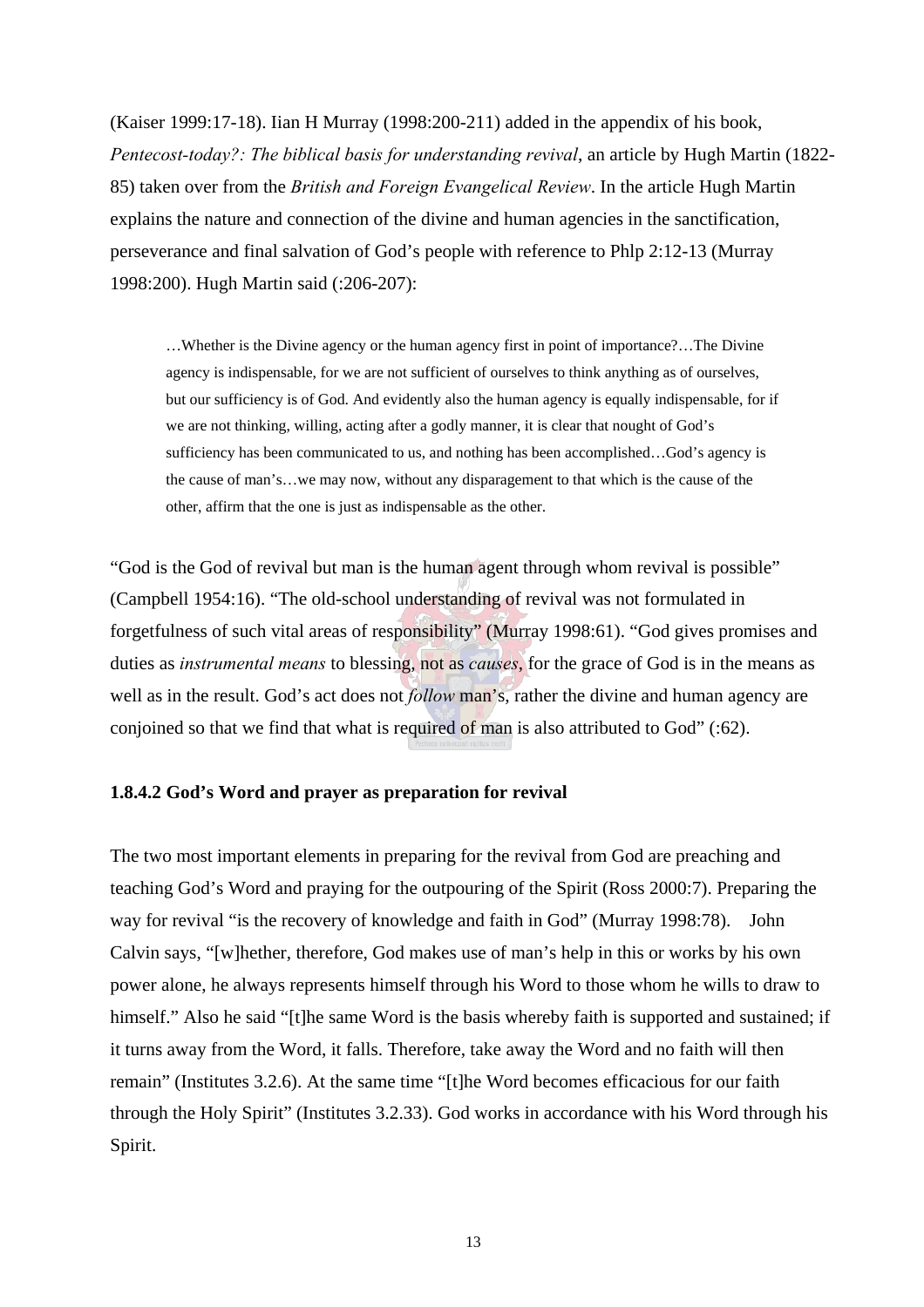(Kaiser 1999:17-18). Iian H Murray (1998:200-211) added in the appendix of his book, *Pentecost-today?: The biblical basis for understanding revival*, an article by Hugh Martin (1822-85) taken over from the *British and Foreign Evangelical Review*. In the article Hugh Martin explains the nature and connection of the divine and human agencies in the sanctification, perseverance and final salvation of God's people with reference to Phlp 2:12-13 (Murray 1998:200). Hugh Martin said (:206-207):

> …Whether is the Divine agency or the human agency first in point of importance?…The Divine agency is indispensable, for we are not sufficient of ourselves to think anything as of ourselves, but our sufficiency is of God. And evidently also the human agency is equally indispensable, for if we are not thinking, willing, acting after a godly manner, it is clear that nought of God's sufficiency has been communicated to us, and nothing has been accomplished…God's agency is the cause of man's…we may now, without any disparagement to that which is the cause of the other, affirm that the one is just as indispensable as the other.

"God is the God of revival but man is the human agent through whom revival is possible" (Campbell 1954:16). "The old-school understanding of revival was not formulated in forgetfulness of such vital areas of responsibility" (Murray 1998:61). "God gives promises and duties as *instrumental means* to blessing, not as *causes*, for the grace of God is in the means as well as in the result. God's act does not *follow* man's, rather the divine and human agency are conjoined so that we find that what is required of man is also attributed to God" (:62).

**1.8.4.2 God's Word and prayer as preparation for revival**

The two most important elements in preparing for the revival from God are preaching and teaching God's Word and praying for the outpouring of the Spirit (Ross 2000:7). Preparing the way for revival "is the recovery of knowledge and faith in God" (Murray 1998:78). John Calvin says, "[w]hether, therefore, God makes use of man's help in this or works by his own power alone, he always represents himself through his Word to those whom he wills to draw to himself." Also he said "[t]he same Word is the basis whereby faith is supported and sustained; if it turns away from the Word, it falls. Therefore, take away the Word and no faith will then remain" (Institutes 3.2.6). At the same time "[t]he Word becomes efficacious for our faith through the Holy Spirit" (Institutes 3.2.33). God works in accordance with his Word through his Spirit.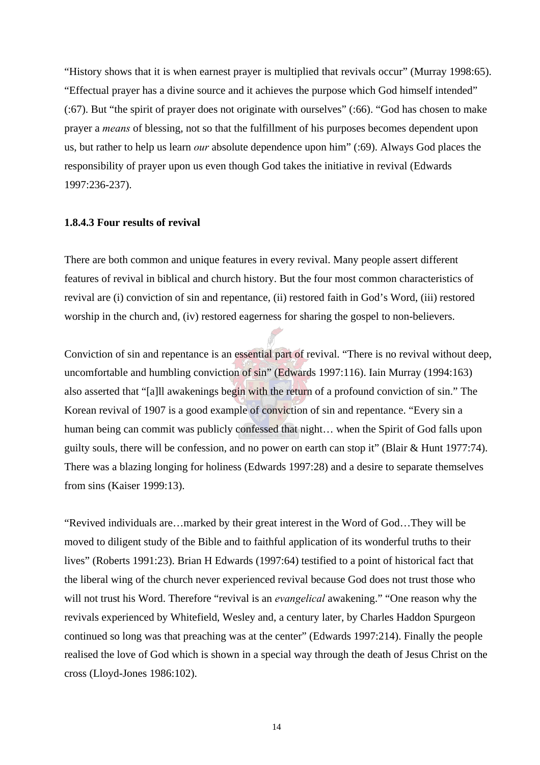"History shows that it is when earnest prayer is multiplied that revivals occur" (Murray 1998:65). "Effectual prayer has a divine source and it achieves the purpose which God himself intended" (:67). But "the spirit of prayer does not originate with ourselves" (:66). "God has chosen to make prayer a *means* of blessing, not so that the fulfillment of his purposes becomes dependent upon us, but rather to help us learn *our* absolute dependence upon him" (:69). Always God places the responsibility of prayer upon us even though God takes the initiative in revival (Edwards 1997:236-237).

#### 1.8.4.3 Four results of revival

There are both common and unique features in every revival. Many people assert different features of revival in biblical and church history. But the four most common characteristics of revival are (i) conviction of sin and repentance, (ii) restored faith in God's Word, (iii) restored worship in the church and, (iv) restored eagerness for sharing the gospel to non-believers.

Conviction of sin and repentance is an essential part of revival. "There is no revival without deep, uncomfortable and humbling conviction of sin" (Edwards 1997:116). Iain Murray (1994:163) also asserted that "[a]ll awakenings begin with the return of a profound conviction of sin." The Korean revival of 1907 is a good example of conviction of sin and repentance. "Every sin a human being can commit was publicly confessed that night… when the Spirit of God falls upon guilty souls, there will be confession, and no power on earth can stop it" (Blair & Hunt 1977:74). There was a blazing longing for holiness (Edwards 1997:28) and a desire to separate themselves from sins (Kaiser 1999:13).

"Revived individuals are…marked by their great interest in the Word of God…They will be moved to diligent study of the Bible and to faithful application of its wonderful truths to their lives" (Roberts 1991:23). Brian H Edwards (1997:64) testified to a point of historical fact that the liberal wing of the church never experienced revival because God does not trust those who will not trust his Word. Therefore "revival is an *evangelical* awakening." "One reason why the revivals experienced by Whitefield, Wesley and, a century later, by Charles Haddon Spurgeon continued so long was that preaching was at the center" (Edwards 1997:214). Finally the people realised the love of God which is shown in a special way through the death of Jesus Christ on the cross (Lloyd-Jones 1986:102).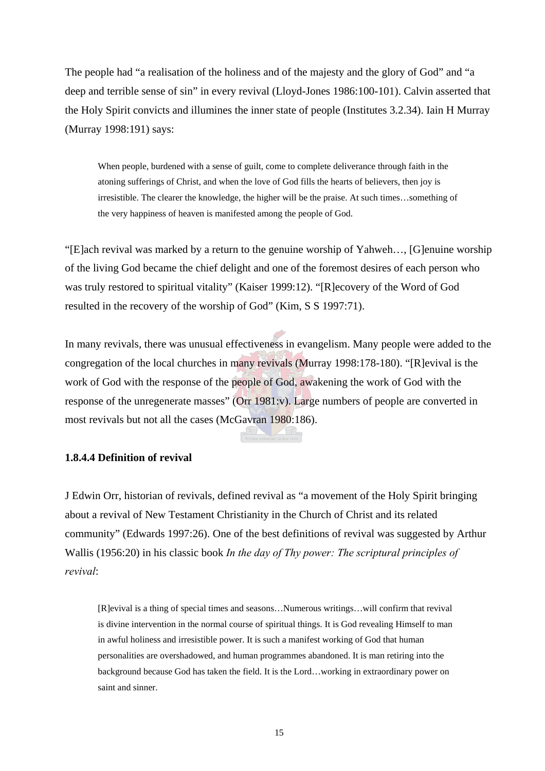The people had "a realisation of the holiness and of the majesty and the glory of God" and "a deep and terrible sense of sin" in every revival (Lloyd-Jones 1986:100-101). Calvin asserted that the Holy Spirit convicts and illumines the inner state of people (Institutes 3.2.34). Iain H Murray (Murray 1998:191) says:

> When people, burdened with a sense of guilt, come to complete deliverance through faith in the atoning sufferings of Christ, and when the love of God fills the hearts of believers, then joy is irresistible. The clearer the knowledge, the higher will be the praise. At such times…something of the very happiness of heaven is manifested among the people of God.

"[E]ach revival was marked by a return to the genuine worship of Yahweh…, [G]enuine worship of the living God became the chief delight and one of the foremost desires of each person who was truly restored to spiritual vitality" (Kaiser 1999:12). "[R]ecovery of the Word of God resulted in the recovery of the worship of God" (Kim, S S 1997:71).

In many revivals, there was unusual effectiveness in evangelism. Many people were added to the congregation of the local churches in many revivals (Murray 1998:178-180). "[R]evival is the work of God with the response of the people of God, awakening the work of God with the response of the unregenerate masses" (Orr 1981:v). Large numbers of people are converted in most revivals but not all the cases (McGavran 1980:186).

**1.8.4.4 Definition of revival**

J Edwin Orr, historian of revivals, defined revival as "a movement of the Holy Spirit bringing about a revival of New Testament Christianity in the Church of Christ and its related community" (Edwards 1997:26). One of the best definitions of revival was suggested by Arthur Wallis (1956:20) in his classic book *In the day of Thy power: The scriptural principles of revival*:

> [R]evival is a thing of special times and seasons…Numerous writings…will confirm that revival is divine intervention in the normal course of spiritual things. It is God revealing Himself to man in awful holiness and irresistible power. It is such a manifest working of God that human personalities are overshadowed, and human programmes abandoned. It is man retiring into the background because God has taken the field. It is the Lord…working in extraordinary power on saint and sinner.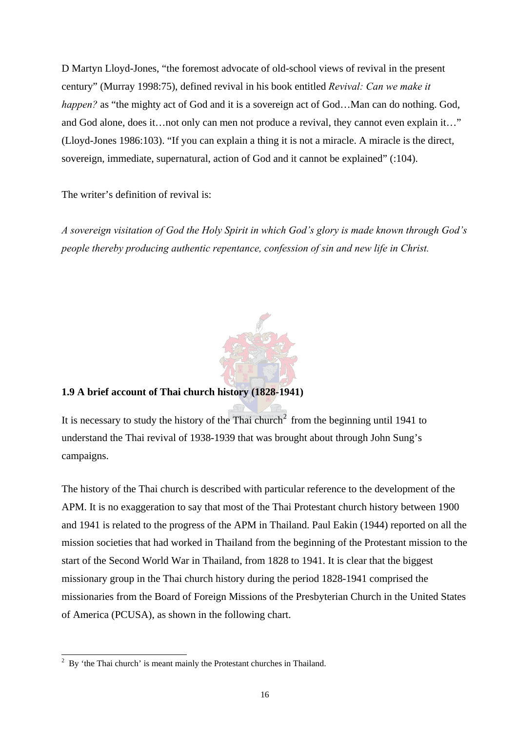D Martyn Lloyd-Jones, “the foremost advocate of old-school views of revival in the present century” (Murray 1998:75), defined revival in his book entitled *Revival: Can we make it happen?* as “the mighty act of God and it is a sovereign act of God…Man can do nothing. God, and God alone, does it…not only can men not produce a revival, they cannot even explain it…” (Lloyd-Jones 1986:103). “If you can explain a thing it is not a miracle. A miracle is the direct, sovereign, immediate, supernatural, action of God and it cannot be explained” (:104).

The writer’s definition of revival is:

*A sovereign visitation of God the Holy Spirit in which God’s glory is made known through God’s people thereby producing authentic repentance, confession of sin and new life in Christ.*

**1.9 A brief account of Thai church history (1828-1941)**

It is necessary to study the history of the Thai church[2] from the beginning until 1941 to understand the Thai revival of 1938-1939 that was brought about through John Sung’s campaigns.

The history of the Thai church is described with particular reference to the development of the APM. It is no exaggeration to say that most of the Thai Protestant church history between 1900 and 1941 is related to the progress of the APM in Thailand. Paul Eakin (1944) reported on all the mission societies that had worked in Thailand from the beginning of the Protestant mission to the start of the Second World War in Thailand, from 1828 to 1941. It is clear that the biggest missionary group in the Thai church history during the period 1828-1941 comprised the missionaries from the Board of Foreign Missions of the Presbyterian Church in the United States of America (PCUSA), as shown in the following chart.

[2] By ‘the Thai church’ is meant mainly the Protestant churches in Thailand.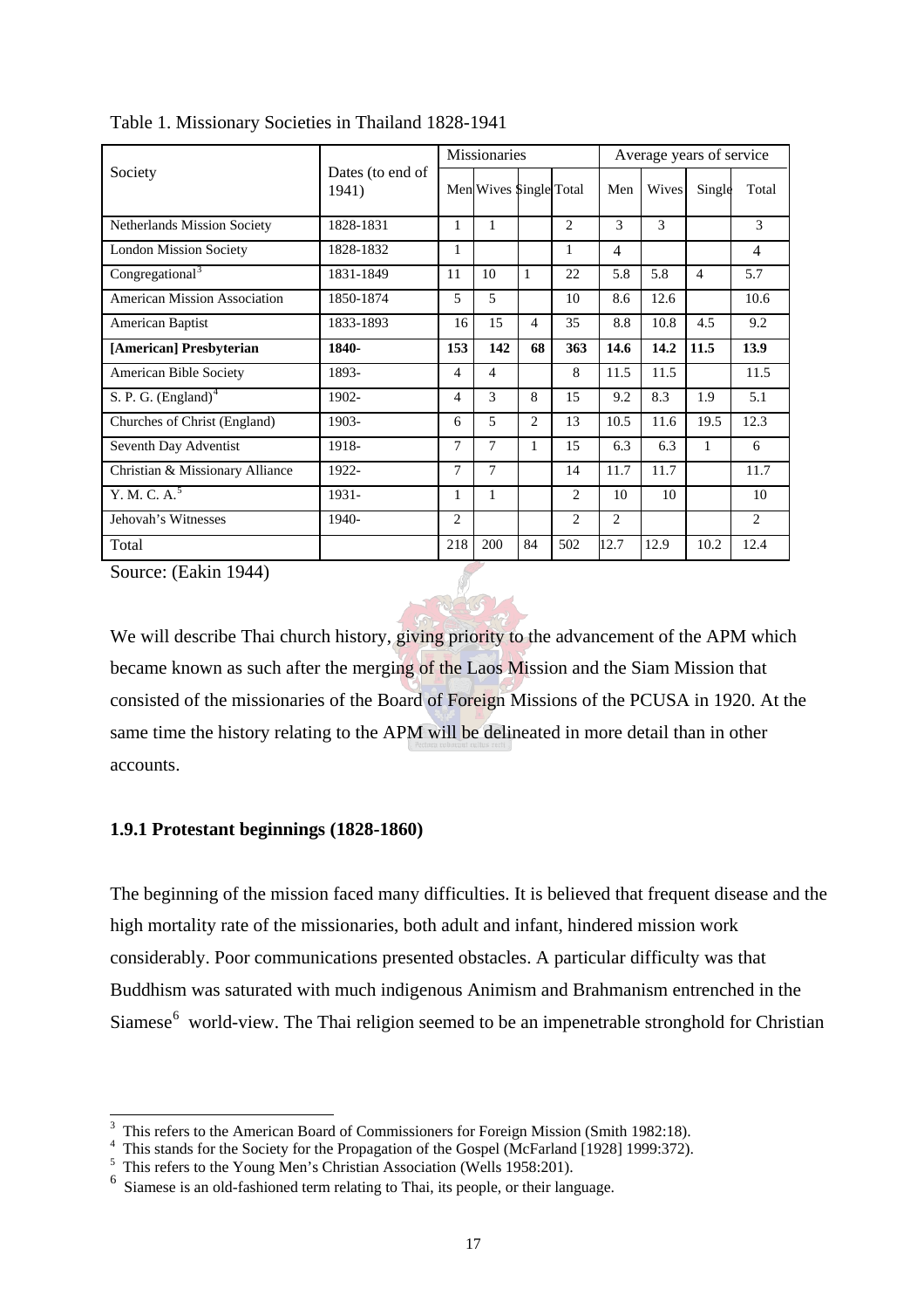Table 1. Missionary Societies in Thailand 1828-1941

| Society | Dates (to end of 1941) | Missionaries | | | | Average years of service | | | |
|---|---|---|---|---|---|---|---|---|---|
| | | Men | Wives | Single | Total | Men | Wives | Single | Total |
| Netherlands Mission Society | 1828-1831 | 1 | 1 | | 2 | 3 | 3 | | 3 |
| London Mission Society | 1828-1832 | 1 | | | 1 | 4 | | | 4 |
| Congregational[3] | 1831-1849 | 11 | 10 | 1 | 22 | 5.8 | 5.8 | 4 | 5.7 |
| American Mission Association | 1850-1874 | 5 | 5 | | 10 | 8.6 | 12.6 | | 10.6 |
| American Baptist | 1833-1893 | 16 | 15 | 4 | 35 | 8.8 | 10.8 | 4.5 | 9.2 |
| **[American] Presbyterian** | **1840-** | **153** | **142** | **68** | **363** | **14.6** | **14.2** | **11.5** | **13.9** |
| American Bible Society | 1893- | 4 | 4 | | 8 | 11.5 | 11.5 | | 11.5 |
| S. P. G. (England)[4] | 1902- | 4 | 3 | 8 | 15 | 9.2 | 8.3 | 1.9 | 5.1 |
| Churches of Christ (England) | 1903- | 6 | 5 | 2 | 13 | 10.5 | 11.6 | 19.5 | 12.3 |
| Seventh Day Adventist | 1918- | 7 | 7 | 1 | 15 | 6.3 | 6.3 | 1 | 6 |
| Christian & Missionary Alliance | 1922- | 7 | 7 | | 14 | 11.7 | 11.7 | | 11.7 |
| Y. M. C. A.[5] | 1931- | 1 | 1 | | 2 | 10 | 10 | | 10 |
| Jehovah's Witnesses | 1940- | 2 | | | 2 | 2 | | | 2 |
| Total | | 218 | 200 | 84 | 502 | 12.7 | 12.9 | 10.2 | 12.4 |

Source: (Eakin 1944)

We will describe Thai church history, giving priority to the advancement of the APM which became known as such after the merging of the Laos Mission and the Siam Mission that consisted of the missionaries of the Board of Foreign Missions of the PCUSA in 1920. At the same time the history relating to the APM will be delineated in more detail than in other accounts.

### 1.9.1 Protestant beginnings (1828-1860)

The beginning of the mission faced many difficulties. It is believed that frequent disease and the high mortality rate of the missionaries, both adult and infant, hindered mission work considerably. Poor communications presented obstacles. A particular difficulty was that Buddhism was saturated with much indigenous Animism and Brahmanism entrenched in the Siamese[6] world-view. The Thai religion seemed to be an impenetrable stronghold for Christian

[3] This refers to the American Board of Commissioners for Foreign Mission (Smith 1982:18).

[4] This stands for the Society for the Propagation of the Gospel (McFarland [1928] 1999:372).

[5] This refers to the Young Men's Christian Association (Wells 1958:201).

[6] Siamese is an old-fashioned term relating to Thai, its people, or their language.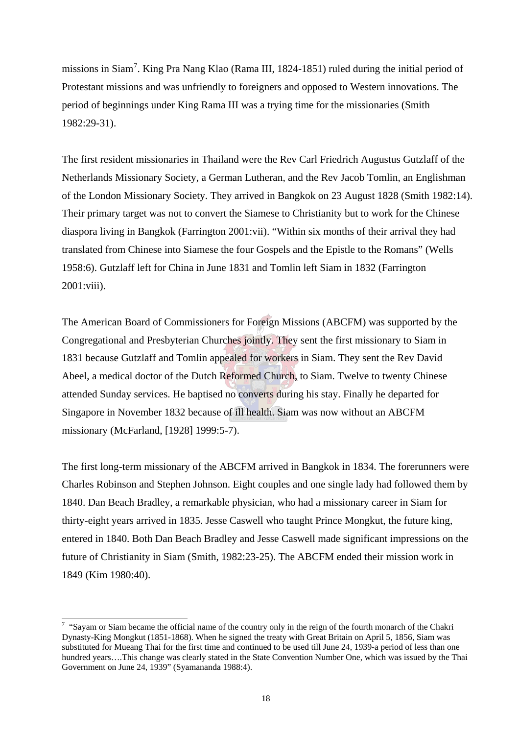missions in Siam[7]. King Pra Nang Klao (Rama III, 1824-1851) ruled during the initial period of Protestant missions and was unfriendly to foreigners and opposed to Western innovations. The period of beginnings under King Rama III was a trying time for the missionaries (Smith 1982:29-31).

The first resident missionaries in Thailand were the Rev Carl Friedrich Augustus Gutzlaff of the Netherlands Missionary Society, a German Lutheran, and the Rev Jacob Tomlin, an Englishman of the London Missionary Society. They arrived in Bangkok on 23 August 1828 (Smith 1982:14). Their primary target was not to convert the Siamese to Christianity but to work for the Chinese diaspora living in Bangkok (Farrington 2001:vii). "Within six months of their arrival they had translated from Chinese into Siamese the four Gospels and the Epistle to the Romans" (Wells 1958:6). Gutzlaff left for China in June 1831 and Tomlin left Siam in 1832 (Farrington 2001:viii).

The American Board of Commissioners for Foreign Missions (ABCFM) was supported by the Congregational and Presbyterian Churches jointly. They sent the first missionary to Siam in 1831 because Gutzlaff and Tomlin appealed for workers in Siam. They sent the Rev David Abeel, a medical doctor of the Dutch Reformed Church, to Siam. Twelve to twenty Chinese attended Sunday services. He baptised no converts during his stay. Finally he departed for Singapore in November 1832 because of ill health. Siam was now without an ABCFM missionary (McFarland, [1928] 1999:5-7).

The first long-term missionary of the ABCFM arrived in Bangkok in 1834. The forerunners were Charles Robinson and Stephen Johnson. Eight couples and one single lady had followed them by 1840. Dan Beach Bradley, a remarkable physician, who had a missionary career in Siam for thirty-eight years arrived in 1835. Jesse Caswell who taught Prince Mongkut, the future king, entered in 1840. Both Dan Beach Bradley and Jesse Caswell made significant impressions on the future of Christianity in Siam (Smith, 1982:23-25). The ABCFM ended their mission work in 1849 (Kim 1980:40).

---

[7] "Sayam or Siam became the official name of the country only in the reign of the fourth monarch of the Chakri Dynasty-King Mongkut (1851-1868). When he signed the treaty with Great Britain on April 5, 1856, Siam was substituted for Mueang Thai for the first time and continued to be used till June 24, 1939-a period of less than one hundred years….This change was clearly stated in the State Convention Number One, which was issued by the Thai Government on June 24, 1939" (Syamananda 1988:4).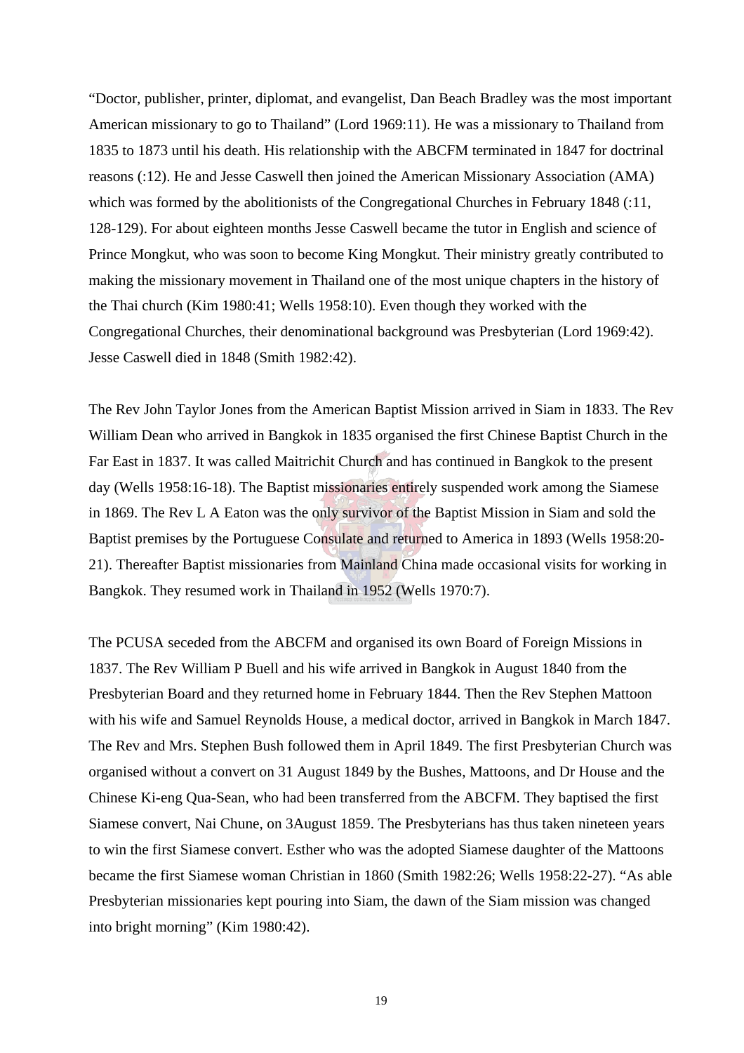"Doctor, publisher, printer, diplomat, and evangelist, Dan Beach Bradley was the most important American missionary to go to Thailand" (Lord 1969:11). He was a missionary to Thailand from 1835 to 1873 until his death. His relationship with the ABCFM terminated in 1847 for doctrinal reasons (:12). He and Jesse Caswell then joined the American Missionary Association (AMA) which was formed by the abolitionists of the Congregational Churches in February 1848 (:11, 128-129). For about eighteen months Jesse Caswell became the tutor in English and science of Prince Mongkut, who was soon to become King Mongkut. Their ministry greatly contributed to making the missionary movement in Thailand one of the most unique chapters in the history of the Thai church (Kim 1980:41; Wells 1958:10). Even though they worked with the Congregational Churches, their denominational background was Presbyterian (Lord 1969:42). Jesse Caswell died in 1848 (Smith 1982:42).

The Rev John Taylor Jones from the American Baptist Mission arrived in Siam in 1833. The Rev William Dean who arrived in Bangkok in 1835 organised the first Chinese Baptist Church in the Far East in 1837. It was called Maitrichit Church and has continued in Bangkok to the present day (Wells 1958:16-18). The Baptist missionaries entirely suspended work among the Siamese in 1869. The Rev L A Eaton was the only survivor of the Baptist Mission in Siam and sold the Baptist premises by the Portuguese Consulate and returned to America in 1893 (Wells 1958:20-21). Thereafter Baptist missionaries from Mainland China made occasional visits for working in Bangkok. They resumed work in Thailand in 1952 (Wells 1970:7).

The PCUSA seceded from the ABCFM and organised its own Board of Foreign Missions in 1837. The Rev William P Buell and his wife arrived in Bangkok in August 1840 from the Presbyterian Board and they returned home in February 1844. Then the Rev Stephen Mattoon with his wife and Samuel Reynolds House, a medical doctor, arrived in Bangkok in March 1847. The Rev and Mrs. Stephen Bush followed them in April 1849. The first Presbyterian Church was organised without a convert on 31 August 1849 by the Bushes, Mattoons, and Dr House and the Chinese Ki-eng Qua-Sean, who had been transferred from the ABCFM. They baptised the first Siamese convert, Nai Chune, on 3August 1859. The Presbyterians has thus taken nineteen years to win the first Siamese convert. Esther who was the adopted Siamese daughter of the Mattoons became the first Siamese woman Christian in 1860 (Smith 1982:26; Wells 1958:22-27). "As able Presbyterian missionaries kept pouring into Siam, the dawn of the Siam mission was changed into bright morning" (Kim 1980:42).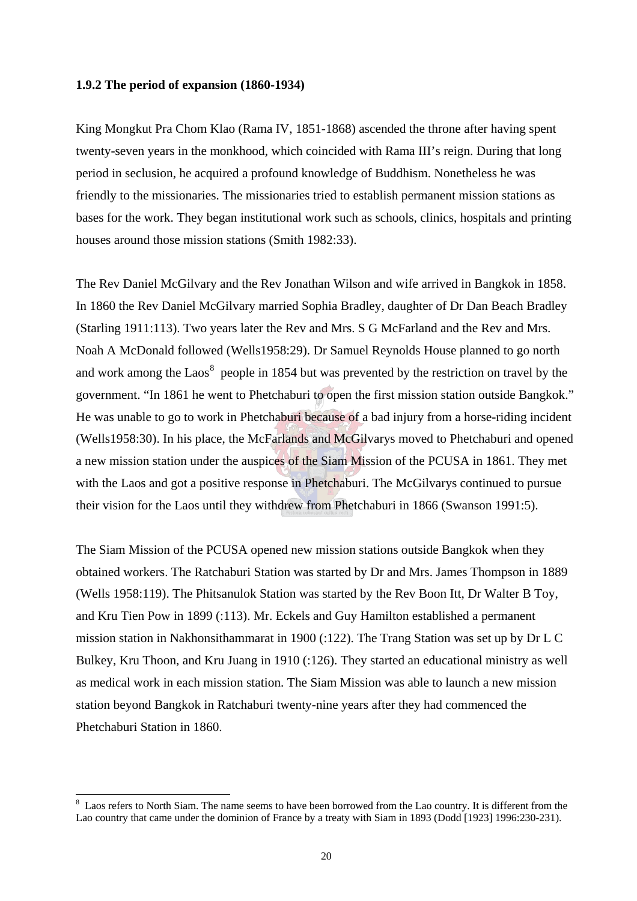### 1.9.2 The period of expansion (1860-1934)

King Mongkut Pra Chom Klao (Rama IV, 1851-1868) ascended the throne after having spent twenty-seven years in the monkhood, which coincided with Rama III's reign. During that long period in seclusion, he acquired a profound knowledge of Buddhism. Nonetheless he was friendly to the missionaries. The missionaries tried to establish permanent mission stations as bases for the work. They began institutional work such as schools, clinics, hospitals and printing houses around those mission stations (Smith 1982:33).

The Rev Daniel McGilvary and the Rev Jonathan Wilson and wife arrived in Bangkok in 1858. In 1860 the Rev Daniel McGilvary married Sophia Bradley, daughter of Dr Dan Beach Bradley (Starling 1911:113). Two years later the Rev and Mrs. S G McFarland and the Rev and Mrs. Noah A McDonald followed (Wells1958:29). Dr Samuel Reynolds House planned to go north and work among the Laos[8] people in 1854 but was prevented by the restriction on travel by the government. "In 1861 he went to Phetchaburi to open the first mission station outside Bangkok." He was unable to go to work in Phetchaburi because of a bad injury from a horse-riding incident (Wells1958:30). In his place, the McFarlands and McGilvarys moved to Phetchaburi and opened a new mission station under the auspices of the Siam Mission of the PCUSA in 1861. They met with the Laos and got a positive response in Phetchaburi. The McGilvarys continued to pursue their vision for the Laos until they withdrew from Phetchaburi in 1866 (Swanson 1991:5).

The Siam Mission of the PCUSA opened new mission stations outside Bangkok when they obtained workers. The Ratchaburi Station was started by Dr and Mrs. James Thompson in 1889 (Wells 1958:119). The Phitsanulok Station was started by the Rev Boon Itt, Dr Walter B Toy, and Kru Tien Pow in 1899 (:113). Mr. Eckels and Guy Hamilton established a permanent mission station in Nakhonsithammarat in 1900 (:122). The Trang Station was set up by Dr L C Bulkey, Kru Thoon, and Kru Juang in 1910 (:126). They started an educational ministry as well as medical work in each mission station. The Siam Mission was able to launch a new mission station beyond Bangkok in Ratchaburi twenty-nine years after they had commenced the Phetchaburi Station in 1860.

---

[8] Laos refers to North Siam. The name seems to have been borrowed from the Lao country. It is different from the Lao country that came under the dominion of France by a treaty with Siam in 1893 (Dodd [1923] 1996:230-231).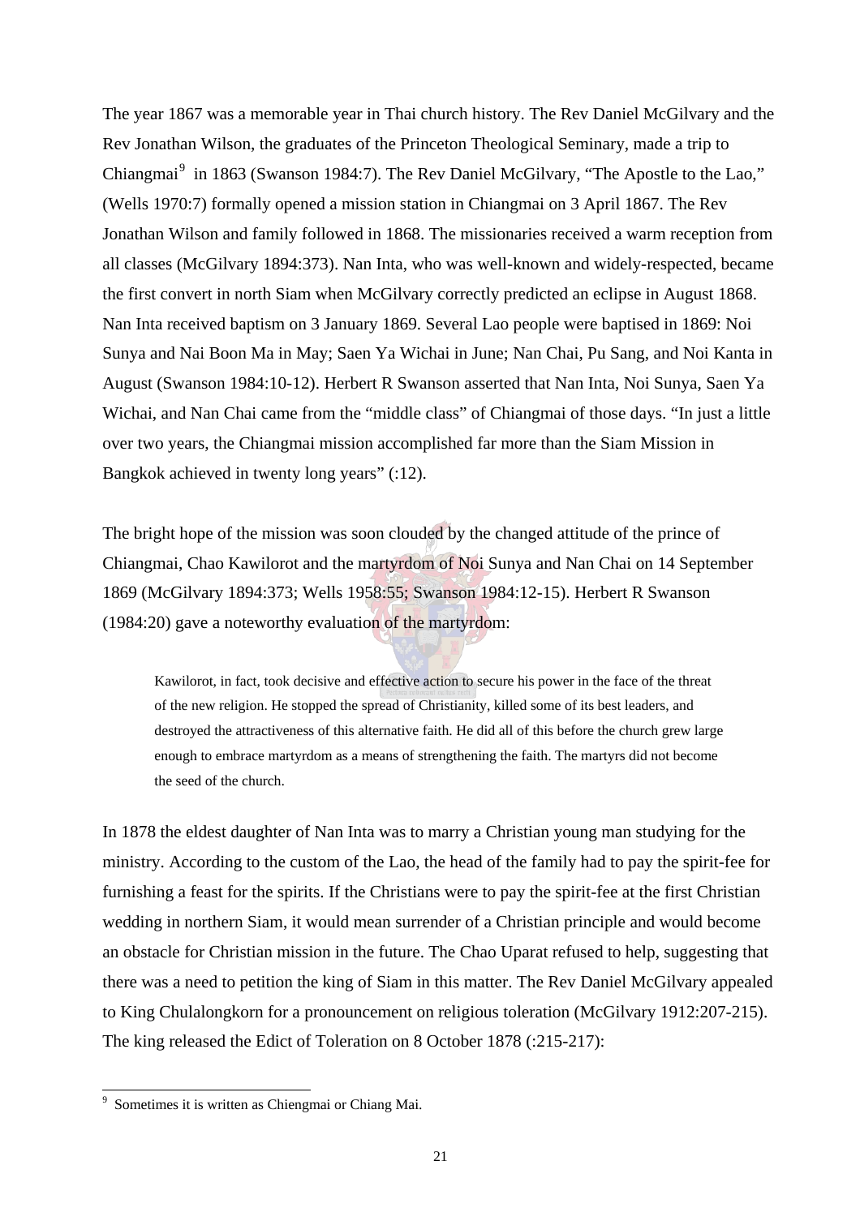The year 1867 was a memorable year in Thai church history. The Rev Daniel McGilvary and the Rev Jonathan Wilson, the graduates of the Princeton Theological Seminary, made a trip to Chiangmai[9] in 1863 (Swanson 1984:7). The Rev Daniel McGilvary, "The Apostle to the Lao," (Wells 1970:7) formally opened a mission station in Chiangmai on 3 April 1867. The Rev Jonathan Wilson and family followed in 1868. The missionaries received a warm reception from all classes (McGilvary 1894:373). Nan Inta, who was well-known and widely-respected, became the first convert in north Siam when McGilvary correctly predicted an eclipse in August 1868. Nan Inta received baptism on 3 January 1869. Several Lao people were baptised in 1869: Noi Sunya and Nai Boon Ma in May; Saen Ya Wichai in June; Nan Chai, Pu Sang, and Noi Kanta in August (Swanson 1984:10-12). Herbert R Swanson asserted that Nan Inta, Noi Sunya, Saen Ya Wichai, and Nan Chai came from the "middle class" of Chiangmai of those days. "In just a little over two years, the Chiangmai mission accomplished far more than the Siam Mission in Bangkok achieved in twenty long years" (:12).

The bright hope of the mission was soon clouded by the changed attitude of the prince of Chiangmai, Chao Kawilorot and the martyrdom of Noi Sunya and Nan Chai on 14 September 1869 (McGilvary 1894:373; Wells 1958:55; Swanson 1984:12-15). Herbert R Swanson (1984:20) gave a noteworthy evaluation of the martyrdom:

> Kawilorot, in fact, took decisive and effective action to secure his power in the face of the threat of the new religion. He stopped the spread of Christianity, killed some of its best leaders, and destroyed the attractiveness of this alternative faith. He did all of this before the church grew large enough to embrace martyrdom as a means of strengthening the faith. The martyrs did not become the seed of the church.

In 1878 the eldest daughter of Nan Inta was to marry a Christian young man studying for the ministry. According to the custom of the Lao, the head of the family had to pay the spirit-fee for furnishing a feast for the spirits. If the Christians were to pay the spirit-fee at the first Christian wedding in northern Siam, it would mean surrender of a Christian principle and would become an obstacle for Christian mission in the future. The Chao Uparat refused to help, suggesting that there was a need to petition the king of Siam in this matter. The Rev Daniel McGilvary appealed to King Chulalongkorn for a pronouncement on religious toleration (McGilvary 1912:207-215). The king released the Edict of Toleration on 8 October 1878 (:215-217):

[9] Sometimes it is written as Chiengmai or Chiang Mai.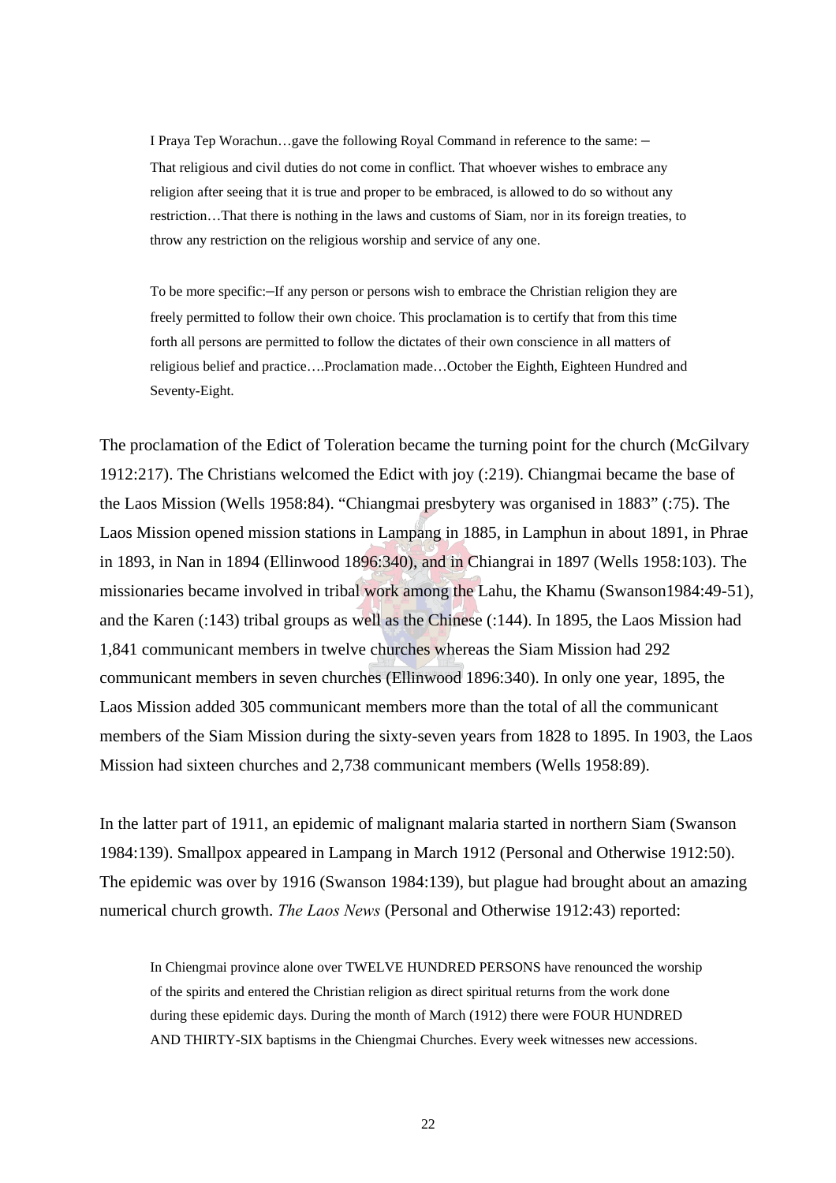> I Praya Tep Worachun…gave the following Royal Command in reference to the same: –
> That religious and civil duties do not come in conflict. That whoever wishes to embrace any religion after seeing that it is true and proper to be embraced, is allowed to do so without any restriction…That there is nothing in the laws and customs of Siam, nor in its foreign treaties, to throw any restriction on the religious worship and service of any one.
>
> To be more specific:–If any person or persons wish to embrace the Christian religion they are freely permitted to follow their own choice. This proclamation is to certify that from this time forth all persons are permitted to follow the dictates of their own conscience in all matters of religious belief and practice….Proclamation made…October the Eighth, Eighteen Hundred and Seventy-Eight.

The proclamation of the Edict of Toleration became the turning point for the church (McGilvary 1912:217). The Christians welcomed the Edict with joy (:219). Chiangmai became the base of the Laos Mission (Wells 1958:84). "Chiangmai presbytery was organised in 1883" (:75). The Laos Mission opened mission stations in Lampang in 1885, in Lamphun in about 1891, in Phrae in 1893, in Nan in 1894 (Ellinwood 1896:340), and in Chiangrai in 1897 (Wells 1958:103). The missionaries became involved in tribal work among the Lahu, the Khamu (Swanson1984:49-51), and the Karen (:143) tribal groups as well as the Chinese (:144). In 1895, the Laos Mission had 1,841 communicant members in twelve churches whereas the Siam Mission had 292 communicant members in seven churches (Ellinwood 1896:340). In only one year, 1895, the Laos Mission added 305 communicant members more than the total of all the communicant members of the Siam Mission during the sixty-seven years from 1828 to 1895. In 1903, the Laos Mission had sixteen churches and 2,738 communicant members (Wells 1958:89).

In the latter part of 1911, an epidemic of malignant malaria started in northern Siam (Swanson 1984:139). Smallpox appeared in Lampang in March 1912 (Personal and Otherwise 1912:50). The epidemic was over by 1916 (Swanson 1984:139), but plague had brought about an amazing numerical church growth. *The Laos News* (Personal and Otherwise 1912:43) reported:

> In Chiengmai province alone over TWELVE HUNDRED PERSONS have renounced the worship of the spirits and entered the Christian religion as direct spiritual returns from the work done during these epidemic days. During the month of March (1912) there were FOUR HUNDRED AND THIRTY-SIX baptisms in the Chiengmai Churches. Every week witnesses new accessions.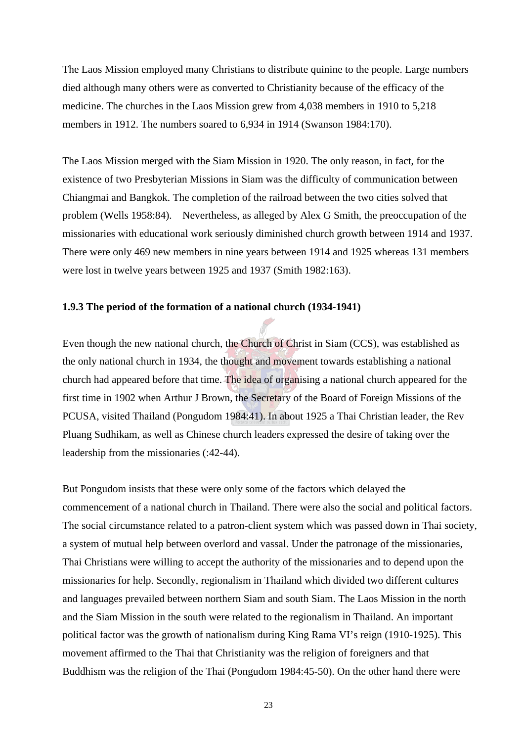The Laos Mission employed many Christians to distribute quinine to the people. Large numbers died although many others were as converted to Christianity because of the efficacy of the medicine. The churches in the Laos Mission grew from 4,038 members in 1910 to 5,218 members in 1912. The numbers soared to 6,934 in 1914 (Swanson 1984:170).

The Laos Mission merged with the Siam Mission in 1920. The only reason, in fact, for the existence of two Presbyterian Missions in Siam was the difficulty of communication between Chiangmai and Bangkok. The completion of the railroad between the two cities solved that problem (Wells 1958:84). Nevertheless, as alleged by Alex G Smith, the preoccupation of the missionaries with educational work seriously diminished church growth between 1914 and 1937. There were only 469 new members in nine years between 1914 and 1925 whereas 131 members were lost in twelve years between 1925 and 1937 (Smith 1982:163).

### 1.9.3 The period of the formation of a national church (1934-1941)

Even though the new national church, the Church of Christ in Siam (CCS), was established as the only national church in 1934, the thought and movement towards establishing a national church had appeared before that time. The idea of organising a national church appeared for the first time in 1902 when Arthur J Brown, the Secretary of the Board of Foreign Missions of the PCUSA, visited Thailand (Pongudom 1984:41). In about 1925 a Thai Christian leader, the Rev Pluang Sudhikam, as well as Chinese church leaders expressed the desire of taking over the leadership from the missionaries (:42-44).

But Pongudom insists that these were only some of the factors which delayed the commencement of a national church in Thailand. There were also the social and political factors. The social circumstance related to a patron-client system which was passed down in Thai society, a system of mutual help between overlord and vassal. Under the patronage of the missionaries, Thai Christians were willing to accept the authority of the missionaries and to depend upon the missionaries for help. Secondly, regionalism in Thailand which divided two different cultures and languages prevailed between northern Siam and south Siam. The Laos Mission in the north and the Siam Mission in the south were related to the regionalism in Thailand. An important political factor was the growth of nationalism during King Rama VI's reign (1910-1925). This movement affirmed to the Thai that Christianity was the religion of foreigners and that Buddhism was the religion of the Thai (Pongudom 1984:45-50). On the other hand there were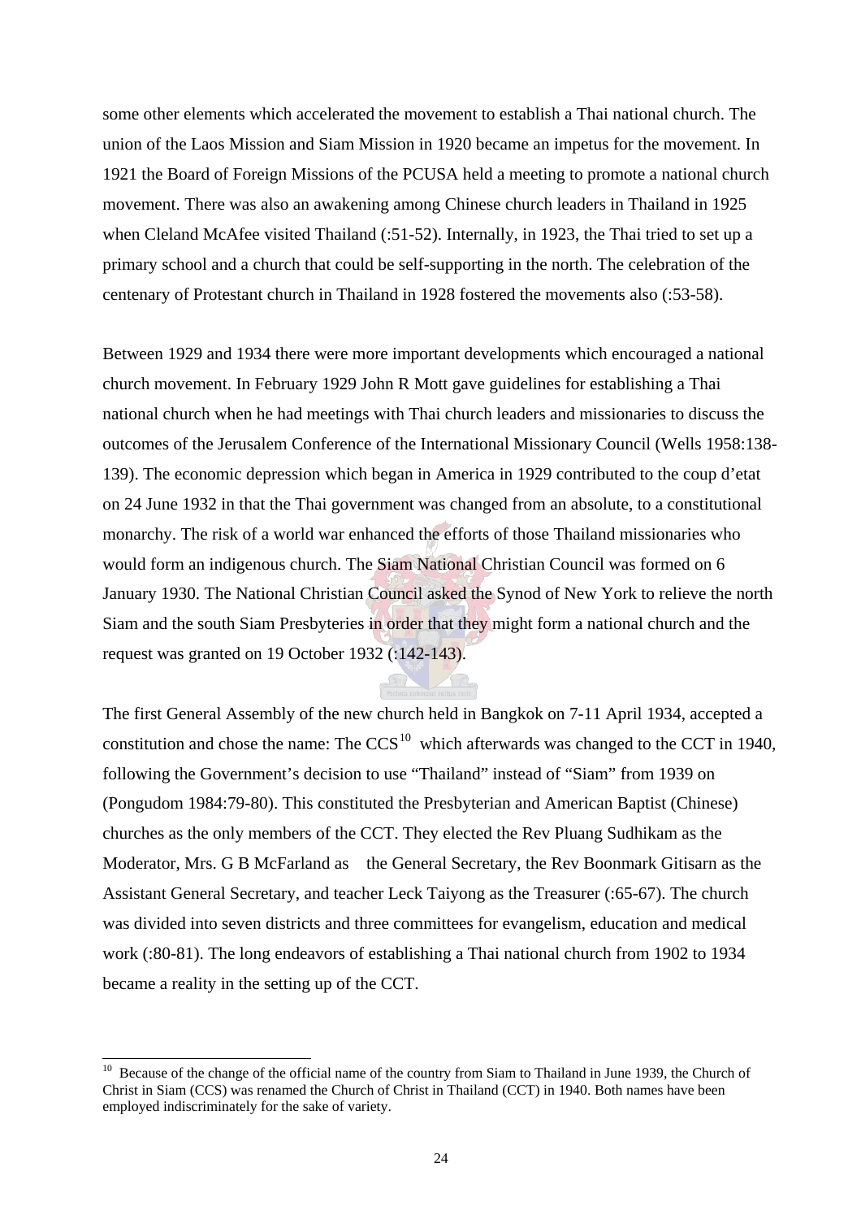some other elements which accelerated the movement to establish a Thai national church. The union of the Laos Mission and Siam Mission in 1920 became an impetus for the movement. In 1921 the Board of Foreign Missions of the PCUSA held a meeting to promote a national church movement. There was also an awakening among Chinese church leaders in Thailand in 1925 when Cleland McAfee visited Thailand (:51-52). Internally, in 1923, the Thai tried to set up a primary school and a church that could be self-supporting in the north. The celebration of the centenary of Protestant church in Thailand in 1928 fostered the movements also (:53-58).

Between 1929 and 1934 there were more important developments which encouraged a national church movement. In February 1929 John R Mott gave guidelines for establishing a Thai national church when he had meetings with Thai church leaders and missionaries to discuss the outcomes of the Jerusalem Conference of the International Missionary Council (Wells 1958:138-139). The economic depression which began in America in 1929 contributed to the coup d'etat on 24 June 1932 in that the Thai government was changed from an absolute, to a constitutional monarchy. The risk of a world war enhanced the efforts of those Thailand missionaries who would form an indigenous church. The Siam National Christian Council was formed on 6 January 1930. The National Christian Council asked the Synod of New York to relieve the north Siam and the south Siam Presbyteries in order that they might form a national church and the request was granted on 19 October 1932 (:142-143).

The first General Assembly of the new church held in Bangkok on 7-11 April 1934, accepted a constitution and chose the name: The CCS[10] which afterwards was changed to the CCT in 1940, following the Government's decision to use "Thailand" instead of "Siam" from 1939 on (Pongudom 1984:79-80). This constituted the Presbyterian and American Baptist (Chinese) churches as the only members of the CCT. They elected the Rev Pluang Sudhikam as the Moderator, Mrs. G B McFarland as the General Secretary, the Rev Boonmark Gitisarn as the Assistant General Secretary, and teacher Leck Taiyong as the Treasurer (:65-67). The church was divided into seven districts and three committees for evangelism, education and medical work (:80-81). The long endeavors of establishing a Thai national church from 1902 to 1934 became a reality in the setting up of the CCT.

---

[10] Because of the change of the official name of the country from Siam to Thailand in June 1939, the Church of Christ in Siam (CCS) was renamed the Church of Christ in Thailand (CCT) in 1940. Both names have been employed indiscriminately for the sake of variety.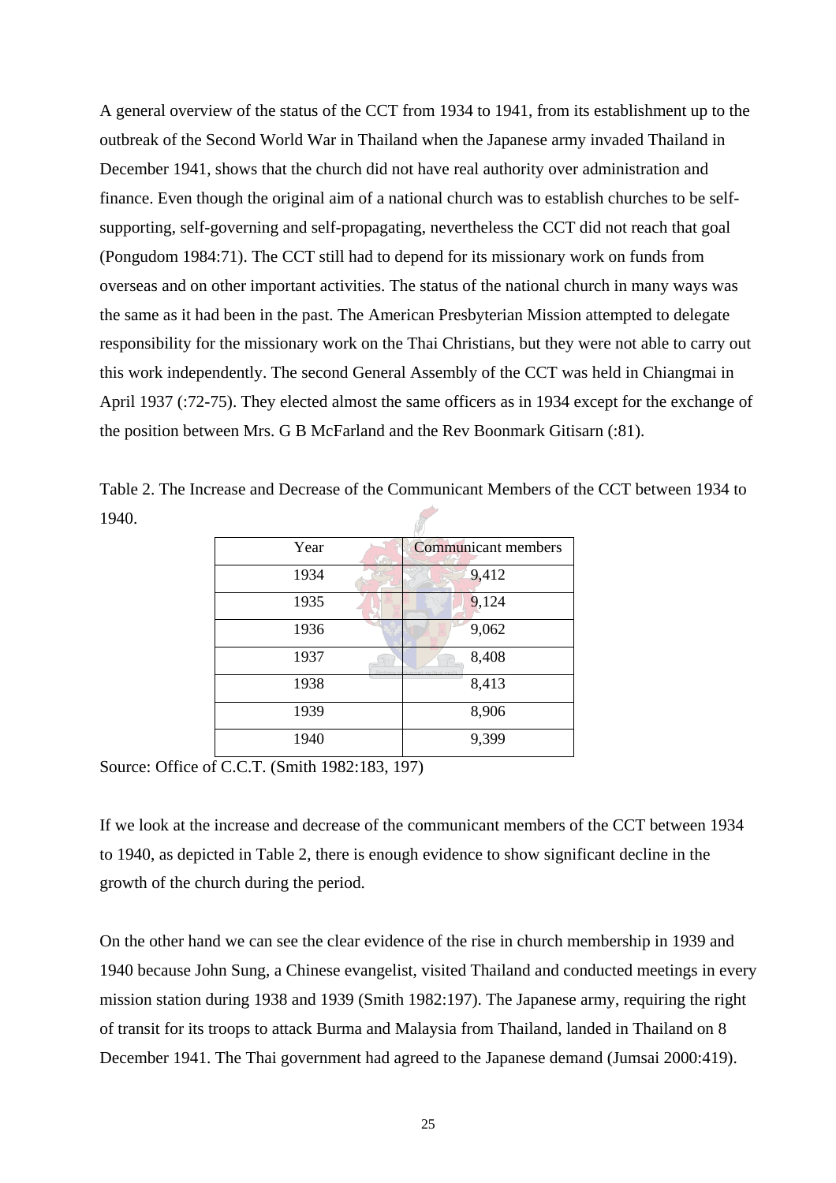A general overview of the status of the CCT from 1934 to 1941, from its establishment up to the outbreak of the Second World War in Thailand when the Japanese army invaded Thailand in December 1941, shows that the church did not have real authority over administration and finance. Even though the original aim of a national church was to establish churches to be self-supporting, self-governing and self-propagating, nevertheless the CCT did not reach that goal (Pongudom 1984:71). The CCT still had to depend for its missionary work on funds from overseas and on other important activities. The status of the national church in many ways was the same as it had been in the past. The American Presbyterian Mission attempted to delegate responsibility for the missionary work on the Thai Christians, but they were not able to carry out this work independently. The second General Assembly of the CCT was held in Chiangmai in April 1937 (:72-75). They elected almost the same officers as in 1934 except for the exchange of the position between Mrs. G B McFarland and the Rev Boonmark Gitisarn (:81).

Table 2. The Increase and Decrease of the Communicant Members of the CCT between 1934 to 1940.

| Year | Communicant members |
|---|---|
| 1934 | 9,412 |
| 1935 | 9,124 |
| 1936 | 9,062 |
| 1937 | 8,408 |
| 1938 | 8,413 |
| 1939 | 8,906 |
| 1940 | 9,399 |

Source: Office of C.C.T. (Smith 1982:183, 197)

If we look at the increase and decrease of the communicant members of the CCT between 1934 to 1940, as depicted in Table 2, there is enough evidence to show significant decline in the growth of the church during the period.

On the other hand we can see the clear evidence of the rise in church membership in 1939 and 1940 because John Sung, a Chinese evangelist, visited Thailand and conducted meetings in every mission station during 1938 and 1939 (Smith 1982:197). The Japanese army, requiring the right of transit for its troops to attack Burma and Malaysia from Thailand, landed in Thailand on 8 December 1941. The Thai government had agreed to the Japanese demand (Jumsai 2000:419).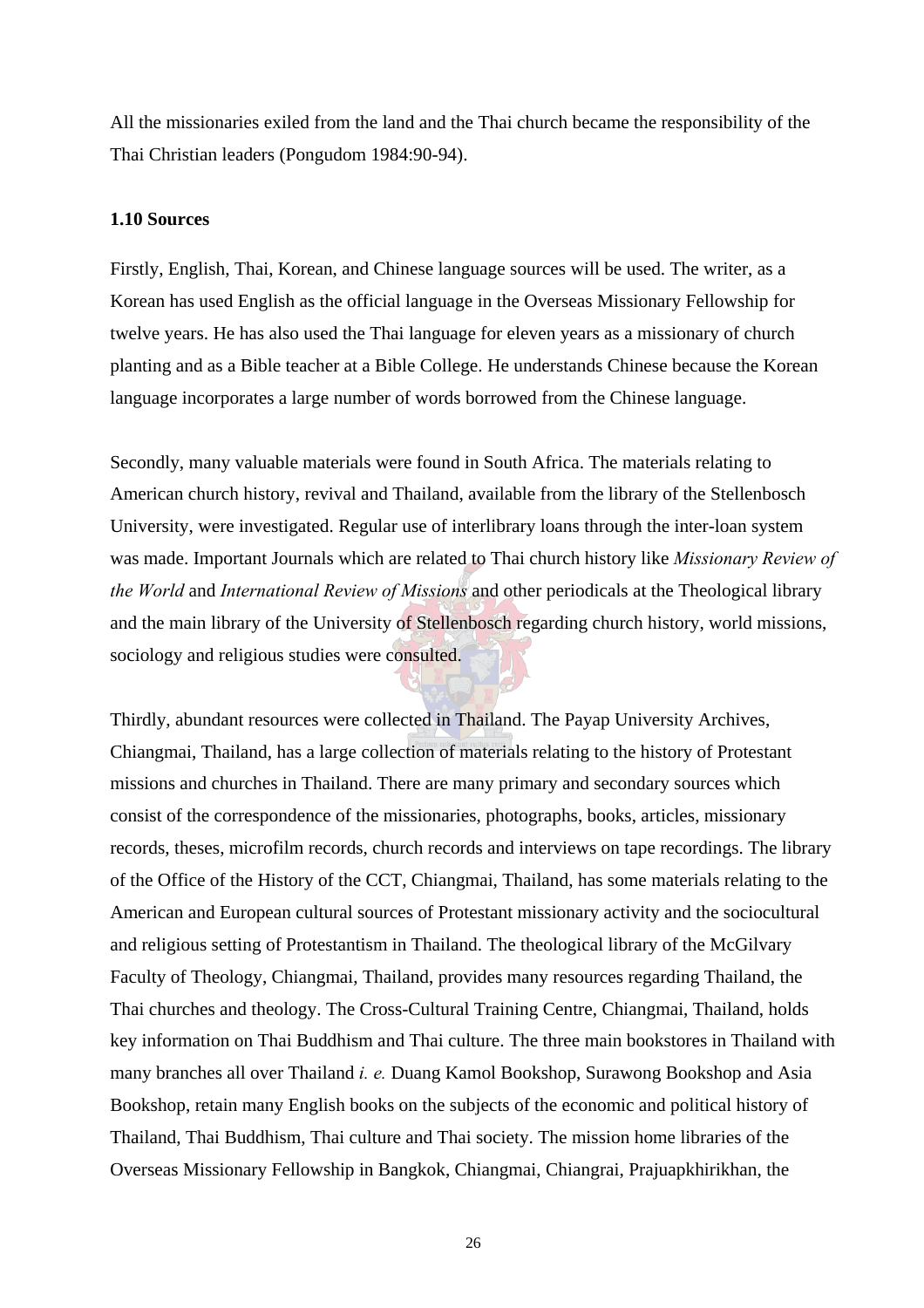All the missionaries exiled from the land and the Thai church became the responsibility of the Thai Christian leaders (Pongudom 1984:90-94).

### 1.10 Sources

Firstly, English, Thai, Korean, and Chinese language sources will be used. The writer, as a Korean has used English as the official language in the Overseas Missionary Fellowship for twelve years. He has also used the Thai language for eleven years as a missionary of church planting and as a Bible teacher at a Bible College. He understands Chinese because the Korean language incorporates a large number of words borrowed from the Chinese language.

Secondly, many valuable materials were found in South Africa. The materials relating to American church history, revival and Thailand, available from the library of the Stellenbosch University, were investigated. Regular use of interlibrary loans through the inter-loan system was made. Important Journals which are related to Thai church history like *Missionary Review of the World* and *International Review of Missions* and other periodicals at the Theological library and the main library of the University of Stellenbosch regarding church history, world missions, sociology and religious studies were consulted.

Thirdly, abundant resources were collected in Thailand. The Payap University Archives, Chiangmai, Thailand, has a large collection of materials relating to the history of Protestant missions and churches in Thailand. There are many primary and secondary sources which consist of the correspondence of the missionaries, photographs, books, articles, missionary records, theses, microfilm records, church records and interviews on tape recordings. The library of the Office of the History of the CCT, Chiangmai, Thailand, has some materials relating to the American and European cultural sources of Protestant missionary activity and the sociocultural and religious setting of Protestantism in Thailand. The theological library of the McGilvary Faculty of Theology, Chiangmai, Thailand, provides many resources regarding Thailand, the Thai churches and theology. The Cross-Cultural Training Centre, Chiangmai, Thailand, holds key information on Thai Buddhism and Thai culture. The three main bookstores in Thailand with many branches all over Thailand *i. e.* Duang Kamol Bookshop, Surawong Bookshop and Asia Bookshop, retain many English books on the subjects of the economic and political history of Thailand, Thai Buddhism, Thai culture and Thai society. The mission home libraries of the Overseas Missionary Fellowship in Bangkok, Chiangmai, Chiangrai, Prajuapkhirikhan, the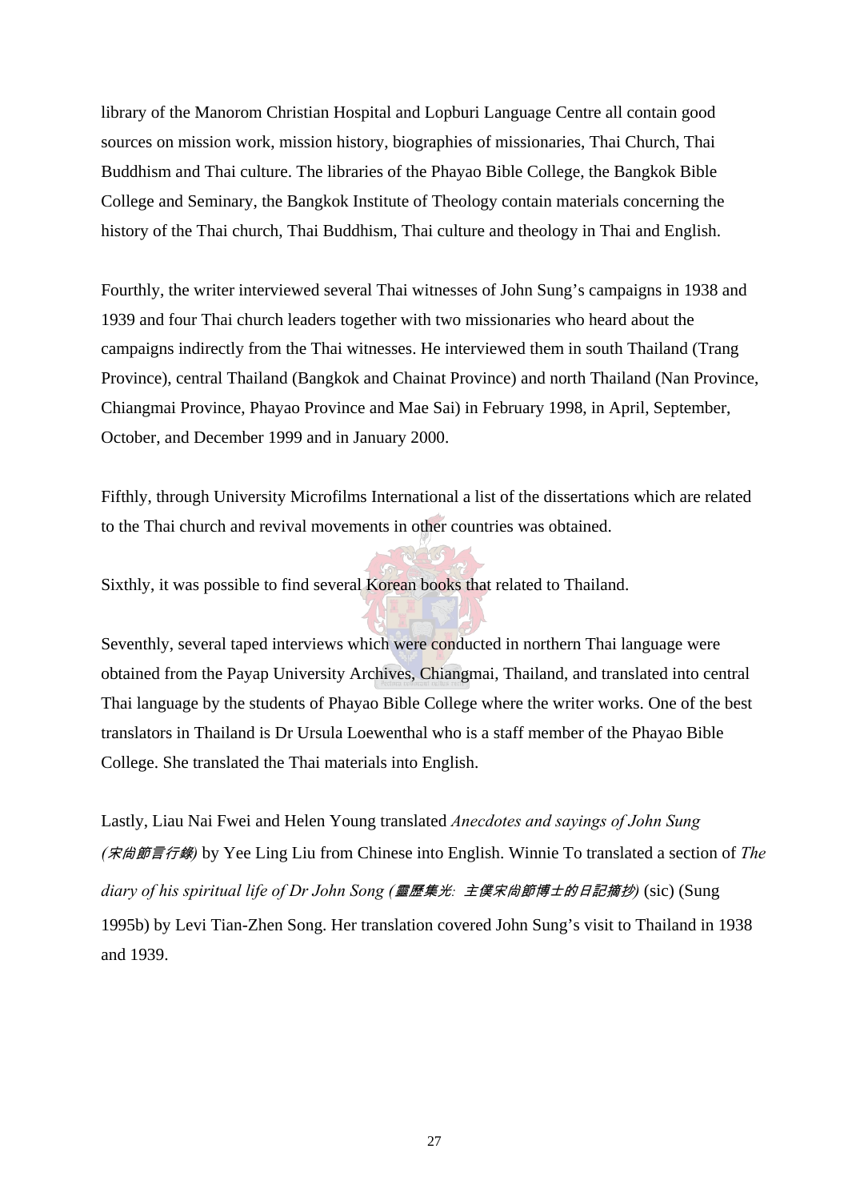library of the Manorom Christian Hospital and Lopburi Language Centre all contain good sources on mission work, mission history, biographies of missionaries, Thai Church, Thai Buddhism and Thai culture. The libraries of the Phayao Bible College, the Bangkok Bible College and Seminary, the Bangkok Institute of Theology contain materials concerning the history of the Thai church, Thai Buddhism, Thai culture and theology in Thai and English.

Fourthly, the writer interviewed several Thai witnesses of John Sung's campaigns in 1938 and 1939 and four Thai church leaders together with two missionaries who heard about the campaigns indirectly from the Thai witnesses. He interviewed them in south Thailand (Trang Province), central Thailand (Bangkok and Chainat Province) and north Thailand (Nan Province, Chiangmai Province, Phayao Province and Mae Sai) in February 1998, in April, September, October, and December 1999 and in January 2000.

Fifthly, through University Microfilms International a list of the dissertations which are related to the Thai church and revival movements in other countries was obtained.

Sixthly, it was possible to find several Korean books that related to Thailand.

Seventhly, several taped interviews which were conducted in northern Thai language were obtained from the Payap University Archives, Chiangmai, Thailand, and translated into central Thai language by the students of Phayao Bible College where the writer works. One of the best translators in Thailand is Dr Ursula Loewenthal who is a staff member of the Phayao Bible College. She translated the Thai materials into English.

Lastly, Liau Nai Fwei and Helen Young translated *Anecdotes and sayings of John Sung (宋尚節言行錄)* by Yee Ling Liu from Chinese into English. Winnie To translated a section of *The diary of his spiritual life of Dr John Song (靈歷集光: 主僕宋尚節博士的日記摘抄)* (sic) (Sung 1995b) by Levi Tian-Zhen Song. Her translation covered John Sung's visit to Thailand in 1938 and 1939.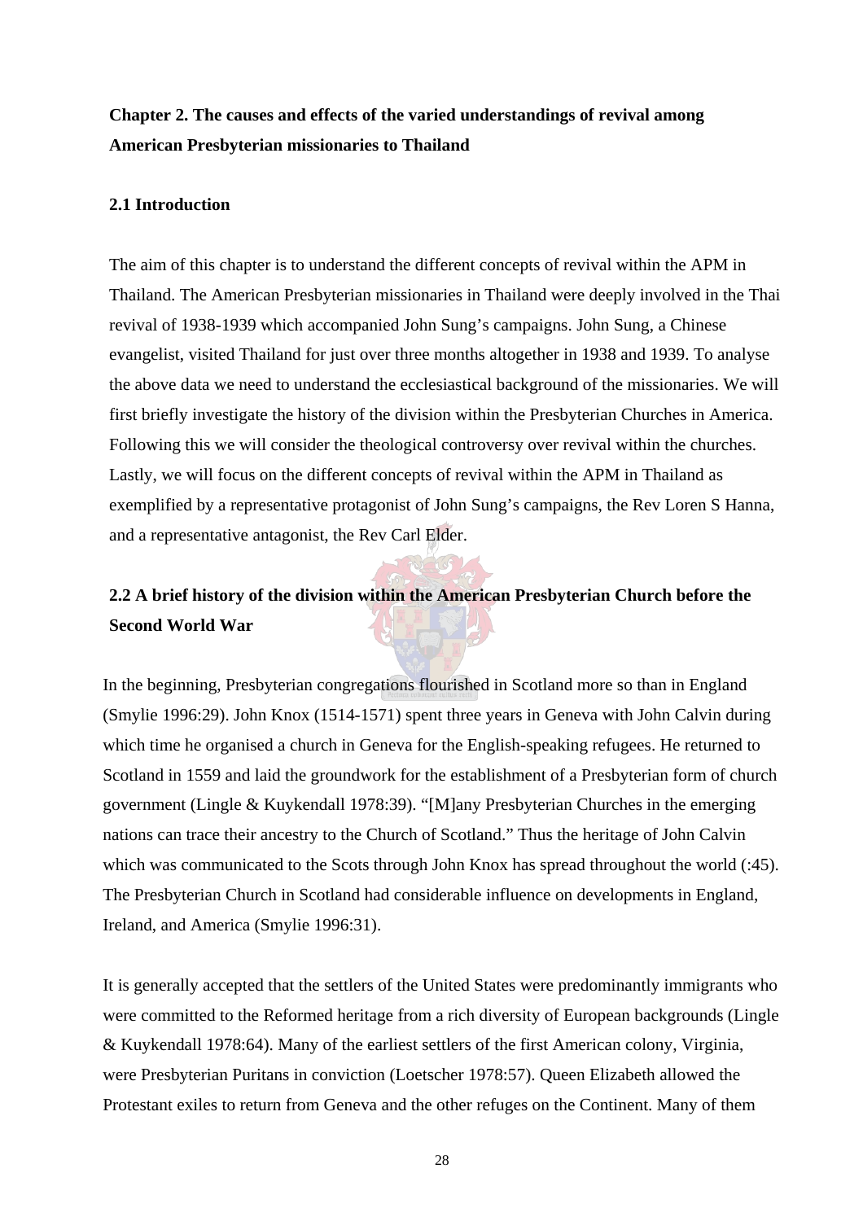## Chapter 2. The causes and effects of the varied understandings of revival among American Presbyterian missionaries to Thailand

### 2.1 Introduction

The aim of this chapter is to understand the different concepts of revival within the APM in Thailand. The American Presbyterian missionaries in Thailand were deeply involved in the Thai revival of 1938-1939 which accompanied John Sung's campaigns. John Sung, a Chinese evangelist, visited Thailand for just over three months altogether in 1938 and 1939. To analyse the above data we need to understand the ecclesiastical background of the missionaries. We will first briefly investigate the history of the division within the Presbyterian Churches in America. Following this we will consider the theological controversy over revival within the churches. Lastly, we will focus on the different concepts of revival within the APM in Thailand as exemplified by a representative protagonist of John Sung's campaigns, the Rev Loren S Hanna, and a representative antagonist, the Rev Carl Elder.

### 2.2 A brief history of the division within the American Presbyterian Church before the Second World War

In the beginning, Presbyterian congregations flourished in Scotland more so than in England (Smylie 1996:29). John Knox (1514-1571) spent three years in Geneva with John Calvin during which time he organised a church in Geneva for the English-speaking refugees. He returned to Scotland in 1559 and laid the groundwork for the establishment of a Presbyterian form of church government (Lingle & Kuykendall 1978:39). "[M]any Presbyterian Churches in the emerging nations can trace their ancestry to the Church of Scotland." Thus the heritage of John Calvin which was communicated to the Scots through John Knox has spread throughout the world (:45). The Presbyterian Church in Scotland had considerable influence on developments in England, Ireland, and America (Smylie 1996:31).

It is generally accepted that the settlers of the United States were predominantly immigrants who were committed to the Reformed heritage from a rich diversity of European backgrounds (Lingle & Kuykendall 1978:64). Many of the earliest settlers of the first American colony, Virginia, were Presbyterian Puritans in conviction (Loetscher 1978:57). Queen Elizabeth allowed the Protestant exiles to return from Geneva and the other refuges on the Continent. Many of them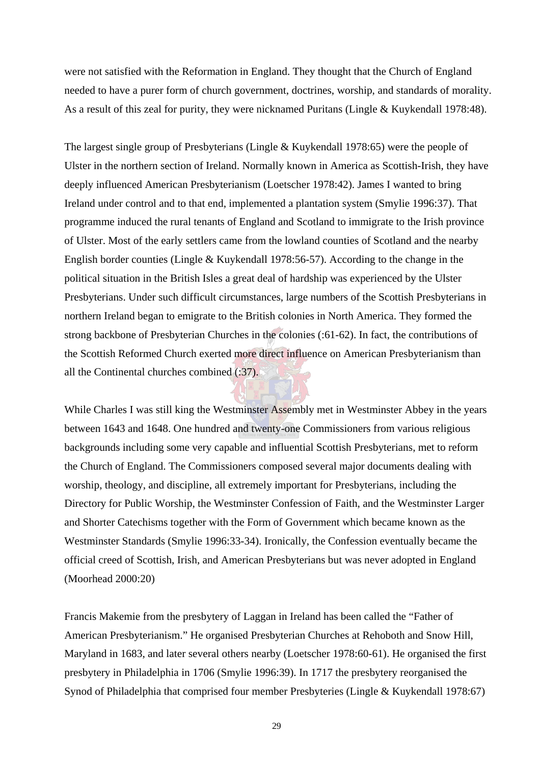were not satisfied with the Reformation in England. They thought that the Church of England needed to have a purer form of church government, doctrines, worship, and standards of morality. As a result of this zeal for purity, they were nicknamed Puritans (Lingle & Kuykendall 1978:48).

The largest single group of Presbyterians (Lingle & Kuykendall 1978:65) were the people of Ulster in the northern section of Ireland. Normally known in America as Scottish-Irish, they have deeply influenced American Presbyterianism (Loetscher 1978:42). James I wanted to bring Ireland under control and to that end, implemented a plantation system (Smylie 1996:37). That programme induced the rural tenants of England and Scotland to immigrate to the Irish province of Ulster. Most of the early settlers came from the lowland counties of Scotland and the nearby English border counties (Lingle & Kuykendall 1978:56-57). According to the change in the political situation in the British Isles a great deal of hardship was experienced by the Ulster Presbyterians. Under such difficult circumstances, large numbers of the Scottish Presbyterians in northern Ireland began to emigrate to the British colonies in North America. They formed the strong backbone of Presbyterian Churches in the colonies (:61-62). In fact, the contributions of the Scottish Reformed Church exerted more direct influence on American Presbyterianism than all the Continental churches combined (:37).

While Charles I was still king the Westminster Assembly met in Westminster Abbey in the years between 1643 and 1648. One hundred and twenty-one Commissioners from various religious backgrounds including some very capable and influential Scottish Presbyterians, met to reform the Church of England. The Commissioners composed several major documents dealing with worship, theology, and discipline, all extremely important for Presbyterians, including the Directory for Public Worship, the Westminster Confession of Faith, and the Westminster Larger and Shorter Catechisms together with the Form of Government which became known as the Westminster Standards (Smylie 1996:33-34). Ironically, the Confession eventually became the official creed of Scottish, Irish, and American Presbyterians but was never adopted in England (Moorhead 2000:20)

Francis Makemie from the presbytery of Laggan in Ireland has been called the "Father of American Presbyterianism." He organised Presbyterian Churches at Rehoboth and Snow Hill, Maryland in 1683, and later several others nearby (Loetscher 1978:60-61). He organised the first presbytery in Philadelphia in 1706 (Smylie 1996:39). In 1717 the presbytery reorganised the Synod of Philadelphia that comprised four member Presbyteries (Lingle & Kuykendall 1978:67)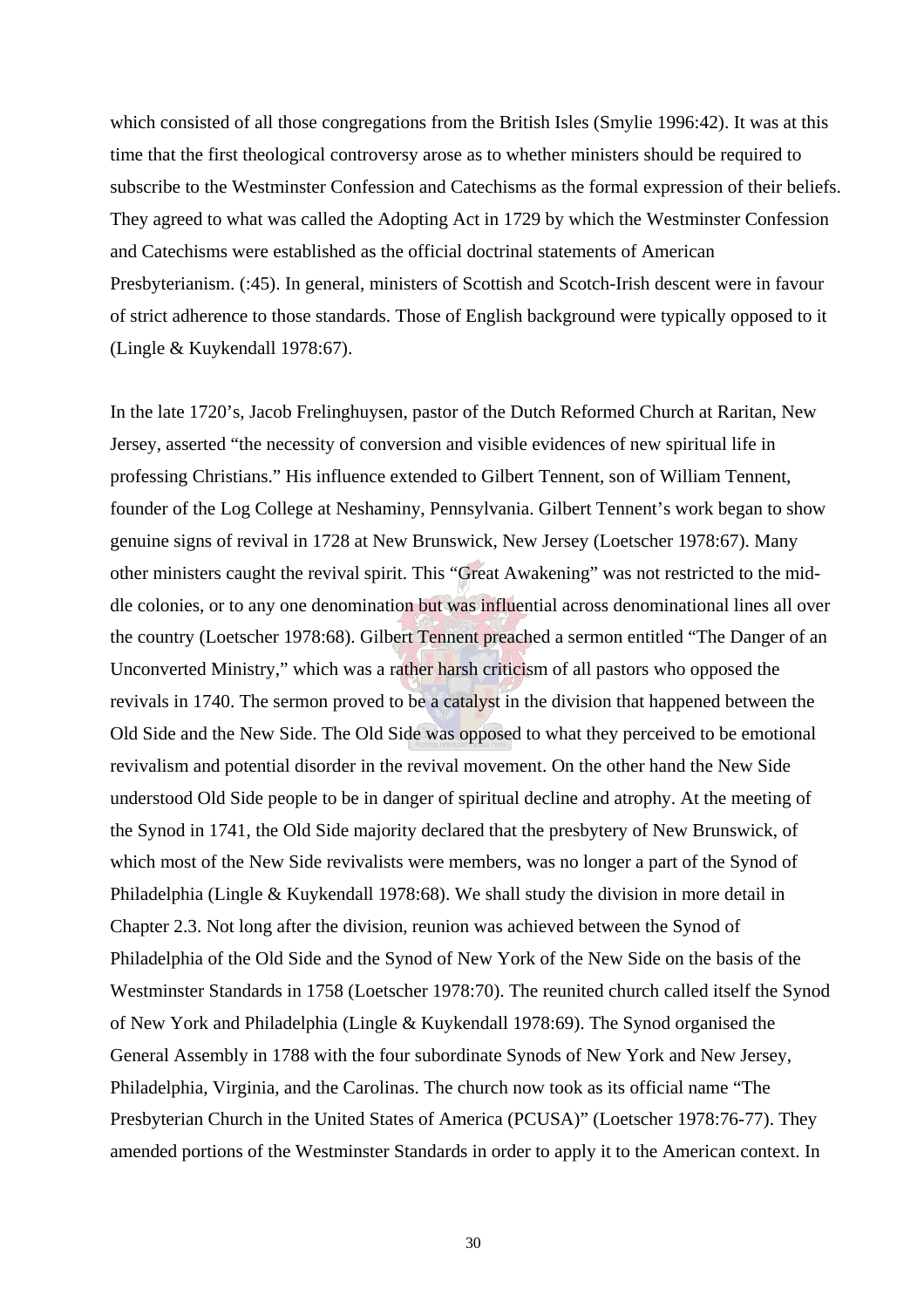which consisted of all those congregations from the British Isles (Smylie 1996:42). It was at this time that the first theological controversy arose as to whether ministers should be required to subscribe to the Westminster Confession and Catechisms as the formal expression of their beliefs. They agreed to what was called the Adopting Act in 1729 by which the Westminster Confession and Catechisms were established as the official doctrinal statements of American Presbyterianism. (:45). In general, ministers of Scottish and Scotch-Irish descent were in favour of strict adherence to those standards. Those of English background were typically opposed to it (Lingle & Kuykendall 1978:67).

In the late 1720's, Jacob Frelinghuysen, pastor of the Dutch Reformed Church at Raritan, New Jersey, asserted "the necessity of conversion and visible evidences of new spiritual life in professing Christians." His influence extended to Gilbert Tennent, son of William Tennent, founder of the Log College at Neshaminy, Pennsylvania. Gilbert Tennent's work began to show genuine signs of revival in 1728 at New Brunswick, New Jersey (Loetscher 1978:67). Many other ministers caught the revival spirit. This "Great Awakening" was not restricted to the middle colonies, or to any one denomination but was influential across denominational lines all over the country (Loetscher 1978:68). Gilbert Tennent preached a sermon entitled "The Danger of an Unconverted Ministry," which was a rather harsh criticism of all pastors who opposed the revivals in 1740. The sermon proved to be a catalyst in the division that happened between the Old Side and the New Side. The Old Side was opposed to what they perceived to be emotional revivalism and potential disorder in the revival movement. On the other hand the New Side understood Old Side people to be in danger of spiritual decline and atrophy. At the meeting of the Synod in 1741, the Old Side majority declared that the presbytery of New Brunswick, of which most of the New Side revivalists were members, was no longer a part of the Synod of Philadelphia (Lingle & Kuykendall 1978:68). We shall study the division in more detail in Chapter 2.3. Not long after the division, reunion was achieved between the Synod of Philadelphia of the Old Side and the Synod of New York of the New Side on the basis of the Westminster Standards in 1758 (Loetscher 1978:70). The reunited church called itself the Synod of New York and Philadelphia (Lingle & Kuykendall 1978:69). The Synod organised the General Assembly in 1788 with the four subordinate Synods of New York and New Jersey, Philadelphia, Virginia, and the Carolinas. The church now took as its official name "The Presbyterian Church in the United States of America (PCUSA)" (Loetscher 1978:76-77). They amended portions of the Westminster Standards in order to apply it to the American context. In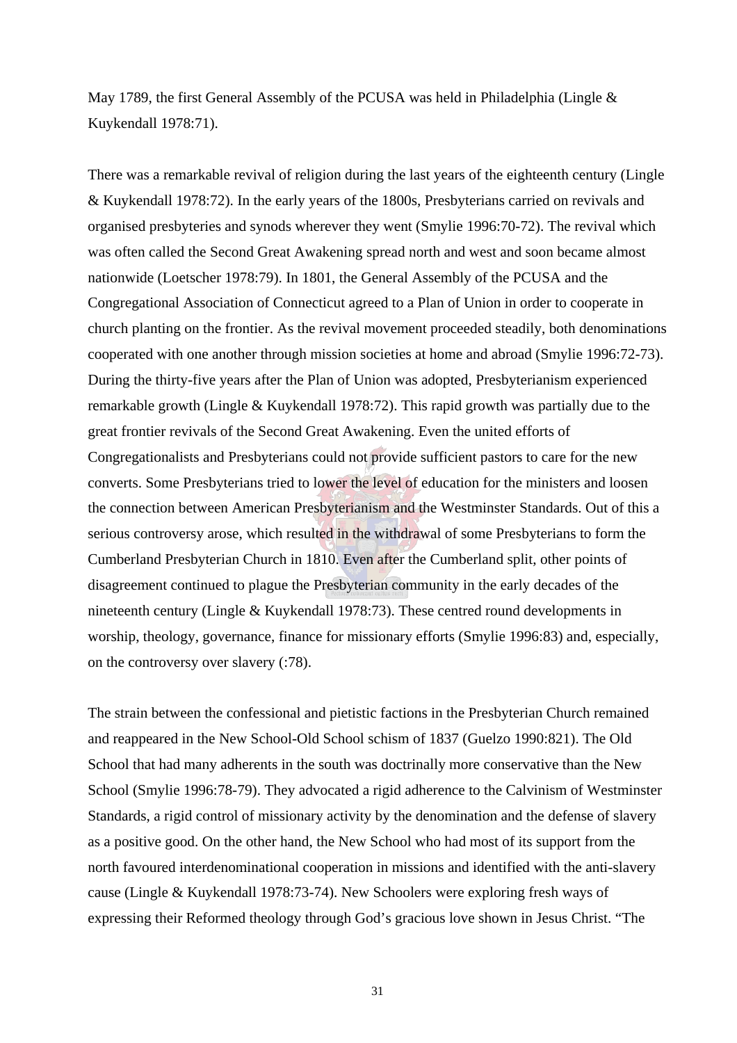May 1789, the first General Assembly of the PCUSA was held in Philadelphia (Lingle & Kuykendall 1978:71).

There was a remarkable revival of religion during the last years of the eighteenth century (Lingle & Kuykendall 1978:72). In the early years of the 1800s, Presbyterians carried on revivals and organised presbyteries and synods wherever they went (Smylie 1996:70-72). The revival which was often called the Second Great Awakening spread north and west and soon became almost nationwide (Loetscher 1978:79). In 1801, the General Assembly of the PCUSA and the Congregational Association of Connecticut agreed to a Plan of Union in order to cooperate in church planting on the frontier. As the revival movement proceeded steadily, both denominations cooperated with one another through mission societies at home and abroad (Smylie 1996:72-73). During the thirty-five years after the Plan of Union was adopted, Presbyterianism experienced remarkable growth (Lingle & Kuykendall 1978:72). This rapid growth was partially due to the great frontier revivals of the Second Great Awakening. Even the united efforts of Congregationalists and Presbyterians could not provide sufficient pastors to care for the new converts. Some Presbyterians tried to lower the level of education for the ministers and loosen the connection between American Presbyterianism and the Westminster Standards. Out of this a serious controversy arose, which resulted in the withdrawal of some Presbyterians to form the Cumberland Presbyterian Church in 1810. Even after the Cumberland split, other points of disagreement continued to plague the Presbyterian community in the early decades of the nineteenth century (Lingle & Kuykendall 1978:73). These centred round developments in worship, theology, governance, finance for missionary efforts (Smylie 1996:83) and, especially, on the controversy over slavery (:78).

The strain between the confessional and pietistic factions in the Presbyterian Church remained and reappeared in the New School-Old School schism of 1837 (Guelzo 1990:821). The Old School that had many adherents in the south was doctrinally more conservative than the New School (Smylie 1996:78-79). They advocated a rigid adherence to the Calvinism of Westminster Standards, a rigid control of missionary activity by the denomination and the defense of slavery as a positive good. On the other hand, the New School who had most of its support from the north favoured interdenominational cooperation in missions and identified with the anti-slavery cause (Lingle & Kuykendall 1978:73-74). New Schoolers were exploring fresh ways of expressing their Reformed theology through God's gracious love shown in Jesus Christ. "The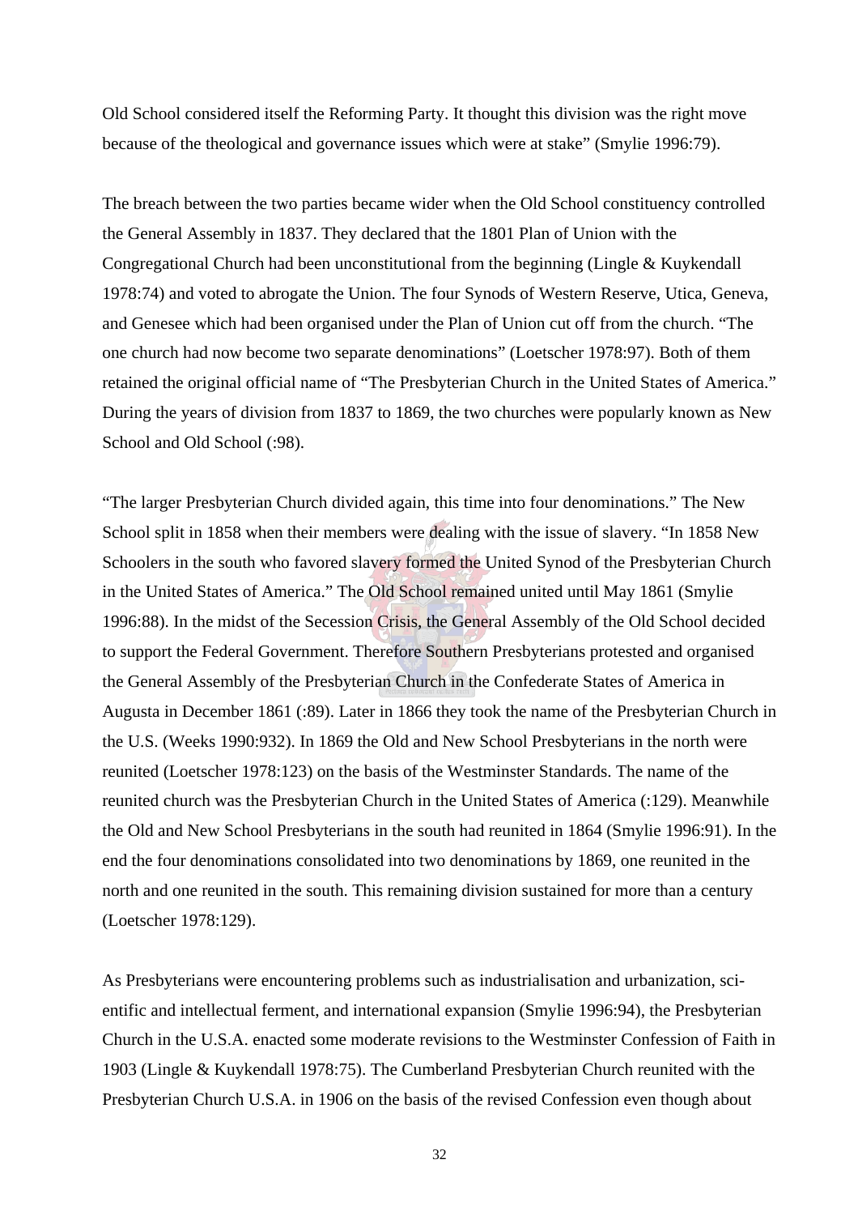Old School considered itself the Reforming Party. It thought this division was the right move because of the theological and governance issues which were at stake" (Smylie 1996:79).

The breach between the two parties became wider when the Old School constituency controlled the General Assembly in 1837. They declared that the 1801 Plan of Union with the Congregational Church had been unconstitutional from the beginning (Lingle & Kuykendall 1978:74) and voted to abrogate the Union. The four Synods of Western Reserve, Utica, Geneva, and Genesee which had been organised under the Plan of Union cut off from the church. "The one church had now become two separate denominations" (Loetscher 1978:97). Both of them retained the original official name of "The Presbyterian Church in the United States of America." During the years of division from 1837 to 1869, the two churches were popularly known as New School and Old School (:98).

"The larger Presbyterian Church divided again, this time into four denominations." The New School split in 1858 when their members were dealing with the issue of slavery. "In 1858 New Schoolers in the south who favored slavery formed the United Synod of the Presbyterian Church in the United States of America." The Old School remained united until May 1861 (Smylie 1996:88). In the midst of the Secession Crisis, the General Assembly of the Old School decided to support the Federal Government. Therefore Southern Presbyterians protested and organised the General Assembly of the Presbyterian Church in the Confederate States of America in Augusta in December 1861 (:89). Later in 1866 they took the name of the Presbyterian Church in the U.S. (Weeks 1990:932). In 1869 the Old and New School Presbyterians in the north were reunited (Loetscher 1978:123) on the basis of the Westminster Standards. The name of the reunited church was the Presbyterian Church in the United States of America (:129). Meanwhile the Old and New School Presbyterians in the south had reunited in 1864 (Smylie 1996:91). In the end the four denominations consolidated into two denominations by 1869, one reunited in the north and one reunited in the south. This remaining division sustained for more than a century (Loetscher 1978:129).

As Presbyterians were encountering problems such as industrialisation and urbanization, scientific and intellectual ferment, and international expansion (Smylie 1996:94), the Presbyterian Church in the U.S.A. enacted some moderate revisions to the Westminster Confession of Faith in 1903 (Lingle & Kuykendall 1978:75). The Cumberland Presbyterian Church reunited with the Presbyterian Church U.S.A. in 1906 on the basis of the revised Confession even though about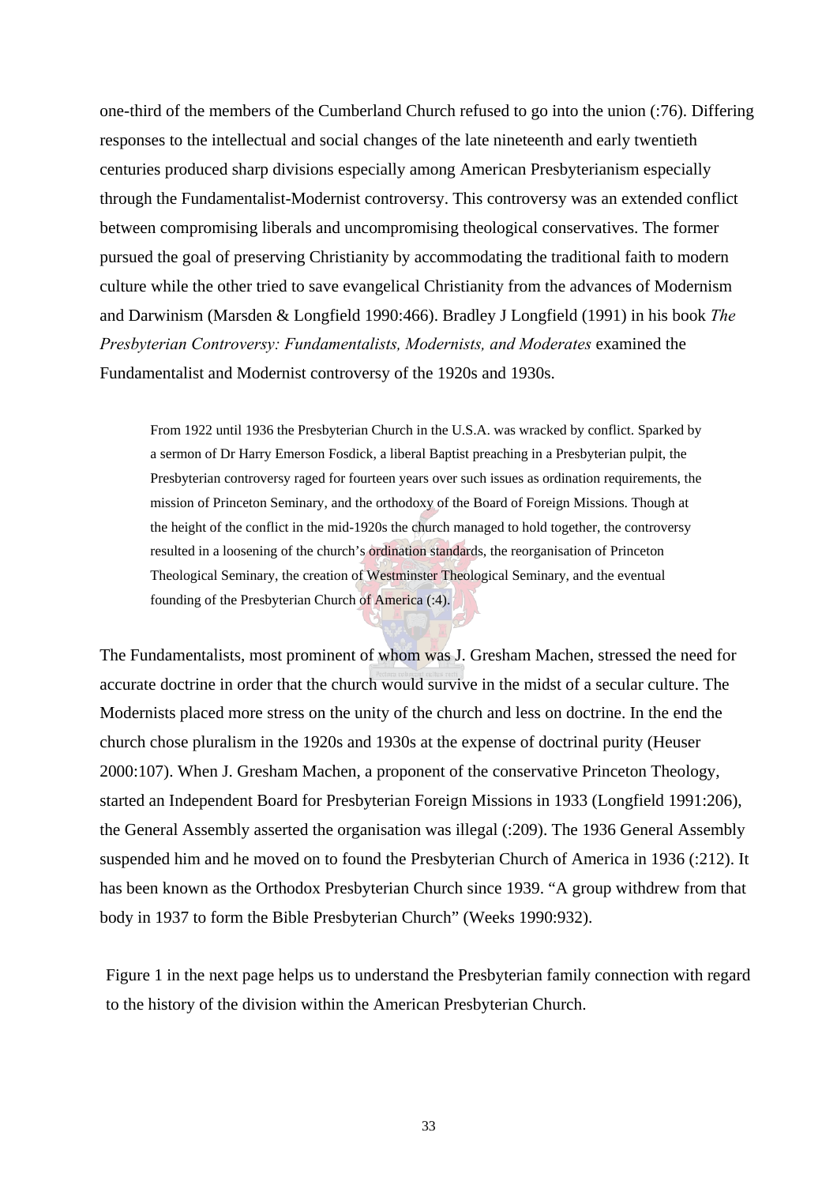one-third of the members of the Cumberland Church refused to go into the union (:76). Differing responses to the intellectual and social changes of the late nineteenth and early twentieth centuries produced sharp divisions especially among American Presbyterianism especially through the Fundamentalist-Modernist controversy. This controversy was an extended conflict between compromising liberals and uncompromising theological conservatives. The former pursued the goal of preserving Christianity by accommodating the traditional faith to modern culture while the other tried to save evangelical Christianity from the advances of Modernism and Darwinism (Marsden & Longfield 1990:466). Bradley J Longfield (1991) in his book *The Presbyterian Controversy: Fundamentalists, Modernists, and Moderates* examined the Fundamentalist and Modernist controversy of the 1920s and 1930s.

> From 1922 until 1936 the Presbyterian Church in the U.S.A. was wracked by conflict. Sparked by a sermon of Dr Harry Emerson Fosdick, a liberal Baptist preaching in a Presbyterian pulpit, the Presbyterian controversy raged for fourteen years over such issues as ordination requirements, the mission of Princeton Seminary, and the orthodoxy of the Board of Foreign Missions. Though at the height of the conflict in the mid-1920s the church managed to hold together, the controversy resulted in a loosening of the church's ordination standards, the reorganisation of Princeton Theological Seminary, the creation of Westminster Theological Seminary, and the eventual founding of the Presbyterian Church of America (:4).

The Fundamentalists, most prominent of whom was J. Gresham Machen, stressed the need for accurate doctrine in order that the church would survive in the midst of a secular culture. The Modernists placed more stress on the unity of the church and less on doctrine. In the end the church chose pluralism in the 1920s and 1930s at the expense of doctrinal purity (Heuser 2000:107). When J. Gresham Machen, a proponent of the conservative Princeton Theology, started an Independent Board for Presbyterian Foreign Missions in 1933 (Longfield 1991:206), the General Assembly asserted the organisation was illegal (:209). The 1936 General Assembly suspended him and he moved on to found the Presbyterian Church of America in 1936 (:212). It has been known as the Orthodox Presbyterian Church since 1939. "A group withdrew from that body in 1937 to form the Bible Presbyterian Church" (Weeks 1990:932).

Figure 1 in the next page helps us to understand the Presbyterian family connection with regard to the history of the division within the American Presbyterian Church.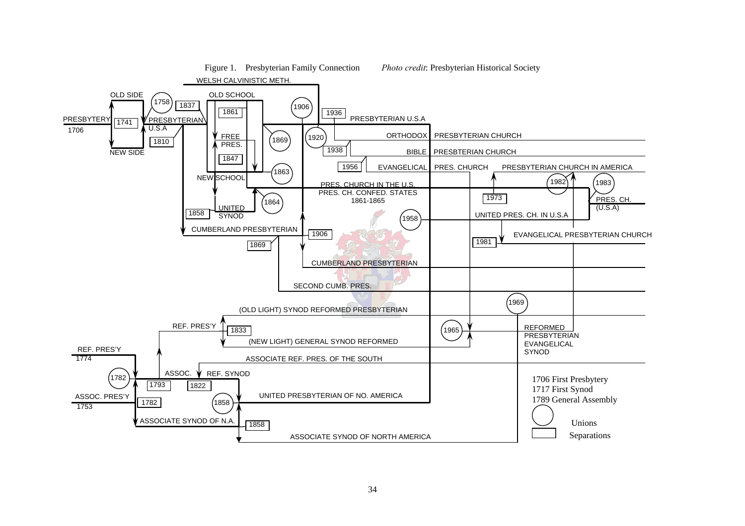Figure 1. Presbyterian Family Connection *Photo credit*: Presbyterian Historical Society

WELSH CALVINISTIC METH.

OLD SIDE

1758

1837

OLD SCHOOL

1861

1906

1936

PRESBYTERIAN U.S.A

PRESBYTERY 1706

1741

PRESBYTERIAN U.S.A

1810

FREE PRES.

1847

1869

1920

ORTHODOX PRESBYTERIAN CHURCH

NEW SIDE

1938

BIBLE PRESBTERIAN CHURCH

1956

EVANGELICAL PRES. CHURCH

PRESBYTERIAN CHURCH IN AMERICA

1863

NEW SCHOOL

PRES. CHURCH IN THE U.S.

PRES. CH. CONFED. STATES 1861-1865

1982

1983

1864

1973

PRES. CH. (U.S.A)

1858

UNITED SYNOD

1958

UNITED PRES. CH. IN U.S.A

CUMBERLAND PRESBYTERIAN

1906

1869

1981

EVANGELICAL PRESBYTERIAN CHURCH

CUMBERLAND PRESBYTERIAN

SECOND CUMB. PRES.

1969

(OLD LIGHT) SYNOD REFORMED PRESBYTERIAN

REF. PRES'Y

1833

1965

REFORMED PRESBYTERIAN EVANGELICAL SYNOD

(NEW LIGHT) GENERAL SYNOD REFORMED

REF. PRES'Y 1774

ASSOCIATE REF. PRES. OF THE SOUTH

1782

ASSOC.

REF. SYNOD

1793

1822

ASSOC. PRES'Y 1753

1782

1858

UNITED PRESBYTERIAN OF NO. AMERICA

ASSOCIATE SYNOD OF N.A.

1858

ASSOCIATE SYNOD OF NORTH AMERICA

1706 First Presbytery
1717 First Synod
1789 General Assembly

Unions

Separations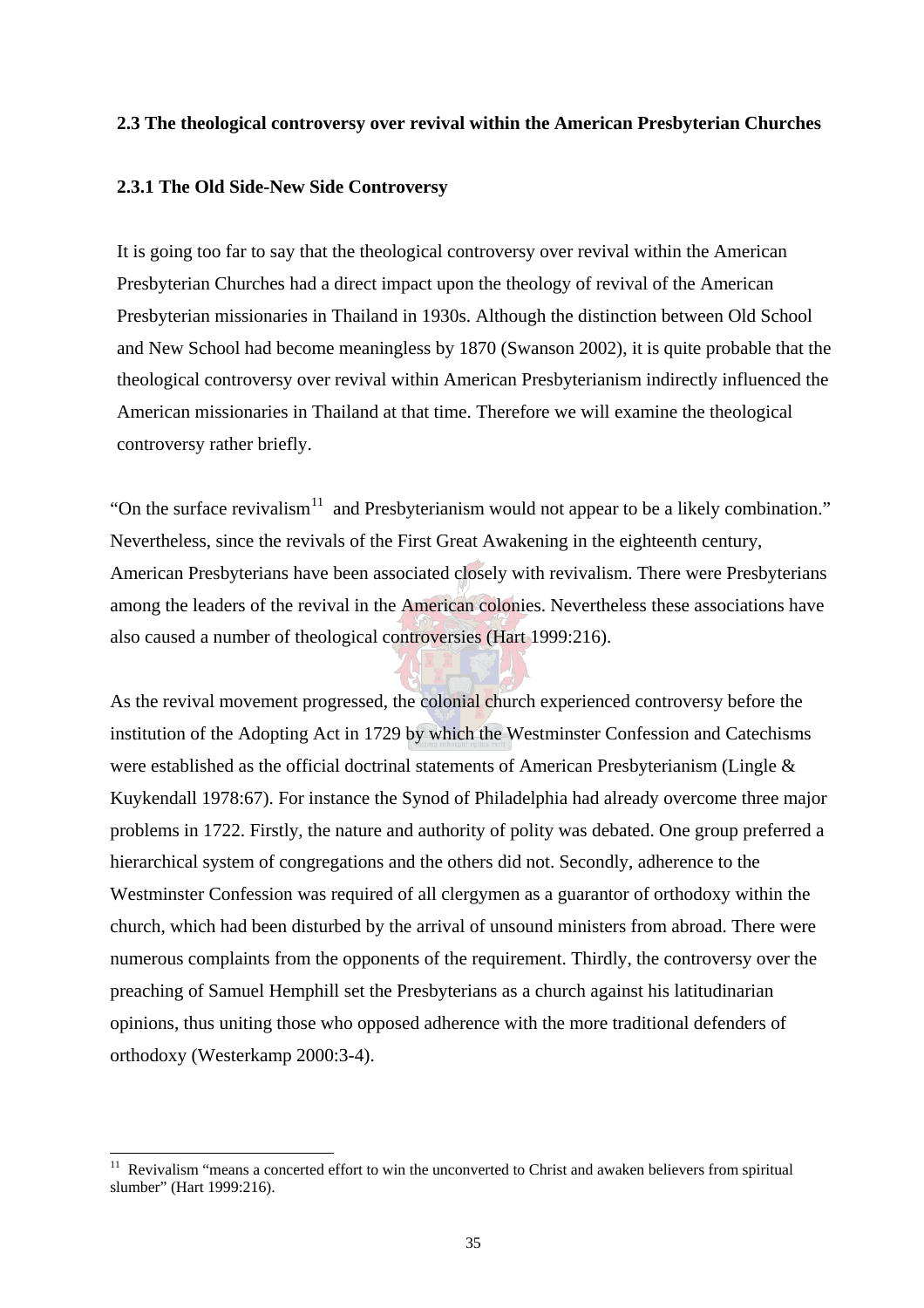### 2.3 The theological controversy over revival within the American Presbyterian Churches

#### 2.3.1 The Old Side-New Side Controversy

It is going too far to say that the theological controversy over revival within the American Presbyterian Churches had a direct impact upon the theology of revival of the American Presbyterian missionaries in Thailand in 1930s. Although the distinction between Old School and New School had become meaningless by 1870 (Swanson 2002), it is quite probable that the theological controversy over revival within American Presbyterianism indirectly influenced the American missionaries in Thailand at that time. Therefore we will examine the theological controversy rather briefly.

"On the surface revivalism[11] and Presbyterianism would not appear to be a likely combination." Nevertheless, since the revivals of the First Great Awakening in the eighteenth century, American Presbyterians have been associated closely with revivalism. There were Presbyterians among the leaders of the revival in the American colonies. Nevertheless these associations have also caused a number of theological controversies (Hart 1999:216).

As the revival movement progressed, the colonial church experienced controversy before the institution of the Adopting Act in 1729 by which the Westminster Confession and Catechisms were established as the official doctrinal statements of American Presbyterianism (Lingle & Kuykendall 1978:67). For instance the Synod of Philadelphia had already overcome three major problems in 1722. Firstly, the nature and authority of polity was debated. One group preferred a hierarchical system of congregations and the others did not. Secondly, adherence to the Westminster Confession was required of all clergymen as a guarantor of orthodoxy within the church, which had been disturbed by the arrival of unsound ministers from abroad. There were numerous complaints from the opponents of the requirement. Thirdly, the controversy over the preaching of Samuel Hemphill set the Presbyterians as a church against his latitudinarian opinions, thus uniting those who opposed adherence with the more traditional defenders of orthodoxy (Westerkamp 2000:3-4).

[11] Revivalism "means a concerted effort to win the unconverted to Christ and awaken believers from spiritual slumber" (Hart 1999:216).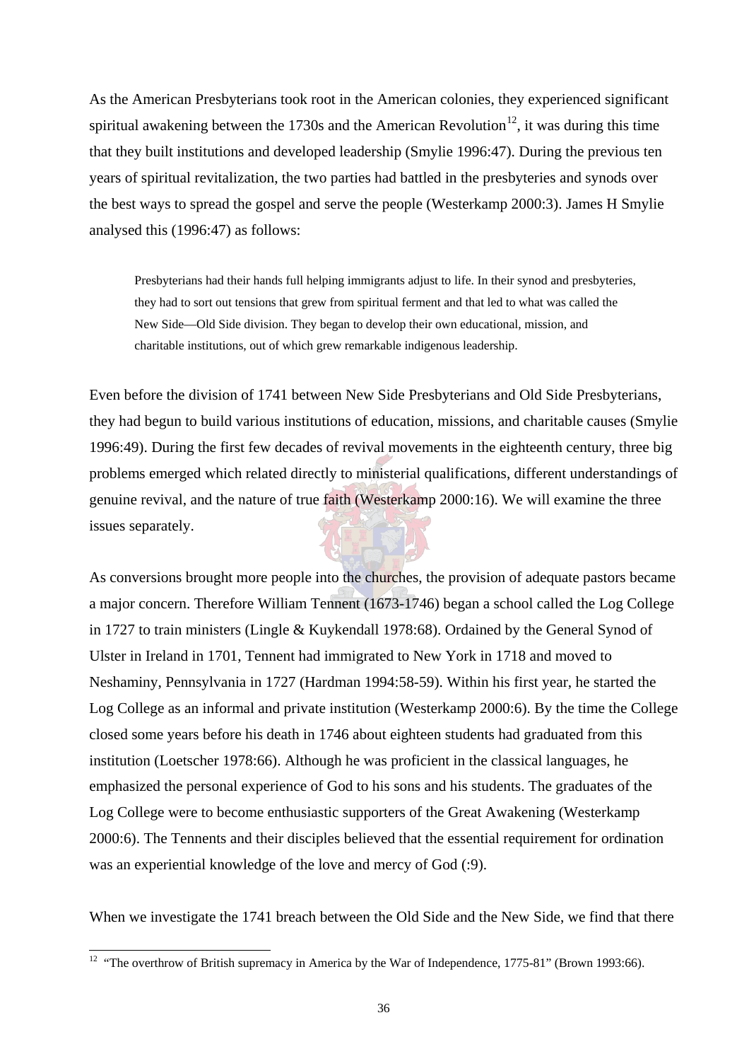As the American Presbyterians took root in the American colonies, they experienced significant spiritual awakening between the 1730s and the American Revolution[12], it was during this time that they built institutions and developed leadership (Smylie 1996:47). During the previous ten years of spiritual revitalization, the two parties had battled in the presbyteries and synods over the best ways to spread the gospel and serve the people (Westerkamp 2000:3). James H Smylie analysed this (1996:47) as follows:

> Presbyterians had their hands full helping immigrants adjust to life. In their synod and presbyteries, they had to sort out tensions that grew from spiritual ferment and that led to what was called the New Side—Old Side division. They began to develop their own educational, mission, and charitable institutions, out of which grew remarkable indigenous leadership.

Even before the division of 1741 between New Side Presbyterians and Old Side Presbyterians, they had begun to build various institutions of education, missions, and charitable causes (Smylie 1996:49). During the first few decades of revival movements in the eighteenth century, three big problems emerged which related directly to ministerial qualifications, different understandings of genuine revival, and the nature of true faith (Westerkamp 2000:16). We will examine the three issues separately.

As conversions brought more people into the churches, the provision of adequate pastors became a major concern. Therefore William Tennent (1673-1746) began a school called the Log College in 1727 to train ministers (Lingle & Kuykendall 1978:68). Ordained by the General Synod of Ulster in Ireland in 1701, Tennent had immigrated to New York in 1718 and moved to Neshaminy, Pennsylvania in 1727 (Hardman 1994:58-59). Within his first year, he started the Log College as an informal and private institution (Westerkamp 2000:6). By the time the College closed some years before his death in 1746 about eighteen students had graduated from this institution (Loetscher 1978:66). Although he was proficient in the classical languages, he emphasized the personal experience of God to his sons and his students. The graduates of the Log College were to become enthusiastic supporters of the Great Awakening (Westerkamp 2000:6). The Tennents and their disciples believed that the essential requirement for ordination was an experiential knowledge of the love and mercy of God (:9).

When we investigate the 1741 breach between the Old Side and the New Side, we find that there

[12] "The overthrow of British supremacy in America by the War of Independence, 1775-81" (Brown 1993:66).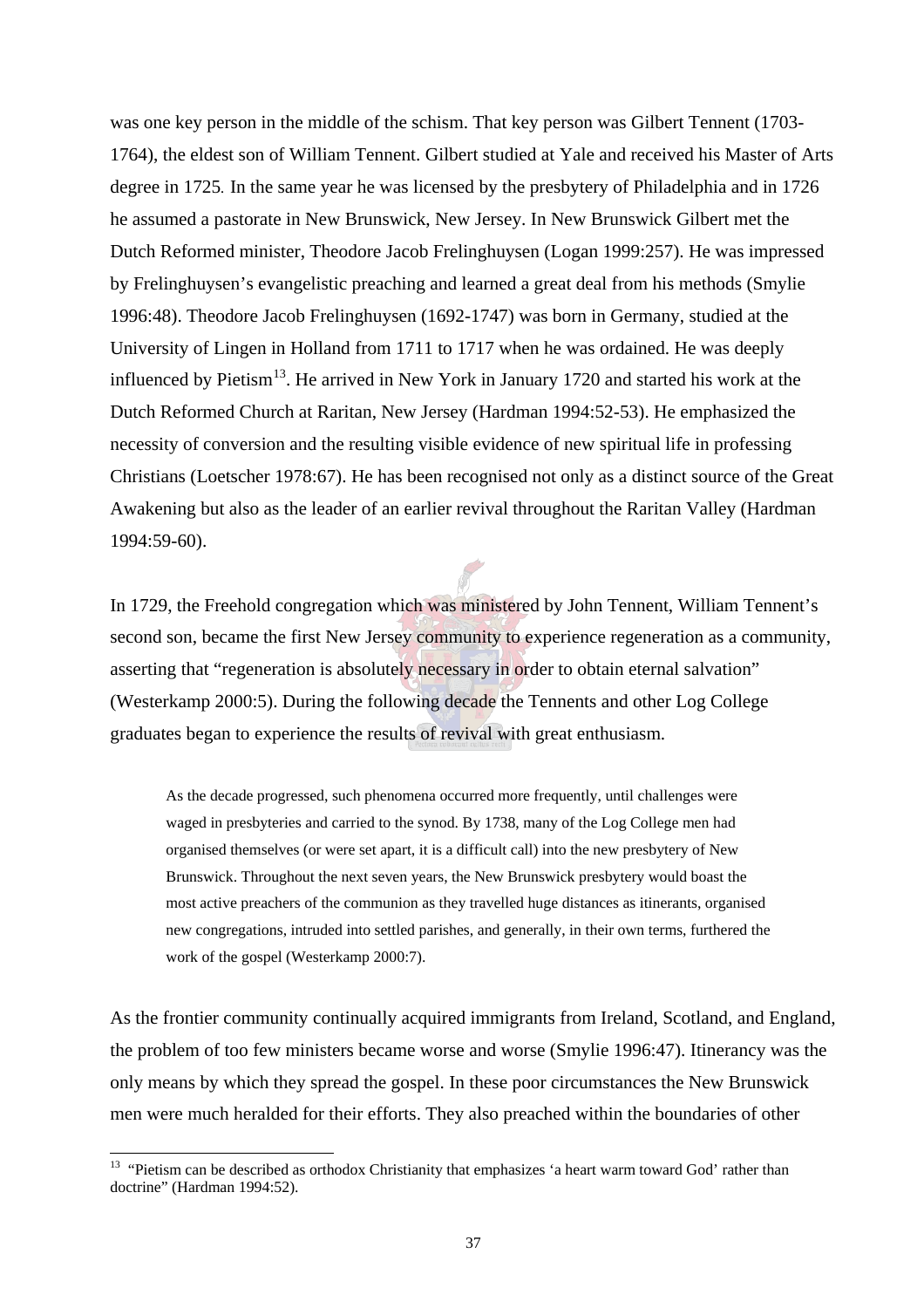was one key person in the middle of the schism. That key person was Gilbert Tennent (1703-1764), the eldest son of William Tennent. Gilbert studied at Yale and received his Master of Arts degree in 1725. In the same year he was licensed by the presbytery of Philadelphia and in 1726 he assumed a pastorate in New Brunswick, New Jersey. In New Brunswick Gilbert met the Dutch Reformed minister, Theodore Jacob Frelinghuysen (Logan 1999:257). He was impressed by Frelinghuysen's evangelistic preaching and learned a great deal from his methods (Smylie 1996:48). Theodore Jacob Frelinghuysen (1692-1747) was born in Germany, studied at the University of Lingen in Holland from 1711 to 1717 when he was ordained. He was deeply influenced by Pietism[13]. He arrived in New York in January 1720 and started his work at the Dutch Reformed Church at Raritan, New Jersey (Hardman 1994:52-53). He emphasized the necessity of conversion and the resulting visible evidence of new spiritual life in professing Christians (Loetscher 1978:67). He has been recognised not only as a distinct source of the Great Awakening but also as the leader of an earlier revival throughout the Raritan Valley (Hardman 1994:59-60).

In 1729, the Freehold congregation which was ministered by John Tennent, William Tennent's second son, became the first New Jersey community to experience regeneration as a community, asserting that "regeneration is absolutely necessary in order to obtain eternal salvation" (Westerkamp 2000:5). During the following decade the Tennents and other Log College graduates began to experience the results of revival with great enthusiasm.

> As the decade progressed, such phenomena occurred more frequently, until challenges were waged in presbyteries and carried to the synod. By 1738, many of the Log College men had organised themselves (or were set apart, it is a difficult call) into the new presbytery of New Brunswick. Throughout the next seven years, the New Brunswick presbytery would boast the most active preachers of the communion as they travelled huge distances as itinerants, organised new congregations, intruded into settled parishes, and generally, in their own terms, furthered the work of the gospel (Westerkamp 2000:7).

As the frontier community continually acquired immigrants from Ireland, Scotland, and England, the problem of too few ministers became worse and worse (Smylie 1996:47). Itinerancy was the only means by which they spread the gospel. In these poor circumstances the New Brunswick men were much heralded for their efforts. They also preached within the boundaries of other

---

[13] "Pietism can be described as orthodox Christianity that emphasizes 'a heart warm toward God' rather than doctrine" (Hardman 1994:52).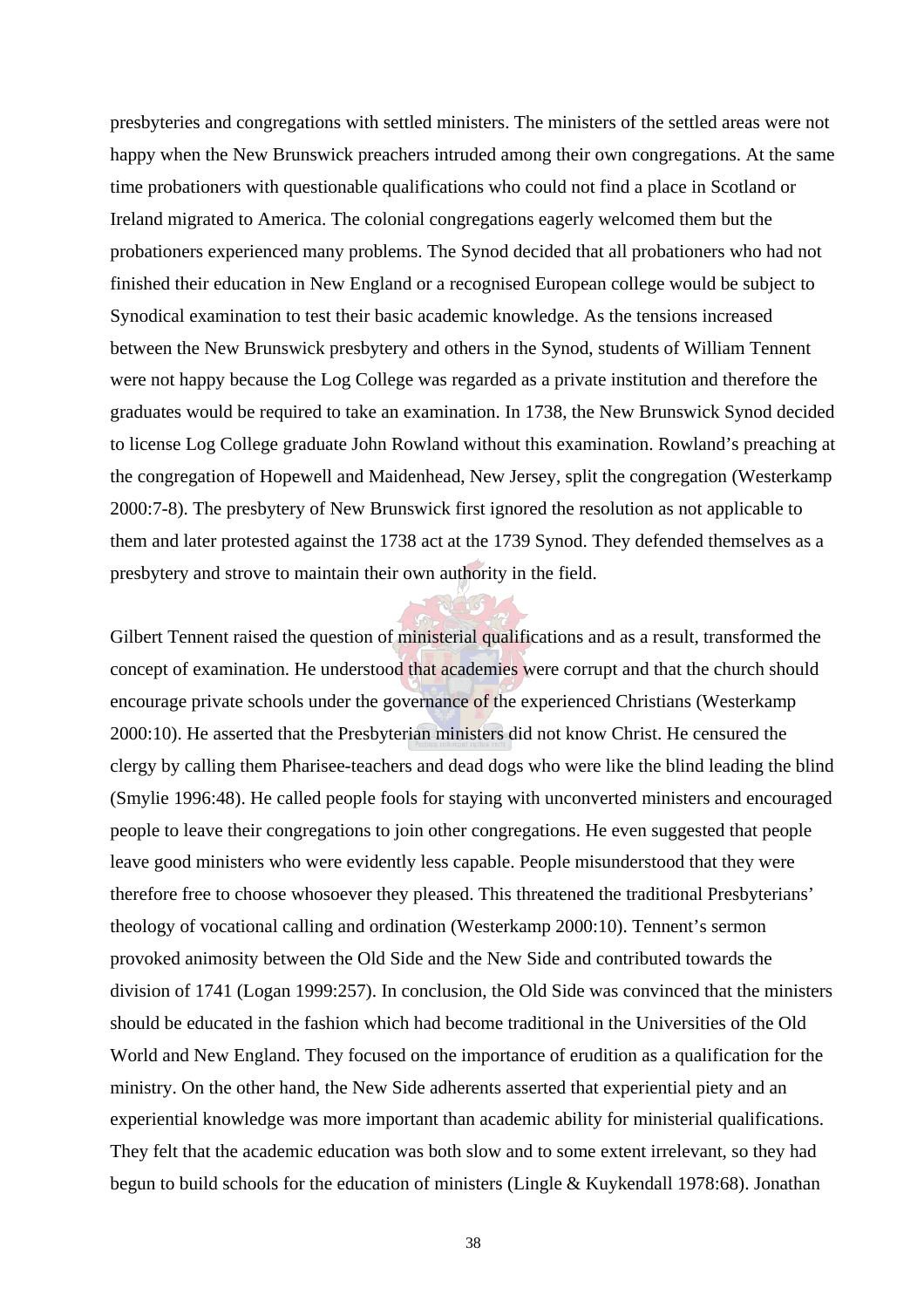presbyteries and congregations with settled ministers. The ministers of the settled areas were not happy when the New Brunswick preachers intruded among their own congregations. At the same time probationers with questionable qualifications who could not find a place in Scotland or Ireland migrated to America. The colonial congregations eagerly welcomed them but the probationers experienced many problems. The Synod decided that all probationers who had not finished their education in New England or a recognised European college would be subject to Synodical examination to test their basic academic knowledge. As the tensions increased between the New Brunswick presbytery and others in the Synod, students of William Tennent were not happy because the Log College was regarded as a private institution and therefore the graduates would be required to take an examination. In 1738, the New Brunswick Synod decided to license Log College graduate John Rowland without this examination. Rowland's preaching at the congregation of Hopewell and Maidenhead, New Jersey, split the congregation (Westerkamp 2000:7-8). The presbytery of New Brunswick first ignored the resolution as not applicable to them and later protested against the 1738 act at the 1739 Synod. They defended themselves as a presbytery and strove to maintain their own authority in the field.

Gilbert Tennent raised the question of ministerial qualifications and as a result, transformed the concept of examination. He understood that academies were corrupt and that the church should encourage private schools under the governance of the experienced Christians (Westerkamp 2000:10). He asserted that the Presbyterian ministers did not know Christ. He censured the clergy by calling them Pharisee-teachers and dead dogs who were like the blind leading the blind (Smylie 1996:48). He called people fools for staying with unconverted ministers and encouraged people to leave their congregations to join other congregations. He even suggested that people leave good ministers who were evidently less capable. People misunderstood that they were therefore free to choose whosoever they pleased. This threatened the traditional Presbyterians' theology of vocational calling and ordination (Westerkamp 2000:10). Tennent's sermon provoked animosity between the Old Side and the New Side and contributed towards the division of 1741 (Logan 1999:257). In conclusion, the Old Side was convinced that the ministers should be educated in the fashion which had become traditional in the Universities of the Old World and New England. They focused on the importance of erudition as a qualification for the ministry. On the other hand, the New Side adherents asserted that experiential piety and an experiential knowledge was more important than academic ability for ministerial qualifications. They felt that the academic education was both slow and to some extent irrelevant, so they had begun to build schools for the education of ministers (Lingle & Kuykendall 1978:68). Jonathan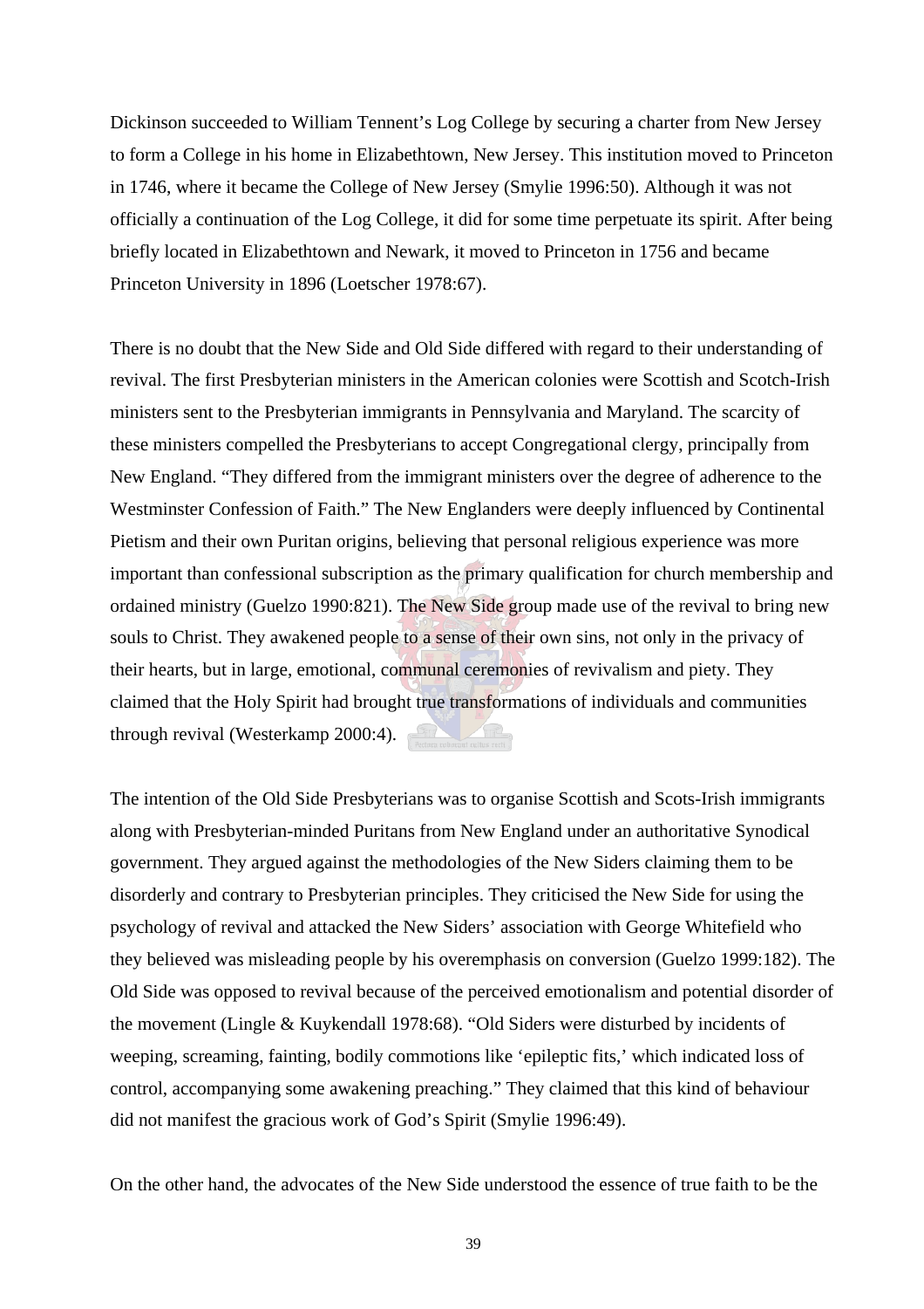Dickinson succeeded to William Tennent's Log College by securing a charter from New Jersey to form a College in his home in Elizabethtown, New Jersey. This institution moved to Princeton in 1746, where it became the College of New Jersey (Smylie 1996:50). Although it was not officially a continuation of the Log College, it did for some time perpetuate its spirit. After being briefly located in Elizabethtown and Newark, it moved to Princeton in 1756 and became Princeton University in 1896 (Loetscher 1978:67).

There is no doubt that the New Side and Old Side differed with regard to their understanding of revival. The first Presbyterian ministers in the American colonies were Scottish and Scotch-Irish ministers sent to the Presbyterian immigrants in Pennsylvania and Maryland. The scarcity of these ministers compelled the Presbyterians to accept Congregational clergy, principally from New England. "They differed from the immigrant ministers over the degree of adherence to the Westminster Confession of Faith." The New Englanders were deeply influenced by Continental Pietism and their own Puritan origins, believing that personal religious experience was more important than confessional subscription as the primary qualification for church membership and ordained ministry (Guelzo 1990:821). The New Side group made use of the revival to bring new souls to Christ. They awakened people to a sense of their own sins, not only in the privacy of their hearts, but in large, emotional, communal ceremonies of revivalism and piety. They claimed that the Holy Spirit had brought true transformations of individuals and communities through revival (Westerkamp 2000:4).

The intention of the Old Side Presbyterians was to organise Scottish and Scots-Irish immigrants along with Presbyterian-minded Puritans from New England under an authoritative Synodical government. They argued against the methodologies of the New Siders claiming them to be disorderly and contrary to Presbyterian principles. They criticised the New Side for using the psychology of revival and attacked the New Siders' association with George Whitefield who they believed was misleading people by his overemphasis on conversion (Guelzo 1999:182). The Old Side was opposed to revival because of the perceived emotionalism and potential disorder of the movement (Lingle & Kuykendall 1978:68). "Old Siders were disturbed by incidents of weeping, screaming, fainting, bodily commotions like 'epileptic fits,' which indicated loss of control, accompanying some awakening preaching." They claimed that this kind of behaviour did not manifest the gracious work of God's Spirit (Smylie 1996:49).

On the other hand, the advocates of the New Side understood the essence of true faith to be the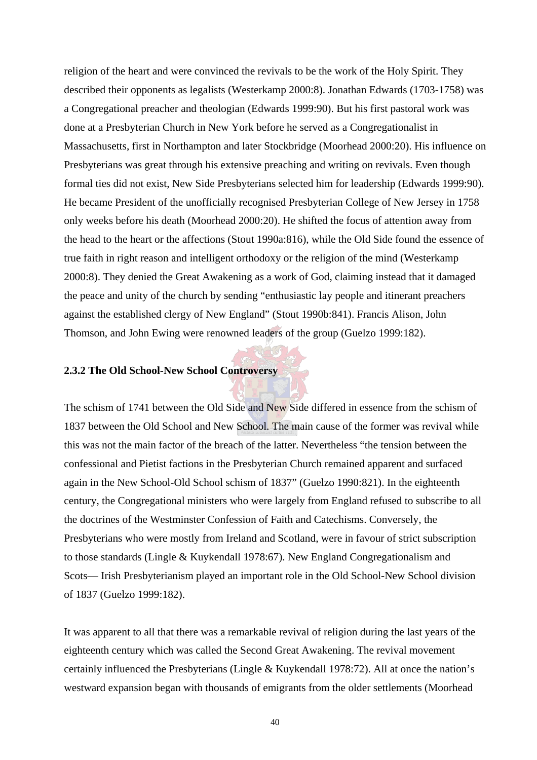religion of the heart and were convinced the revivals to be the work of the Holy Spirit. They described their opponents as legalists (Westerkamp 2000:8). Jonathan Edwards (1703-1758) was a Congregational preacher and theologian (Edwards 1999:90). But his first pastoral work was done at a Presbyterian Church in New York before he served as a Congregationalist in Massachusetts, first in Northampton and later Stockbridge (Moorhead 2000:20). His influence on Presbyterians was great through his extensive preaching and writing on revivals. Even though formal ties did not exist, New Side Presbyterians selected him for leadership (Edwards 1999:90). He became President of the unofficially recognised Presbyterian College of New Jersey in 1758 only weeks before his death (Moorhead 2000:20). He shifted the focus of attention away from the head to the heart or the affections (Stout 1990a:816), while the Old Side found the essence of true faith in right reason and intelligent orthodoxy or the religion of the mind (Westerkamp 2000:8). They denied the Great Awakening as a work of God, claiming instead that it damaged the peace and unity of the church by sending "enthusiastic lay people and itinerant preachers against the established clergy of New England" (Stout 1990b:841). Francis Alison, John Thomson, and John Ewing were renowned leaders of the group (Guelzo 1999:182).

### 2.3.2 The Old School-New School Controversy

The schism of 1741 between the Old Side and New Side differed in essence from the schism of 1837 between the Old School and New School. The main cause of the former was revival while this was not the main factor of the breach of the latter. Nevertheless "the tension between the confessional and Pietist factions in the Presbyterian Church remained apparent and surfaced again in the New School-Old School schism of 1837" (Guelzo 1990:821). In the eighteenth century, the Congregational ministers who were largely from England refused to subscribe to all the doctrines of the Westminster Confession of Faith and Catechisms. Conversely, the Presbyterians who were mostly from Ireland and Scotland, were in favour of strict subscription to those standards (Lingle & Kuykendall 1978:67). New England Congregationalism and Scots— Irish Presbyterianism played an important role in the Old School-New School division of 1837 (Guelzo 1999:182).

It was apparent to all that there was a remarkable revival of religion during the last years of the eighteenth century which was called the Second Great Awakening. The revival movement certainly influenced the Presbyterians (Lingle & Kuykendall 1978:72). All at once the nation's westward expansion began with thousands of emigrants from the older settlements (Moorhead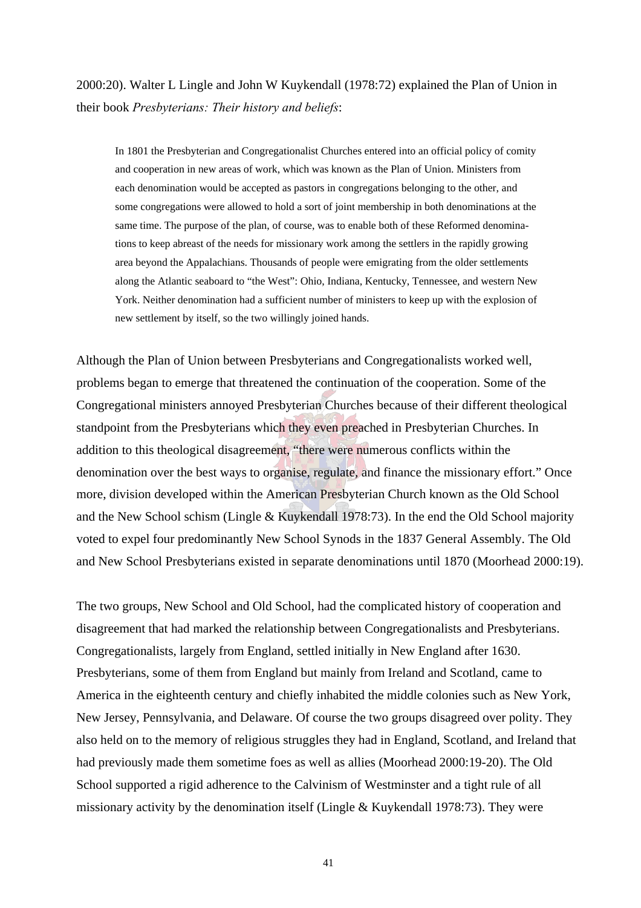2000:20). Walter L Lingle and John W Kuykendall (1978:72) explained the Plan of Union in their book *Presbyterians: Their history and beliefs*:

> In 1801 the Presbyterian and Congregationalist Churches entered into an official policy of comity and cooperation in new areas of work, which was known as the Plan of Union. Ministers from each denomination would be accepted as pastors in congregations belonging to the other, and some congregations were allowed to hold a sort of joint membership in both denominations at the same time. The purpose of the plan, of course, was to enable both of these Reformed denominations to keep abreast of the needs for missionary work among the settlers in the rapidly growing area beyond the Appalachians. Thousands of people were emigrating from the older settlements along the Atlantic seaboard to "the West": Ohio, Indiana, Kentucky, Tennessee, and western New York. Neither denomination had a sufficient number of ministers to keep up with the explosion of new settlement by itself, so the two willingly joined hands.

Although the Plan of Union between Presbyterians and Congregationalists worked well, problems began to emerge that threatened the continuation of the cooperation. Some of the Congregational ministers annoyed Presbyterian Churches because of their different theological standpoint from the Presbyterians which they even preached in Presbyterian Churches. In addition to this theological disagreement, "there were numerous conflicts within the denomination over the best ways to organise, regulate, and finance the missionary effort." Once more, division developed within the American Presbyterian Church known as the Old School and the New School schism (Lingle & Kuykendall 1978:73). In the end the Old School majority voted to expel four predominantly New School Synods in the 1837 General Assembly. The Old and New School Presbyterians existed in separate denominations until 1870 (Moorhead 2000:19).

The two groups, New School and Old School, had the complicated history of cooperation and disagreement that had marked the relationship between Congregationalists and Presbyterians. Congregationalists, largely from England, settled initially in New England after 1630. Presbyterians, some of them from England but mainly from Ireland and Scotland, came to America in the eighteenth century and chiefly inhabited the middle colonies such as New York, New Jersey, Pennsylvania, and Delaware. Of course the two groups disagreed over polity. They also held on to the memory of religious struggles they had in England, Scotland, and Ireland that had previously made them sometime foes as well as allies (Moorhead 2000:19-20). The Old School supported a rigid adherence to the Calvinism of Westminster and a tight rule of all missionary activity by the denomination itself (Lingle & Kuykendall 1978:73). They were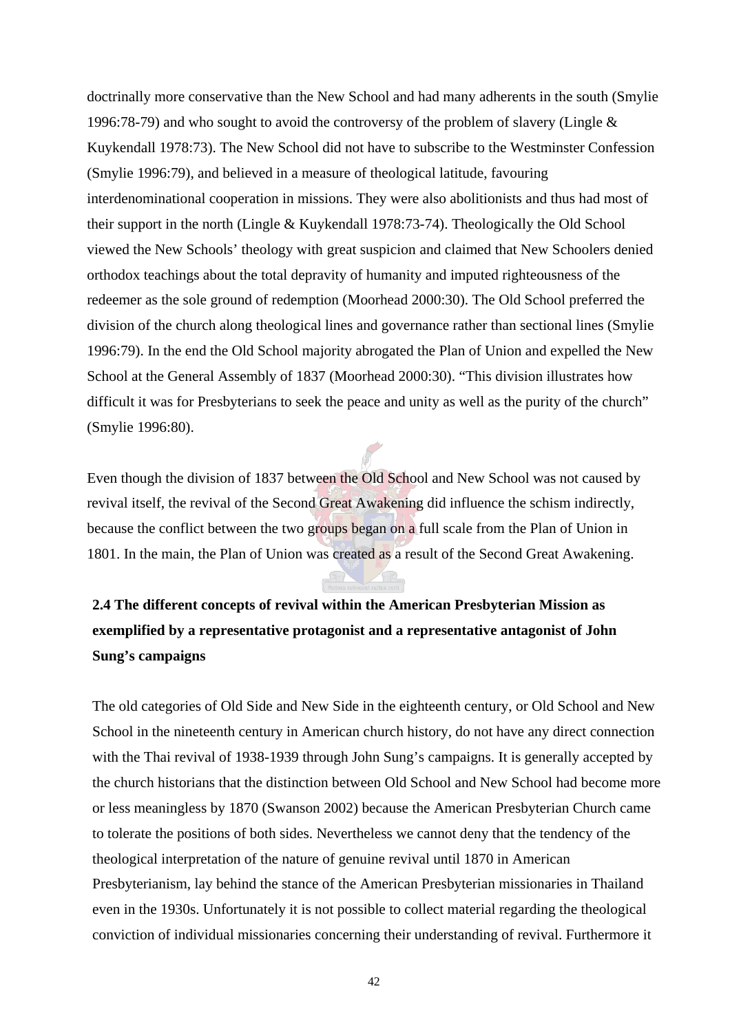doctrinally more conservative than the New School and had many adherents in the south (Smylie 1996:78-79) and who sought to avoid the controversy of the problem of slavery (Lingle & Kuykendall 1978:73). The New School did not have to subscribe to the Westminster Confession (Smylie 1996:79), and believed in a measure of theological latitude, favouring interdenominational cooperation in missions. They were also abolitionists and thus had most of their support in the north (Lingle & Kuykendall 1978:73-74). Theologically the Old School viewed the New Schools' theology with great suspicion and claimed that New Schoolers denied orthodox teachings about the total depravity of humanity and imputed righteousness of the redeemer as the sole ground of redemption (Moorhead 2000:30). The Old School preferred the division of the church along theological lines and governance rather than sectional lines (Smylie 1996:79). In the end the Old School majority abrogated the Plan of Union and expelled the New School at the General Assembly of 1837 (Moorhead 2000:30). "This division illustrates how difficult it was for Presbyterians to seek the peace and unity as well as the purity of the church" (Smylie 1996:80).

Even though the division of 1837 between the Old School and New School was not caused by revival itself, the revival of the Second Great Awakening did influence the schism indirectly, because the conflict between the two groups began on a full scale from the Plan of Union in 1801. In the main, the Plan of Union was created as a result of the Second Great Awakening.

## 2.4 The different concepts of revival within the American Presbyterian Mission as exemplified by a representative protagonist and a representative antagonist of John Sung's campaigns

The old categories of Old Side and New Side in the eighteenth century, or Old School and New School in the nineteenth century in American church history, do not have any direct connection with the Thai revival of 1938-1939 through John Sung's campaigns. It is generally accepted by the church historians that the distinction between Old School and New School had become more or less meaningless by 1870 (Swanson 2002) because the American Presbyterian Church came to tolerate the positions of both sides. Nevertheless we cannot deny that the tendency of the theological interpretation of the nature of genuine revival until 1870 in American Presbyterianism, lay behind the stance of the American Presbyterian missionaries in Thailand even in the 1930s. Unfortunately it is not possible to collect material regarding the theological conviction of individual missionaries concerning their understanding of revival. Furthermore it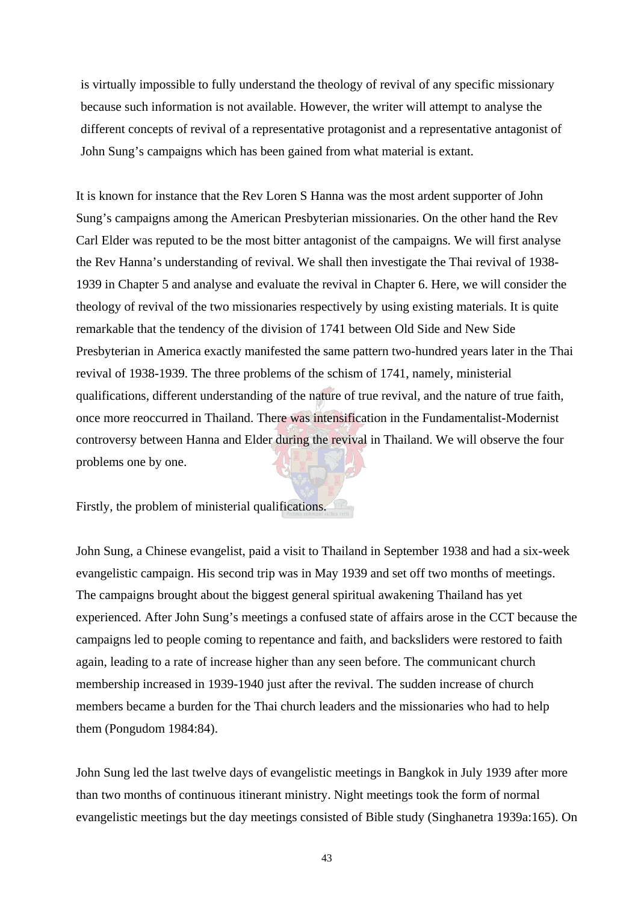is virtually impossible to fully understand the theology of revival of any specific missionary because such information is not available. However, the writer will attempt to analyse the different concepts of revival of a representative protagonist and a representative antagonist of John Sung's campaigns which has been gained from what material is extant.

It is known for instance that the Rev Loren S Hanna was the most ardent supporter of John Sung's campaigns among the American Presbyterian missionaries. On the other hand the Rev Carl Elder was reputed to be the most bitter antagonist of the campaigns. We will first analyse the Rev Hanna's understanding of revival. We shall then investigate the Thai revival of 1938-1939 in Chapter 5 and analyse and evaluate the revival in Chapter 6. Here, we will consider the theology of revival of the two missionaries respectively by using existing materials. It is quite remarkable that the tendency of the division of 1741 between Old Side and New Side Presbyterian in America exactly manifested the same pattern two-hundred years later in the Thai revival of 1938-1939. The three problems of the schism of 1741, namely, ministerial qualifications, different understanding of the nature of true revival, and the nature of true faith, once more reoccurred in Thailand. There was intensification in the Fundamentalist-Modernist controversy between Hanna and Elder during the revival in Thailand. We will observe the four problems one by one.

Firstly, the problem of ministerial qualifications.

John Sung, a Chinese evangelist, paid a visit to Thailand in September 1938 and had a six-week evangelistic campaign. His second trip was in May 1939 and set off two months of meetings. The campaigns brought about the biggest general spiritual awakening Thailand has yet experienced. After John Sung's meetings a confused state of affairs arose in the CCT because the campaigns led to people coming to repentance and faith, and backsliders were restored to faith again, leading to a rate of increase higher than any seen before. The communicant church membership increased in 1939-1940 just after the revival. The sudden increase of church members became a burden for the Thai church leaders and the missionaries who had to help them (Pongudom 1984:84).

John Sung led the last twelve days of evangelistic meetings in Bangkok in July 1939 after more than two months of continuous itinerant ministry. Night meetings took the form of normal evangelistic meetings but the day meetings consisted of Bible study (Singhanetra 1939a:165). On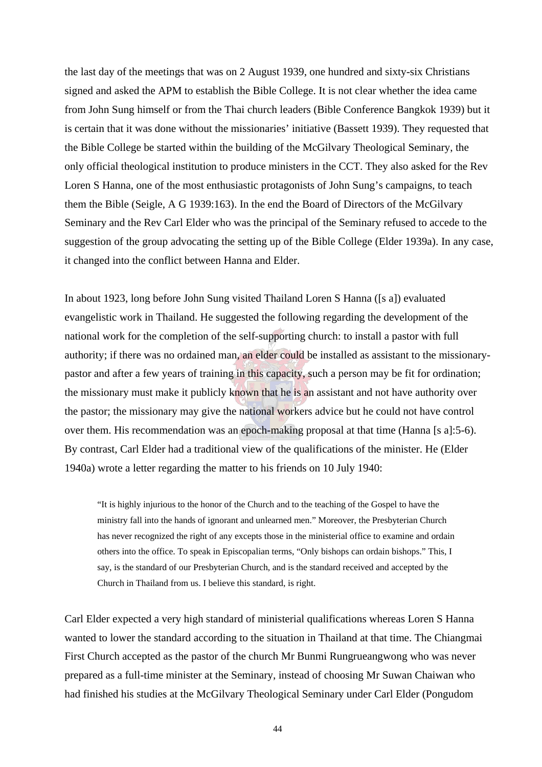the last day of the meetings that was on 2 August 1939, one hundred and sixty-six Christians signed and asked the APM to establish the Bible College. It is not clear whether the idea came from John Sung himself or from the Thai church leaders (Bible Conference Bangkok 1939) but it is certain that it was done without the missionaries' initiative (Bassett 1939). They requested that the Bible College be started within the building of the McGilvary Theological Seminary, the only official theological institution to produce ministers in the CCT. They also asked for the Rev Loren S Hanna, one of the most enthusiastic protagonists of John Sung's campaigns, to teach them the Bible (Seigle, A G 1939:163). In the end the Board of Directors of the McGilvary Seminary and the Rev Carl Elder who was the principal of the Seminary refused to accede to the suggestion of the group advocating the setting up of the Bible College (Elder 1939a). In any case, it changed into the conflict between Hanna and Elder.

In about 1923, long before John Sung visited Thailand Loren S Hanna ([s a]) evaluated evangelistic work in Thailand. He suggested the following regarding the development of the national work for the completion of the self-supporting church: to install a pastor with full authority; if there was no ordained man, an elder could be installed as assistant to the missionary-pastor and after a few years of training in this capacity, such a person may be fit for ordination; the missionary must make it publicly known that he is an assistant and not have authority over the pastor; the missionary may give the national workers advice but he could not have control over them. His recommendation was an epoch-making proposal at that time (Hanna [s a]:5-6). By contrast, Carl Elder had a traditional view of the qualifications of the minister. He (Elder 1940a) wrote a letter regarding the matter to his friends on 10 July 1940:

> "It is highly injurious to the honor of the Church and to the teaching of the Gospel to have the ministry fall into the hands of ignorant and unlearned men." Moreover, the Presbyterian Church has never recognized the right of any excepts those in the ministerial office to examine and ordain others into the office. To speak in Episcopalian terms, "Only bishops can ordain bishops." This, I say, is the standard of our Presbyterian Church, and is the standard received and accepted by the Church in Thailand from us. I believe this standard, is right.

Carl Elder expected a very high standard of ministerial qualifications whereas Loren S Hanna wanted to lower the standard according to the situation in Thailand at that time. The Chiangmai First Church accepted as the pastor of the church Mr Bunmi Rungrueangwong who was never prepared as a full-time minister at the Seminary, instead of choosing Mr Suwan Chaiwan who had finished his studies at the McGilvary Theological Seminary under Carl Elder (Pongudom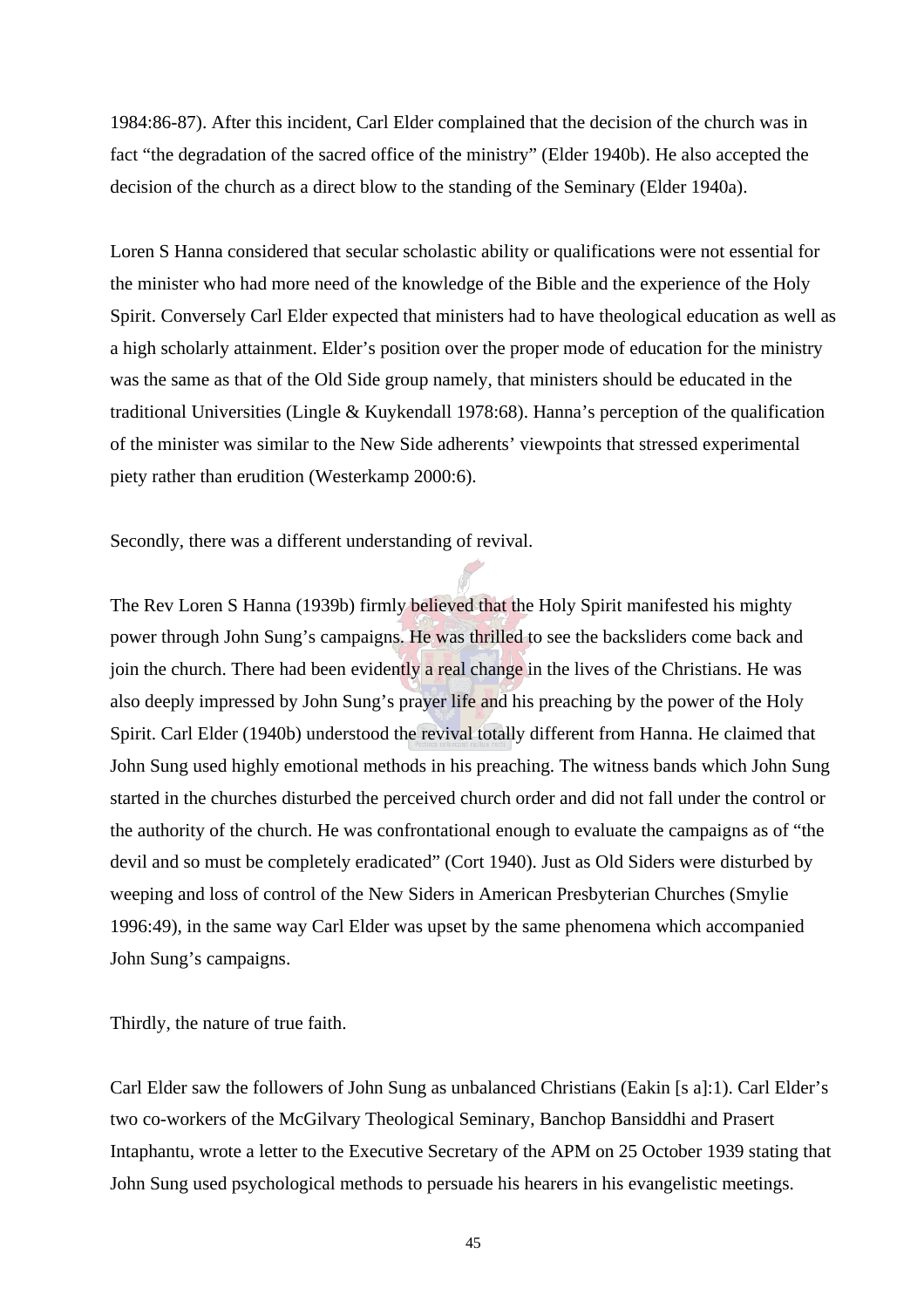1984:86-87). After this incident, Carl Elder complained that the decision of the church was in fact "the degradation of the sacred office of the ministry" (Elder 1940b). He also accepted the decision of the church as a direct blow to the standing of the Seminary (Elder 1940a).

Loren S Hanna considered that secular scholastic ability or qualifications were not essential for the minister who had more need of the knowledge of the Bible and the experience of the Holy Spirit. Conversely Carl Elder expected that ministers had to have theological education as well as a high scholarly attainment. Elder's position over the proper mode of education for the ministry was the same as that of the Old Side group namely, that ministers should be educated in the traditional Universities (Lingle & Kuykendall 1978:68). Hanna's perception of the qualification of the minister was similar to the New Side adherents' viewpoints that stressed experimental piety rather than erudition (Westerkamp 2000:6).

Secondly, there was a different understanding of revival.

The Rev Loren S Hanna (1939b) firmly believed that the Holy Spirit manifested his mighty power through John Sung's campaigns. He was thrilled to see the backsliders come back and join the church. There had been evidently a real change in the lives of the Christians. He was also deeply impressed by John Sung's prayer life and his preaching by the power of the Holy Spirit. Carl Elder (1940b) understood the revival totally different from Hanna. He claimed that John Sung used highly emotional methods in his preaching. The witness bands which John Sung started in the churches disturbed the perceived church order and did not fall under the control or the authority of the church. He was confrontational enough to evaluate the campaigns as of "the devil and so must be completely eradicated" (Cort 1940). Just as Old Siders were disturbed by weeping and loss of control of the New Siders in American Presbyterian Churches (Smylie 1996:49), in the same way Carl Elder was upset by the same phenomena which accompanied John Sung's campaigns.

Thirdly, the nature of true faith.

Carl Elder saw the followers of John Sung as unbalanced Christians (Eakin [s a]:1). Carl Elder's two co-workers of the McGilvary Theological Seminary, Banchop Bansiddhi and Prasert Intaphantu, wrote a letter to the Executive Secretary of the APM on 25 October 1939 stating that John Sung used psychological methods to persuade his hearers in his evangelistic meetings.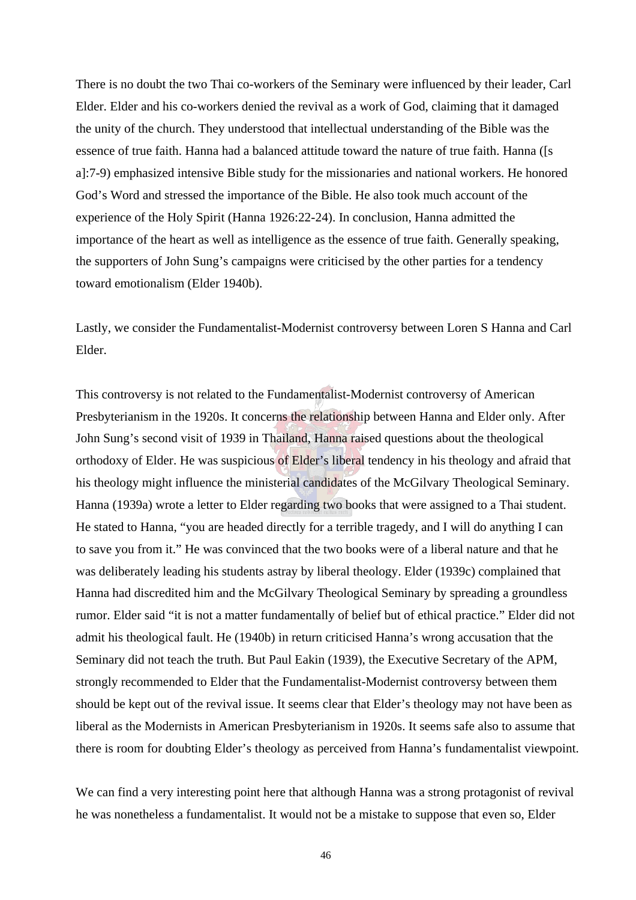There is no doubt the two Thai co-workers of the Seminary were influenced by their leader, Carl Elder. Elder and his co-workers denied the revival as a work of God, claiming that it damaged the unity of the church. They understood that intellectual understanding of the Bible was the essence of true faith. Hanna had a balanced attitude toward the nature of true faith. Hanna ([s a]:7-9) emphasized intensive Bible study for the missionaries and national workers. He honored God's Word and stressed the importance of the Bible. He also took much account of the experience of the Holy Spirit (Hanna 1926:22-24). In conclusion, Hanna admitted the importance of the heart as well as intelligence as the essence of true faith. Generally speaking, the supporters of John Sung's campaigns were criticised by the other parties for a tendency toward emotionalism (Elder 1940b).

Lastly, we consider the Fundamentalist-Modernist controversy between Loren S Hanna and Carl Elder.

This controversy is not related to the Fundamentalist-Modernist controversy of American Presbyterianism in the 1920s. It concerns the relationship between Hanna and Elder only. After John Sung's second visit of 1939 in Thailand, Hanna raised questions about the theological orthodoxy of Elder. He was suspicious of Elder's liberal tendency in his theology and afraid that his theology might influence the ministerial candidates of the McGilvary Theological Seminary. Hanna (1939a) wrote a letter to Elder regarding two books that were assigned to a Thai student. He stated to Hanna, "you are headed directly for a terrible tragedy, and I will do anything I can to save you from it." He was convinced that the two books were of a liberal nature and that he was deliberately leading his students astray by liberal theology. Elder (1939c) complained that Hanna had discredited him and the McGilvary Theological Seminary by spreading a groundless rumor. Elder said "it is not a matter fundamentally of belief but of ethical practice." Elder did not admit his theological fault. He (1940b) in return criticised Hanna's wrong accusation that the Seminary did not teach the truth. But Paul Eakin (1939), the Executive Secretary of the APM, strongly recommended to Elder that the Fundamentalist-Modernist controversy between them should be kept out of the revival issue. It seems clear that Elder's theology may not have been as liberal as the Modernists in American Presbyterianism in 1920s. It seems safe also to assume that there is room for doubting Elder's theology as perceived from Hanna's fundamentalist viewpoint.

We can find a very interesting point here that although Hanna was a strong protagonist of revival he was nonetheless a fundamentalist. It would not be a mistake to suppose that even so, Elder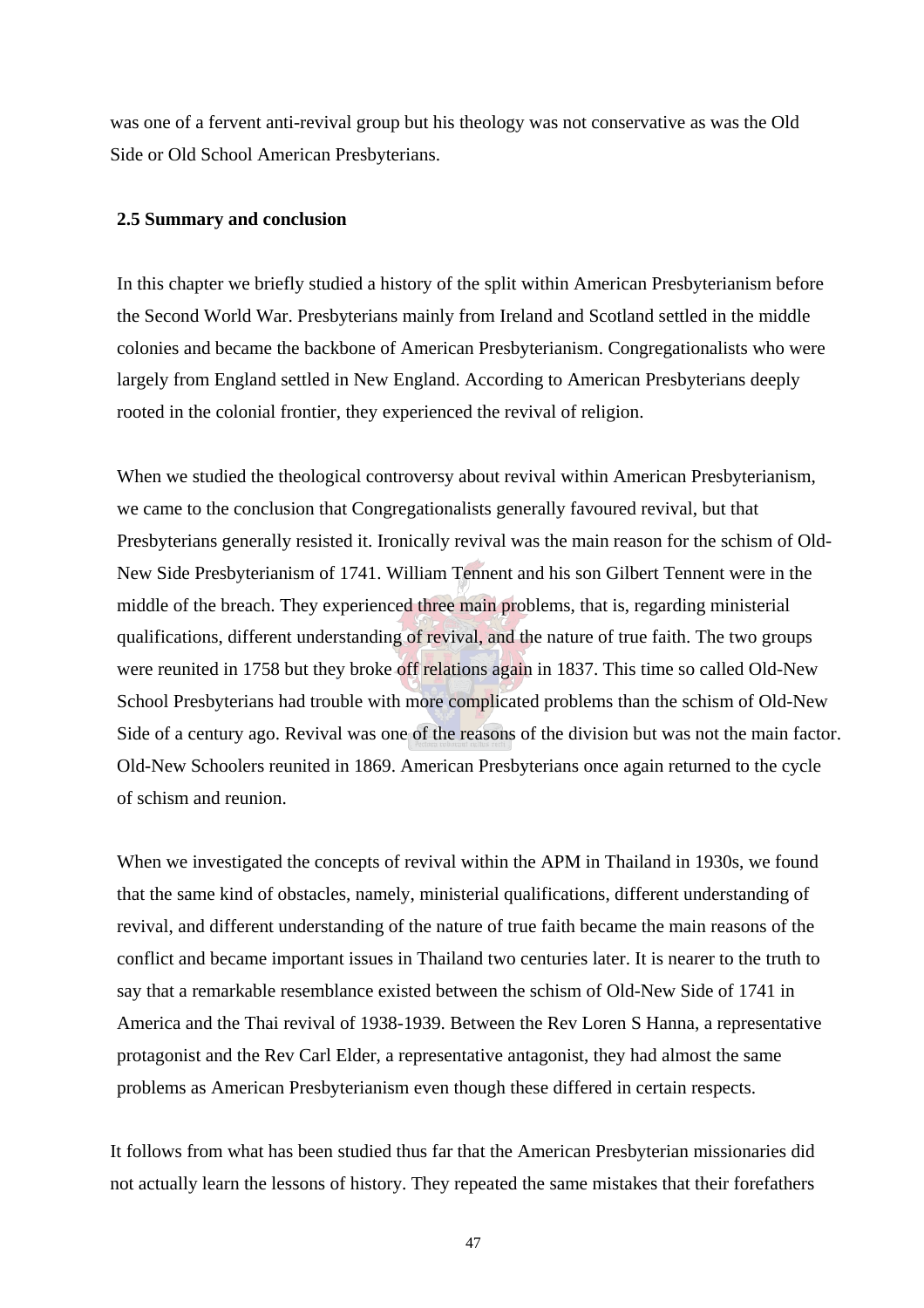was one of a fervent anti-revival group but his theology was not conservative as was the Old Side or Old School American Presbyterians.

### 2.5 Summary and conclusion

In this chapter we briefly studied a history of the split within American Presbyterianism before the Second World War. Presbyterians mainly from Ireland and Scotland settled in the middle colonies and became the backbone of American Presbyterianism. Congregationalists who were largely from England settled in New England. According to American Presbyterians deeply rooted in the colonial frontier, they experienced the revival of religion.

When we studied the theological controversy about revival within American Presbyterianism, we came to the conclusion that Congregationalists generally favoured revival, but that Presbyterians generally resisted it. Ironically revival was the main reason for the schism of Old-New Side Presbyterianism of 1741. William Tennent and his son Gilbert Tennent were in the middle of the breach. They experienced three main problems, that is, regarding ministerial qualifications, different understanding of revival, and the nature of true faith. The two groups were reunited in 1758 but they broke off relations again in 1837. This time so called Old-New School Presbyterians had trouble with more complicated problems than the schism of Old-New Side of a century ago. Revival was one of the reasons of the division but was not the main factor. Old-New Schoolers reunited in 1869. American Presbyterians once again returned to the cycle of schism and reunion.

When we investigated the concepts of revival within the APM in Thailand in 1930s, we found that the same kind of obstacles, namely, ministerial qualifications, different understanding of revival, and different understanding of the nature of true faith became the main reasons of the conflict and became important issues in Thailand two centuries later. It is nearer to the truth to say that a remarkable resemblance existed between the schism of Old-New Side of 1741 in America and the Thai revival of 1938-1939. Between the Rev Loren S Hanna, a representative protagonist and the Rev Carl Elder, a representative antagonist, they had almost the same problems as American Presbyterianism even though these differed in certain respects.

It follows from what has been studied thus far that the American Presbyterian missionaries did not actually learn the lessons of history. They repeated the same mistakes that their forefathers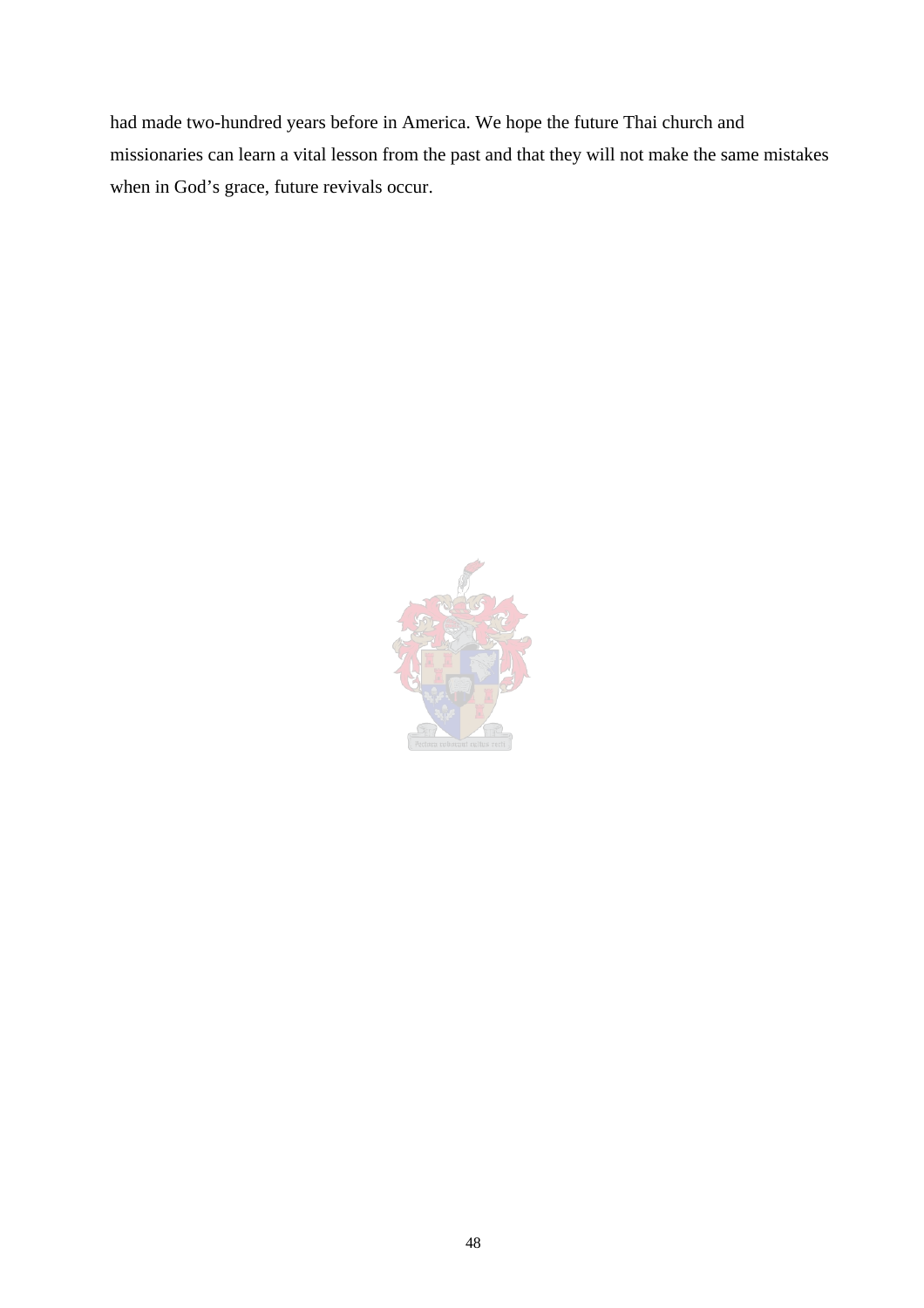had made two-hundred years before in America. We hope the future Thai church and missionaries can learn a vital lesson from the past and that they will not make the same mistakes when in God's grace, future revivals occur.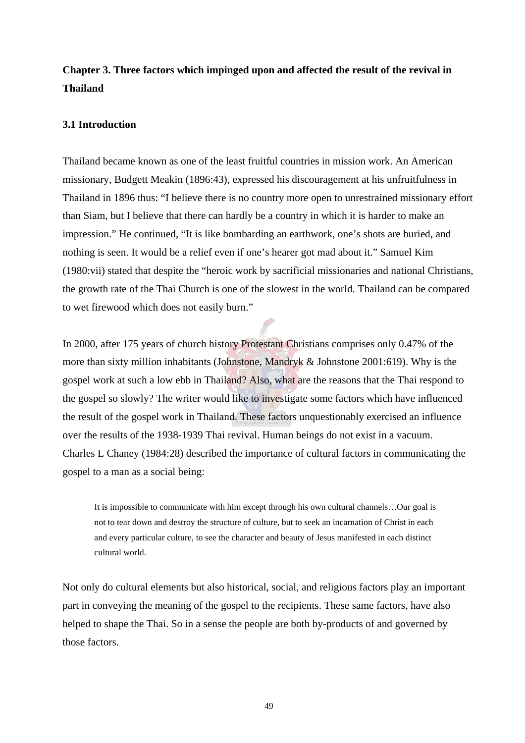## Chapter 3. Three factors which impinged upon and affected the result of the revival in Thailand

### 3.1 Introduction

Thailand became known as one of the least fruitful countries in mission work. An American missionary, Budgett Meakin (1896:43), expressed his discouragement at his unfruitfulness in Thailand in 1896 thus: "I believe there is no country more open to unrestrained missionary effort than Siam, but I believe that there can hardly be a country in which it is harder to make an impression." He continued, "It is like bombarding an earthwork, one's shots are buried, and nothing is seen. It would be a relief even if one's hearer got mad about it." Samuel Kim (1980:vii) stated that despite the "heroic work by sacrificial missionaries and national Christians, the growth rate of the Thai Church is one of the slowest in the world. Thailand can be compared to wet firewood which does not easily burn."

In 2000, after 175 years of church history Protestant Christians comprises only 0.47% of the more than sixty million inhabitants (Johnstone, Mandryk & Johnstone 2001:619). Why is the gospel work at such a low ebb in Thailand? Also, what are the reasons that the Thai respond to the gospel so slowly? The writer would like to investigate some factors which have influenced the result of the gospel work in Thailand. These factors unquestionably exercised an influence over the results of the 1938-1939 Thai revival. Human beings do not exist in a vacuum. Charles L Chaney (1984:28) described the importance of cultural factors in communicating the gospel to a man as a social being:

> It is impossible to communicate with him except through his own cultural channels…Our goal is not to tear down and destroy the structure of culture, but to seek an incarnation of Christ in each and every particular culture, to see the character and beauty of Jesus manifested in each distinct cultural world.

Not only do cultural elements but also historical, social, and religious factors play an important part in conveying the meaning of the gospel to the recipients. These same factors, have also helped to shape the Thai. So in a sense the people are both by-products of and governed by those factors.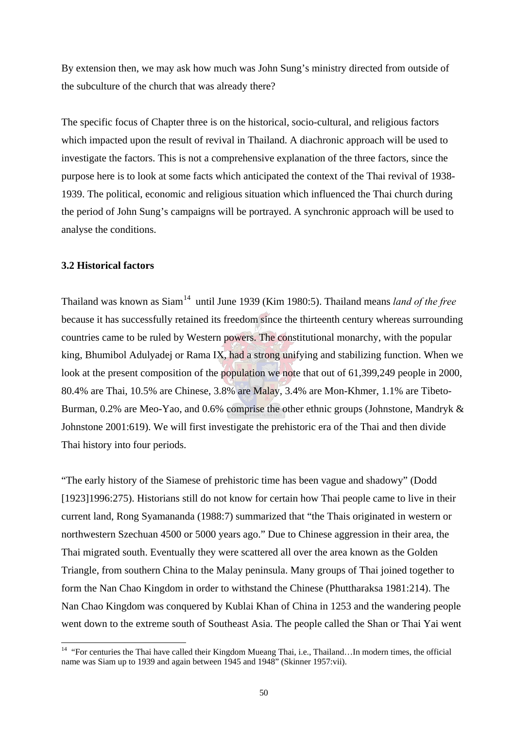By extension then, we may ask how much was John Sung's ministry directed from outside of the subculture of the church that was already there?

The specific focus of Chapter three is on the historical, socio-cultural, and religious factors which impacted upon the result of revival in Thailand. A diachronic approach will be used to investigate the factors. This is not a comprehensive explanation of the three factors, since the purpose here is to look at some facts which anticipated the context of the Thai revival of 1938-1939. The political, economic and religious situation which influenced the Thai church during the period of John Sung's campaigns will be portrayed. A synchronic approach will be used to analyse the conditions.

### 3.2 Historical factors

Thailand was known as Siam[14] until June 1939 (Kim 1980:5). Thailand means *land of the free* because it has successfully retained its freedom since the thirteenth century whereas surrounding countries came to be ruled by Western powers. The constitutional monarchy, with the popular king, Bhumibol Adulyadej or Rama IX, had a strong unifying and stabilizing function. When we look at the present composition of the population we note that out of 61,399,249 people in 2000, 80.4% are Thai, 10.5% are Chinese, 3.8% are Malay, 3.4% are Mon-Khmer, 1.1% are Tibeto-Burman, 0.2% are Meo-Yao, and 0.6% comprise the other ethnic groups (Johnstone, Mandryk & Johnstone 2001:619). We will first investigate the prehistoric era of the Thai and then divide Thai history into four periods.

"The early history of the Siamese of prehistoric time has been vague and shadowy" (Dodd [1923]1996:275). Historians still do not know for certain how Thai people came to live in their current land, Rong Syamananda (1988:7) summarized that "the Thais originated in western or northwestern Szechuan 4500 or 5000 years ago." Due to Chinese aggression in their area, the Thai migrated south. Eventually they were scattered all over the area known as the Golden Triangle, from southern China to the Malay peninsula. Many groups of Thai joined together to form the Nan Chao Kingdom in order to withstand the Chinese (Phuttharaksa 1981:214). The Nan Chao Kingdom was conquered by Kublai Khan of China in 1253 and the wandering people went down to the extreme south of Southeast Asia. The people called the Shan or Thai Yai went

---

[14] "For centuries the Thai have called their Kingdom Mueang Thai, i.e., Thailand…In modern times, the official name was Siam up to 1939 and again between 1945 and 1948" (Skinner 1957:vii).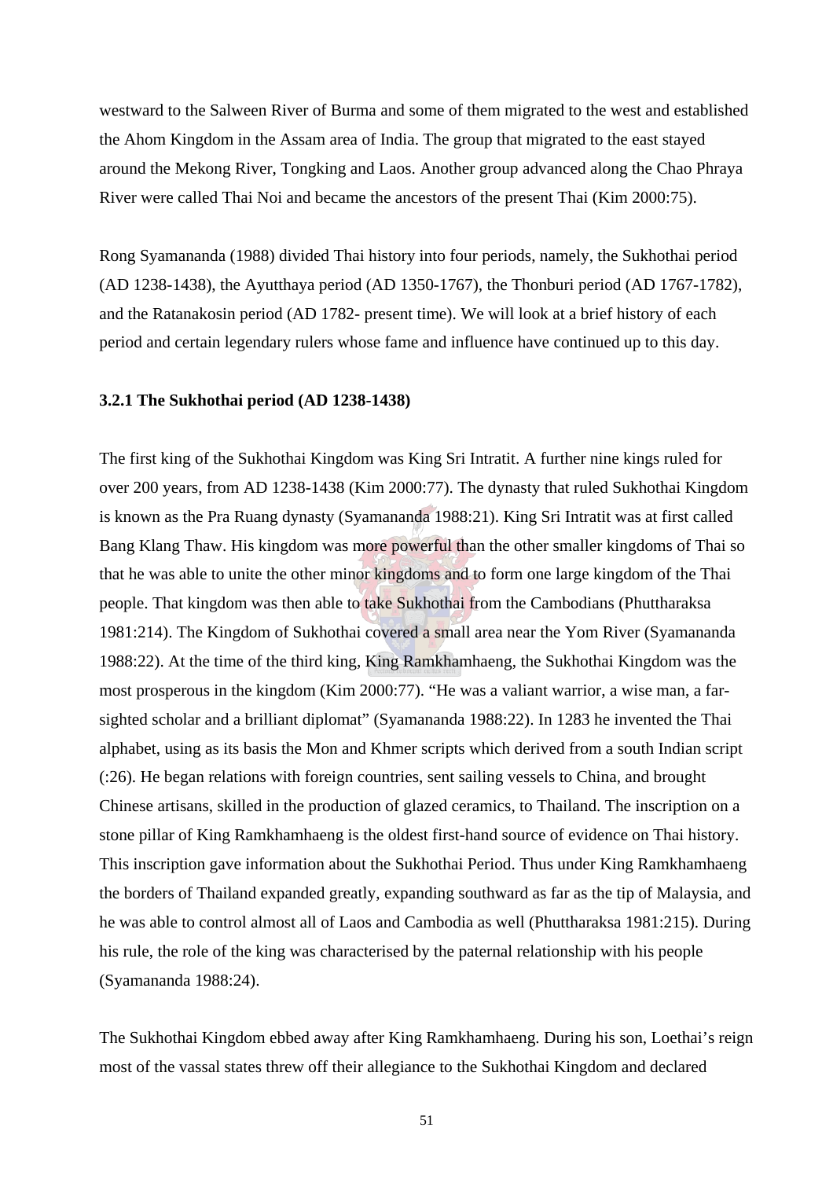westward to the Salween River of Burma and some of them migrated to the west and established the Ahom Kingdom in the Assam area of India. The group that migrated to the east stayed around the Mekong River, Tongking and Laos. Another group advanced along the Chao Phraya River were called Thai Noi and became the ancestors of the present Thai (Kim 2000:75).

Rong Syamananda (1988) divided Thai history into four periods, namely, the Sukhothai period (AD 1238-1438), the Ayutthaya period (AD 1350-1767), the Thonburi period (AD 1767-1782), and the Ratanakosin period (AD 1782- present time). We will look at a brief history of each period and certain legendary rulers whose fame and influence have continued up to this day.

### 3.2.1 The Sukhothai period (AD 1238-1438)

The first king of the Sukhothai Kingdom was King Sri Intratit. A further nine kings ruled for over 200 years, from AD 1238-1438 (Kim 2000:77). The dynasty that ruled Sukhothai Kingdom is known as the Pra Ruang dynasty (Syamananda 1988:21). King Sri Intratit was at first called Bang Klang Thaw. His kingdom was more powerful than the other smaller kingdoms of Thai so that he was able to unite the other minor kingdoms and to form one large kingdom of the Thai people. That kingdom was then able to take Sukhothai from the Cambodians (Phuttharaksa 1981:214). The Kingdom of Sukhothai covered a small area near the Yom River (Syamananda 1988:22). At the time of the third king, King Ramkhamhaeng, the Sukhothai Kingdom was the most prosperous in the kingdom (Kim 2000:77). "He was a valiant warrior, a wise man, a far-sighted scholar and a brilliant diplomat" (Syamananda 1988:22). In 1283 he invented the Thai alphabet, using as its basis the Mon and Khmer scripts which derived from a south Indian script (:26). He began relations with foreign countries, sent sailing vessels to China, and brought Chinese artisans, skilled in the production of glazed ceramics, to Thailand. The inscription on a stone pillar of King Ramkhamhaeng is the oldest first-hand source of evidence on Thai history. This inscription gave information about the Sukhothai Period. Thus under King Ramkhamhaeng the borders of Thailand expanded greatly, expanding southward as far as the tip of Malaysia, and he was able to control almost all of Laos and Cambodia as well (Phuttharaksa 1981:215). During his rule, the role of the king was characterised by the paternal relationship with his people (Syamananda 1988:24).

The Sukhothai Kingdom ebbed away after King Ramkhamhaeng. During his son, Loethai's reign most of the vassal states threw off their allegiance to the Sukhothai Kingdom and declared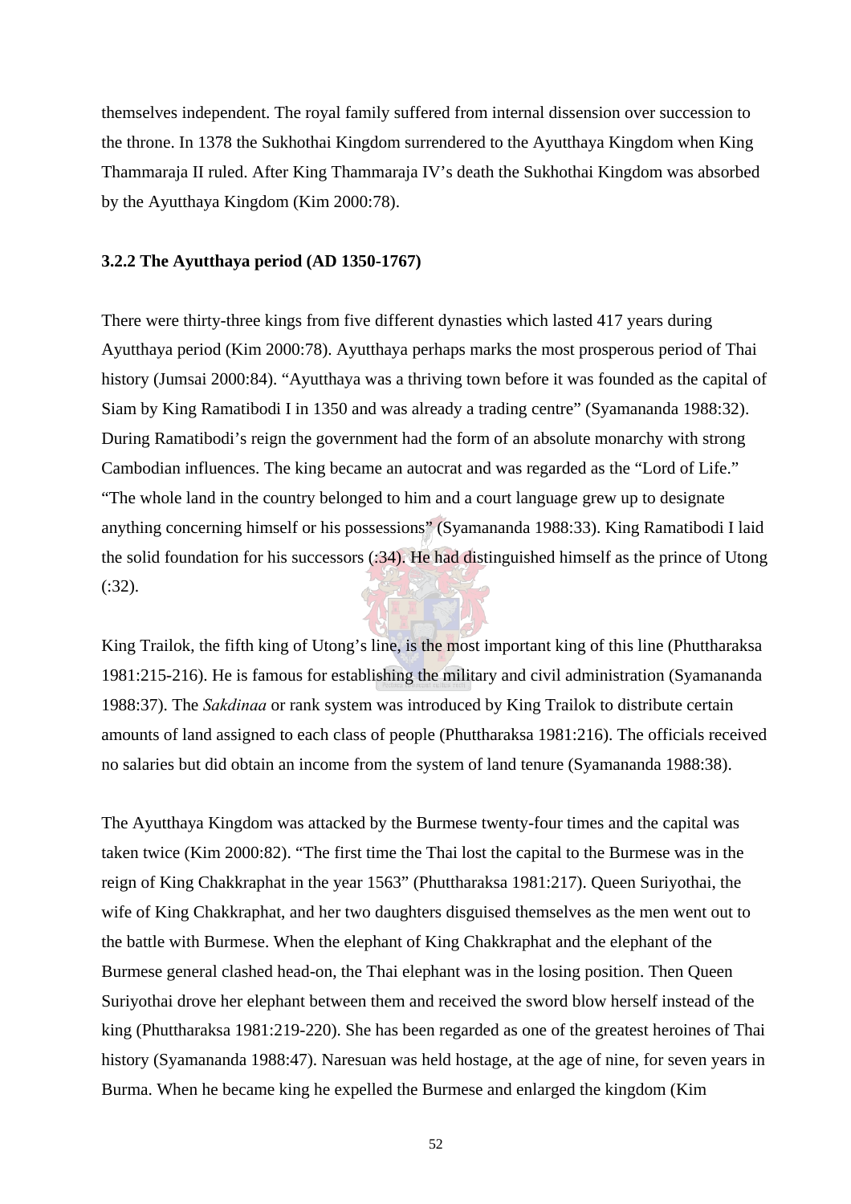themselves independent. The royal family suffered from internal dissension over succession to the throne. In 1378 the Sukhothai Kingdom surrendered to the Ayutthaya Kingdom when King Thammaraja II ruled. After King Thammaraja IV's death the Sukhothai Kingdom was absorbed by the Ayutthaya Kingdom (Kim 2000:78).

### 3.2.2 The Ayutthaya period (AD 1350-1767)

There were thirty-three kings from five different dynasties which lasted 417 years during Ayutthaya period (Kim 2000:78). Ayutthaya perhaps marks the most prosperous period of Thai history (Jumsai 2000:84). "Ayutthaya was a thriving town before it was founded as the capital of Siam by King Ramatibodi I in 1350 and was already a trading centre" (Syamananda 1988:32). During Ramatibodi's reign the government had the form of an absolute monarchy with strong Cambodian influences. The king became an autocrat and was regarded as the "Lord of Life." "The whole land in the country belonged to him and a court language grew up to designate anything concerning himself or his possessions" (Syamananda 1988:33). King Ramatibodi I laid the solid foundation for his successors (:34). He had distinguished himself as the prince of Utong (:32).

King Trailok, the fifth king of Utong's line, is the most important king of this line (Phuttharaksa 1981:215-216). He is famous for establishing the military and civil administration (Syamananda 1988:37). The *Sakdinaa* or rank system was introduced by King Trailok to distribute certain amounts of land assigned to each class of people (Phuttharaksa 1981:216). The officials received no salaries but did obtain an income from the system of land tenure (Syamananda 1988:38).

The Ayutthaya Kingdom was attacked by the Burmese twenty-four times and the capital was taken twice (Kim 2000:82). "The first time the Thai lost the capital to the Burmese was in the reign of King Chakkraphat in the year 1563" (Phuttharaksa 1981:217). Queen Suriyothai, the wife of King Chakkraphat, and her two daughters disguised themselves as the men went out to the battle with Burmese. When the elephant of King Chakkraphat and the elephant of the Burmese general clashed head-on, the Thai elephant was in the losing position. Then Queen Suriyothai drove her elephant between them and received the sword blow herself instead of the king (Phuttharaksa 1981:219-220). She has been regarded as one of the greatest heroines of Thai history (Syamananda 1988:47). Naresuan was held hostage, at the age of nine, for seven years in Burma. When he became king he expelled the Burmese and enlarged the kingdom (Kim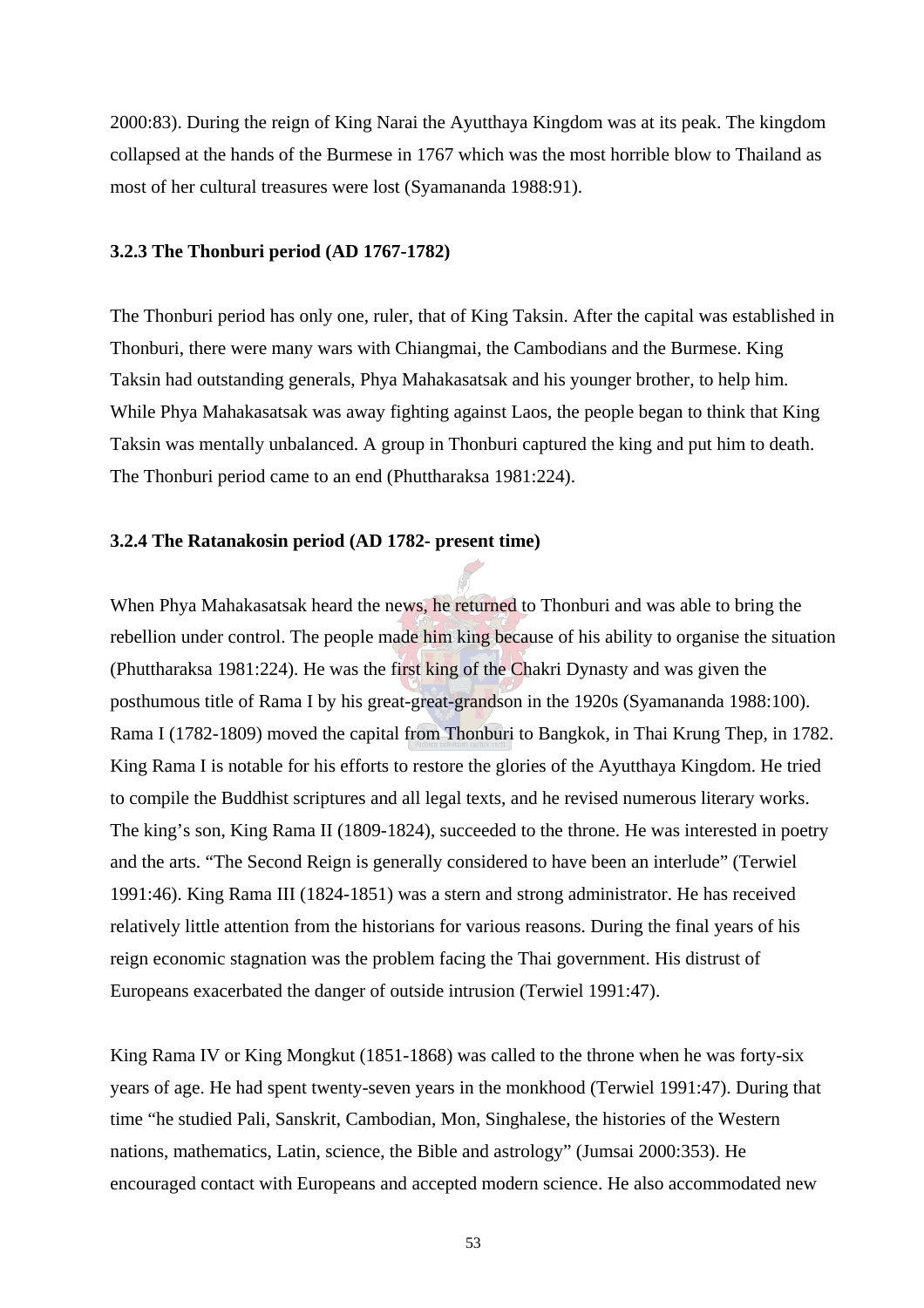2000:83). During the reign of King Narai the Ayutthaya Kingdom was at its peak. The kingdom collapsed at the hands of the Burmese in 1767 which was the most horrible blow to Thailand as most of her cultural treasures were lost (Syamananda 1988:91).

### 3.2.3 The Thonburi period (AD 1767-1782)

The Thonburi period has only one, ruler, that of King Taksin. After the capital was established in Thonburi, there were many wars with Chiangmai, the Cambodians and the Burmese. King Taksin had outstanding generals, Phya Mahakasatsak and his younger brother, to help him. While Phya Mahakasatsak was away fighting against Laos, the people began to think that King Taksin was mentally unbalanced. A group in Thonburi captured the king and put him to death. The Thonburi period came to an end (Phuttharaksa 1981:224).

### 3.2.4 The Ratanakosin period (AD 1782- present time)

When Phya Mahakasatsak heard the news, he returned to Thonburi and was able to bring the rebellion under control. The people made him king because of his ability to organise the situation (Phuttharaksa 1981:224). He was the first king of the Chakri Dynasty and was given the posthumous title of Rama I by his great-great-grandson in the 1920s (Syamananda 1988:100). Rama I (1782-1809) moved the capital from Thonburi to Bangkok, in Thai Krung Thep, in 1782. King Rama I is notable for his efforts to restore the glories of the Ayutthaya Kingdom. He tried to compile the Buddhist scriptures and all legal texts, and he revised numerous literary works. The king's son, King Rama II (1809-1824), succeeded to the throne. He was interested in poetry and the arts. "The Second Reign is generally considered to have been an interlude" (Terwiel 1991:46). King Rama III (1824-1851) was a stern and strong administrator. He has received relatively little attention from the historians for various reasons. During the final years of his reign economic stagnation was the problem facing the Thai government. His distrust of Europeans exacerbated the danger of outside intrusion (Terwiel 1991:47).

King Rama IV or King Mongkut (1851-1868) was called to the throne when he was forty-six years of age. He had spent twenty-seven years in the monkhood (Terwiel 1991:47). During that time "he studied Pali, Sanskrit, Cambodian, Mon, Singhalese, the histories of the Western nations, mathematics, Latin, science, the Bible and astrology" (Jumsai 2000:353). He encouraged contact with Europeans and accepted modern science. He also accommodated new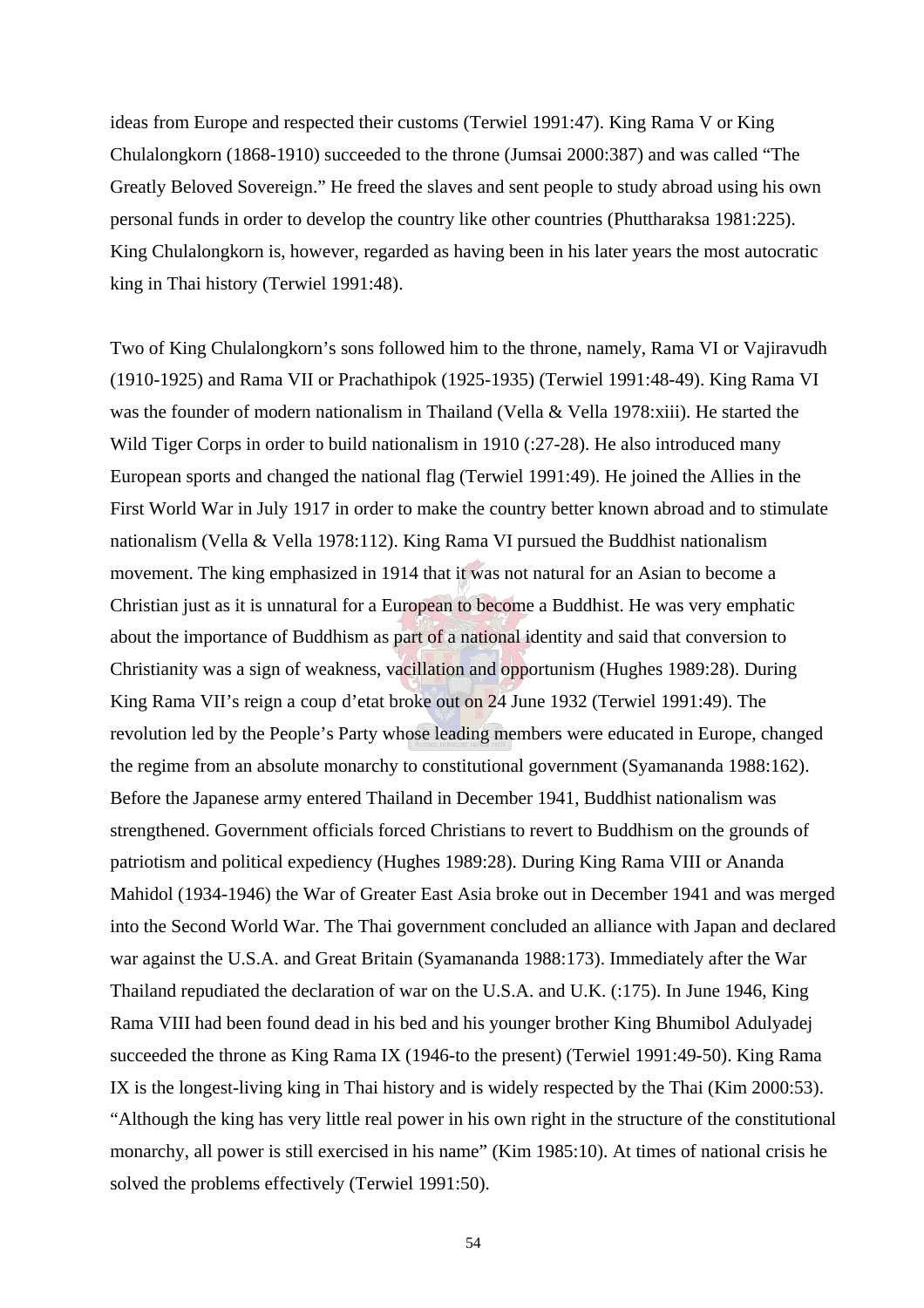ideas from Europe and respected their customs (Terwiel 1991:47). King Rama V or King Chulalongkorn (1868-1910) succeeded to the throne (Jumsai 2000:387) and was called "The Greatly Beloved Sovereign." He freed the slaves and sent people to study abroad using his own personal funds in order to develop the country like other countries (Phuttharaksa 1981:225). King Chulalongkorn is, however, regarded as having been in his later years the most autocratic king in Thai history (Terwiel 1991:48).

Two of King Chulalongkorn's sons followed him to the throne, namely, Rama VI or Vajiravudh (1910-1925) and Rama VII or Prachathipok (1925-1935) (Terwiel 1991:48-49). King Rama VI was the founder of modern nationalism in Thailand (Vella & Vella 1978:xiii). He started the Wild Tiger Corps in order to build nationalism in 1910 (:27-28). He also introduced many European sports and changed the national flag (Terwiel 1991:49). He joined the Allies in the First World War in July 1917 in order to make the country better known abroad and to stimulate nationalism (Vella & Vella 1978:112). King Rama VI pursued the Buddhist nationalism movement. The king emphasized in 1914 that it was not natural for an Asian to become a Christian just as it is unnatural for a European to become a Buddhist. He was very emphatic about the importance of Buddhism as part of a national identity and said that conversion to Christianity was a sign of weakness, vacillation and opportunism (Hughes 1989:28). During King Rama VII's reign a coup d'etat broke out on 24 June 1932 (Terwiel 1991:49). The revolution led by the People's Party whose leading members were educated in Europe, changed the regime from an absolute monarchy to constitutional government (Syamananda 1988:162). Before the Japanese army entered Thailand in December 1941, Buddhist nationalism was strengthened. Government officials forced Christians to revert to Buddhism on the grounds of patriotism and political expediency (Hughes 1989:28). During King Rama VIII or Ananda Mahidol (1934-1946) the War of Greater East Asia broke out in December 1941 and was merged into the Second World War. The Thai government concluded an alliance with Japan and declared war against the U.S.A. and Great Britain (Syamananda 1988:173). Immediately after the War Thailand repudiated the declaration of war on the U.S.A. and U.K. (:175). In June 1946, King Rama VIII had been found dead in his bed and his younger brother King Bhumibol Adulyadej succeeded the throne as King Rama IX (1946-to the present) (Terwiel 1991:49-50). King Rama IX is the longest-living king in Thai history and is widely respected by the Thai (Kim 2000:53). "Although the king has very little real power in his own right in the structure of the constitutional monarchy, all power is still exercised in his name" (Kim 1985:10). At times of national crisis he solved the problems effectively (Terwiel 1991:50).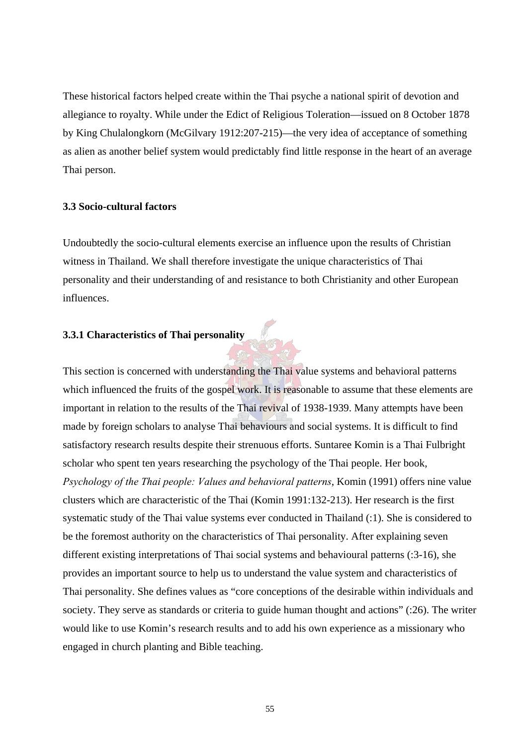These historical factors helped create within the Thai psyche a national spirit of devotion and allegiance to royalty. While under the Edict of Religious Toleration—issued on 8 October 1878 by King Chulalongkorn (McGilvary 1912:207-215)—the very idea of acceptance of something as alien as another belief system would predictably find little response in the heart of an average Thai person.

### 3.3 Socio-cultural factors

Undoubtedly the socio-cultural elements exercise an influence upon the results of Christian witness in Thailand. We shall therefore investigate the unique characteristics of Thai personality and their understanding of and resistance to both Christianity and other European influences.

#### 3.3.1 Characteristics of Thai personality

This section is concerned with understanding the Thai value systems and behavioral patterns which influenced the fruits of the gospel work. It is reasonable to assume that these elements are important in relation to the results of the Thai revival of 1938-1939. Many attempts have been made by foreign scholars to analyse Thai behaviours and social systems. It is difficult to find satisfactory research results despite their strenuous efforts. Suntaree Komin is a Thai Fulbright scholar who spent ten years researching the psychology of the Thai people. Her book, *Psychology of the Thai people: Values and behavioral patterns*, Komin (1991) offers nine value clusters which are characteristic of the Thai (Komin 1991:132-213). Her research is the first systematic study of the Thai value systems ever conducted in Thailand (:1). She is considered to be the foremost authority on the characteristics of Thai personality. After explaining seven different existing interpretations of Thai social systems and behavioural patterns (:3-16), she provides an important source to help us to understand the value system and characteristics of Thai personality. She defines values as "core conceptions of the desirable within individuals and society. They serve as standards or criteria to guide human thought and actions" (:26). The writer would like to use Komin's research results and to add his own experience as a missionary who engaged in church planting and Bible teaching.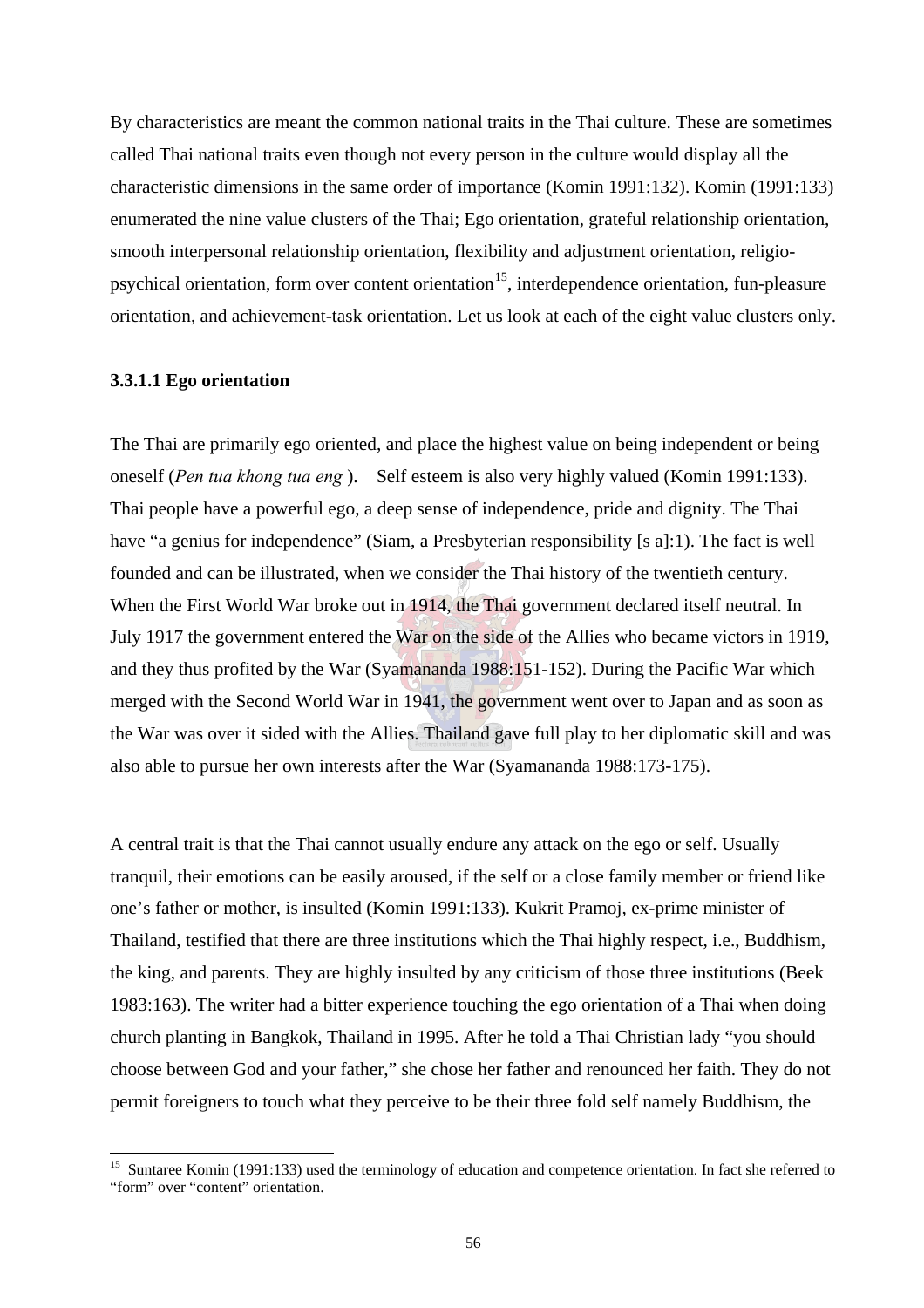By characteristics are meant the common national traits in the Thai culture. These are sometimes called Thai national traits even though not every person in the culture would display all the characteristic dimensions in the same order of importance (Komin 1991:132). Komin (1991:133) enumerated the nine value clusters of the Thai; Ego orientation, grateful relationship orientation, smooth interpersonal relationship orientation, flexibility and adjustment orientation, religio-psychical orientation, form over content orientation[15], interdependence orientation, fun-pleasure orientation, and achievement-task orientation. Let us look at each of the eight value clusters only.

### 3.3.1.1 Ego orientation

The Thai are primarily ego oriented, and place the highest value on being independent or being oneself (*Pen tua khong tua eng* ). Self esteem is also very highly valued (Komin 1991:133). Thai people have a powerful ego, a deep sense of independence, pride and dignity. The Thai have "a genius for independence" (Siam, a Presbyterian responsibility [s a]:1). The fact is well founded and can be illustrated, when we consider the Thai history of the twentieth century. When the First World War broke out in 1914, the Thai government declared itself neutral. In July 1917 the government entered the War on the side of the Allies who became victors in 1919, and they thus profited by the War (Syamananda 1988:151-152). During the Pacific War which merged with the Second World War in 1941, the government went over to Japan and as soon as the War was over it sided with the Allies. Thailand gave full play to her diplomatic skill and was also able to pursue her own interests after the War (Syamananda 1988:173-175).

A central trait is that the Thai cannot usually endure any attack on the ego or self. Usually tranquil, their emotions can be easily aroused, if the self or a close family member or friend like one's father or mother, is insulted (Komin 1991:133). Kukrit Pramoj, ex-prime minister of Thailand, testified that there are three institutions which the Thai highly respect, i.e., Buddhism, the king, and parents. They are highly insulted by any criticism of those three institutions (Beek 1983:163). The writer had a bitter experience touching the ego orientation of a Thai when doing church planting in Bangkok, Thailand in 1995. After he told a Thai Christian lady "you should choose between God and your father," she chose her father and renounced her faith. They do not permit foreigners to touch what they perceive to be their three fold self namely Buddhism, the

---

[15] Suntaree Komin (1991:133) used the terminology of education and competence orientation. In fact she referred to "form" over "content" orientation.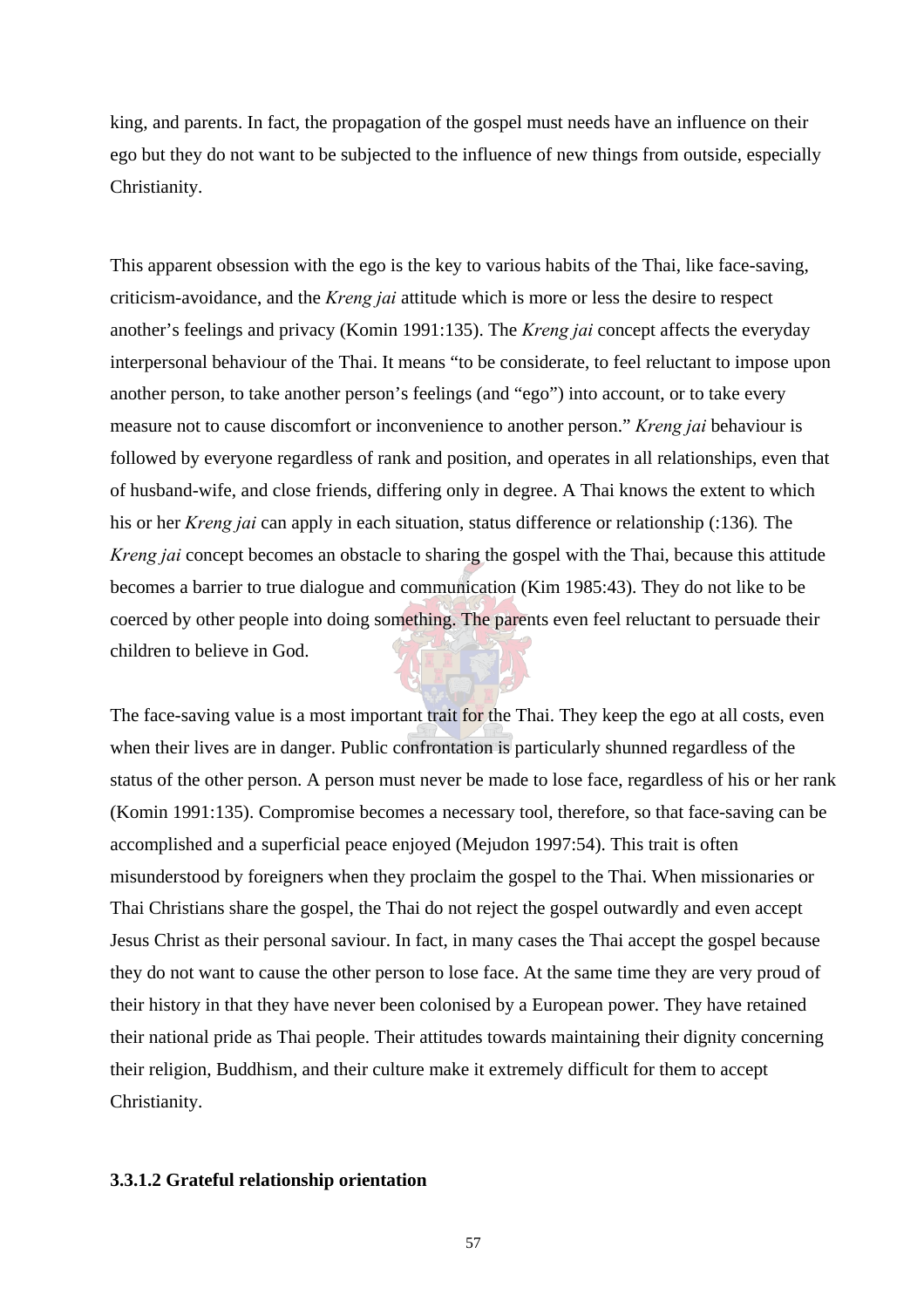king, and parents. In fact, the propagation of the gospel must needs have an influence on their ego but they do not want to be subjected to the influence of new things from outside, especially Christianity.

This apparent obsession with the ego is the key to various habits of the Thai, like face-saving, criticism-avoidance, and the *Kreng jai* attitude which is more or less the desire to respect another's feelings and privacy (Komin 1991:135). The *Kreng jai* concept affects the everyday interpersonal behaviour of the Thai. It means "to be considerate, to feel reluctant to impose upon another person, to take another person's feelings (and "ego") into account, or to take every measure not to cause discomfort or inconvenience to another person." *Kreng jai* behaviour is followed by everyone regardless of rank and position, and operates in all relationships, even that of husband-wife, and close friends, differing only in degree. A Thai knows the extent to which his or her *Kreng jai* can apply in each situation, status difference or relationship (:136). The *Kreng jai* concept becomes an obstacle to sharing the gospel with the Thai, because this attitude becomes a barrier to true dialogue and communication (Kim 1985:43). They do not like to be coerced by other people into doing something. The parents even feel reluctant to persuade their children to believe in God.

The face-saving value is a most important trait for the Thai. They keep the ego at all costs, even when their lives are in danger. Public confrontation is particularly shunned regardless of the status of the other person. A person must never be made to lose face, regardless of his or her rank (Komin 1991:135). Compromise becomes a necessary tool, therefore, so that face-saving can be accomplished and a superficial peace enjoyed (Mejudon 1997:54). This trait is often misunderstood by foreigners when they proclaim the gospel to the Thai. When missionaries or Thai Christians share the gospel, the Thai do not reject the gospel outwardly and even accept Jesus Christ as their personal saviour. In fact, in many cases the Thai accept the gospel because they do not want to cause the other person to lose face. At the same time they are very proud of their history in that they have never been colonised by a European power. They have retained their national pride as Thai people. Their attitudes towards maintaining their dignity concerning their religion, Buddhism, and their culture make it extremely difficult for them to accept Christianity.

#### 3.3.1.2 Grateful relationship orientation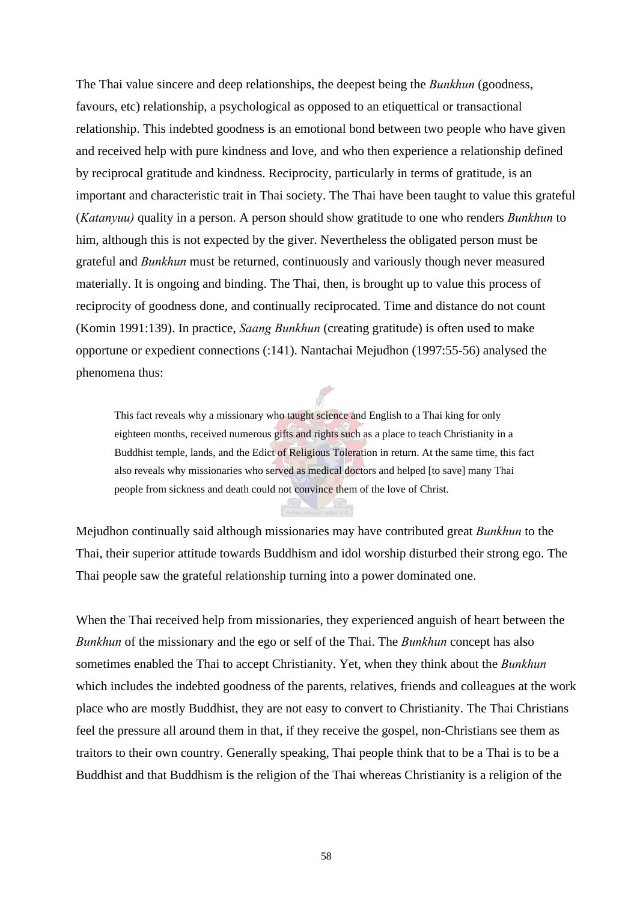The Thai value sincere and deep relationships, the deepest being the *Bunkhun* (goodness, favours, etc) relationship, a psychological as opposed to an etiquettical or transactional relationship. This indebted goodness is an emotional bond between two people who have given and received help with pure kindness and love, and who then experience a relationship defined by reciprocal gratitude and kindness. Reciprocity, particularly in terms of gratitude, is an important and characteristic trait in Thai society. The Thai have been taught to value this grateful (*Katanyuu)* quality in a person. A person should show gratitude to one who renders *Bunkhun* to him, although this is not expected by the giver. Nevertheless the obligated person must be grateful and *Bunkhun* must be returned, continuously and variously though never measured materially. It is ongoing and binding. The Thai, then, is brought up to value this process of reciprocity of goodness done, and continually reciprocated. Time and distance do not count (Komin 1991:139). In practice, *Saang Bunkhun* (creating gratitude) is often used to make opportune or expedient connections (:141). Nantachai Mejudhon (1997:55-56) analysed the phenomena thus:

> This fact reveals why a missionary who taught science and English to a Thai king for only eighteen months, received numerous gifts and rights such as a place to teach Christianity in a Buddhist temple, lands, and the Edict of Religious Toleration in return. At the same time, this fact also reveals why missionaries who served as medical doctors and helped [to save] many Thai people from sickness and death could not convince them of the love of Christ.

Mejudhon continually said although missionaries may have contributed great *Bunkhun* to the Thai, their superior attitude towards Buddhism and idol worship disturbed their strong ego. The Thai people saw the grateful relationship turning into a power dominated one.

When the Thai received help from missionaries, they experienced anguish of heart between the *Bunkhun* of the missionary and the ego or self of the Thai. The *Bunkhun* concept has also sometimes enabled the Thai to accept Christianity. Yet, when they think about the *Bunkhun* which includes the indebted goodness of the parents, relatives, friends and colleagues at the work place who are mostly Buddhist, they are not easy to convert to Christianity. The Thai Christians feel the pressure all around them in that, if they receive the gospel, non-Christians see them as traitors to their own country. Generally speaking, Thai people think that to be a Thai is to be a Buddhist and that Buddhism is the religion of the Thai whereas Christianity is a religion of the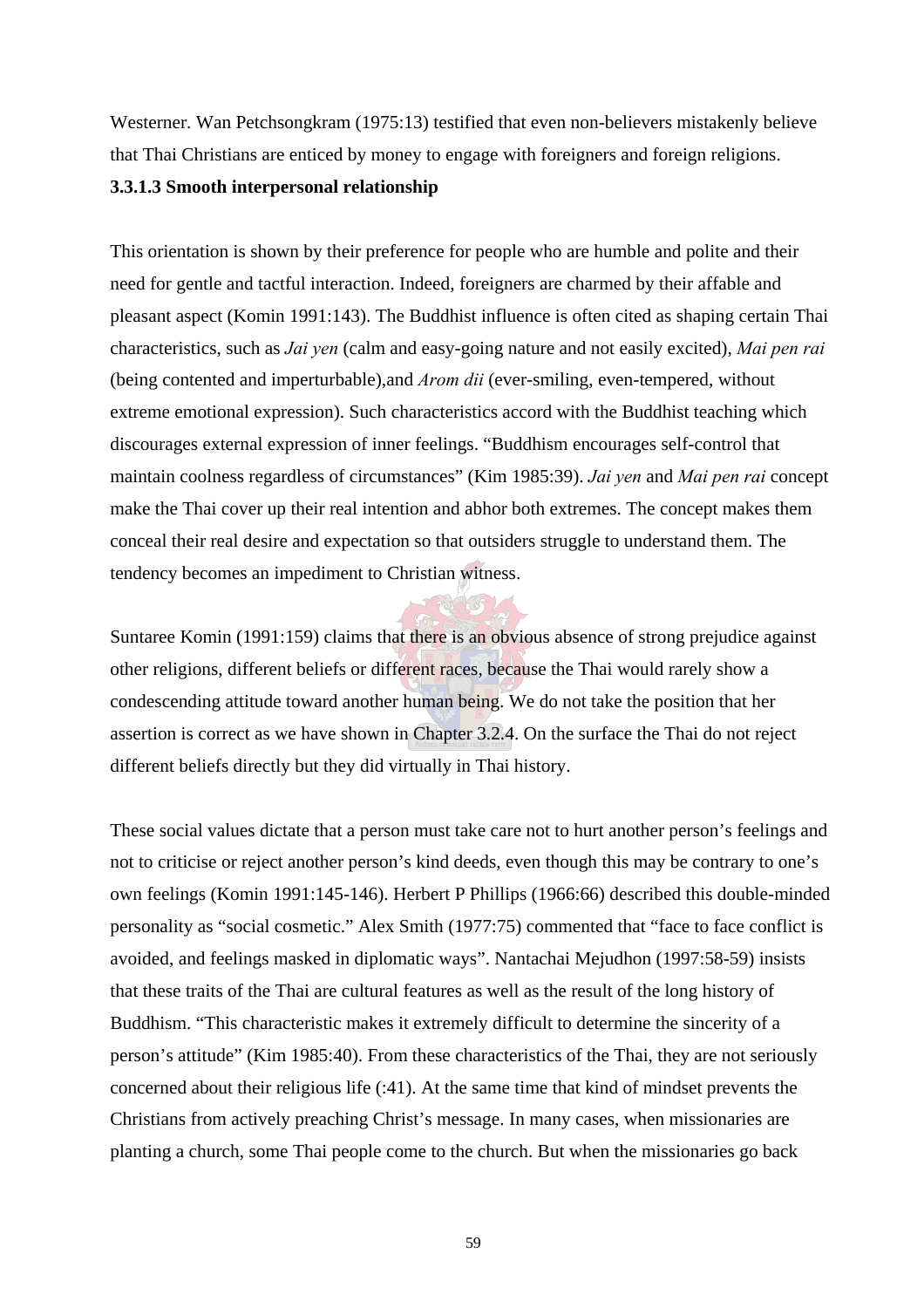Westerner. Wan Petchsongkram (1975:13) testified that even non-believers mistakenly believe that Thai Christians are enticed by money to engage with foreigners and foreign religions.

#### 3.3.1.3 Smooth interpersonal relationship

This orientation is shown by their preference for people who are humble and polite and their need for gentle and tactful interaction. Indeed, foreigners are charmed by their affable and pleasant aspect (Komin 1991:143). The Buddhist influence is often cited as shaping certain Thai characteristics, such as *Jai yen* (calm and easy-going nature and not easily excited), *Mai pen rai* (being contented and imperturbable),and *Arom dii* (ever-smiling, even-tempered, without extreme emotional expression). Such characteristics accord with the Buddhist teaching which discourages external expression of inner feelings. "Buddhism encourages self-control that maintain coolness regardless of circumstances" (Kim 1985:39). *Jai yen* and *Mai pen rai* concept make the Thai cover up their real intention and abhor both extremes. The concept makes them conceal their real desire and expectation so that outsiders struggle to understand them. The tendency becomes an impediment to Christian witness.

Suntaree Komin (1991:159) claims that there is an obvious absence of strong prejudice against other religions, different beliefs or different races, because the Thai would rarely show a condescending attitude toward another human being. We do not take the position that her assertion is correct as we have shown in Chapter 3.2.4. On the surface the Thai do not reject different beliefs directly but they did virtually in Thai history.

These social values dictate that a person must take care not to hurt another person's feelings and not to criticise or reject another person's kind deeds, even though this may be contrary to one's own feelings (Komin 1991:145-146). Herbert P Phillips (1966:66) described this double-minded personality as "social cosmetic." Alex Smith (1977:75) commented that "face to face conflict is avoided, and feelings masked in diplomatic ways". Nantachai Mejudhon (1997:58-59) insists that these traits of the Thai are cultural features as well as the result of the long history of Buddhism. "This characteristic makes it extremely difficult to determine the sincerity of a person's attitude" (Kim 1985:40). From these characteristics of the Thai, they are not seriously concerned about their religious life (:41). At the same time that kind of mindset prevents the Christians from actively preaching Christ's message. In many cases, when missionaries are planting a church, some Thai people come to the church. But when the missionaries go back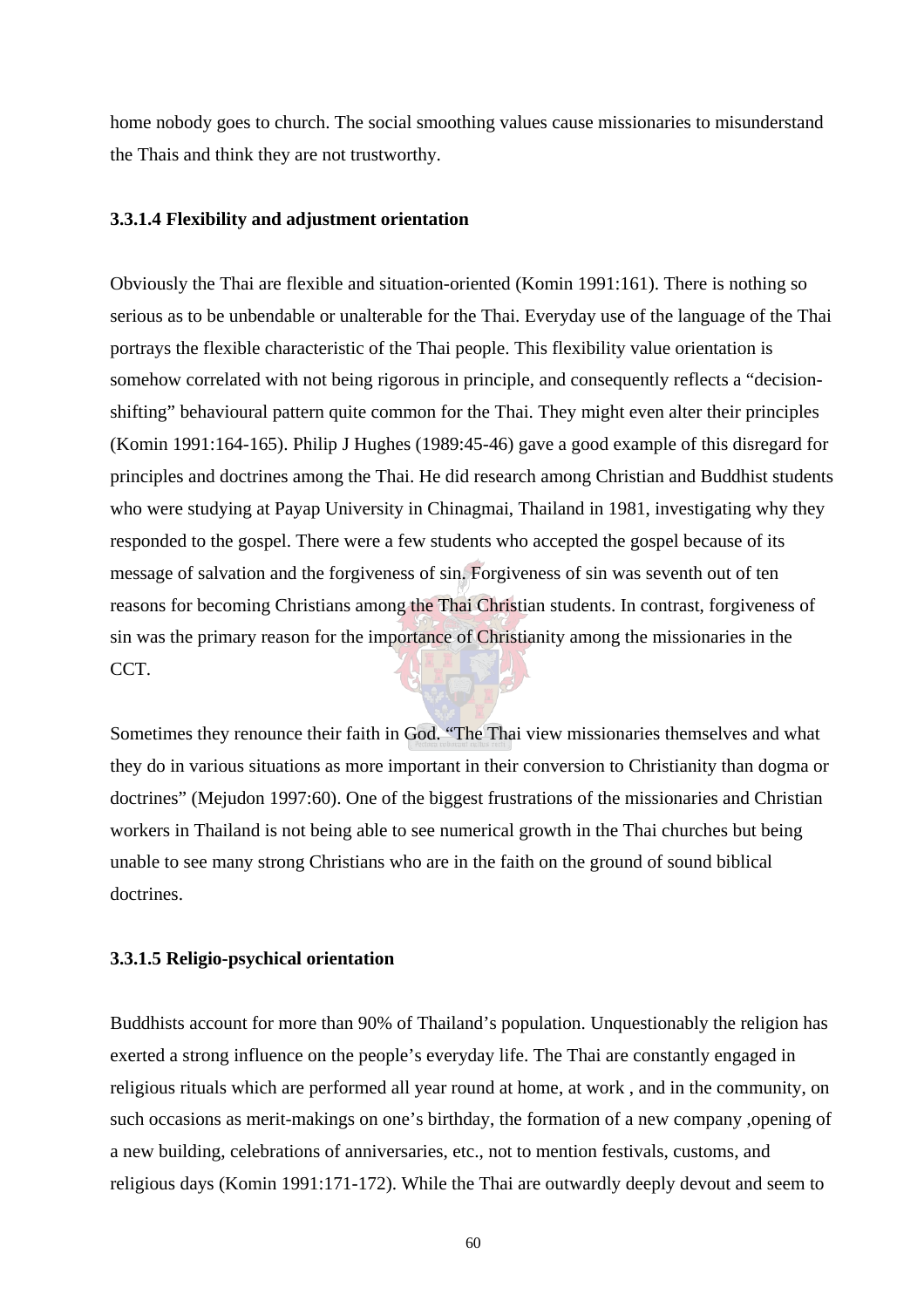home nobody goes to church. The social smoothing values cause missionaries to misunderstand the Thais and think they are not trustworthy.

#### 3.3.1.4 Flexibility and adjustment orientation

Obviously the Thai are flexible and situation-oriented (Komin 1991:161). There is nothing so serious as to be unbendable or unalterable for the Thai. Everyday use of the language of the Thai portrays the flexible characteristic of the Thai people. This flexibility value orientation is somehow correlated with not being rigorous in principle, and consequently reflects a "decision-shifting" behavioural pattern quite common for the Thai. They might even alter their principles (Komin 1991:164-165). Philip J Hughes (1989:45-46) gave a good example of this disregard for principles and doctrines among the Thai. He did research among Christian and Buddhist students who were studying at Payap University in Chinagmai, Thailand in 1981, investigating why they responded to the gospel. There were a few students who accepted the gospel because of its message of salvation and the forgiveness of sin. Forgiveness of sin was seventh out of ten reasons for becoming Christians among the Thai Christian students. In contrast, forgiveness of sin was the primary reason for the importance of Christianity among the missionaries in the CCT.

Sometimes they renounce their faith in God. "The Thai view missionaries themselves and what they do in various situations as more important in their conversion to Christianity than dogma or doctrines" (Mejudon 1997:60). One of the biggest frustrations of the missionaries and Christian workers in Thailand is not being able to see numerical growth in the Thai churches but being unable to see many strong Christians who are in the faith on the ground of sound biblical doctrines.

#### 3.3.1.5 Religio-psychical orientation

Buddhists account for more than 90% of Thailand's population. Unquestionably the religion has exerted a strong influence on the people's everyday life. The Thai are constantly engaged in religious rituals which are performed all year round at home, at work , and in the community, on such occasions as merit-makings on one's birthday, the formation of a new company ,opening of a new building, celebrations of anniversaries, etc., not to mention festivals, customs, and religious days (Komin 1991:171-172). While the Thai are outwardly deeply devout and seem to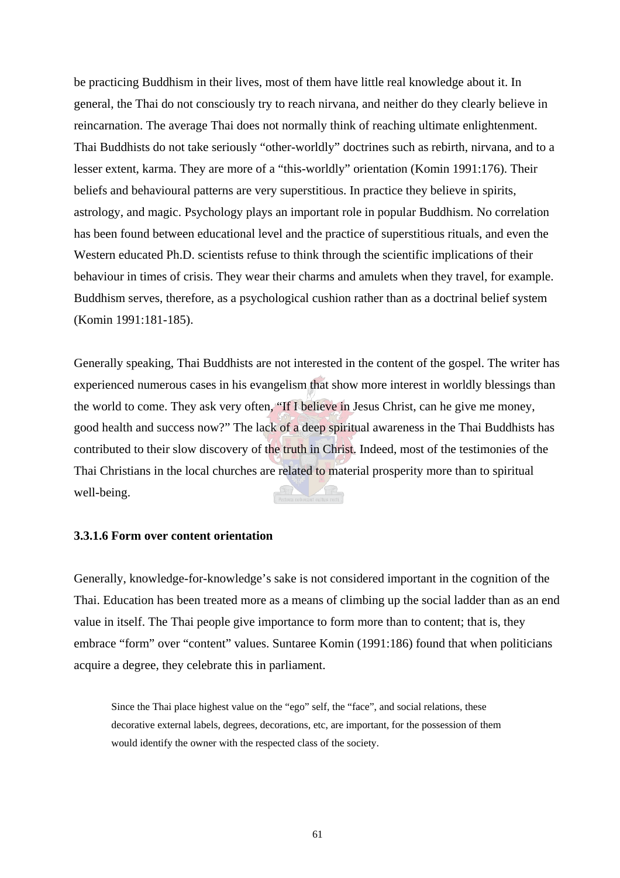be practicing Buddhism in their lives, most of them have little real knowledge about it. In general, the Thai do not consciously try to reach nirvana, and neither do they clearly believe in reincarnation. The average Thai does not normally think of reaching ultimate enlightenment. Thai Buddhists do not take seriously "other-worldly" doctrines such as rebirth, nirvana, and to a lesser extent, karma. They are more of a "this-worldly" orientation (Komin 1991:176). Their beliefs and behavioural patterns are very superstitious. In practice they believe in spirits, astrology, and magic. Psychology plays an important role in popular Buddhism. No correlation has been found between educational level and the practice of superstitious rituals, and even the Western educated Ph.D. scientists refuse to think through the scientific implications of their behaviour in times of crisis. They wear their charms and amulets when they travel, for example. Buddhism serves, therefore, as a psychological cushion rather than as a doctrinal belief system (Komin 1991:181-185).

Generally speaking, Thai Buddhists are not interested in the content of the gospel. The writer has experienced numerous cases in his evangelism that show more interest in worldly blessings than the world to come. They ask very often, "If I believe in Jesus Christ, can he give me money, good health and success now?" The lack of a deep spiritual awareness in the Thai Buddhists has contributed to their slow discovery of the truth in Christ. Indeed, most of the testimonies of the Thai Christians in the local churches are related to material prosperity more than to spiritual well-being.

### 3.3.1.6 Form over content orientation

Generally, knowledge-for-knowledge's sake is not considered important in the cognition of the Thai. Education has been treated more as a means of climbing up the social ladder than as an end value in itself. The Thai people give importance to form more than to content; that is, they embrace "form" over "content" values. Suntaree Komin (1991:186) found that when politicians acquire a degree, they celebrate this in parliament.

> Since the Thai place highest value on the "ego" self, the "face", and social relations, these decorative external labels, degrees, decorations, etc, are important, for the possession of them would identify the owner with the respected class of the society.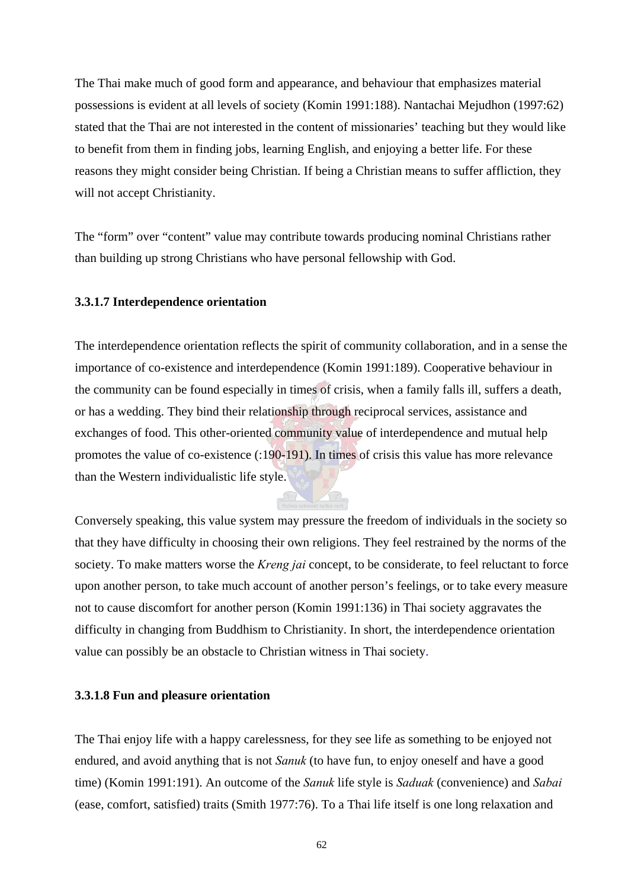The Thai make much of good form and appearance, and behaviour that emphasizes material possessions is evident at all levels of society (Komin 1991:188). Nantachai Mejudhon (1997:62) stated that the Thai are not interested in the content of missionaries' teaching but they would like to benefit from them in finding jobs, learning English, and enjoying a better life. For these reasons they might consider being Christian. If being a Christian means to suffer affliction, they will not accept Christianity.

The "form" over "content" value may contribute towards producing nominal Christians rather than building up strong Christians who have personal fellowship with God.

#### 3.3.1.7 Interdependence orientation

The interdependence orientation reflects the spirit of community collaboration, and in a sense the importance of co-existence and interdependence (Komin 1991:189). Cooperative behaviour in the community can be found especially in times of crisis, when a family falls ill, suffers a death, or has a wedding. They bind their relationship through reciprocal services, assistance and exchanges of food. This other-oriented community value of interdependence and mutual help promotes the value of co-existence (:190-191). In times of crisis this value has more relevance than the Western individualistic life style.

Conversely speaking, this value system may pressure the freedom of individuals in the society so that they have difficulty in choosing their own religions. They feel restrained by the norms of the society. To make matters worse the *Kreng jai* concept, to be considerate, to feel reluctant to force upon another person, to take much account of another person's feelings, or to take every measure not to cause discomfort for another person (Komin 1991:136) in Thai society aggravates the difficulty in changing from Buddhism to Christianity. In short, the interdependence orientation value can possibly be an obstacle to Christian witness in Thai society.

#### 3.3.1.8 Fun and pleasure orientation

The Thai enjoy life with a happy carelessness, for they see life as something to be enjoyed not endured, and avoid anything that is not *Sanuk* (to have fun, to enjoy oneself and have a good time) (Komin 1991:191). An outcome of the *Sanuk* life style is *Saduak* (convenience) and *Sabai* (ease, comfort, satisfied) traits (Smith 1977:76). To a Thai life itself is one long relaxation and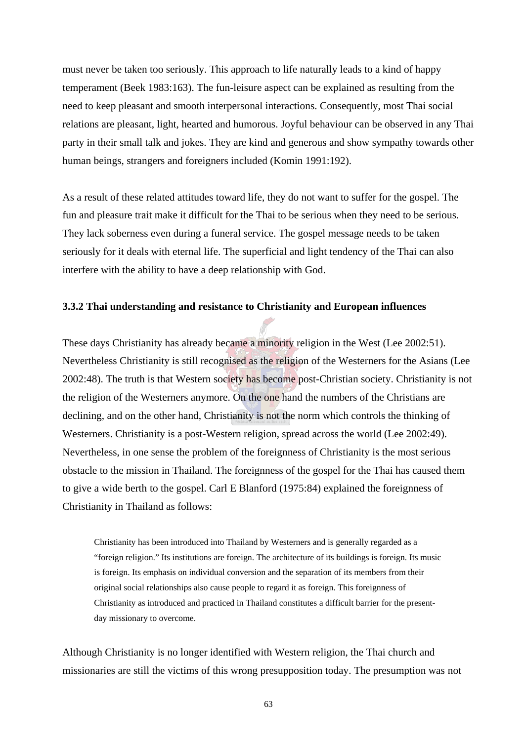must never be taken too seriously. This approach to life naturally leads to a kind of happy temperament (Beek 1983:163). The fun-leisure aspect can be explained as resulting from the need to keep pleasant and smooth interpersonal interactions. Consequently, most Thai social relations are pleasant, light, hearted and humorous. Joyful behaviour can be observed in any Thai party in their small talk and jokes. They are kind and generous and show sympathy towards other human beings, strangers and foreigners included (Komin 1991:192).

As a result of these related attitudes toward life, they do not want to suffer for the gospel. The fun and pleasure trait make it difficult for the Thai to be serious when they need to be serious. They lack soberness even during a funeral service. The gospel message needs to be taken seriously for it deals with eternal life. The superficial and light tendency of the Thai can also interfere with the ability to have a deep relationship with God.

### 3.3.2 Thai understanding and resistance to Christianity and European influences

These days Christianity has already became a minority religion in the West (Lee 2002:51). Nevertheless Christianity is still recognised as the religion of the Westerners for the Asians (Lee 2002:48). The truth is that Western society has become post-Christian society. Christianity is not the religion of the Westerners anymore. On the one hand the numbers of the Christians are declining, and on the other hand, Christianity is not the norm which controls the thinking of Westerners. Christianity is a post-Western religion, spread across the world (Lee 2002:49). Nevertheless, in one sense the problem of the foreignness of Christianity is the most serious obstacle to the mission in Thailand. The foreignness of the gospel for the Thai has caused them to give a wide berth to the gospel. Carl E Blanford (1975:84) explained the foreignness of Christianity in Thailand as follows:

> Christianity has been introduced into Thailand by Westerners and is generally regarded as a "foreign religion." Its institutions are foreign. The architecture of its buildings is foreign. Its music is foreign. Its emphasis on individual conversion and the separation of its members from their original social relationships also cause people to regard it as foreign. This foreignness of Christianity as introduced and practiced in Thailand constitutes a difficult barrier for the present-day missionary to overcome.

Although Christianity is no longer identified with Western religion, the Thai church and missionaries are still the victims of this wrong presupposition today. The presumption was not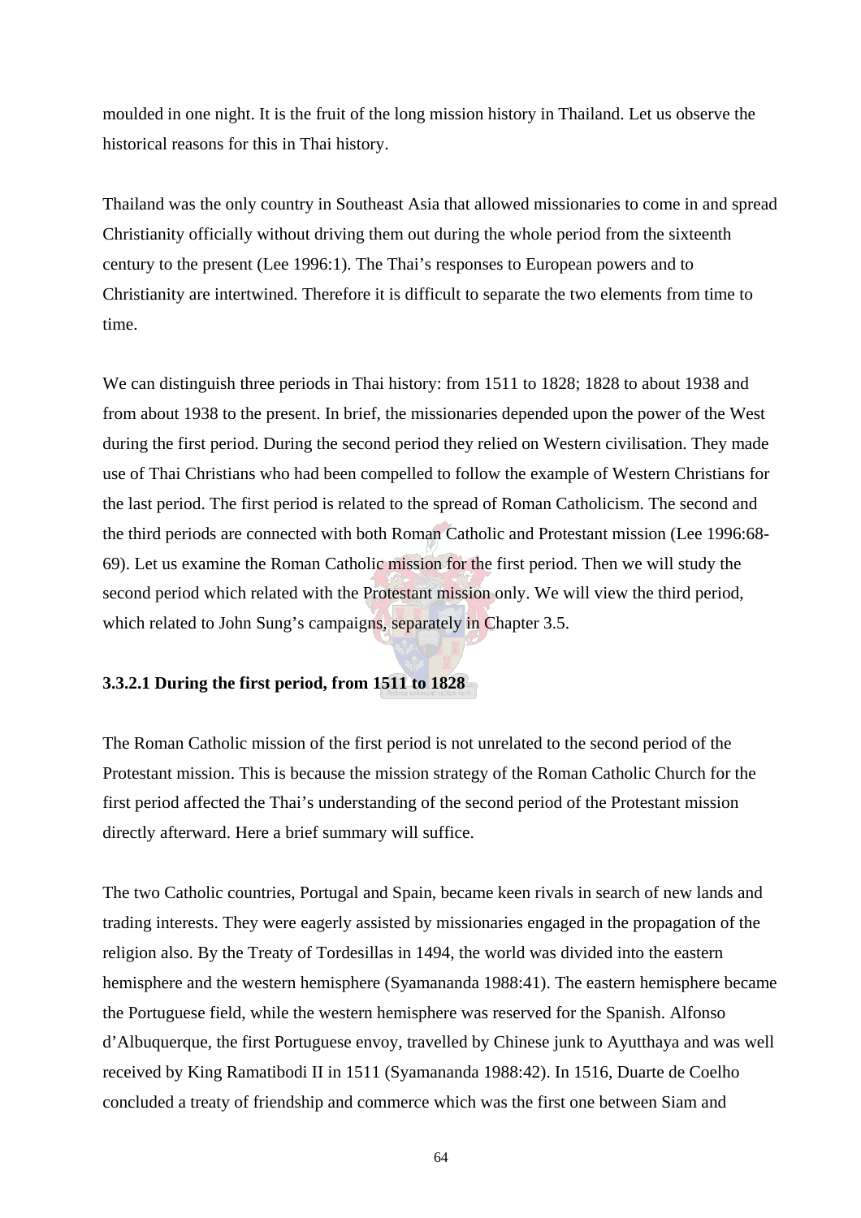moulded in one night. It is the fruit of the long mission history in Thailand. Let us observe the historical reasons for this in Thai history.

Thailand was the only country in Southeast Asia that allowed missionaries to come in and spread Christianity officially without driving them out during the whole period from the sixteenth century to the present (Lee 1996:1). The Thai's responses to European powers and to Christianity are intertwined. Therefore it is difficult to separate the two elements from time to time.

We can distinguish three periods in Thai history: from 1511 to 1828; 1828 to about 1938 and from about 1938 to the present. In brief, the missionaries depended upon the power of the West during the first period. During the second period they relied on Western civilisation. They made use of Thai Christians who had been compelled to follow the example of Western Christians for the last period. The first period is related to the spread of Roman Catholicism. The second and the third periods are connected with both Roman Catholic and Protestant mission (Lee 1996:68-69). Let us examine the Roman Catholic mission for the first period. Then we will study the second period which related with the Protestant mission only. We will view the third period, which related to John Sung's campaigns, separately in Chapter 3.5.

#### 3.3.2.1 During the first period, from 1511 to 1828

The Roman Catholic mission of the first period is not unrelated to the second period of the Protestant mission. This is because the mission strategy of the Roman Catholic Church for the first period affected the Thai's understanding of the second period of the Protestant mission directly afterward. Here a brief summary will suffice.

The two Catholic countries, Portugal and Spain, became keen rivals in search of new lands and trading interests. They were eagerly assisted by missionaries engaged in the propagation of the religion also. By the Treaty of Tordesillas in 1494, the world was divided into the eastern hemisphere and the western hemisphere (Syamananda 1988:41). The eastern hemisphere became the Portuguese field, while the western hemisphere was reserved for the Spanish. Alfonso d'Albuquerque, the first Portuguese envoy, travelled by Chinese junk to Ayutthaya and was well received by King Ramatibodi II in 1511 (Syamananda 1988:42). In 1516, Duarte de Coelho concluded a treaty of friendship and commerce which was the first one between Siam and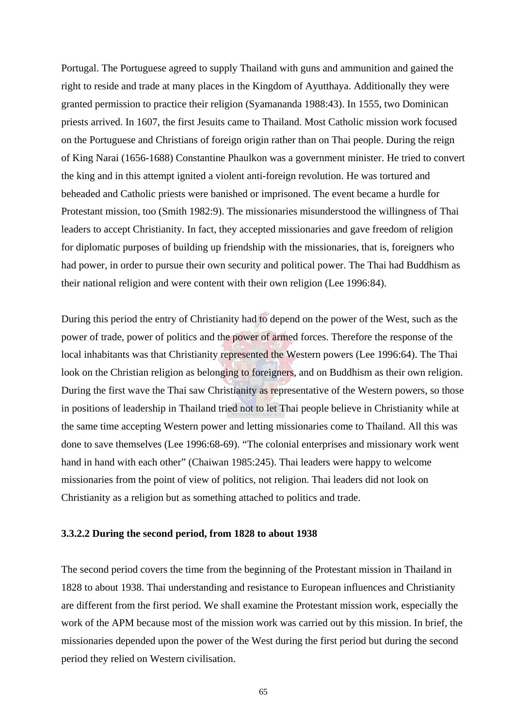Portugal. The Portuguese agreed to supply Thailand with guns and ammunition and gained the right to reside and trade at many places in the Kingdom of Ayutthaya. Additionally they were granted permission to practice their religion (Syamananda 1988:43). In 1555, two Dominican priests arrived. In 1607, the first Jesuits came to Thailand. Most Catholic mission work focused on the Portuguese and Christians of foreign origin rather than on Thai people. During the reign of King Narai (1656-1688) Constantine Phaulkon was a government minister. He tried to convert the king and in this attempt ignited a violent anti-foreign revolution. He was tortured and beheaded and Catholic priests were banished or imprisoned. The event became a hurdle for Protestant mission, too (Smith 1982:9). The missionaries misunderstood the willingness of Thai leaders to accept Christianity. In fact, they accepted missionaries and gave freedom of religion for diplomatic purposes of building up friendship with the missionaries, that is, foreigners who had power, in order to pursue their own security and political power. The Thai had Buddhism as their national religion and were content with their own religion (Lee 1996:84).

During this period the entry of Christianity had to depend on the power of the West, such as the power of trade, power of politics and the power of armed forces. Therefore the response of the local inhabitants was that Christianity represented the Western powers (Lee 1996:64). The Thai look on the Christian religion as belonging to foreigners, and on Buddhism as their own religion. During the first wave the Thai saw Christianity as representative of the Western powers, so those in positions of leadership in Thailand tried not to let Thai people believe in Christianity while at the same time accepting Western power and letting missionaries come to Thailand. All this was done to save themselves (Lee 1996:68-69). "The colonial enterprises and missionary work went hand in hand with each other" (Chaiwan 1985:245). Thai leaders were happy to welcome missionaries from the point of view of politics, not religion. Thai leaders did not look on Christianity as a religion but as something attached to politics and trade.

#### 3.3.2.2 During the second period, from 1828 to about 1938

The second period covers the time from the beginning of the Protestant mission in Thailand in 1828 to about 1938. Thai understanding and resistance to European influences and Christianity are different from the first period. We shall examine the Protestant mission work, especially the work of the APM because most of the mission work was carried out by this mission. In brief, the missionaries depended upon the power of the West during the first period but during the second period they relied on Western civilisation.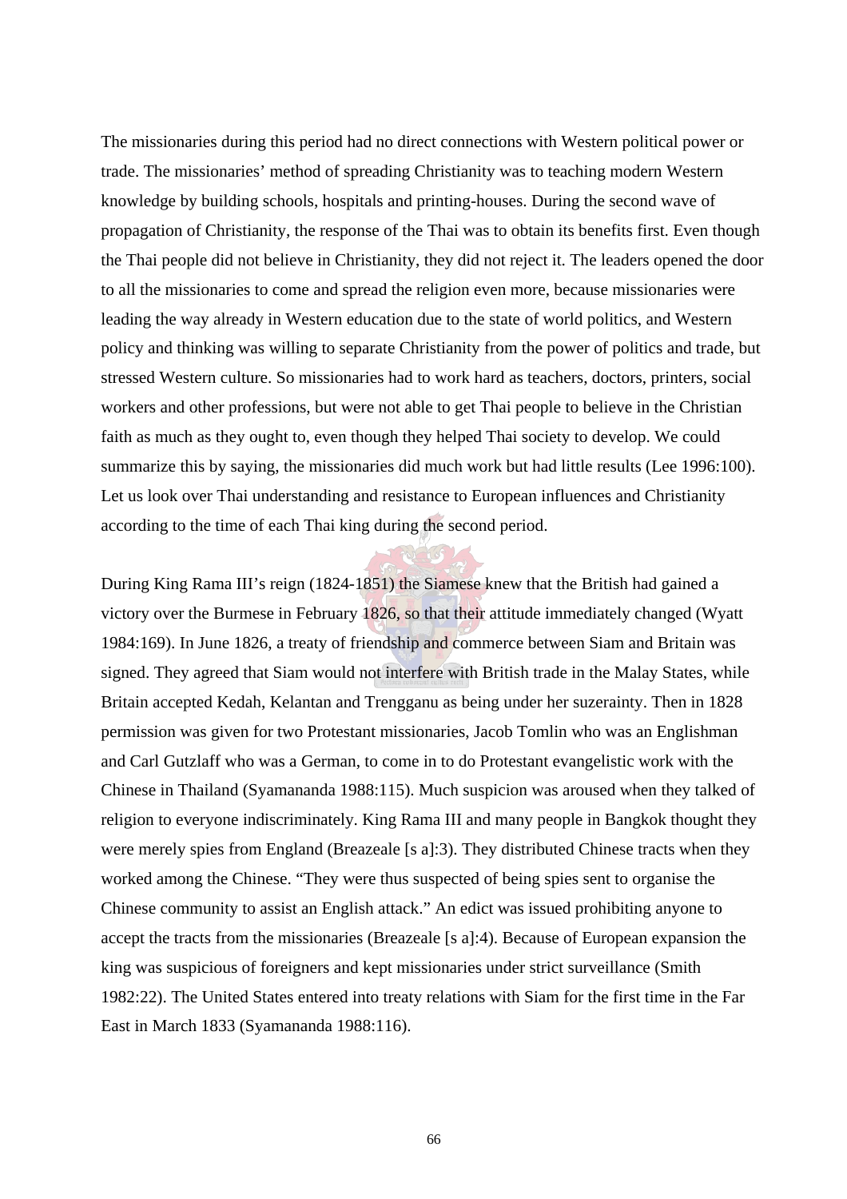The missionaries during this period had no direct connections with Western political power or trade. The missionaries' method of spreading Christianity was to teaching modern Western knowledge by building schools, hospitals and printing-houses. During the second wave of propagation of Christianity, the response of the Thai was to obtain its benefits first. Even though the Thai people did not believe in Christianity, they did not reject it. The leaders opened the door to all the missionaries to come and spread the religion even more, because missionaries were leading the way already in Western education due to the state of world politics, and Western policy and thinking was willing to separate Christianity from the power of politics and trade, but stressed Western culture. So missionaries had to work hard as teachers, doctors, printers, social workers and other professions, but were not able to get Thai people to believe in the Christian faith as much as they ought to, even though they helped Thai society to develop. We could summarize this by saying, the missionaries did much work but had little results (Lee 1996:100). Let us look over Thai understanding and resistance to European influences and Christianity according to the time of each Thai king during the second period.

During King Rama III's reign (1824-1851) the Siamese knew that the British had gained a victory over the Burmese in February 1826, so that their attitude immediately changed (Wyatt 1984:169). In June 1826, a treaty of friendship and commerce between Siam and Britain was signed. They agreed that Siam would not interfere with British trade in the Malay States, while Britain accepted Kedah, Kelantan and Trengganu as being under her suzerainty. Then in 1828 permission was given for two Protestant missionaries, Jacob Tomlin who was an Englishman and Carl Gutzlaff who was a German, to come in to do Protestant evangelistic work with the Chinese in Thailand (Syamananda 1988:115). Much suspicion was aroused when they talked of religion to everyone indiscriminately. King Rama III and many people in Bangkok thought they were merely spies from England (Breazeale [s a]:3). They distributed Chinese tracts when they worked among the Chinese. "They were thus suspected of being spies sent to organise the Chinese community to assist an English attack." An edict was issued prohibiting anyone to accept the tracts from the missionaries (Breazeale [s a]:4). Because of European expansion the king was suspicious of foreigners and kept missionaries under strict surveillance (Smith 1982:22). The United States entered into treaty relations with Siam for the first time in the Far East in March 1833 (Syamananda 1988:116).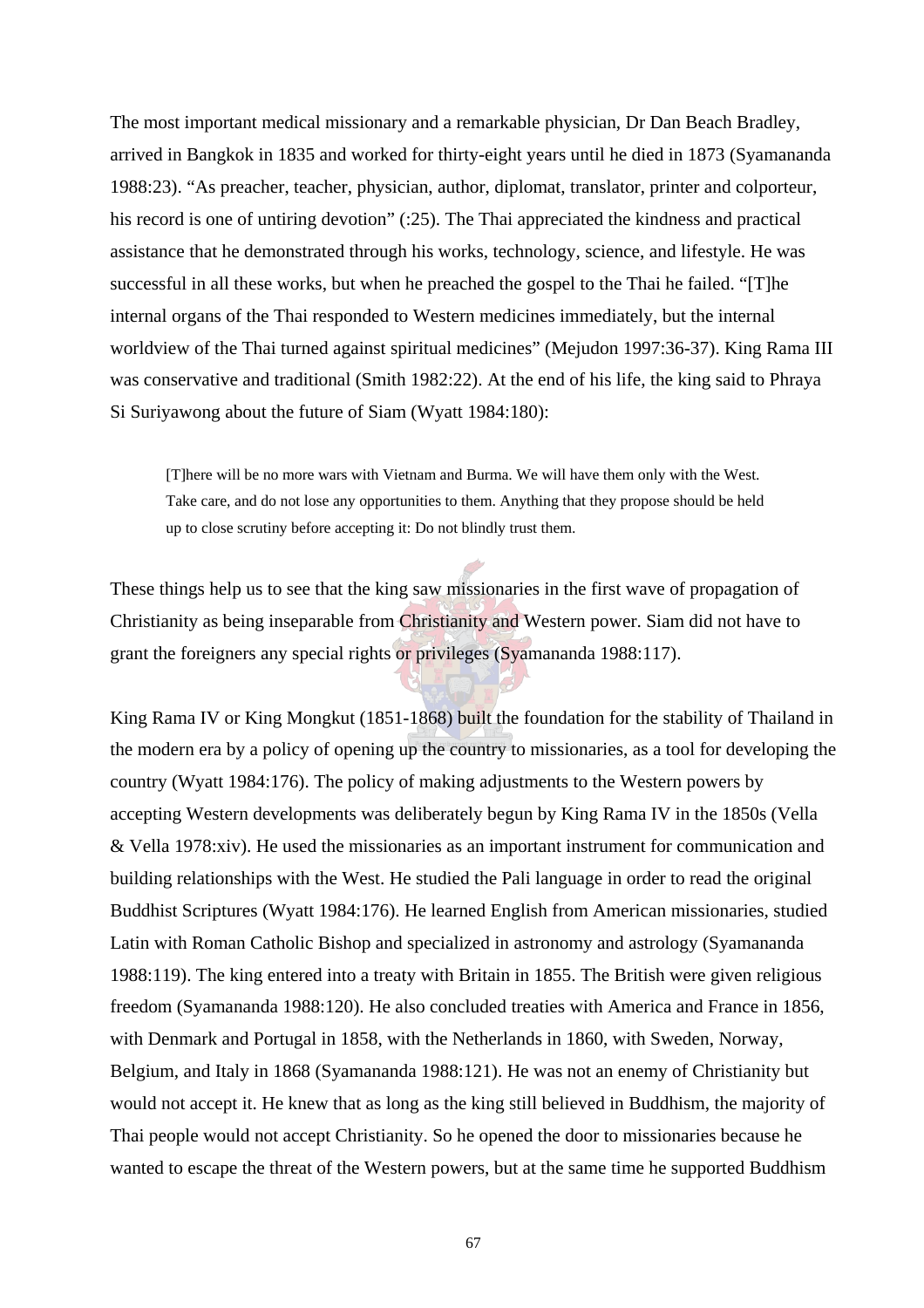The most important medical missionary and a remarkable physician, Dr Dan Beach Bradley, arrived in Bangkok in 1835 and worked for thirty-eight years until he died in 1873 (Syamananda 1988:23). "As preacher, teacher, physician, author, diplomat, translator, printer and colporteur, his record is one of untiring devotion" (:25). The Thai appreciated the kindness and practical assistance that he demonstrated through his works, technology, science, and lifestyle. He was successful in all these works, but when he preached the gospel to the Thai he failed. "[T]he internal organs of the Thai responded to Western medicines immediately, but the internal worldview of the Thai turned against spiritual medicines" (Mejudon 1997:36-37). King Rama III was conservative and traditional (Smith 1982:22). At the end of his life, the king said to Phraya Si Suriyawong about the future of Siam (Wyatt 1984:180):

> [T]here will be no more wars with Vietnam and Burma. We will have them only with the West. Take care, and do not lose any opportunities to them. Anything that they propose should be held up to close scrutiny before accepting it: Do not blindly trust them.

These things help us to see that the king saw missionaries in the first wave of propagation of Christianity as being inseparable from Christianity and Western power. Siam did not have to grant the foreigners any special rights or privileges (Syamananda 1988:117).

King Rama IV or King Mongkut (1851-1868) built the foundation for the stability of Thailand in the modern era by a policy of opening up the country to missionaries, as a tool for developing the country (Wyatt 1984:176). The policy of making adjustments to the Western powers by accepting Western developments was deliberately begun by King Rama IV in the 1850s (Vella & Vella 1978:xiv). He used the missionaries as an important instrument for communication and building relationships with the West. He studied the Pali language in order to read the original Buddhist Scriptures (Wyatt 1984:176). He learned English from American missionaries, studied Latin with Roman Catholic Bishop and specialized in astronomy and astrology (Syamananda 1988:119). The king entered into a treaty with Britain in 1855. The British were given religious freedom (Syamananda 1988:120). He also concluded treaties with America and France in 1856, with Denmark and Portugal in 1858, with the Netherlands in 1860, with Sweden, Norway, Belgium, and Italy in 1868 (Syamananda 1988:121). He was not an enemy of Christianity but would not accept it. He knew that as long as the king still believed in Buddhism, the majority of Thai people would not accept Christianity. So he opened the door to missionaries because he wanted to escape the threat of the Western powers, but at the same time he supported Buddhism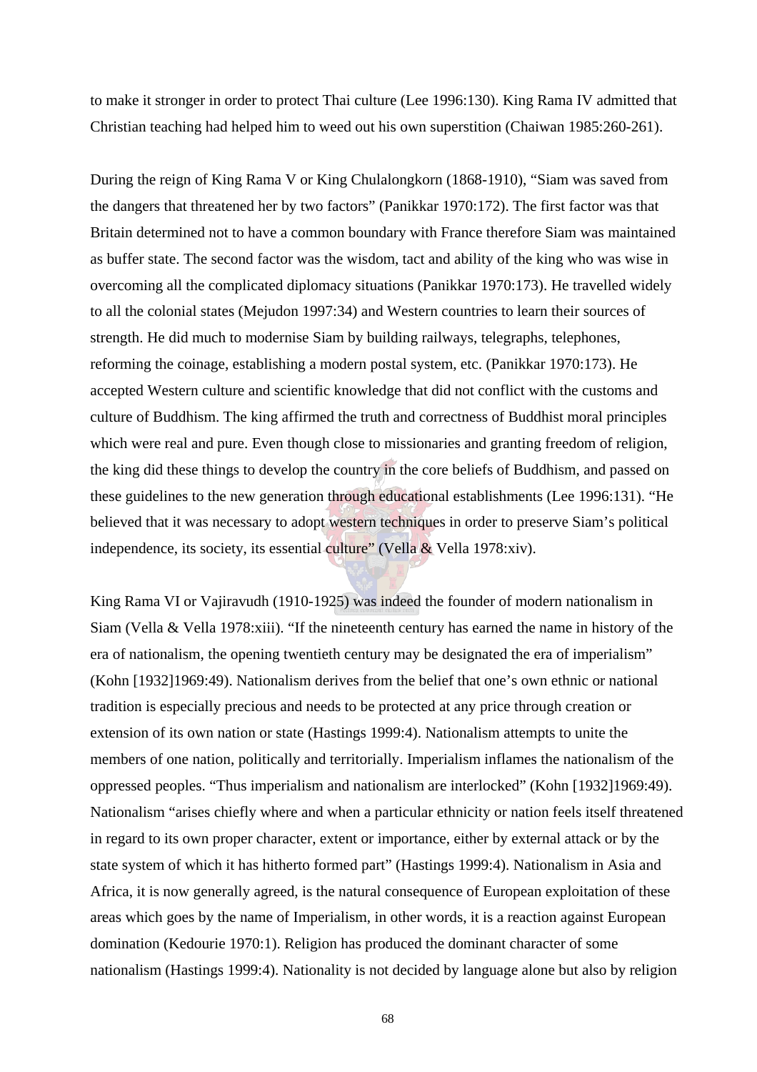to make it stronger in order to protect Thai culture (Lee 1996:130). King Rama IV admitted that Christian teaching had helped him to weed out his own superstition (Chaiwan 1985:260-261).

During the reign of King Rama V or King Chulalongkorn (1868-1910), "Siam was saved from the dangers that threatened her by two factors" (Panikkar 1970:172). The first factor was that Britain determined not to have a common boundary with France therefore Siam was maintained as buffer state. The second factor was the wisdom, tact and ability of the king who was wise in overcoming all the complicated diplomacy situations (Panikkar 1970:173). He travelled widely to all the colonial states (Mejudon 1997:34) and Western countries to learn their sources of strength. He did much to modernise Siam by building railways, telegraphs, telephones, reforming the coinage, establishing a modern postal system, etc. (Panikkar 1970:173). He accepted Western culture and scientific knowledge that did not conflict with the customs and culture of Buddhism. The king affirmed the truth and correctness of Buddhist moral principles which were real and pure. Even though close to missionaries and granting freedom of religion, the king did these things to develop the country in the core beliefs of Buddhism, and passed on these guidelines to the new generation through educational establishments (Lee 1996:131). "He believed that it was necessary to adopt western techniques in order to preserve Siam's political independence, its society, its essential culture" (Vella & Vella 1978:xiv).

King Rama VI or Vajiravudh (1910-1925) was indeed the founder of modern nationalism in Siam (Vella & Vella 1978:xiii). "If the nineteenth century has earned the name in history of the era of nationalism, the opening twentieth century may be designated the era of imperialism" (Kohn [1932]1969:49). Nationalism derives from the belief that one's own ethnic or national tradition is especially precious and needs to be protected at any price through creation or extension of its own nation or state (Hastings 1999:4). Nationalism attempts to unite the members of one nation, politically and territorially. Imperialism inflames the nationalism of the oppressed peoples. "Thus imperialism and nationalism are interlocked" (Kohn [1932]1969:49). Nationalism "arises chiefly where and when a particular ethnicity or nation feels itself threatened in regard to its own proper character, extent or importance, either by external attack or by the state system of which it has hitherto formed part" (Hastings 1999:4). Nationalism in Asia and Africa, it is now generally agreed, is the natural consequence of European exploitation of these areas which goes by the name of Imperialism, in other words, it is a reaction against European domination (Kedourie 1970:1). Religion has produced the dominant character of some nationalism (Hastings 1999:4). Nationality is not decided by language alone but also by religion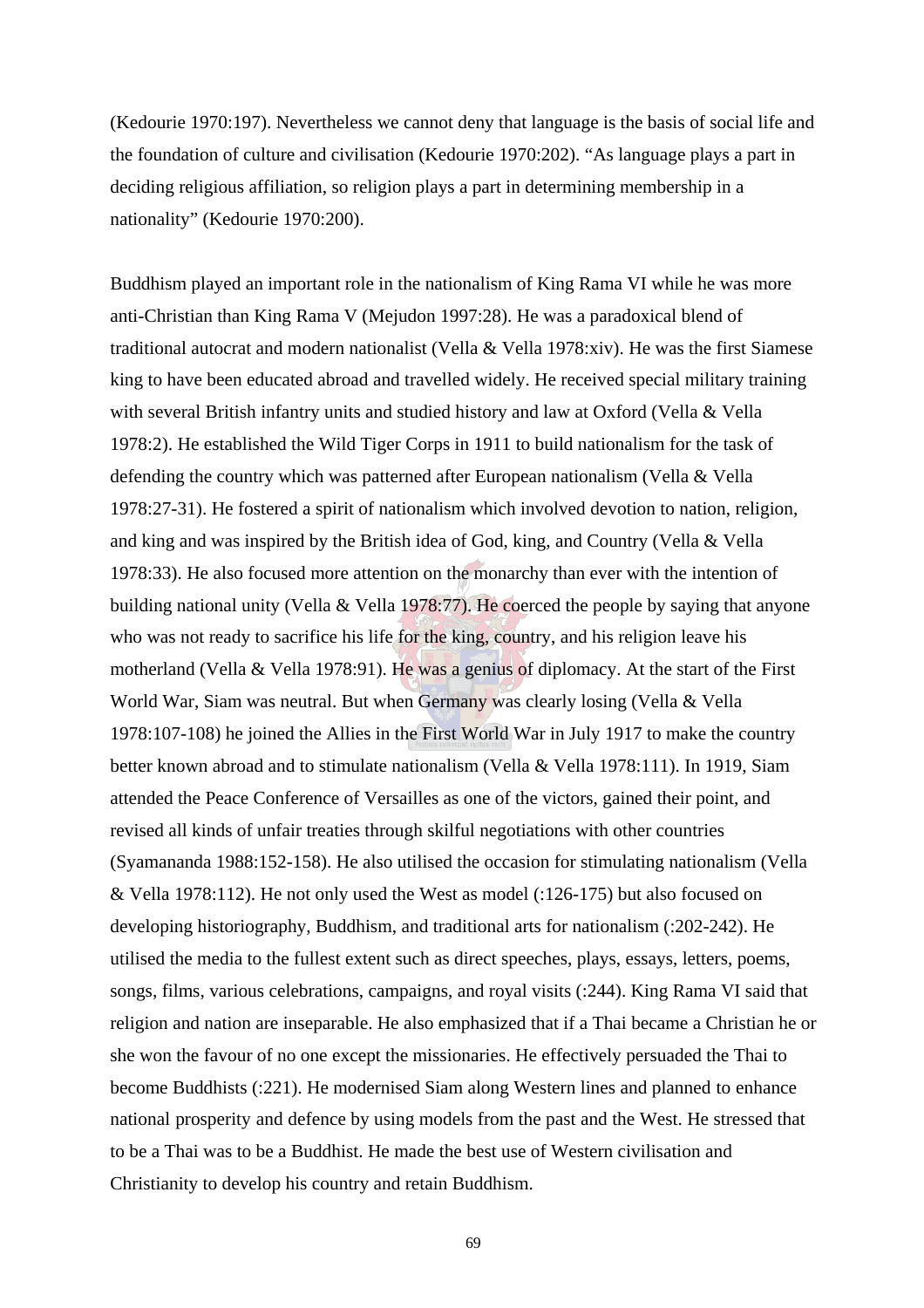(Kedourie 1970:197). Nevertheless we cannot deny that language is the basis of social life and the foundation of culture and civilisation (Kedourie 1970:202). "As language plays a part in deciding religious affiliation, so religion plays a part in determining membership in a nationality" (Kedourie 1970:200).

Buddhism played an important role in the nationalism of King Rama VI while he was more anti-Christian than King Rama V (Mejudon 1997:28). He was a paradoxical blend of traditional autocrat and modern nationalist (Vella & Vella 1978:xiv). He was the first Siamese king to have been educated abroad and travelled widely. He received special military training with several British infantry units and studied history and law at Oxford (Vella & Vella 1978:2). He established the Wild Tiger Corps in 1911 to build nationalism for the task of defending the country which was patterned after European nationalism (Vella & Vella 1978:27-31). He fostered a spirit of nationalism which involved devotion to nation, religion, and king and was inspired by the British idea of God, king, and Country (Vella & Vella 1978:33). He also focused more attention on the monarchy than ever with the intention of building national unity (Vella & Vella 1978:77). He coerced the people by saying that anyone who was not ready to sacrifice his life for the king, country, and his religion leave his motherland (Vella & Vella 1978:91). He was a genius of diplomacy. At the start of the First World War, Siam was neutral. But when Germany was clearly losing (Vella & Vella 1978:107-108) he joined the Allies in the First World War in July 1917 to make the country better known abroad and to stimulate nationalism (Vella & Vella 1978:111). In 1919, Siam attended the Peace Conference of Versailles as one of the victors, gained their point, and revised all kinds of unfair treaties through skilful negotiations with other countries (Syamananda 1988:152-158). He also utilised the occasion for stimulating nationalism (Vella & Vella 1978:112). He not only used the West as model (:126-175) but also focused on developing historiography, Buddhism, and traditional arts for nationalism (:202-242). He utilised the media to the fullest extent such as direct speeches, plays, essays, letters, poems, songs, films, various celebrations, campaigns, and royal visits (:244). King Rama VI said that religion and nation are inseparable. He also emphasized that if a Thai became a Christian he or she won the favour of no one except the missionaries. He effectively persuaded the Thai to become Buddhists (:221). He modernised Siam along Western lines and planned to enhance national prosperity and defence by using models from the past and the West. He stressed that to be a Thai was to be a Buddhist. He made the best use of Western civilisation and Christianity to develop his country and retain Buddhism.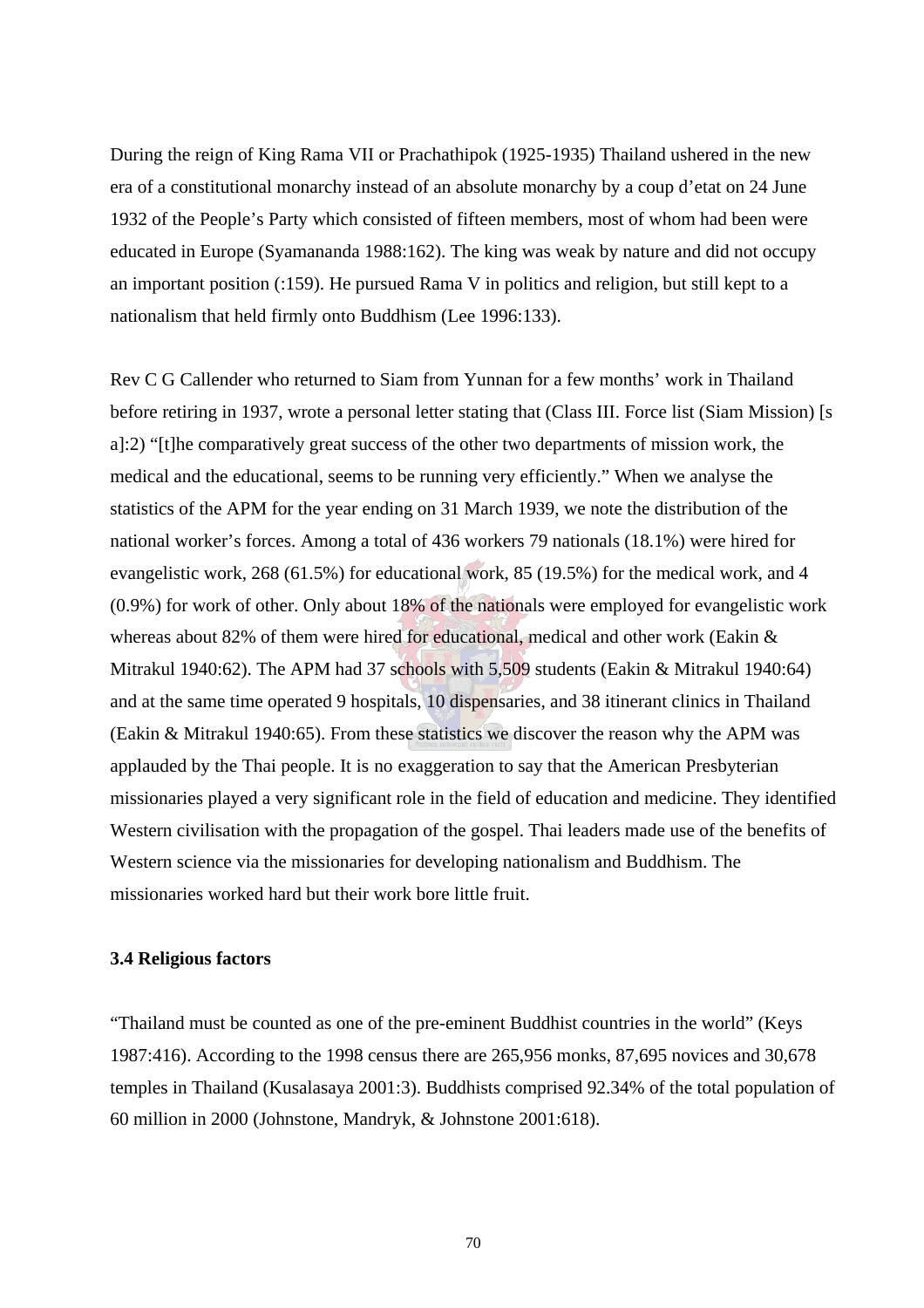During the reign of King Rama VII or Prachathipok (1925-1935) Thailand ushered in the new era of a constitutional monarchy instead of an absolute monarchy by a coup d'etat on 24 June 1932 of the People's Party which consisted of fifteen members, most of whom had been were educated in Europe (Syamananda 1988:162). The king was weak by nature and did not occupy an important position (:159). He pursued Rama V in politics and religion, but still kept to a nationalism that held firmly onto Buddhism (Lee 1996:133).

Rev C G Callender who returned to Siam from Yunnan for a few months' work in Thailand before retiring in 1937, wrote a personal letter stating that (Class III. Force list (Siam Mission) [s a]:2) "[t]he comparatively great success of the other two departments of mission work, the medical and the educational, seems to be running very efficiently." When we analyse the statistics of the APM for the year ending on 31 March 1939, we note the distribution of the national worker's forces. Among a total of 436 workers 79 nationals (18.1%) were hired for evangelistic work, 268 (61.5%) for educational work, 85 (19.5%) for the medical work, and 4 (0.9%) for work of other. Only about 18% of the nationals were employed for evangelistic work whereas about 82% of them were hired for educational, medical and other work (Eakin & Mitrakul 1940:62). The APM had 37 schools with 5,509 students (Eakin & Mitrakul 1940:64) and at the same time operated 9 hospitals, 10 dispensaries, and 38 itinerant clinics in Thailand (Eakin & Mitrakul 1940:65). From these statistics we discover the reason why the APM was applauded by the Thai people. It is no exaggeration to say that the American Presbyterian missionaries played a very significant role in the field of education and medicine. They identified Western civilisation with the propagation of the gospel. Thai leaders made use of the benefits of Western science via the missionaries for developing nationalism and Buddhism. The missionaries worked hard but their work bore little fruit.

### 3.4 Religious factors

"Thailand must be counted as one of the pre-eminent Buddhist countries in the world" (Keys 1987:416). According to the 1998 census there are 265,956 monks, 87,695 novices and 30,678 temples in Thailand (Kusalasaya 2001:3). Buddhists comprised 92.34% of the total population of 60 million in 2000 (Johnstone, Mandryk, & Johnstone 2001:618).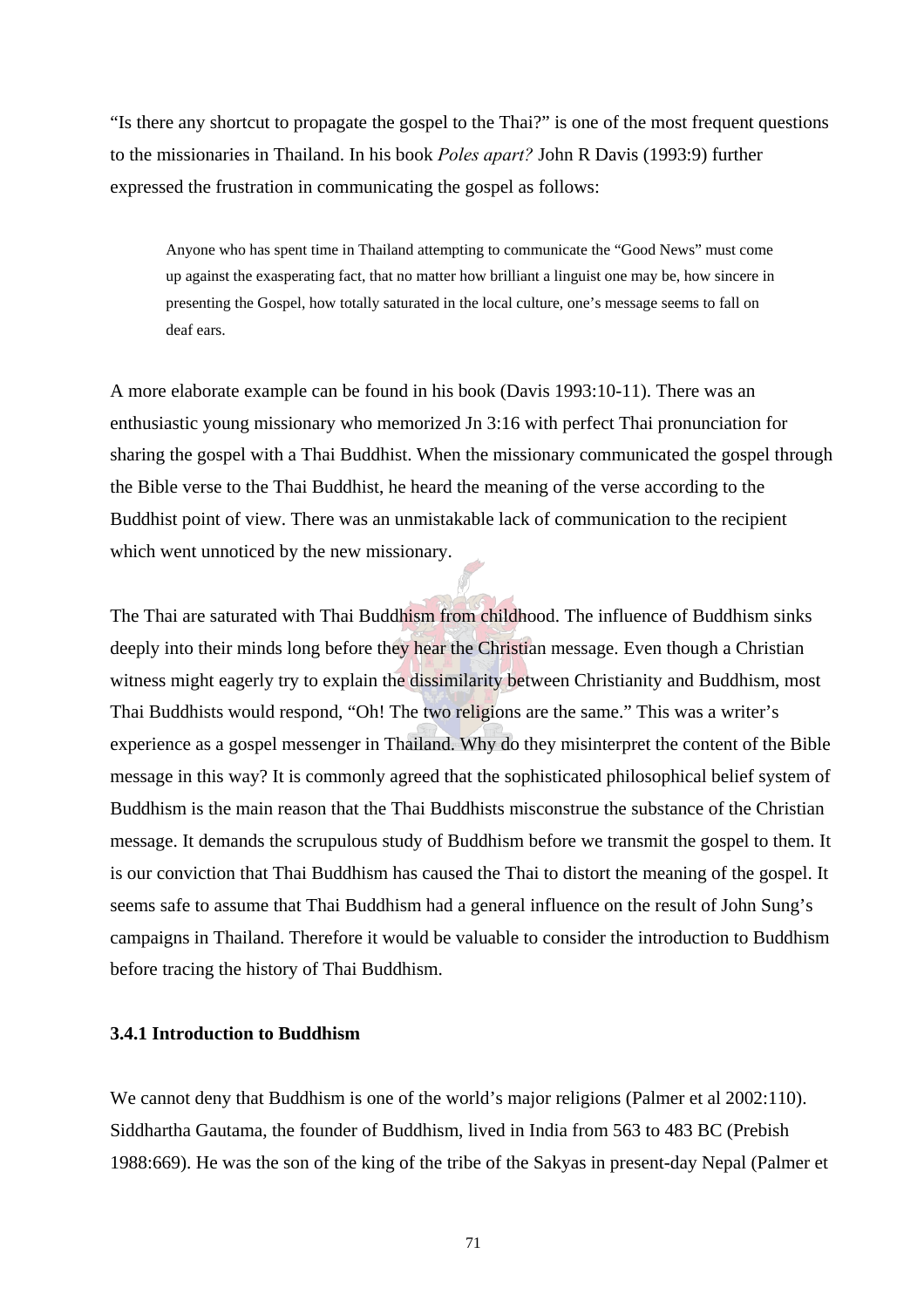"Is there any shortcut to propagate the gospel to the Thai?" is one of the most frequent questions to the missionaries in Thailand. In his book *Poles apart?* John R Davis (1993:9) further expressed the frustration in communicating the gospel as follows:

> Anyone who has spent time in Thailand attempting to communicate the "Good News" must come up against the exasperating fact, that no matter how brilliant a linguist one may be, how sincere in presenting the Gospel, how totally saturated in the local culture, one's message seems to fall on deaf ears.

A more elaborate example can be found in his book (Davis 1993:10-11). There was an enthusiastic young missionary who memorized Jn 3:16 with perfect Thai pronunciation for sharing the gospel with a Thai Buddhist. When the missionary communicated the gospel through the Bible verse to the Thai Buddhist, he heard the meaning of the verse according to the Buddhist point of view. There was an unmistakable lack of communication to the recipient which went unnoticed by the new missionary.

The Thai are saturated with Thai Buddhism from childhood. The influence of Buddhism sinks deeply into their minds long before they hear the Christian message. Even though a Christian witness might eagerly try to explain the dissimilarity between Christianity and Buddhism, most Thai Buddhists would respond, "Oh! The two religions are the same." This was a writer's experience as a gospel messenger in Thailand. Why do they misinterpret the content of the Bible message in this way? It is commonly agreed that the sophisticated philosophical belief system of Buddhism is the main reason that the Thai Buddhists misconstrue the substance of the Christian message. It demands the scrupulous study of Buddhism before we transmit the gospel to them. It is our conviction that Thai Buddhism has caused the Thai to distort the meaning of the gospel. It seems safe to assume that Thai Buddhism had a general influence on the result of John Sung's campaigns in Thailand. Therefore it would be valuable to consider the introduction to Buddhism before tracing the history of Thai Buddhism.

### 3.4.1 Introduction to Buddhism

We cannot deny that Buddhism is one of the world's major religions (Palmer et al 2002:110). Siddhartha Gautama, the founder of Buddhism, lived in India from 563 to 483 BC (Prebish 1988:669). He was the son of the king of the tribe of the Sakyas in present-day Nepal (Palmer et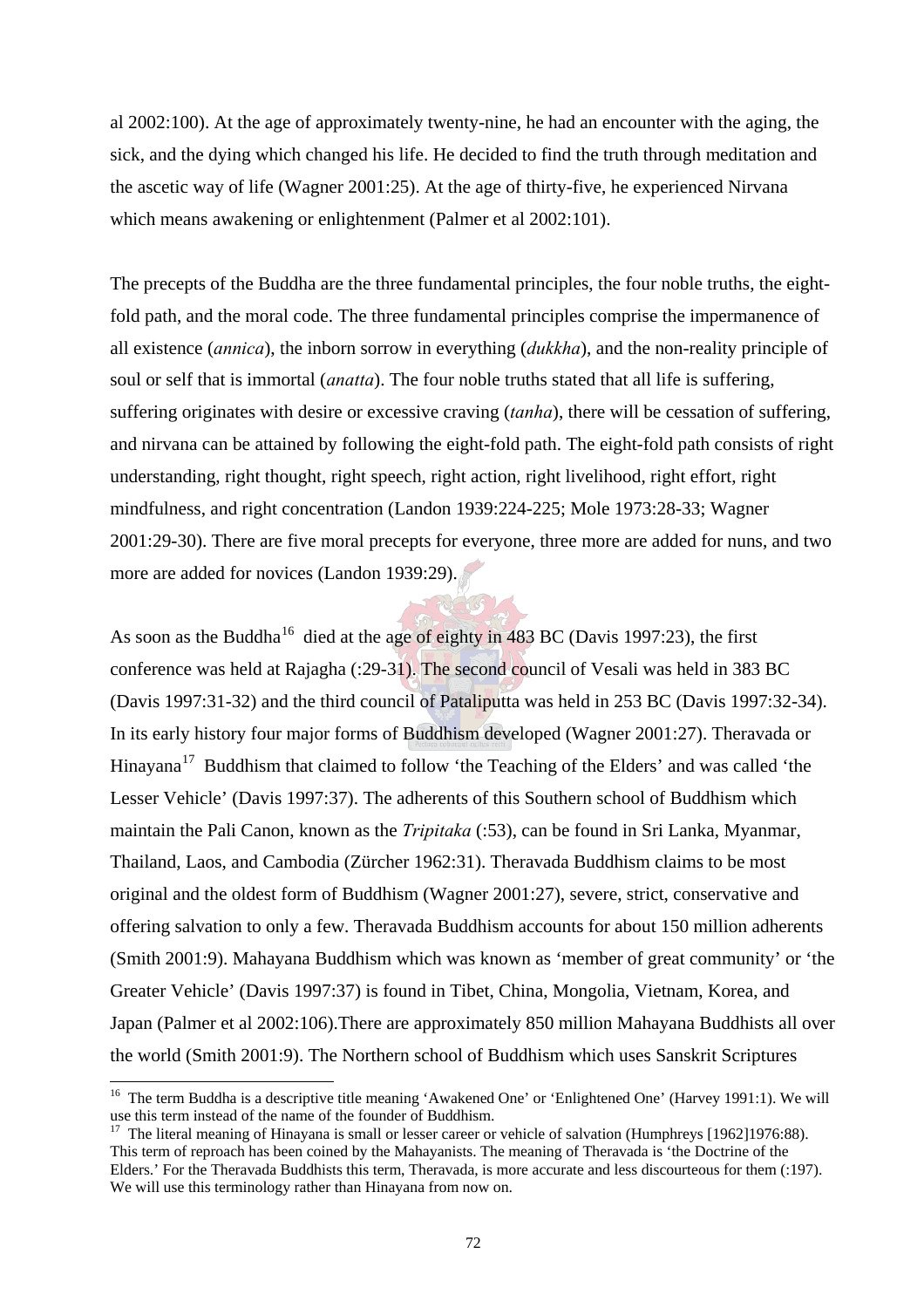al 2002:100). At the age of approximately twenty-nine, he had an encounter with the aging, the sick, and the dying which changed his life. He decided to find the truth through meditation and the ascetic way of life (Wagner 2001:25). At the age of thirty-five, he experienced Nirvana which means awakening or enlightenment (Palmer et al 2002:101).

The precepts of the Buddha are the three fundamental principles, the four noble truths, the eight-fold path, and the moral code. The three fundamental principles comprise the impermanence of all existence (*annica*), the inborn sorrow in everything (*dukkha*), and the non-reality principle of soul or self that is immortal (*anatta*). The four noble truths stated that all life is suffering, suffering originates with desire or excessive craving (*tanha*), there will be cessation of suffering, and nirvana can be attained by following the eight-fold path. The eight-fold path consists of right understanding, right thought, right speech, right action, right livelihood, right effort, right mindfulness, and right concentration (Landon 1939:224-225; Mole 1973:28-33; Wagner 2001:29-30). There are five moral precepts for everyone, three more are added for nuns, and two more are added for novices (Landon 1939:29).

As soon as the Buddha[16] died at the age of eighty in 483 BC (Davis 1997:23), the first conference was held at Rajagha (:29-31). The second council of Vesali was held in 383 BC (Davis 1997:31-32) and the third council of Pataliputta was held in 253 BC (Davis 1997:32-34). In its early history four major forms of Buddhism developed (Wagner 2001:27). Theravada or Hinayana[17] Buddhism that claimed to follow 'the Teaching of the Elders' and was called 'the Lesser Vehicle' (Davis 1997:37). The adherents of this Southern school of Buddhism which maintain the Pali Canon, known as the *Tripitaka* (:53), can be found in Sri Lanka, Myanmar, Thailand, Laos, and Cambodia (Zürcher 1962:31). Theravada Buddhism claims to be most original and the oldest form of Buddhism (Wagner 2001:27), severe, strict, conservative and offering salvation to only a few. Theravada Buddhism accounts for about 150 million adherents (Smith 2001:9). Mahayana Buddhism which was known as 'member of great community' or 'the Greater Vehicle' (Davis 1997:37) is found in Tibet, China, Mongolia, Vietnam, Korea, and Japan (Palmer et al 2002:106).There are approximately 850 million Mahayana Buddhists all over the world (Smith 2001:9). The Northern school of Buddhism which uses Sanskrit Scriptures

---

[16] The term Buddha is a descriptive title meaning 'Awakened One' or 'Enlightened One' (Harvey 1991:1). We will use this term instead of the name of the founder of Buddhism.

[17] The literal meaning of Hinayana is small or lesser career or vehicle of salvation (Humphreys [1962]1976:88). This term of reproach has been coined by the Mahayanists. The meaning of Theravada is 'the Doctrine of the Elders.' For the Theravada Buddhists this term, Theravada, is more accurate and less discourteous for them (:197). We will use this terminology rather than Hinayana from now on.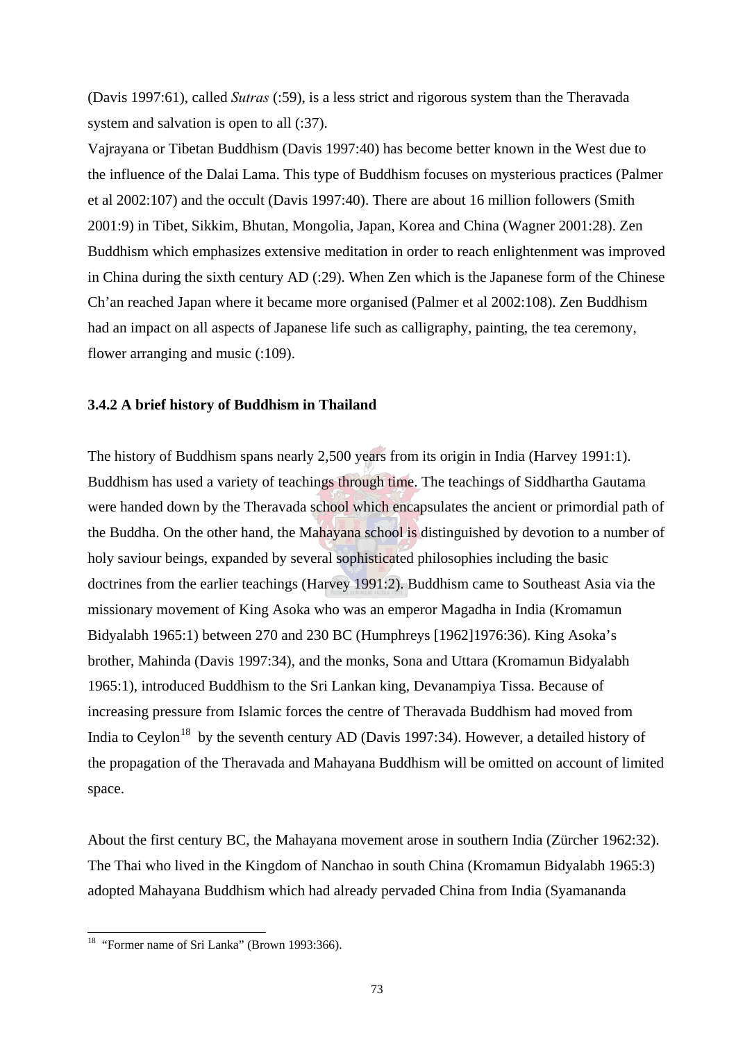(Davis 1997:61), called *Sutras* (:59), is a less strict and rigorous system than the Theravada system and salvation is open to all (:37).

Vajrayana or Tibetan Buddhism (Davis 1997:40) has become better known in the West due to the influence of the Dalai Lama. This type of Buddhism focuses on mysterious practices (Palmer et al 2002:107) and the occult (Davis 1997:40). There are about 16 million followers (Smith 2001:9) in Tibet, Sikkim, Bhutan, Mongolia, Japan, Korea and China (Wagner 2001:28). Zen Buddhism which emphasizes extensive meditation in order to reach enlightenment was improved in China during the sixth century AD (:29). When Zen which is the Japanese form of the Chinese Ch'an reached Japan where it became more organised (Palmer et al 2002:108). Zen Buddhism had an impact on all aspects of Japanese life such as calligraphy, painting, the tea ceremony, flower arranging and music (:109).

### 3.4.2 A brief history of Buddhism in Thailand

The history of Buddhism spans nearly 2,500 years from its origin in India (Harvey 1991:1). Buddhism has used a variety of teachings through time. The teachings of Siddhartha Gautama were handed down by the Theravada school which encapsulates the ancient or primordial path of the Buddha. On the other hand, the Mahayana school is distinguished by devotion to a number of holy saviour beings, expanded by several sophisticated philosophies including the basic doctrines from the earlier teachings (Harvey 1991:2). Buddhism came to Southeast Asia via the missionary movement of King Asoka who was an emperor Magadha in India (Kromamun Bidyalabh 1965:1) between 270 and 230 BC (Humphreys [1962]1976:36). King Asoka's brother, Mahinda (Davis 1997:34), and the monks, Sona and Uttara (Kromamun Bidyalabh 1965:1), introduced Buddhism to the Sri Lankan king, Devanampiya Tissa. Because of increasing pressure from Islamic forces the centre of Theravada Buddhism had moved from India to Ceylon[18] by the seventh century AD (Davis 1997:34). However, a detailed history of the propagation of the Theravada and Mahayana Buddhism will be omitted on account of limited space.

About the first century BC, the Mahayana movement arose in southern India (Zürcher 1962:32). The Thai who lived in the Kingdom of Nanchao in south China (Kromamun Bidyalabh 1965:3) adopted Mahayana Buddhism which had already pervaded China from India (Syamananda

[18] "Former name of Sri Lanka" (Brown 1993:366).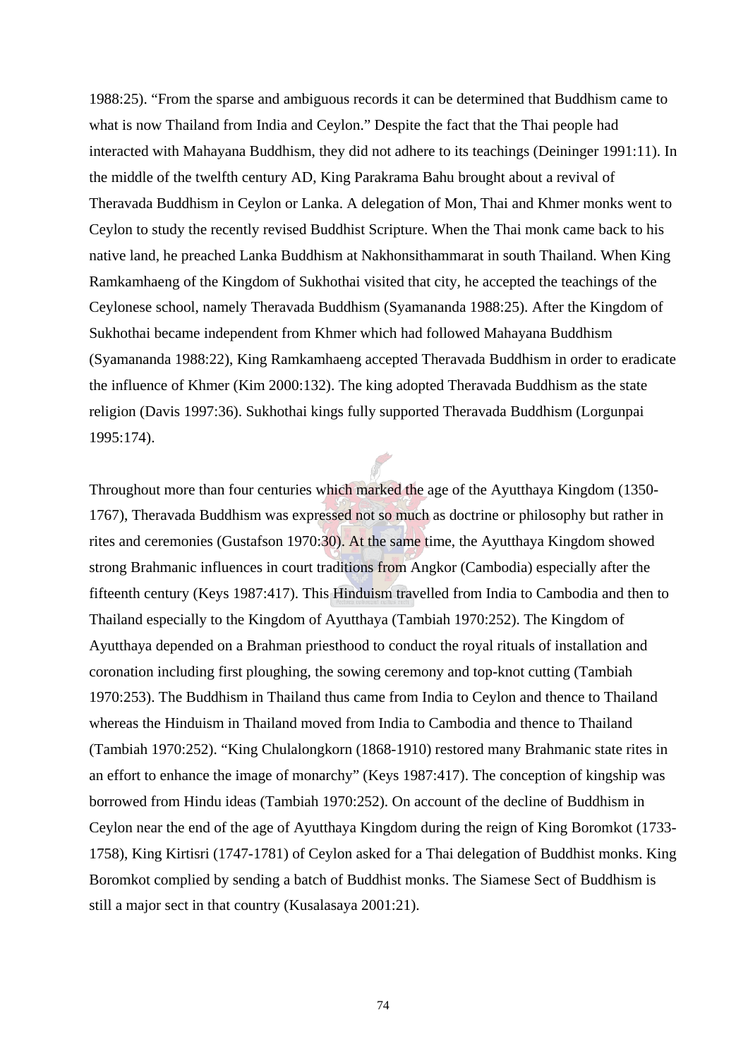1988:25). “From the sparse and ambiguous records it can be determined that Buddhism came to what is now Thailand from India and Ceylon.” Despite the fact that the Thai people had interacted with Mahayana Buddhism, they did not adhere to its teachings (Deininger 1991:11). In the middle of the twelfth century AD, King Parakrama Bahu brought about a revival of Theravada Buddhism in Ceylon or Lanka. A delegation of Mon, Thai and Khmer monks went to Ceylon to study the recently revised Buddhist Scripture. When the Thai monk came back to his native land, he preached Lanka Buddhism at Nakhonsithammarat in south Thailand. When King Ramkamhaeng of the Kingdom of Sukhothai visited that city, he accepted the teachings of the Ceylonese school, namely Theravada Buddhism (Syamananda 1988:25). After the Kingdom of Sukhothai became independent from Khmer which had followed Mahayana Buddhism (Syamananda 1988:22), King Ramkamhaeng accepted Theravada Buddhism in order to eradicate the influence of Khmer (Kim 2000:132). The king adopted Theravada Buddhism as the state religion (Davis 1997:36). Sukhothai kings fully supported Theravada Buddhism (Lorgunpai 1995:174).

Throughout more than four centuries which marked the age of the Ayutthaya Kingdom (1350-1767), Theravada Buddhism was expressed not so much as doctrine or philosophy but rather in rites and ceremonies (Gustafson 1970:30). At the same time, the Ayutthaya Kingdom showed strong Brahmanic influences in court traditions from Angkor (Cambodia) especially after the fifteenth century (Keys 1987:417). This Hinduism travelled from India to Cambodia and then to Thailand especially to the Kingdom of Ayutthaya (Tambiah 1970:252). The Kingdom of Ayutthaya depended on a Brahman priesthood to conduct the royal rituals of installation and coronation including first ploughing, the sowing ceremony and top-knot cutting (Tambiah 1970:253). The Buddhism in Thailand thus came from India to Ceylon and thence to Thailand whereas the Hinduism in Thailand moved from India to Cambodia and thence to Thailand (Tambiah 1970:252). “King Chulalongkorn (1868-1910) restored many Brahmanic state rites in an effort to enhance the image of monarchy” (Keys 1987:417). The conception of kingship was borrowed from Hindu ideas (Tambiah 1970:252). On account of the decline of Buddhism in Ceylon near the end of the age of Ayutthaya Kingdom during the reign of King Boromkot (1733-1758), King Kirtisri (1747-1781) of Ceylon asked for a Thai delegation of Buddhist monks. King Boromkot complied by sending a batch of Buddhist monks. The Siamese Sect of Buddhism is still a major sect in that country (Kusalasaya 2001:21).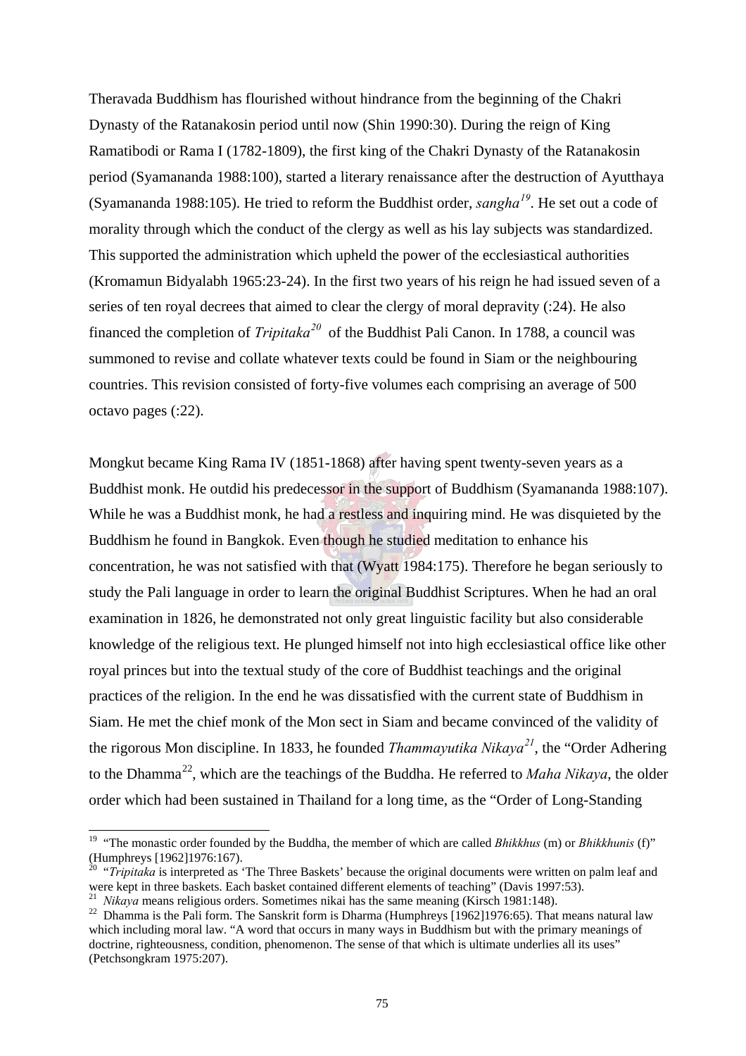Theravada Buddhism has flourished without hindrance from the beginning of the Chakri Dynasty of the Ratanakosin period until now (Shin 1990:30). During the reign of King Ramatibodi or Rama I (1782-1809), the first king of the Chakri Dynasty of the Ratanakosin period (Syamananda 1988:100), started a literary renaissance after the destruction of Ayutthaya (Syamananda 1988:105). He tried to reform the Buddhist order, *sangha*[19]. He set out a code of morality through which the conduct of the clergy as well as his lay subjects was standardized. This supported the administration which upheld the power of the ecclesiastical authorities (Kromamun Bidyalabh 1965:23-24). In the first two years of his reign he had issued seven of a series of ten royal decrees that aimed to clear the clergy of moral depravity (:24). He also financed the completion of *Tripitaka*[20] of the Buddhist Pali Canon. In 1788, a council was summoned to revise and collate whatever texts could be found in Siam or the neighbouring countries. This revision consisted of forty-five volumes each comprising an average of 500 octavo pages (:22).

Mongkut became King Rama IV (1851-1868) after having spent twenty-seven years as a Buddhist monk. He outdid his predecessor in the support of Buddhism (Syamananda 1988:107). While he was a Buddhist monk, he had a restless and inquiring mind. He was disquieted by the Buddhism he found in Bangkok. Even though he studied meditation to enhance his concentration, he was not satisfied with that (Wyatt 1984:175). Therefore he began seriously to study the Pali language in order to learn the original Buddhist Scriptures. When he had an oral examination in 1826, he demonstrated not only great linguistic facility but also considerable knowledge of the religious text. He plunged himself not into high ecclesiastical office like other royal princes but into the textual study of the core of Buddhist teachings and the original practices of the religion. In the end he was dissatisfied with the current state of Buddhism in Siam. He met the chief monk of the Mon sect in Siam and became convinced of the validity of the rigorous Mon discipline. In 1833, he founded *Thammayutika Nikaya*[21], the "Order Adhering to the Dhamma[22], which are the teachings of the Buddha. He referred to *Maha Nikaya*, the older order which had been sustained in Thailand for a long time, as the "Order of Long-Standing

---

[19] "The monastic order founded by the Buddha, the member of which are called *Bhikkhus* (m) or *Bhikkhunis* (f)" (Humphreys [1962]1976:167).

[20] "*Tripitaka* is interpreted as 'The Three Baskets' because the original documents were written on palm leaf and were kept in three baskets. Each basket contained different elements of teaching" (Davis 1997:53).

[21] *Nikaya* means religious orders. Sometimes nikai has the same meaning (Kirsch 1981:148).

[22] Dhamma is the Pali form. The Sanskrit form is Dharma (Humphreys [1962]1976:65). That means natural law which including moral law. "A word that occurs in many ways in Buddhism but with the primary meanings of doctrine, righteousness, condition, phenomenon. The sense of that which is ultimate underlies all its uses" (Petchsongkram 1975:207).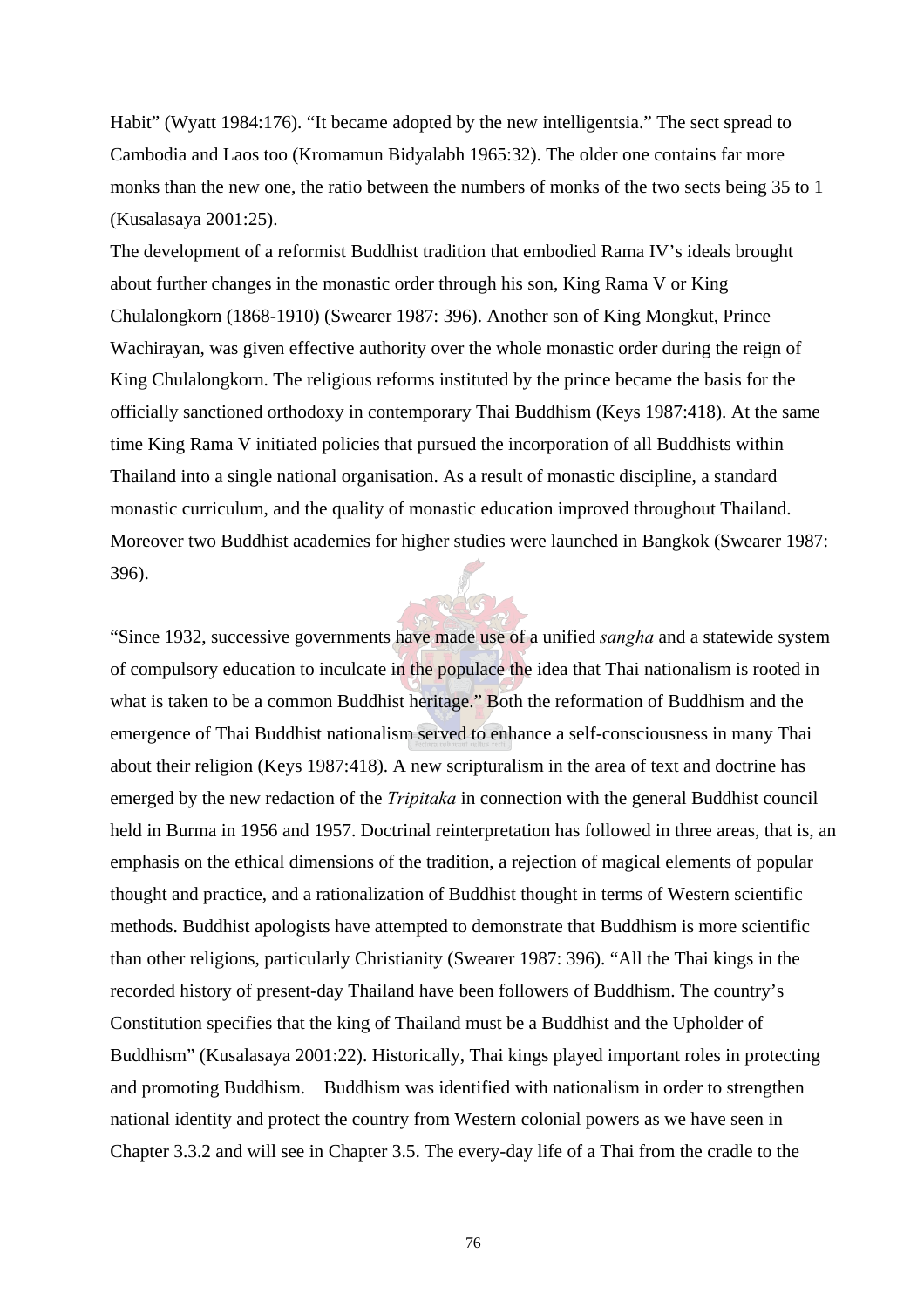Habit" (Wyatt 1984:176). "It became adopted by the new intelligentsia." The sect spread to Cambodia and Laos too (Kromamun Bidyalabh 1965:32). The older one contains far more monks than the new one, the ratio between the numbers of monks of the two sects being 35 to 1 (Kusalasaya 2001:25).

The development of a reformist Buddhist tradition that embodied Rama IV's ideals brought about further changes in the monastic order through his son, King Rama V or King Chulalongkorn (1868-1910) (Swearer 1987: 396). Another son of King Mongkut, Prince Wachirayan, was given effective authority over the whole monastic order during the reign of King Chulalongkorn. The religious reforms instituted by the prince became the basis for the officially sanctioned orthodoxy in contemporary Thai Buddhism (Keys 1987:418). At the same time King Rama V initiated policies that pursued the incorporation of all Buddhists within Thailand into a single national organisation. As a result of monastic discipline, a standard monastic curriculum, and the quality of monastic education improved throughout Thailand. Moreover two Buddhist academies for higher studies were launched in Bangkok (Swearer 1987: 396).

"Since 1932, successive governments have made use of a unified *sangha* and a statewide system of compulsory education to inculcate in the populace the idea that Thai nationalism is rooted in what is taken to be a common Buddhist heritage." Both the reformation of Buddhism and the emergence of Thai Buddhist nationalism served to enhance a self-consciousness in many Thai about their religion (Keys 1987:418). A new scripturalism in the area of text and doctrine has emerged by the new redaction of the *Tripitaka* in connection with the general Buddhist council held in Burma in 1956 and 1957. Doctrinal reinterpretation has followed in three areas, that is, an emphasis on the ethical dimensions of the tradition, a rejection of magical elements of popular thought and practice, and a rationalization of Buddhist thought in terms of Western scientific methods. Buddhist apologists have attempted to demonstrate that Buddhism is more scientific than other religions, particularly Christianity (Swearer 1987: 396). "All the Thai kings in the recorded history of present-day Thailand have been followers of Buddhism. The country's Constitution specifies that the king of Thailand must be a Buddhist and the Upholder of Buddhism" (Kusalasaya 2001:22). Historically, Thai kings played important roles in protecting and promoting Buddhism. Buddhism was identified with nationalism in order to strengthen national identity and protect the country from Western colonial powers as we have seen in Chapter 3.3.2 and will see in Chapter 3.5. The every-day life of a Thai from the cradle to the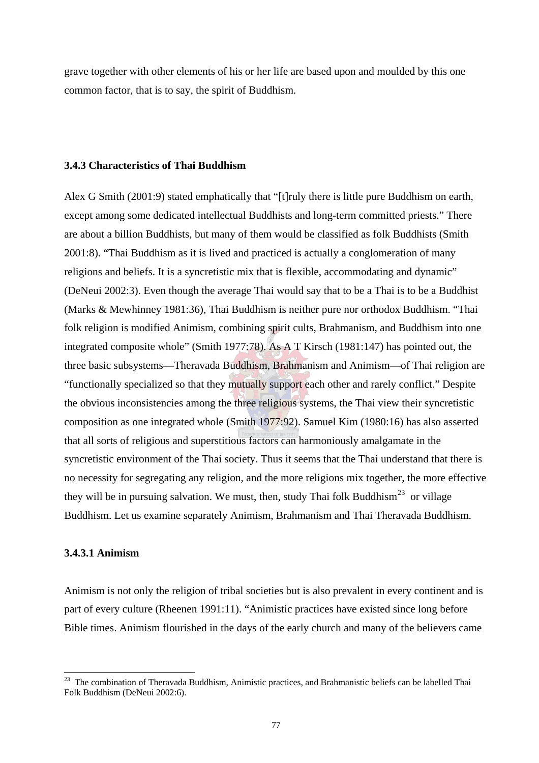grave together with other elements of his or her life are based upon and moulded by this one common factor, that is to say, the spirit of Buddhism.

### 3.4.3 Characteristics of Thai Buddhism

Alex G Smith (2001:9) stated emphatically that “[t]ruly there is little pure Buddhism on earth, except among some dedicated intellectual Buddhists and long-term committed priests.” There are about a billion Buddhists, but many of them would be classified as folk Buddhists (Smith 2001:8). “Thai Buddhism as it is lived and practiced is actually a conglomeration of many religions and beliefs. It is a syncretistic mix that is flexible, accommodating and dynamic” (DeNeui 2002:3). Even though the average Thai would say that to be a Thai is to be a Buddhist (Marks & Mewhinney 1981:36), Thai Buddhism is neither pure nor orthodox Buddhism. “Thai folk religion is modified Animism, combining spirit cults, Brahmanism, and Buddhism into one integrated composite whole” (Smith 1977:78). As A T Kirsch (1981:147) has pointed out, the three basic subsystems—Theravada Buddhism, Brahmanism and Animism—of Thai religion are “functionally specialized so that they mutually support each other and rarely conflict.” Despite the obvious inconsistencies among the three religious systems, the Thai view their syncretistic composition as one integrated whole (Smith 1977:92). Samuel Kim (1980:16) has also asserted that all sorts of religious and superstitious factors can harmoniously amalgamate in the syncretistic environment of the Thai society. Thus it seems that the Thai understand that there is no necessity for segregating any religion, and the more religions mix together, the more effective they will be in pursuing salvation. We must, then, study Thai folk Buddhism[23] or village Buddhism. Let us examine separately Animism, Brahmanism and Thai Theravada Buddhism.

#### 3.4.3.1 Animism

Animism is not only the religion of tribal societies but is also prevalent in every continent and is part of every culture (Rheenen 1991:11). “Animistic practices have existed since long before Bible times. Animism flourished in the days of the early church and many of the believers came

[23] The combination of Theravada Buddhism, Animistic practices, and Brahmanistic beliefs can be labelled Thai Folk Buddhism (DeNeui 2002:6).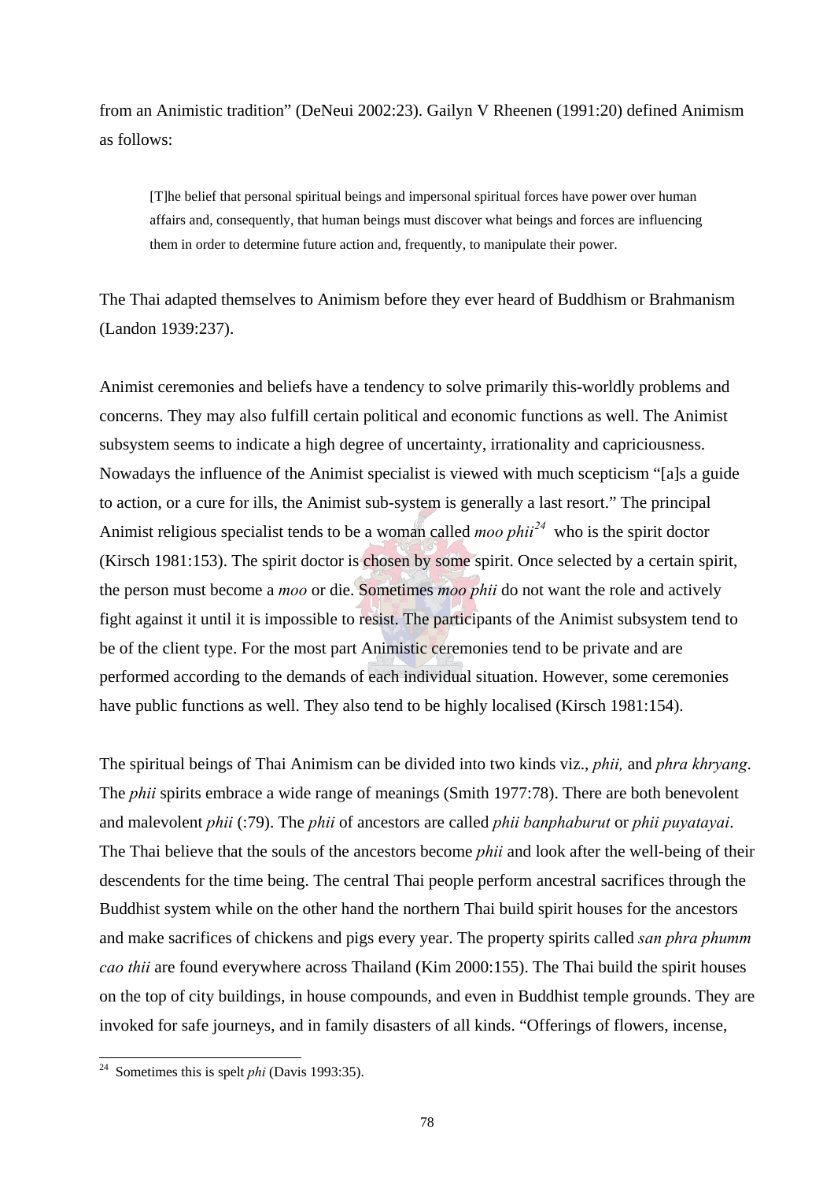from an Animistic tradition" (DeNeui 2002:23). Gailyn V Rheenen (1991:20) defined Animism as follows:

> [T]he belief that personal spiritual beings and impersonal spiritual forces have power over human affairs and, consequently, that human beings must discover what beings and forces are influencing them in order to determine future action and, frequently, to manipulate their power.

The Thai adapted themselves to Animism before they ever heard of Buddhism or Brahmanism (Landon 1939:237).

Animist ceremonies and beliefs have a tendency to solve primarily this-worldly problems and concerns. They may also fulfill certain political and economic functions as well. The Animist subsystem seems to indicate a high degree of uncertainty, irrationality and capriciousness. Nowadays the influence of the Animist specialist is viewed with much scepticism "[a]s a guide to action, or a cure for ills, the Animist sub-system is generally a last resort." The principal Animist religious specialist tends to be a woman called *moo phii*[24] who is the spirit doctor (Kirsch 1981:153). The spirit doctor is chosen by some spirit. Once selected by a certain spirit, the person must become a *moo* or die. Sometimes *moo phii* do not want the role and actively fight against it until it is impossible to resist. The participants of the Animist subsystem tend to be of the client type. For the most part Animistic ceremonies tend to be private and are performed according to the demands of each individual situation. However, some ceremonies have public functions as well. They also tend to be highly localised (Kirsch 1981:154).

The spiritual beings of Thai Animism can be divided into two kinds viz., *phii,* and *phra khryang*. The *phii* spirits embrace a wide range of meanings (Smith 1977:78). There are both benevolent and malevolent *phii* (:79). The *phii* of ancestors are called *phii banphaburut* or *phii puyatayai*. The Thai believe that the souls of the ancestors become *phii* and look after the well-being of their descendents for the time being. The central Thai people perform ancestral sacrifices through the Buddhist system while on the other hand the northern Thai build spirit houses for the ancestors and make sacrifices of chickens and pigs every year. The property spirits called *san phra phumm cao thii* are found everywhere across Thailand (Kim 2000:155). The Thai build the spirit houses on the top of city buildings, in house compounds, and even in Buddhist temple grounds. They are invoked for safe journeys, and in family disasters of all kinds. "Offerings of flowers, incense,

---

[24] Sometimes this is spelt *phi* (Davis 1993:35).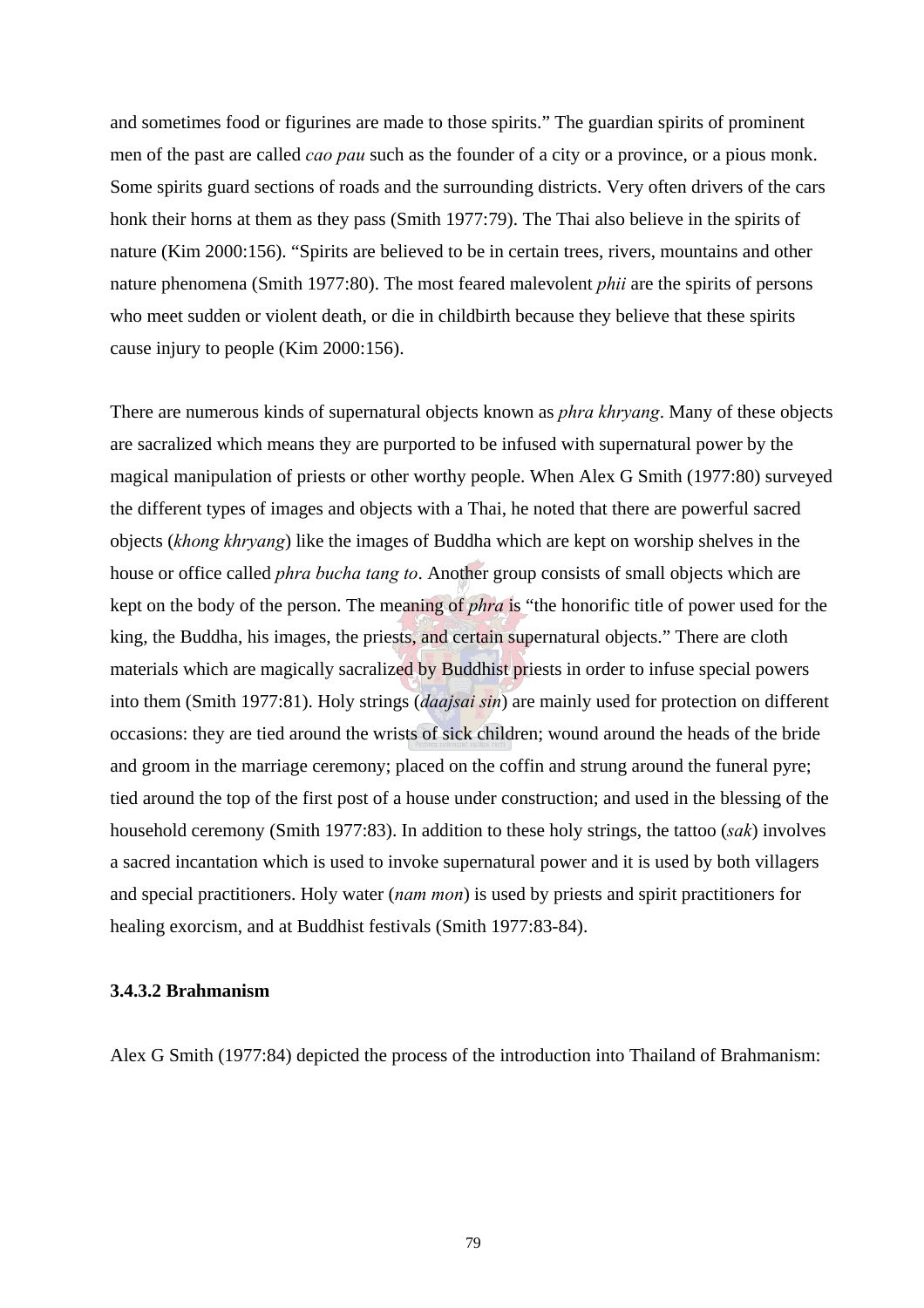and sometimes food or figurines are made to those spirits." The guardian spirits of prominent men of the past are called *cao pau* such as the founder of a city or a province, or a pious monk. Some spirits guard sections of roads and the surrounding districts. Very often drivers of the cars honk their horns at them as they pass (Smith 1977:79). The Thai also believe in the spirits of nature (Kim 2000:156). "Spirits are believed to be in certain trees, rivers, mountains and other nature phenomena (Smith 1977:80). The most feared malevolent *phii* are the spirits of persons who meet sudden or violent death, or die in childbirth because they believe that these spirits cause injury to people (Kim 2000:156).

There are numerous kinds of supernatural objects known as *phra khryang*. Many of these objects are sacralized which means they are purported to be infused with supernatural power by the magical manipulation of priests or other worthy people. When Alex G Smith (1977:80) surveyed the different types of images and objects with a Thai, he noted that there are powerful sacred objects (*khong khryang*) like the images of Buddha which are kept on worship shelves in the house or office called *phra bucha tang to*. Another group consists of small objects which are kept on the body of the person. The meaning of *phra* is "the honorific title of power used for the king, the Buddha, his images, the priests, and certain supernatural objects." There are cloth materials which are magically sacralized by Buddhist priests in order to infuse special powers into them (Smith 1977:81). Holy strings (*daajsai sin*) are mainly used for protection on different occasions: they are tied around the wrists of sick children; wound around the heads of the bride and groom in the marriage ceremony; placed on the coffin and strung around the funeral pyre; tied around the top of the first post of a house under construction; and used in the blessing of the household ceremony (Smith 1977:83). In addition to these holy strings, the tattoo (*sak*) involves a sacred incantation which is used to invoke supernatural power and it is used by both villagers and special practitioners. Holy water (*nam mon*) is used by priests and spirit practitioners for healing exorcism, and at Buddhist festivals (Smith 1977:83-84).

#### 3.4.3.2 Brahmanism

Alex G Smith (1977:84) depicted the process of the introduction into Thailand of Brahmanism: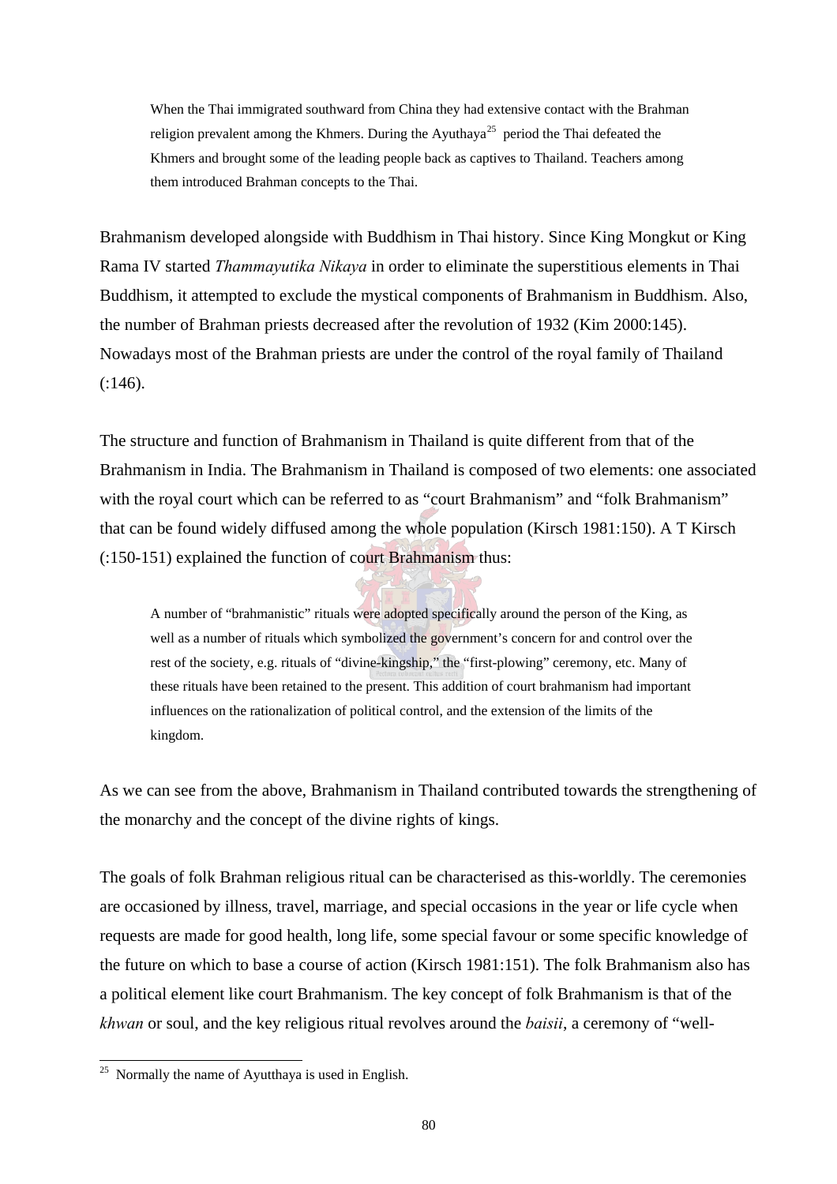> When the Thai immigrated southward from China they had extensive contact with the Brahman religion prevalent among the Khmers. During the Ayuthaya[25] period the Thai defeated the Khmers and brought some of the leading people back as captives to Thailand. Teachers among them introduced Brahman concepts to the Thai.

Brahmanism developed alongside with Buddhism in Thai history. Since King Mongkut or King Rama IV started *Thammayutika Nikaya* in order to eliminate the superstitious elements in Thai Buddhism, it attempted to exclude the mystical components of Brahmanism in Buddhism. Also, the number of Brahman priests decreased after the revolution of 1932 (Kim 2000:145). Nowadays most of the Brahman priests are under the control of the royal family of Thailand (:146).

The structure and function of Brahmanism in Thailand is quite different from that of the Brahmanism in India. The Brahmanism in Thailand is composed of two elements: one associated with the royal court which can be referred to as "court Brahmanism" and "folk Brahmanism" that can be found widely diffused among the whole population (Kirsch 1981:150). A T Kirsch (:150-151) explained the function of court Brahmanism thus:

> A number of "brahmanistic" rituals were adopted specifically around the person of the King, as well as a number of rituals which symbolized the government's concern for and control over the rest of the society, e.g. rituals of "divine-kingship," the "first-plowing" ceremony, etc. Many of these rituals have been retained to the present. This addition of court brahmanism had important influences on the rationalization of political control, and the extension of the limits of the kingdom.

As we can see from the above, Brahmanism in Thailand contributed towards the strengthening of the monarchy and the concept of the divine rights of kings.

The goals of folk Brahman religious ritual can be characterised as this-worldly. The ceremonies are occasioned by illness, travel, marriage, and special occasions in the year or life cycle when requests are made for good health, long life, some special favour or some specific knowledge of the future on which to base a course of action (Kirsch 1981:151). The folk Brahmanism also has a political element like court Brahmanism. The key concept of folk Brahmanism is that of the *khwan* or soul, and the key religious ritual revolves around the *baisii*, a ceremony of "well-

[25] Normally the name of Ayutthaya is used in English.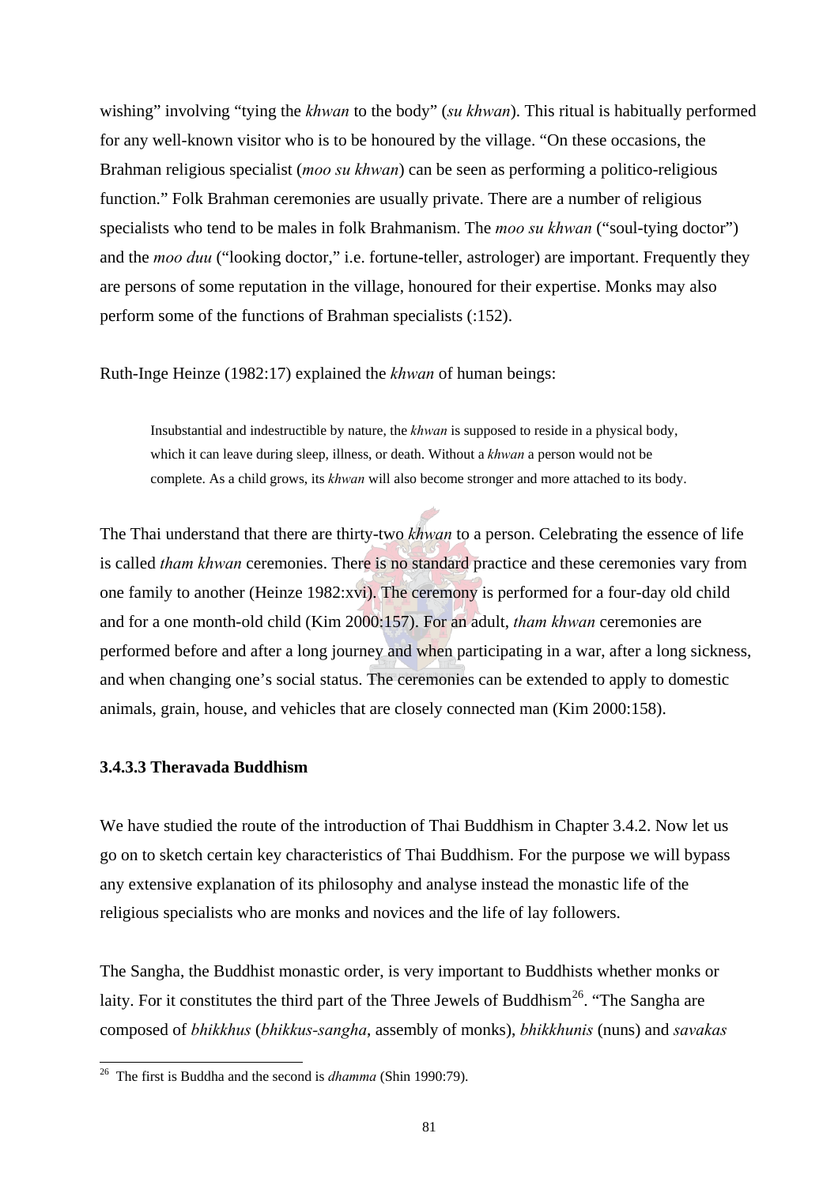wishing" involving "tying the *khwan* to the body" (*su khwan*). This ritual is habitually performed for any well-known visitor who is to be honoured by the village. "On these occasions, the Brahman religious specialist (*moo su khwan*) can be seen as performing a politico-religious function." Folk Brahman ceremonies are usually private. There are a number of religious specialists who tend to be males in folk Brahmanism. The *moo su khwan* ("soul-tying doctor") and the *moo duu* ("looking doctor," i.e. fortune-teller, astrologer) are important. Frequently they are persons of some reputation in the village, honoured for their expertise. Monks may also perform some of the functions of Brahman specialists (:152).

Ruth-Inge Heinze (1982:17) explained the *khwan* of human beings:

> Insubstantial and indestructible by nature, the *khwan* is supposed to reside in a physical body, which it can leave during sleep, illness, or death. Without a *khwan* a person would not be complete. As a child grows, its *khwan* will also become stronger and more attached to its body.

The Thai understand that there are thirty-two *khwan* to a person. Celebrating the essence of life is called *tham khwan* ceremonies. There is no standard practice and these ceremonies vary from one family to another (Heinze 1982:xvi). The ceremony is performed for a four-day old child and for a one month-old child (Kim 2000:157). For an adult, *tham khwan* ceremonies are performed before and after a long journey and when participating in a war, after a long sickness, and when changing one's social status. The ceremonies can be extended to apply to domestic animals, grain, house, and vehicles that are closely connected man (Kim 2000:158).

### 3.4.3.3 Theravada Buddhism

We have studied the route of the introduction of Thai Buddhism in Chapter 3.4.2. Now let us go on to sketch certain key characteristics of Thai Buddhism. For the purpose we will bypass any extensive explanation of its philosophy and analyse instead the monastic life of the religious specialists who are monks and novices and the life of lay followers.

The Sangha, the Buddhist monastic order, is very important to Buddhists whether monks or laity. For it constitutes the third part of the Three Jewels of Buddhism[26]. "The Sangha are composed of *bhikkhus* (*bhikkus-sangha*, assembly of monks), *bhikkhunis* (nuns) and *savakas*

---

[26] The first is Buddha and the second is *dhamma* (Shin 1990:79).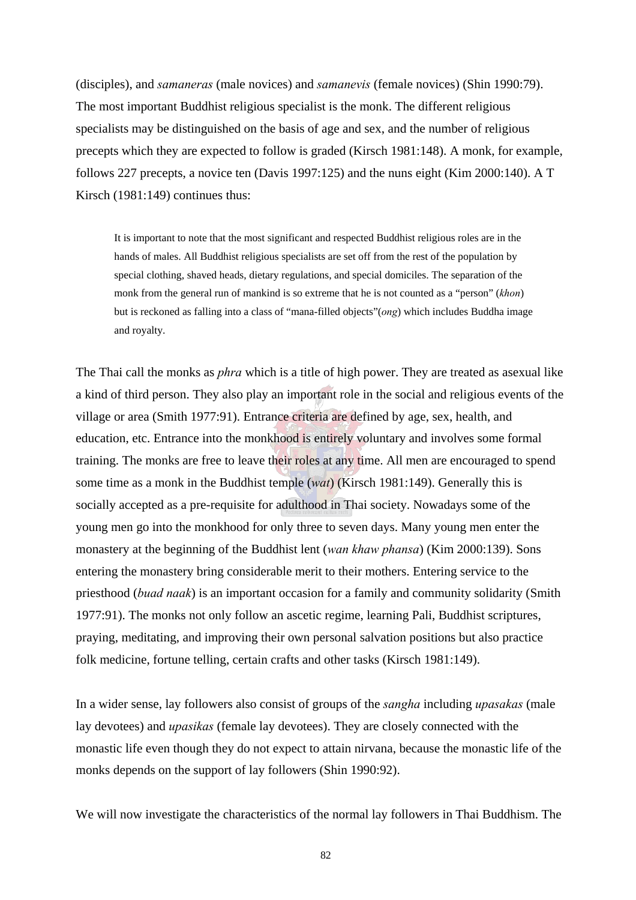(disciples), and *samaneras* (male novices) and *samanevis* (female novices) (Shin 1990:79). The most important Buddhist religious specialist is the monk. The different religious specialists may be distinguished on the basis of age and sex, and the number of religious precepts which they are expected to follow is graded (Kirsch 1981:148). A monk, for example, follows 227 precepts, a novice ten (Davis 1997:125) and the nuns eight (Kim 2000:140). A T Kirsch (1981:149) continues thus:

> It is important to note that the most significant and respected Buddhist religious roles are in the hands of males. All Buddhist religious specialists are set off from the rest of the population by special clothing, shaved heads, dietary regulations, and special domiciles. The separation of the monk from the general run of mankind is so extreme that he is not counted as a "person" (*khon*) but is reckoned as falling into a class of "mana-filled objects"(*ong*) which includes Buddha image and royalty.

The Thai call the monks as *phra* which is a title of high power. They are treated as asexual like a kind of third person. They also play an important role in the social and religious events of the village or area (Smith 1977:91). Entrance criteria are defined by age, sex, health, and education, etc. Entrance into the monkhood is entirely voluntary and involves some formal training. The monks are free to leave their roles at any time. All men are encouraged to spend some time as a monk in the Buddhist temple (*wat*) (Kirsch 1981:149). Generally this is socially accepted as a pre-requisite for adulthood in Thai society. Nowadays some of the young men go into the monkhood for only three to seven days. Many young men enter the monastery at the beginning of the Buddhist lent (*wan khaw phansa*) (Kim 2000:139). Sons entering the monastery bring considerable merit to their mothers. Entering service to the priesthood (*buad naak*) is an important occasion for a family and community solidarity (Smith 1977:91). The monks not only follow an ascetic regime, learning Pali, Buddhist scriptures, praying, meditating, and improving their own personal salvation positions but also practice folk medicine, fortune telling, certain crafts and other tasks (Kirsch 1981:149).

In a wider sense, lay followers also consist of groups of the *sangha* including *upasakas* (male lay devotees) and *upasikas* (female lay devotees). They are closely connected with the monastic life even though they do not expect to attain nirvana, because the monastic life of the monks depends on the support of lay followers (Shin 1990:92).

We will now investigate the characteristics of the normal lay followers in Thai Buddhism. The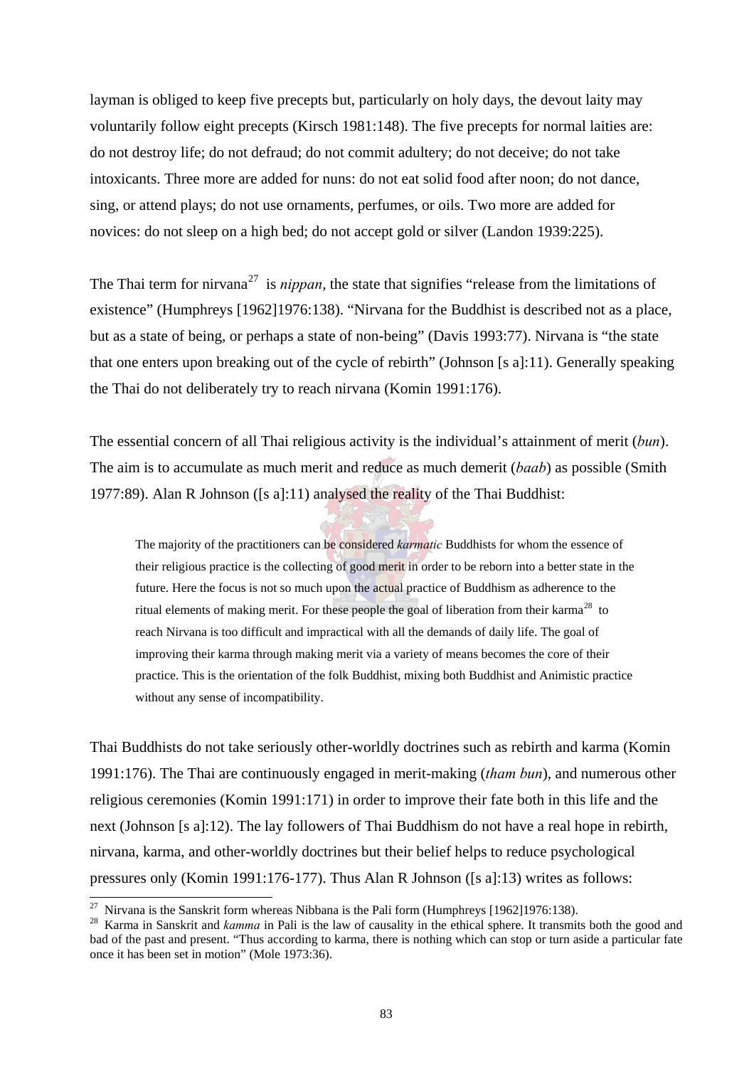layman is obliged to keep five precepts but, particularly on holy days, the devout laity may voluntarily follow eight precepts (Kirsch 1981:148). The five precepts for normal laities are: do not destroy life; do not defraud; do not commit adultery; do not deceive; do not take intoxicants. Three more are added for nuns: do not eat solid food after noon; do not dance, sing, or attend plays; do not use ornaments, perfumes, or oils. Two more are added for novices: do not sleep on a high bed; do not accept gold or silver (Landon 1939:225).

The Thai term for nirvana[27] is *nippan*, the state that signifies "release from the limitations of existence" (Humphreys [1962]1976:138). "Nirvana for the Buddhist is described not as a place, but as a state of being, or perhaps a state of non-being" (Davis 1993:77). Nirvana is "the state that one enters upon breaking out of the cycle of rebirth" (Johnson [s a]:11). Generally speaking the Thai do not deliberately try to reach nirvana (Komin 1991:176).

The essential concern of all Thai religious activity is the individual's attainment of merit (*bun*). The aim is to accumulate as much merit and reduce as much demerit (*baab*) as possible (Smith 1977:89). Alan R Johnson ([s a]:11) analysed the reality of the Thai Buddhist:

> The majority of the practitioners can be considered *karmatic* Buddhists for whom the essence of their religious practice is the collecting of good merit in order to be reborn into a better state in the future. Here the focus is not so much upon the actual practice of Buddhism as adherence to the ritual elements of making merit. For these people the goal of liberation from their karma[28] to reach Nirvana is too difficult and impractical with all the demands of daily life. The goal of improving their karma through making merit via a variety of means becomes the core of their practice. This is the orientation of the folk Buddhist, mixing both Buddhist and Animistic practice without any sense of incompatibility.

Thai Buddhists do not take seriously other-worldly doctrines such as rebirth and karma (Komin 1991:176). The Thai are continuously engaged in merit-making (*tham bun*), and numerous other religious ceremonies (Komin 1991:171) in order to improve their fate both in this life and the next (Johnson [s a]:12). The lay followers of Thai Buddhism do not have a real hope in rebirth, nirvana, karma, and other-worldly doctrines but their belief helps to reduce psychological pressures only (Komin 1991:176-177). Thus Alan R Johnson ([s a]:13) writes as follows:

---

[27] Nirvana is the Sanskrit form whereas Nibbana is the Pali form (Humphreys [1962]1976:138).

[28] Karma in Sanskrit and *kamma* in Pali is the law of causality in the ethical sphere. It transmits both the good and bad of the past and present. "Thus according to karma, there is nothing which can stop or turn aside a particular fate once it has been set in motion" (Mole 1973:36).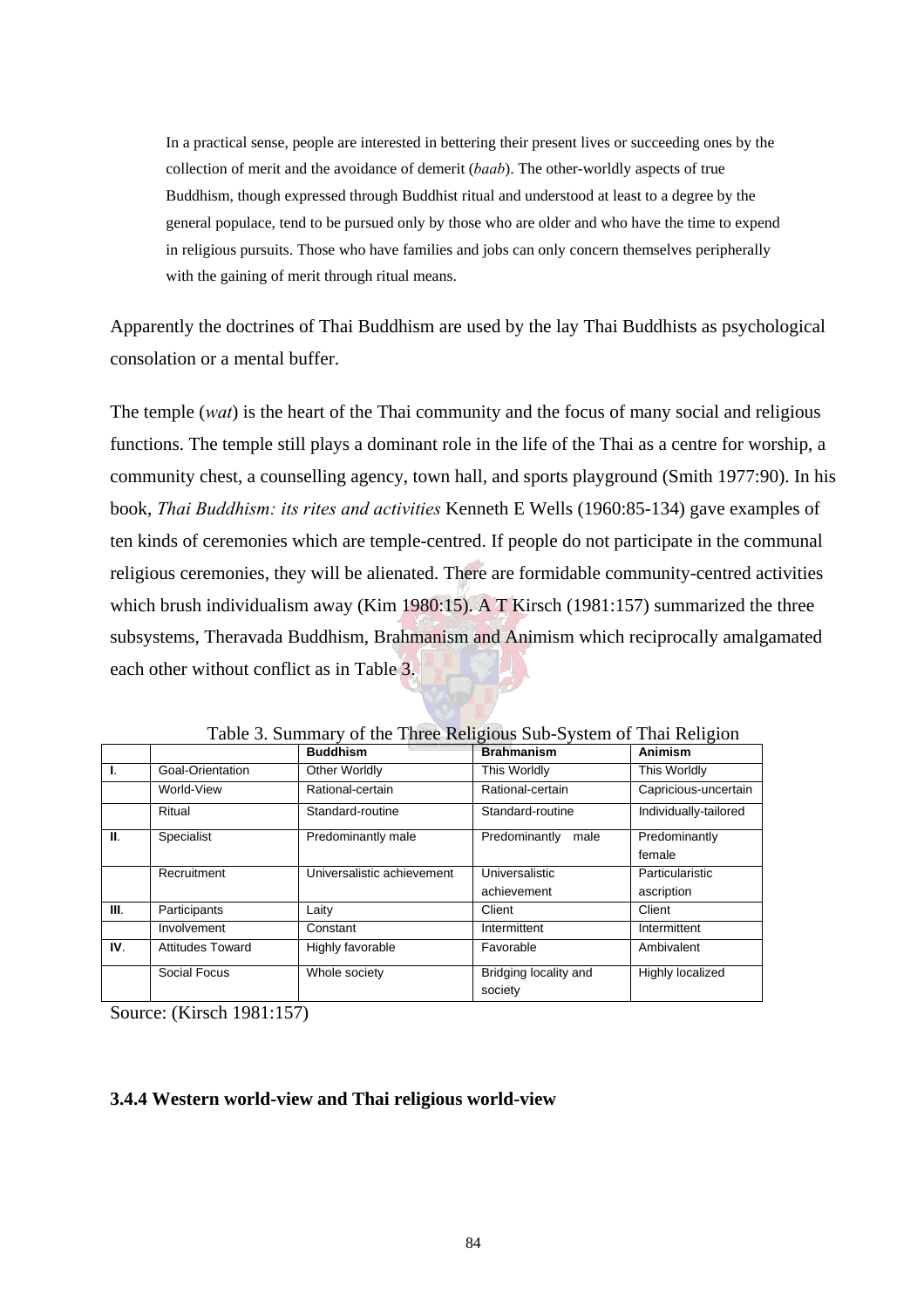> In a practical sense, people are interested in bettering their present lives or succeeding ones by the collection of merit and the avoidance of demerit (*baab*). The other-worldly aspects of true Buddhism, though expressed through Buddhist ritual and understood at least to a degree by the general populace, tend to be pursued only by those who are older and who have the time to expend in religious pursuits. Those who have families and jobs can only concern themselves peripherally with the gaining of merit through ritual means.

Apparently the doctrines of Thai Buddhism are used by the lay Thai Buddhists as psychological consolation or a mental buffer.

The temple (*wat*) is the heart of the Thai community and the focus of many social and religious functions. The temple still plays a dominant role in the life of the Thai as a centre for worship, a community chest, a counselling agency, town hall, and sports playground (Smith 1977:90). In his book, *Thai Buddhism: its rites and activities* Kenneth E Wells (1960:85-134) gave examples of ten kinds of ceremonies which are temple-centred. If people do not participate in the communal religious ceremonies, they will be alienated. There are formidable community-centred activities which brush individualism away (Kim 1980:15). A T Kirsch (1981:157) summarized the three subsystems, Theravada Buddhism, Brahmanism and Animism which reciprocally amalgamated each other without conflict as in Table 3.

Table 3. Summary of the Three Religious Sub-System of Thai Religion

| | | **Buddhism** | **Brahmanism** | **Animism** |
|---|---|---|---|---|
| **I**. | Goal-Orientation | Other Worldly | This Worldly | This Worldly |
| | World-View | Rational-certain | Rational-certain | Capricious-uncertain |
| | Ritual | Standard-routine | Standard-routine | Individually-tailored |
| **II**. | Specialist | Predominantly male | Predominantly male | Predominantly female |
| | Recruitment | Universalistic achievement | Universalistic achievement | Particularistic ascription |
| **III**. | Participants | Laity | Client | Client |
| | Involvement | Constant | Intermittent | Intermittent |
| **IV**. | Attitudes Toward | Highly favorable | Favorable | Ambivalent |
| | Social Focus | Whole society | Bridging locality and society | Highly localized |

Source: (Kirsch 1981:157)

### 3.4.4 Western world-view and Thai religious world-view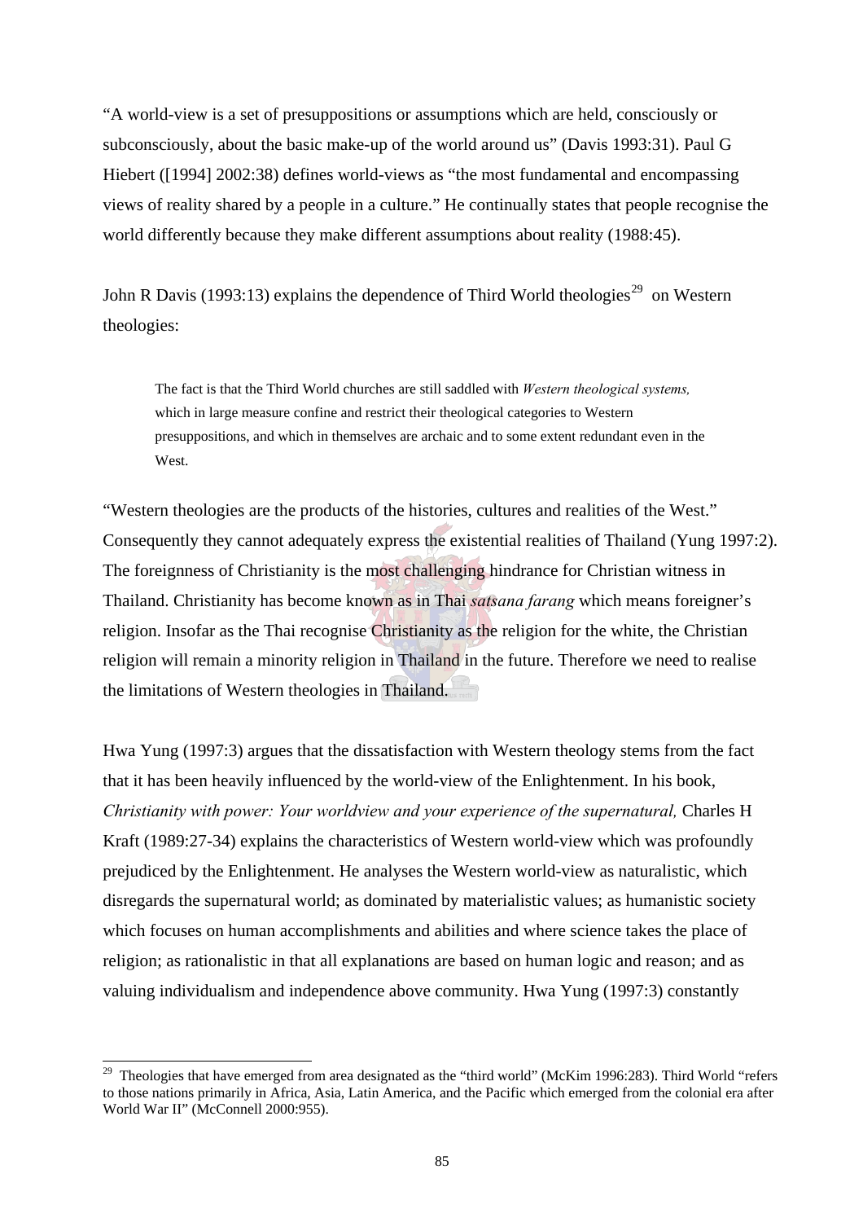"A world-view is a set of presuppositions or assumptions which are held, consciously or subconsciously, about the basic make-up of the world around us" (Davis 1993:31). Paul G Hiebert ([1994] 2002:38) defines world-views as "the most fundamental and encompassing views of reality shared by a people in a culture." He continually states that people recognise the world differently because they make different assumptions about reality (1988:45).

John R Davis (1993:13) explains the dependence of Third World theologies[29] on Western theologies:

> The fact is that the Third World churches are still saddled with *Western theological systems,* which in large measure confine and restrict their theological categories to Western presuppositions, and which in themselves are archaic and to some extent redundant even in the West.

"Western theologies are the products of the histories, cultures and realities of the West." Consequently they cannot adequately express the existential realities of Thailand (Yung 1997:2). The foreignness of Christianity is the most challenging hindrance for Christian witness in Thailand. Christianity has become known as in Thai *satsana farang* which means foreigner's religion. Insofar as the Thai recognise Christianity as the religion for the white, the Christian religion will remain a minority religion in Thailand in the future. Therefore we need to realise the limitations of Western theologies in Thailand.

Hwa Yung (1997:3) argues that the dissatisfaction with Western theology stems from the fact that it has been heavily influenced by the world-view of the Enlightenment. In his book, *Christianity with power: Your worldview and your experience of the supernatural,* Charles H Kraft (1989:27-34) explains the characteristics of Western world-view which was profoundly prejudiced by the Enlightenment. He analyses the Western world-view as naturalistic, which disregards the supernatural world; as dominated by materialistic values; as humanistic society which focuses on human accomplishments and abilities and where science takes the place of religion; as rationalistic in that all explanations are based on human logic and reason; and as valuing individualism and independence above community. Hwa Yung (1997:3) constantly

---

[29] Theologies that have emerged from area designated as the "third world" (McKim 1996:283). Third World "refers to those nations primarily in Africa, Asia, Latin America, and the Pacific which emerged from the colonial era after World War II" (McConnell 2000:955).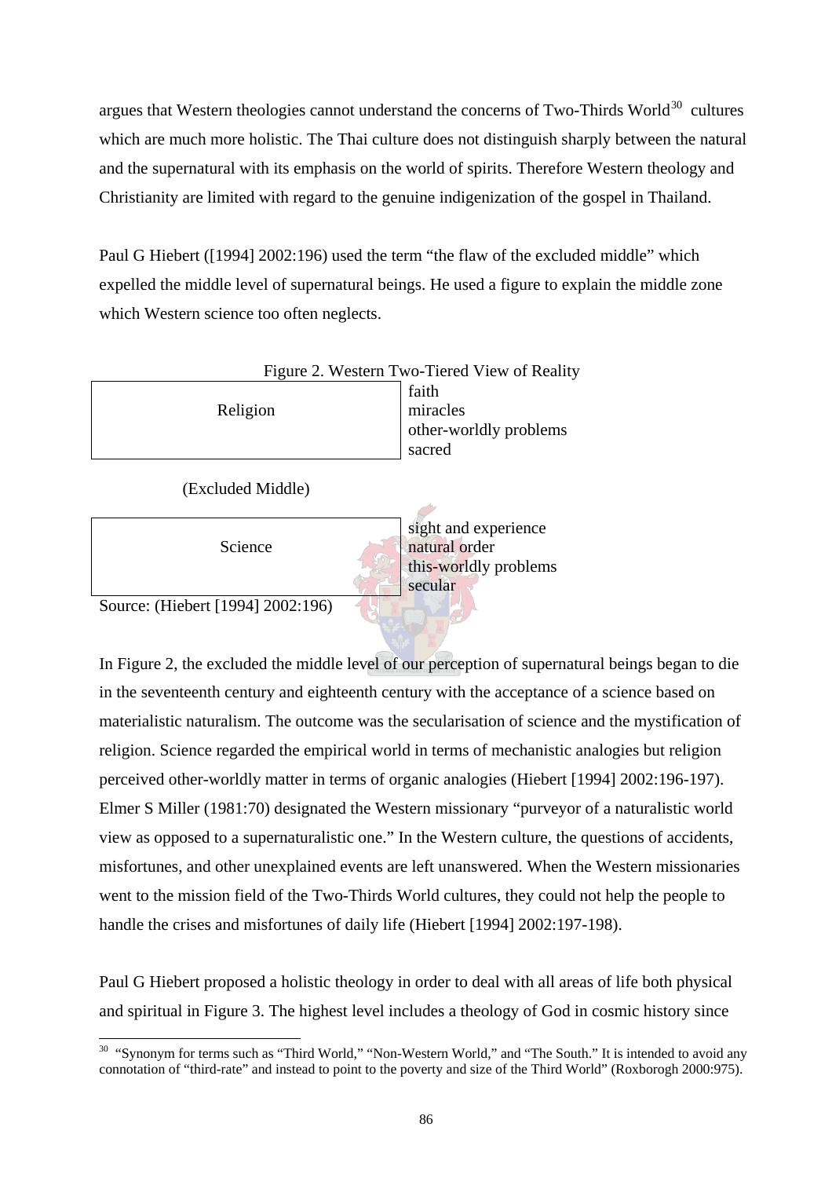argues that Western theologies cannot understand the concerns of Two-Thirds World[30] cultures which are much more holistic. The Thai culture does not distinguish sharply between the natural and the supernatural with its emphasis on the world of spirits. Therefore Western theology and Christianity are limited with regard to the genuine indigenization of the gospel in Thailand.

Paul G Hiebert ([1994] 2002:196) used the term "the flaw of the excluded middle" which expelled the middle level of supernatural beings. He used a figure to explain the middle zone which Western science too often neglects.

Figure 2. Western Two-Tiered View of Reality

| | |
|---|---|
| Religion | faith<br>miracles<br>other-worldly problems<br>sacred |
| (Excluded Middle) | |
| Science | sight and experience<br>natural order<br>this-worldly problems<br>secular |

Source: (Hiebert [1994] 2002:196)

In Figure 2, the excluded the middle level of our perception of supernatural beings began to die in the seventeenth century and eighteenth century with the acceptance of a science based on materialistic naturalism. The outcome was the secularisation of science and the mystification of religion. Science regarded the empirical world in terms of mechanistic analogies but religion perceived other-worldly matter in terms of organic analogies (Hiebert [1994] 2002:196-197). Elmer S Miller (1981:70) designated the Western missionary "purveyor of a naturalistic world view as opposed to a supernaturalistic one." In the Western culture, the questions of accidents, misfortunes, and other unexplained events are left unanswered. When the Western missionaries went to the mission field of the Two-Thirds World cultures, they could not help the people to handle the crises and misfortunes of daily life (Hiebert [1994] 2002:197-198).

Paul G Hiebert proposed a holistic theology in order to deal with all areas of life both physical and spiritual in Figure 3. The highest level includes a theology of God in cosmic history since

---

[30] "Synonym for terms such as "Third World," "Non-Western World," and "The South." It is intended to avoid any connotation of "third-rate" and instead to point to the poverty and size of the Third World" (Roxborogh 2000:975).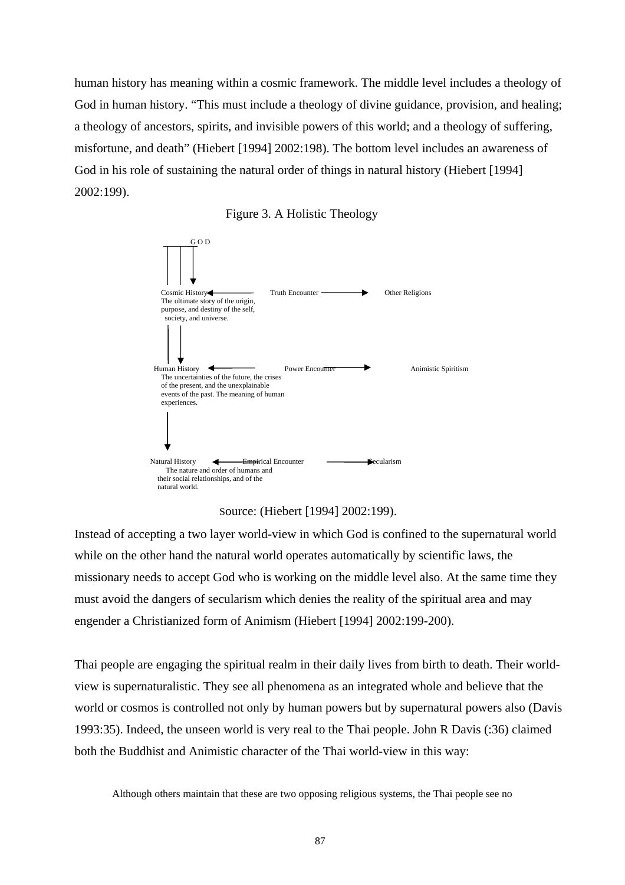human history has meaning within a cosmic framework. The middle level includes a theology of God in human history. "This must include a theology of divine guidance, provision, and healing; a theology of ancestors, spirits, and invisible powers of this world; and a theology of suffering, misfortune, and death" (Hiebert [1994] 2002:198). The bottom level includes an awareness of God in his role of sustaining the natural order of things in natural history (Hiebert [1994] 2002:199).

Figure 3. A Holistic Theology

GOD

Cosmic History ← Truth Encounter → Other Religions
The ultimate story of the origin, purpose, and destiny of the self, society, and universe.

Human History ← Power Encounter → Animistic Spiritism
The uncertainties of the future, the crises of the present, and the unexplainable events of the past. The meaning of human experiences.

Natural History ← Empirical Encounter → Secularism
The nature and order of humans and their social relationships, and of the natural world.

Source: (Hiebert [1994] 2002:199).

Instead of accepting a two layer world-view in which God is confined to the supernatural world while on the other hand the natural world operates automatically by scientific laws, the missionary needs to accept God who is working on the middle level also. At the same time they must avoid the dangers of secularism which denies the reality of the spiritual area and may engender a Christianized form of Animism (Hiebert [1994] 2002:199-200).

Thai people are engaging the spiritual realm in their daily lives from birth to death. Their world-view is supernaturalistic. They see all phenomena as an integrated whole and believe that the world or cosmos is controlled not only by human powers but by supernatural powers also (Davis 1993:35). Indeed, the unseen world is very real to the Thai people. John R Davis (:36) claimed both the Buddhist and Animistic character of the Thai world-view in this way:

> Although others maintain that these are two opposing religious systems, the Thai people see no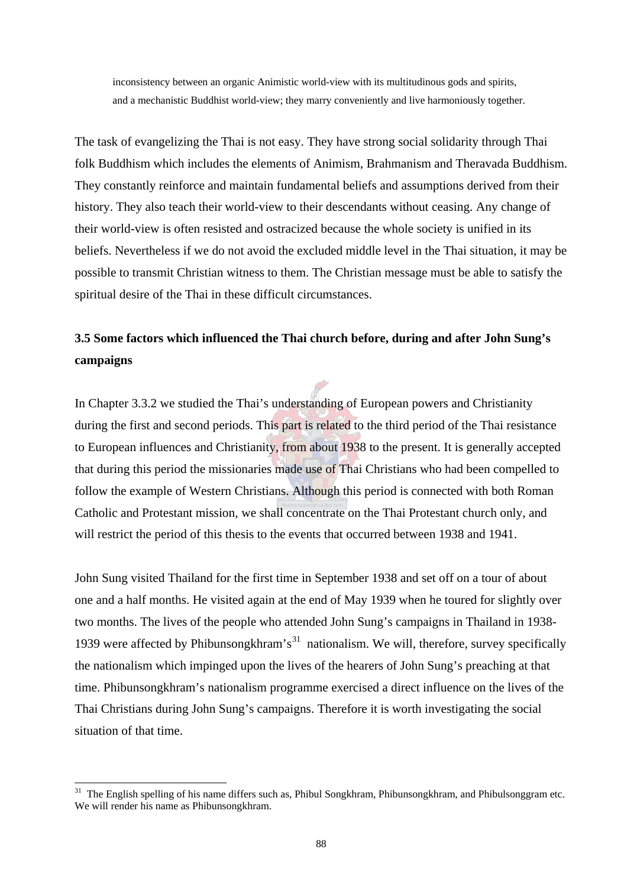inconsistency between an organic Animistic world-view with its multitudinous gods and spirits, and a mechanistic Buddhist world-view; they marry conveniently and live harmoniously together.

The task of evangelizing the Thai is not easy. They have strong social solidarity through Thai folk Buddhism which includes the elements of Animism, Brahmanism and Theravada Buddhism. They constantly reinforce and maintain fundamental beliefs and assumptions derived from their history. They also teach their world-view to their descendants without ceasing. Any change of their world-view is often resisted and ostracized because the whole society is unified in its beliefs. Nevertheless if we do not avoid the excluded middle level in the Thai situation, it may be possible to transmit Christian witness to them. The Christian message must be able to satisfy the spiritual desire of the Thai in these difficult circumstances.

### 3.5 Some factors which influenced the Thai church before, during and after John Sung's campaigns

In Chapter 3.3.2 we studied the Thai's understanding of European powers and Christianity during the first and second periods. This part is related to the third period of the Thai resistance to European influences and Christianity, from about 1938 to the present. It is generally accepted that during this period the missionaries made use of Thai Christians who had been compelled to follow the example of Western Christians. Although this period is connected with both Roman Catholic and Protestant mission, we shall concentrate on the Thai Protestant church only, and will restrict the period of this thesis to the events that occurred between 1938 and 1941.

John Sung visited Thailand for the first time in September 1938 and set off on a tour of about one and a half months. He visited again at the end of May 1939 when he toured for slightly over two months. The lives of the people who attended John Sung's campaigns in Thailand in 1938-1939 were affected by Phibunsongkhram's[31] nationalism. We will, therefore, survey specifically the nationalism which impinged upon the lives of the hearers of John Sung's preaching at that time. Phibunsongkhram's nationalism programme exercised a direct influence on the lives of the Thai Christians during John Sung's campaigns. Therefore it is worth investigating the social situation of that time.

[31] The English spelling of his name differs such as, Phibul Songkhram, Phibunsongkhram, and Phibulsonggram etc. We will render his name as Phibunsongkhram.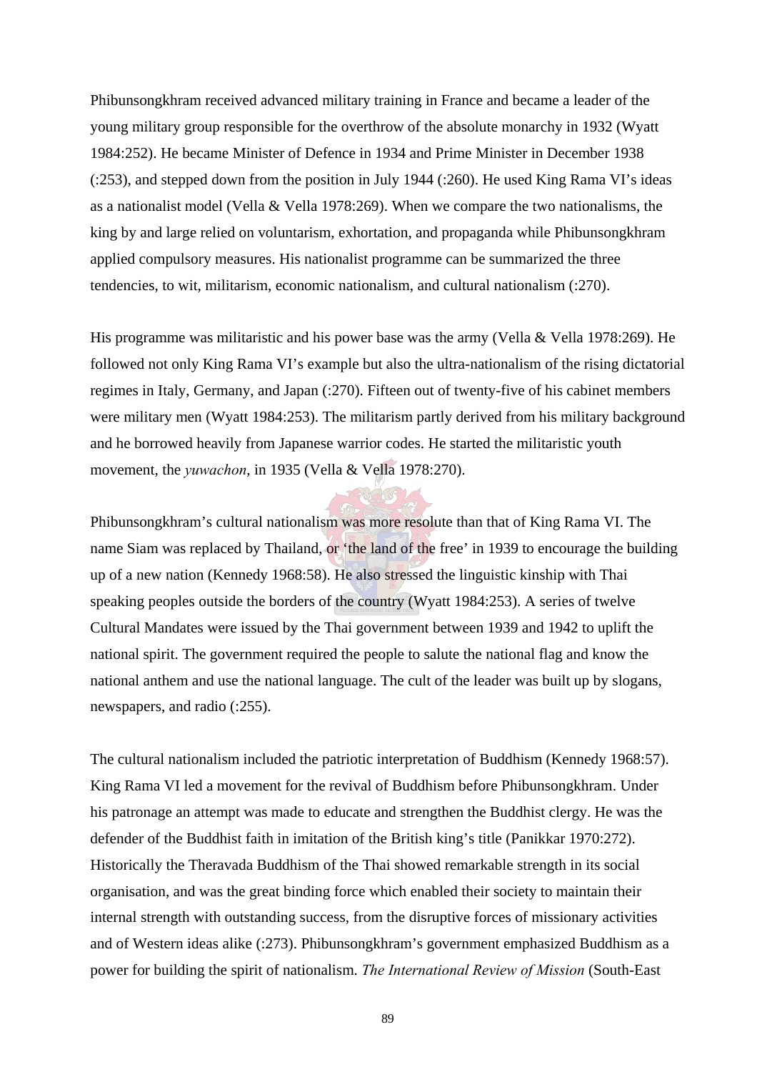Phibunsongkhram received advanced military training in France and became a leader of the young military group responsible for the overthrow of the absolute monarchy in 1932 (Wyatt 1984:252). He became Minister of Defence in 1934 and Prime Minister in December 1938 (:253), and stepped down from the position in July 1944 (:260). He used King Rama VI's ideas as a nationalist model (Vella & Vella 1978:269). When we compare the two nationalisms, the king by and large relied on voluntarism, exhortation, and propaganda while Phibunsongkhram applied compulsory measures. His nationalist programme can be summarized the three tendencies, to wit, militarism, economic nationalism, and cultural nationalism (:270).

His programme was militaristic and his power base was the army (Vella & Vella 1978:269). He followed not only King Rama VI's example but also the ultra-nationalism of the rising dictatorial regimes in Italy, Germany, and Japan (:270). Fifteen out of twenty-five of his cabinet members were military men (Wyatt 1984:253). The militarism partly derived from his military background and he borrowed heavily from Japanese warrior codes. He started the militaristic youth movement, the *yuwachon*, in 1935 (Vella & Vella 1978:270).

Phibunsongkhram's cultural nationalism was more resolute than that of King Rama VI. The name Siam was replaced by Thailand, or 'the land of the free' in 1939 to encourage the building up of a new nation (Kennedy 1968:58). He also stressed the linguistic kinship with Thai speaking peoples outside the borders of the country (Wyatt 1984:253). A series of twelve Cultural Mandates were issued by the Thai government between 1939 and 1942 to uplift the national spirit. The government required the people to salute the national flag and know the national anthem and use the national language. The cult of the leader was built up by slogans, newspapers, and radio (:255).

The cultural nationalism included the patriotic interpretation of Buddhism (Kennedy 1968:57). King Rama VI led a movement for the revival of Buddhism before Phibunsongkhram. Under his patronage an attempt was made to educate and strengthen the Buddhist clergy. He was the defender of the Buddhist faith in imitation of the British king's title (Panikkar 1970:272). Historically the Theravada Buddhism of the Thai showed remarkable strength in its social organisation, and was the great binding force which enabled their society to maintain their internal strength with outstanding success, from the disruptive forces of missionary activities and of Western ideas alike (:273). Phibunsongkhram's government emphasized Buddhism as a power for building the spirit of nationalism. *The International Review of Mission* (South-East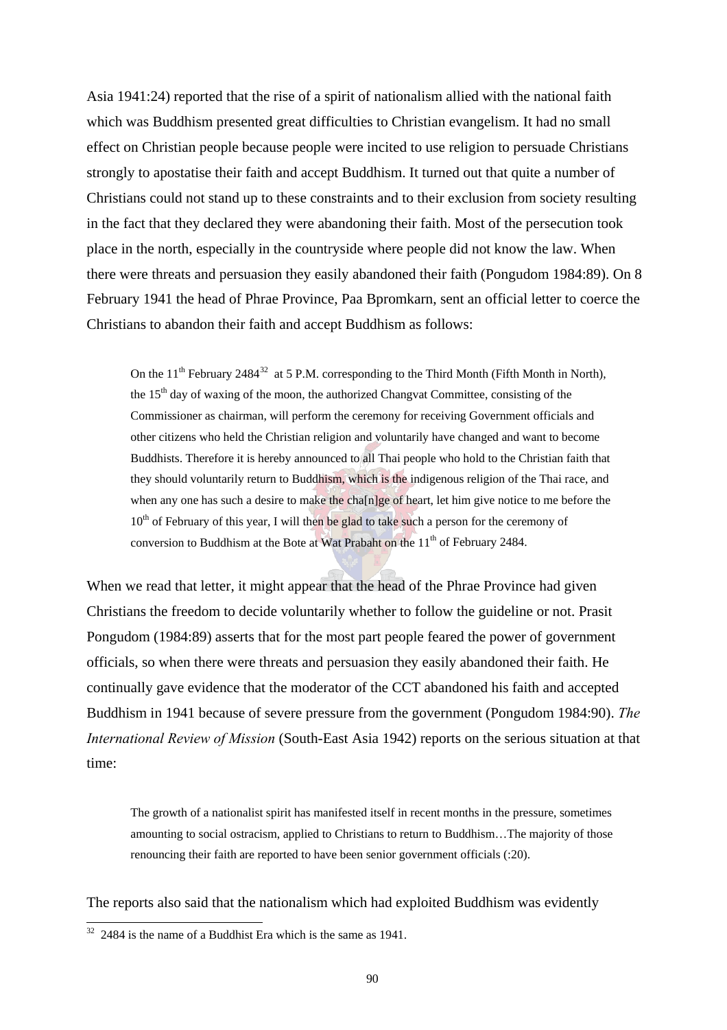Asia 1941:24) reported that the rise of a spirit of nationalism allied with the national faith which was Buddhism presented great difficulties to Christian evangelism. It had no small effect on Christian people because people were incited to use religion to persuade Christians strongly to apostatise their faith and accept Buddhism. It turned out that quite a number of Christians could not stand up to these constraints and to their exclusion from society resulting in the fact that they declared they were abandoning their faith. Most of the persecution took place in the north, especially in the countryside where people did not know the law. When there were threats and persuasion they easily abandoned their faith (Pongudom 1984:89). On 8 February 1941 the head of Phrae Province, Paa Bpromkarn, sent an official letter to coerce the Christians to abandon their faith and accept Buddhism as follows:

> On the 11th February 2484[32] at 5 P.M. corresponding to the Third Month (Fifth Month in North), the 15th day of waxing of the moon, the authorized Changvat Committee, consisting of the Commissioner as chairman, will perform the ceremony for receiving Government officials and other citizens who held the Christian religion and voluntarily have changed and want to become Buddhists. Therefore it is hereby announced to all Thai people who hold to the Christian faith that they should voluntarily return to Buddhism, which is the indigenous religion of the Thai race, and when any one has such a desire to make the cha[n]ge of heart, let him give notice to me before the 10th of February of this year, I will then be glad to take such a person for the ceremony of conversion to Buddhism at the Bote at Wat Prabaht on the 11th of February 2484.

When we read that letter, it might appear that the head of the Phrae Province had given Christians the freedom to decide voluntarily whether to follow the guideline or not. Prasit Pongudom (1984:89) asserts that for the most part people feared the power of government officials, so when there were threats and persuasion they easily abandoned their faith. He continually gave evidence that the moderator of the CCT abandoned his faith and accepted Buddhism in 1941 because of severe pressure from the government (Pongudom 1984:90). *The International Review of Mission* (South-East Asia 1942) reports on the serious situation at that time:

> The growth of a nationalist spirit has manifested itself in recent months in the pressure, sometimes amounting to social ostracism, applied to Christians to return to Buddhism…The majority of those renouncing their faith are reported to have been senior government officials (:20).

The reports also said that the nationalism which had exploited Buddhism was evidently

[32] 2484 is the name of a Buddhist Era which is the same as 1941.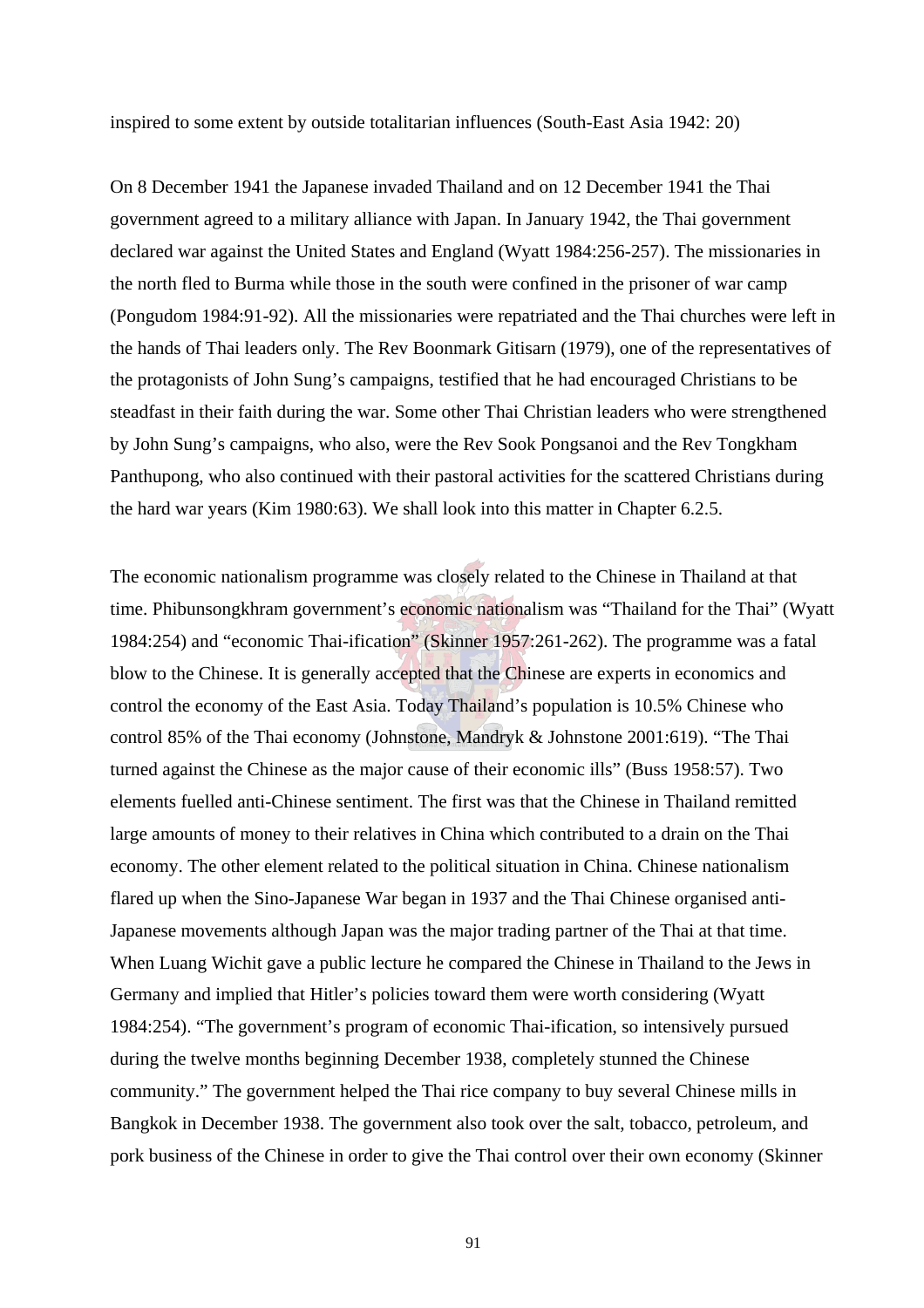inspired to some extent by outside totalitarian influences (South-East Asia 1942: 20)

On 8 December 1941 the Japanese invaded Thailand and on 12 December 1941 the Thai government agreed to a military alliance with Japan. In January 1942, the Thai government declared war against the United States and England (Wyatt 1984:256-257). The missionaries in the north fled to Burma while those in the south were confined in the prisoner of war camp (Pongudom 1984:91-92). All the missionaries were repatriated and the Thai churches were left in the hands of Thai leaders only. The Rev Boonmark Gitisarn (1979), one of the representatives of the protagonists of John Sung's campaigns, testified that he had encouraged Christians to be steadfast in their faith during the war. Some other Thai Christian leaders who were strengthened by John Sung's campaigns, who also, were the Rev Sook Pongsanoi and the Rev Tongkham Panthupong, who also continued with their pastoral activities for the scattered Christians during the hard war years (Kim 1980:63). We shall look into this matter in Chapter 6.2.5.

The economic nationalism programme was closely related to the Chinese in Thailand at that time. Phibunsongkhram government's economic nationalism was "Thailand for the Thai" (Wyatt 1984:254) and "economic Thai-ification" (Skinner 1957:261-262). The programme was a fatal blow to the Chinese. It is generally accepted that the Chinese are experts in economics and control the economy of the East Asia. Today Thailand's population is 10.5% Chinese who control 85% of the Thai economy (Johnstone, Mandryk & Johnstone 2001:619). "The Thai turned against the Chinese as the major cause of their economic ills" (Buss 1958:57). Two elements fuelled anti-Chinese sentiment. The first was that the Chinese in Thailand remitted large amounts of money to their relatives in China which contributed to a drain on the Thai economy. The other element related to the political situation in China. Chinese nationalism flared up when the Sino-Japanese War began in 1937 and the Thai Chinese organised anti-Japanese movements although Japan was the major trading partner of the Thai at that time. When Luang Wichit gave a public lecture he compared the Chinese in Thailand to the Jews in Germany and implied that Hitler's policies toward them were worth considering (Wyatt 1984:254). "The government's program of economic Thai-ification, so intensively pursued during the twelve months beginning December 1938, completely stunned the Chinese community." The government helped the Thai rice company to buy several Chinese mills in Bangkok in December 1938. The government also took over the salt, tobacco, petroleum, and pork business of the Chinese in order to give the Thai control over their own economy (Skinner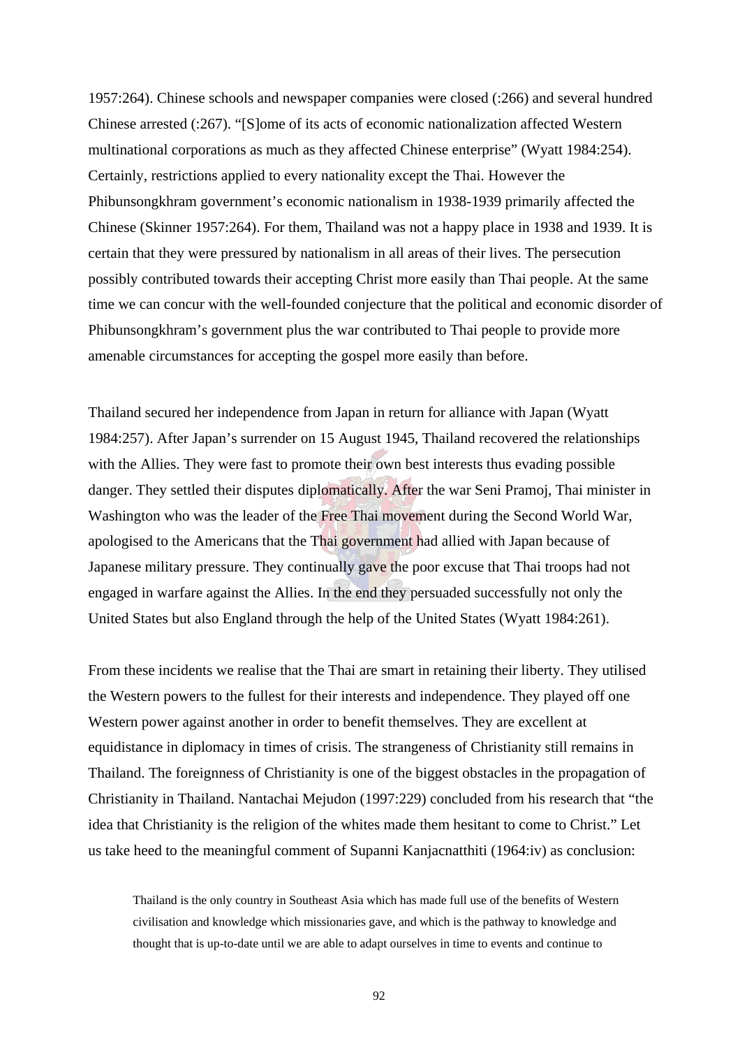1957:264). Chinese schools and newspaper companies were closed (:266) and several hundred Chinese arrested (:267). "[S]ome of its acts of economic nationalization affected Western multinational corporations as much as they affected Chinese enterprise" (Wyatt 1984:254). Certainly, restrictions applied to every nationality except the Thai. However the Phibunsongkhram government's economic nationalism in 1938-1939 primarily affected the Chinese (Skinner 1957:264). For them, Thailand was not a happy place in 1938 and 1939. It is certain that they were pressured by nationalism in all areas of their lives. The persecution possibly contributed towards their accepting Christ more easily than Thai people. At the same time we can concur with the well-founded conjecture that the political and economic disorder of Phibunsongkhram's government plus the war contributed to Thai people to provide more amenable circumstances for accepting the gospel more easily than before.

Thailand secured her independence from Japan in return for alliance with Japan (Wyatt 1984:257). After Japan's surrender on 15 August 1945, Thailand recovered the relationships with the Allies. They were fast to promote their own best interests thus evading possible danger. They settled their disputes diplomatically. After the war Seni Pramoj, Thai minister in Washington who was the leader of the Free Thai movement during the Second World War, apologised to the Americans that the Thai government had allied with Japan because of Japanese military pressure. They continually gave the poor excuse that Thai troops had not engaged in warfare against the Allies. In the end they persuaded successfully not only the United States but also England through the help of the United States (Wyatt 1984:261).

From these incidents we realise that the Thai are smart in retaining their liberty. They utilised the Western powers to the fullest for their interests and independence. They played off one Western power against another in order to benefit themselves. They are excellent at equidistance in diplomacy in times of crisis. The strangeness of Christianity still remains in Thailand. The foreignness of Christianity is one of the biggest obstacles in the propagation of Christianity in Thailand. Nantachai Mejudon (1997:229) concluded from his research that "the idea that Christianity is the religion of the whites made them hesitant to come to Christ." Let us take heed to the meaningful comment of Supanni Kanjacnatthiti (1964:iv) as conclusion:

> Thailand is the only country in Southeast Asia which has made full use of the benefits of Western civilisation and knowledge which missionaries gave, and which is the pathway to knowledge and thought that is up-to-date until we are able to adapt ourselves in time to events and continue to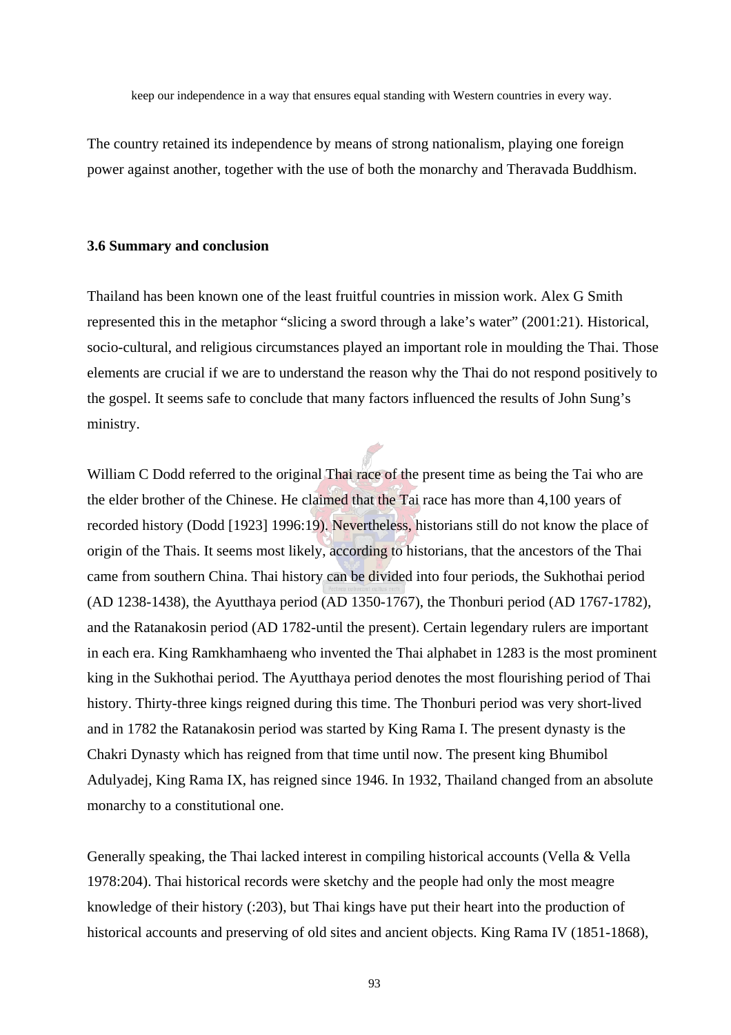keep our independence in a way that ensures equal standing with Western countries in every way.

The country retained its independence by means of strong nationalism, playing one foreign power against another, together with the use of both the monarchy and Theravada Buddhism.

### 3.6 Summary and conclusion

Thailand has been known one of the least fruitful countries in mission work. Alex G Smith represented this in the metaphor "slicing a sword through a lake's water" (2001:21). Historical, socio-cultural, and religious circumstances played an important role in moulding the Thai. Those elements are crucial if we are to understand the reason why the Thai do not respond positively to the gospel. It seems safe to conclude that many factors influenced the results of John Sung's ministry.

William C Dodd referred to the original Thai race of the present time as being the Tai who are the elder brother of the Chinese. He claimed that the Tai race has more than 4,100 years of recorded history (Dodd [1923] 1996:19). Nevertheless, historians still do not know the place of origin of the Thais. It seems most likely, according to historians, that the ancestors of the Thai came from southern China. Thai history can be divided into four periods, the Sukhothai period (AD 1238-1438), the Ayutthaya period (AD 1350-1767), the Thonburi period (AD 1767-1782), and the Ratanakosin period (AD 1782-until the present). Certain legendary rulers are important in each era. King Ramkhamhaeng who invented the Thai alphabet in 1283 is the most prominent king in the Sukhothai period. The Ayutthaya period denotes the most flourishing period of Thai history. Thirty-three kings reigned during this time. The Thonburi period was very short-lived and in 1782 the Ratanakosin period was started by King Rama I. The present dynasty is the Chakri Dynasty which has reigned from that time until now. The present king Bhumibol Adulyadej, King Rama IX, has reigned since 1946. In 1932, Thailand changed from an absolute monarchy to a constitutional one.

Generally speaking, the Thai lacked interest in compiling historical accounts (Vella & Vella 1978:204). Thai historical records were sketchy and the people had only the most meagre knowledge of their history (:203), but Thai kings have put their heart into the production of historical accounts and preserving of old sites and ancient objects. King Rama IV (1851-1868),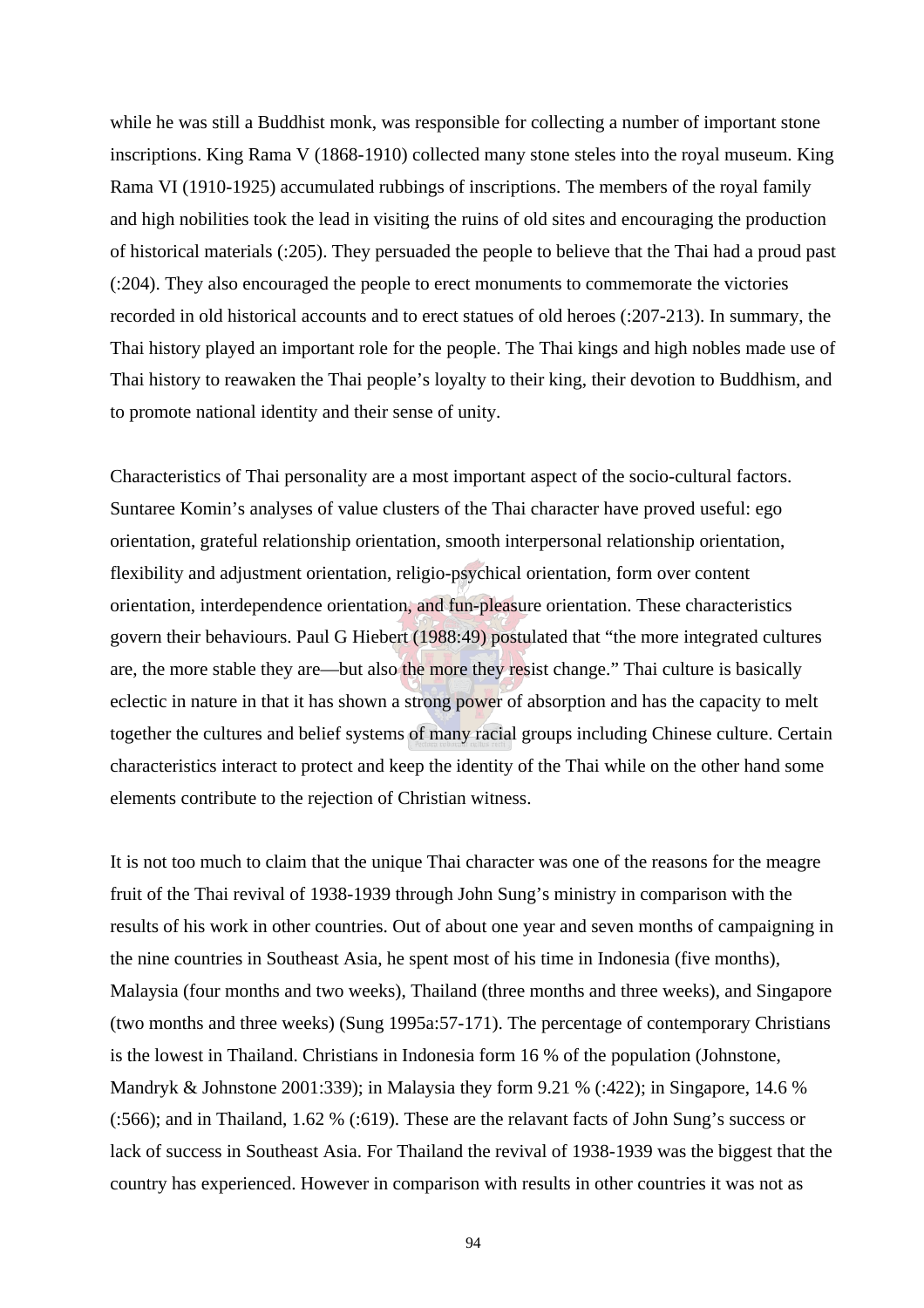while he was still a Buddhist monk, was responsible for collecting a number of important stone inscriptions. King Rama V (1868-1910) collected many stone steles into the royal museum. King Rama VI (1910-1925) accumulated rubbings of inscriptions. The members of the royal family and high nobilities took the lead in visiting the ruins of old sites and encouraging the production of historical materials (:205). They persuaded the people to believe that the Thai had a proud past (:204). They also encouraged the people to erect monuments to commemorate the victories recorded in old historical accounts and to erect statues of old heroes (:207-213). In summary, the Thai history played an important role for the people. The Thai kings and high nobles made use of Thai history to reawaken the Thai people's loyalty to their king, their devotion to Buddhism, and to promote national identity and their sense of unity.

Characteristics of Thai personality are a most important aspect of the socio-cultural factors. Suntaree Komin's analyses of value clusters of the Thai character have proved useful: ego orientation, grateful relationship orientation, smooth interpersonal relationship orientation, flexibility and adjustment orientation, religio-psychical orientation, form over content orientation, interdependence orientation, and fun-pleasure orientation. These characteristics govern their behaviours. Paul G Hiebert (1988:49) postulated that "the more integrated cultures are, the more stable they are—but also the more they resist change." Thai culture is basically eclectic in nature in that it has shown a strong power of absorption and has the capacity to melt together the cultures and belief systems of many racial groups including Chinese culture. Certain characteristics interact to protect and keep the identity of the Thai while on the other hand some elements contribute to the rejection of Christian witness.

It is not too much to claim that the unique Thai character was one of the reasons for the meagre fruit of the Thai revival of 1938-1939 through John Sung's ministry in comparison with the results of his work in other countries. Out of about one year and seven months of campaigning in the nine countries in Southeast Asia, he spent most of his time in Indonesia (five months), Malaysia (four months and two weeks), Thailand (three months and three weeks), and Singapore (two months and three weeks) (Sung 1995a:57-171). The percentage of contemporary Christians is the lowest in Thailand. Christians in Indonesia form 16 % of the population (Johnstone, Mandryk & Johnstone 2001:339); in Malaysia they form 9.21 % (:422); in Singapore, 14.6 % (:566); and in Thailand, 1.62 % (:619). These are the relavant facts of John Sung's success or lack of success in Southeast Asia. For Thailand the revival of 1938-1939 was the biggest that the country has experienced. However in comparison with results in other countries it was not as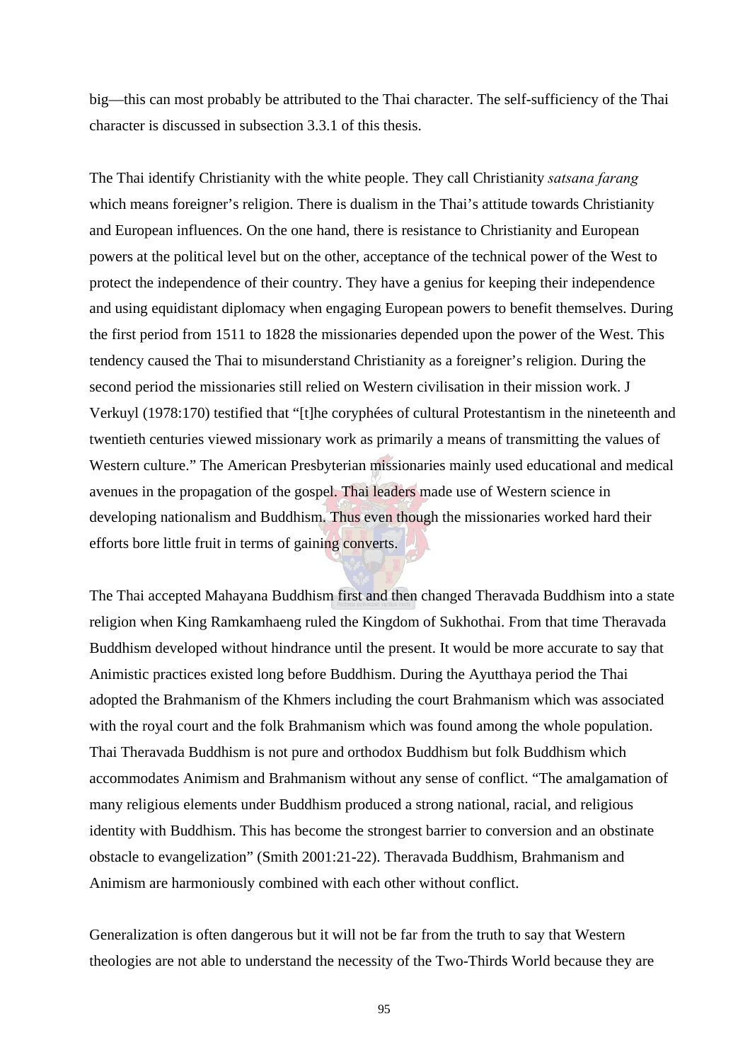big—this can most probably be attributed to the Thai character. The self-sufficiency of the Thai character is discussed in subsection 3.3.1 of this thesis.

The Thai identify Christianity with the white people. They call Christianity *satsana farang* which means foreigner's religion. There is dualism in the Thai's attitude towards Christianity and European influences. On the one hand, there is resistance to Christianity and European powers at the political level but on the other, acceptance of the technical power of the West to protect the independence of their country. They have a genius for keeping their independence and using equidistant diplomacy when engaging European powers to benefit themselves. During the first period from 1511 to 1828 the missionaries depended upon the power of the West. This tendency caused the Thai to misunderstand Christianity as a foreigner's religion. During the second period the missionaries still relied on Western civilisation in their mission work. J Verkuyl (1978:170) testified that "[t]he coryphées of cultural Protestantism in the nineteenth and twentieth centuries viewed missionary work as primarily a means of transmitting the values of Western culture." The American Presbyterian missionaries mainly used educational and medical avenues in the propagation of the gospel. Thai leaders made use of Western science in developing nationalism and Buddhism. Thus even though the missionaries worked hard their efforts bore little fruit in terms of gaining converts.

The Thai accepted Mahayana Buddhism first and then changed Theravada Buddhism into a state religion when King Ramkamhaeng ruled the Kingdom of Sukhothai. From that time Theravada Buddhism developed without hindrance until the present. It would be more accurate to say that Animistic practices existed long before Buddhism. During the Ayutthaya period the Thai adopted the Brahmanism of the Khmers including the court Brahmanism which was associated with the royal court and the folk Brahmanism which was found among the whole population. Thai Theravada Buddhism is not pure and orthodox Buddhism but folk Buddhism which accommodates Animism and Brahmanism without any sense of conflict. "The amalgamation of many religious elements under Buddhism produced a strong national, racial, and religious identity with Buddhism. This has become the strongest barrier to conversion and an obstinate obstacle to evangelization" (Smith 2001:21-22). Theravada Buddhism, Brahmanism and Animism are harmoniously combined with each other without conflict.

Generalization is often dangerous but it will not be far from the truth to say that Western theologies are not able to understand the necessity of the Two-Thirds World because they are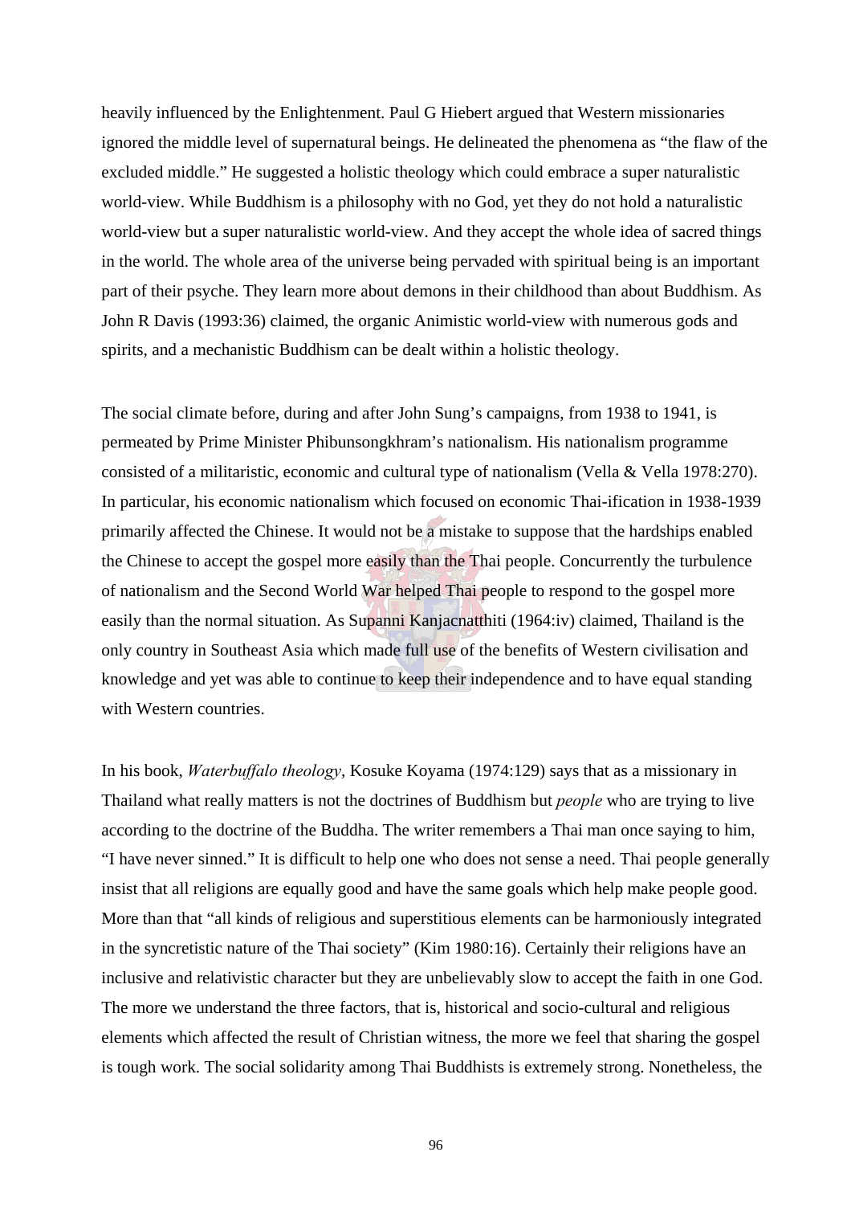heavily influenced by the Enlightenment. Paul G Hiebert argued that Western missionaries ignored the middle level of supernatural beings. He delineated the phenomena as "the flaw of the excluded middle." He suggested a holistic theology which could embrace a super naturalistic world-view. While Buddhism is a philosophy with no God, yet they do not hold a naturalistic world-view but a super naturalistic world-view. And they accept the whole idea of sacred things in the world. The whole area of the universe being pervaded with spiritual being is an important part of their psyche. They learn more about demons in their childhood than about Buddhism. As John R Davis (1993:36) claimed, the organic Animistic world-view with numerous gods and spirits, and a mechanistic Buddhism can be dealt within a holistic theology.

The social climate before, during and after John Sung's campaigns, from 1938 to 1941, is permeated by Prime Minister Phibunsongkhram's nationalism. His nationalism programme consisted of a militaristic, economic and cultural type of nationalism (Vella & Vella 1978:270). In particular, his economic nationalism which focused on economic Thai-ification in 1938-1939 primarily affected the Chinese. It would not be a mistake to suppose that the hardships enabled the Chinese to accept the gospel more easily than the Thai people. Concurrently the turbulence of nationalism and the Second World War helped Thai people to respond to the gospel more easily than the normal situation. As Supanni Kanjacnatthiti (1964:iv) claimed, Thailand is the only country in Southeast Asia which made full use of the benefits of Western civilisation and knowledge and yet was able to continue to keep their independence and to have equal standing with Western countries.

In his book, *Waterbuffalo theology*, Kosuke Koyama (1974:129) says that as a missionary in Thailand what really matters is not the doctrines of Buddhism but *people* who are trying to live according to the doctrine of the Buddha. The writer remembers a Thai man once saying to him, "I have never sinned." It is difficult to help one who does not sense a need. Thai people generally insist that all religions are equally good and have the same goals which help make people good. More than that "all kinds of religious and superstitious elements can be harmoniously integrated in the syncretistic nature of the Thai society" (Kim 1980:16). Certainly their religions have an inclusive and relativistic character but they are unbelievably slow to accept the faith in one God. The more we understand the three factors, that is, historical and socio-cultural and religious elements which affected the result of Christian witness, the more we feel that sharing the gospel is tough work. The social solidarity among Thai Buddhists is extremely strong. Nonetheless, the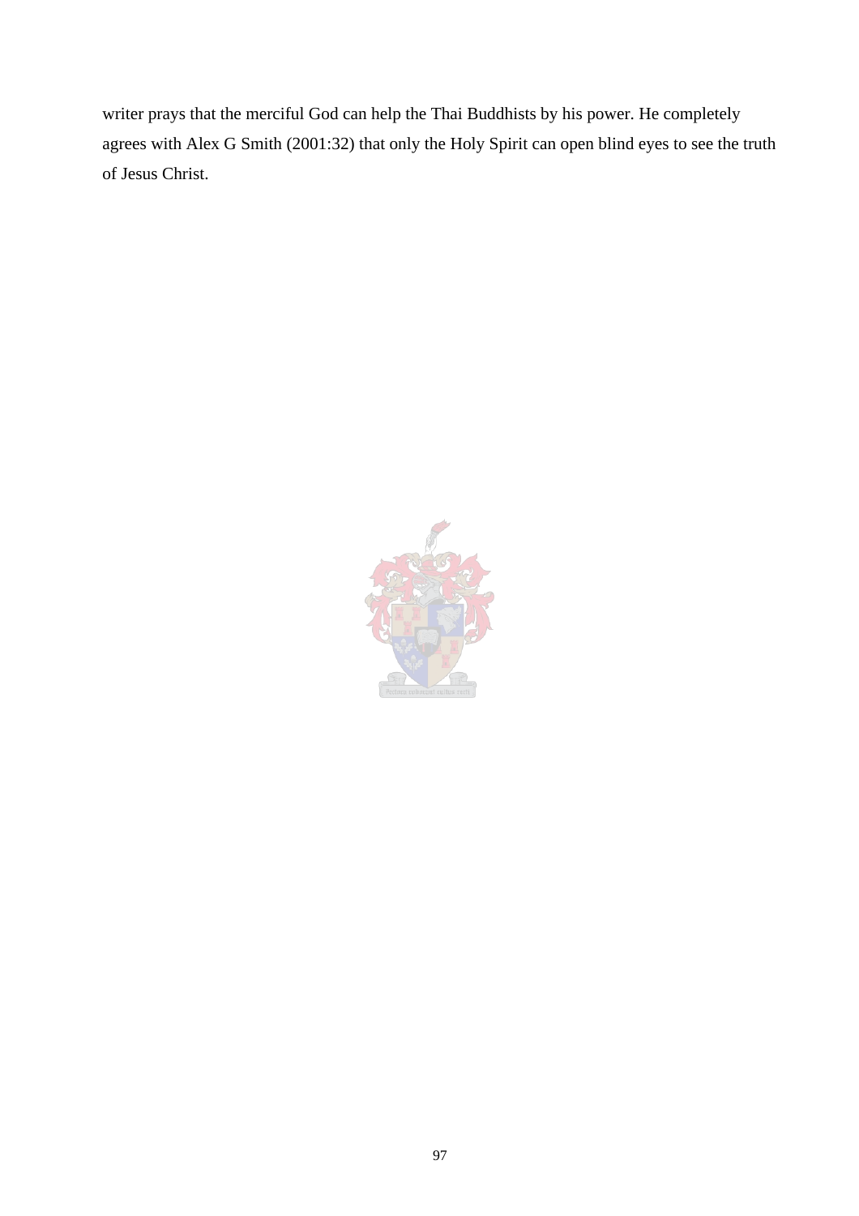writer prays that the merciful God can help the Thai Buddhists by his power. He completely agrees with Alex G Smith (2001:32) that only the Holy Spirit can open blind eyes to see the truth of Jesus Christ.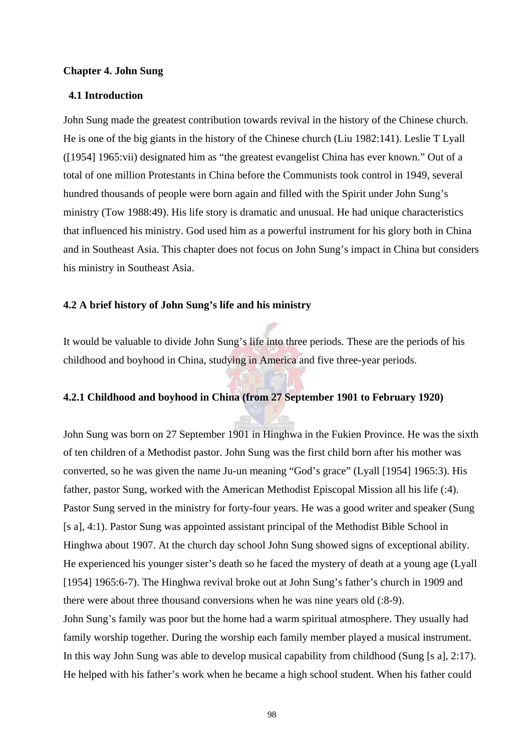# Chapter 4. John Sung

## 4.1 Introduction

John Sung made the greatest contribution towards revival in the history of the Chinese church. He is one of the big giants in the history of the Chinese church (Liu 1982:141). Leslie T Lyall ([1954] 1965:vii) designated him as "the greatest evangelist China has ever known." Out of a total of one million Protestants in China before the Communists took control in 1949, several hundred thousands of people were born again and filled with the Spirit under John Sung's ministry (Tow 1988:49). His life story is dramatic and unusual. He had unique characteristics that influenced his ministry. God used him as a powerful instrument for his glory both in China and in Southeast Asia. This chapter does not focus on John Sung's impact in China but considers his ministry in Southeast Asia.

## 4.2 A brief history of John Sung's life and his ministry

It would be valuable to divide John Sung's life into three periods. These are the periods of his childhood and boyhood in China, studying in America and five three-year periods.

### 4.2.1 Childhood and boyhood in China (from 27 September 1901 to February 1920)

John Sung was born on 27 September 1901 in Hinghwa in the Fukien Province. He was the sixth of ten children of a Methodist pastor. John Sung was the first child born after his mother was converted, so he was given the name Ju-un meaning "God's grace" (Lyall [1954] 1965:3). His father, pastor Sung, worked with the American Methodist Episcopal Mission all his life (:4). Pastor Sung served in the ministry for forty-four years. He was a good writer and speaker (Sung [s a], 4:1). Pastor Sung was appointed assistant principal of the Methodist Bible School in Hinghwa about 1907. At the church day school John Sung showed signs of exceptional ability. He experienced his younger sister's death so he faced the mystery of death at a young age (Lyall [1954] 1965:6-7). The Hinghwa revival broke out at John Sung's father's church in 1909 and there were about three thousand conversions when he was nine years old (:8-9).
John Sung's family was poor but the home had a warm spiritual atmosphere. They usually had family worship together. During the worship each family member played a musical instrument. In this way John Sung was able to develop musical capability from childhood (Sung [s a], 2:17). He helped with his father's work when he became a high school student. When his father could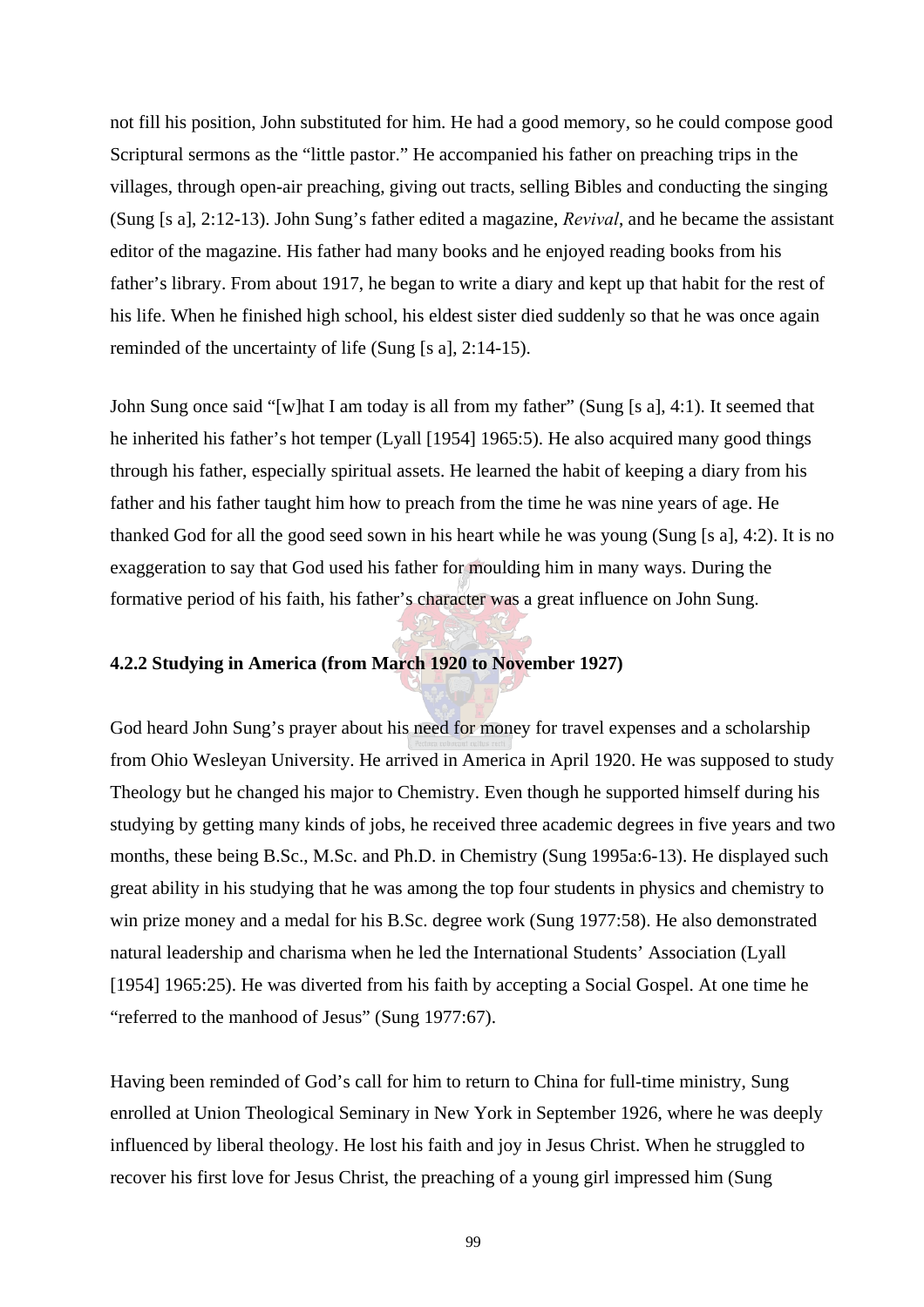not fill his position, John substituted for him. He had a good memory, so he could compose good Scriptural sermons as the "little pastor." He accompanied his father on preaching trips in the villages, through open-air preaching, giving out tracts, selling Bibles and conducting the singing (Sung [s a], 2:12-13). John Sung's father edited a magazine, *Revival*, and he became the assistant editor of the magazine. His father had many books and he enjoyed reading books from his father's library. From about 1917, he began to write a diary and kept up that habit for the rest of his life. When he finished high school, his eldest sister died suddenly so that he was once again reminded of the uncertainty of life (Sung [s a], 2:14-15).

John Sung once said "[w]hat I am today is all from my father" (Sung [s a], 4:1). It seemed that he inherited his father's hot temper (Lyall [1954] 1965:5). He also acquired many good things through his father, especially spiritual assets. He learned the habit of keeping a diary from his father and his father taught him how to preach from the time he was nine years of age. He thanked God for all the good seed sown in his heart while he was young (Sung [s a], 4:2). It is no exaggeration to say that God used his father for moulding him in many ways. During the formative period of his faith, his father's character was a great influence on John Sung.

### 4.2.2 Studying in America (from March 1920 to November 1927)

God heard John Sung's prayer about his need for money for travel expenses and a scholarship from Ohio Wesleyan University. He arrived in America in April 1920. He was supposed to study Theology but he changed his major to Chemistry. Even though he supported himself during his studying by getting many kinds of jobs, he received three academic degrees in five years and two months, these being B.Sc., M.Sc. and Ph.D. in Chemistry (Sung 1995a:6-13). He displayed such great ability in his studying that he was among the top four students in physics and chemistry to win prize money and a medal for his B.Sc. degree work (Sung 1977:58). He also demonstrated natural leadership and charisma when he led the International Students' Association (Lyall [1954] 1965:25). He was diverted from his faith by accepting a Social Gospel. At one time he "referred to the manhood of Jesus" (Sung 1977:67).

Having been reminded of God's call for him to return to China for full-time ministry, Sung enrolled at Union Theological Seminary in New York in September 1926, where he was deeply influenced by liberal theology. He lost his faith and joy in Jesus Christ. When he struggled to recover his first love for Jesus Christ, the preaching of a young girl impressed him (Sung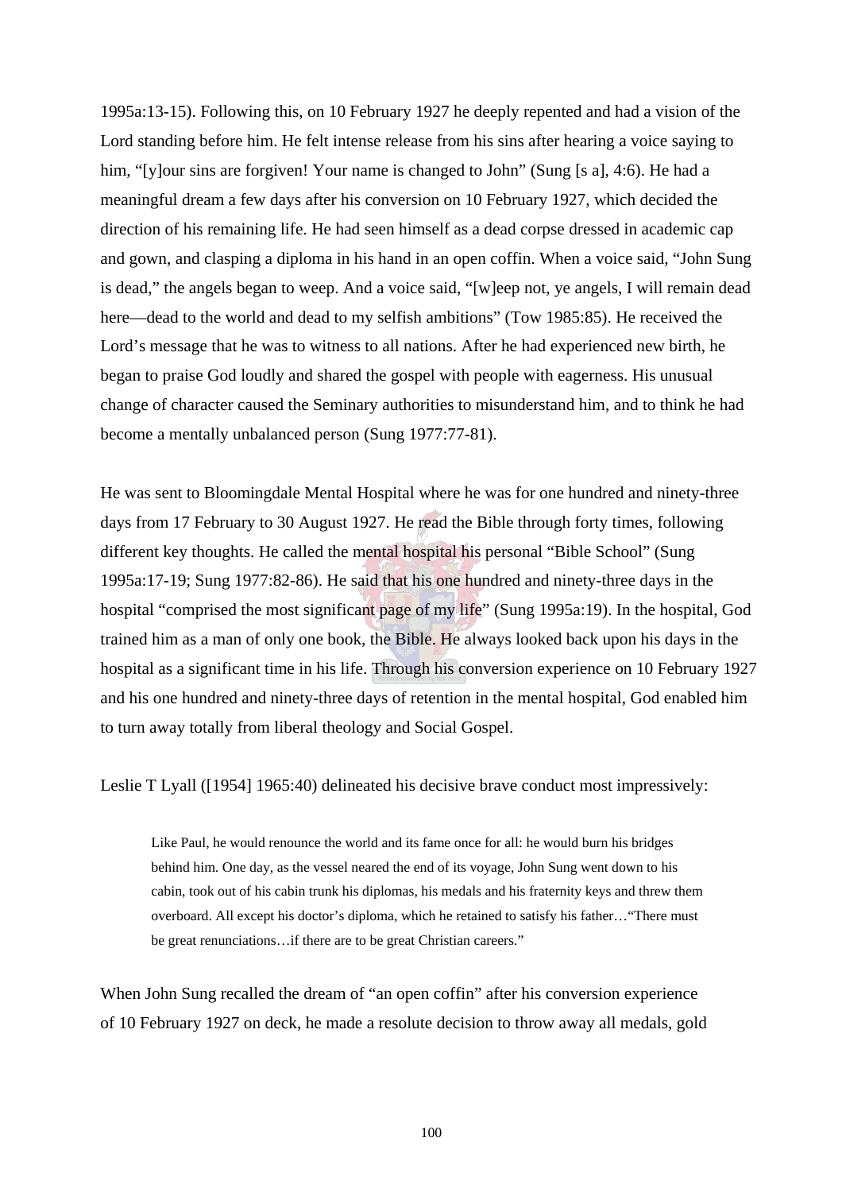1995a:13-15). Following this, on 10 February 1927 he deeply repented and had a vision of the Lord standing before him. He felt intense release from his sins after hearing a voice saying to him, "[y]our sins are forgiven! Your name is changed to John" (Sung [s a], 4:6). He had a meaningful dream a few days after his conversion on 10 February 1927, which decided the direction of his remaining life. He had seen himself as a dead corpse dressed in academic cap and gown, and clasping a diploma in his hand in an open coffin. When a voice said, "John Sung is dead," the angels began to weep. And a voice said, "[w]eep not, ye angels, I will remain dead here—dead to the world and dead to my selfish ambitions" (Tow 1985:85). He received the Lord's message that he was to witness to all nations. After he had experienced new birth, he began to praise God loudly and shared the gospel with people with eagerness. His unusual change of character caused the Seminary authorities to misunderstand him, and to think he had become a mentally unbalanced person (Sung 1977:77-81).

He was sent to Bloomingdale Mental Hospital where he was for one hundred and ninety-three days from 17 February to 30 August 1927. He read the Bible through forty times, following different key thoughts. He called the mental hospital his personal "Bible School" (Sung 1995a:17-19; Sung 1977:82-86). He said that his one hundred and ninety-three days in the hospital "comprised the most significant page of my life" (Sung 1995a:19). In the hospital, God trained him as a man of only one book, the Bible. He always looked back upon his days in the hospital as a significant time in his life. Through his conversion experience on 10 February 1927 and his one hundred and ninety-three days of retention in the mental hospital, God enabled him to turn away totally from liberal theology and Social Gospel.

Leslie T Lyall ([1954] 1965:40) delineated his decisive brave conduct most impressively:

> Like Paul, he would renounce the world and its fame once for all: he would burn his bridges behind him. One day, as the vessel neared the end of its voyage, John Sung went down to his cabin, took out of his cabin trunk his diplomas, his medals and his fraternity keys and threw them overboard. All except his doctor's diploma, which he retained to satisfy his father…"There must be great renunciations…if there are to be great Christian careers."

When John Sung recalled the dream of "an open coffin" after his conversion experience of 10 February 1927 on deck, he made a resolute decision to throw away all medals, gold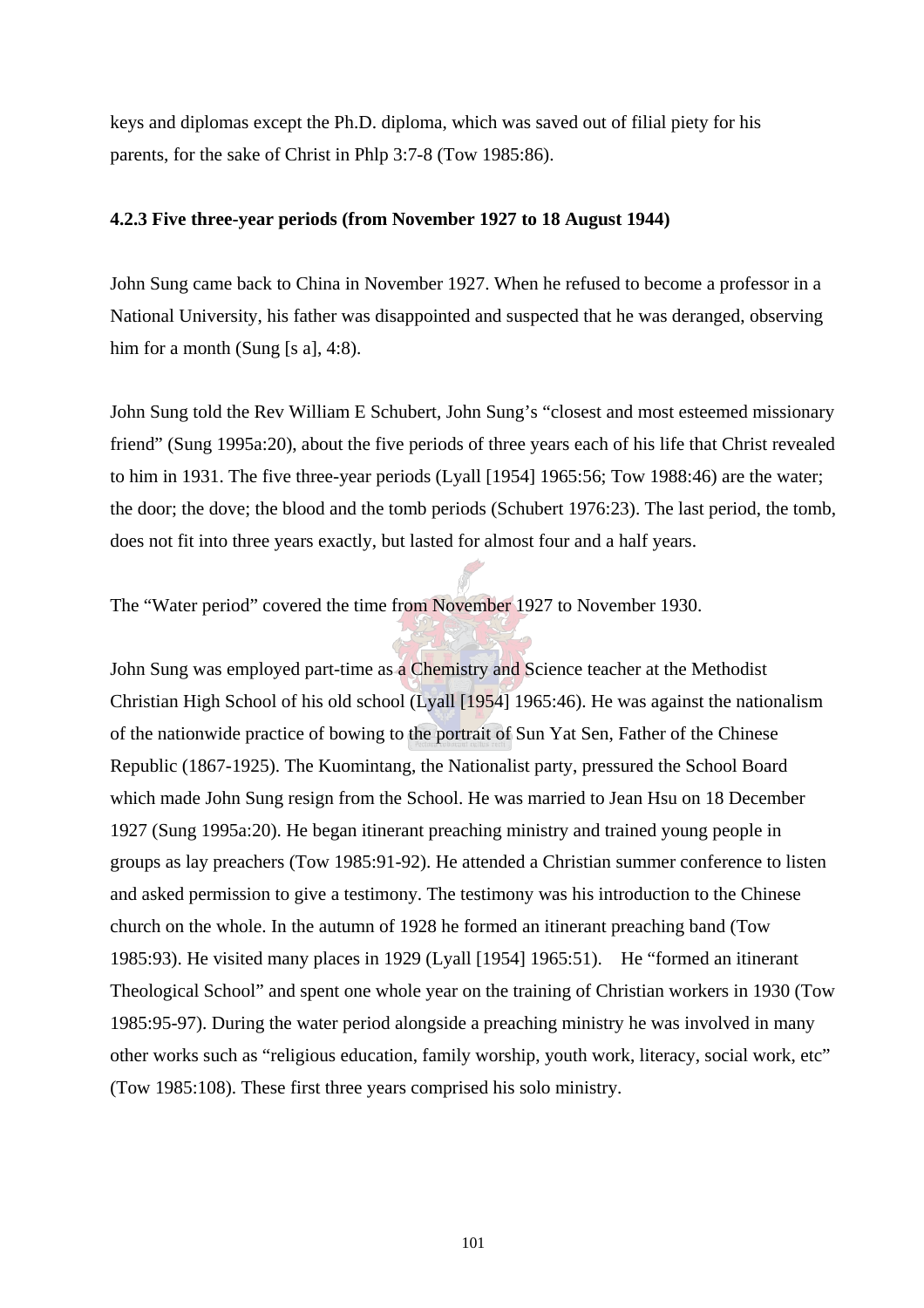keys and diplomas except the Ph.D. diploma, which was saved out of filial piety for his parents, for the sake of Christ in Phlp 3:7-8 (Tow 1985:86).

### 4.2.3 Five three-year periods (from November 1927 to 18 August 1944)

John Sung came back to China in November 1927. When he refused to become a professor in a National University, his father was disappointed and suspected that he was deranged, observing him for a month (Sung [s a], 4:8).

John Sung told the Rev William E Schubert, John Sung's "closest and most esteemed missionary friend" (Sung 1995a:20), about the five periods of three years each of his life that Christ revealed to him in 1931. The five three-year periods (Lyall [1954] 1965:56; Tow 1988:46) are the water; the door; the dove; the blood and the tomb periods (Schubert 1976:23). The last period, the tomb, does not fit into three years exactly, but lasted for almost four and a half years.

The "Water period" covered the time from November 1927 to November 1930.

John Sung was employed part-time as a Chemistry and Science teacher at the Methodist Christian High School of his old school (Lyall [1954] 1965:46). He was against the nationalism of the nationwide practice of bowing to the portrait of Sun Yat Sen, Father of the Chinese Republic (1867-1925). The Kuomintang, the Nationalist party, pressured the School Board which made John Sung resign from the School. He was married to Jean Hsu on 18 December 1927 (Sung 1995a:20). He began itinerant preaching ministry and trained young people in groups as lay preachers (Tow 1985:91-92). He attended a Christian summer conference to listen and asked permission to give a testimony. The testimony was his introduction to the Chinese church on the whole. In the autumn of 1928 he formed an itinerant preaching band (Tow 1985:93). He visited many places in 1929 (Lyall [1954] 1965:51). He "formed an itinerant Theological School" and spent one whole year on the training of Christian workers in 1930 (Tow 1985:95-97). During the water period alongside a preaching ministry he was involved in many other works such as "religious education, family worship, youth work, literacy, social work, etc" (Tow 1985:108). These first three years comprised his solo ministry.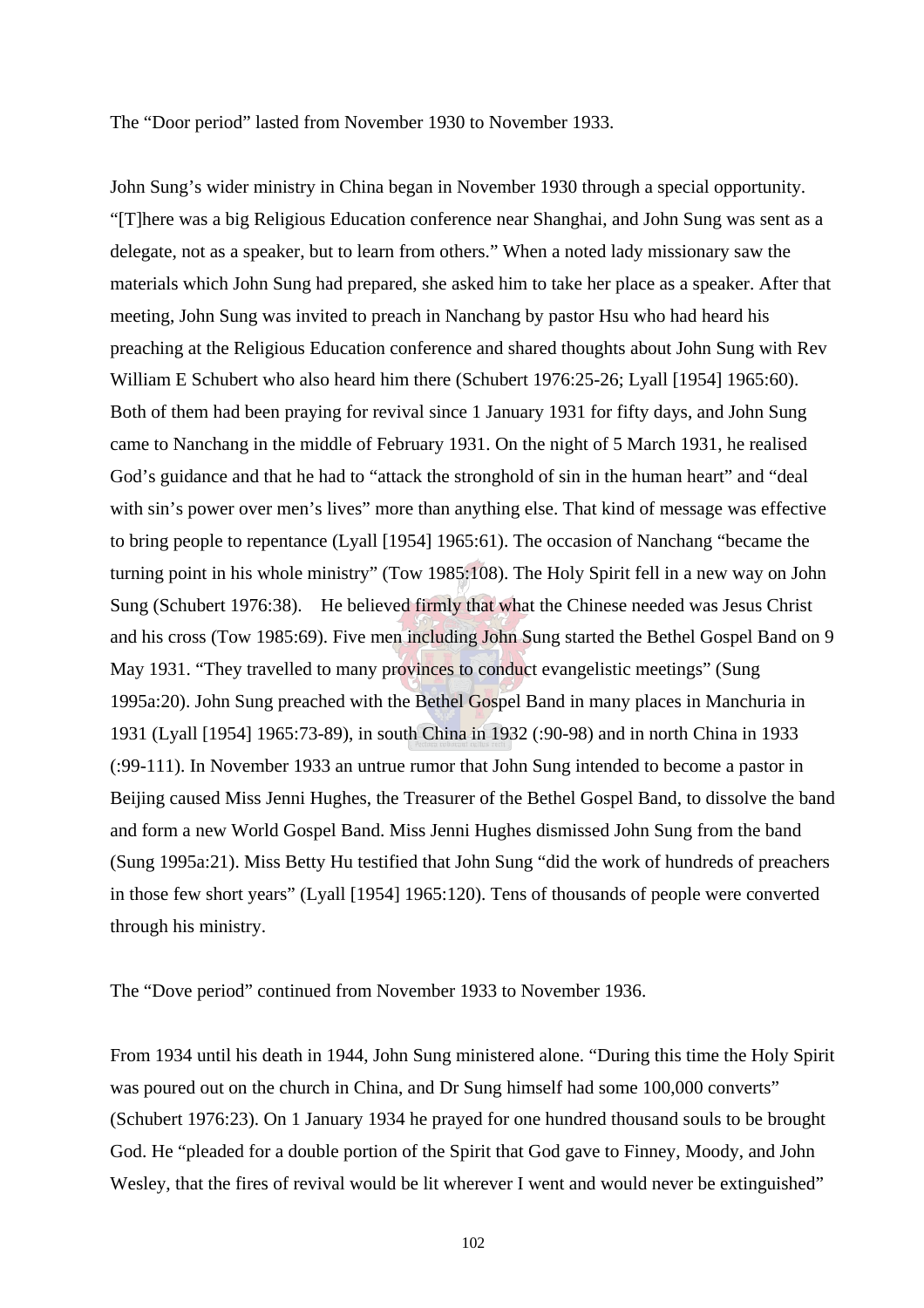The "Door period" lasted from November 1930 to November 1933.

John Sung's wider ministry in China began in November 1930 through a special opportunity. "[T]here was a big Religious Education conference near Shanghai, and John Sung was sent as a delegate, not as a speaker, but to learn from others." When a noted lady missionary saw the materials which John Sung had prepared, she asked him to take her place as a speaker. After that meeting, John Sung was invited to preach in Nanchang by pastor Hsu who had heard his preaching at the Religious Education conference and shared thoughts about John Sung with Rev William E Schubert who also heard him there (Schubert 1976:25-26; Lyall [1954] 1965:60). Both of them had been praying for revival since 1 January 1931 for fifty days, and John Sung came to Nanchang in the middle of February 1931. On the night of 5 March 1931, he realised God's guidance and that he had to "attack the stronghold of sin in the human heart" and "deal with sin's power over men's lives" more than anything else. That kind of message was effective to bring people to repentance (Lyall [1954] 1965:61). The occasion of Nanchang "became the turning point in his whole ministry" (Tow 1985:108). The Holy Spirit fell in a new way on John Sung (Schubert 1976:38). He believed firmly that what the Chinese needed was Jesus Christ and his cross (Tow 1985:69). Five men including John Sung started the Bethel Gospel Band on 9 May 1931. "They travelled to many provinces to conduct evangelistic meetings" (Sung 1995a:20). John Sung preached with the Bethel Gospel Band in many places in Manchuria in 1931 (Lyall [1954] 1965:73-89), in south China in 1932 (:90-98) and in north China in 1933 (:99-111). In November 1933 an untrue rumor that John Sung intended to become a pastor in Beijing caused Miss Jenni Hughes, the Treasurer of the Bethel Gospel Band, to dissolve the band and form a new World Gospel Band. Miss Jenni Hughes dismissed John Sung from the band (Sung 1995a:21). Miss Betty Hu testified that John Sung "did the work of hundreds of preachers in those few short years" (Lyall [1954] 1965:120). Tens of thousands of people were converted through his ministry.

The "Dove period" continued from November 1933 to November 1936.

From 1934 until his death in 1944, John Sung ministered alone. "During this time the Holy Spirit was poured out on the church in China, and Dr Sung himself had some 100,000 converts" (Schubert 1976:23). On 1 January 1934 he prayed for one hundred thousand souls to be brought God. He "pleaded for a double portion of the Spirit that God gave to Finney, Moody, and John Wesley, that the fires of revival would be lit wherever I went and would never be extinguished"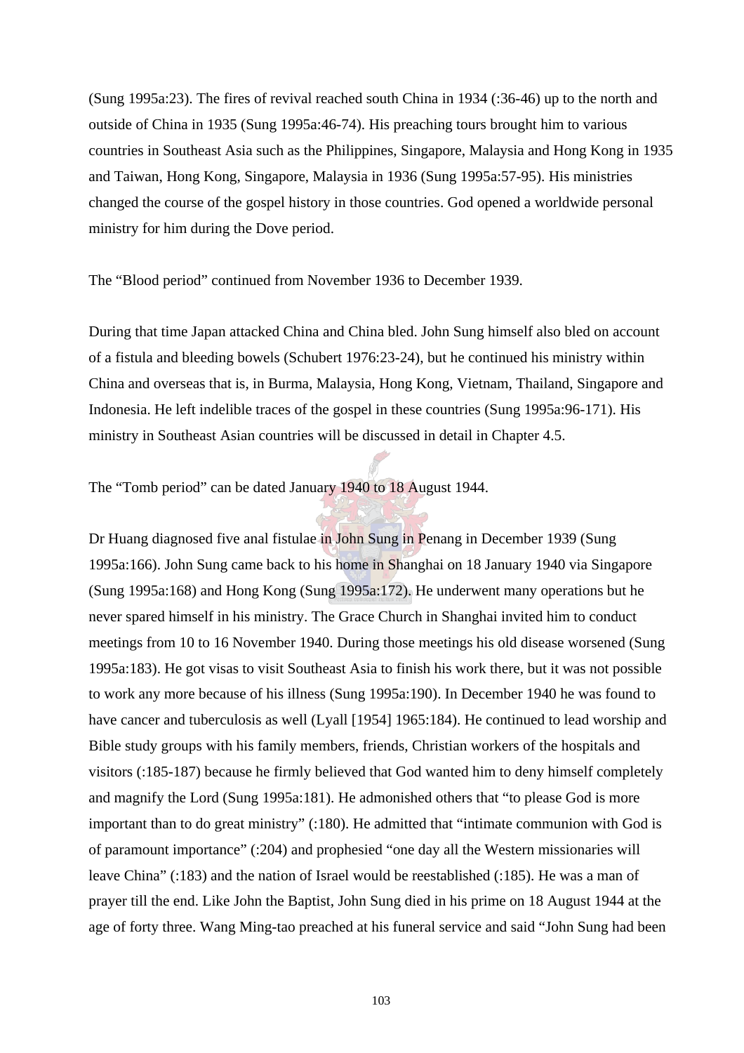(Sung 1995a:23). The fires of revival reached south China in 1934 (:36-46) up to the north and outside of China in 1935 (Sung 1995a:46-74). His preaching tours brought him to various countries in Southeast Asia such as the Philippines, Singapore, Malaysia and Hong Kong in 1935 and Taiwan, Hong Kong, Singapore, Malaysia in 1936 (Sung 1995a:57-95). His ministries changed the course of the gospel history in those countries. God opened a worldwide personal ministry for him during the Dove period.

The "Blood period" continued from November 1936 to December 1939.

During that time Japan attacked China and China bled. John Sung himself also bled on account of a fistula and bleeding bowels (Schubert 1976:23-24), but he continued his ministry within China and overseas that is, in Burma, Malaysia, Hong Kong, Vietnam, Thailand, Singapore and Indonesia. He left indelible traces of the gospel in these countries (Sung 1995a:96-171). His ministry in Southeast Asian countries will be discussed in detail in Chapter 4.5.

The "Tomb period" can be dated January 1940 to 18 August 1944.

Dr Huang diagnosed five anal fistulae in John Sung in Penang in December 1939 (Sung 1995a:166). John Sung came back to his home in Shanghai on 18 January 1940 via Singapore (Sung 1995a:168) and Hong Kong (Sung 1995a:172). He underwent many operations but he never spared himself in his ministry. The Grace Church in Shanghai invited him to conduct meetings from 10 to 16 November 1940. During those meetings his old disease worsened (Sung 1995a:183). He got visas to visit Southeast Asia to finish his work there, but it was not possible to work any more because of his illness (Sung 1995a:190). In December 1940 he was found to have cancer and tuberculosis as well (Lyall [1954] 1965:184). He continued to lead worship and Bible study groups with his family members, friends, Christian workers of the hospitals and visitors (:185-187) because he firmly believed that God wanted him to deny himself completely and magnify the Lord (Sung 1995a:181). He admonished others that "to please God is more important than to do great ministry" (:180). He admitted that "intimate communion with God is of paramount importance" (:204) and prophesied "one day all the Western missionaries will leave China" (:183) and the nation of Israel would be reestablished (:185). He was a man of prayer till the end. Like John the Baptist, John Sung died in his prime on 18 August 1944 at the age of forty three. Wang Ming-tao preached at his funeral service and said "John Sung had been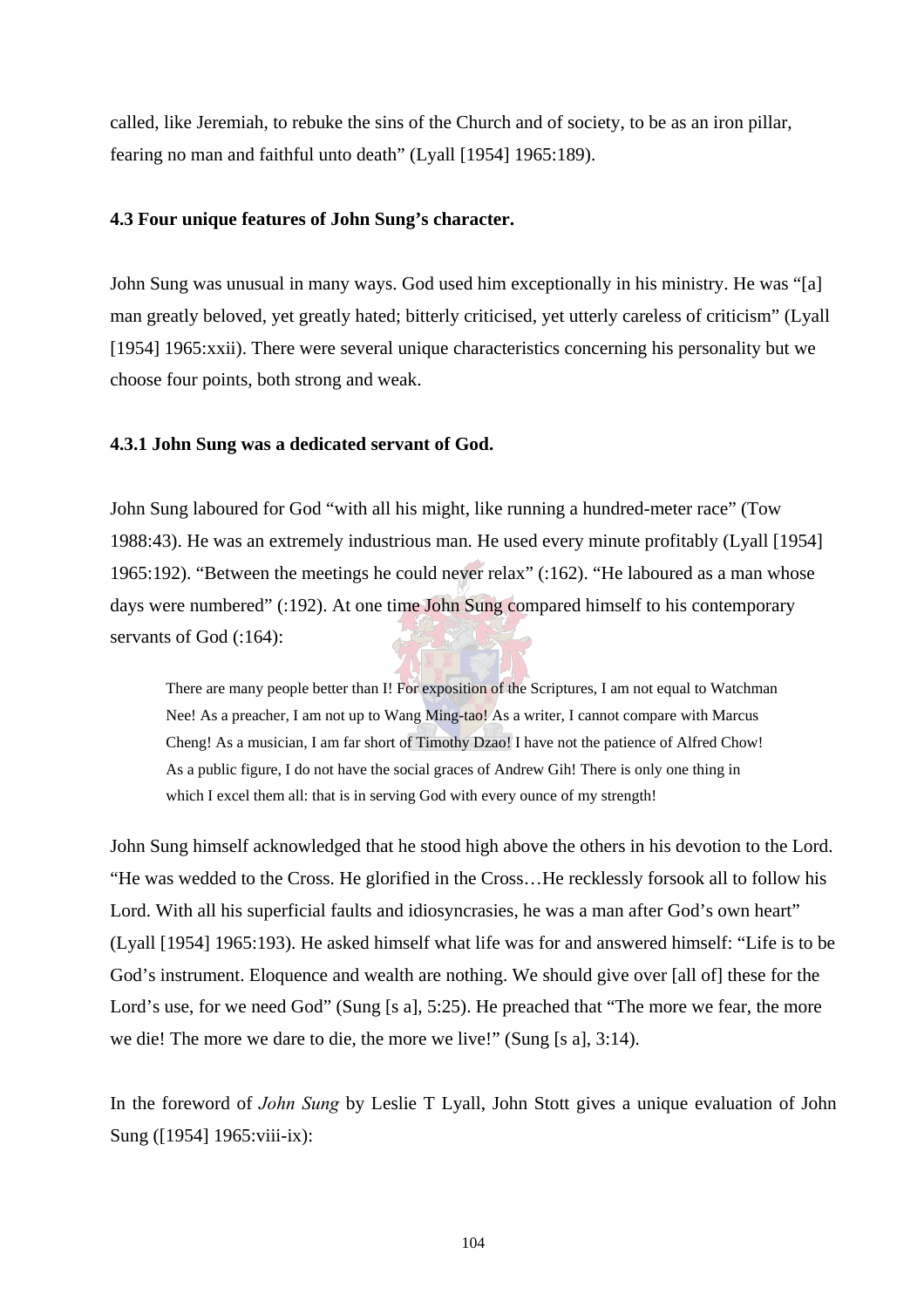called, like Jeremiah, to rebuke the sins of the Church and of society, to be as an iron pillar, fearing no man and faithful unto death" (Lyall [1954] 1965:189).

### 4.3 Four unique features of John Sung's character.

John Sung was unusual in many ways. God used him exceptionally in his ministry. He was "[a] man greatly beloved, yet greatly hated; bitterly criticised, yet utterly careless of criticism" (Lyall [1954] 1965:xxii). There were several unique characteristics concerning his personality but we choose four points, both strong and weak.

#### 4.3.1 John Sung was a dedicated servant of God.

John Sung laboured for God "with all his might, like running a hundred-meter race" (Tow 1988:43). He was an extremely industrious man. He used every minute profitably (Lyall [1954] 1965:192). "Between the meetings he could never relax" (:162). "He laboured as a man whose days were numbered" (:192). At one time John Sung compared himself to his contemporary servants of God (:164):

> There are many people better than I! For exposition of the Scriptures, I am not equal to Watchman Nee! As a preacher, I am not up to Wang Ming-tao! As a writer, I cannot compare with Marcus Cheng! As a musician, I am far short of Timothy Dzao! I have not the patience of Alfred Chow! As a public figure, I do not have the social graces of Andrew Gih! There is only one thing in which I excel them all: that is in serving God with every ounce of my strength!

John Sung himself acknowledged that he stood high above the others in his devotion to the Lord. "He was wedded to the Cross. He glorified in the Cross…He recklessly forsook all to follow his Lord. With all his superficial faults and idiosyncrasies, he was a man after God's own heart" (Lyall [1954] 1965:193). He asked himself what life was for and answered himself: "Life is to be God's instrument. Eloquence and wealth are nothing. We should give over [all of] these for the Lord's use, for we need God" (Sung [s a], 5:25). He preached that "The more we fear, the more we die! The more we dare to die, the more we live!" (Sung [s a], 3:14).

In the foreword of *John Sung* by Leslie T Lyall, John Stott gives a unique evaluation of John Sung ([1954] 1965:viii-ix):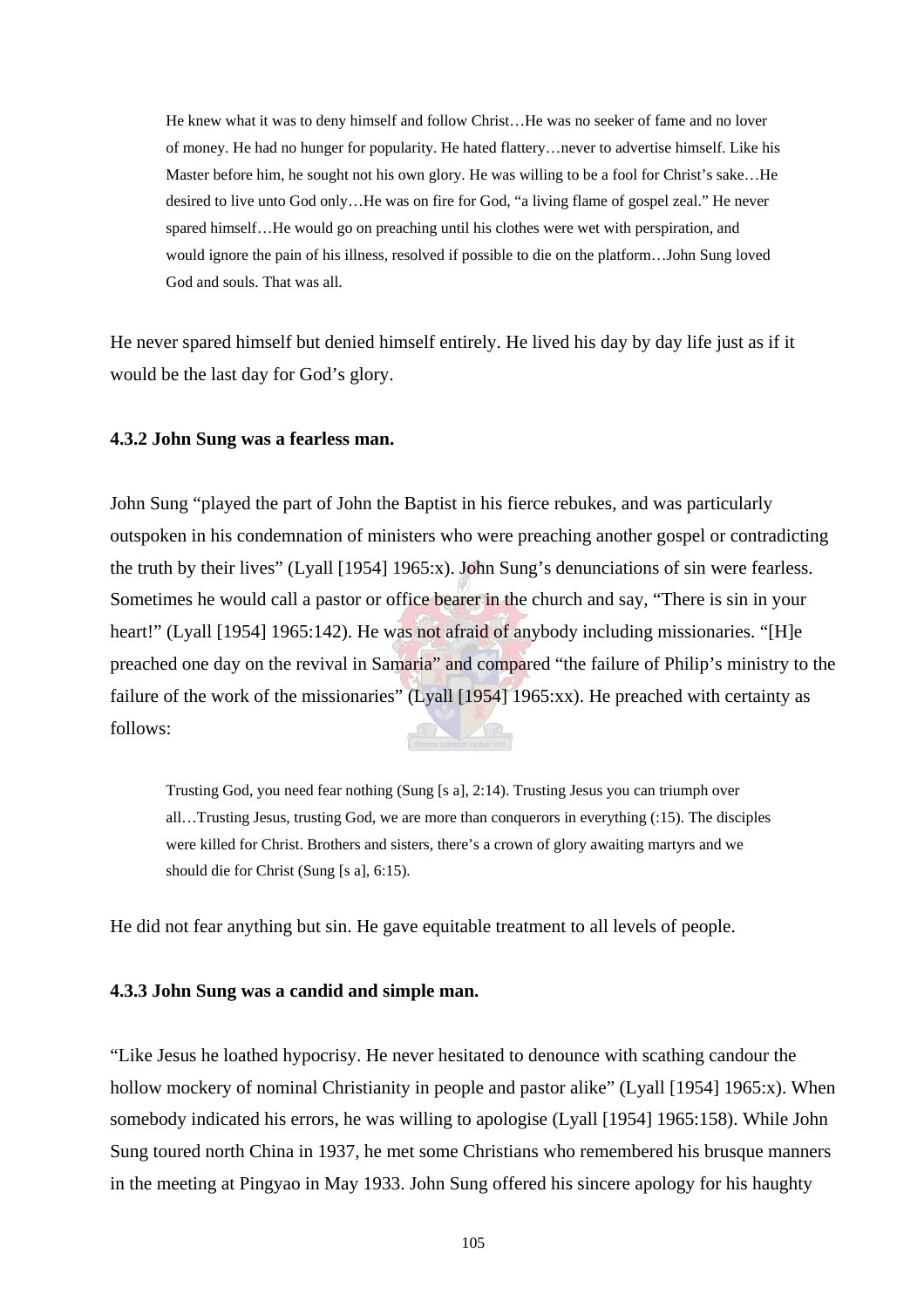> He knew what it was to deny himself and follow Christ…He was no seeker of fame and no lover of money. He had no hunger for popularity. He hated flattery…never to advertise himself. Like his Master before him, he sought not his own glory. He was willing to be a fool for Christ's sake…He desired to live unto God only…He was on fire for God, "a living flame of gospel zeal." He never spared himself…He would go on preaching until his clothes were wet with perspiration, and would ignore the pain of his illness, resolved if possible to die on the platform…John Sung loved God and souls. That was all.

He never spared himself but denied himself entirely. He lived his day by day life just as if it would be the last day for God's glory.

### 4.3.2 John Sung was a fearless man.

John Sung "played the part of John the Baptist in his fierce rebukes, and was particularly outspoken in his condemnation of ministers who were preaching another gospel or contradicting the truth by their lives" (Lyall [1954] 1965:x). John Sung's denunciations of sin were fearless. Sometimes he would call a pastor or office bearer in the church and say, "There is sin in your heart!" (Lyall [1954] 1965:142). He was not afraid of anybody including missionaries. "[H]e preached one day on the revival in Samaria" and compared "the failure of Philip's ministry to the failure of the work of the missionaries" (Lyall [1954] 1965:xx). He preached with certainty as follows:

> Trusting God, you need fear nothing (Sung [s a], 2:14). Trusting Jesus you can triumph over all…Trusting Jesus, trusting God, we are more than conquerors in everything (:15). The disciples were killed for Christ. Brothers and sisters, there's a crown of glory awaiting martyrs and we should die for Christ (Sung [s a], 6:15).

He did not fear anything but sin. He gave equitable treatment to all levels of people.

### 4.3.3 John Sung was a candid and simple man.

"Like Jesus he loathed hypocrisy. He never hesitated to denounce with scathing candour the hollow mockery of nominal Christianity in people and pastor alike" (Lyall [1954] 1965:x). When somebody indicated his errors, he was willing to apologise (Lyall [1954] 1965:158). While John Sung toured north China in 1937, he met some Christians who remembered his brusque manners in the meeting at Pingyao in May 1933. John Sung offered his sincere apology for his haughty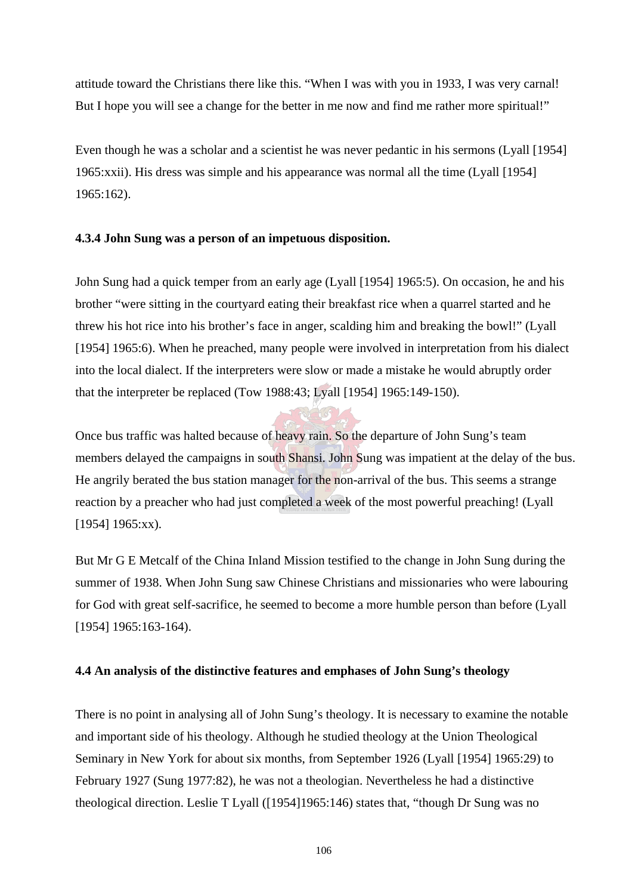attitude toward the Christians there like this. "When I was with you in 1933, I was very carnal! But I hope you will see a change for the better in me now and find me rather more spiritual!"

Even though he was a scholar and a scientist he was never pedantic in his sermons (Lyall [1954] 1965:xxii). His dress was simple and his appearance was normal all the time (Lyall [1954] 1965:162).

### 4.3.4 John Sung was a person of an impetuous disposition.

John Sung had a quick temper from an early age (Lyall [1954] 1965:5). On occasion, he and his brother "were sitting in the courtyard eating their breakfast rice when a quarrel started and he threw his hot rice into his brother's face in anger, scalding him and breaking the bowl!" (Lyall [1954] 1965:6). When he preached, many people were involved in interpretation from his dialect into the local dialect. If the interpreters were slow or made a mistake he would abruptly order that the interpreter be replaced (Tow 1988:43; Lyall [1954] 1965:149-150).

Once bus traffic was halted because of heavy rain. So the departure of John Sung's team members delayed the campaigns in south Shansi. John Sung was impatient at the delay of the bus. He angrily berated the bus station manager for the non-arrival of the bus. This seems a strange reaction by a preacher who had just completed a week of the most powerful preaching! (Lyall [1954] 1965:xx).

But Mr G E Metcalf of the China Inland Mission testified to the change in John Sung during the summer of 1938. When John Sung saw Chinese Christians and missionaries who were labouring for God with great self-sacrifice, he seemed to become a more humble person than before (Lyall [1954] 1965:163-164).

## 4.4 An analysis of the distinctive features and emphases of John Sung's theology

There is no point in analysing all of John Sung's theology. It is necessary to examine the notable and important side of his theology. Although he studied theology at the Union Theological Seminary in New York for about six months, from September 1926 (Lyall [1954] 1965:29) to February 1927 (Sung 1977:82), he was not a theologian. Nevertheless he had a distinctive theological direction. Leslie T Lyall ([1954]1965:146) states that, "though Dr Sung was no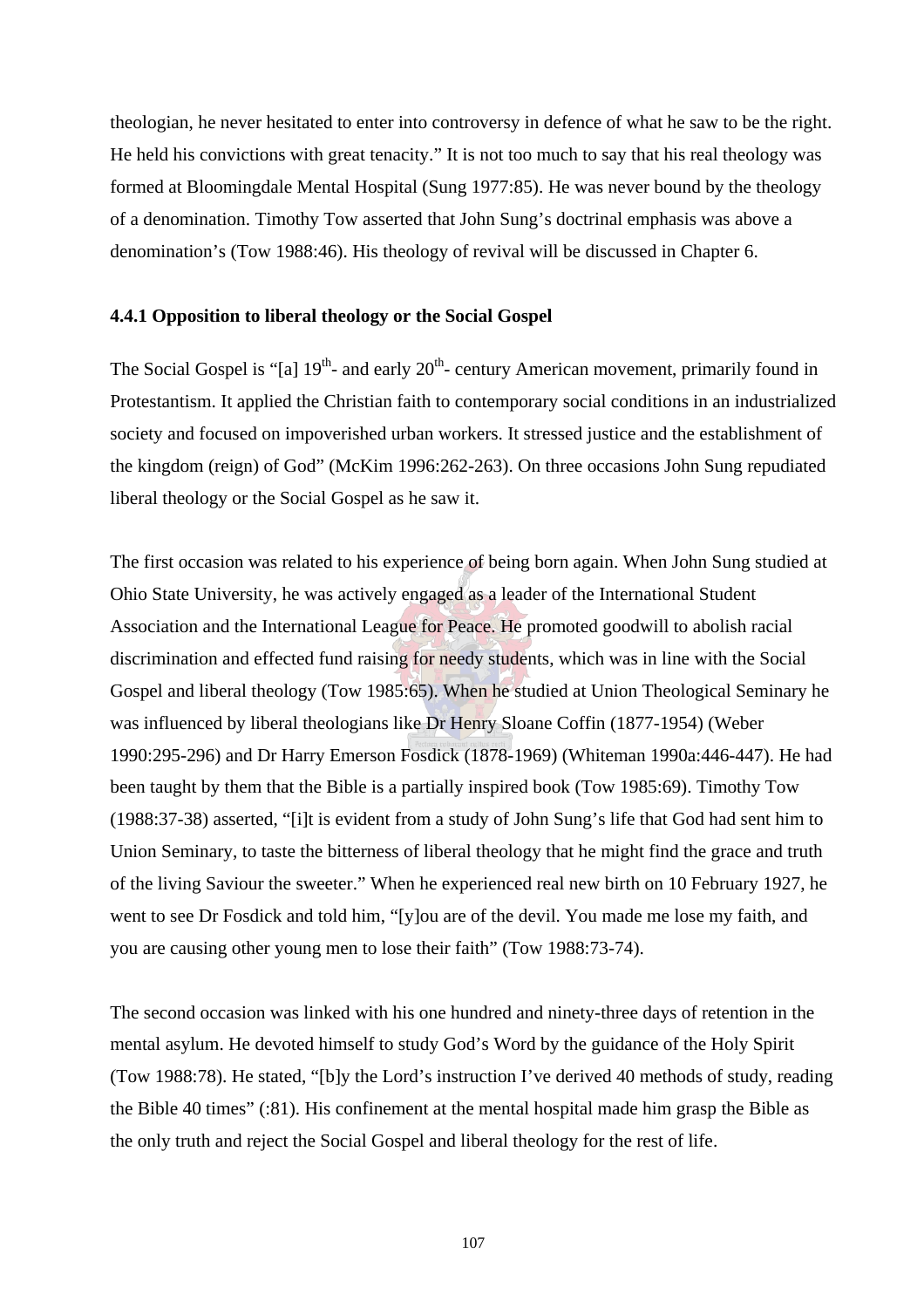theologian, he never hesitated to enter into controversy in defence of what he saw to be the right. He held his convictions with great tenacity." It is not too much to say that his real theology was formed at Bloomingdale Mental Hospital (Sung 1977:85). He was never bound by the theology of a denomination. Timothy Tow asserted that John Sung's doctrinal emphasis was above a denomination's (Tow 1988:46). His theology of revival will be discussed in Chapter 6.

### 4.4.1 Opposition to liberal theology or the Social Gospel

The Social Gospel is "[a] $19^{th}$- and early $20^{th}$- century American movement, primarily found in Protestantism. It applied the Christian faith to contemporary social conditions in an industrialized society and focused on impoverished urban workers. It stressed justice and the establishment of the kingdom (reign) of God" (McKim 1996:262-263). On three occasions John Sung repudiated liberal theology or the Social Gospel as he saw it.

The first occasion was related to his experience of being born again. When John Sung studied at Ohio State University, he was actively engaged as a leader of the International Student Association and the International League for Peace. He promoted goodwill to abolish racial discrimination and effected fund raising for needy students, which was in line with the Social Gospel and liberal theology (Tow 1985:65). When he studied at Union Theological Seminary he was influenced by liberal theologians like Dr Henry Sloane Coffin (1877-1954) (Weber 1990:295-296) and Dr Harry Emerson Fosdick (1878-1969) (Whiteman 1990a:446-447). He had been taught by them that the Bible is a partially inspired book (Tow 1985:69). Timothy Tow (1988:37-38) asserted, "[i]t is evident from a study of John Sung's life that God had sent him to Union Seminary, to taste the bitterness of liberal theology that he might find the grace and truth of the living Saviour the sweeter." When he experienced real new birth on 10 February 1927, he went to see Dr Fosdick and told him, "[y]ou are of the devil. You made me lose my faith, and you are causing other young men to lose their faith" (Tow 1988:73-74).

The second occasion was linked with his one hundred and ninety-three days of retention in the mental asylum. He devoted himself to study God's Word by the guidance of the Holy Spirit (Tow 1988:78). He stated, "[b]y the Lord's instruction I've derived 40 methods of study, reading the Bible 40 times" (:81). His confinement at the mental hospital made him grasp the Bible as the only truth and reject the Social Gospel and liberal theology for the rest of life.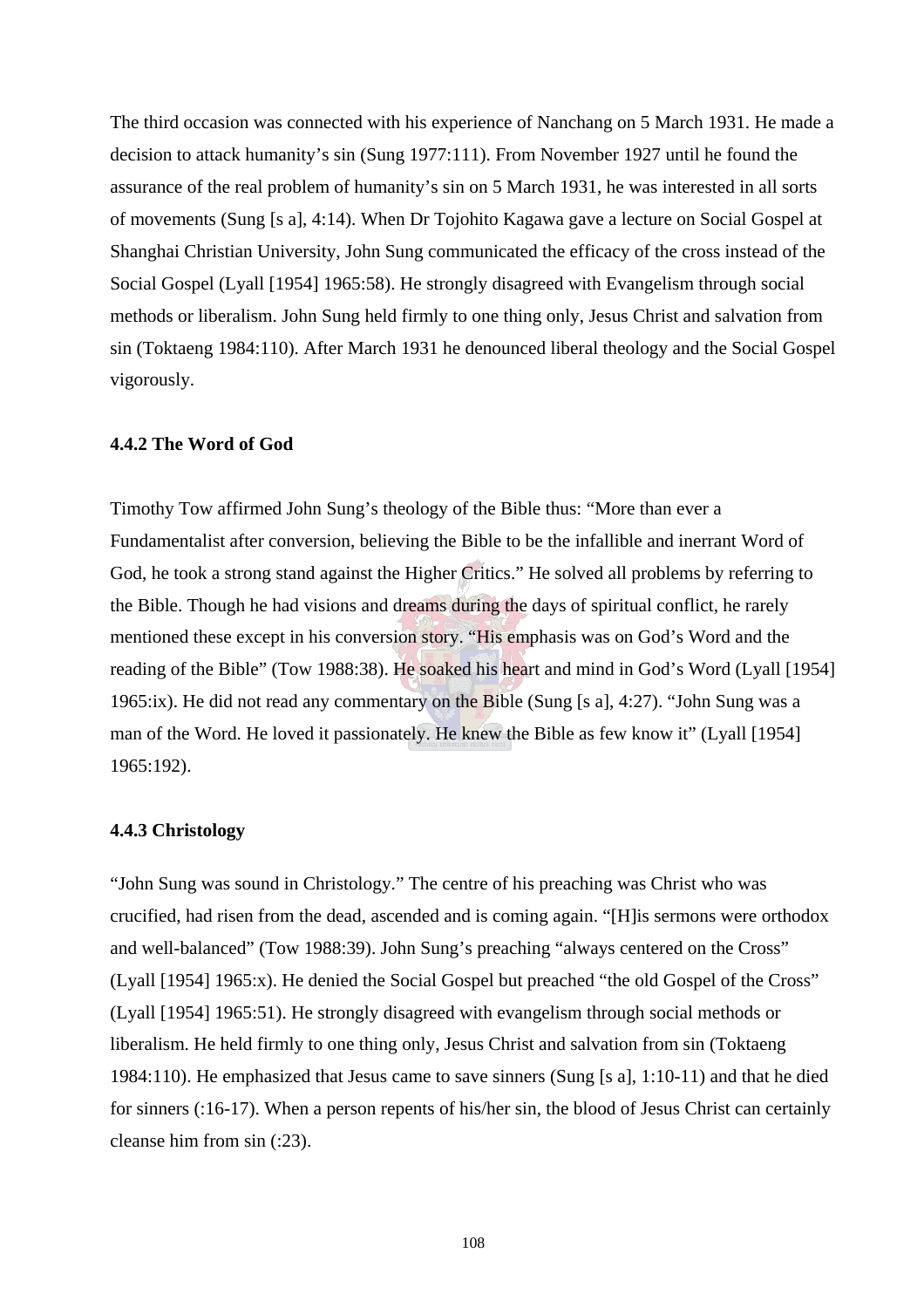The third occasion was connected with his experience of Nanchang on 5 March 1931. He made a decision to attack humanity's sin (Sung 1977:111). From November 1927 until he found the assurance of the real problem of humanity's sin on 5 March 1931, he was interested in all sorts of movements (Sung [s a], 4:14). When Dr Tojohito Kagawa gave a lecture on Social Gospel at Shanghai Christian University, John Sung communicated the efficacy of the cross instead of the Social Gospel (Lyall [1954] 1965:58). He strongly disagreed with Evangelism through social methods or liberalism. John Sung held firmly to one thing only, Jesus Christ and salvation from sin (Toktaeng 1984:110). After March 1931 he denounced liberal theology and the Social Gospel vigorously.

### 4.4.2 The Word of God

Timothy Tow affirmed John Sung's theology of the Bible thus: "More than ever a Fundamentalist after conversion, believing the Bible to be the infallible and inerrant Word of God, he took a strong stand against the Higher Critics." He solved all problems by referring to the Bible. Though he had visions and dreams during the days of spiritual conflict, he rarely mentioned these except in his conversion story. "His emphasis was on God's Word and the reading of the Bible" (Tow 1988:38). He soaked his heart and mind in God's Word (Lyall [1954] 1965:ix). He did not read any commentary on the Bible (Sung [s a], 4:27). "John Sung was a man of the Word. He loved it passionately. He knew the Bible as few know it" (Lyall [1954] 1965:192).

### 4.4.3 Christology

"John Sung was sound in Christology." The centre of his preaching was Christ who was crucified, had risen from the dead, ascended and is coming again. "[H]is sermons were orthodox and well-balanced" (Tow 1988:39). John Sung's preaching "always centered on the Cross" (Lyall [1954] 1965:x). He denied the Social Gospel but preached "the old Gospel of the Cross" (Lyall [1954] 1965:51). He strongly disagreed with evangelism through social methods or liberalism. He held firmly to one thing only, Jesus Christ and salvation from sin (Toktaeng 1984:110). He emphasized that Jesus came to save sinners (Sung [s a], 1:10-11) and that he died for sinners (:16-17). When a person repents of his/her sin, the blood of Jesus Christ can certainly cleanse him from sin (:23).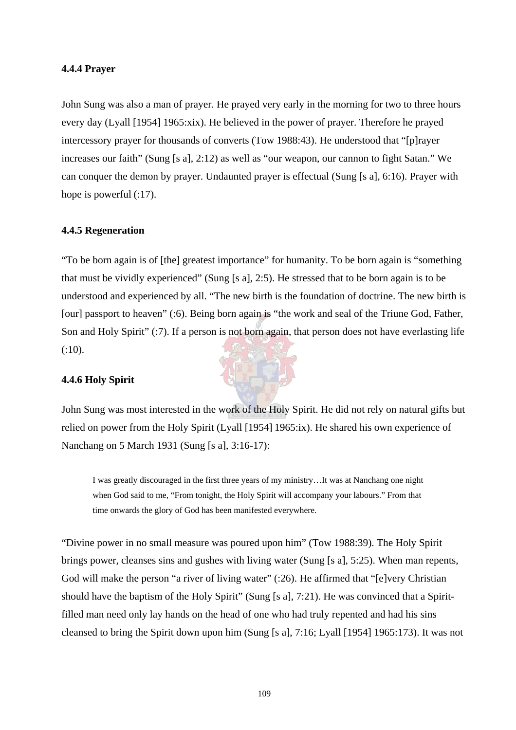### 4.4.4 Prayer

John Sung was also a man of prayer. He prayed very early in the morning for two to three hours every day (Lyall [1954] 1965:xix). He believed in the power of prayer. Therefore he prayed intercessory prayer for thousands of converts (Tow 1988:43). He understood that "[p]rayer increases our faith" (Sung [s a], 2:12) as well as "our weapon, our cannon to fight Satan." We can conquer the demon by prayer. Undaunted prayer is effectual (Sung [s a], 6:16). Prayer with hope is powerful (:17).

### 4.4.5 Regeneration

"To be born again is of [the] greatest importance" for humanity. To be born again is "something that must be vividly experienced" (Sung [s a], 2:5). He stressed that to be born again is to be understood and experienced by all. "The new birth is the foundation of doctrine. The new birth is [our] passport to heaven" (:6). Being born again is "the work and seal of the Triune God, Father, Son and Holy Spirit" (:7). If a person is not born again, that person does not have everlasting life (:10).

### 4.4.6 Holy Spirit

John Sung was most interested in the work of the Holy Spirit. He did not rely on natural gifts but relied on power from the Holy Spirit (Lyall [1954] 1965:ix). He shared his own experience of Nanchang on 5 March 1931 (Sung [s a], 3:16-17):

> I was greatly discouraged in the first three years of my ministry…It was at Nanchang one night when God said to me, "From tonight, the Holy Spirit will accompany your labours." From that time onwards the glory of God has been manifested everywhere.

"Divine power in no small measure was poured upon him" (Tow 1988:39). The Holy Spirit brings power, cleanses sins and gushes with living water (Sung [s a], 5:25). When man repents, God will make the person "a river of living water" (:26). He affirmed that "[e]very Christian should have the baptism of the Holy Spirit" (Sung [s a], 7:21). He was convinced that a Spirit-filled man need only lay hands on the head of one who had truly repented and had his sins cleansed to bring the Spirit down upon him (Sung [s a], 7:16; Lyall [1954] 1965:173). It was not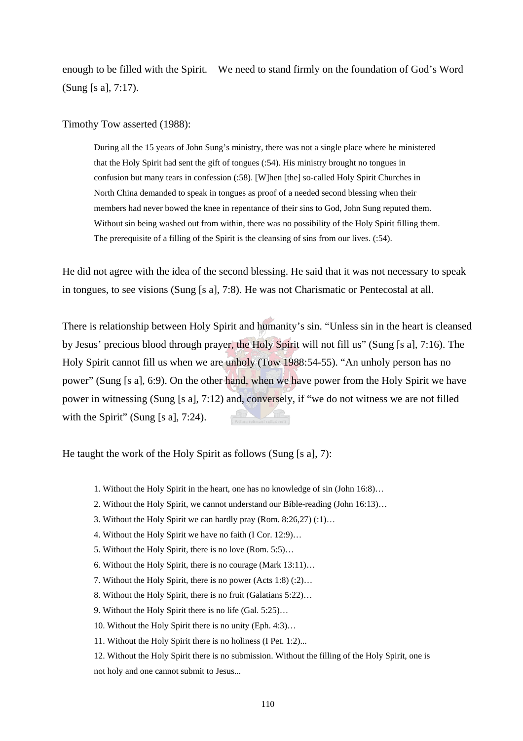enough to be filled with the Spirit. We need to stand firmly on the foundation of God's Word (Sung [s a], 7:17).

Timothy Tow asserted (1988):

> During all the 15 years of John Sung's ministry, there was not a single place where he ministered that the Holy Spirit had sent the gift of tongues (:54). His ministry brought no tongues in confusion but many tears in confession (:58). [W]hen [the] so-called Holy Spirit Churches in North China demanded to speak in tongues as proof of a needed second blessing when their members had never bowed the knee in repentance of their sins to God, John Sung reputed them. Without sin being washed out from within, there was no possibility of the Holy Spirit filling them. The prerequisite of a filling of the Spirit is the cleansing of sins from our lives. (:54).

He did not agree with the idea of the second blessing. He said that it was not necessary to speak in tongues, to see visions (Sung [s a], 7:8). He was not Charismatic or Pentecostal at all.

There is relationship between Holy Spirit and humanity's sin. "Unless sin in the heart is cleansed by Jesus' precious blood through prayer, the Holy Spirit will not fill us" (Sung [s a], 7:16). The Holy Spirit cannot fill us when we are unholy (Tow 1988:54-55). "An unholy person has no power" (Sung [s a], 6:9). On the other hand, when we have power from the Holy Spirit we have power in witnessing (Sung [s a], 7:12) and, conversely, if "we do not witness we are not filled with the Spirit" (Sung [s a], 7:24).

He taught the work of the Holy Spirit as follows (Sung [s a], 7):

> 1. Without the Holy Spirit in the heart, one has no knowledge of sin (John 16:8)…
> 2. Without the Holy Spirit, we cannot understand our Bible-reading (John 16:13)…
> 3. Without the Holy Spirit we can hardly pray (Rom. 8:26,27) (:1)…
> 4. Without the Holy Spirit we have no faith (I Cor. 12:9)…
> 5. Without the Holy Spirit, there is no love (Rom. 5:5)…
> 6. Without the Holy Spirit, there is no courage (Mark 13:11)…
> 7. Without the Holy Spirit, there is no power (Acts 1:8) (:2)…
> 8. Without the Holy Spirit, there is no fruit (Galatians 5:22)…
> 9. Without the Holy Spirit there is no life (Gal. 5:25)…
> 10. Without the Holy Spirit there is no unity (Eph. 4:3)…
> 11. Without the Holy Spirit there is no holiness (I Pet. 1:2)...
> 12. Without the Holy Spirit there is no submission. Without the filling of the Holy Spirit, one is not holy and one cannot submit to Jesus...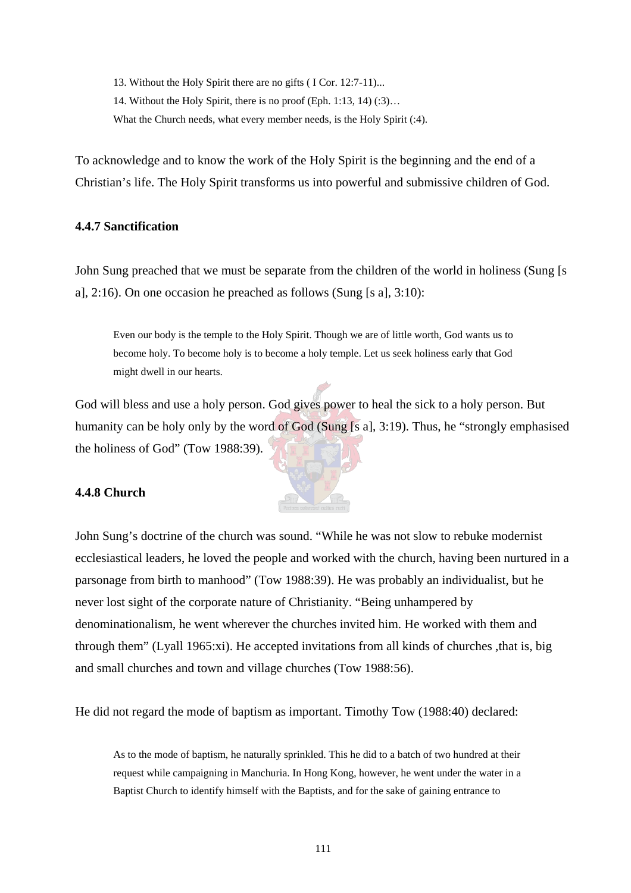13. Without the Holy Spirit there are no gifts ( I Cor. 12:7-11)...

14. Without the Holy Spirit, there is no proof (Eph. 1:13, 14) (:3)…

What the Church needs, what every member needs, is the Holy Spirit (:4).

To acknowledge and to know the work of the Holy Spirit is the beginning and the end of a Christian's life. The Holy Spirit transforms us into powerful and submissive children of God.

#### 4.4.7 Sanctification

John Sung preached that we must be separate from the children of the world in holiness (Sung [s a], 2:16). On one occasion he preached as follows (Sung [s a], 3:10):

> Even our body is the temple to the Holy Spirit. Though we are of little worth, God wants us to become holy. To become holy is to become a holy temple. Let us seek holiness early that God might dwell in our hearts.

God will bless and use a holy person. God gives power to heal the sick to a holy person. But humanity can be holy only by the word of God (Sung [s a], 3:19). Thus, he "strongly emphasised the holiness of God" (Tow 1988:39).

#### 4.4.8 Church

John Sung's doctrine of the church was sound. "While he was not slow to rebuke modernist ecclesiastical leaders, he loved the people and worked with the church, having been nurtured in a parsonage from birth to manhood" (Tow 1988:39). He was probably an individualist, but he never lost sight of the corporate nature of Christianity. "Being unhampered by denominationalism, he went wherever the churches invited him. He worked with them and through them" (Lyall 1965:xi). He accepted invitations from all kinds of churches ,that is, big and small churches and town and village churches (Tow 1988:56).

He did not regard the mode of baptism as important. Timothy Tow (1988:40) declared:

> As to the mode of baptism, he naturally sprinkled. This he did to a batch of two hundred at their request while campaigning in Manchuria. In Hong Kong, however, he went under the water in a Baptist Church to identify himself with the Baptists, and for the sake of gaining entrance to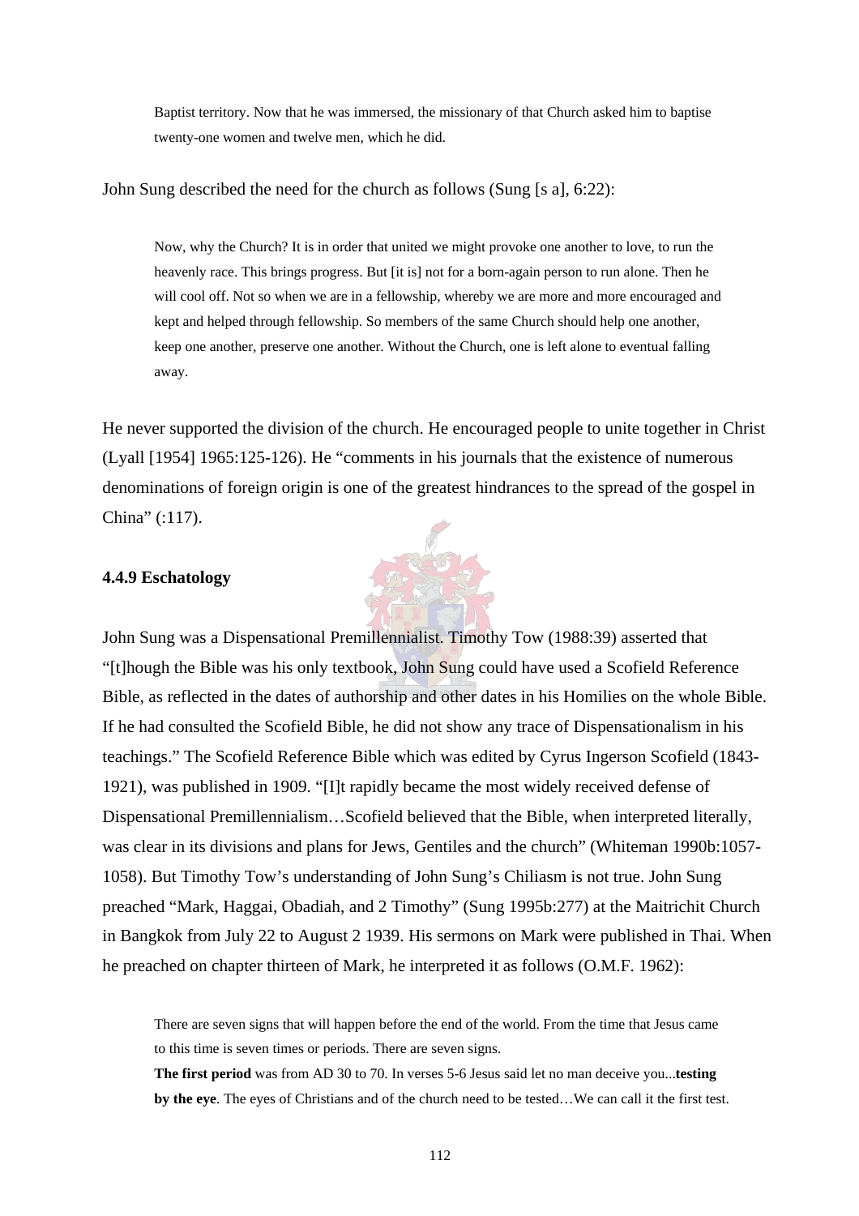> Baptist territory. Now that he was immersed, the missionary of that Church asked him to baptise twenty-one women and twelve men, which he did.

John Sung described the need for the church as follows (Sung [s a], 6:22):

> Now, why the Church? It is in order that united we might provoke one another to love, to run the heavenly race. This brings progress. But [it is] not for a born-again person to run alone. Then he will cool off. Not so when we are in a fellowship, whereby we are more and more encouraged and kept and helped through fellowship. So members of the same Church should help one another, keep one another, preserve one another. Without the Church, one is left alone to eventual falling away.

He never supported the division of the church. He encouraged people to unite together in Christ (Lyall [1954] 1965:125-126). He "comments in his journals that the existence of numerous denominations of foreign origin is one of the greatest hindrances to the spread of the gospel in China" (:117).

### 4.4.9 Eschatology

John Sung was a Dispensational Premillennialist. Timothy Tow (1988:39) asserted that "[t]hough the Bible was his only textbook, John Sung could have used a Scofield Reference Bible, as reflected in the dates of authorship and other dates in his Homilies on the whole Bible. If he had consulted the Scofield Bible, he did not show any trace of Dispensationalism in his teachings." The Scofield Reference Bible which was edited by Cyrus Ingerson Scofield (1843-1921), was published in 1909. "[I]t rapidly became the most widely received defense of Dispensational Premillennialism…Scofield believed that the Bible, when interpreted literally, was clear in its divisions and plans for Jews, Gentiles and the church" (Whiteman 1990b:1057-1058). But Timothy Tow's understanding of John Sung's Chiliasm is not true. John Sung preached "Mark, Haggai, Obadiah, and 2 Timothy" (Sung 1995b:277) at the Maitrichit Church in Bangkok from July 22 to August 2 1939. His sermons on Mark were published in Thai. When he preached on chapter thirteen of Mark, he interpreted it as follows (O.M.F. 1962):

> There are seven signs that will happen before the end of the world. From the time that Jesus came to this time is seven times or periods. There are seven signs.
>
> **The first period** was from AD 30 to 70. In verses 5-6 Jesus said let no man deceive you...**testing by the eye**. The eyes of Christians and of the church need to be tested…We can call it the first test.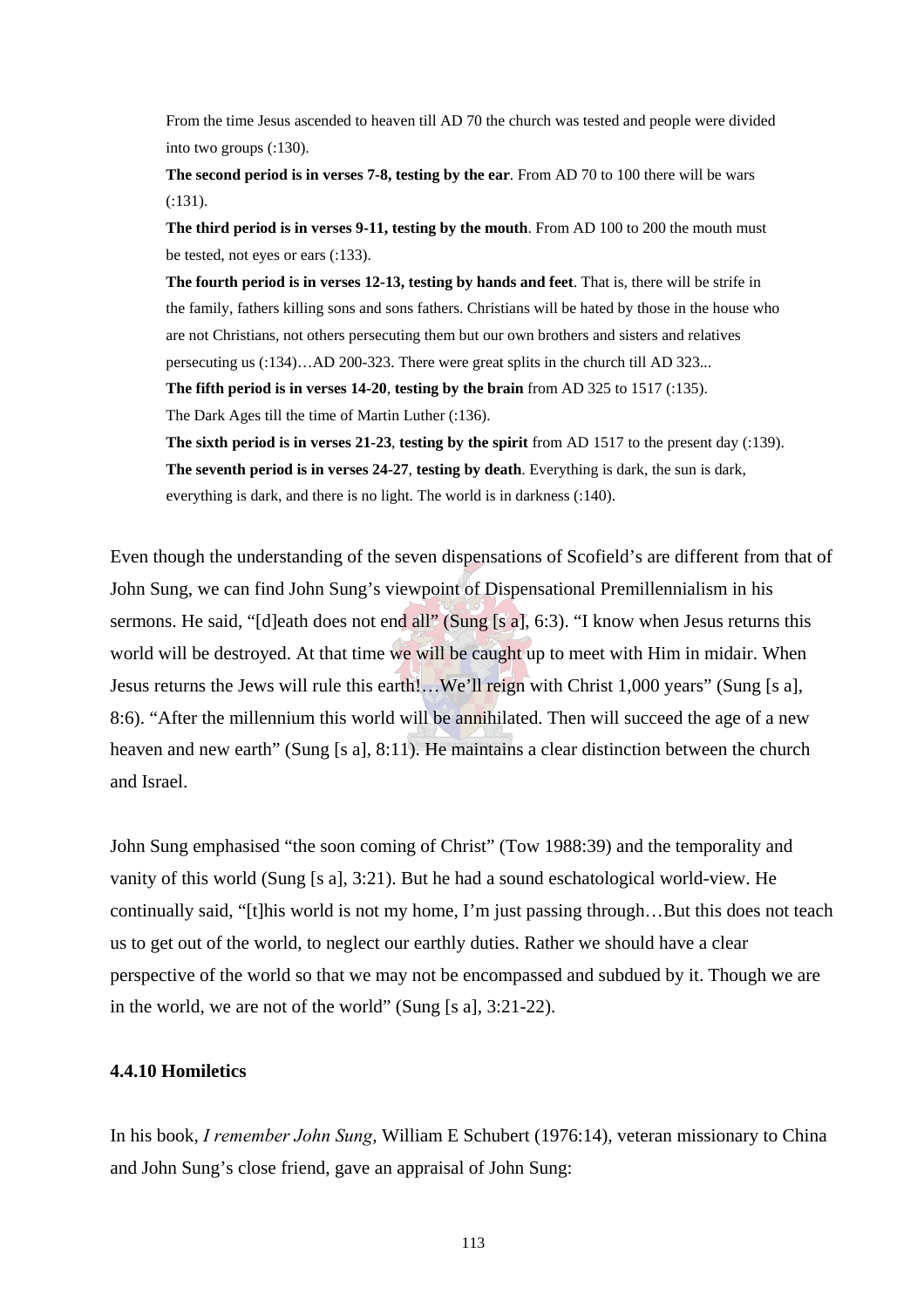> From the time Jesus ascended to heaven till AD 70 the church was tested and people were divided into two groups (:130).
>
> **The second period is in verses 7-8, testing by the ear**. From AD 70 to 100 there will be wars (:131).
>
> **The third period is in verses 9-11, testing by the mouth**. From AD 100 to 200 the mouth must be tested, not eyes or ears (:133).
>
> **The fourth period is in verses 12-13, testing by hands and feet**. That is, there will be strife in the family, fathers killing sons and sons fathers. Christians will be hated by those in the house who are not Christians, not others persecuting them but our own brothers and sisters and relatives persecuting us (:134)…AD 200-323. There were great splits in the church till AD 323...
>
> **The fifth period is in verses 14-20**, **testing by the brain** from AD 325 to 1517 (:135). The Dark Ages till the time of Martin Luther (:136).
>
> **The sixth period is in verses 21-23**, **testing by the spirit** from AD 1517 to the present day (:139).
>
> **The seventh period is in verses 24-27**, **testing by death**. Everything is dark, the sun is dark, everything is dark, and there is no light. The world is in darkness (:140).

Even though the understanding of the seven dispensations of Scofield's are different from that of John Sung, we can find John Sung's viewpoint of Dispensational Premillennialism in his sermons. He said, "[d]eath does not end all" (Sung [s a], 6:3). "I know when Jesus returns this world will be destroyed. At that time we will be caught up to meet with Him in midair. When Jesus returns the Jews will rule this earth!…We'll reign with Christ 1,000 years" (Sung [s a], 8:6). "After the millennium this world will be annihilated. Then will succeed the age of a new heaven and new earth" (Sung [s a], 8:11). He maintains a clear distinction between the church and Israel.

John Sung emphasised "the soon coming of Christ" (Tow 1988:39) and the temporality and vanity of this world (Sung [s a], 3:21). But he had a sound eschatological world-view. He continually said, "[t]his world is not my home, I'm just passing through…But this does not teach us to get out of the world, to neglect our earthly duties. Rather we should have a clear perspective of the world so that we may not be encompassed and subdued by it. Though we are in the world, we are not of the world" (Sung [s a], 3:21-22).

### 4.4.10 Homiletics

In his book, *I remember John Sung*, William E Schubert (1976:14), veteran missionary to China and John Sung's close friend, gave an appraisal of John Sung: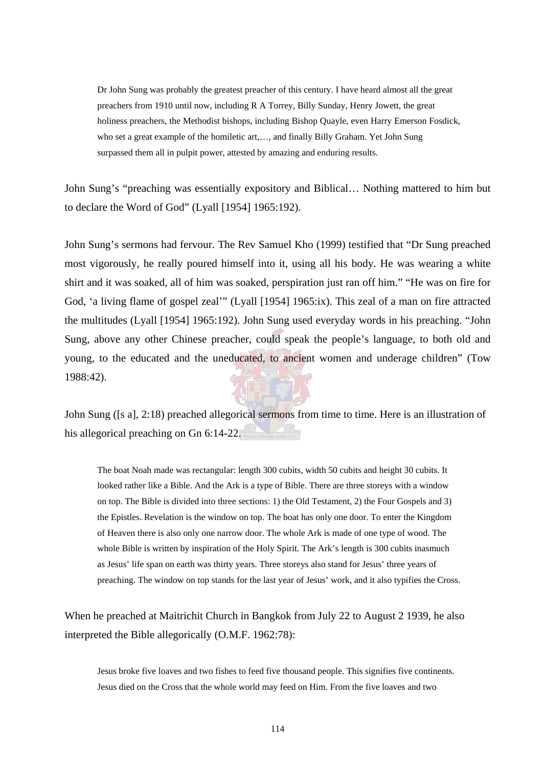> Dr John Sung was probably the greatest preacher of this century. I have heard almost all the great preachers from 1910 until now, including R A Torrey, Billy Sunday, Henry Jowett, the great holiness preachers, the Methodist bishops, including Bishop Quayle, even Harry Emerson Fosdick, who set a great example of the homiletic art,…, and finally Billy Graham. Yet John Sung surpassed them all in pulpit power, attested by amazing and enduring results.

John Sung's "preaching was essentially expository and Biblical… Nothing mattered to him but to declare the Word of God" (Lyall [1954] 1965:192).

John Sung's sermons had fervour. The Rev Samuel Kho (1999) testified that "Dr Sung preached most vigorously, he really poured himself into it, using all his body. He was wearing a white shirt and it was soaked, all of him was soaked, perspiration just ran off him." "He was on fire for God, 'a living flame of gospel zeal'" (Lyall [1954] 1965:ix). This zeal of a man on fire attracted the multitudes (Lyall [1954] 1965:192). John Sung used everyday words in his preaching. "John Sung, above any other Chinese preacher, could speak the people's language, to both old and young, to the educated and the uneducated, to ancient women and underage children" (Tow 1988:42).

John Sung ([s a], 2:18) preached allegorical sermons from time to time. Here is an illustration of his allegorical preaching on Gn 6:14-22.

> The boat Noah made was rectangular: length 300 cubits, width 50 cubits and height 30 cubits. It looked rather like a Bible. And the Ark is a type of Bible. There are three storeys with a window on top. The Bible is divided into three sections: 1) the Old Testament, 2) the Four Gospels and 3) the Epistles. Revelation is the window on top. The boat has only one door. To enter the Kingdom of Heaven there is also only one narrow door. The whole Ark is made of one type of wood. The whole Bible is written by inspiration of the Holy Spirit. The Ark's length is 300 cubits inasmuch as Jesus' life span on earth was thirty years. Three storeys also stand for Jesus' three years of preaching. The window on top stands for the last year of Jesus' work, and it also typifies the Cross.

When he preached at Maitrichit Church in Bangkok from July 22 to August 2 1939, he also interpreted the Bible allegorically (O.M.F. 1962:78):

> Jesus broke five loaves and two fishes to feed five thousand people. This signifies five continents. Jesus died on the Cross that the whole world may feed on Him. From the five loaves and two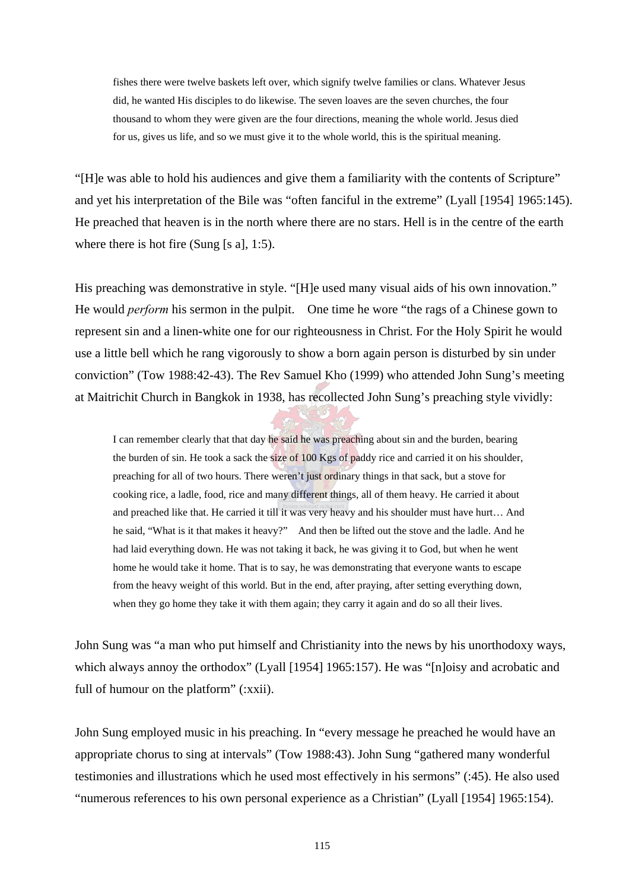> fishes there were twelve baskets left over, which signify twelve families or clans. Whatever Jesus did, he wanted His disciples to do likewise. The seven loaves are the seven churches, the four thousand to whom they were given are the four directions, meaning the whole world. Jesus died for us, gives us life, and so we must give it to the whole world, this is the spiritual meaning.

"[H]e was able to hold his audiences and give them a familiarity with the contents of Scripture" and yet his interpretation of the Bile was "often fanciful in the extreme" (Lyall [1954] 1965:145). He preached that heaven is in the north where there are no stars. Hell is in the centre of the earth where there is hot fire (Sung [s a], 1:5).

His preaching was demonstrative in style. "[H]e used many visual aids of his own innovation." He would *perform* his sermon in the pulpit. One time he wore "the rags of a Chinese gown to represent sin and a linen-white one for our righteousness in Christ. For the Holy Spirit he would use a little bell which he rang vigorously to show a born again person is disturbed by sin under conviction" (Tow 1988:42-43). The Rev Samuel Kho (1999) who attended John Sung's meeting at Maitrichit Church in Bangkok in 1938, has recollected John Sung's preaching style vividly:

> I can remember clearly that that day he said he was preaching about sin and the burden, bearing the burden of sin. He took a sack the size of 100 Kgs of paddy rice and carried it on his shoulder, preaching for all of two hours. There weren't just ordinary things in that sack, but a stove for cooking rice, a ladle, food, rice and many different things, all of them heavy. He carried it about and preached like that. He carried it till it was very heavy and his shoulder must have hurt… And he said, "What is it that makes it heavy?" And then be lifted out the stove and the ladle. And he had laid everything down. He was not taking it back, he was giving it to God, but when he went home he would take it home. That is to say, he was demonstrating that everyone wants to escape from the heavy weight of this world. But in the end, after praying, after setting everything down, when they go home they take it with them again; they carry it again and do so all their lives.

John Sung was "a man who put himself and Christianity into the news by his unorthodoxy ways, which always annoy the orthodox" (Lyall [1954] 1965:157). He was "[n]oisy and acrobatic and full of humour on the platform" (:xxii).

John Sung employed music in his preaching. In "every message he preached he would have an appropriate chorus to sing at intervals" (Tow 1988:43). John Sung "gathered many wonderful testimonies and illustrations which he used most effectively in his sermons" (:45). He also used "numerous references to his own personal experience as a Christian" (Lyall [1954] 1965:154).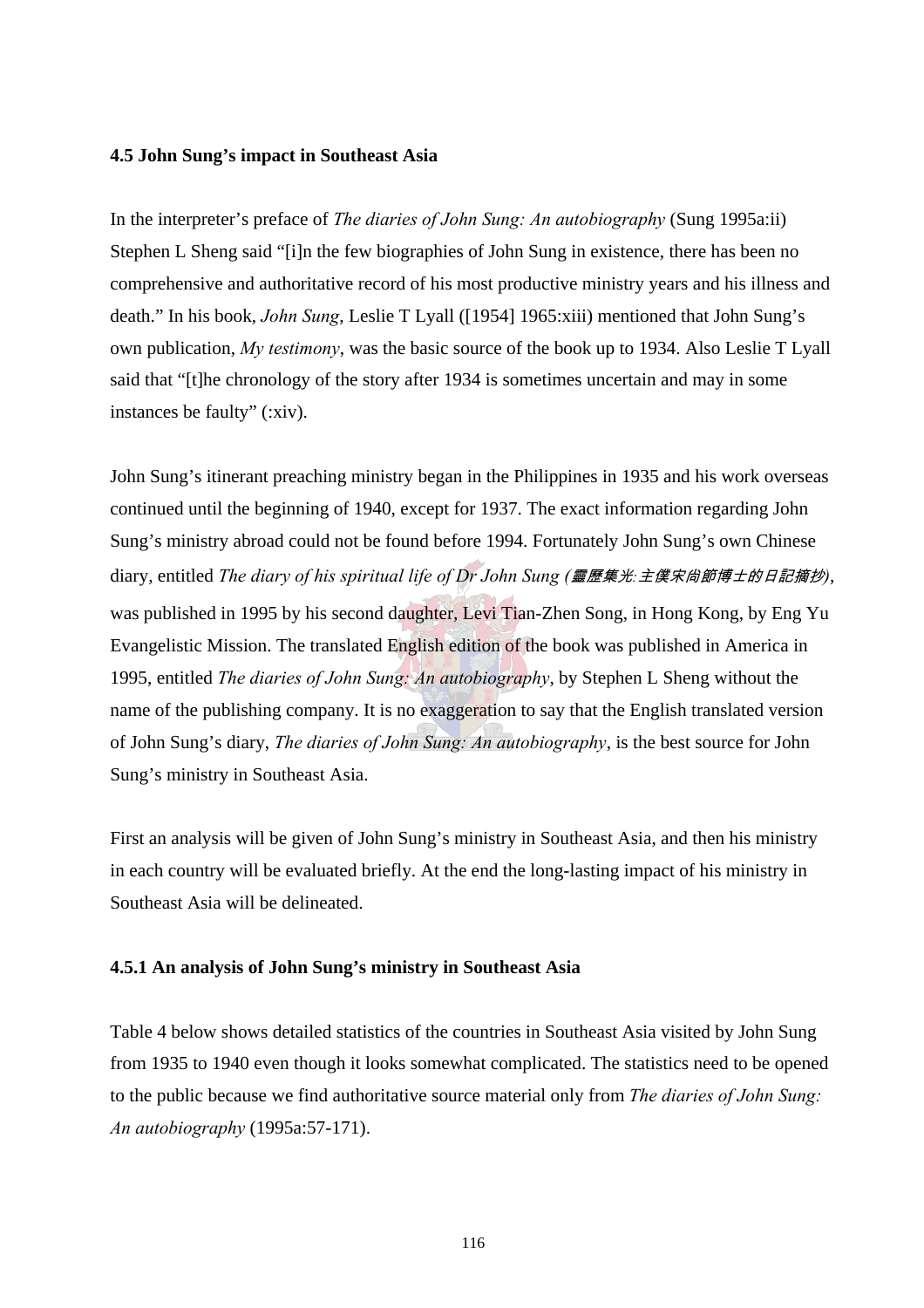### 4.5 John Sung's impact in Southeast Asia

In the interpreter's preface of *The diaries of John Sung: An autobiography* (Sung 1995a:ii) Stephen L Sheng said "[i]n the few biographies of John Sung in existence, there has been no comprehensive and authoritative record of his most productive ministry years and his illness and death." In his book, *John Sung*, Leslie T Lyall ([1954] 1965:xiii) mentioned that John Sung's own publication, *My testimony*, was the basic source of the book up to 1934. Also Leslie T Lyall said that "[t]he chronology of the story after 1934 is sometimes uncertain and may in some instances be faulty" (:xiv).

John Sung's itinerant preaching ministry began in the Philippines in 1935 and his work overseas continued until the beginning of 1940, except for 1937. The exact information regarding John Sung's ministry abroad could not be found before 1994. Fortunately John Sung's own Chinese diary, entitled *The diary of his spiritual life of Dr John Sung (靈歷集光:主僕宋尚節博士的日記摘抄)*, was published in 1995 by his second daughter, Levi Tian-Zhen Song, in Hong Kong, by Eng Yu Evangelistic Mission. The translated English edition of the book was published in America in 1995, entitled *The diaries of John Sung: An autobiography*, by Stephen L Sheng without the name of the publishing company. It is no exaggeration to say that the English translated version of John Sung's diary, *The diaries of John Sung: An autobiography*, is the best source for John Sung's ministry in Southeast Asia.

First an analysis will be given of John Sung's ministry in Southeast Asia, and then his ministry in each country will be evaluated briefly. At the end the long-lasting impact of his ministry in Southeast Asia will be delineated.

#### 4.5.1 An analysis of John Sung's ministry in Southeast Asia

Table 4 below shows detailed statistics of the countries in Southeast Asia visited by John Sung from 1935 to 1940 even though it looks somewhat complicated. The statistics need to be opened to the public because we find authoritative source material only from *The diaries of John Sung: An autobiography* (1995a:57-171).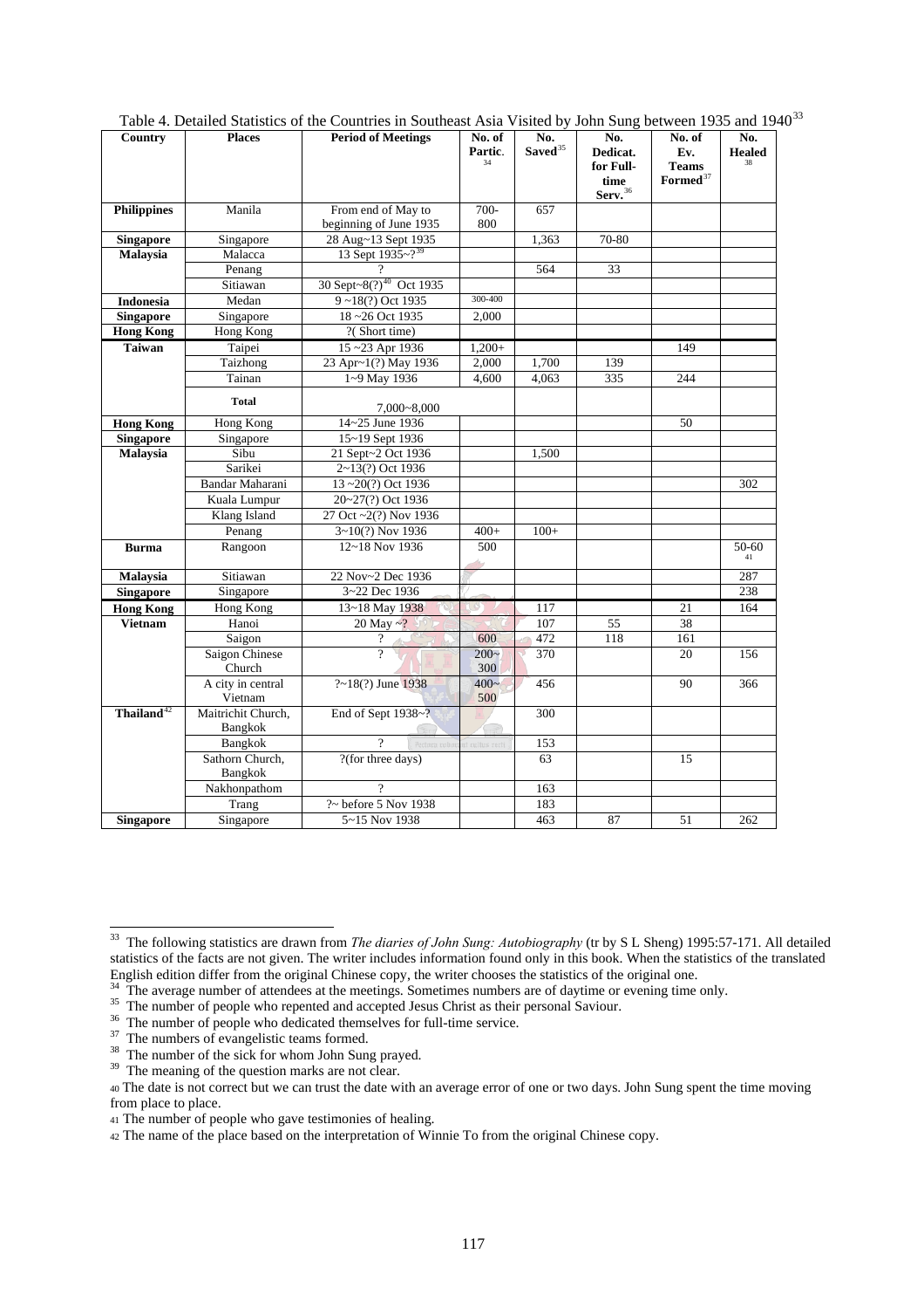Table 4. Detailed Statistics of the Countries in Southeast Asia Visited by John Sung between 1935 and 1940[33]

| Country | Places | Period of Meetings | No. of Partic.[34] | No. Saved[35] | No. Dedicat. for Full-time Serv.[36] | No. of Ev. Teams Formed[37] | No. Healed[38] |
|---|---|---|---|---|---|---|---|
| **Philippines** | Manila | From end of May to beginning of June 1935 | 700-800 | 657 | | | |
| **Singapore** | Singapore | 28 Aug~13 Sept 1935 | | 1,363 | 70-80 | | |
| **Malaysia** | Malacca | 13 Sept 1935~?[39] | | | | | |
| | Penang | ? | | 564 | 33 | | |
| | Sitiawan | 30 Sept~8(?)[40] Oct 1935 | | | | | |
| **Indonesia** | Medan | 9 ~18(?) Oct 1935 | 300-400 | | | | |
| **Singapore** | Singapore | 18 ~26 Oct 1935 | 2,000 | | | | |
| **Hong Kong** | Hong Kong | ?( Short time) | | | | | |
| **Taiwan** | Taipei | 15 ~23 Apr 1936 | 1,200+ | | | 149 | |
| | Taizhong | 23 Apr~1(?) May 1936 | 2,000 | 1,700 | 139 | | |
| | Tainan | 1~9 May 1936 | 4,600 | 4,063 | 335 | 244 | |
| | **Total** | 7,000~8,000 | | | | | |
| **Hong Kong** | Hong Kong | 14~25 June 1936 | | | | 50 | |
| **Singapore** | Singapore | 15~19 Sept 1936 | | | | | |
| **Malaysia** | Sibu | 21 Sept~2 Oct 1936 | | 1,500 | | | |
| | Sarikei | 2~13(?) Oct 1936 | | | | | |
| | Bandar Maharani | 13 ~20(?) Oct 1936 | | | | | 302 |
| | Kuala Lumpur | 20~27(?) Oct 1936 | | | | | |
| | Klang Island | 27 Oct ~2(?) Nov 1936 | | | | | |
| | Penang | 3~10(?) Nov 1936 | 400+ | 100+ | | | |
| **Burma** | Rangoon | 12~18 Nov 1936 | 500 | | | | 50-60[41] |
| **Malaysia** | Sitiawan | 22 Nov~2 Dec 1936 | | | | | 287 |
| **Singapore** | Singapore | 3~22 Dec 1936 | | | | | 238 |
| **Hong Kong** | Hong Kong | 13~18 May 1938 | | 117 | | 21 | 164 |
| **Vietnam** | Hanoi | 20 May ~? | | 107 | 55 | 38 | |
| | Saigon | ? | 600 | 472 | 118 | 161 | |
| | Saigon Chinese Church | ? | 200~300 | 370 | | 20 | 156 |
| | A city in central Vietnam | ?~18(?) June 1938 | 400~500 | 456 | | 90 | 366 |
| **Thailand**[42] | Maitrichit Church, Bangkok | End of Sept 1938~? | | 300 | | | |
| | Bangkok | ? | | 153 | | | |
| | Sathorn Church, Bangkok | ?(for three days) | | 63 | | 15 | |
| | Nakhonpathom | ? | | 163 | | | |
| | Trang | ?~ before 5 Nov 1938 | | 183 | | | |
| **Singapore** | Singapore | 5~15 Nov 1938 | | 463 | 87 | 51 | 262 |

[33] The following statistics are drawn from *The diaries of John Sung: Autobiography* (tr by S L Sheng) 1995:57-171. All detailed statistics of the facts are not given. The writer includes information found only in this book. When the statistics of the translated English edition differ from the original Chinese copy, the writer chooses the statistics of the original one.

[34] The average number of attendees at the meetings. Sometimes numbers are of daytime or evening time only.

[35] The number of people who repented and accepted Jesus Christ as their personal Saviour.

[36] The number of people who dedicated themselves for full-time service.

[37] The numbers of evangelistic teams formed.

[38] The number of the sick for whom John Sung prayed.

[39] The meaning of the question marks are not clear.

[40] The date is not correct but we can trust the date with an average error of one or two days. John Sung spent the time moving from place to place.

[41] The number of people who gave testimonies of healing.

[42] The name of the place based on the interpretation of Winnie To from the original Chinese copy.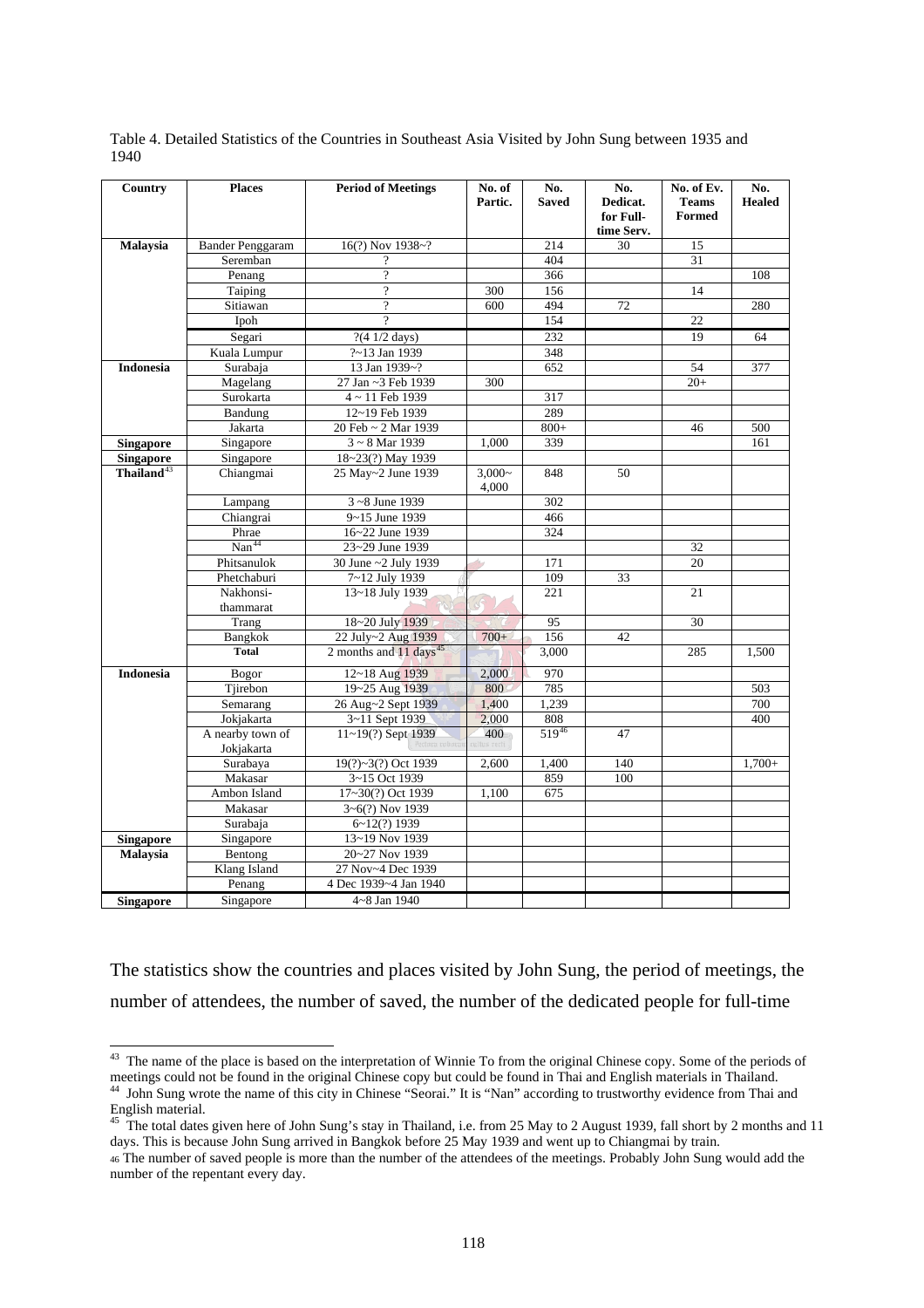Table 4. Detailed Statistics of the Countries in Southeast Asia Visited by John Sung between 1935 and 1940

| Country | Places | Period of Meetings | No. of Partic. | No. Saved | No. Dedicat. for Full-time Serv. | No. of Ev. Teams Formed | No. Healed |
|---|---|---|---|---|---|---|---|
| **Malaysia** | Bander Penggaram | 16(?) Nov 1938~? | | 214 | 30 | 15 | |
| | Seremban | ? | | 404 | | 31 | |
| | Penang | ? | | 366 | | | 108 |
| | Taiping | ? | 300 | 156 | | 14 | |
| | Sitiawan | ? | 600 | 494 | 72 | | 280 |
| | Ipoh | ? | | 154 | | 22 | |
| | Segari | ?(4 1/2 days) | | 232 | | 19 | 64 |
| | Kuala Lumpur | ?~13 Jan 1939 | | 348 | | | |
| **Indonesia** | Surabaja | 13 Jan 1939~? | | 652 | | 54 | 377 |
| | Magelang | 27 Jan ~3 Feb 1939 | 300 | | | 20+ | |
| | Surokarta | 4 ~ 11 Feb 1939 | | 317 | | | |
| | Bandung | 12~19 Feb 1939 | | 289 | | | |
| | Jakarta | 20 Feb ~ 2 Mar 1939 | | 800+ | | 46 | 500 |
| **Singapore** | Singapore | 3 ~ 8 Mar 1939 | 1,000 | 339 | | | 161 |
| **Singapore** | Singapore | 18~23(?) May 1939 | | | | | |
| **Thailand**[43] | Chiangmai | 25 May~2 June 1939 | 3,000~ 4,000 | 848 | 50 | | |
| | Lampang | 3 ~8 June 1939 | | 302 | | | |
| | Chiangrai | 9~15 June 1939 | | 466 | | | |
| | Phrae | 16~22 June 1939 | | 324 | | | |
| | Nan[44] | 23~29 June 1939 | | | | 32 | |
| | Phitsanulok | 30 June ~2 July 1939 | | 171 | | 20 | |
| | Phetchaburi | 7~12 July 1939 | | 109 | 33 | | |
| | Nakhonsi-thammarat | 13~18 July 1939 | | 221 | | 21 | |
| | Trang | 18~20 July 1939 | | 95 | | 30 | |
| | Bangkok | 22 July~2 Aug 1939 | 700+ | 156 | 42 | | |
| | **Total** | 2 months and 11 days[45] | | 3,000 | | 285 | 1,500 |
| **Indonesia** | Bogor | 12~18 Aug 1939 | 2,000 | 970 | | | |
| | Tjirebon | 19~25 Aug 1939 | 800 | 785 | | | 503 |
| | Semarang | 26 Aug~2 Sept 1939 | 1,400 | 1,239 | | | 700 |
| | Jokjakarta | 3~11 Sept 1939 | 2,000 | 808 | | | 400 |
| | A nearby town of Jokjakarta | 11~19(?) Sept 1939 | 400 | 519[46] | 47 | | |
| | Surabaya | 19(?)~3(?) Oct 1939 | 2,600 | 1,400 | 140 | | 1,700+ |
| | Makasar | 3~15 Oct 1939 | | 859 | 100 | | |
| | Ambon Island | 17~30(?) Oct 1939 | 1,100 | 675 | | | |
| | Makasar | 3~6(?) Nov 1939 | | | | | |
| | Surabaja | 6~12(?) 1939 | | | | | |
| **Singapore** | Singapore | 13~19 Nov 1939 | | | | | |
| **Malaysia** | Bentong | 20~27 Nov 1939 | | | | | |
| | Klang Island | 27 Nov~4 Dec 1939 | | | | | |
| | Penang | 4 Dec 1939~4 Jan 1940 | | | | | |
| **Singapore** | Singapore | 4~8 Jan 1940 | | | | | |

The statistics show the countries and places visited by John Sung, the period of meetings, the number of attendees, the number of saved, the number of the dedicated people for full-time

[43] The name of the place is based on the interpretation of Winnie To from the original Chinese copy. Some of the periods of meetings could not be found in the original Chinese copy but could be found in Thai and English materials in Thailand.

[44] John Sung wrote the name of this city in Chinese "Seorai." It is "Nan" according to trustworthy evidence from Thai and English material.

[45] The total dates given here of John Sung's stay in Thailand, i.e. from 25 May to 2 August 1939, fall short by 2 months and 11 days. This is because John Sung arrived in Bangkok before 25 May 1939 and went up to Chiangmai by train.

[46] The number of saved people is more than the number of the attendees of the meetings. Probably John Sung would add the number of the repentant every day.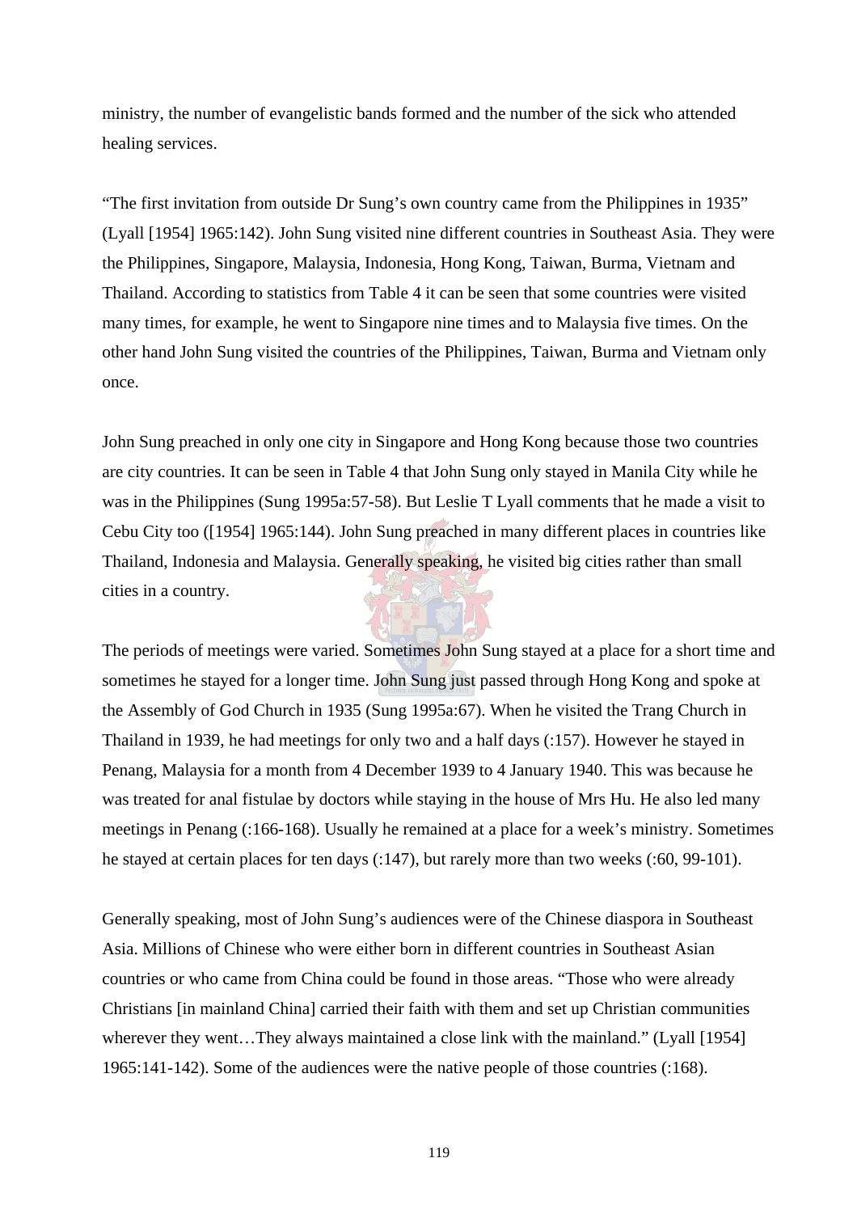ministry, the number of evangelistic bands formed and the number of the sick who attended healing services.

"The first invitation from outside Dr Sung's own country came from the Philippines in 1935" (Lyall [1954] 1965:142). John Sung visited nine different countries in Southeast Asia. They were the Philippines, Singapore, Malaysia, Indonesia, Hong Kong, Taiwan, Burma, Vietnam and Thailand. According to statistics from Table 4 it can be seen that some countries were visited many times, for example, he went to Singapore nine times and to Malaysia five times. On the other hand John Sung visited the countries of the Philippines, Taiwan, Burma and Vietnam only once.

John Sung preached in only one city in Singapore and Hong Kong because those two countries are city countries. It can be seen in Table 4 that John Sung only stayed in Manila City while he was in the Philippines (Sung 1995a:57-58). But Leslie T Lyall comments that he made a visit to Cebu City too ([1954] 1965:144). John Sung preached in many different places in countries like Thailand, Indonesia and Malaysia. Generally speaking, he visited big cities rather than small cities in a country.

The periods of meetings were varied. Sometimes John Sung stayed at a place for a short time and sometimes he stayed for a longer time. John Sung just passed through Hong Kong and spoke at the Assembly of God Church in 1935 (Sung 1995a:67). When he visited the Trang Church in Thailand in 1939, he had meetings for only two and a half days (:157). However he stayed in Penang, Malaysia for a month from 4 December 1939 to 4 January 1940. This was because he was treated for anal fistulae by doctors while staying in the house of Mrs Hu. He also led many meetings in Penang (:166-168). Usually he remained at a place for a week's ministry. Sometimes he stayed at certain places for ten days (:147), but rarely more than two weeks (:60, 99-101).

Generally speaking, most of John Sung's audiences were of the Chinese diaspora in Southeast Asia. Millions of Chinese who were either born in different countries in Southeast Asian countries or who came from China could be found in those areas. "Those who were already Christians [in mainland China] carried their faith with them and set up Christian communities wherever they went…They always maintained a close link with the mainland." (Lyall [1954] 1965:141-142). Some of the audiences were the native people of those countries (:168).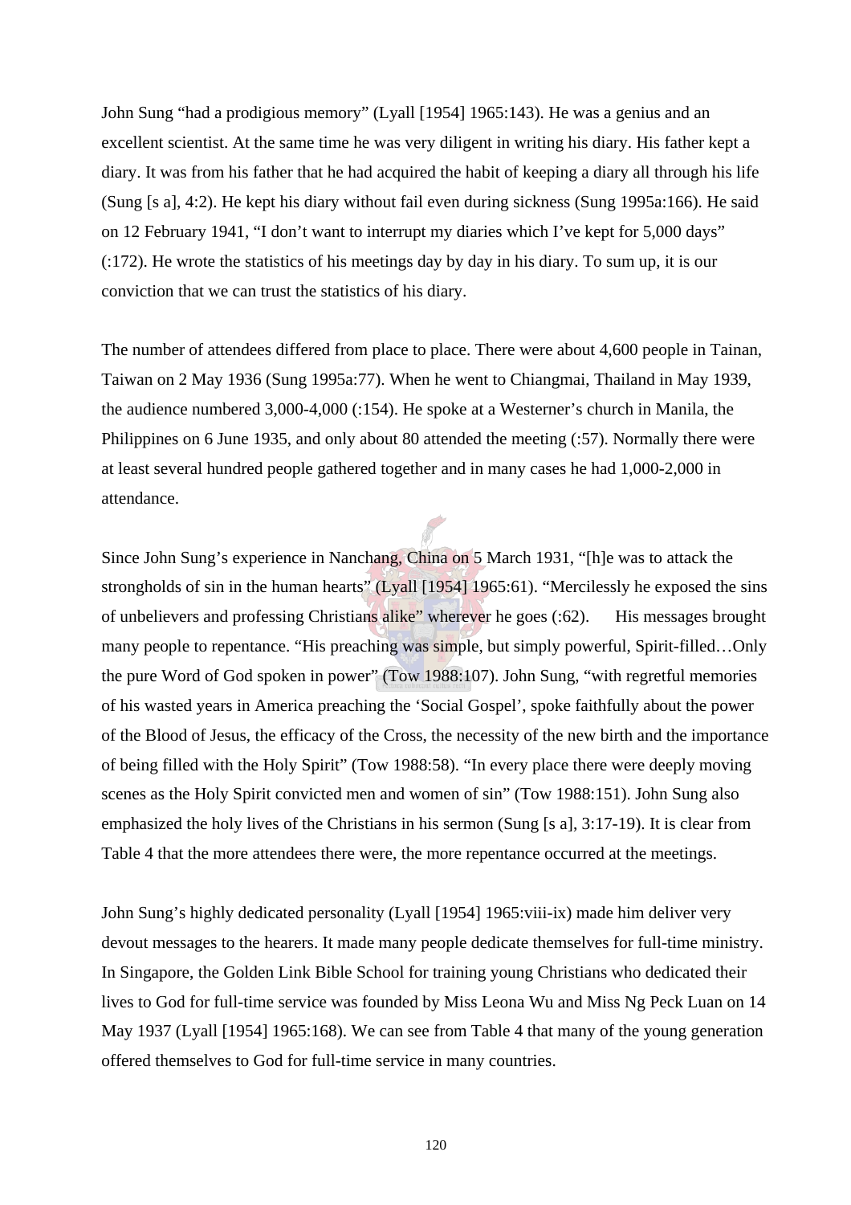John Sung "had a prodigious memory" (Lyall [1954] 1965:143). He was a genius and an excellent scientist. At the same time he was very diligent in writing his diary. His father kept a diary. It was from his father that he had acquired the habit of keeping a diary all through his life (Sung [s a], 4:2). He kept his diary without fail even during sickness (Sung 1995a:166). He said on 12 February 1941, "I don't want to interrupt my diaries which I've kept for 5,000 days" (:172). He wrote the statistics of his meetings day by day in his diary. To sum up, it is our conviction that we can trust the statistics of his diary.

The number of attendees differed from place to place. There were about 4,600 people in Tainan, Taiwan on 2 May 1936 (Sung 1995a:77). When he went to Chiangmai, Thailand in May 1939, the audience numbered 3,000-4,000 (:154). He spoke at a Westerner's church in Manila, the Philippines on 6 June 1935, and only about 80 attended the meeting (:57). Normally there were at least several hundred people gathered together and in many cases he had 1,000-2,000 in attendance.

Since John Sung's experience in Nanchang, China on 5 March 1931, "[h]e was to attack the strongholds of sin in the human hearts" (Lyall [1954] 1965:61). "Mercilessly he exposed the sins of unbelievers and professing Christians alike" wherever he goes (:62). His messages brought many people to repentance. "His preaching was simple, but simply powerful, Spirit-filled…Only the pure Word of God spoken in power" (Tow 1988:107). John Sung, "with regretful memories of his wasted years in America preaching the 'Social Gospel', spoke faithfully about the power of the Blood of Jesus, the efficacy of the Cross, the necessity of the new birth and the importance of being filled with the Holy Spirit" (Tow 1988:58). "In every place there were deeply moving scenes as the Holy Spirit convicted men and women of sin" (Tow 1988:151). John Sung also emphasized the holy lives of the Christians in his sermon (Sung [s a], 3:17-19). It is clear from Table 4 that the more attendees there were, the more repentance occurred at the meetings.

John Sung's highly dedicated personality (Lyall [1954] 1965:viii-ix) made him deliver very devout messages to the hearers. It made many people dedicate themselves for full-time ministry. In Singapore, the Golden Link Bible School for training young Christians who dedicated their lives to God for full-time service was founded by Miss Leona Wu and Miss Ng Peck Luan on 14 May 1937 (Lyall [1954] 1965:168). We can see from Table 4 that many of the young generation offered themselves to God for full-time service in many countries.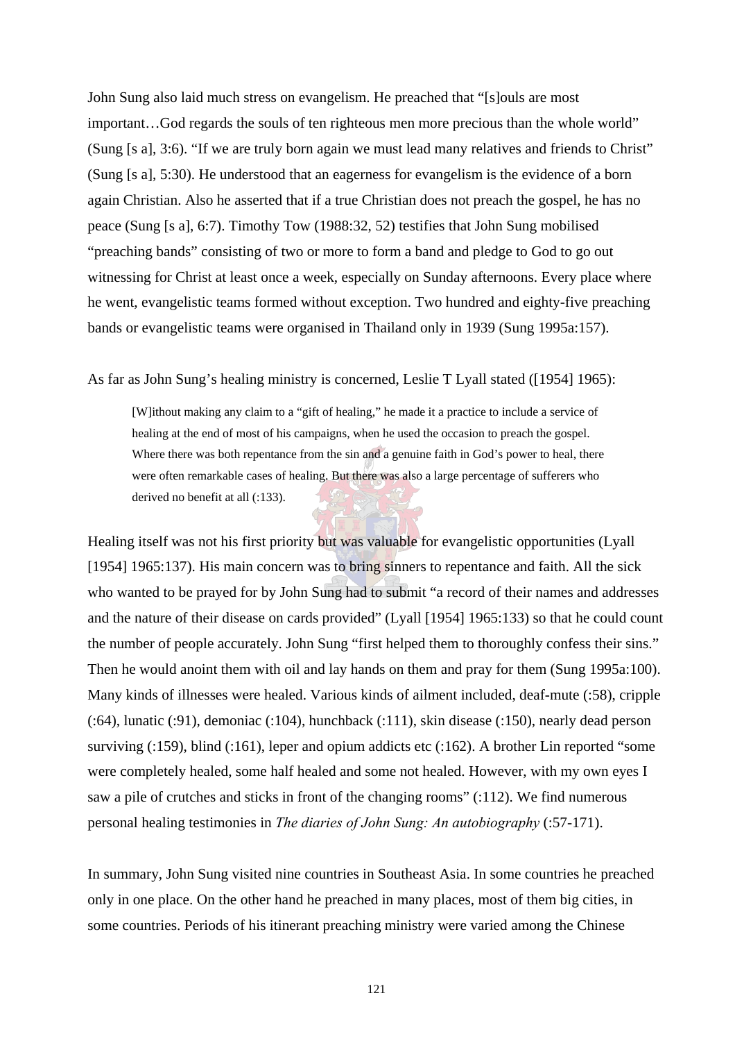John Sung also laid much stress on evangelism. He preached that "[s]ouls are most important…God regards the souls of ten righteous men more precious than the whole world" (Sung [s a], 3:6). "If we are truly born again we must lead many relatives and friends to Christ" (Sung [s a], 5:30). He understood that an eagerness for evangelism is the evidence of a born again Christian. Also he asserted that if a true Christian does not preach the gospel, he has no peace (Sung [s a], 6:7). Timothy Tow (1988:32, 52) testifies that John Sung mobilised "preaching bands" consisting of two or more to form a band and pledge to God to go out witnessing for Christ at least once a week, especially on Sunday afternoons. Every place where he went, evangelistic teams formed without exception. Two hundred and eighty-five preaching bands or evangelistic teams were organised in Thailand only in 1939 (Sung 1995a:157).

As far as John Sung's healing ministry is concerned, Leslie T Lyall stated ([1954] 1965):

> [W]ithout making any claim to a "gift of healing," he made it a practice to include a service of healing at the end of most of his campaigns, when he used the occasion to preach the gospel. Where there was both repentance from the sin and a genuine faith in God's power to heal, there were often remarkable cases of healing. But there was also a large percentage of sufferers who derived no benefit at all (:133).

Healing itself was not his first priority but was valuable for evangelistic opportunities (Lyall [1954] 1965:137). His main concern was to bring sinners to repentance and faith. All the sick who wanted to be prayed for by John Sung had to submit "a record of their names and addresses and the nature of their disease on cards provided" (Lyall [1954] 1965:133) so that he could count the number of people accurately. John Sung "first helped them to thoroughly confess their sins." Then he would anoint them with oil and lay hands on them and pray for them (Sung 1995a:100). Many kinds of illnesses were healed. Various kinds of ailment included, deaf-mute (:58), cripple (:64), lunatic (:91), demoniac (:104), hunchback (:111), skin disease (:150), nearly dead person surviving (:159), blind (:161), leper and opium addicts etc (:162). A brother Lin reported "some were completely healed, some half healed and some not healed. However, with my own eyes I saw a pile of crutches and sticks in front of the changing rooms" (:112). We find numerous personal healing testimonies in *The diaries of John Sung: An autobiography* (:57-171).

In summary, John Sung visited nine countries in Southeast Asia. In some countries he preached only in one place. On the other hand he preached in many places, most of them big cities, in some countries. Periods of his itinerant preaching ministry were varied among the Chinese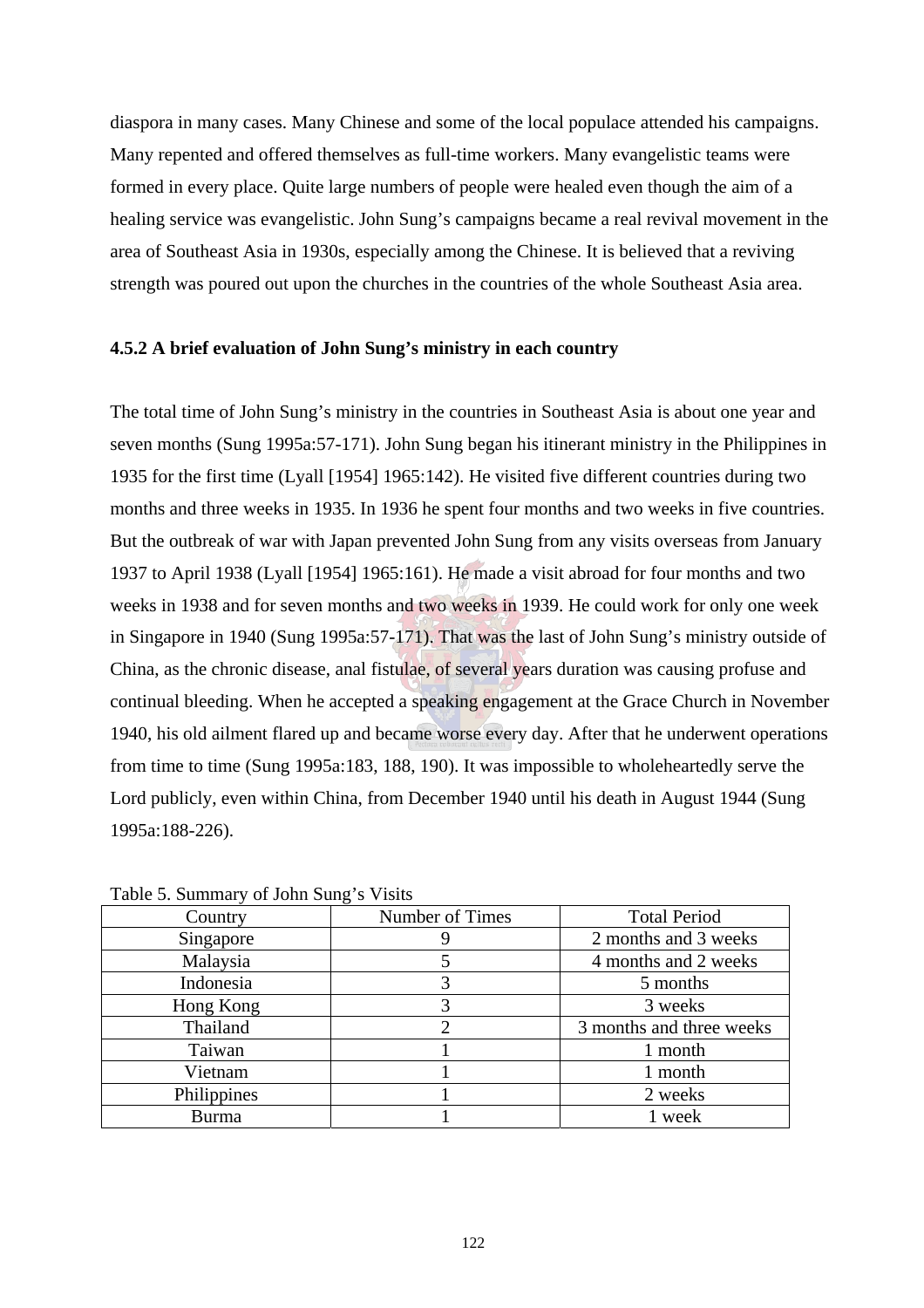diaspora in many cases. Many Chinese and some of the local populace attended his campaigns. Many repented and offered themselves as full-time workers. Many evangelistic teams were formed in every place. Quite large numbers of people were healed even though the aim of a healing service was evangelistic. John Sung's campaigns became a real revival movement in the area of Southeast Asia in 1930s, especially among the Chinese. It is believed that a reviving strength was poured out upon the churches in the countries of the whole Southeast Asia area.

### 4.5.2 A brief evaluation of John Sung's ministry in each country

The total time of John Sung's ministry in the countries in Southeast Asia is about one year and seven months (Sung 1995a:57-171). John Sung began his itinerant ministry in the Philippines in 1935 for the first time (Lyall [1954] 1965:142). He visited five different countries during two months and three weeks in 1935. In 1936 he spent four months and two weeks in five countries. But the outbreak of war with Japan prevented John Sung from any visits overseas from January 1937 to April 1938 (Lyall [1954] 1965:161). He made a visit abroad for four months and two weeks in 1938 and for seven months and two weeks in 1939. He could work for only one week in Singapore in 1940 (Sung 1995a:57-171). That was the last of John Sung's ministry outside of China, as the chronic disease, anal fistulae, of several years duration was causing profuse and continual bleeding. When he accepted a speaking engagement at the Grace Church in November 1940, his old ailment flared up and became worse every day. After that he underwent operations from time to time (Sung 1995a:183, 188, 190). It was impossible to wholeheartedly serve the Lord publicly, even within China, from December 1940 until his death in August 1944 (Sung 1995a:188-226).

Table 5. Summary of John Sung's Visits

| Country | Number of Times | Total Period |
|---|---|---|
| Singapore | 9 | 2 months and 3 weeks |
| Malaysia | 5 | 4 months and 2 weeks |
| Indonesia | 3 | 5 months |
| Hong Kong | 3 | 3 weeks |
| Thailand | 2 | 3 months and three weeks |
| Taiwan | 1 | 1 month |
| Vietnam | 1 | 1 month |
| Philippines | 1 | 2 weeks |
| Burma | 1 | 1 week |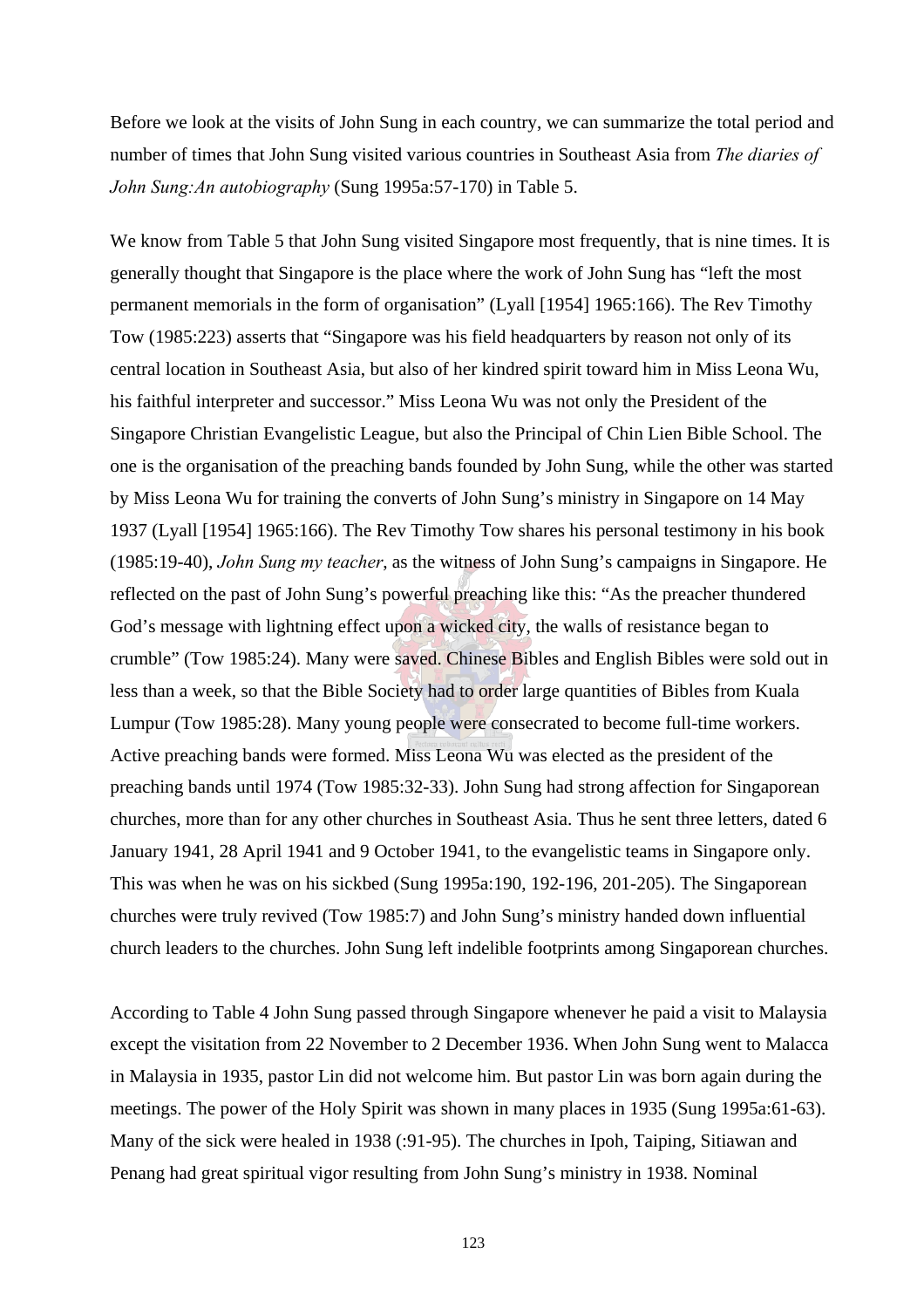Before we look at the visits of John Sung in each country, we can summarize the total period and number of times that John Sung visited various countries in Southeast Asia from *The diaries of John Sung:An autobiography* (Sung 1995a:57-170) in Table 5.

We know from Table 5 that John Sung visited Singapore most frequently, that is nine times. It is generally thought that Singapore is the place where the work of John Sung has "left the most permanent memorials in the form of organisation" (Lyall [1954] 1965:166). The Rev Timothy Tow (1985:223) asserts that "Singapore was his field headquarters by reason not only of its central location in Southeast Asia, but also of her kindred spirit toward him in Miss Leona Wu, his faithful interpreter and successor." Miss Leona Wu was not only the President of the Singapore Christian Evangelistic League, but also the Principal of Chin Lien Bible School. The one is the organisation of the preaching bands founded by John Sung, while the other was started by Miss Leona Wu for training the converts of John Sung's ministry in Singapore on 14 May 1937 (Lyall [1954] 1965:166). The Rev Timothy Tow shares his personal testimony in his book (1985:19-40), *John Sung my teacher*, as the witness of John Sung's campaigns in Singapore. He reflected on the past of John Sung's powerful preaching like this: "As the preacher thundered God's message with lightning effect upon a wicked city, the walls of resistance began to crumble" (Tow 1985:24). Many were saved. Chinese Bibles and English Bibles were sold out in less than a week, so that the Bible Society had to order large quantities of Bibles from Kuala Lumpur (Tow 1985:28). Many young people were consecrated to become full-time workers. Active preaching bands were formed. Miss Leona Wu was elected as the president of the preaching bands until 1974 (Tow 1985:32-33). John Sung had strong affection for Singaporean churches, more than for any other churches in Southeast Asia. Thus he sent three letters, dated 6 January 1941, 28 April 1941 and 9 October 1941, to the evangelistic teams in Singapore only. This was when he was on his sickbed (Sung 1995a:190, 192-196, 201-205). The Singaporean churches were truly revived (Tow 1985:7) and John Sung's ministry handed down influential church leaders to the churches. John Sung left indelible footprints among Singaporean churches.

According to Table 4 John Sung passed through Singapore whenever he paid a visit to Malaysia except the visitation from 22 November to 2 December 1936. When John Sung went to Malacca in Malaysia in 1935, pastor Lin did not welcome him. But pastor Lin was born again during the meetings. The power of the Holy Spirit was shown in many places in 1935 (Sung 1995a:61-63). Many of the sick were healed in 1938 (:91-95). The churches in Ipoh, Taiping, Sitiawan and Penang had great spiritual vigor resulting from John Sung's ministry in 1938. Nominal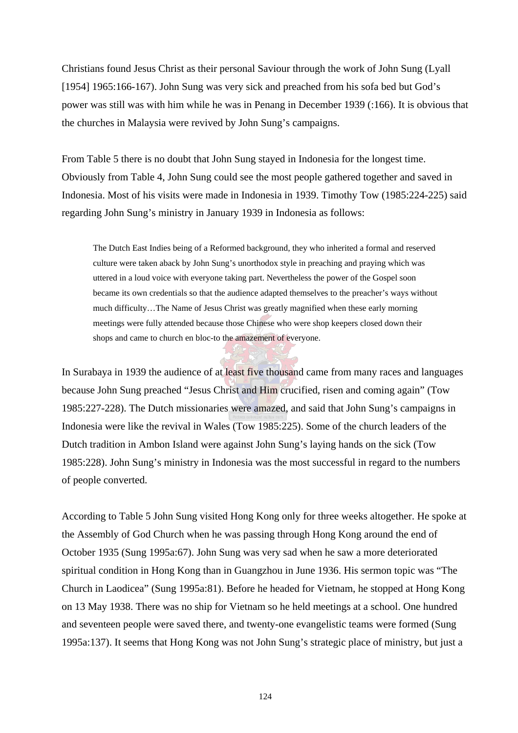Christians found Jesus Christ as their personal Saviour through the work of John Sung (Lyall [1954] 1965:166-167). John Sung was very sick and preached from his sofa bed but God's power was still was with him while he was in Penang in December 1939 (:166). It is obvious that the churches in Malaysia were revived by John Sung's campaigns.

From Table 5 there is no doubt that John Sung stayed in Indonesia for the longest time. Obviously from Table 4, John Sung could see the most people gathered together and saved in Indonesia. Most of his visits were made in Indonesia in 1939. Timothy Tow (1985:224-225) said regarding John Sung's ministry in January 1939 in Indonesia as follows:

> The Dutch East Indies being of a Reformed background, they who inherited a formal and reserved culture were taken aback by John Sung's unorthodox style in preaching and praying which was uttered in a loud voice with everyone taking part. Nevertheless the power of the Gospel soon became its own credentials so that the audience adapted themselves to the preacher's ways without much difficulty…The Name of Jesus Christ was greatly magnified when these early morning meetings were fully attended because those Chinese who were shop keepers closed down their shops and came to church en bloc-to the amazement of everyone.

In Surabaya in 1939 the audience of at least five thousand came from many races and languages because John Sung preached "Jesus Christ and Him crucified, risen and coming again" (Tow 1985:227-228). The Dutch missionaries were amazed, and said that John Sung's campaigns in Indonesia were like the revival in Wales (Tow 1985:225). Some of the church leaders of the Dutch tradition in Ambon Island were against John Sung's laying hands on the sick (Tow 1985:228). John Sung's ministry in Indonesia was the most successful in regard to the numbers of people converted.

According to Table 5 John Sung visited Hong Kong only for three weeks altogether. He spoke at the Assembly of God Church when he was passing through Hong Kong around the end of October 1935 (Sung 1995a:67). John Sung was very sad when he saw a more deteriorated spiritual condition in Hong Kong than in Guangzhou in June 1936. His sermon topic was "The Church in Laodicea" (Sung 1995a:81). Before he headed for Vietnam, he stopped at Hong Kong on 13 May 1938. There was no ship for Vietnam so he held meetings at a school. One hundred and seventeen people were saved there, and twenty-one evangelistic teams were formed (Sung 1995a:137). It seems that Hong Kong was not John Sung's strategic place of ministry, but just a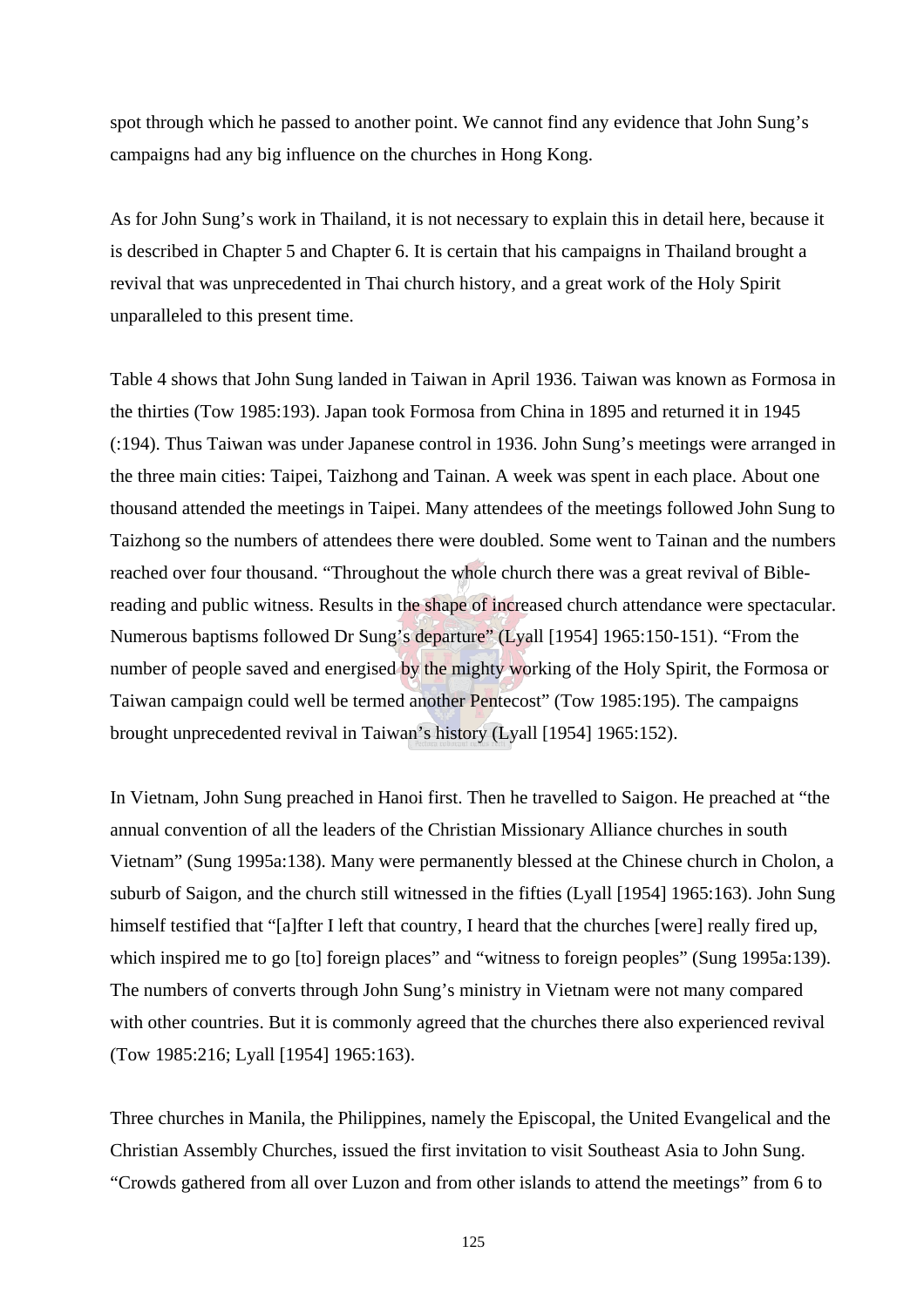spot through which he passed to another point. We cannot find any evidence that John Sung's campaigns had any big influence on the churches in Hong Kong.

As for John Sung's work in Thailand, it is not necessary to explain this in detail here, because it is described in Chapter 5 and Chapter 6. It is certain that his campaigns in Thailand brought a revival that was unprecedented in Thai church history, and a great work of the Holy Spirit unparalleled to this present time.

Table 4 shows that John Sung landed in Taiwan in April 1936. Taiwan was known as Formosa in the thirties (Tow 1985:193). Japan took Formosa from China in 1895 and returned it in 1945 (:194). Thus Taiwan was under Japanese control in 1936. John Sung's meetings were arranged in the three main cities: Taipei, Taizhong and Tainan. A week was spent in each place. About one thousand attended the meetings in Taipei. Many attendees of the meetings followed John Sung to Taizhong so the numbers of attendees there were doubled. Some went to Tainan and the numbers reached over four thousand. "Throughout the whole church there was a great revival of Bible-reading and public witness. Results in the shape of increased church attendance were spectacular. Numerous baptisms followed Dr Sung's departure" (Lyall [1954] 1965:150-151). "From the number of people saved and energised by the mighty working of the Holy Spirit, the Formosa or Taiwan campaign could well be termed another Pentecost" (Tow 1985:195). The campaigns brought unprecedented revival in Taiwan's history (Lyall [1954] 1965:152).

In Vietnam, John Sung preached in Hanoi first. Then he travelled to Saigon. He preached at "the annual convention of all the leaders of the Christian Missionary Alliance churches in south Vietnam" (Sung 1995a:138). Many were permanently blessed at the Chinese church in Cholon, a suburb of Saigon, and the church still witnessed in the fifties (Lyall [1954] 1965:163). John Sung himself testified that "[a]fter I left that country, I heard that the churches [were] really fired up, which inspired me to go [to] foreign places" and "witness to foreign peoples" (Sung 1995a:139). The numbers of converts through John Sung's ministry in Vietnam were not many compared with other countries. But it is commonly agreed that the churches there also experienced revival (Tow 1985:216; Lyall [1954] 1965:163).

Three churches in Manila, the Philippines, namely the Episcopal, the United Evangelical and the Christian Assembly Churches, issued the first invitation to visit Southeast Asia to John Sung. "Crowds gathered from all over Luzon and from other islands to attend the meetings" from 6 to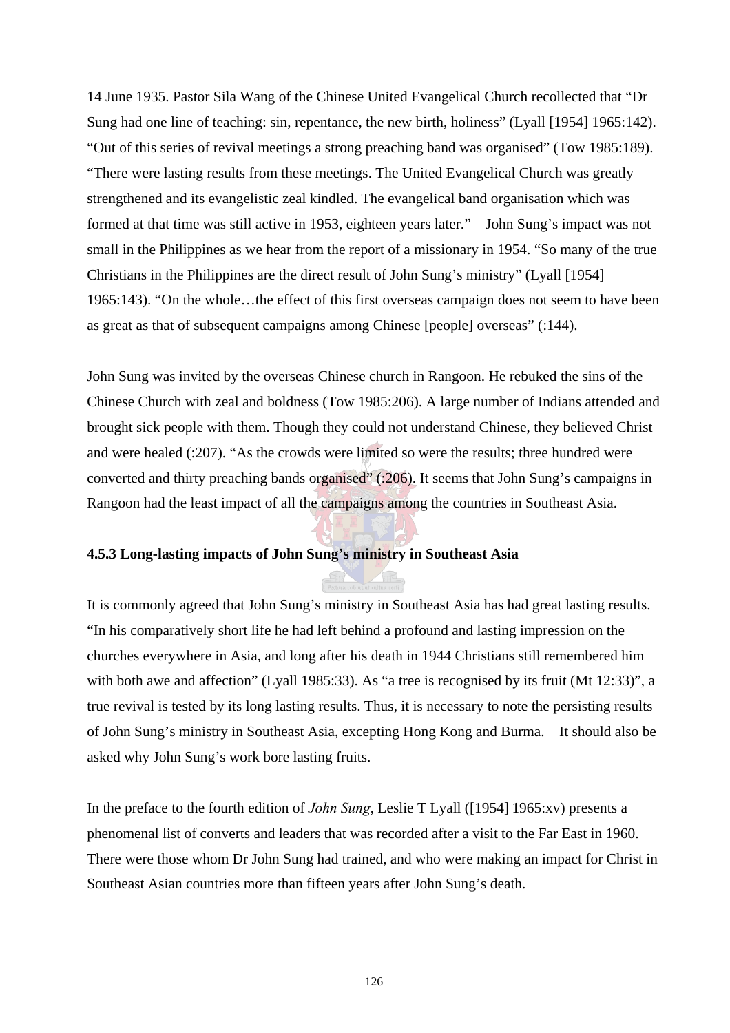14 June 1935. Pastor Sila Wang of the Chinese United Evangelical Church recollected that "Dr Sung had one line of teaching: sin, repentance, the new birth, holiness" (Lyall [1954] 1965:142). "Out of this series of revival meetings a strong preaching band was organised" (Tow 1985:189). "There were lasting results from these meetings. The United Evangelical Church was greatly strengthened and its evangelistic zeal kindled. The evangelical band organisation which was formed at that time was still active in 1953, eighteen years later." John Sung's impact was not small in the Philippines as we hear from the report of a missionary in 1954. "So many of the true Christians in the Philippines are the direct result of John Sung's ministry" (Lyall [1954] 1965:143). "On the whole…the effect of this first overseas campaign does not seem to have been as great as that of subsequent campaigns among Chinese [people] overseas" (:144).

John Sung was invited by the overseas Chinese church in Rangoon. He rebuked the sins of the Chinese Church with zeal and boldness (Tow 1985:206). A large number of Indians attended and brought sick people with them. Though they could not understand Chinese, they believed Christ and were healed (:207). "As the crowds were limited so were the results; three hundred were converted and thirty preaching bands organised" (:206). It seems that John Sung's campaigns in Rangoon had the least impact of all the campaigns among the countries in Southeast Asia.

### 4.5.3 Long-lasting impacts of John Sung's ministry in Southeast Asia

It is commonly agreed that John Sung's ministry in Southeast Asia has had great lasting results. "In his comparatively short life he had left behind a profound and lasting impression on the churches everywhere in Asia, and long after his death in 1944 Christians still remembered him with both awe and affection" (Lyall 1985:33). As "a tree is recognised by its fruit (Mt 12:33)", a true revival is tested by its long lasting results. Thus, it is necessary to note the persisting results of John Sung's ministry in Southeast Asia, excepting Hong Kong and Burma. It should also be asked why John Sung's work bore lasting fruits.

In the preface to the fourth edition of *John Sung*, Leslie T Lyall ([1954] 1965:xv) presents a phenomenal list of converts and leaders that was recorded after a visit to the Far East in 1960. There were those whom Dr John Sung had trained, and who were making an impact for Christ in Southeast Asian countries more than fifteen years after John Sung's death.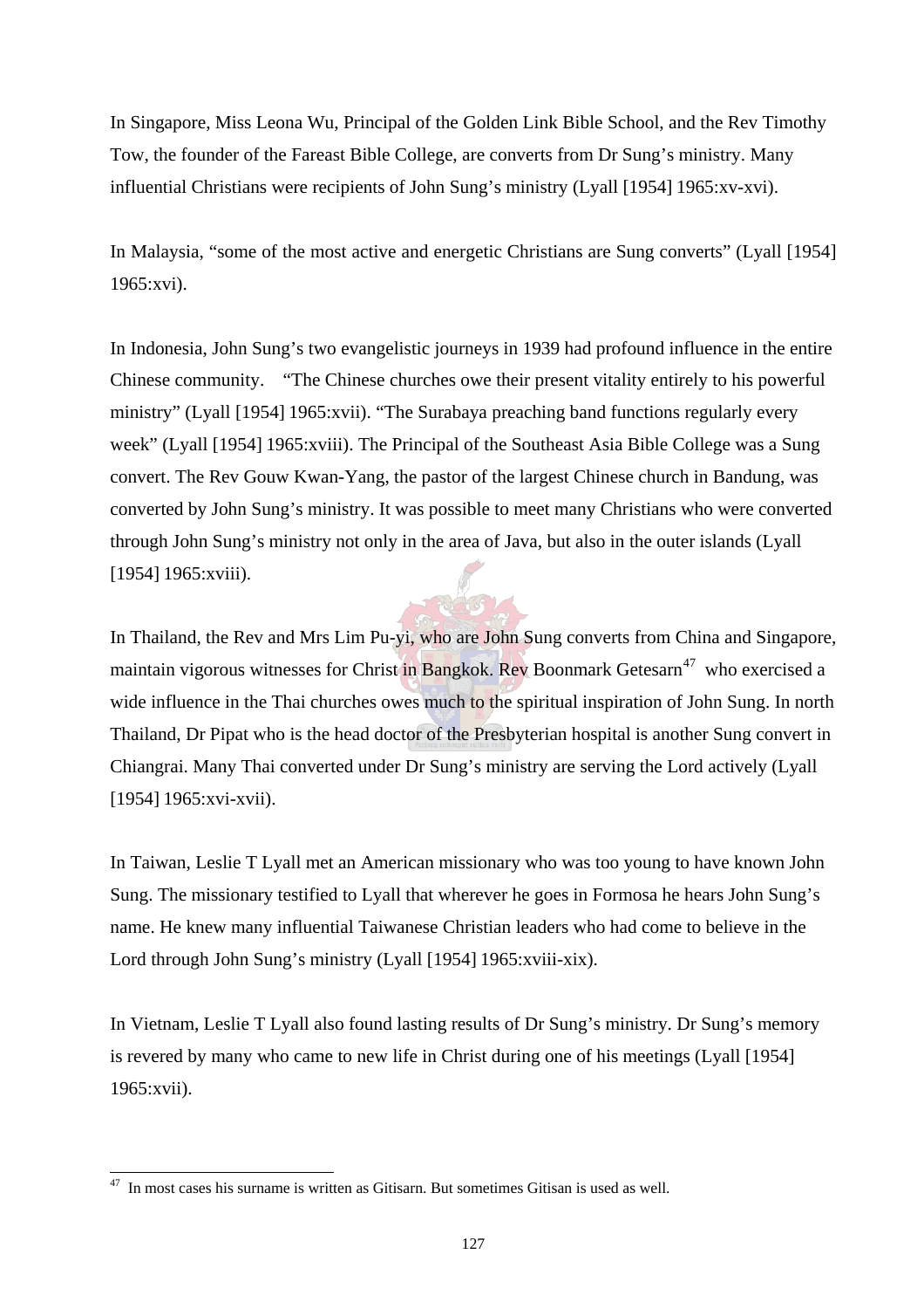In Singapore, Miss Leona Wu, Principal of the Golden Link Bible School, and the Rev Timothy Tow, the founder of the Fareast Bible College, are converts from Dr Sung's ministry. Many influential Christians were recipients of John Sung's ministry (Lyall [1954] 1965:xv-xvi).

In Malaysia, "some of the most active and energetic Christians are Sung converts" (Lyall [1954] 1965:xvi).

In Indonesia, John Sung's two evangelistic journeys in 1939 had profound influence in the entire Chinese community. "The Chinese churches owe their present vitality entirely to his powerful ministry" (Lyall [1954] 1965:xvii). "The Surabaya preaching band functions regularly every week" (Lyall [1954] 1965:xviii). The Principal of the Southeast Asia Bible College was a Sung convert. The Rev Gouw Kwan-Yang, the pastor of the largest Chinese church in Bandung, was converted by John Sung's ministry. It was possible to meet many Christians who were converted through John Sung's ministry not only in the area of Java, but also in the outer islands (Lyall [1954] 1965:xviii).

In Thailand, the Rev and Mrs Lim Pu-yi, who are John Sung converts from China and Singapore, maintain vigorous witnesses for Christ in Bangkok. Rev Boonmark Getesarn[47] who exercised a wide influence in the Thai churches owes much to the spiritual inspiration of John Sung. In north Thailand, Dr Pipat who is the head doctor of the Presbyterian hospital is another Sung convert in Chiangrai. Many Thai converted under Dr Sung's ministry are serving the Lord actively (Lyall [1954] 1965:xvi-xvii).

In Taiwan, Leslie T Lyall met an American missionary who was too young to have known John Sung. The missionary testified to Lyall that wherever he goes in Formosa he hears John Sung's name. He knew many influential Taiwanese Christian leaders who had come to believe in the Lord through John Sung's ministry (Lyall [1954] 1965:xviii-xix).

In Vietnam, Leslie T Lyall also found lasting results of Dr Sung's ministry. Dr Sung's memory is revered by many who came to new life in Christ during one of his meetings (Lyall [1954] 1965:xvii).

[47] In most cases his surname is written as Gitisarn. But sometimes Gitisan is used as well.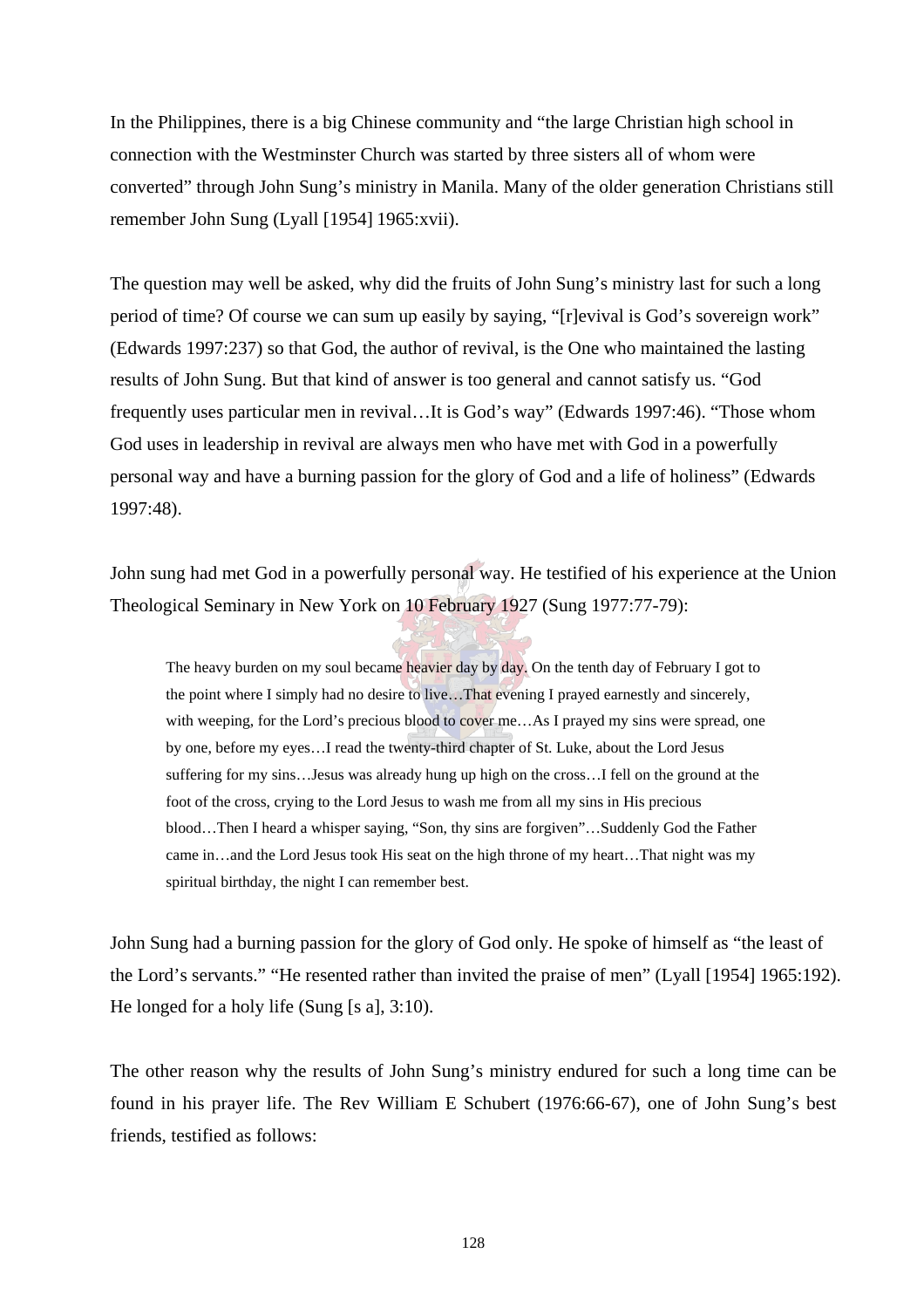In the Philippines, there is a big Chinese community and “the large Christian high school in connection with the Westminster Church was started by three sisters all of whom were converted” through John Sung’s ministry in Manila. Many of the older generation Christians still remember John Sung (Lyall [1954] 1965:xvii).

The question may well be asked, why did the fruits of John Sung’s ministry last for such a long period of time? Of course we can sum up easily by saying, “[r]evival is God’s sovereign work” (Edwards 1997:237) so that God, the author of revival, is the One who maintained the lasting results of John Sung. But that kind of answer is too general and cannot satisfy us. “God frequently uses particular men in revival…It is God’s way” (Edwards 1997:46). “Those whom God uses in leadership in revival are always men who have met with God in a powerfully personal way and have a burning passion for the glory of God and a life of holiness” (Edwards 1997:48).

John sung had met God in a powerfully personal way. He testified of his experience at the Union Theological Seminary in New York on 10 February 1927 (Sung 1977:77-79):

> The heavy burden on my soul became heavier day by day. On the tenth day of February I got to the point where I simply had no desire to live…That evening I prayed earnestly and sincerely, with weeping, for the Lord’s precious blood to cover me…As I prayed my sins were spread, one by one, before my eyes…I read the twenty-third chapter of St. Luke, about the Lord Jesus suffering for my sins…Jesus was already hung up high on the cross…I fell on the ground at the foot of the cross, crying to the Lord Jesus to wash me from all my sins in His precious blood…Then I heard a whisper saying, “Son, thy sins are forgiven”…Suddenly God the Father came in…and the Lord Jesus took His seat on the high throne of my heart…That night was my spiritual birthday, the night I can remember best.

John Sung had a burning passion for the glory of God only. He spoke of himself as “the least of the Lord’s servants.” “He resented rather than invited the praise of men” (Lyall [1954] 1965:192). He longed for a holy life (Sung [s a], 3:10).

The other reason why the results of John Sung’s ministry endured for such a long time can be found in his prayer life. The Rev William E Schubert (1976:66-67), one of John Sung’s best friends, testified as follows: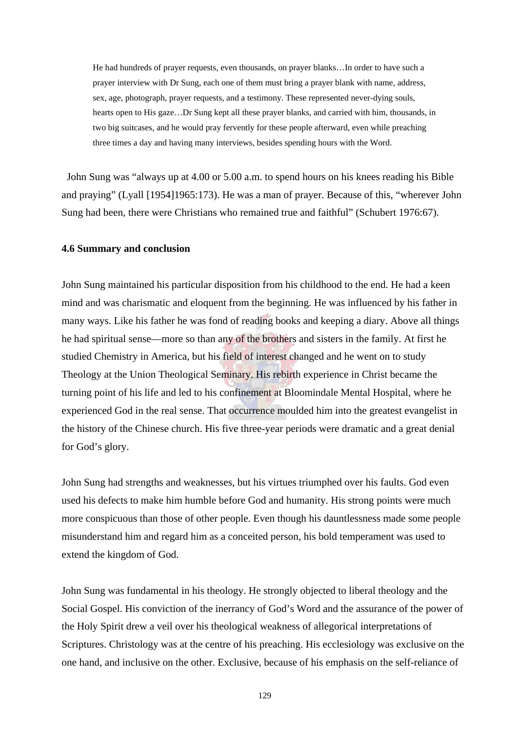> He had hundreds of prayer requests, even thousands, on prayer blanks…In order to have such a prayer interview with Dr Sung, each one of them must bring a prayer blank with name, address, sex, age, photograph, prayer requests, and a testimony. These represented never-dying souls, hearts open to His gaze…Dr Sung kept all these prayer blanks, and carried with him, thousands, in two big suitcases, and he would pray fervently for these people afterward, even while preaching three times a day and having many interviews, besides spending hours with the Word.

John Sung was "always up at 4.00 or 5.00 a.m. to spend hours on his knees reading his Bible and praying" (Lyall [1954]1965:173). He was a man of prayer. Because of this, "wherever John Sung had been, there were Christians who remained true and faithful" (Schubert 1976:67).

**4.6 Summary and conclusion**

John Sung maintained his particular disposition from his childhood to the end. He had a keen mind and was charismatic and eloquent from the beginning. He was influenced by his father in many ways. Like his father he was fond of reading books and keeping a diary. Above all things he had spiritual sense—more so than any of the brothers and sisters in the family. At first he studied Chemistry in America, but his field of interest changed and he went on to study Theology at the Union Theological Seminary. His rebirth experience in Christ became the turning point of his life and led to his confinement at Bloomindale Mental Hospital, where he experienced God in the real sense. That occurrence moulded him into the greatest evangelist in the history of the Chinese church. His five three-year periods were dramatic and a great denial for God's glory.

John Sung had strengths and weaknesses, but his virtues triumphed over his faults. God even used his defects to make him humble before God and humanity. His strong points were much more conspicuous than those of other people. Even though his dauntlessness made some people misunderstand him and regard him as a conceited person, his bold temperament was used to extend the kingdom of God.

John Sung was fundamental in his theology. He strongly objected to liberal theology and the Social Gospel. His conviction of the inerrancy of God's Word and the assurance of the power of the Holy Spirit drew a veil over his theological weakness of allegorical interpretations of Scriptures. Christology was at the centre of his preaching. His ecclesiology was exclusive on the one hand, and inclusive on the other. Exclusive, because of his emphasis on the self-reliance of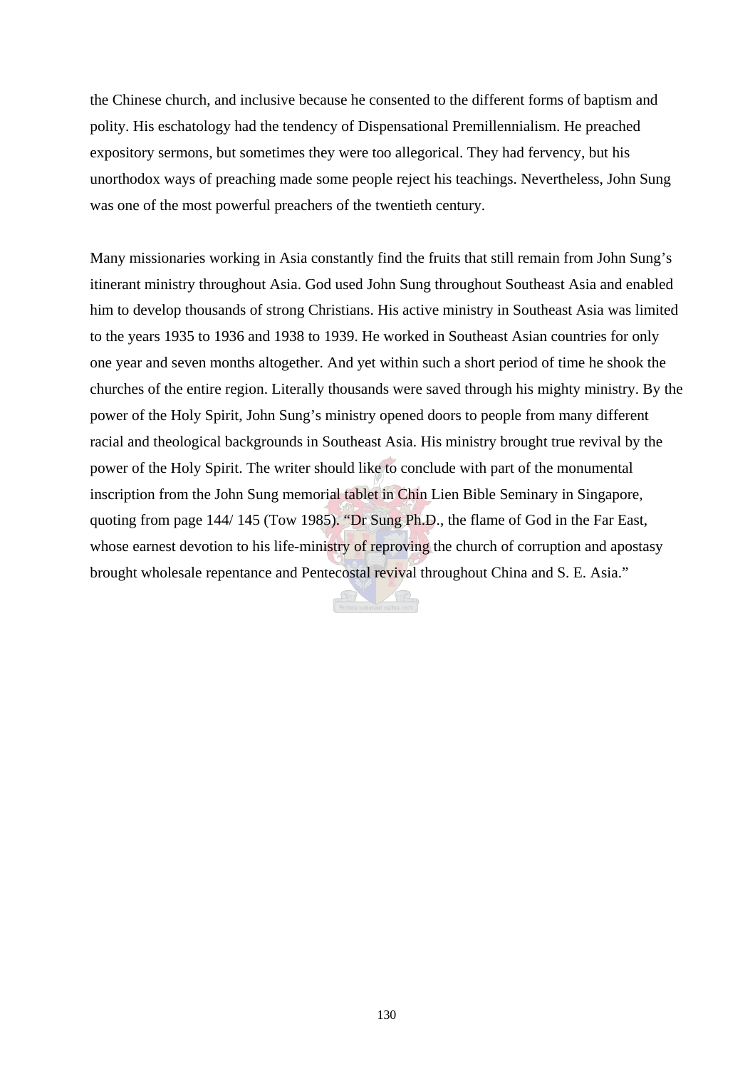the Chinese church, and inclusive because he consented to the different forms of baptism and polity. His eschatology had the tendency of Dispensational Premillennialism. He preached expository sermons, but sometimes they were too allegorical. They had fervency, but his unorthodox ways of preaching made some people reject his teachings. Nevertheless, John Sung was one of the most powerful preachers of the twentieth century.

Many missionaries working in Asia constantly find the fruits that still remain from John Sung's itinerant ministry throughout Asia. God used John Sung throughout Southeast Asia and enabled him to develop thousands of strong Christians. His active ministry in Southeast Asia was limited to the years 1935 to 1936 and 1938 to 1939. He worked in Southeast Asian countries for only one year and seven months altogether. And yet within such a short period of time he shook the churches of the entire region. Literally thousands were saved through his mighty ministry. By the power of the Holy Spirit, John Sung's ministry opened doors to people from many different racial and theological backgrounds in Southeast Asia. His ministry brought true revival by the power of the Holy Spirit. The writer should like to conclude with part of the monumental inscription from the John Sung memorial tablet in Chin Lien Bible Seminary in Singapore, quoting from page 144/ 145 (Tow 1985). "Dr Sung Ph.D., the flame of God in the Far East, whose earnest devotion to his life-ministry of reproving the church of corruption and apostasy brought wholesale repentance and Pentecostal revival throughout China and S. E. Asia."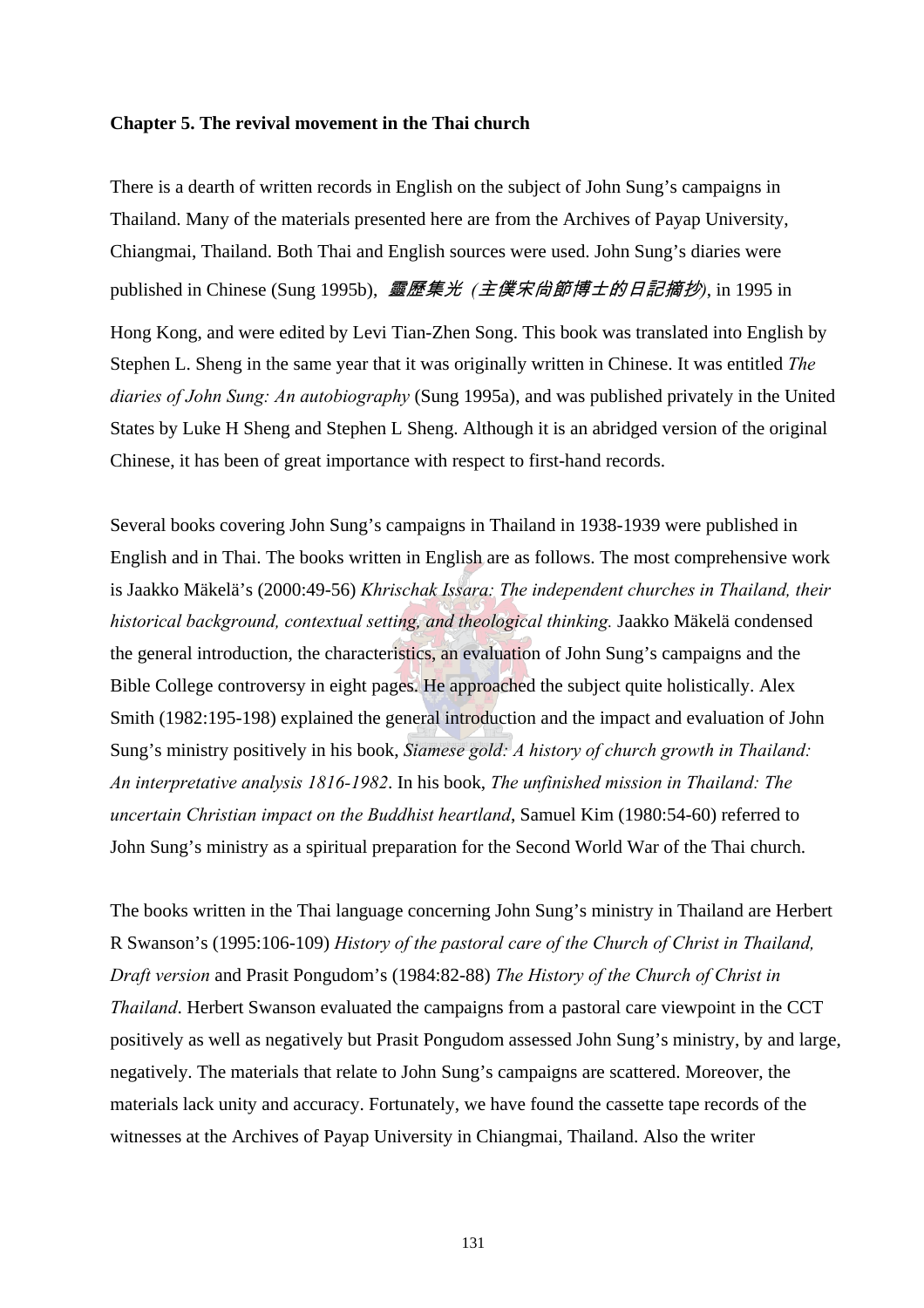**Chapter 5. The revival movement in the Thai church**

There is a dearth of written records in English on the subject of John Sung's campaigns in Thailand. Many of the materials presented here are from the Archives of Payap University, Chiangmai, Thailand. Both Thai and English sources were used. John Sung's diaries were published in Chinese (Sung 1995b), *靈歷集光（主僕宋尚節博士的日記摘抄)*, in 1995 in Hong Kong, and were edited by Levi Tian-Zhen Song. This book was translated into English by Stephen L. Sheng in the same year that it was originally written in Chinese. It was entitled *The diaries of John Sung: An autobiography* (Sung 1995a), and was published privately in the United States by Luke H Sheng and Stephen L Sheng. Although it is an abridged version of the original Chinese, it has been of great importance with respect to first-hand records.

Several books covering John Sung's campaigns in Thailand in 1938-1939 were published in English and in Thai. The books written in English are as follows. The most comprehensive work is Jaakko Mäkelä's (2000:49-56) *Khrischak Issara: The independent churches in Thailand, their historical background, contextual setting, and theological thinking.* Jaakko Mäkelä condensed the general introduction, the characteristics, an evaluation of John Sung's campaigns and the Bible College controversy in eight pages. He approached the subject quite holistically. Alex Smith (1982:195-198) explained the general introduction and the impact and evaluation of John Sung's ministry positively in his book, *Siamese gold: A history of church growth in Thailand: An interpretative analysis 1816-1982*. In his book, *The unfinished mission in Thailand: The uncertain Christian impact on the Buddhist heartland*, Samuel Kim (1980:54-60) referred to John Sung's ministry as a spiritual preparation for the Second World War of the Thai church.

The books written in the Thai language concerning John Sung's ministry in Thailand are Herbert R Swanson's (1995:106-109) *History of the pastoral care of the Church of Christ in Thailand, Draft version* and Prasit Pongudom's (1984:82-88) *The History of the Church of Christ in Thailand*. Herbert Swanson evaluated the campaigns from a pastoral care viewpoint in the CCT positively as well as negatively but Prasit Pongudom assessed John Sung's ministry, by and large, negatively. The materials that relate to John Sung's campaigns are scattered. Moreover, the materials lack unity and accuracy. Fortunately, we have found the cassette tape records of the witnesses at the Archives of Payap University in Chiangmai, Thailand. Also the writer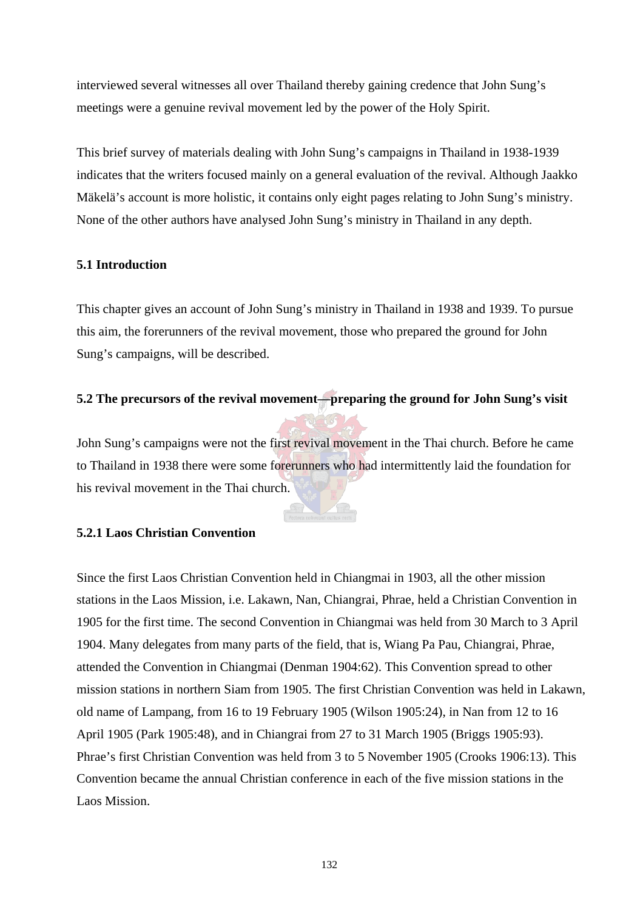interviewed several witnesses all over Thailand thereby gaining credence that John Sung's meetings were a genuine revival movement led by the power of the Holy Spirit.

This brief survey of materials dealing with John Sung's campaigns in Thailand in 1938-1939 indicates that the writers focused mainly on a general evaluation of the revival. Although Jaakko Mäkelä's account is more holistic, it contains only eight pages relating to John Sung's ministry. None of the other authors have analysed John Sung's ministry in Thailand in any depth.

## 5.1 Introduction

This chapter gives an account of John Sung's ministry in Thailand in 1938 and 1939. To pursue this aim, the forerunners of the revival movement, those who prepared the ground for John Sung's campaigns, will be described.

## 5.2 The precursors of the revival movement—preparing the ground for John Sung's visit

John Sung's campaigns were not the first revival movement in the Thai church. Before he came to Thailand in 1938 there were some forerunners who had intermittently laid the foundation for his revival movement in the Thai church.

### 5.2.1 Laos Christian Convention

Since the first Laos Christian Convention held in Chiangmai in 1903, all the other mission stations in the Laos Mission, i.e. Lakawn, Nan, Chiangrai, Phrae, held a Christian Convention in 1905 for the first time. The second Convention in Chiangmai was held from 30 March to 3 April 1904. Many delegates from many parts of the field, that is, Wiang Pa Pau, Chiangrai, Phrae, attended the Convention in Chiangmai (Denman 1904:62). This Convention spread to other mission stations in northern Siam from 1905. The first Christian Convention was held in Lakawn, old name of Lampang, from 16 to 19 February 1905 (Wilson 1905:24), in Nan from 12 to 16 April 1905 (Park 1905:48), and in Chiangrai from 27 to 31 March 1905 (Briggs 1905:93). Phrae's first Christian Convention was held from 3 to 5 November 1905 (Crooks 1906:13). This Convention became the annual Christian conference in each of the five mission stations in the Laos Mission.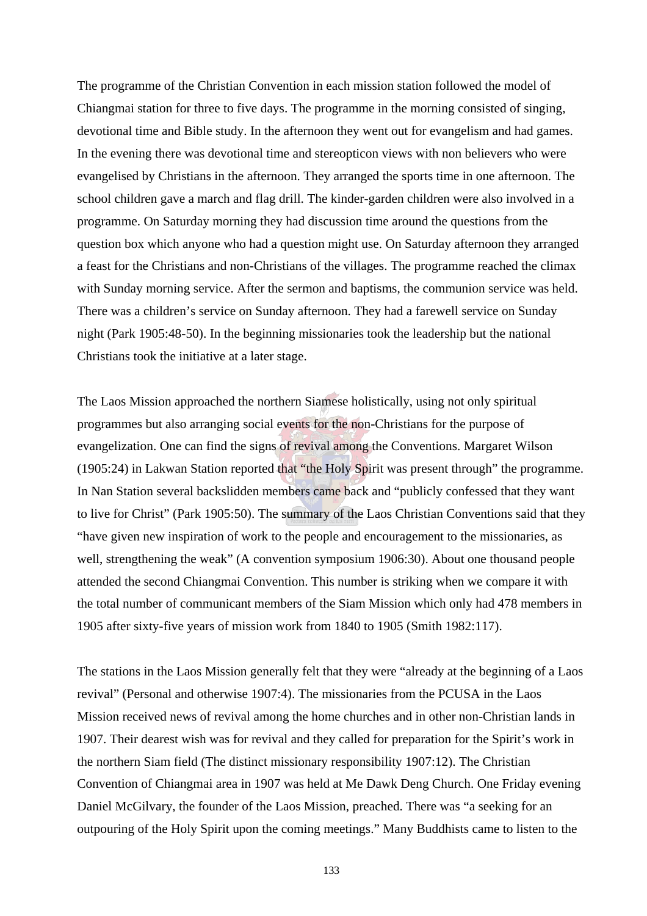The programme of the Christian Convention in each mission station followed the model of Chiangmai station for three to five days. The programme in the morning consisted of singing, devotional time and Bible study. In the afternoon they went out for evangelism and had games. In the evening there was devotional time and stereopticon views with non believers who were evangelised by Christians in the afternoon. They arranged the sports time in one afternoon. The school children gave a march and flag drill. The kinder-garden children were also involved in a programme. On Saturday morning they had discussion time around the questions from the question box which anyone who had a question might use. On Saturday afternoon they arranged a feast for the Christians and non-Christians of the villages. The programme reached the climax with Sunday morning service. After the sermon and baptisms, the communion service was held. There was a children's service on Sunday afternoon. They had a farewell service on Sunday night (Park 1905:48-50). In the beginning missionaries took the leadership but the national Christians took the initiative at a later stage.

The Laos Mission approached the northern Siamese holistically, using not only spiritual programmes but also arranging social events for the non-Christians for the purpose of evangelization. One can find the signs of revival among the Conventions. Margaret Wilson (1905:24) in Lakwan Station reported that "the Holy Spirit was present through" the programme. In Nan Station several backslidden members came back and "publicly confessed that they want to live for Christ" (Park 1905:50). The summary of the Laos Christian Conventions said that they "have given new inspiration of work to the people and encouragement to the missionaries, as well, strengthening the weak" (A convention symposium 1906:30). About one thousand people attended the second Chiangmai Convention. This number is striking when we compare it with the total number of communicant members of the Siam Mission which only had 478 members in 1905 after sixty-five years of mission work from 1840 to 1905 (Smith 1982:117).

The stations in the Laos Mission generally felt that they were "already at the beginning of a Laos revival" (Personal and otherwise 1907:4). The missionaries from the PCUSA in the Laos Mission received news of revival among the home churches and in other non-Christian lands in 1907. Their dearest wish was for revival and they called for preparation for the Spirit's work in the northern Siam field (The distinct missionary responsibility 1907:12). The Christian Convention of Chiangmai area in 1907 was held at Me Dawk Deng Church. One Friday evening Daniel McGilvary, the founder of the Laos Mission, preached. There was "a seeking for an outpouring of the Holy Spirit upon the coming meetings." Many Buddhists came to listen to the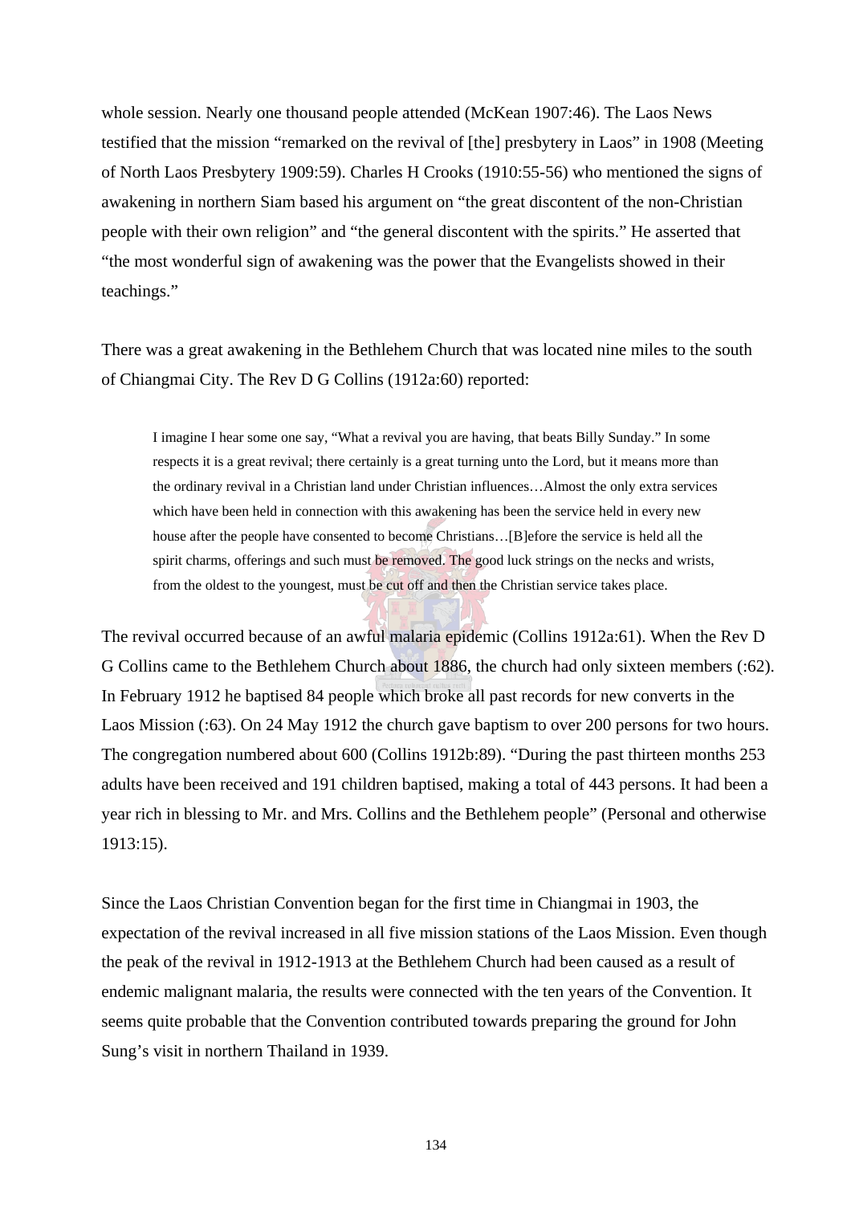whole session. Nearly one thousand people attended (McKean 1907:46). The Laos News testified that the mission "remarked on the revival of [the] presbytery in Laos" in 1908 (Meeting of North Laos Presbytery 1909:59). Charles H Crooks (1910:55-56) who mentioned the signs of awakening in northern Siam based his argument on "the great discontent of the non-Christian people with their own religion" and "the general discontent with the spirits." He asserted that "the most wonderful sign of awakening was the power that the Evangelists showed in their teachings."

There was a great awakening in the Bethlehem Church that was located nine miles to the south of Chiangmai City. The Rev D G Collins (1912a:60) reported:

> I imagine I hear some one say, "What a revival you are having, that beats Billy Sunday." In some respects it is a great revival; there certainly is a great turning unto the Lord, but it means more than the ordinary revival in a Christian land under Christian influences…Almost the only extra services which have been held in connection with this awakening has been the service held in every new house after the people have consented to become Christians…[B]efore the service is held all the spirit charms, offerings and such must be removed. The good luck strings on the necks and wrists, from the oldest to the youngest, must be cut off and then the Christian service takes place.

The revival occurred because of an awful malaria epidemic (Collins 1912a:61). When the Rev D G Collins came to the Bethlehem Church about 1886, the church had only sixteen members (:62). In February 1912 he baptised 84 people which broke all past records for new converts in the Laos Mission (:63). On 24 May 1912 the church gave baptism to over 200 persons for two hours. The congregation numbered about 600 (Collins 1912b:89). "During the past thirteen months 253 adults have been received and 191 children baptised, making a total of 443 persons. It had been a year rich in blessing to Mr. and Mrs. Collins and the Bethlehem people" (Personal and otherwise 1913:15).

Since the Laos Christian Convention began for the first time in Chiangmai in 1903, the expectation of the revival increased in all five mission stations of the Laos Mission. Even though the peak of the revival in 1912-1913 at the Bethlehem Church had been caused as a result of endemic malignant malaria, the results were connected with the ten years of the Convention. It seems quite probable that the Convention contributed towards preparing the ground for John Sung's visit in northern Thailand in 1939.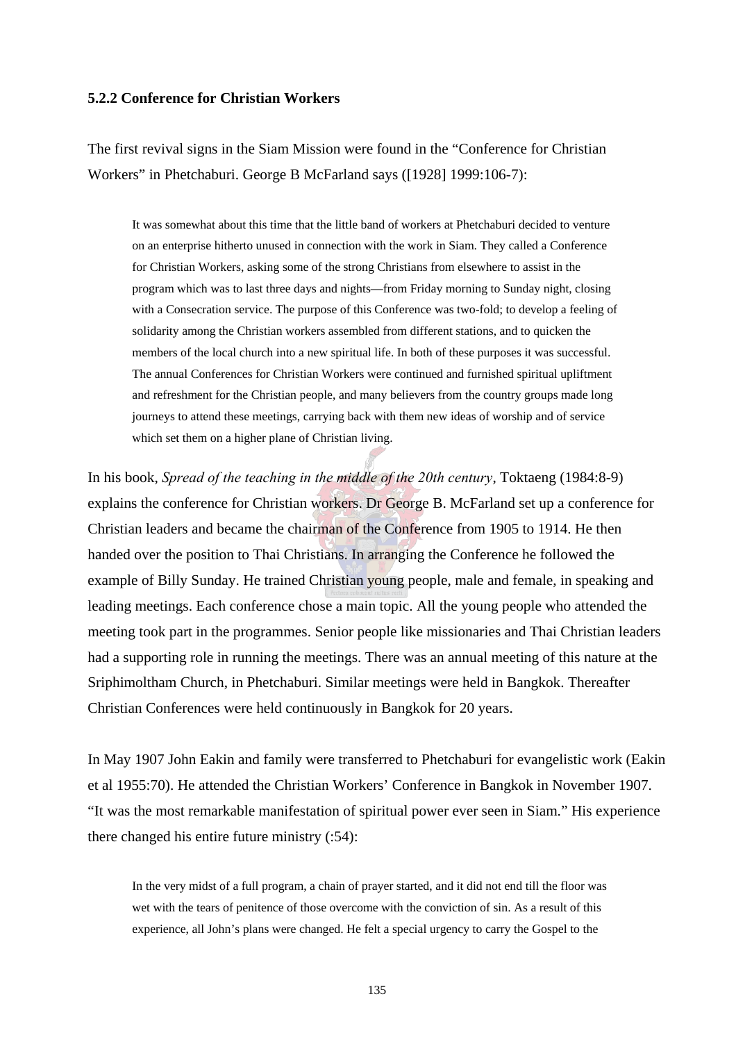### 5.2.2 Conference for Christian Workers

The first revival signs in the Siam Mission were found in the "Conference for Christian Workers" in Phetchaburi. George B McFarland says ([1928] 1999:106-7):

> It was somewhat about this time that the little band of workers at Phetchaburi decided to venture on an enterprise hitherto unused in connection with the work in Siam. They called a Conference for Christian Workers, asking some of the strong Christians from elsewhere to assist in the program which was to last three days and nights—from Friday morning to Sunday night, closing with a Consecration service. The purpose of this Conference was two-fold; to develop a feeling of solidarity among the Christian workers assembled from different stations, and to quicken the members of the local church into a new spiritual life. In both of these purposes it was successful. The annual Conferences for Christian Workers were continued and furnished spiritual upliftment and refreshment for the Christian people, and many believers from the country groups made long journeys to attend these meetings, carrying back with them new ideas of worship and of service which set them on a higher plane of Christian living.

In his book, *Spread of the teaching in the middle of the 20th century*, Toktaeng (1984:8-9) explains the conference for Christian workers. Dr George B. McFarland set up a conference for Christian leaders and became the chairman of the Conference from 1905 to 1914. He then handed over the position to Thai Christians. In arranging the Conference he followed the example of Billy Sunday. He trained Christian young people, male and female, in speaking and leading meetings. Each conference chose a main topic. All the young people who attended the meeting took part in the programmes. Senior people like missionaries and Thai Christian leaders had a supporting role in running the meetings. There was an annual meeting of this nature at the Sriphimoltham Church, in Phetchaburi. Similar meetings were held in Bangkok. Thereafter Christian Conferences were held continuously in Bangkok for 20 years.

In May 1907 John Eakin and family were transferred to Phetchaburi for evangelistic work (Eakin et al 1955:70). He attended the Christian Workers' Conference in Bangkok in November 1907. "It was the most remarkable manifestation of spiritual power ever seen in Siam." His experience there changed his entire future ministry (:54):

> In the very midst of a full program, a chain of prayer started, and it did not end till the floor was wet with the tears of penitence of those overcome with the conviction of sin. As a result of this experience, all John's plans were changed. He felt a special urgency to carry the Gospel to the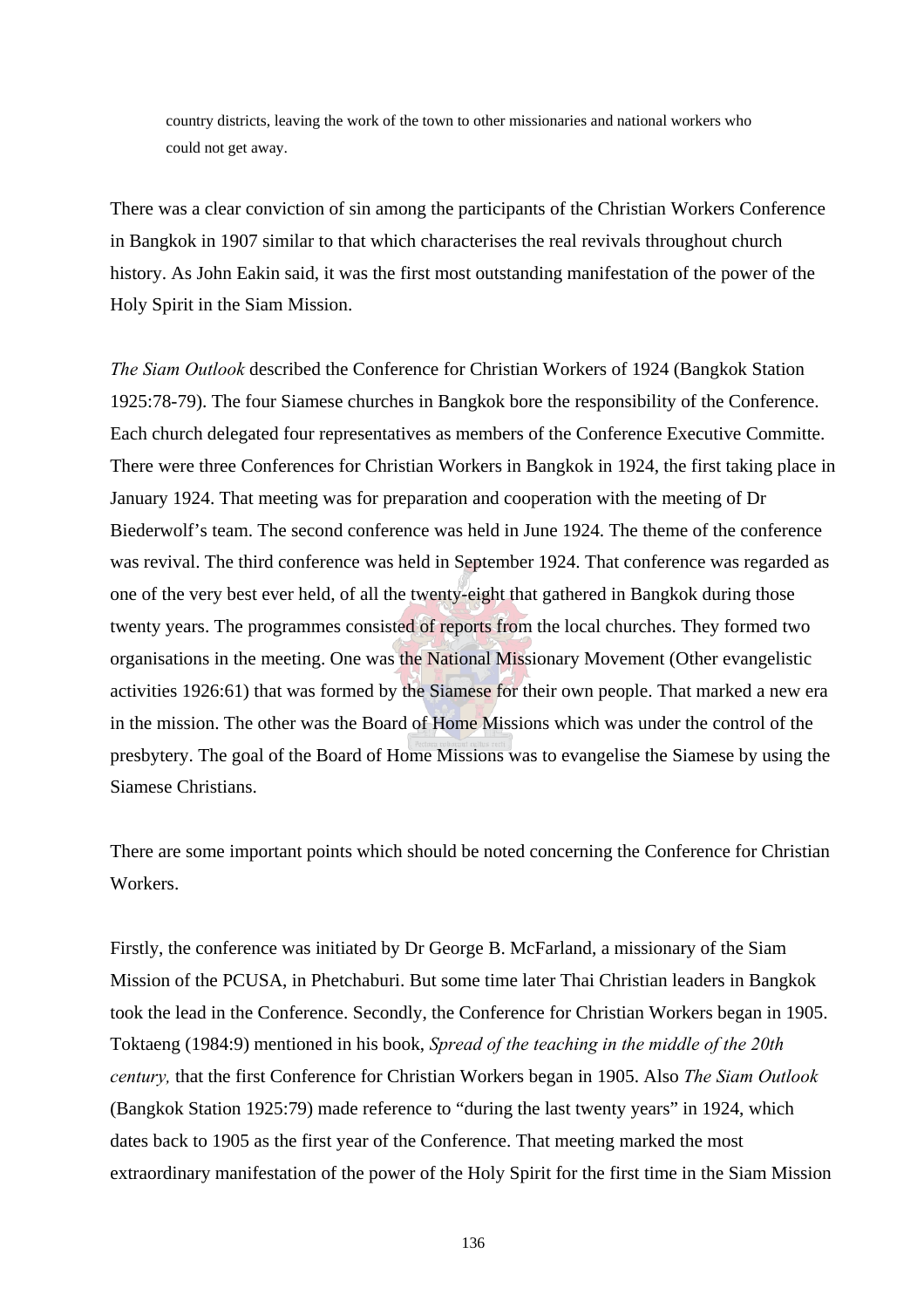> country districts, leaving the work of the town to other missionaries and national workers who could not get away.

There was a clear conviction of sin among the participants of the Christian Workers Conference in Bangkok in 1907 similar to that which characterises the real revivals throughout church history. As John Eakin said, it was the first most outstanding manifestation of the power of the Holy Spirit in the Siam Mission.

*The Siam Outlook* described the Conference for Christian Workers of 1924 (Bangkok Station 1925:78-79). The four Siamese churches in Bangkok bore the responsibility of the Conference. Each church delegated four representatives as members of the Conference Executive Committe. There were three Conferences for Christian Workers in Bangkok in 1924, the first taking place in January 1924. That meeting was for preparation and cooperation with the meeting of Dr Biederwolf's team. The second conference was held in June 1924. The theme of the conference was revival. The third conference was held in September 1924. That conference was regarded as one of the very best ever held, of all the twenty-eight that gathered in Bangkok during those twenty years. The programmes consisted of reports from the local churches. They formed two organisations in the meeting. One was the National Missionary Movement (Other evangelistic activities 1926:61) that was formed by the Siamese for their own people. That marked a new era in the mission. The other was the Board of Home Missions which was under the control of the presbytery. The goal of the Board of Home Missions was to evangelise the Siamese by using the Siamese Christians.

There are some important points which should be noted concerning the Conference for Christian Workers.

Firstly, the conference was initiated by Dr George B. McFarland, a missionary of the Siam Mission of the PCUSA, in Phetchaburi. But some time later Thai Christian leaders in Bangkok took the lead in the Conference. Secondly, the Conference for Christian Workers began in 1905. Toktaeng (1984:9) mentioned in his book, *Spread of the teaching in the middle of the 20th century,* that the first Conference for Christian Workers began in 1905. Also *The Siam Outlook* (Bangkok Station 1925:79) made reference to "during the last twenty years" in 1924, which dates back to 1905 as the first year of the Conference. That meeting marked the most extraordinary manifestation of the power of the Holy Spirit for the first time in the Siam Mission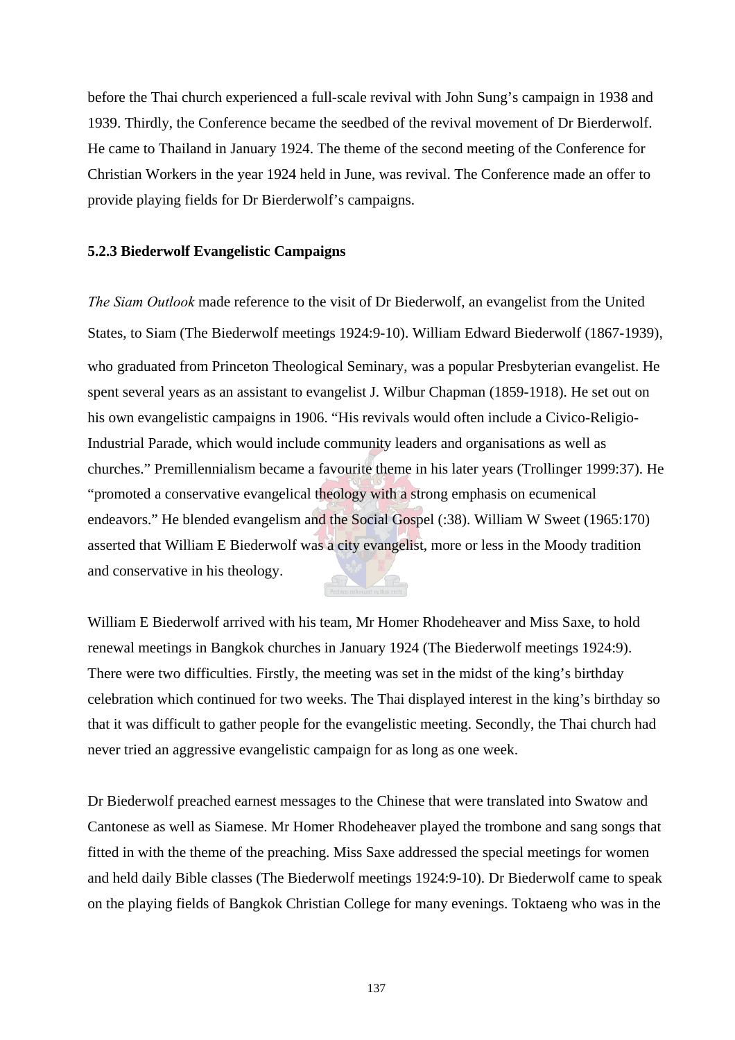before the Thai church experienced a full-scale revival with John Sung's campaign in 1938 and 1939. Thirdly, the Conference became the seedbed of the revival movement of Dr Bierderwolf. He came to Thailand in January 1924. The theme of the second meeting of the Conference for Christian Workers in the year 1924 held in June, was revival. The Conference made an offer to provide playing fields for Dr Bierderwolf's campaigns.

### 5.2.3 Biederwolf Evangelistic Campaigns

*The Siam Outlook* made reference to the visit of Dr Biederwolf, an evangelist from the United States, to Siam (The Biederwolf meetings 1924:9-10). William Edward Biederwolf (1867-1939), who graduated from Princeton Theological Seminary, was a popular Presbyterian evangelist. He spent several years as an assistant to evangelist J. Wilbur Chapman (1859-1918). He set out on his own evangelistic campaigns in 1906. "His revivals would often include a Civico-Religio-Industrial Parade, which would include community leaders and organisations as well as churches." Premillennialism became a favourite theme in his later years (Trollinger 1999:37). He "promoted a conservative evangelical theology with a strong emphasis on ecumenical endeavors." He blended evangelism and the Social Gospel (:38). William W Sweet (1965:170) asserted that William E Biederwolf was a city evangelist, more or less in the Moody tradition and conservative in his theology.

William E Biederwolf arrived with his team, Mr Homer Rhodeheaver and Miss Saxe, to hold renewal meetings in Bangkok churches in January 1924 (The Biederwolf meetings 1924:9). There were two difficulties. Firstly, the meeting was set in the midst of the king's birthday celebration which continued for two weeks. The Thai displayed interest in the king's birthday so that it was difficult to gather people for the evangelistic meeting. Secondly, the Thai church had never tried an aggressive evangelistic campaign for as long as one week.

Dr Biederwolf preached earnest messages to the Chinese that were translated into Swatow and Cantonese as well as Siamese. Mr Homer Rhodeheaver played the trombone and sang songs that fitted in with the theme of the preaching. Miss Saxe addressed the special meetings for women and held daily Bible classes (The Biederwolf meetings 1924:9-10). Dr Biederwolf came to speak on the playing fields of Bangkok Christian College for many evenings. Toktaeng who was in the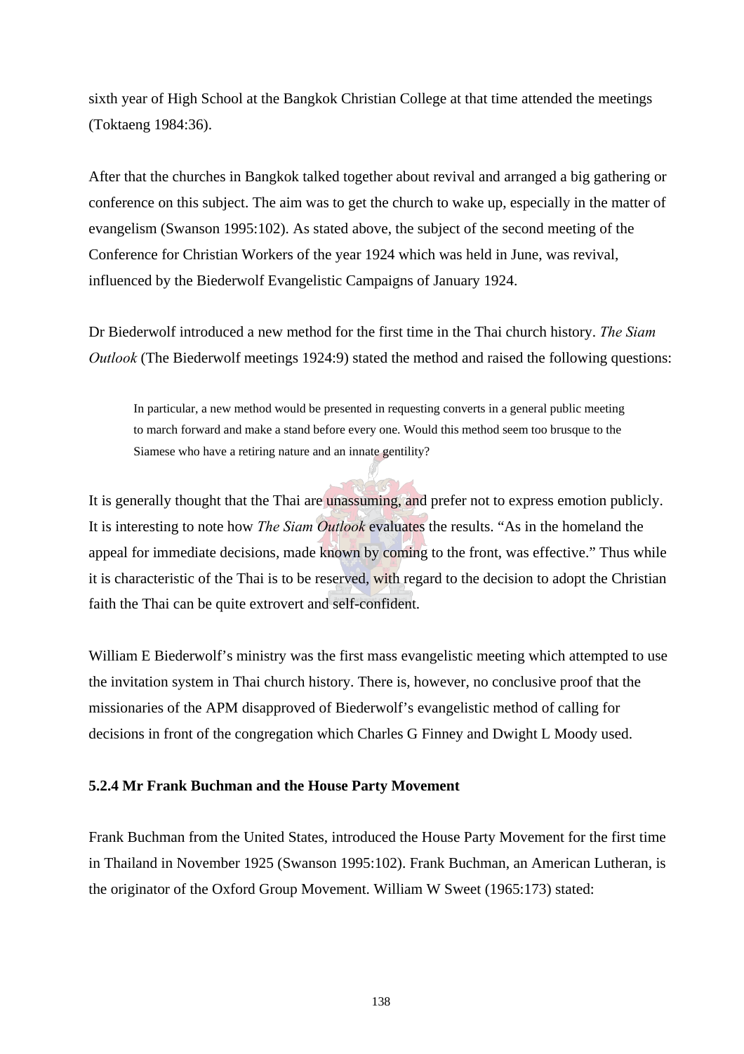sixth year of High School at the Bangkok Christian College at that time attended the meetings (Toktaeng 1984:36).

After that the churches in Bangkok talked together about revival and arranged a big gathering or conference on this subject. The aim was to get the church to wake up, especially in the matter of evangelism (Swanson 1995:102). As stated above, the subject of the second meeting of the Conference for Christian Workers of the year 1924 which was held in June, was revival, influenced by the Biederwolf Evangelistic Campaigns of January 1924.

Dr Biederwolf introduced a new method for the first time in the Thai church history. *The Siam Outlook* (The Biederwolf meetings 1924:9) stated the method and raised the following questions:

> In particular, a new method would be presented in requesting converts in a general public meeting to march forward and make a stand before every one. Would this method seem too brusque to the Siamese who have a retiring nature and an innate gentility?

It is generally thought that the Thai are unassuming, and prefer not to express emotion publicly. It is interesting to note how *The Siam Outlook* evaluates the results. "As in the homeland the appeal for immediate decisions, made known by coming to the front, was effective." Thus while it is characteristic of the Thai is to be reserved, with regard to the decision to adopt the Christian faith the Thai can be quite extrovert and self-confident.

William E Biederwolf's ministry was the first mass evangelistic meeting which attempted to use the invitation system in Thai church history. There is, however, no conclusive proof that the missionaries of the APM disapproved of Biederwolf's evangelistic method of calling for decisions in front of the congregation which Charles G Finney and Dwight L Moody used.

### 5.2.4 Mr Frank Buchman and the House Party Movement

Frank Buchman from the United States, introduced the House Party Movement for the first time in Thailand in November 1925 (Swanson 1995:102). Frank Buchman, an American Lutheran, is the originator of the Oxford Group Movement. William W Sweet (1965:173) stated: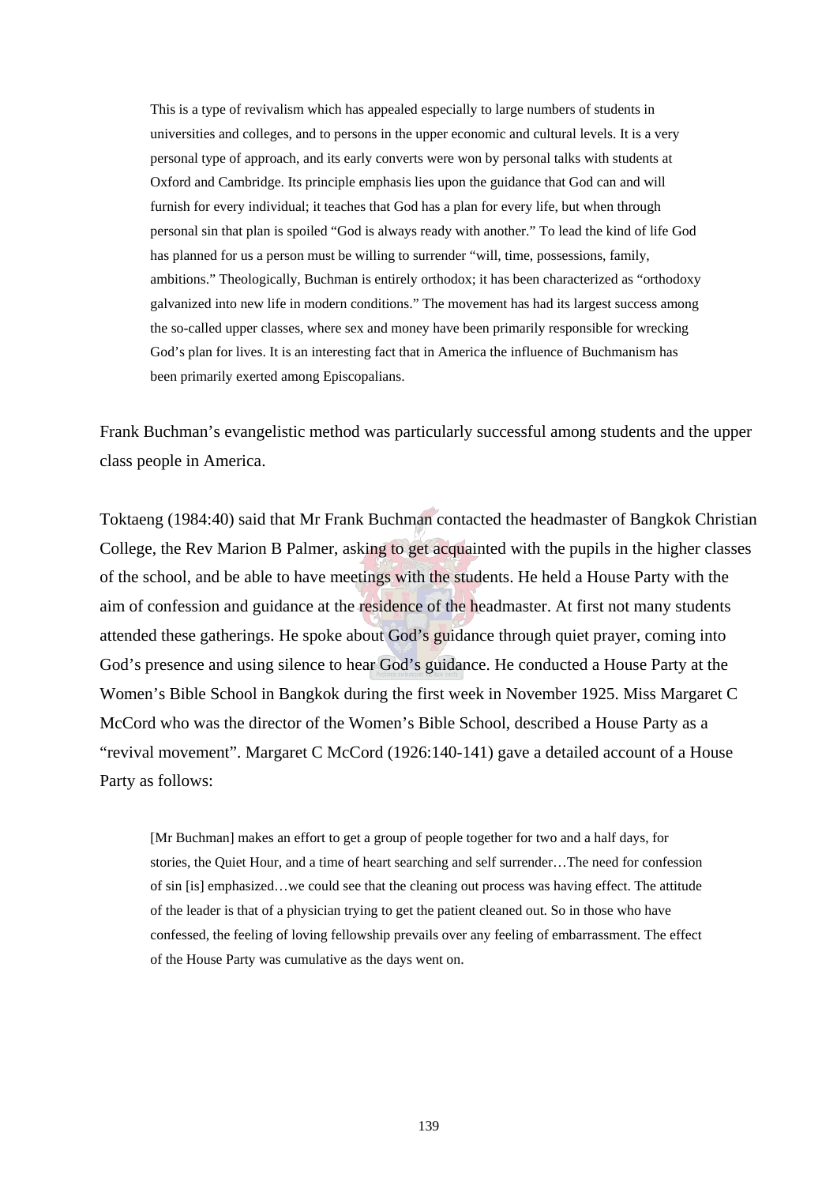> This is a type of revivalism which has appealed especially to large numbers of students in universities and colleges, and to persons in the upper economic and cultural levels. It is a very personal type of approach, and its early converts were won by personal talks with students at Oxford and Cambridge. Its principle emphasis lies upon the guidance that God can and will furnish for every individual; it teaches that God has a plan for every life, but when through personal sin that plan is spoiled "God is always ready with another." To lead the kind of life God has planned for us a person must be willing to surrender "will, time, possessions, family, ambitions." Theologically, Buchman is entirely orthodox; it has been characterized as "orthodoxy galvanized into new life in modern conditions." The movement has had its largest success among the so-called upper classes, where sex and money have been primarily responsible for wrecking God's plan for lives. It is an interesting fact that in America the influence of Buchmanism has been primarily exerted among Episcopalians.

Frank Buchman's evangelistic method was particularly successful among students and the upper class people in America.

Toktaeng (1984:40) said that Mr Frank Buchman contacted the headmaster of Bangkok Christian College, the Rev Marion B Palmer, asking to get acquainted with the pupils in the higher classes of the school, and be able to have meetings with the students. He held a House Party with the aim of confession and guidance at the residence of the headmaster. At first not many students attended these gatherings. He spoke about God's guidance through quiet prayer, coming into God's presence and using silence to hear God's guidance. He conducted a House Party at the Women's Bible School in Bangkok during the first week in November 1925. Miss Margaret C McCord who was the director of the Women's Bible School, described a House Party as a "revival movement". Margaret C McCord (1926:140-141) gave a detailed account of a House Party as follows:

> [Mr Buchman] makes an effort to get a group of people together for two and a half days, for stories, the Quiet Hour, and a time of heart searching and self surrender…The need for confession of sin [is] emphasized…we could see that the cleaning out process was having effect. The attitude of the leader is that of a physician trying to get the patient cleaned out. So in those who have confessed, the feeling of loving fellowship prevails over any feeling of embarrassment. The effect of the House Party was cumulative as the days went on.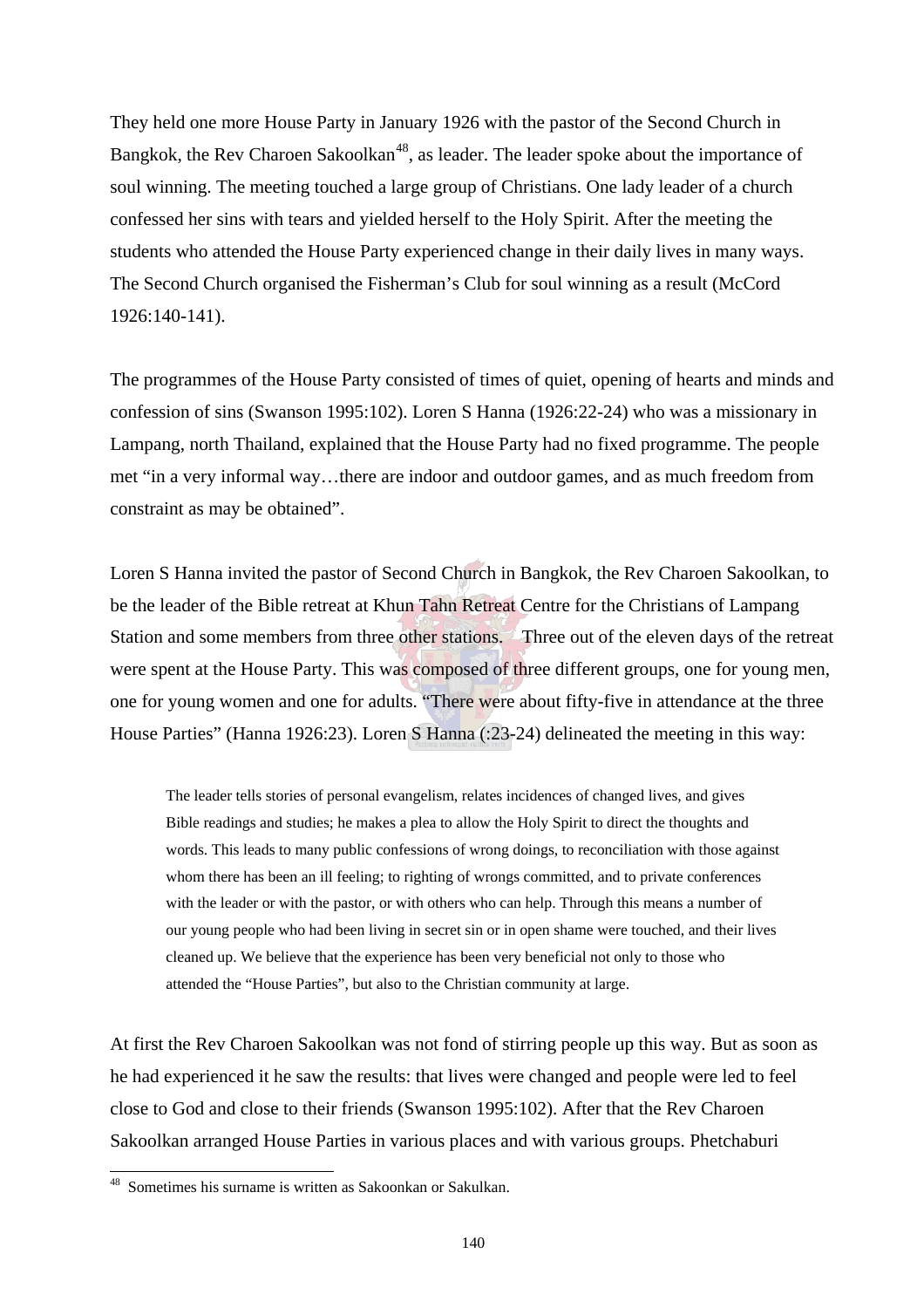They held one more House Party in January 1926 with the pastor of the Second Church in Bangkok, the Rev Charoen Sakoolkan[48], as leader. The leader spoke about the importance of soul winning. The meeting touched a large group of Christians. One lady leader of a church confessed her sins with tears and yielded herself to the Holy Spirit. After the meeting the students who attended the House Party experienced change in their daily lives in many ways. The Second Church organised the Fisherman's Club for soul winning as a result (McCord 1926:140-141).

The programmes of the House Party consisted of times of quiet, opening of hearts and minds and confession of sins (Swanson 1995:102). Loren S Hanna (1926:22-24) who was a missionary in Lampang, north Thailand, explained that the House Party had no fixed programme. The people met "in a very informal way…there are indoor and outdoor games, and as much freedom from constraint as may be obtained".

Loren S Hanna invited the pastor of Second Church in Bangkok, the Rev Charoen Sakoolkan, to be the leader of the Bible retreat at Khun Tahn Retreat Centre for the Christians of Lampang Station and some members from three other stations. Three out of the eleven days of the retreat were spent at the House Party. This was composed of three different groups, one for young men, one for young women and one for adults. "There were about fifty-five in attendance at the three House Parties" (Hanna 1926:23). Loren S Hanna (:23-24) delineated the meeting in this way:

> The leader tells stories of personal evangelism, relates incidences of changed lives, and gives Bible readings and studies; he makes a plea to allow the Holy Spirit to direct the thoughts and words. This leads to many public confessions of wrong doings, to reconciliation with those against whom there has been an ill feeling; to righting of wrongs committed, and to private conferences with the leader or with the pastor, or with others who can help. Through this means a number of our young people who had been living in secret sin or in open shame were touched, and their lives cleaned up. We believe that the experience has been very beneficial not only to those who attended the "House Parties", but also to the Christian community at large.

At first the Rev Charoen Sakoolkan was not fond of stirring people up this way. But as soon as he had experienced it he saw the results: that lives were changed and people were led to feel close to God and close to their friends (Swanson 1995:102). After that the Rev Charoen Sakoolkan arranged House Parties in various places and with various groups. Phetchaburi

---

[48] Sometimes his surname is written as Sakoonkan or Sakulkan.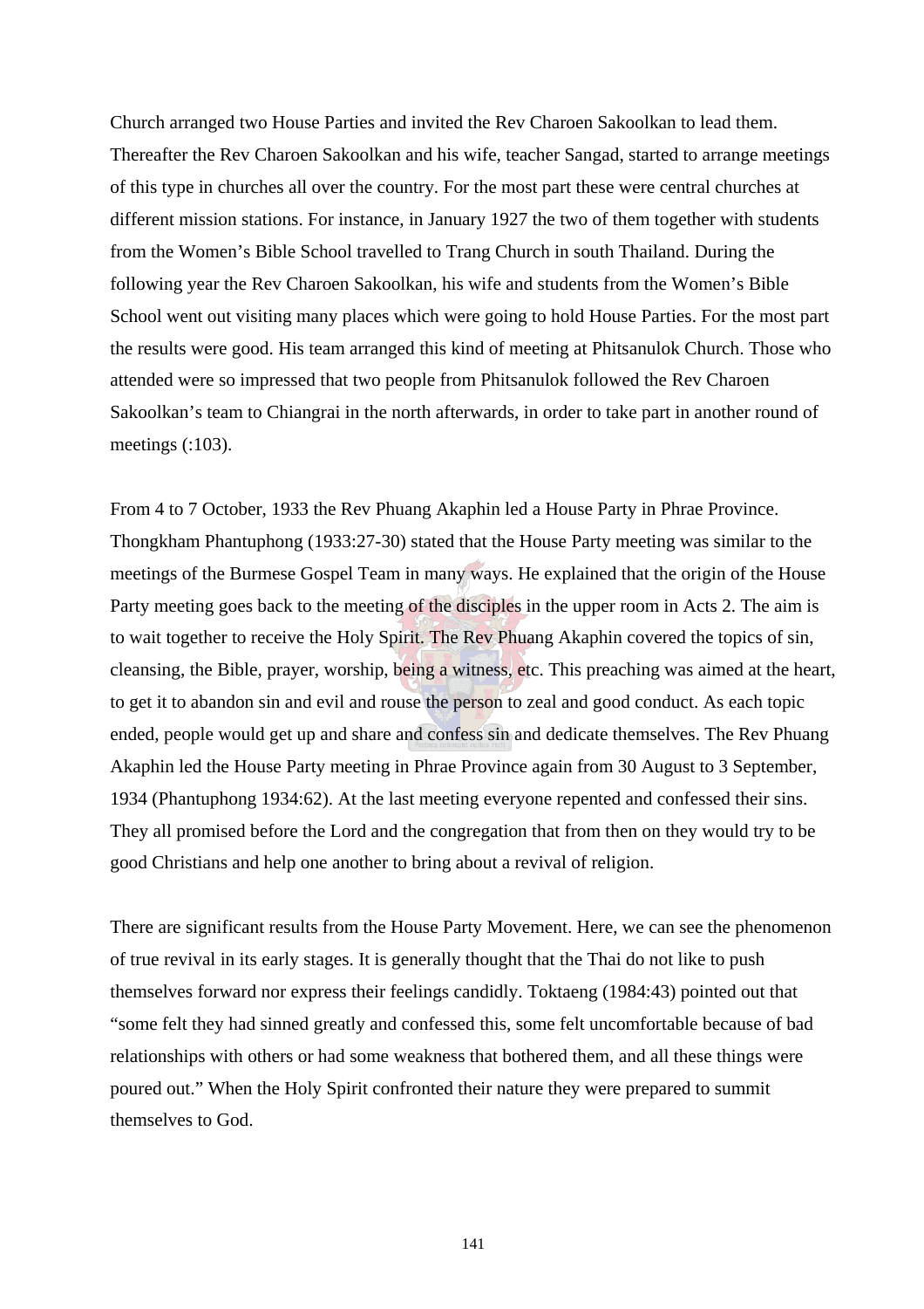Church arranged two House Parties and invited the Rev Charoen Sakoolkan to lead them. Thereafter the Rev Charoen Sakoolkan and his wife, teacher Sangad, started to arrange meetings of this type in churches all over the country. For the most part these were central churches at different mission stations. For instance, in January 1927 the two of them together with students from the Women's Bible School travelled to Trang Church in south Thailand. During the following year the Rev Charoen Sakoolkan, his wife and students from the Women's Bible School went out visiting many places which were going to hold House Parties. For the most part the results were good. His team arranged this kind of meeting at Phitsanulok Church. Those who attended were so impressed that two people from Phitsanulok followed the Rev Charoen Sakoolkan's team to Chiangrai in the north afterwards, in order to take part in another round of meetings (:103).

From 4 to 7 October, 1933 the Rev Phuang Akaphin led a House Party in Phrae Province. Thongkham Phantuphong (1933:27-30) stated that the House Party meeting was similar to the meetings of the Burmese Gospel Team in many ways. He explained that the origin of the House Party meeting goes back to the meeting of the disciples in the upper room in Acts 2. The aim is to wait together to receive the Holy Spirit. The Rev Phuang Akaphin covered the topics of sin, cleansing, the Bible, prayer, worship, being a witness, etc. This preaching was aimed at the heart, to get it to abandon sin and evil and rouse the person to zeal and good conduct. As each topic ended, people would get up and share and confess sin and dedicate themselves. The Rev Phuang Akaphin led the House Party meeting in Phrae Province again from 30 August to 3 September, 1934 (Phantuphong 1934:62). At the last meeting everyone repented and confessed their sins. They all promised before the Lord and the congregation that from then on they would try to be good Christians and help one another to bring about a revival of religion.

There are significant results from the House Party Movement. Here, we can see the phenomenon of true revival in its early stages. It is generally thought that the Thai do not like to push themselves forward nor express their feelings candidly. Toktaeng (1984:43) pointed out that "some felt they had sinned greatly and confessed this, some felt uncomfortable because of bad relationships with others or had some weakness that bothered them, and all these things were poured out." When the Holy Spirit confronted their nature they were prepared to summit themselves to God.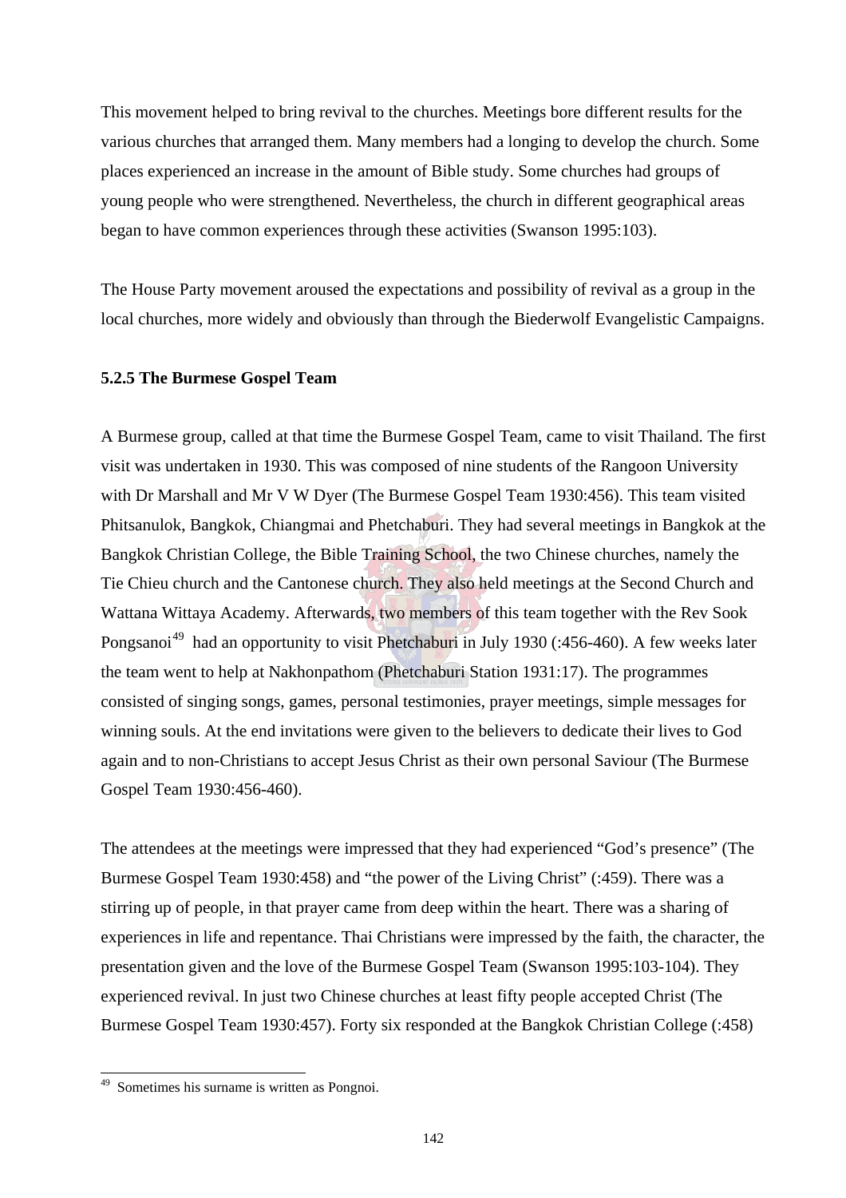This movement helped to bring revival to the churches. Meetings bore different results for the various churches that arranged them. Many members had a longing to develop the church. Some places experienced an increase in the amount of Bible study. Some churches had groups of young people who were strengthened. Nevertheless, the church in different geographical areas began to have common experiences through these activities (Swanson 1995:103).

The House Party movement aroused the expectations and possibility of revival as a group in the local churches, more widely and obviously than through the Biederwolf Evangelistic Campaigns.

### 5.2.5 The Burmese Gospel Team

A Burmese group, called at that time the Burmese Gospel Team, came to visit Thailand. The first visit was undertaken in 1930. This was composed of nine students of the Rangoon University with Dr Marshall and Mr V W Dyer (The Burmese Gospel Team 1930:456). This team visited Phitsanulok, Bangkok, Chiangmai and Phetchaburi. They had several meetings in Bangkok at the Bangkok Christian College, the Bible Training School, the two Chinese churches, namely the Tie Chieu church and the Cantonese church. They also held meetings at the Second Church and Wattana Wittaya Academy. Afterwards, two members of this team together with the Rev Sook Pongsanoi[49] had an opportunity to visit Phetchaburi in July 1930 (:456-460). A few weeks later the team went to help at Nakhonpathom (Phetchaburi Station 1931:17). The programmes consisted of singing songs, games, personal testimonies, prayer meetings, simple messages for winning souls. At the end invitations were given to the believers to dedicate their lives to God again and to non-Christians to accept Jesus Christ as their own personal Saviour (The Burmese Gospel Team 1930:456-460).

The attendees at the meetings were impressed that they had experienced "God's presence" (The Burmese Gospel Team 1930:458) and "the power of the Living Christ" (:459). There was a stirring up of people, in that prayer came from deep within the heart. There was a sharing of experiences in life and repentance. Thai Christians were impressed by the faith, the character, the presentation given and the love of the Burmese Gospel Team (Swanson 1995:103-104). They experienced revival. In just two Chinese churches at least fifty people accepted Christ (The Burmese Gospel Team 1930:457). Forty six responded at the Bangkok Christian College (:458)

---

[49] Sometimes his surname is written as Pongnoi.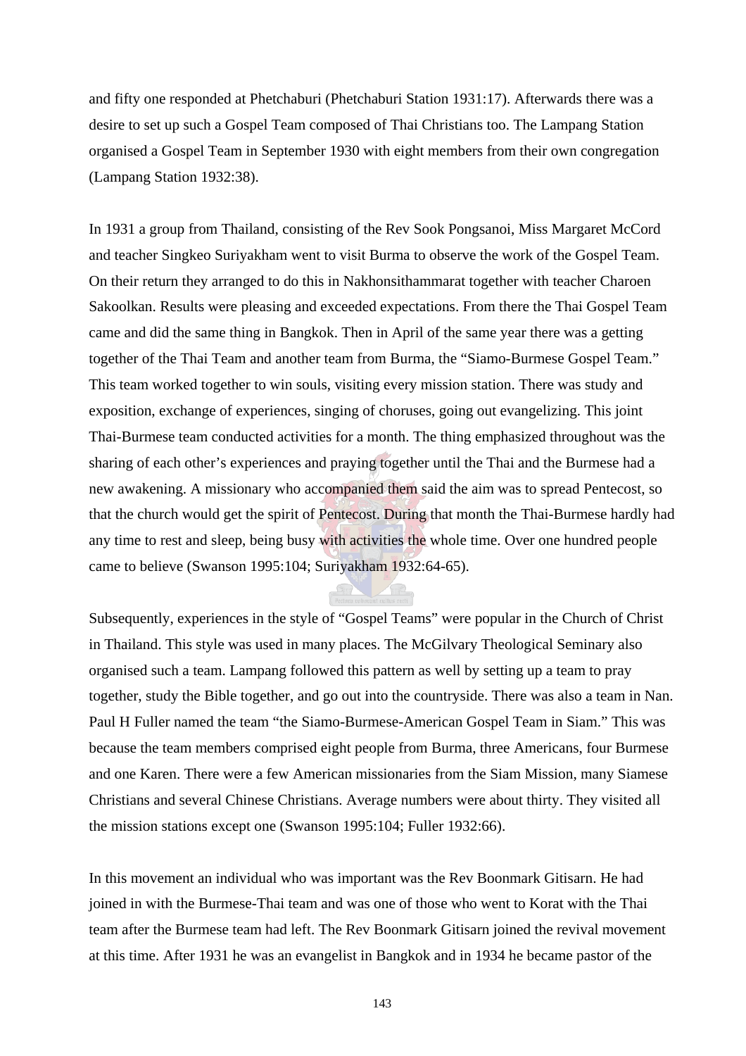and fifty one responded at Phetchaburi (Phetchaburi Station 1931:17). Afterwards there was a desire to set up such a Gospel Team composed of Thai Christians too. The Lampang Station organised a Gospel Team in September 1930 with eight members from their own congregation (Lampang Station 1932:38).

In 1931 a group from Thailand, consisting of the Rev Sook Pongsanoi, Miss Margaret McCord and teacher Singkeo Suriyakham went to visit Burma to observe the work of the Gospel Team. On their return they arranged to do this in Nakhonsithammarat together with teacher Charoen Sakoolkan. Results were pleasing and exceeded expectations. From there the Thai Gospel Team came and did the same thing in Bangkok. Then in April of the same year there was a getting together of the Thai Team and another team from Burma, the "Siamo-Burmese Gospel Team." This team worked together to win souls, visiting every mission station. There was study and exposition, exchange of experiences, singing of choruses, going out evangelizing. This joint Thai-Burmese team conducted activities for a month. The thing emphasized throughout was the sharing of each other's experiences and praying together until the Thai and the Burmese had a new awakening. A missionary who accompanied them said the aim was to spread Pentecost, so that the church would get the spirit of Pentecost. During that month the Thai-Burmese hardly had any time to rest and sleep, being busy with activities the whole time. Over one hundred people came to believe (Swanson 1995:104; Suriyakham 1932:64-65).

Subsequently, experiences in the style of "Gospel Teams" were popular in the Church of Christ in Thailand. This style was used in many places. The McGilvary Theological Seminary also organised such a team. Lampang followed this pattern as well by setting up a team to pray together, study the Bible together, and go out into the countryside. There was also a team in Nan. Paul H Fuller named the team "the Siamo-Burmese-American Gospel Team in Siam." This was because the team members comprised eight people from Burma, three Americans, four Burmese and one Karen. There were a few American missionaries from the Siam Mission, many Siamese Christians and several Chinese Christians. Average numbers were about thirty. They visited all the mission stations except one (Swanson 1995:104; Fuller 1932:66).

In this movement an individual who was important was the Rev Boonmark Gitisarn. He had joined in with the Burmese-Thai team and was one of those who went to Korat with the Thai team after the Burmese team had left. The Rev Boonmark Gitisarn joined the revival movement at this time. After 1931 he was an evangelist in Bangkok and in 1934 he became pastor of the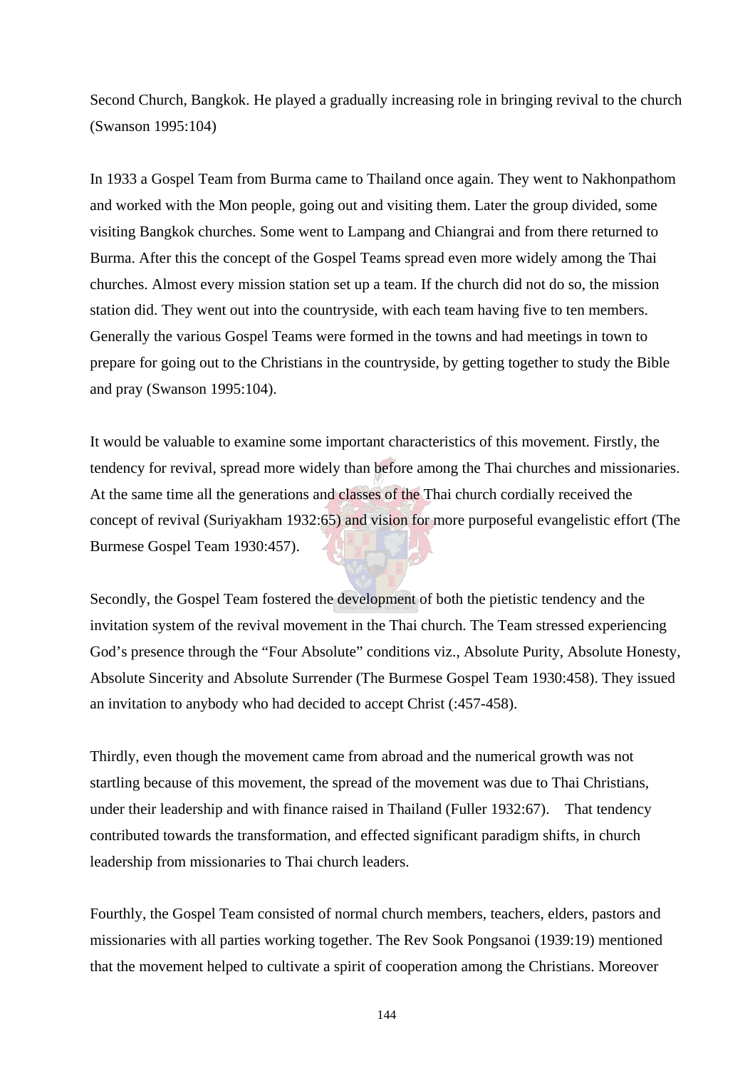Second Church, Bangkok. He played a gradually increasing role in bringing revival to the church (Swanson 1995:104)

In 1933 a Gospel Team from Burma came to Thailand once again. They went to Nakhonpathom and worked with the Mon people, going out and visiting them. Later the group divided, some visiting Bangkok churches. Some went to Lampang and Chiangrai and from there returned to Burma. After this the concept of the Gospel Teams spread even more widely among the Thai churches. Almost every mission station set up a team. If the church did not do so, the mission station did. They went out into the countryside, with each team having five to ten members. Generally the various Gospel Teams were formed in the towns and had meetings in town to prepare for going out to the Christians in the countryside, by getting together to study the Bible and pray (Swanson 1995:104).

It would be valuable to examine some important characteristics of this movement. Firstly, the tendency for revival, spread more widely than before among the Thai churches and missionaries. At the same time all the generations and classes of the Thai church cordially received the concept of revival (Suriyakham 1932:65) and vision for more purposeful evangelistic effort (The Burmese Gospel Team 1930:457).

Secondly, the Gospel Team fostered the development of both the pietistic tendency and the invitation system of the revival movement in the Thai church. The Team stressed experiencing God's presence through the "Four Absolute" conditions viz., Absolute Purity, Absolute Honesty, Absolute Sincerity and Absolute Surrender (The Burmese Gospel Team 1930:458). They issued an invitation to anybody who had decided to accept Christ (:457-458).

Thirdly, even though the movement came from abroad and the numerical growth was not startling because of this movement, the spread of the movement was due to Thai Christians, under their leadership and with finance raised in Thailand (Fuller 1932:67). That tendency contributed towards the transformation, and effected significant paradigm shifts, in church leadership from missionaries to Thai church leaders.

Fourthly, the Gospel Team consisted of normal church members, teachers, elders, pastors and missionaries with all parties working together. The Rev Sook Pongsanoi (1939:19) mentioned that the movement helped to cultivate a spirit of cooperation among the Christians. Moreover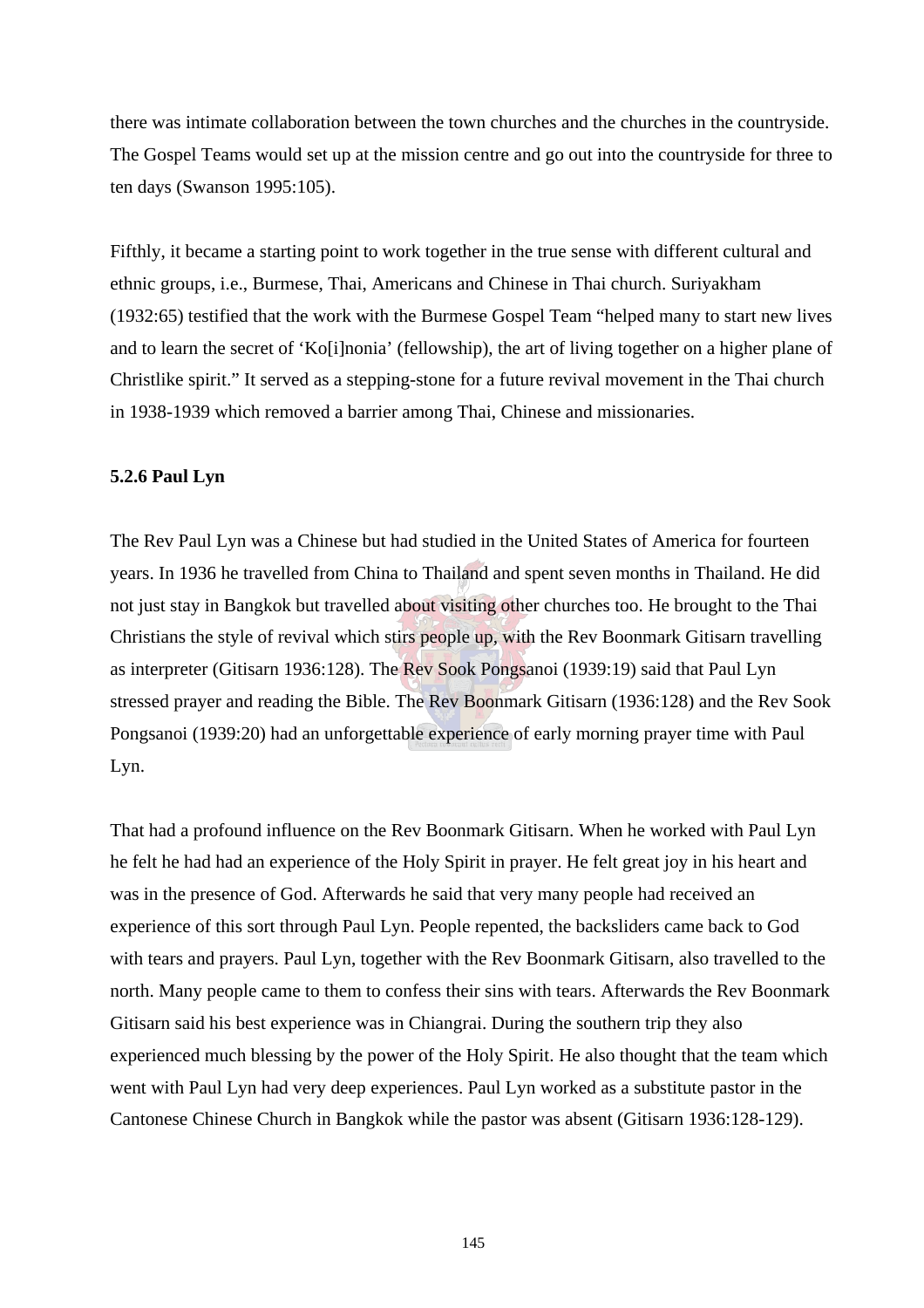there was intimate collaboration between the town churches and the churches in the countryside. The Gospel Teams would set up at the mission centre and go out into the countryside for three to ten days (Swanson 1995:105).

Fifthly, it became a starting point to work together in the true sense with different cultural and ethnic groups, i.e., Burmese, Thai, Americans and Chinese in Thai church. Suriyakham (1932:65) testified that the work with the Burmese Gospel Team "helped many to start new lives and to learn the secret of 'Ko[i]nonia' (fellowship), the art of living together on a higher plane of Christlike spirit." It served as a stepping-stone for a future revival movement in the Thai church in 1938-1939 which removed a barrier among Thai, Chinese and missionaries.

### 5.2.6 Paul Lyn

The Rev Paul Lyn was a Chinese but had studied in the United States of America for fourteen years. In 1936 he travelled from China to Thailand and spent seven months in Thailand. He did not just stay in Bangkok but travelled about visiting other churches too. He brought to the Thai Christians the style of revival which stirs people up, with the Rev Boonmark Gitisarn travelling as interpreter (Gitisarn 1936:128). The Rev Sook Pongsanoi (1939:19) said that Paul Lyn stressed prayer and reading the Bible. The Rev Boonmark Gitisarn (1936:128) and the Rev Sook Pongsanoi (1939:20) had an unforgettable experience of early morning prayer time with Paul Lyn.

That had a profound influence on the Rev Boonmark Gitisarn. When he worked with Paul Lyn he felt he had had an experience of the Holy Spirit in prayer. He felt great joy in his heart and was in the presence of God. Afterwards he said that very many people had received an experience of this sort through Paul Lyn. People repented, the backsliders came back to God with tears and prayers. Paul Lyn, together with the Rev Boonmark Gitisarn, also travelled to the north. Many people came to them to confess their sins with tears. Afterwards the Rev Boonmark Gitisarn said his best experience was in Chiangrai. During the southern trip they also experienced much blessing by the power of the Holy Spirit. He also thought that the team which went with Paul Lyn had very deep experiences. Paul Lyn worked as a substitute pastor in the Cantonese Chinese Church in Bangkok while the pastor was absent (Gitisarn 1936:128-129).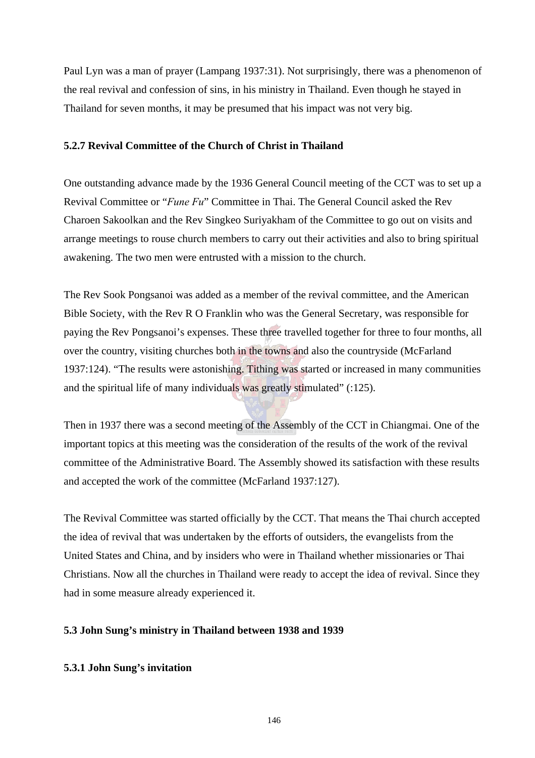Paul Lyn was a man of prayer (Lampang 1937:31). Not surprisingly, there was a phenomenon of the real revival and confession of sins, in his ministry in Thailand. Even though he stayed in Thailand for seven months, it may be presumed that his impact was not very big.

### 5.2.7 Revival Committee of the Church of Christ in Thailand

One outstanding advance made by the 1936 General Council meeting of the CCT was to set up a Revival Committee or "*Fune Fu*" Committee in Thai. The General Council asked the Rev Charoen Sakoolkan and the Rev Singkeo Suriyakham of the Committee to go out on visits and arrange meetings to rouse church members to carry out their activities and also to bring spiritual awakening. The two men were entrusted with a mission to the church.

The Rev Sook Pongsanoi was added as a member of the revival committee, and the American Bible Society, with the Rev R O Franklin who was the General Secretary, was responsible for paying the Rev Pongsanoi's expenses. These three travelled together for three to four months, all over the country, visiting churches both in the towns and also the countryside (McFarland 1937:124). "The results were astonishing. Tithing was started or increased in many communities and the spiritual life of many individuals was greatly stimulated" (:125).

Then in 1937 there was a second meeting of the Assembly of the CCT in Chiangmai. One of the important topics at this meeting was the consideration of the results of the work of the revival committee of the Administrative Board. The Assembly showed its satisfaction with these results and accepted the work of the committee (McFarland 1937:127).

The Revival Committee was started officially by the CCT. That means the Thai church accepted the idea of revival that was undertaken by the efforts of outsiders, the evangelists from the United States and China, and by insiders who were in Thailand whether missionaries or Thai Christians. Now all the churches in Thailand were ready to accept the idea of revival. Since they had in some measure already experienced it.

## 5.3 John Sung's ministry in Thailand between 1938 and 1939

### 5.3.1 John Sung's invitation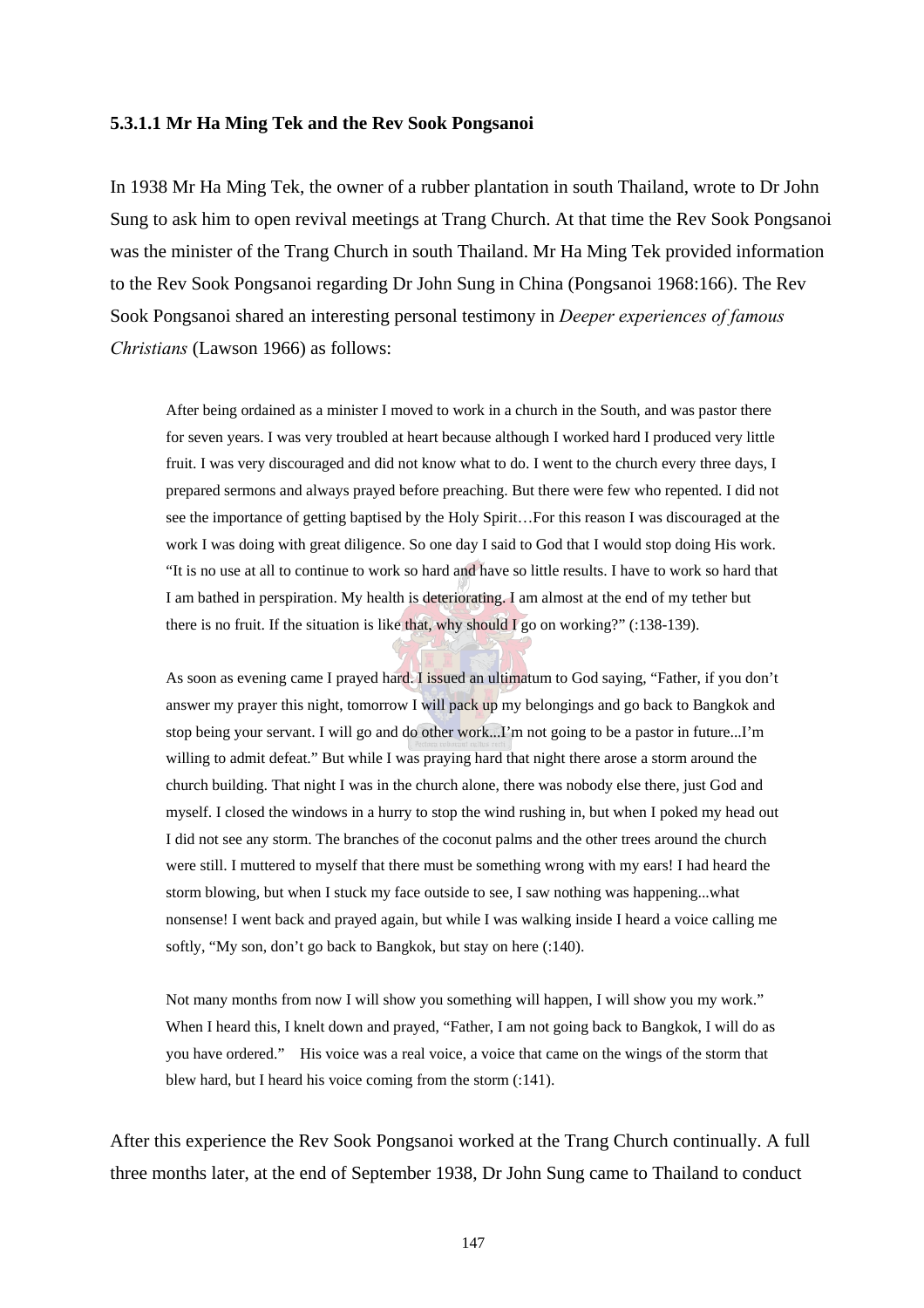**5.3.1.1 Mr Ha Ming Tek and the Rev Sook Pongsanoi**

In 1938 Mr Ha Ming Tek, the owner of a rubber plantation in south Thailand, wrote to Dr John Sung to ask him to open revival meetings at Trang Church. At that time the Rev Sook Pongsanoi was the minister of the Trang Church in south Thailand. Mr Ha Ming Tek provided information to the Rev Sook Pongsanoi regarding Dr John Sung in China (Pongsanoi 1968:166). The Rev Sook Pongsanoi shared an interesting personal testimony in *Deeper experiences of famous Christians* (Lawson 1966) as follows:

> After being ordained as a minister I moved to work in a church in the South, and was pastor there for seven years. I was very troubled at heart because although I worked hard I produced very little fruit. I was very discouraged and did not know what to do. I went to the church every three days, I prepared sermons and always prayed before preaching. But there were few who repented. I did not see the importance of getting baptised by the Holy Spirit…For this reason I was discouraged at the work I was doing with great diligence. So one day I said to God that I would stop doing His work. "It is no use at all to continue to work so hard and have so little results. I have to work so hard that I am bathed in perspiration. My health is deteriorating. I am almost at the end of my tether but there is no fruit. If the situation is like that, why should I go on working?" (:138-139).
>
> As soon as evening came I prayed hard. I issued an ultimatum to God saying, "Father, if you don't answer my prayer this night, tomorrow I will pack up my belongings and go back to Bangkok and stop being your servant. I will go and do other work...I'm not going to be a pastor in future...I'm willing to admit defeat." But while I was praying hard that night there arose a storm around the church building. That night I was in the church alone, there was nobody else there, just God and myself. I closed the windows in a hurry to stop the wind rushing in, but when I poked my head out I did not see any storm. The branches of the coconut palms and the other trees around the church were still. I muttered to myself that there must be something wrong with my ears! I had heard the storm blowing, but when I stuck my face outside to see, I saw nothing was happening...what nonsense! I went back and prayed again, but while I was walking inside I heard a voice calling me softly, "My son, don't go back to Bangkok, but stay on here (:140).
>
> Not many months from now I will show you something will happen, I will show you my work." When I heard this, I knelt down and prayed, "Father, I am not going back to Bangkok, I will do as you have ordered." His voice was a real voice, a voice that came on the wings of the storm that blew hard, but I heard his voice coming from the storm (:141).

After this experience the Rev Sook Pongsanoi worked at the Trang Church continually. A full three months later, at the end of September 1938, Dr John Sung came to Thailand to conduct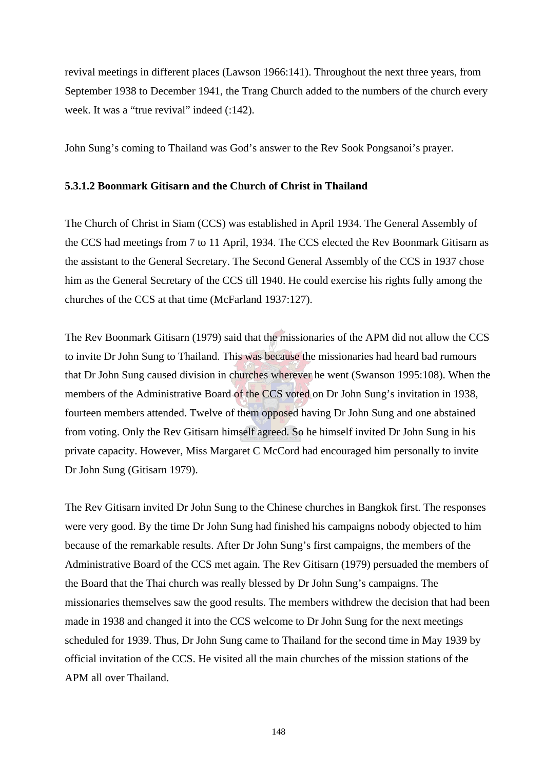revival meetings in different places (Lawson 1966:141). Throughout the next three years, from September 1938 to December 1941, the Trang Church added to the numbers of the church every week. It was a "true revival" indeed (:142).

John Sung's coming to Thailand was God's answer to the Rev Sook Pongsanoi's prayer.

#### 5.3.1.2 Boonmark Gitisarn and the Church of Christ in Thailand

The Church of Christ in Siam (CCS) was established in April 1934. The General Assembly of the CCS had meetings from 7 to 11 April, 1934. The CCS elected the Rev Boonmark Gitisarn as the assistant to the General Secretary. The Second General Assembly of the CCS in 1937 chose him as the General Secretary of the CCS till 1940. He could exercise his rights fully among the churches of the CCS at that time (McFarland 1937:127).

The Rev Boonmark Gitisarn (1979) said that the missionaries of the APM did not allow the CCS to invite Dr John Sung to Thailand. This was because the missionaries had heard bad rumours that Dr John Sung caused division in churches wherever he went (Swanson 1995:108). When the members of the Administrative Board of the CCS voted on Dr John Sung's invitation in 1938, fourteen members attended. Twelve of them opposed having Dr John Sung and one abstained from voting. Only the Rev Gitisarn himself agreed. So he himself invited Dr John Sung in his private capacity. However, Miss Margaret C McCord had encouraged him personally to invite Dr John Sung (Gitisarn 1979).

The Rev Gitisarn invited Dr John Sung to the Chinese churches in Bangkok first. The responses were very good. By the time Dr John Sung had finished his campaigns nobody objected to him because of the remarkable results. After Dr John Sung's first campaigns, the members of the Administrative Board of the CCS met again. The Rev Gitisarn (1979) persuaded the members of the Board that the Thai church was really blessed by Dr John Sung's campaigns. The missionaries themselves saw the good results. The members withdrew the decision that had been made in 1938 and changed it into the CCS welcome to Dr John Sung for the next meetings scheduled for 1939. Thus, Dr John Sung came to Thailand for the second time in May 1939 by official invitation of the CCS. He visited all the main churches of the mission stations of the APM all over Thailand.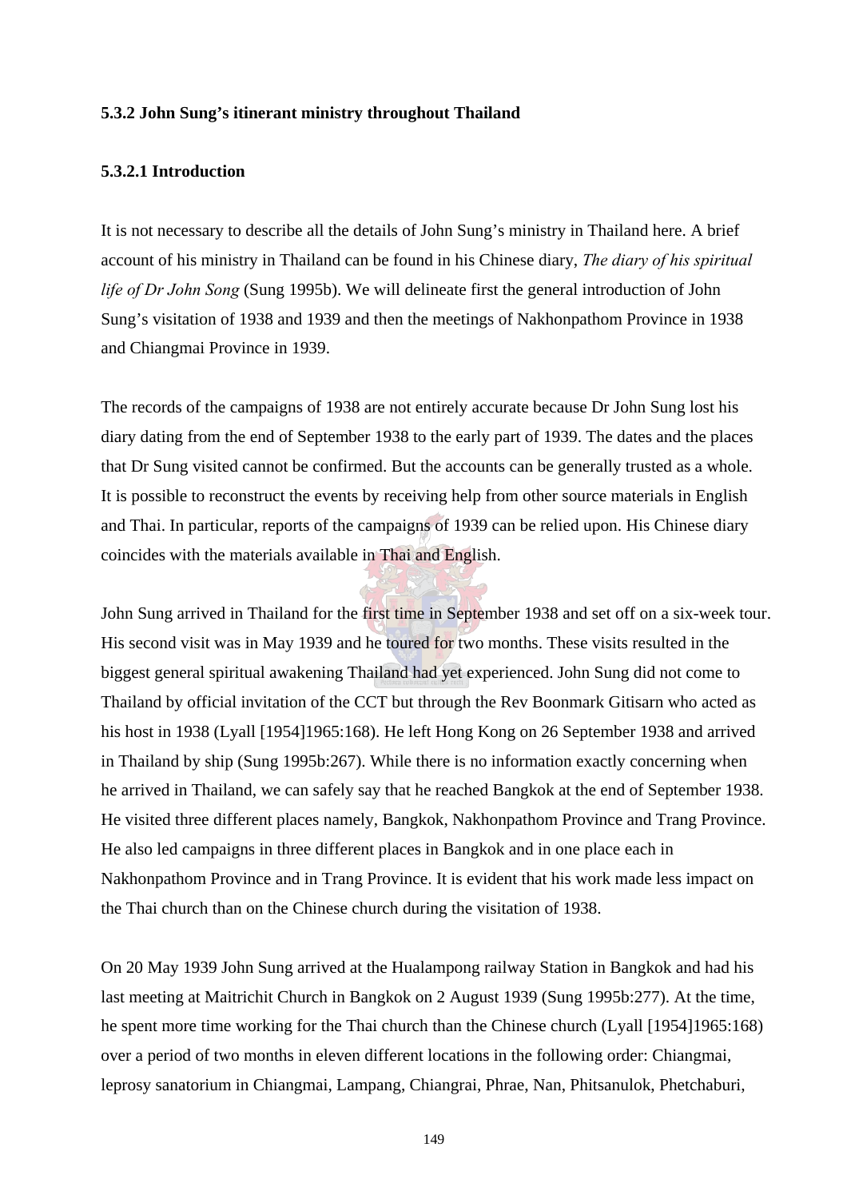### 5.3.2 John Sung's itinerant ministry throughout Thailand

#### 5.3.2.1 Introduction

It is not necessary to describe all the details of John Sung's ministry in Thailand here. A brief account of his ministry in Thailand can be found in his Chinese diary, *The diary of his spiritual life of Dr John Song* (Sung 1995b). We will delineate first the general introduction of John Sung's visitation of 1938 and 1939 and then the meetings of Nakhonpathom Province in 1938 and Chiangmai Province in 1939.

The records of the campaigns of 1938 are not entirely accurate because Dr John Sung lost his diary dating from the end of September 1938 to the early part of 1939. The dates and the places that Dr Sung visited cannot be confirmed. But the accounts can be generally trusted as a whole. It is possible to reconstruct the events by receiving help from other source materials in English and Thai. In particular, reports of the campaigns of 1939 can be relied upon. His Chinese diary coincides with the materials available in Thai and English.

John Sung arrived in Thailand for the first time in September 1938 and set off on a six-week tour. His second visit was in May 1939 and he toured for two months. These visits resulted in the biggest general spiritual awakening Thailand had yet experienced. John Sung did not come to Thailand by official invitation of the CCT but through the Rev Boonmark Gitisarn who acted as his host in 1938 (Lyall [1954]1965:168). He left Hong Kong on 26 September 1938 and arrived in Thailand by ship (Sung 1995b:267). While there is no information exactly concerning when he arrived in Thailand, we can safely say that he reached Bangkok at the end of September 1938. He visited three different places namely, Bangkok, Nakhonpathom Province and Trang Province. He also led campaigns in three different places in Bangkok and in one place each in Nakhonpathom Province and in Trang Province. It is evident that his work made less impact on the Thai church than on the Chinese church during the visitation of 1938.

On 20 May 1939 John Sung arrived at the Hualampong railway Station in Bangkok and had his last meeting at Maitrichit Church in Bangkok on 2 August 1939 (Sung 1995b:277). At the time, he spent more time working for the Thai church than the Chinese church (Lyall [1954]1965:168) over a period of two months in eleven different locations in the following order: Chiangmai, leprosy sanatorium in Chiangmai, Lampang, Chiangrai, Phrae, Nan, Phitsanulok, Phetchaburi,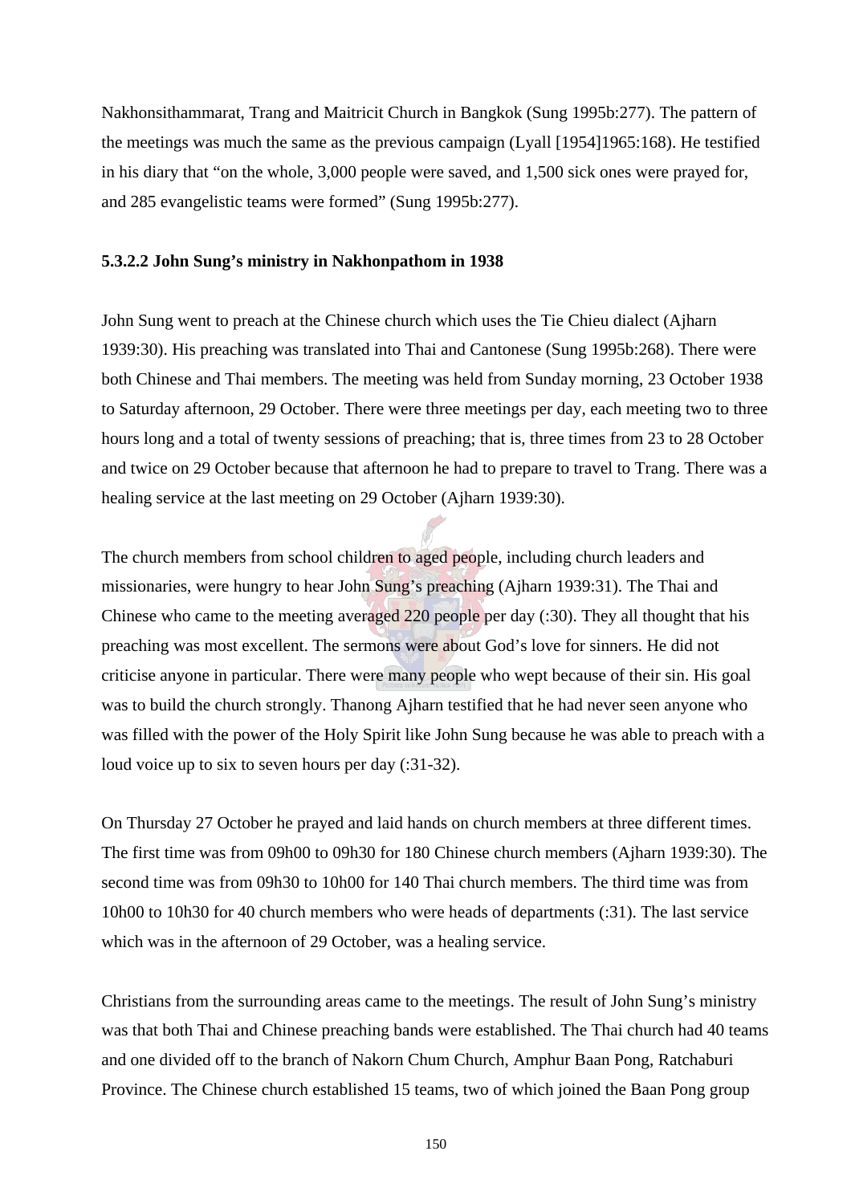Nakhonsithammarat, Trang and Maitricit Church in Bangkok (Sung 1995b:277). The pattern of the meetings was much the same as the previous campaign (Lyall [1954]1965:168). He testified in his diary that "on the whole, 3,000 people were saved, and 1,500 sick ones were prayed for, and 285 evangelistic teams were formed" (Sung 1995b:277).

#### 5.3.2.2 John Sung's ministry in Nakhonpathom in 1938

John Sung went to preach at the Chinese church which uses the Tie Chieu dialect (Ajharn 1939:30). His preaching was translated into Thai and Cantonese (Sung 1995b:268). There were both Chinese and Thai members. The meeting was held from Sunday morning, 23 October 1938 to Saturday afternoon, 29 October. There were three meetings per day, each meeting two to three hours long and a total of twenty sessions of preaching; that is, three times from 23 to 28 October and twice on 29 October because that afternoon he had to prepare to travel to Trang. There was a healing service at the last meeting on 29 October (Ajharn 1939:30).

The church members from school children to aged people, including church leaders and missionaries, were hungry to hear John Sung's preaching (Ajharn 1939:31). The Thai and Chinese who came to the meeting averaged 220 people per day (:30). They all thought that his preaching was most excellent. The sermons were about God's love for sinners. He did not criticise anyone in particular. There were many people who wept because of their sin. His goal was to build the church strongly. Thanong Ajharn testified that he had never seen anyone who was filled with the power of the Holy Spirit like John Sung because he was able to preach with a loud voice up to six to seven hours per day (:31-32).

On Thursday 27 October he prayed and laid hands on church members at three different times. The first time was from 09h00 to 09h30 for 180 Chinese church members (Ajharn 1939:30). The second time was from 09h30 to 10h00 for 140 Thai church members. The third time was from 10h00 to 10h30 for 40 church members who were heads of departments (:31). The last service which was in the afternoon of 29 October, was a healing service.

Christians from the surrounding areas came to the meetings. The result of John Sung's ministry was that both Thai and Chinese preaching bands were established. The Thai church had 40 teams and one divided off to the branch of Nakorn Chum Church, Amphur Baan Pong, Ratchaburi Province. The Chinese church established 15 teams, two of which joined the Baan Pong group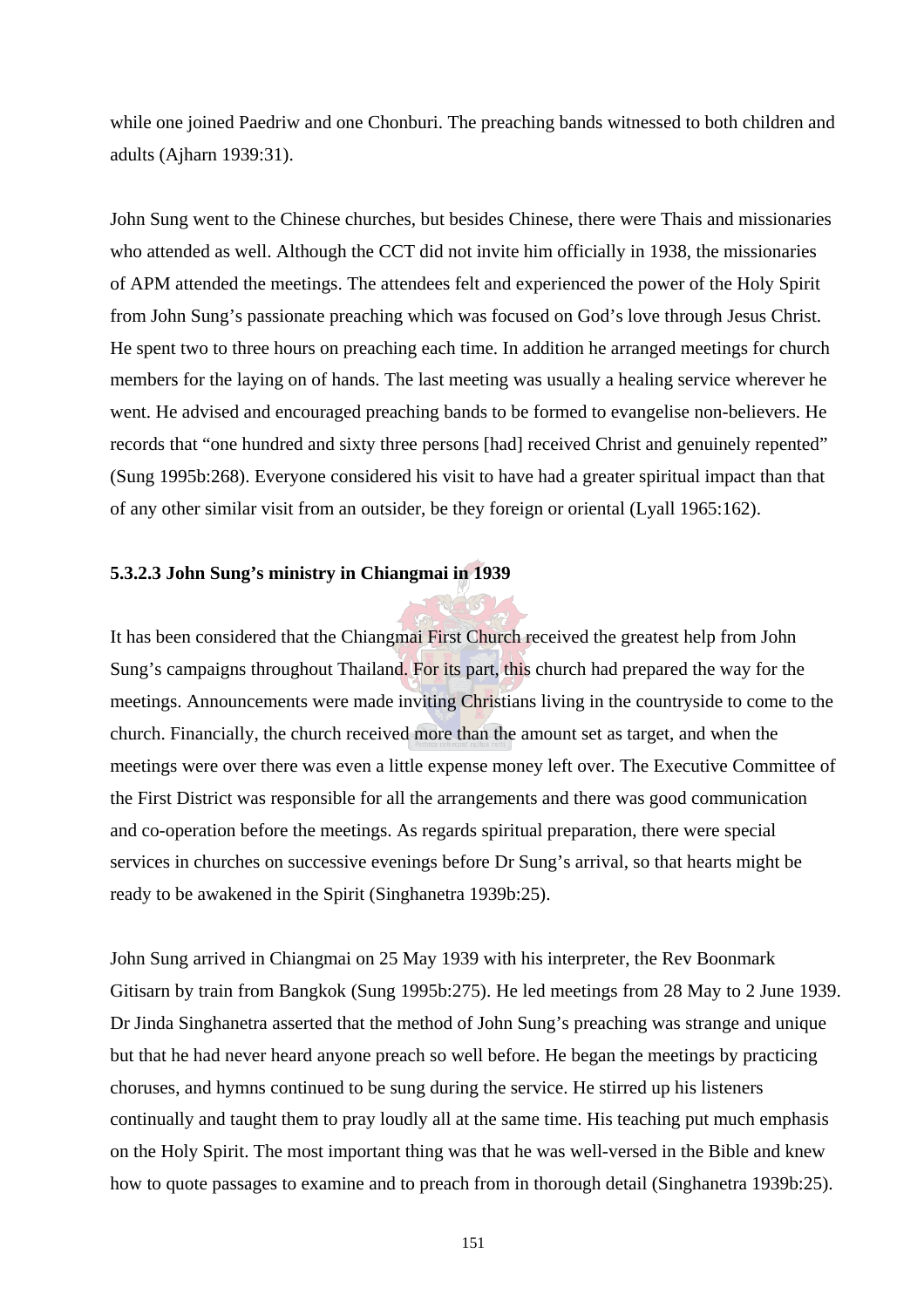while one joined Paedriw and one Chonburi. The preaching bands witnessed to both children and adults (Ajharn 1939:31).

John Sung went to the Chinese churches, but besides Chinese, there were Thais and missionaries who attended as well. Although the CCT did not invite him officially in 1938, the missionaries of APM attended the meetings. The attendees felt and experienced the power of the Holy Spirit from John Sung's passionate preaching which was focused on God's love through Jesus Christ. He spent two to three hours on preaching each time. In addition he arranged meetings for church members for the laying on of hands. The last meeting was usually a healing service wherever he went. He advised and encouraged preaching bands to be formed to evangelise non-believers. He records that "one hundred and sixty three persons [had] received Christ and genuinely repented" (Sung 1995b:268). Everyone considered his visit to have had a greater spiritual impact than that of any other similar visit from an outsider, be they foreign or oriental (Lyall 1965:162).

### 5.3.2.3 John Sung's ministry in Chiangmai in 1939

It has been considered that the Chiangmai First Church received the greatest help from John Sung's campaigns throughout Thailand. For its part, this church had prepared the way for the meetings. Announcements were made inviting Christians living in the countryside to come to the church. Financially, the church received more than the amount set as target, and when the meetings were over there was even a little expense money left over. The Executive Committee of the First District was responsible for all the arrangements and there was good communication and co-operation before the meetings. As regards spiritual preparation, there were special services in churches on successive evenings before Dr Sung's arrival, so that hearts might be ready to be awakened in the Spirit (Singhanetra 1939b:25).

John Sung arrived in Chiangmai on 25 May 1939 with his interpreter, the Rev Boonmark Gitisarn by train from Bangkok (Sung 1995b:275). He led meetings from 28 May to 2 June 1939. Dr Jinda Singhanetra asserted that the method of John Sung's preaching was strange and unique but that he had never heard anyone preach so well before. He began the meetings by practicing choruses, and hymns continued to be sung during the service. He stirred up his listeners continually and taught them to pray loudly all at the same time. His teaching put much emphasis on the Holy Spirit. The most important thing was that he was well-versed in the Bible and knew how to quote passages to examine and to preach from in thorough detail (Singhanetra 1939b:25).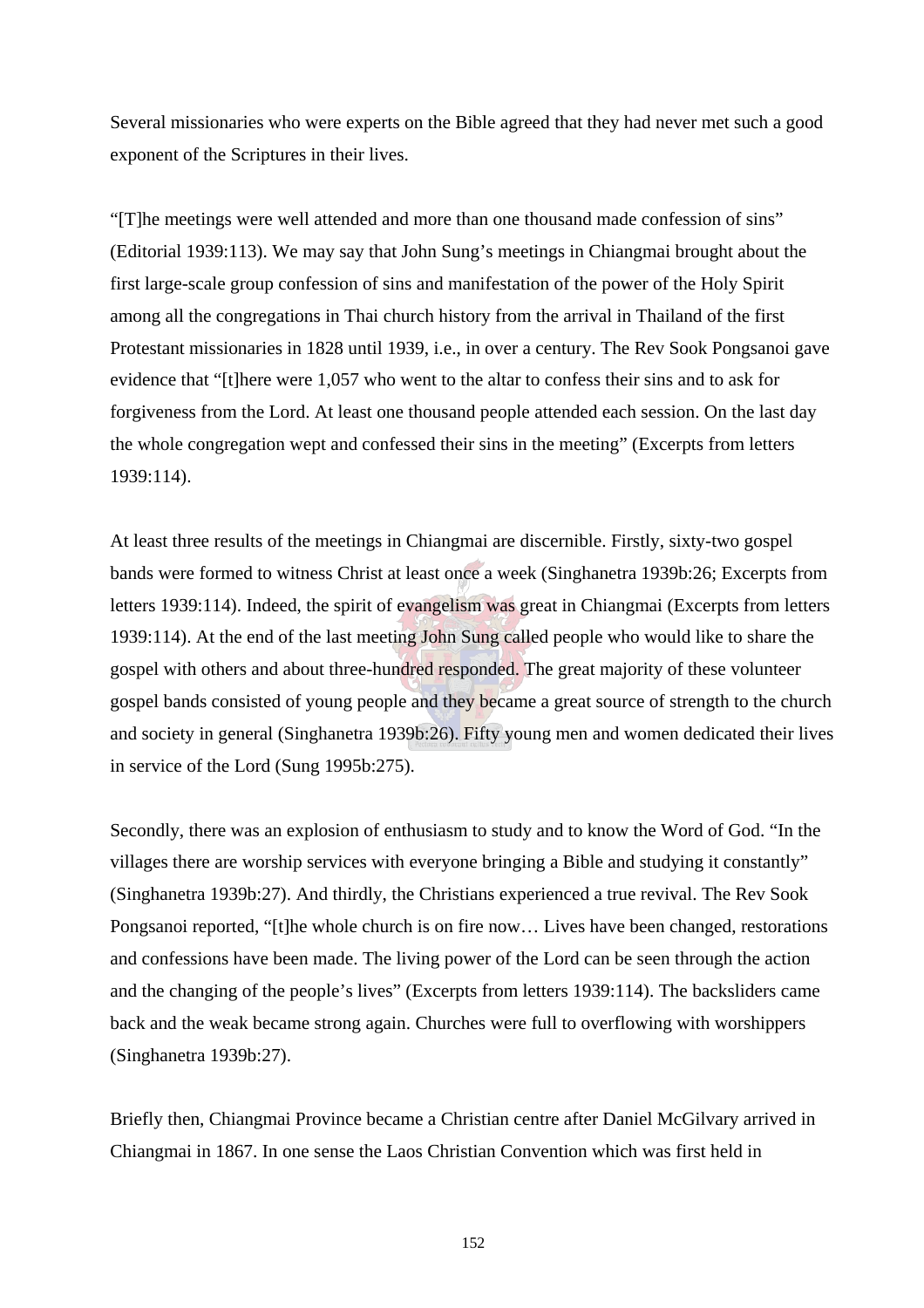Several missionaries who were experts on the Bible agreed that they had never met such a good exponent of the Scriptures in their lives.

"[T]he meetings were well attended and more than one thousand made confession of sins" (Editorial 1939:113). We may say that John Sung's meetings in Chiangmai brought about the first large-scale group confession of sins and manifestation of the power of the Holy Spirit among all the congregations in Thai church history from the arrival in Thailand of the first Protestant missionaries in 1828 until 1939, i.e., in over a century. The Rev Sook Pongsanoi gave evidence that "[t]here were 1,057 who went to the altar to confess their sins and to ask for forgiveness from the Lord. At least one thousand people attended each session. On the last day the whole congregation wept and confessed their sins in the meeting" (Excerpts from letters 1939:114).

At least three results of the meetings in Chiangmai are discernible. Firstly, sixty-two gospel bands were formed to witness Christ at least once a week (Singhanetra 1939b:26; Excerpts from letters 1939:114). Indeed, the spirit of evangelism was great in Chiangmai (Excerpts from letters 1939:114). At the end of the last meeting John Sung called people who would like to share the gospel with others and about three-hundred responded. The great majority of these volunteer gospel bands consisted of young people and they became a great source of strength to the church and society in general (Singhanetra 1939b:26). Fifty young men and women dedicated their lives in service of the Lord (Sung 1995b:275).

Secondly, there was an explosion of enthusiasm to study and to know the Word of God. "In the villages there are worship services with everyone bringing a Bible and studying it constantly" (Singhanetra 1939b:27). And thirdly, the Christians experienced a true revival. The Rev Sook Pongsanoi reported, "[t]he whole church is on fire now… Lives have been changed, restorations and confessions have been made. The living power of the Lord can be seen through the action and the changing of the people's lives" (Excerpts from letters 1939:114). The backsliders came back and the weak became strong again. Churches were full to overflowing with worshippers (Singhanetra 1939b:27).

Briefly then, Chiangmai Province became a Christian centre after Daniel McGilvary arrived in Chiangmai in 1867. In one sense the Laos Christian Convention which was first held in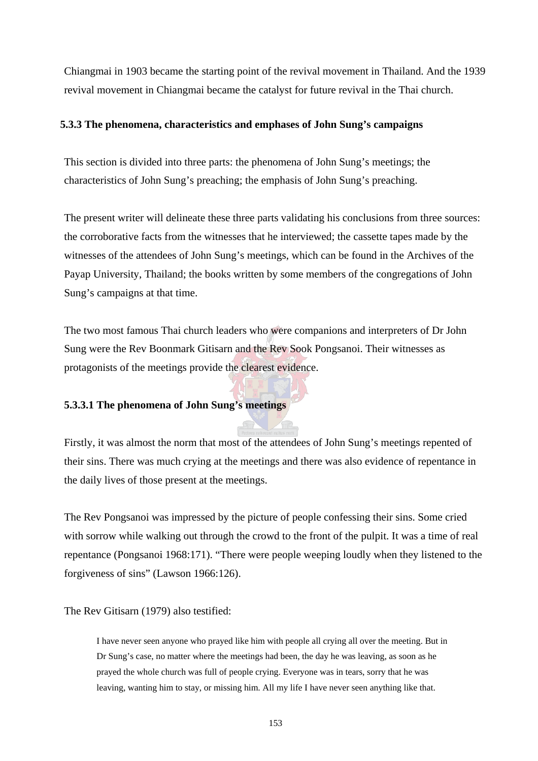Chiangmai in 1903 became the starting point of the revival movement in Thailand. And the 1939 revival movement in Chiangmai became the catalyst for future revival in the Thai church.

### 5.3.3 The phenomena, characteristics and emphases of John Sung's campaigns

This section is divided into three parts: the phenomena of John Sung's meetings; the characteristics of John Sung's preaching; the emphasis of John Sung's preaching.

The present writer will delineate these three parts validating his conclusions from three sources: the corroborative facts from the witnesses that he interviewed; the cassette tapes made by the witnesses of the attendees of John Sung's meetings, which can be found in the Archives of the Payap University, Thailand; the books written by some members of the congregations of John Sung's campaigns at that time.

The two most famous Thai church leaders who were companions and interpreters of Dr John Sung were the Rev Boonmark Gitisarn and the Rev Sook Pongsanoi. Their witnesses as protagonists of the meetings provide the clearest evidence.

#### 5.3.3.1 The phenomena of John Sung's meetings

Firstly, it was almost the norm that most of the attendees of John Sung's meetings repented of their sins. There was much crying at the meetings and there was also evidence of repentance in the daily lives of those present at the meetings.

The Rev Pongsanoi was impressed by the picture of people confessing their sins. Some cried with sorrow while walking out through the crowd to the front of the pulpit. It was a time of real repentance (Pongsanoi 1968:171). "There were people weeping loudly when they listened to the forgiveness of sins" (Lawson 1966:126).

The Rev Gitisarn (1979) also testified:

> I have never seen anyone who prayed like him with people all crying all over the meeting. But in Dr Sung's case, no matter where the meetings had been, the day he was leaving, as soon as he prayed the whole church was full of people crying. Everyone was in tears, sorry that he was leaving, wanting him to stay, or missing him. All my life I have never seen anything like that.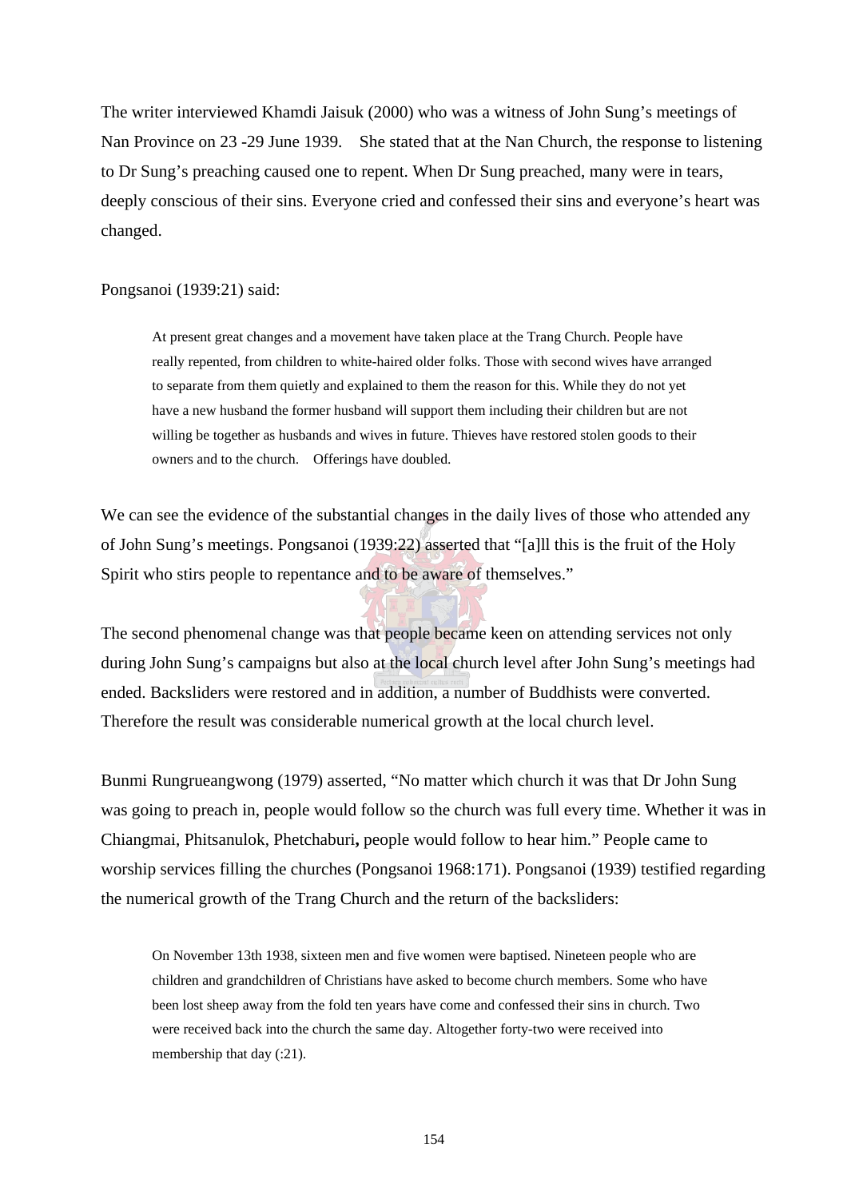The writer interviewed Khamdi Jaisuk (2000) who was a witness of John Sung's meetings of Nan Province on 23 -29 June 1939. She stated that at the Nan Church, the response to listening to Dr Sung's preaching caused one to repent. When Dr Sung preached, many were in tears, deeply conscious of their sins. Everyone cried and confessed their sins and everyone's heart was changed.

Pongsanoi (1939:21) said:

> At present great changes and a movement have taken place at the Trang Church. People have really repented, from children to white-haired older folks. Those with second wives have arranged to separate from them quietly and explained to them the reason for this. While they do not yet have a new husband the former husband will support them including their children but are not willing be together as husbands and wives in future. Thieves have restored stolen goods to their owners and to the church. Offerings have doubled.

We can see the evidence of the substantial changes in the daily lives of those who attended any of John Sung's meetings. Pongsanoi (1939:22) asserted that "[a]ll this is the fruit of the Holy Spirit who stirs people to repentance and to be aware of themselves."

The second phenomenal change was that people became keen on attending services not only during John Sung's campaigns but also at the local church level after John Sung's meetings had ended. Backsliders were restored and in addition, a number of Buddhists were converted. Therefore the result was considerable numerical growth at the local church level.

Bunmi Rungrueangwong (1979) asserted, "No matter which church it was that Dr John Sung was going to preach in, people would follow so the church was full every time. Whether it was in Chiangmai, Phitsanulok, Phetchaburi**,** people would follow to hear him." People came to worship services filling the churches (Pongsanoi 1968:171). Pongsanoi (1939) testified regarding the numerical growth of the Trang Church and the return of the backsliders:

> On November 13th 1938, sixteen men and five women were baptised. Nineteen people who are children and grandchildren of Christians have asked to become church members. Some who have been lost sheep away from the fold ten years have come and confessed their sins in church. Two were received back into the church the same day. Altogether forty-two were received into membership that day (:21).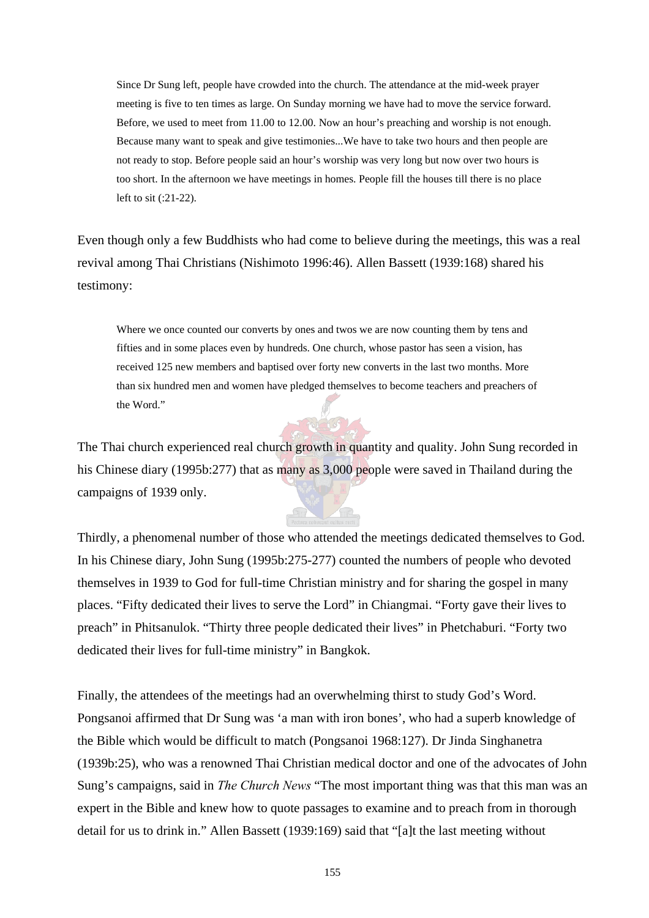> Since Dr Sung left, people have crowded into the church. The attendance at the mid-week prayer meeting is five to ten times as large. On Sunday morning we have had to move the service forward. Before, we used to meet from 11.00 to 12.00. Now an hour's preaching and worship is not enough. Because many want to speak and give testimonies...We have to take two hours and then people are not ready to stop. Before people said an hour's worship was very long but now over two hours is too short. In the afternoon we have meetings in homes. People fill the houses till there is no place left to sit (:21-22).

Even though only a few Buddhists who had come to believe during the meetings, this was a real revival among Thai Christians (Nishimoto 1996:46). Allen Bassett (1939:168) shared his testimony:

> Where we once counted our converts by ones and twos we are now counting them by tens and fifties and in some places even by hundreds. One church, whose pastor has seen a vision, has received 125 new members and baptised over forty new converts in the last two months. More than six hundred men and women have pledged themselves to become teachers and preachers of the Word."

The Thai church experienced real church growth in quantity and quality. John Sung recorded in his Chinese diary (1995b:277) that as many as 3,000 people were saved in Thailand during the campaigns of 1939 only.

Thirdly, a phenomenal number of those who attended the meetings dedicated themselves to God. In his Chinese diary, John Sung (1995b:275-277) counted the numbers of people who devoted themselves in 1939 to God for full-time Christian ministry and for sharing the gospel in many places. "Fifty dedicated their lives to serve the Lord" in Chiangmai. "Forty gave their lives to preach" in Phitsanulok. "Thirty three people dedicated their lives" in Phetchaburi. "Forty two dedicated their lives for full-time ministry" in Bangkok.

Finally, the attendees of the meetings had an overwhelming thirst to study God's Word. Pongsanoi affirmed that Dr Sung was 'a man with iron bones', who had a superb knowledge of the Bible which would be difficult to match (Pongsanoi 1968:127). Dr Jinda Singhanetra (1939b:25), who was a renowned Thai Christian medical doctor and one of the advocates of John Sung's campaigns, said in *The Church News* "The most important thing was that this man was an expert in the Bible and knew how to quote passages to examine and to preach from in thorough detail for us to drink in." Allen Bassett (1939:169) said that "[a]t the last meeting without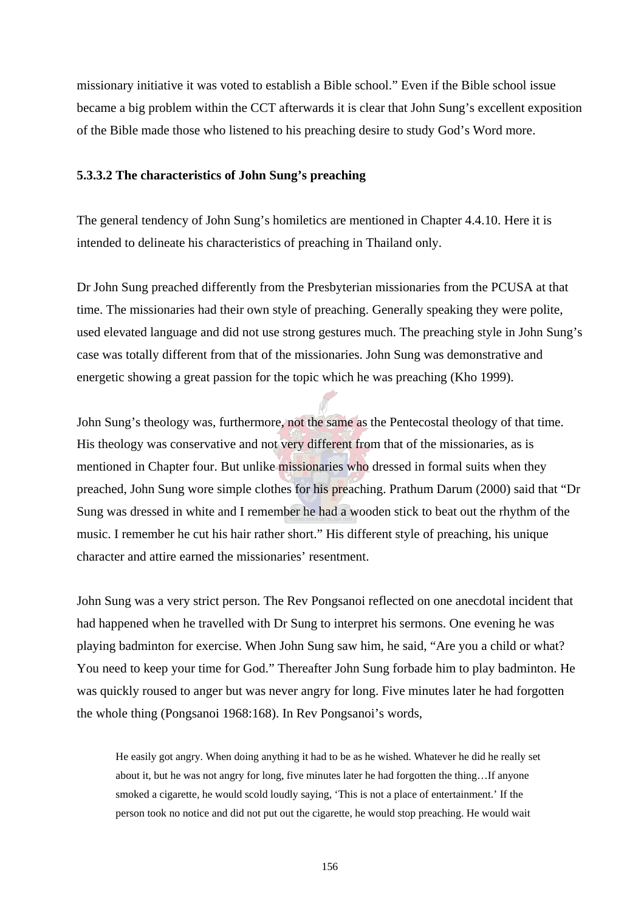missionary initiative it was voted to establish a Bible school." Even if the Bible school issue became a big problem within the CCT afterwards it is clear that John Sung's excellent exposition of the Bible made those who listened to his preaching desire to study God's Word more.

#### 5.3.3.2 The characteristics of John Sung's preaching

The general tendency of John Sung's homiletics are mentioned in Chapter 4.4.10. Here it is intended to delineate his characteristics of preaching in Thailand only.

Dr John Sung preached differently from the Presbyterian missionaries from the PCUSA at that time. The missionaries had their own style of preaching. Generally speaking they were polite, used elevated language and did not use strong gestures much. The preaching style in John Sung's case was totally different from that of the missionaries. John Sung was demonstrative and energetic showing a great passion for the topic which he was preaching (Kho 1999).

John Sung's theology was, furthermore, not the same as the Pentecostal theology of that time. His theology was conservative and not very different from that of the missionaries, as is mentioned in Chapter four. But unlike missionaries who dressed in formal suits when they preached, John Sung wore simple clothes for his preaching. Prathum Darum (2000) said that "Dr Sung was dressed in white and I remember he had a wooden stick to beat out the rhythm of the music. I remember he cut his hair rather short." His different style of preaching, his unique character and attire earned the missionaries' resentment.

John Sung was a very strict person. The Rev Pongsanoi reflected on one anecdotal incident that had happened when he travelled with Dr Sung to interpret his sermons. One evening he was playing badminton for exercise. When John Sung saw him, he said, "Are you a child or what? You need to keep your time for God." Thereafter John Sung forbade him to play badminton. He was quickly roused to anger but was never angry for long. Five minutes later he had forgotten the whole thing (Pongsanoi 1968:168). In Rev Pongsanoi's words,

> He easily got angry. When doing anything it had to be as he wished. Whatever he did he really set about it, but he was not angry for long, five minutes later he had forgotten the thing…If anyone smoked a cigarette, he would scold loudly saying, 'This is not a place of entertainment.' If the person took no notice and did not put out the cigarette, he would stop preaching. He would wait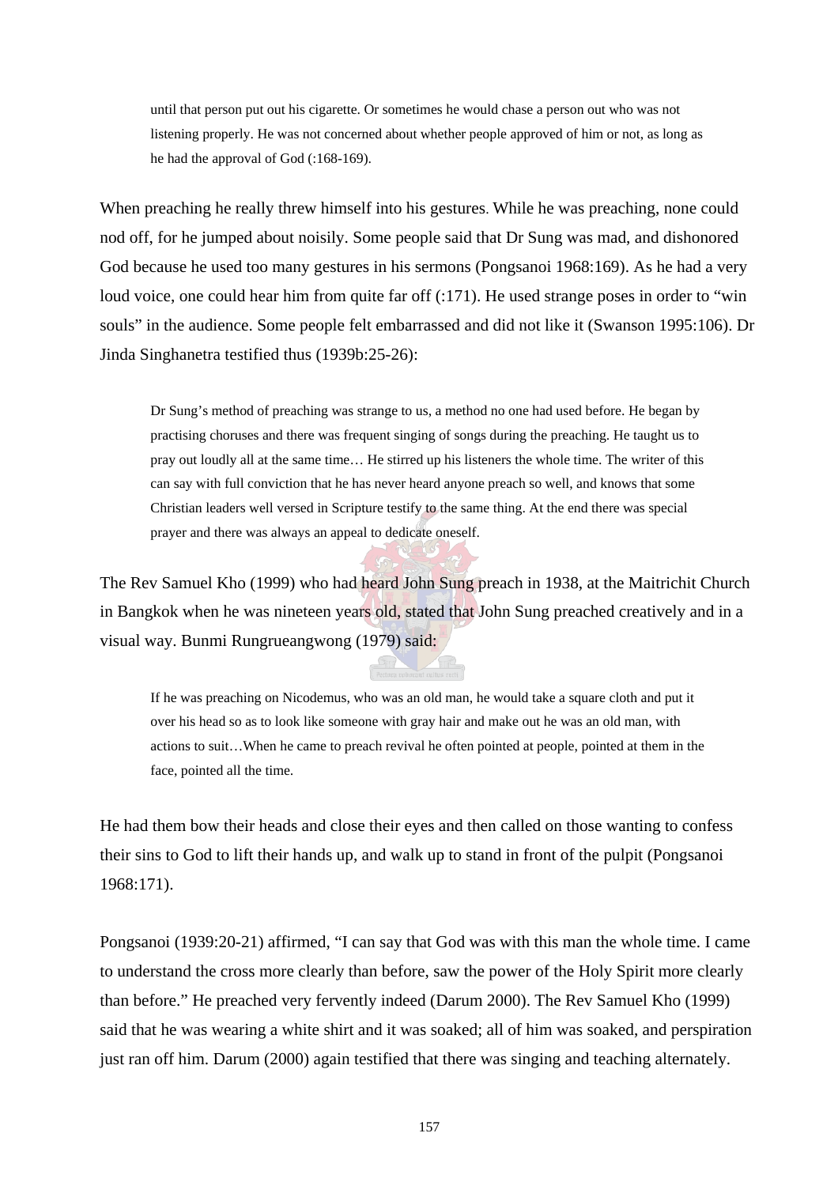> until that person put out his cigarette. Or sometimes he would chase a person out who was not listening properly. He was not concerned about whether people approved of him or not, as long as he had the approval of God (:168-169).

When preaching he really threw himself into his gestures. While he was preaching, none could nod off, for he jumped about noisily. Some people said that Dr Sung was mad, and dishonored God because he used too many gestures in his sermons (Pongsanoi 1968:169). As he had a very loud voice, one could hear him from quite far off (:171). He used strange poses in order to "win souls" in the audience. Some people felt embarrassed and did not like it (Swanson 1995:106). Dr Jinda Singhanetra testified thus (1939b:25-26):

> Dr Sung's method of preaching was strange to us, a method no one had used before. He began by practising choruses and there was frequent singing of songs during the preaching. He taught us to pray out loudly all at the same time… He stirred up his listeners the whole time. The writer of this can say with full conviction that he has never heard anyone preach so well, and knows that some Christian leaders well versed in Scripture testify to the same thing. At the end there was special prayer and there was always an appeal to dedicate oneself.

The Rev Samuel Kho (1999) who had heard John Sung preach in 1938, at the Maitrichit Church in Bangkok when he was nineteen years old, stated that John Sung preached creatively and in a visual way. Bunmi Rungrueangwong (1979) said:

> If he was preaching on Nicodemus, who was an old man, he would take a square cloth and put it over his head so as to look like someone with gray hair and make out he was an old man, with actions to suit…When he came to preach revival he often pointed at people, pointed at them in the face, pointed all the time.

He had them bow their heads and close their eyes and then called on those wanting to confess their sins to God to lift their hands up, and walk up to stand in front of the pulpit (Pongsanoi 1968:171).

Pongsanoi (1939:20-21) affirmed, "I can say that God was with this man the whole time. I came to understand the cross more clearly than before, saw the power of the Holy Spirit more clearly than before." He preached very fervently indeed (Darum 2000). The Rev Samuel Kho (1999) said that he was wearing a white shirt and it was soaked; all of him was soaked, and perspiration just ran off him. Darum (2000) again testified that there was singing and teaching alternately.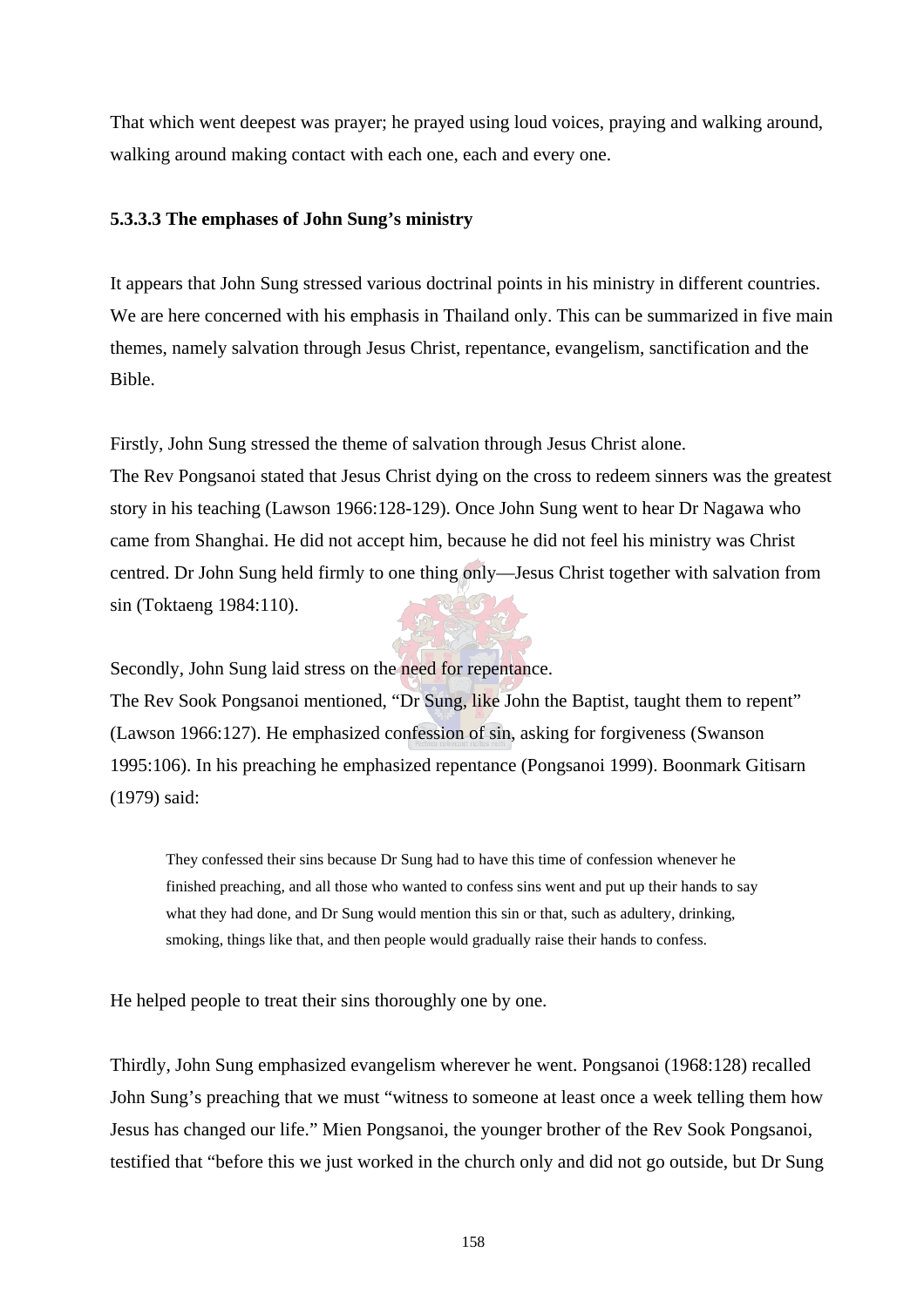That which went deepest was prayer; he prayed using loud voices, praying and walking around, walking around making contact with each one, each and every one.

#### 5.3.3.3 The emphases of John Sung's ministry

It appears that John Sung stressed various doctrinal points in his ministry in different countries. We are here concerned with his emphasis in Thailand only. This can be summarized in five main themes, namely salvation through Jesus Christ, repentance, evangelism, sanctification and the Bible.

Firstly, John Sung stressed the theme of salvation through Jesus Christ alone.
The Rev Pongsanoi stated that Jesus Christ dying on the cross to redeem sinners was the greatest story in his teaching (Lawson 1966:128-129). Once John Sung went to hear Dr Nagawa who came from Shanghai. He did not accept him, because he did not feel his ministry was Christ centred. Dr John Sung held firmly to one thing only—Jesus Christ together with salvation from sin (Toktaeng 1984:110).

Secondly, John Sung laid stress on the need for repentance.
The Rev Sook Pongsanoi mentioned, "Dr Sung, like John the Baptist, taught them to repent" (Lawson 1966:127). He emphasized confession of sin, asking for forgiveness (Swanson 1995:106). In his preaching he emphasized repentance (Pongsanoi 1999). Boonmark Gitisarn (1979) said:

> They confessed their sins because Dr Sung had to have this time of confession whenever he finished preaching, and all those who wanted to confess sins went and put up their hands to say what they had done, and Dr Sung would mention this sin or that, such as adultery, drinking, smoking, things like that, and then people would gradually raise their hands to confess.

He helped people to treat their sins thoroughly one by one.

Thirdly, John Sung emphasized evangelism wherever he went. Pongsanoi (1968:128) recalled John Sung's preaching that we must "witness to someone at least once a week telling them how Jesus has changed our life." Mien Pongsanoi, the younger brother of the Rev Sook Pongsanoi, testified that "before this we just worked in the church only and did not go outside, but Dr Sung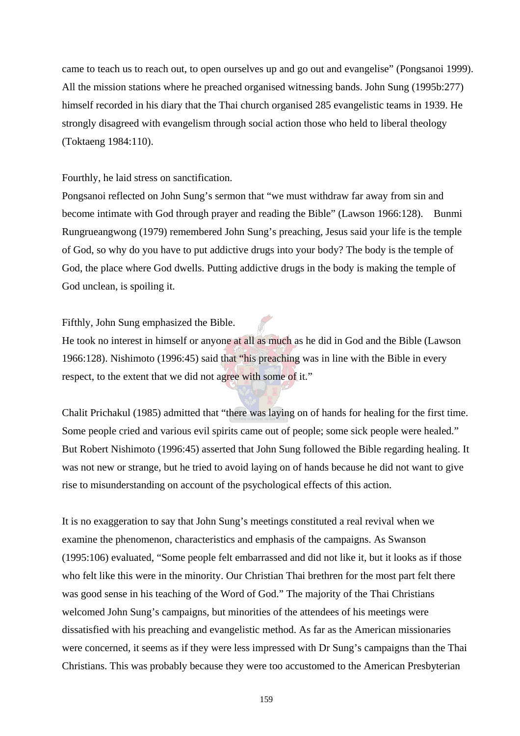came to teach us to reach out, to open ourselves up and go out and evangelise" (Pongsanoi 1999). All the mission stations where he preached organised witnessing bands. John Sung (1995b:277) himself recorded in his diary that the Thai church organised 285 evangelistic teams in 1939. He strongly disagreed with evangelism through social action those who held to liberal theology (Toktaeng 1984:110).

Fourthly, he laid stress on sanctification.

Pongsanoi reflected on John Sung's sermon that "we must withdraw far away from sin and become intimate with God through prayer and reading the Bible" (Lawson 1966:128). Bunmi Rungrueangwong (1979) remembered John Sung's preaching, Jesus said your life is the temple of God, so why do you have to put addictive drugs into your body? The body is the temple of God, the place where God dwells. Putting addictive drugs in the body is making the temple of God unclean, is spoiling it.

Fifthly, John Sung emphasized the Bible.

He took no interest in himself or anyone at all as much as he did in God and the Bible (Lawson 1966:128). Nishimoto (1996:45) said that "his preaching was in line with the Bible in every respect, to the extent that we did not agree with some of it."

Chalit Prichakul (1985) admitted that "there was laying on of hands for healing for the first time. Some people cried and various evil spirits came out of people; some sick people were healed." But Robert Nishimoto (1996:45) asserted that John Sung followed the Bible regarding healing. It was not new or strange, but he tried to avoid laying on of hands because he did not want to give rise to misunderstanding on account of the psychological effects of this action.

It is no exaggeration to say that John Sung's meetings constituted a real revival when we examine the phenomenon, characteristics and emphasis of the campaigns. As Swanson (1995:106) evaluated, "Some people felt embarrassed and did not like it, but it looks as if those who felt like this were in the minority. Our Christian Thai brethren for the most part felt there was good sense in his teaching of the Word of God." The majority of the Thai Christians welcomed John Sung's campaigns, but minorities of the attendees of his meetings were dissatisfied with his preaching and evangelistic method. As far as the American missionaries were concerned, it seems as if they were less impressed with Dr Sung's campaigns than the Thai Christians. This was probably because they were too accustomed to the American Presbyterian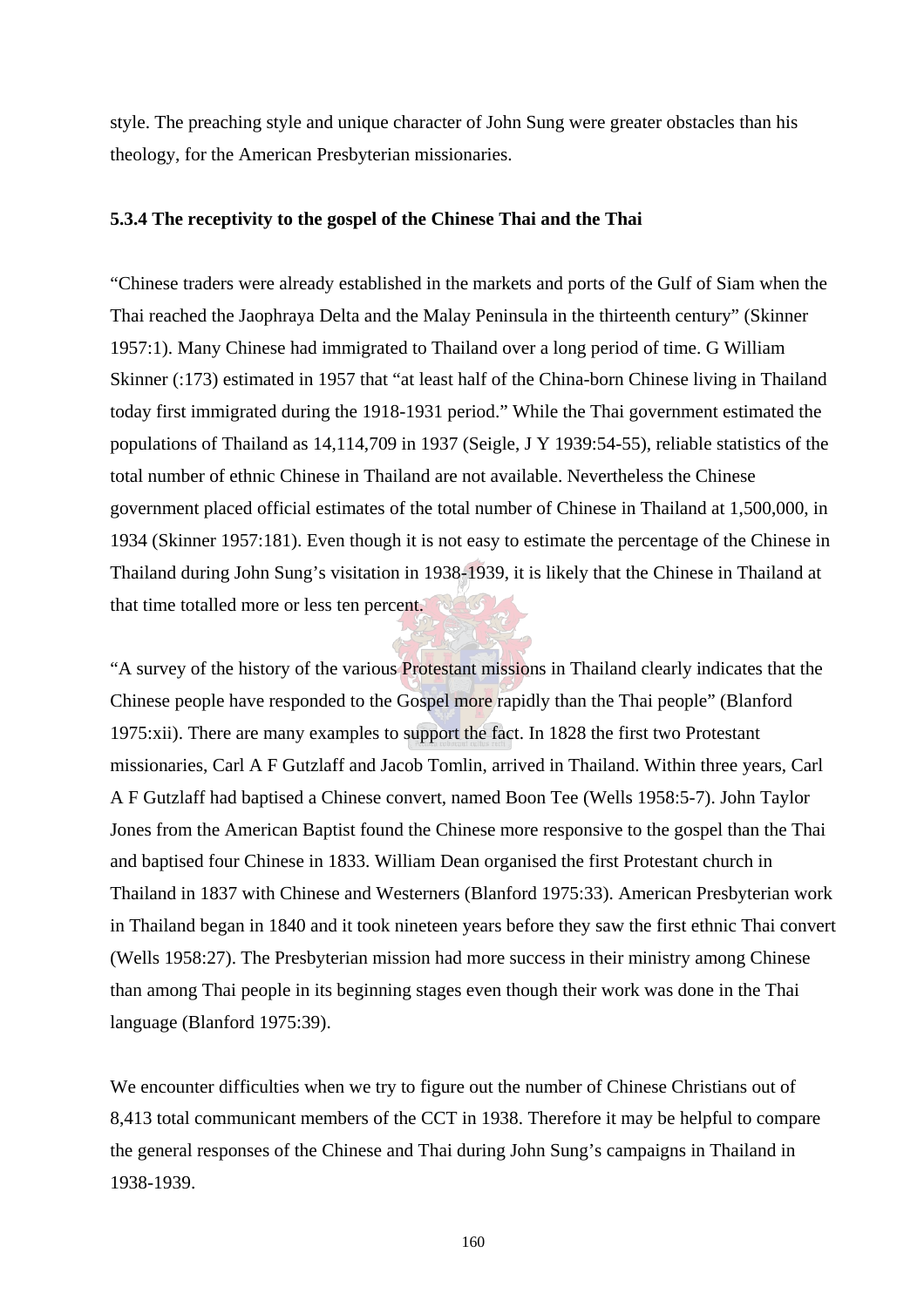style. The preaching style and unique character of John Sung were greater obstacles than his theology, for the American Presbyterian missionaries.

### 5.3.4 The receptivity to the gospel of the Chinese Thai and the Thai

"Chinese traders were already established in the markets and ports of the Gulf of Siam when the Thai reached the Jaophraya Delta and the Malay Peninsula in the thirteenth century" (Skinner 1957:1). Many Chinese had immigrated to Thailand over a long period of time. G William Skinner (:173) estimated in 1957 that "at least half of the China-born Chinese living in Thailand today first immigrated during the 1918-1931 period." While the Thai government estimated the populations of Thailand as 14,114,709 in 1937 (Seigle, J Y 1939:54-55), reliable statistics of the total number of ethnic Chinese in Thailand are not available. Nevertheless the Chinese government placed official estimates of the total number of Chinese in Thailand at 1,500,000, in 1934 (Skinner 1957:181). Even though it is not easy to estimate the percentage of the Chinese in Thailand during John Sung's visitation in 1938-1939, it is likely that the Chinese in Thailand at that time totalled more or less ten percent.

"A survey of the history of the various Protestant missions in Thailand clearly indicates that the Chinese people have responded to the Gospel more rapidly than the Thai people" (Blanford 1975:xii). There are many examples to support the fact. In 1828 the first two Protestant missionaries, Carl A F Gutzlaff and Jacob Tomlin, arrived in Thailand. Within three years, Carl A F Gutzlaff had baptised a Chinese convert, named Boon Tee (Wells 1958:5-7). John Taylor Jones from the American Baptist found the Chinese more responsive to the gospel than the Thai and baptised four Chinese in 1833. William Dean organised the first Protestant church in Thailand in 1837 with Chinese and Westerners (Blanford 1975:33). American Presbyterian work in Thailand began in 1840 and it took nineteen years before they saw the first ethnic Thai convert (Wells 1958:27). The Presbyterian mission had more success in their ministry among Chinese than among Thai people in its beginning stages even though their work was done in the Thai language (Blanford 1975:39).

We encounter difficulties when we try to figure out the number of Chinese Christians out of 8,413 total communicant members of the CCT in 1938. Therefore it may be helpful to compare the general responses of the Chinese and Thai during John Sung's campaigns in Thailand in 1938-1939.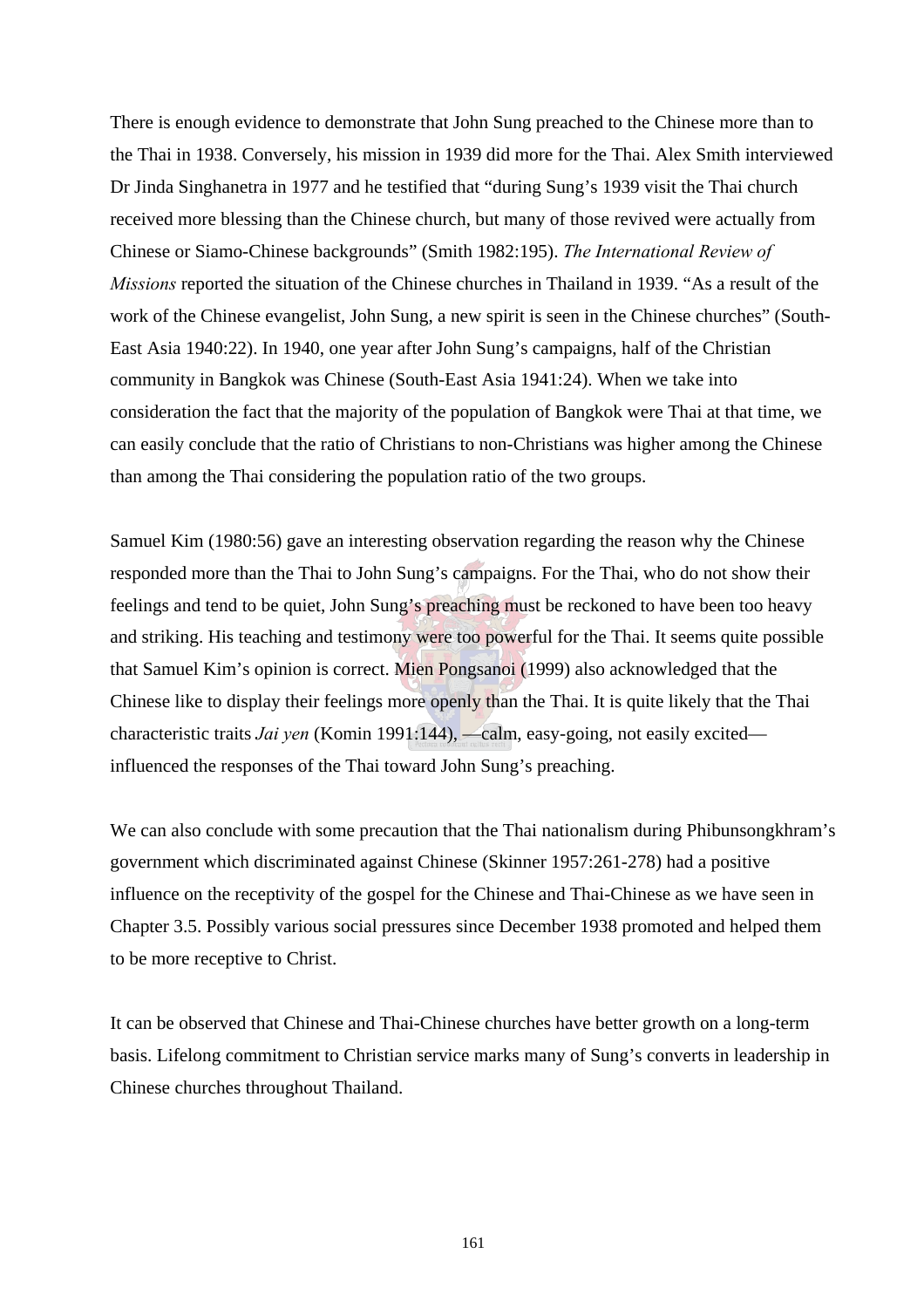There is enough evidence to demonstrate that John Sung preached to the Chinese more than to the Thai in 1938. Conversely, his mission in 1939 did more for the Thai. Alex Smith interviewed Dr Jinda Singhanetra in 1977 and he testified that "during Sung's 1939 visit the Thai church received more blessing than the Chinese church, but many of those revived were actually from Chinese or Siamo-Chinese backgrounds" (Smith 1982:195). *The International Review of Missions* reported the situation of the Chinese churches in Thailand in 1939. "As a result of the work of the Chinese evangelist, John Sung, a new spirit is seen in the Chinese churches" (South-East Asia 1940:22). In 1940, one year after John Sung's campaigns, half of the Christian community in Bangkok was Chinese (South-East Asia 1941:24). When we take into consideration the fact that the majority of the population of Bangkok were Thai at that time, we can easily conclude that the ratio of Christians to non-Christians was higher among the Chinese than among the Thai considering the population ratio of the two groups.

Samuel Kim (1980:56) gave an interesting observation regarding the reason why the Chinese responded more than the Thai to John Sung's campaigns. For the Thai, who do not show their feelings and tend to be quiet, John Sung's preaching must be reckoned to have been too heavy and striking. His teaching and testimony were too powerful for the Thai. It seems quite possible that Samuel Kim's opinion is correct. Mien Pongsanoi (1999) also acknowledged that the Chinese like to display their feelings more openly than the Thai. It is quite likely that the Thai characteristic traits *Jai yen* (Komin 1991:144), —calm, easy-going, not easily excited— influenced the responses of the Thai toward John Sung's preaching.

We can also conclude with some precaution that the Thai nationalism during Phibunsongkhram's government which discriminated against Chinese (Skinner 1957:261-278) had a positive influence on the receptivity of the gospel for the Chinese and Thai-Chinese as we have seen in Chapter 3.5. Possibly various social pressures since December 1938 promoted and helped them to be more receptive to Christ.

It can be observed that Chinese and Thai-Chinese churches have better growth on a long-term basis. Lifelong commitment to Christian service marks many of Sung's converts in leadership in Chinese churches throughout Thailand.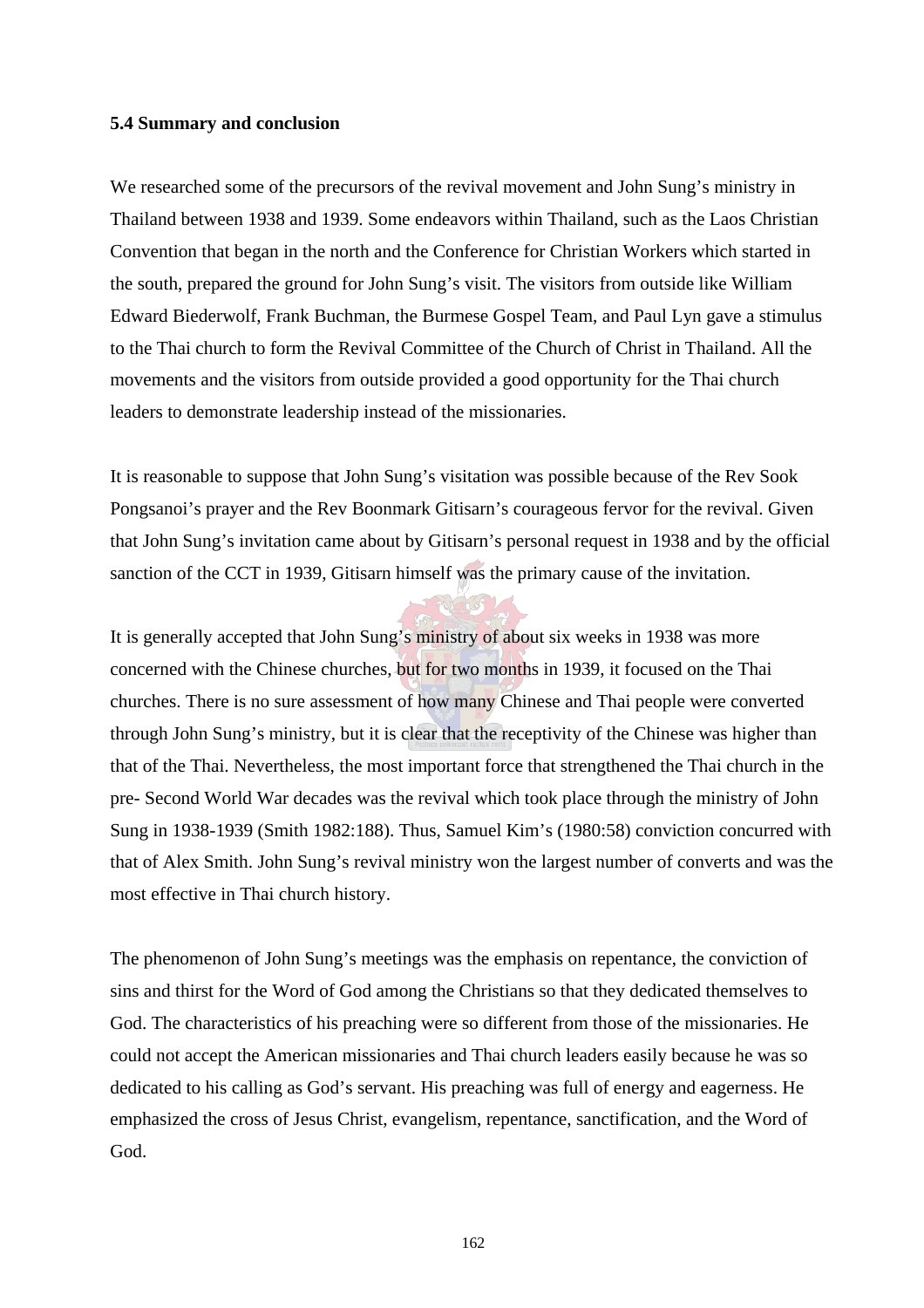### 5.4 Summary and conclusion

We researched some of the precursors of the revival movement and John Sung's ministry in Thailand between 1938 and 1939. Some endeavors within Thailand, such as the Laos Christian Convention that began in the north and the Conference for Christian Workers which started in the south, prepared the ground for John Sung's visit. The visitors from outside like William Edward Biederwolf, Frank Buchman, the Burmese Gospel Team, and Paul Lyn gave a stimulus to the Thai church to form the Revival Committee of the Church of Christ in Thailand. All the movements and the visitors from outside provided a good opportunity for the Thai church leaders to demonstrate leadership instead of the missionaries.

It is reasonable to suppose that John Sung's visitation was possible because of the Rev Sook Pongsanoi's prayer and the Rev Boonmark Gitisarn's courageous fervor for the revival. Given that John Sung's invitation came about by Gitisarn's personal request in 1938 and by the official sanction of the CCT in 1939, Gitisarn himself was the primary cause of the invitation.

It is generally accepted that John Sung's ministry of about six weeks in 1938 was more concerned with the Chinese churches, but for two months in 1939, it focused on the Thai churches. There is no sure assessment of how many Chinese and Thai people were converted through John Sung's ministry, but it is clear that the receptivity of the Chinese was higher than that of the Thai. Nevertheless, the most important force that strengthened the Thai church in the pre- Second World War decades was the revival which took place through the ministry of John Sung in 1938-1939 (Smith 1982:188). Thus, Samuel Kim's (1980:58) conviction concurred with that of Alex Smith. John Sung's revival ministry won the largest number of converts and was the most effective in Thai church history.

The phenomenon of John Sung's meetings was the emphasis on repentance, the conviction of sins and thirst for the Word of God among the Christians so that they dedicated themselves to God. The characteristics of his preaching were so different from those of the missionaries. He could not accept the American missionaries and Thai church leaders easily because he was so dedicated to his calling as God's servant. His preaching was full of energy and eagerness. He emphasized the cross of Jesus Christ, evangelism, repentance, sanctification, and the Word of God.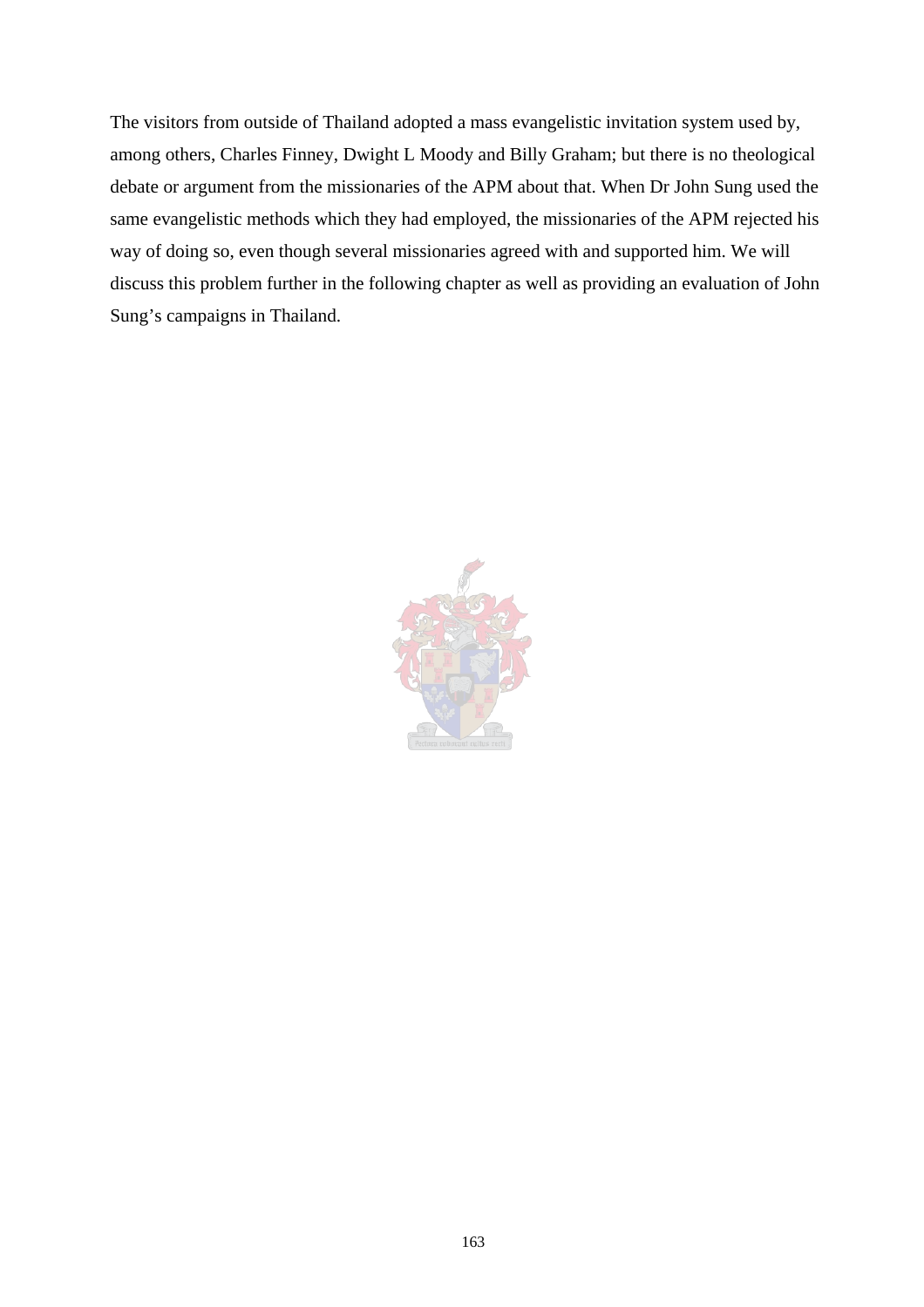The visitors from outside of Thailand adopted a mass evangelistic invitation system used by, among others, Charles Finney, Dwight L Moody and Billy Graham; but there is no theological debate or argument from the missionaries of the APM about that. When Dr John Sung used the same evangelistic methods which they had employed, the missionaries of the APM rejected his way of doing so, even though several missionaries agreed with and supported him. We will discuss this problem further in the following chapter as well as providing an evaluation of John Sung's campaigns in Thailand.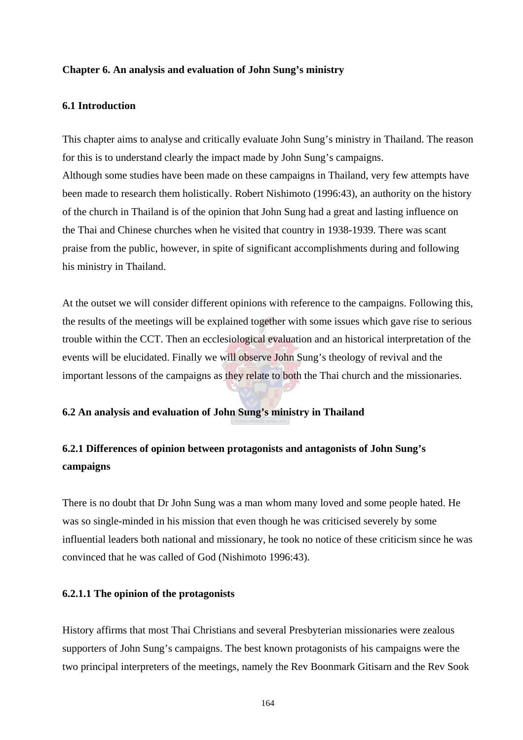# Chapter 6. An analysis and evaluation of John Sung's ministry

## 6.1 Introduction

This chapter aims to analyse and critically evaluate John Sung's ministry in Thailand. The reason for this is to understand clearly the impact made by John Sung's campaigns.
Although some studies have been made on these campaigns in Thailand, very few attempts have been made to research them holistically. Robert Nishimoto (1996:43), an authority on the history of the church in Thailand is of the opinion that John Sung had a great and lasting influence on the Thai and Chinese churches when he visited that country in 1938-1939. There was scant praise from the public, however, in spite of significant accomplishments during and following his ministry in Thailand.

At the outset we will consider different opinions with reference to the campaigns. Following this, the results of the meetings will be explained together with some issues which gave rise to serious trouble within the CCT. Then an ecclesiological evaluation and an historical interpretation of the events will be elucidated. Finally we will observe John Sung's theology of revival and the important lessons of the campaigns as they relate to both the Thai church and the missionaries.

## 6.2 An analysis and evaluation of John Sung's ministry in Thailand

### 6.2.1 Differences of opinion between protagonists and antagonists of John Sung's campaigns

There is no doubt that Dr John Sung was a man whom many loved and some people hated. He was so single-minded in his mission that even though he was criticised severely by some influential leaders both national and missionary, he took no notice of these criticism since he was convinced that he was called of God (Nishimoto 1996:43).

#### 6.2.1.1 The opinion of the protagonists

History affirms that most Thai Christians and several Presbyterian missionaries were zealous supporters of John Sung's campaigns. The best known protagonists of his campaigns were the two principal interpreters of the meetings, namely the Rev Boonmark Gitisarn and the Rev Sook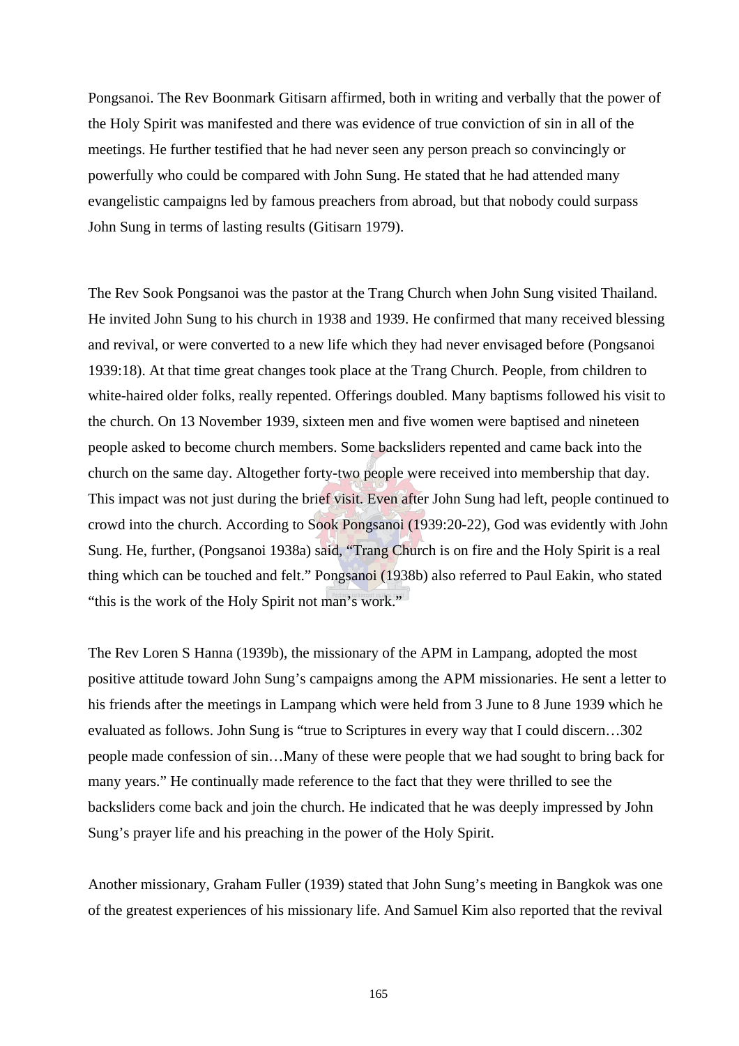Pongsanoi. The Rev Boonmark Gitisarn affirmed, both in writing and verbally that the power of the Holy Spirit was manifested and there was evidence of true conviction of sin in all of the meetings. He further testified that he had never seen any person preach so convincingly or powerfully who could be compared with John Sung. He stated that he had attended many evangelistic campaigns led by famous preachers from abroad, but that nobody could surpass John Sung in terms of lasting results (Gitisarn 1979).

The Rev Sook Pongsanoi was the pastor at the Trang Church when John Sung visited Thailand. He invited John Sung to his church in 1938 and 1939. He confirmed that many received blessing and revival, or were converted to a new life which they had never envisaged before (Pongsanoi 1939:18). At that time great changes took place at the Trang Church. People, from children to white-haired older folks, really repented. Offerings doubled. Many baptisms followed his visit to the church. On 13 November 1939, sixteen men and five women were baptised and nineteen people asked to become church members. Some backsliders repented and came back into the church on the same day. Altogether forty-two people were received into membership that day. This impact was not just during the brief visit. Even after John Sung had left, people continued to crowd into the church. According to Sook Pongsanoi (1939:20-22), God was evidently with John Sung. He, further, (Pongsanoi 1938a) said, "Trang Church is on fire and the Holy Spirit is a real thing which can be touched and felt." Pongsanoi (1938b) also referred to Paul Eakin, who stated "this is the work of the Holy Spirit not man's work."

The Rev Loren S Hanna (1939b), the missionary of the APM in Lampang, adopted the most positive attitude toward John Sung's campaigns among the APM missionaries. He sent a letter to his friends after the meetings in Lampang which were held from 3 June to 8 June 1939 which he evaluated as follows. John Sung is "true to Scriptures in every way that I could discern…302 people made confession of sin…Many of these were people that we had sought to bring back for many years." He continually made reference to the fact that they were thrilled to see the backsliders come back and join the church. He indicated that he was deeply impressed by John Sung's prayer life and his preaching in the power of the Holy Spirit.

Another missionary, Graham Fuller (1939) stated that John Sung's meeting in Bangkok was one of the greatest experiences of his missionary life. And Samuel Kim also reported that the revival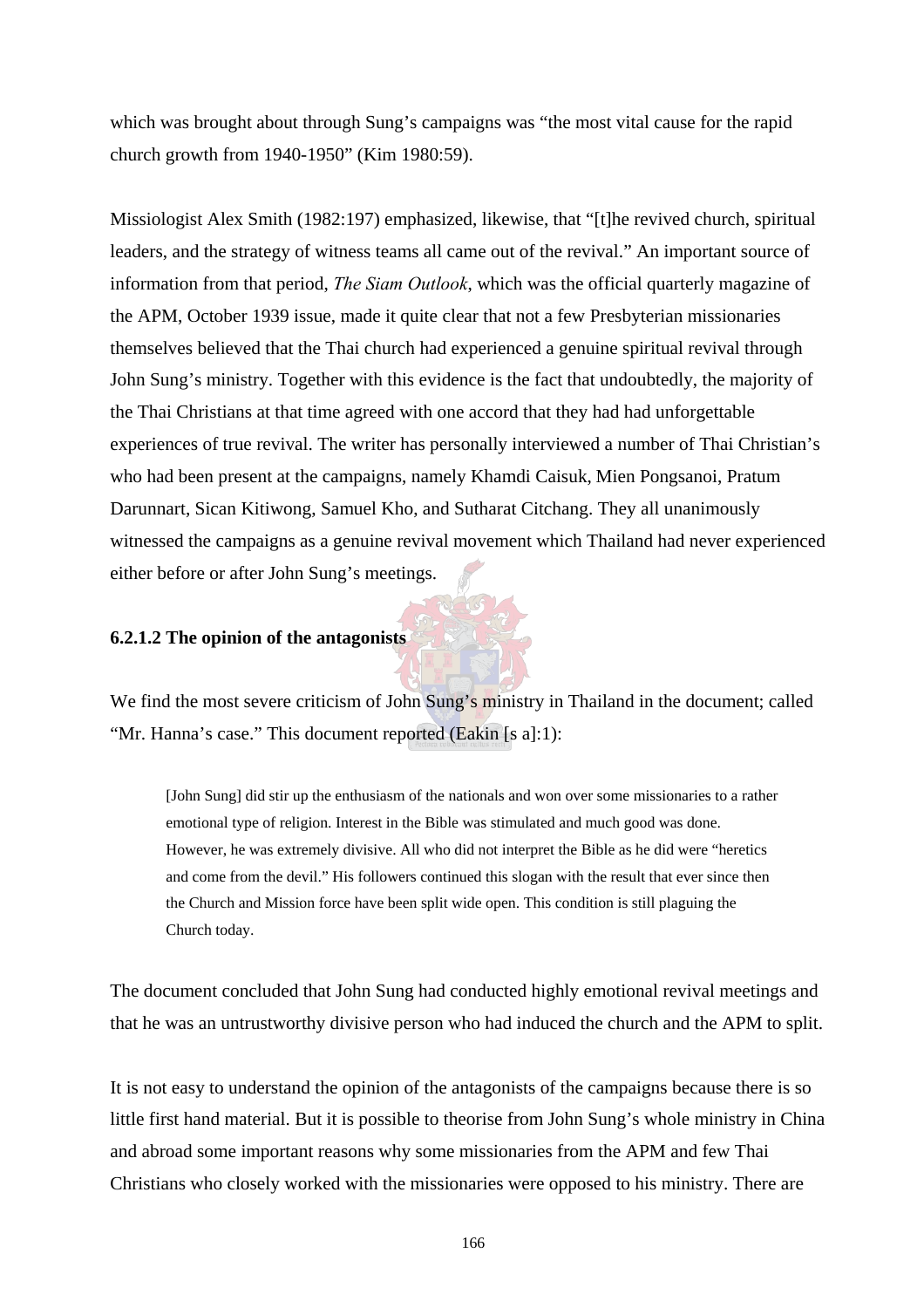which was brought about through Sung's campaigns was "the most vital cause for the rapid church growth from 1940-1950" (Kim 1980:59).

Missiologist Alex Smith (1982:197) emphasized, likewise, that "[t]he revived church, spiritual leaders, and the strategy of witness teams all came out of the revival." An important source of information from that period, *The Siam Outlook*, which was the official quarterly magazine of the APM, October 1939 issue, made it quite clear that not a few Presbyterian missionaries themselves believed that the Thai church had experienced a genuine spiritual revival through John Sung's ministry. Together with this evidence is the fact that undoubtedly, the majority of the Thai Christians at that time agreed with one accord that they had had unforgettable experiences of true revival. The writer has personally interviewed a number of Thai Christian's who had been present at the campaigns, namely Khamdi Caisuk, Mien Pongsanoi, Pratum Darunnart, Sican Kitiwong, Samuel Kho, and Sutharat Citchang. They all unanimously witnessed the campaigns as a genuine revival movement which Thailand had never experienced either before or after John Sung's meetings.

#### 6.2.1.2 The opinion of the antagonists

We find the most severe criticism of John Sung's ministry in Thailand in the document; called "Mr. Hanna's case." This document reported (Eakin [s a]:1):

> [John Sung] did stir up the enthusiasm of the nationals and won over some missionaries to a rather emotional type of religion. Interest in the Bible was stimulated and much good was done. However, he was extremely divisive. All who did not interpret the Bible as he did were "heretics and come from the devil." His followers continued this slogan with the result that ever since then the Church and Mission force have been split wide open. This condition is still plaguing the Church today.

The document concluded that John Sung had conducted highly emotional revival meetings and that he was an untrustworthy divisive person who had induced the church and the APM to split.

It is not easy to understand the opinion of the antagonists of the campaigns because there is so little first hand material. But it is possible to theorise from John Sung's whole ministry in China and abroad some important reasons why some missionaries from the APM and few Thai Christians who closely worked with the missionaries were opposed to his ministry. There are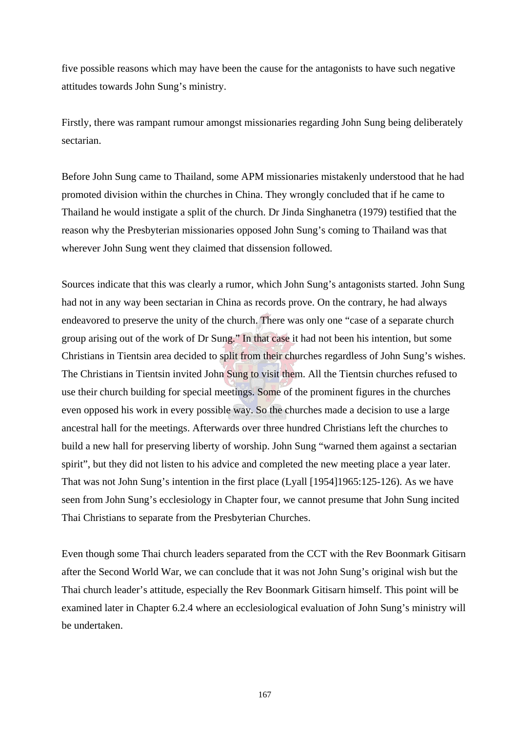five possible reasons which may have been the cause for the antagonists to have such negative attitudes towards John Sung's ministry.

Firstly, there was rampant rumour amongst missionaries regarding John Sung being deliberately sectarian.

Before John Sung came to Thailand, some APM missionaries mistakenly understood that he had promoted division within the churches in China. They wrongly concluded that if he came to Thailand he would instigate a split of the church. Dr Jinda Singhanetra (1979) testified that the reason why the Presbyterian missionaries opposed John Sung's coming to Thailand was that wherever John Sung went they claimed that dissension followed.

Sources indicate that this was clearly a rumor, which John Sung's antagonists started. John Sung had not in any way been sectarian in China as records prove. On the contrary, he had always endeavored to preserve the unity of the church. There was only one "case of a separate church group arising out of the work of Dr Sung." In that case it had not been his intention, but some Christians in Tientsin area decided to split from their churches regardless of John Sung's wishes. The Christians in Tientsin invited John Sung to visit them. All the Tientsin churches refused to use their church building for special meetings. Some of the prominent figures in the churches even opposed his work in every possible way. So the churches made a decision to use a large ancestral hall for the meetings. Afterwards over three hundred Christians left the churches to build a new hall for preserving liberty of worship. John Sung "warned them against a sectarian spirit", but they did not listen to his advice and completed the new meeting place a year later. That was not John Sung's intention in the first place (Lyall [1954]1965:125-126). As we have seen from John Sung's ecclesiology in Chapter four, we cannot presume that John Sung incited Thai Christians to separate from the Presbyterian Churches.

Even though some Thai church leaders separated from the CCT with the Rev Boonmark Gitisarn after the Second World War, we can conclude that it was not John Sung's original wish but the Thai church leader's attitude, especially the Rev Boonmark Gitisarn himself. This point will be examined later in Chapter 6.2.4 where an ecclesiological evaluation of John Sung's ministry will be undertaken.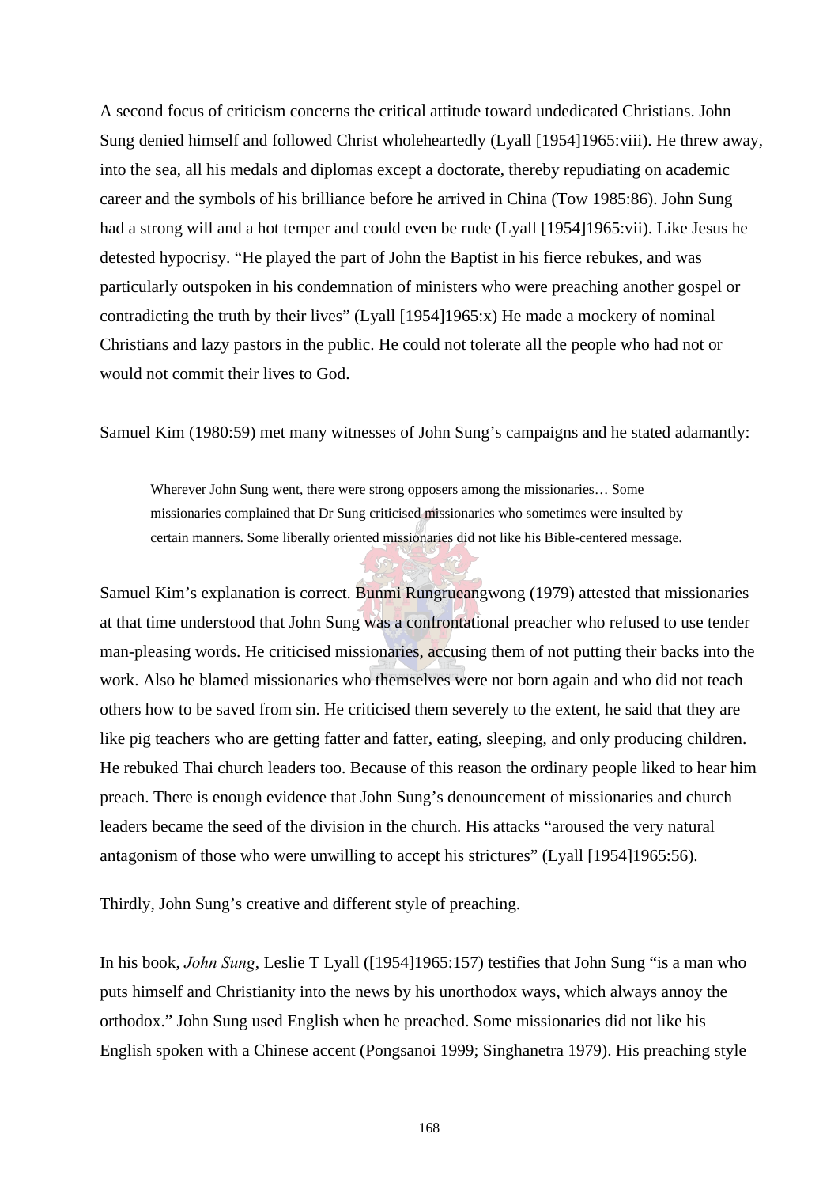A second focus of criticism concerns the critical attitude toward undedicated Christians. John Sung denied himself and followed Christ wholeheartedly (Lyall [1954]1965:viii). He threw away, into the sea, all his medals and diplomas except a doctorate, thereby repudiating on academic career and the symbols of his brilliance before he arrived in China (Tow 1985:86). John Sung had a strong will and a hot temper and could even be rude (Lyall [1954]1965:vii). Like Jesus he detested hypocrisy. "He played the part of John the Baptist in his fierce rebukes, and was particularly outspoken in his condemnation of ministers who were preaching another gospel or contradicting the truth by their lives" (Lyall [1954]1965:x) He made a mockery of nominal Christians and lazy pastors in the public. He could not tolerate all the people who had not or would not commit their lives to God.

Samuel Kim (1980:59) met many witnesses of John Sung's campaigns and he stated adamantly:

> Wherever John Sung went, there were strong opposers among the missionaries… Some missionaries complained that Dr Sung criticised missionaries who sometimes were insulted by certain manners. Some liberally oriented missionaries did not like his Bible-centered message.

Samuel Kim's explanation is correct. Bunmi Rungrueangwong (1979) attested that missionaries at that time understood that John Sung was a confrontational preacher who refused to use tender man-pleasing words. He criticised missionaries, accusing them of not putting their backs into the work. Also he blamed missionaries who themselves were not born again and who did not teach others how to be saved from sin. He criticised them severely to the extent, he said that they are like pig teachers who are getting fatter and fatter, eating, sleeping, and only producing children. He rebuked Thai church leaders too. Because of this reason the ordinary people liked to hear him preach. There is enough evidence that John Sung's denouncement of missionaries and church leaders became the seed of the division in the church. His attacks "aroused the very natural antagonism of those who were unwilling to accept his strictures" (Lyall [1954]1965:56).

Thirdly, John Sung's creative and different style of preaching.

In his book, *John Sung*, Leslie T Lyall ([1954]1965:157) testifies that John Sung "is a man who puts himself and Christianity into the news by his unorthodox ways, which always annoy the orthodox." John Sung used English when he preached. Some missionaries did not like his English spoken with a Chinese accent (Pongsanoi 1999; Singhanetra 1979). His preaching style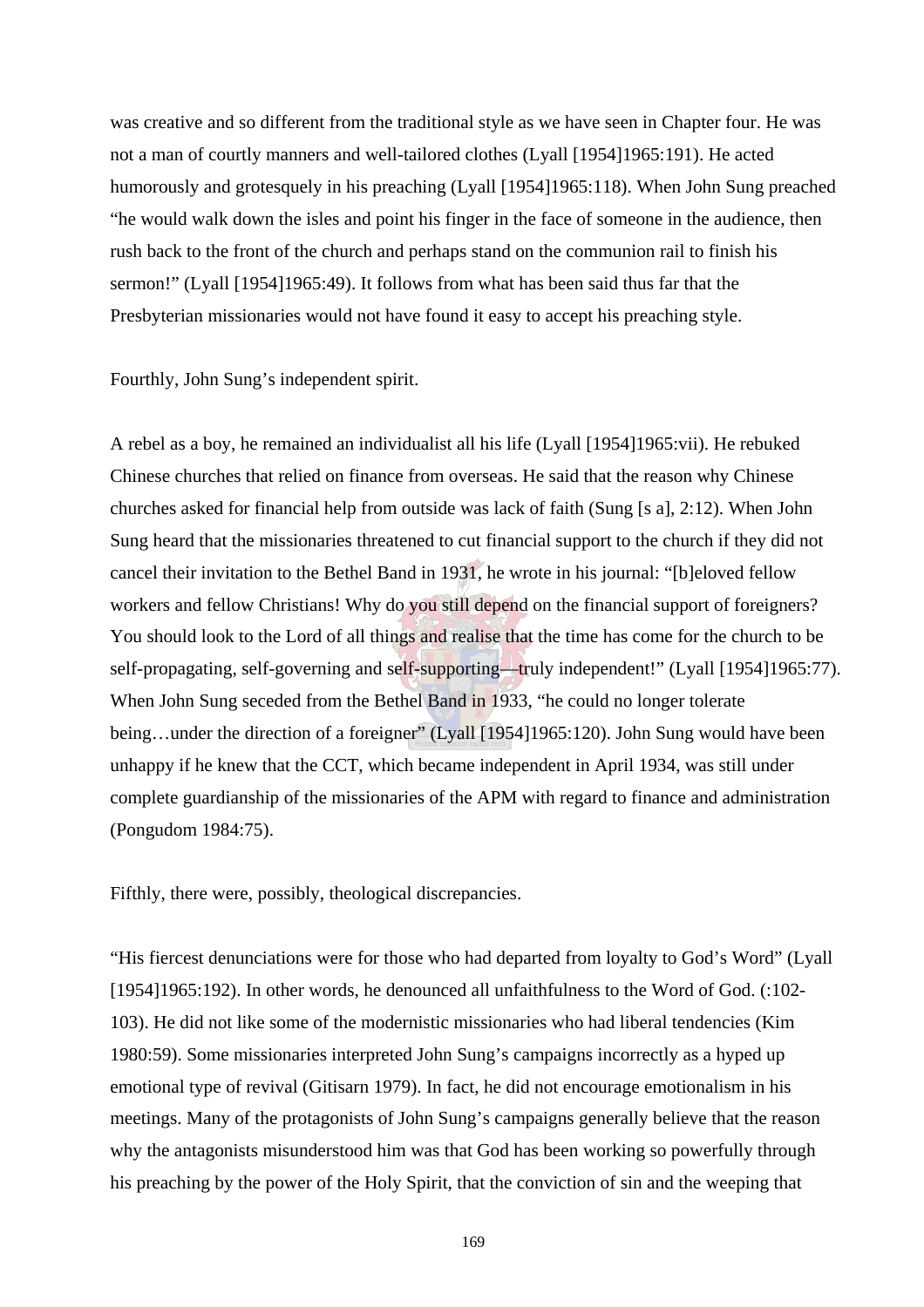was creative and so different from the traditional style as we have seen in Chapter four. He was not a man of courtly manners and well-tailored clothes (Lyall [1954]1965:191). He acted humorously and grotesquely in his preaching (Lyall [1954]1965:118). When John Sung preached "he would walk down the isles and point his finger in the face of someone in the audience, then rush back to the front of the church and perhaps stand on the communion rail to finish his sermon!" (Lyall [1954]1965:49). It follows from what has been said thus far that the Presbyterian missionaries would not have found it easy to accept his preaching style.

Fourthly, John Sung's independent spirit.

A rebel as a boy, he remained an individualist all his life (Lyall [1954]1965:vii). He rebuked Chinese churches that relied on finance from overseas. He said that the reason why Chinese churches asked for financial help from outside was lack of faith (Sung [s a], 2:12). When John Sung heard that the missionaries threatened to cut financial support to the church if they did not cancel their invitation to the Bethel Band in 1931, he wrote in his journal: "[b]eloved fellow workers and fellow Christians! Why do you still depend on the financial support of foreigners? You should look to the Lord of all things and realise that the time has come for the church to be self-propagating, self-governing and self-supporting—truly independent!" (Lyall [1954]1965:77). When John Sung seceded from the Bethel Band in 1933, "he could no longer tolerate being…under the direction of a foreigner" (Lyall [1954]1965:120). John Sung would have been unhappy if he knew that the CCT, which became independent in April 1934, was still under complete guardianship of the missionaries of the APM with regard to finance and administration (Pongudom 1984:75).

Fifthly, there were, possibly, theological discrepancies.

"His fiercest denunciations were for those who had departed from loyalty to God's Word" (Lyall [1954]1965:192). In other words, he denounced all unfaithfulness to the Word of God. (:102-103). He did not like some of the modernistic missionaries who had liberal tendencies (Kim 1980:59). Some missionaries interpreted John Sung's campaigns incorrectly as a hyped up emotional type of revival (Gitisarn 1979). In fact, he did not encourage emotionalism in his meetings. Many of the protagonists of John Sung's campaigns generally believe that the reason why the antagonists misunderstood him was that God has been working so powerfully through his preaching by the power of the Holy Spirit, that the conviction of sin and the weeping that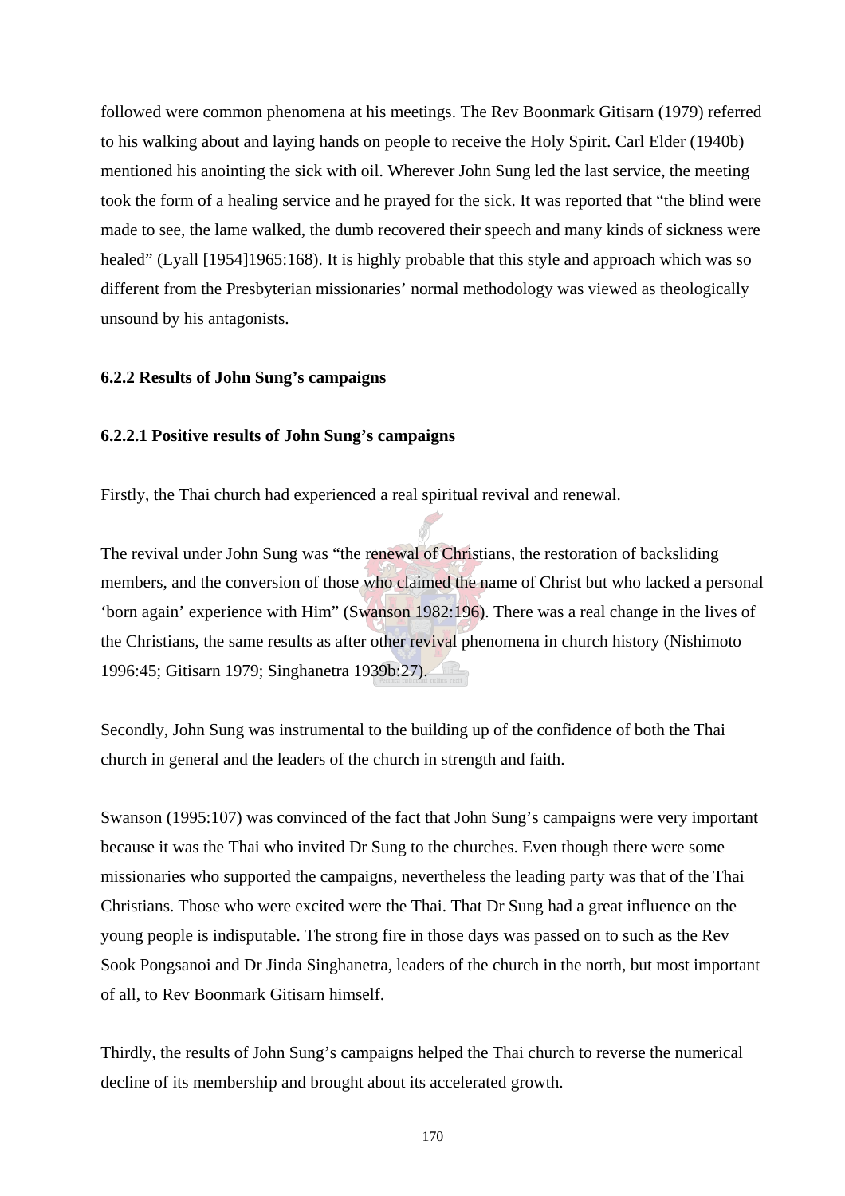followed were common phenomena at his meetings. The Rev Boonmark Gitisarn (1979) referred to his walking about and laying hands on people to receive the Holy Spirit. Carl Elder (1940b) mentioned his anointing the sick with oil. Wherever John Sung led the last service, the meeting took the form of a healing service and he prayed for the sick. It was reported that "the blind were made to see, the lame walked, the dumb recovered their speech and many kinds of sickness were healed" (Lyall [1954]1965:168). It is highly probable that this style and approach which was so different from the Presbyterian missionaries' normal methodology was viewed as theologically unsound by his antagonists.

### 6.2.2 Results of John Sung's campaigns

#### 6.2.2.1 Positive results of John Sung's campaigns

Firstly, the Thai church had experienced a real spiritual revival and renewal.

The revival under John Sung was "the renewal of Christians, the restoration of backsliding members, and the conversion of those who claimed the name of Christ but who lacked a personal 'born again' experience with Him" (Swanson 1982:196). There was a real change in the lives of the Christians, the same results as after other revival phenomena in church history (Nishimoto 1996:45; Gitisarn 1979; Singhanetra 1939b:27).

Secondly, John Sung was instrumental to the building up of the confidence of both the Thai church in general and the leaders of the church in strength and faith.

Swanson (1995:107) was convinced of the fact that John Sung's campaigns were very important because it was the Thai who invited Dr Sung to the churches. Even though there were some missionaries who supported the campaigns, nevertheless the leading party was that of the Thai Christians. Those who were excited were the Thai. That Dr Sung had a great influence on the young people is indisputable. The strong fire in those days was passed on to such as the Rev Sook Pongsanoi and Dr Jinda Singhanetra, leaders of the church in the north, but most important of all, to Rev Boonmark Gitisarn himself.

Thirdly, the results of John Sung's campaigns helped the Thai church to reverse the numerical decline of its membership and brought about its accelerated growth.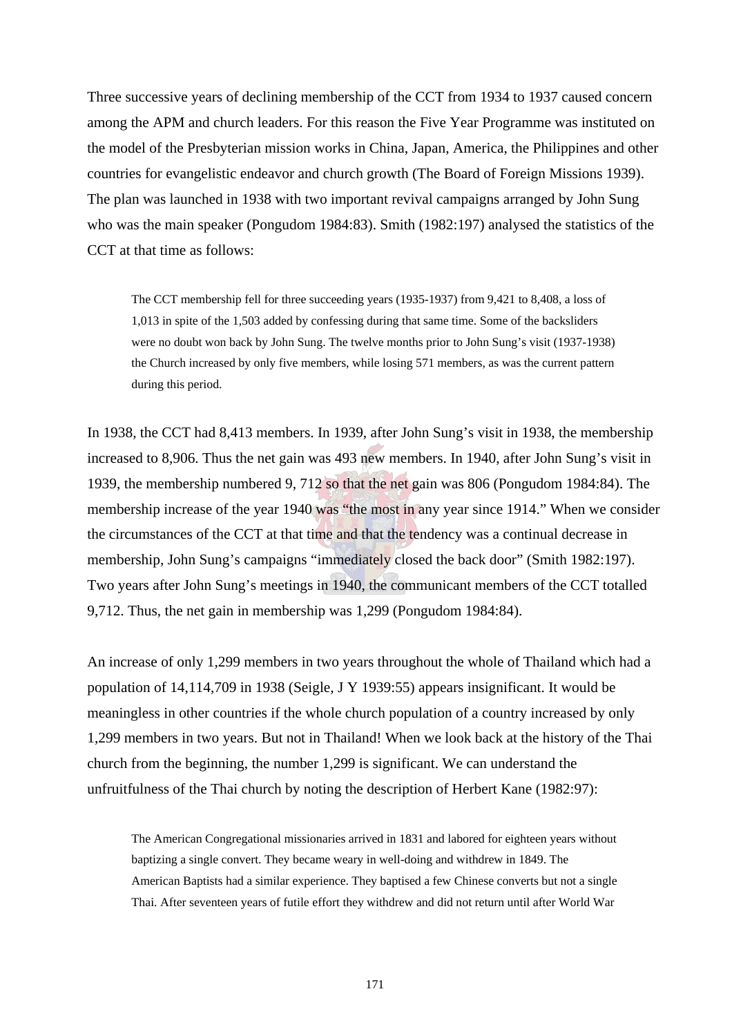Three successive years of declining membership of the CCT from 1934 to 1937 caused concern among the APM and church leaders. For this reason the Five Year Programme was instituted on the model of the Presbyterian mission works in China, Japan, America, the Philippines and other countries for evangelistic endeavor and church growth (The Board of Foreign Missions 1939). The plan was launched in 1938 with two important revival campaigns arranged by John Sung who was the main speaker (Pongudom 1984:83). Smith (1982:197) analysed the statistics of the CCT at that time as follows:

> The CCT membership fell for three succeeding years (1935-1937) from 9,421 to 8,408, a loss of 1,013 in spite of the 1,503 added by confessing during that same time. Some of the backsliders were no doubt won back by John Sung. The twelve months prior to John Sung's visit (1937-1938) the Church increased by only five members, while losing 571 members, as was the current pattern during this period.

In 1938, the CCT had 8,413 members. In 1939, after John Sung's visit in 1938, the membership increased to 8,906. Thus the net gain was 493 new members. In 1940, after John Sung's visit in 1939, the membership numbered 9, 712 so that the net gain was 806 (Pongudom 1984:84). The membership increase of the year 1940 was "the most in any year since 1914." When we consider the circumstances of the CCT at that time and that the tendency was a continual decrease in membership, John Sung's campaigns "immediately closed the back door" (Smith 1982:197). Two years after John Sung's meetings in 1940, the communicant members of the CCT totalled 9,712. Thus, the net gain in membership was 1,299 (Pongudom 1984:84).

An increase of only 1,299 members in two years throughout the whole of Thailand which had a population of 14,114,709 in 1938 (Seigle, J Y 1939:55) appears insignificant. It would be meaningless in other countries if the whole church population of a country increased by only 1,299 members in two years. But not in Thailand! When we look back at the history of the Thai church from the beginning, the number 1,299 is significant. We can understand the unfruitfulness of the Thai church by noting the description of Herbert Kane (1982:97):

> The American Congregational missionaries arrived in 1831 and labored for eighteen years without baptizing a single convert. They became weary in well-doing and withdrew in 1849. The American Baptists had a similar experience. They baptised a few Chinese converts but not a single Thai. After seventeen years of futile effort they withdrew and did not return until after World War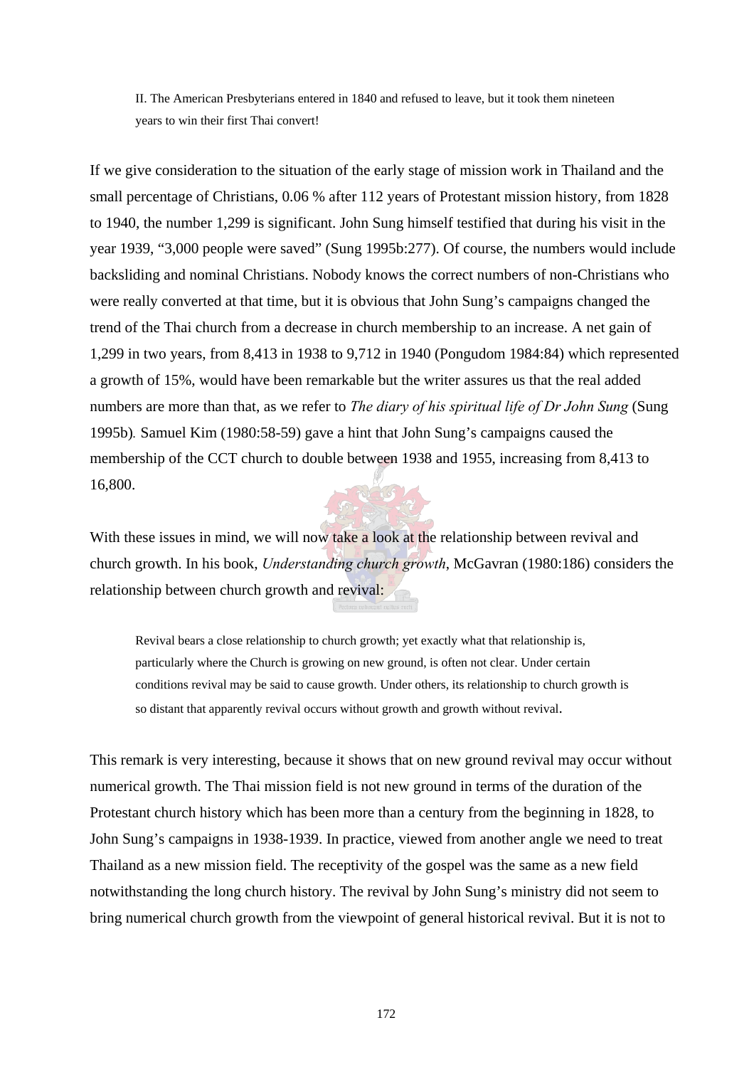> II. The American Presbyterians entered in 1840 and refused to leave, but it took them nineteen years to win their first Thai convert!

If we give consideration to the situation of the early stage of mission work in Thailand and the small percentage of Christians, 0.06 % after 112 years of Protestant mission history, from 1828 to 1940, the number 1,299 is significant. John Sung himself testified that during his visit in the year 1939, "3,000 people were saved" (Sung 1995b:277). Of course, the numbers would include backsliding and nominal Christians. Nobody knows the correct numbers of non-Christians who were really converted at that time, but it is obvious that John Sung's campaigns changed the trend of the Thai church from a decrease in church membership to an increase. A net gain of 1,299 in two years, from 8,413 in 1938 to 9,712 in 1940 (Pongudom 1984:84) which represented a growth of 15%, would have been remarkable but the writer assures us that the real added numbers are more than that, as we refer to *The diary of his spiritual life of Dr John Sung* (Sung 1995b). Samuel Kim (1980:58-59) gave a hint that John Sung's campaigns caused the membership of the CCT church to double between 1938 and 1955, increasing from 8,413 to 16,800.

With these issues in mind, we will now take a look at the relationship between revival and church growth. In his book, *Understanding church growth*, McGavran (1980:186) considers the relationship between church growth and revival:

> Revival bears a close relationship to church growth; yet exactly what that relationship is, particularly where the Church is growing on new ground, is often not clear. Under certain conditions revival may be said to cause growth. Under others, its relationship to church growth is so distant that apparently revival occurs without growth and growth without revival.

This remark is very interesting, because it shows that on new ground revival may occur without numerical growth. The Thai mission field is not new ground in terms of the duration of the Protestant church history which has been more than a century from the beginning in 1828, to John Sung's campaigns in 1938-1939. In practice, viewed from another angle we need to treat Thailand as a new mission field. The receptivity of the gospel was the same as a new field notwithstanding the long church history. The revival by John Sung's ministry did not seem to bring numerical church growth from the viewpoint of general historical revival. But it is not to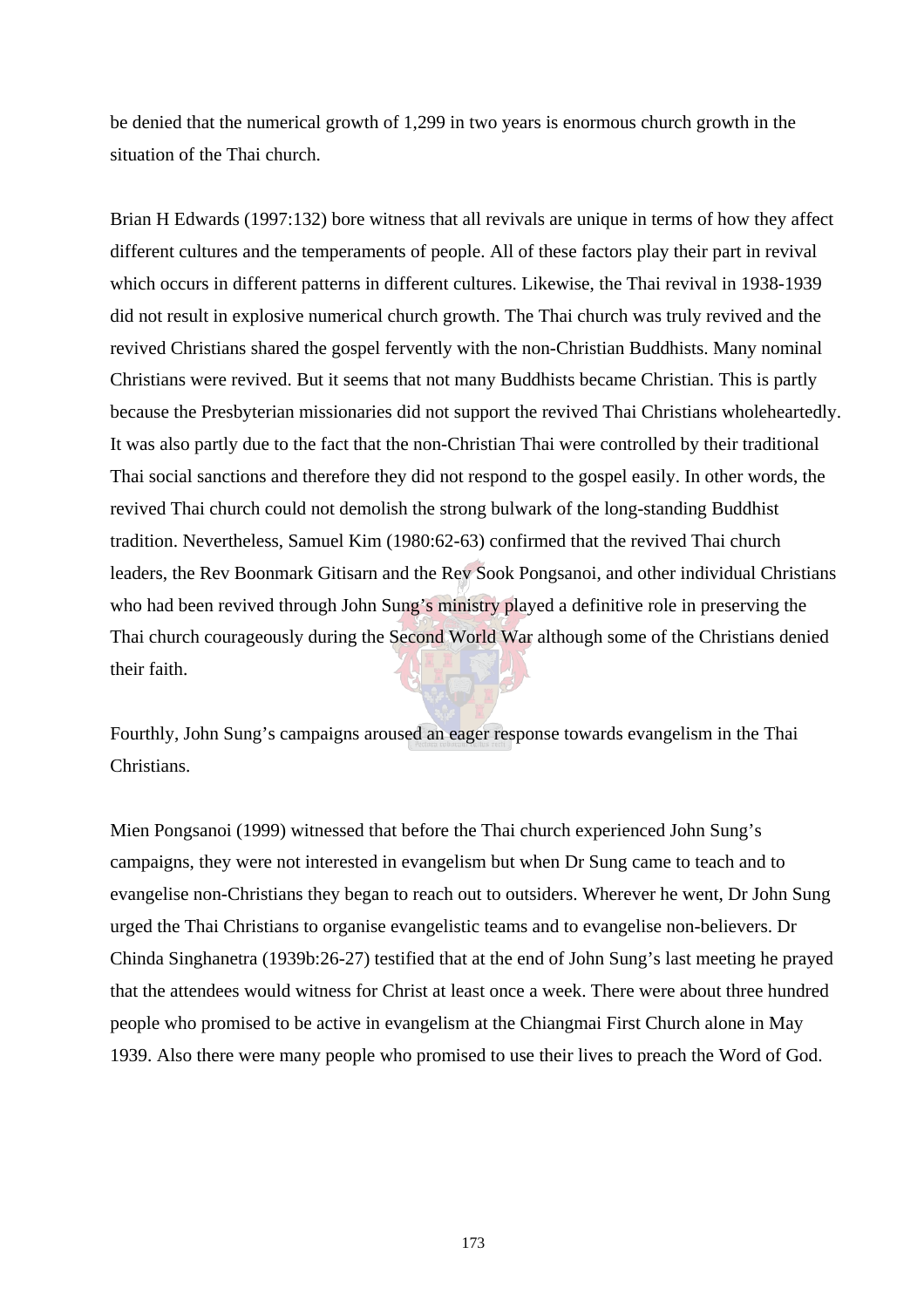be denied that the numerical growth of 1,299 in two years is enormous church growth in the situation of the Thai church.

Brian H Edwards (1997:132) bore witness that all revivals are unique in terms of how they affect different cultures and the temperaments of people. All of these factors play their part in revival which occurs in different patterns in different cultures. Likewise, the Thai revival in 1938-1939 did not result in explosive numerical church growth. The Thai church was truly revived and the revived Christians shared the gospel fervently with the non-Christian Buddhists. Many nominal Christians were revived. But it seems that not many Buddhists became Christian. This is partly because the Presbyterian missionaries did not support the revived Thai Christians wholeheartedly. It was also partly due to the fact that the non-Christian Thai were controlled by their traditional Thai social sanctions and therefore they did not respond to the gospel easily. In other words, the revived Thai church could not demolish the strong bulwark of the long-standing Buddhist tradition. Nevertheless, Samuel Kim (1980:62-63) confirmed that the revived Thai church leaders, the Rev Boonmark Gitisarn and the Rev Sook Pongsanoi, and other individual Christians who had been revived through John Sung's ministry played a definitive role in preserving the Thai church courageously during the Second World War although some of the Christians denied their faith.

Fourthly, John Sung's campaigns aroused an eager response towards evangelism in the Thai Christians.

Mien Pongsanoi (1999) witnessed that before the Thai church experienced John Sung's campaigns, they were not interested in evangelism but when Dr Sung came to teach and to evangelise non-Christians they began to reach out to outsiders. Wherever he went, Dr John Sung urged the Thai Christians to organise evangelistic teams and to evangelise non-believers. Dr Chinda Singhanetra (1939b:26-27) testified that at the end of John Sung's last meeting he prayed that the attendees would witness for Christ at least once a week. There were about three hundred people who promised to be active in evangelism at the Chiangmai First Church alone in May 1939. Also there were many people who promised to use their lives to preach the Word of God.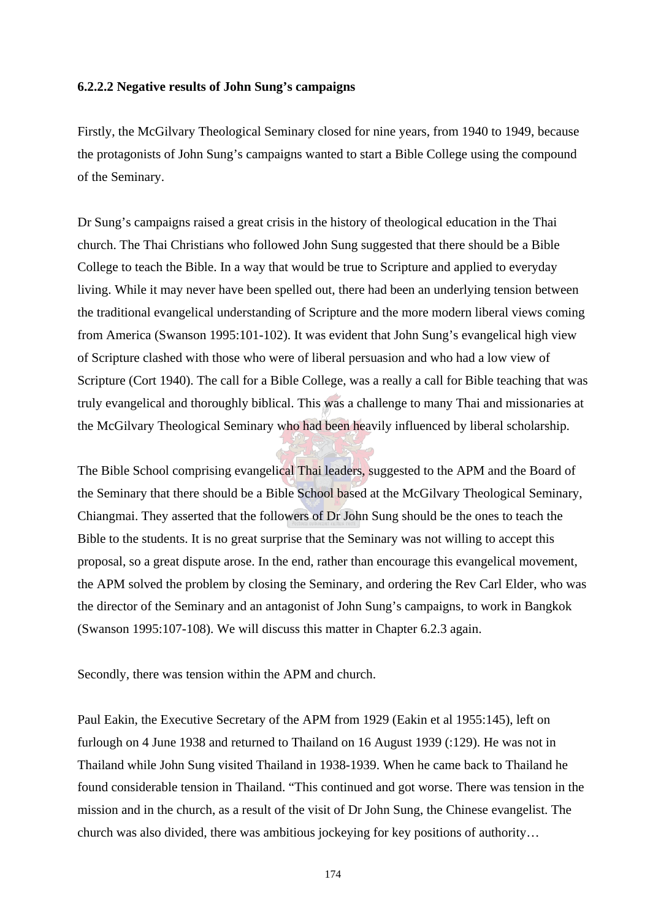#### 6.2.2.2 Negative results of John Sung's campaigns

Firstly, the McGilvary Theological Seminary closed for nine years, from 1940 to 1949, because the protagonists of John Sung's campaigns wanted to start a Bible College using the compound of the Seminary.

Dr Sung's campaigns raised a great crisis in the history of theological education in the Thai church. The Thai Christians who followed John Sung suggested that there should be a Bible College to teach the Bible. In a way that would be true to Scripture and applied to everyday living. While it may never have been spelled out, there had been an underlying tension between the traditional evangelical understanding of Scripture and the more modern liberal views coming from America (Swanson 1995:101-102). It was evident that John Sung's evangelical high view of Scripture clashed with those who were of liberal persuasion and who had a low view of Scripture (Cort 1940). The call for a Bible College, was a really a call for Bible teaching that was truly evangelical and thoroughly biblical. This was a challenge to many Thai and missionaries at the McGilvary Theological Seminary who had been heavily influenced by liberal scholarship.

The Bible School comprising evangelical Thai leaders, suggested to the APM and the Board of the Seminary that there should be a Bible School based at the McGilvary Theological Seminary, Chiangmai. They asserted that the followers of Dr John Sung should be the ones to teach the Bible to the students. It is no great surprise that the Seminary was not willing to accept this proposal, so a great dispute arose. In the end, rather than encourage this evangelical movement, the APM solved the problem by closing the Seminary, and ordering the Rev Carl Elder, who was the director of the Seminary and an antagonist of John Sung's campaigns, to work in Bangkok (Swanson 1995:107-108). We will discuss this matter in Chapter 6.2.3 again.

Secondly, there was tension within the APM and church.

Paul Eakin, the Executive Secretary of the APM from 1929 (Eakin et al 1955:145), left on furlough on 4 June 1938 and returned to Thailand on 16 August 1939 (:129). He was not in Thailand while John Sung visited Thailand in 1938-1939. When he came back to Thailand he found considerable tension in Thailand. "This continued and got worse. There was tension in the mission and in the church, as a result of the visit of Dr John Sung, the Chinese evangelist. The church was also divided, there was ambitious jockeying for key positions of authority…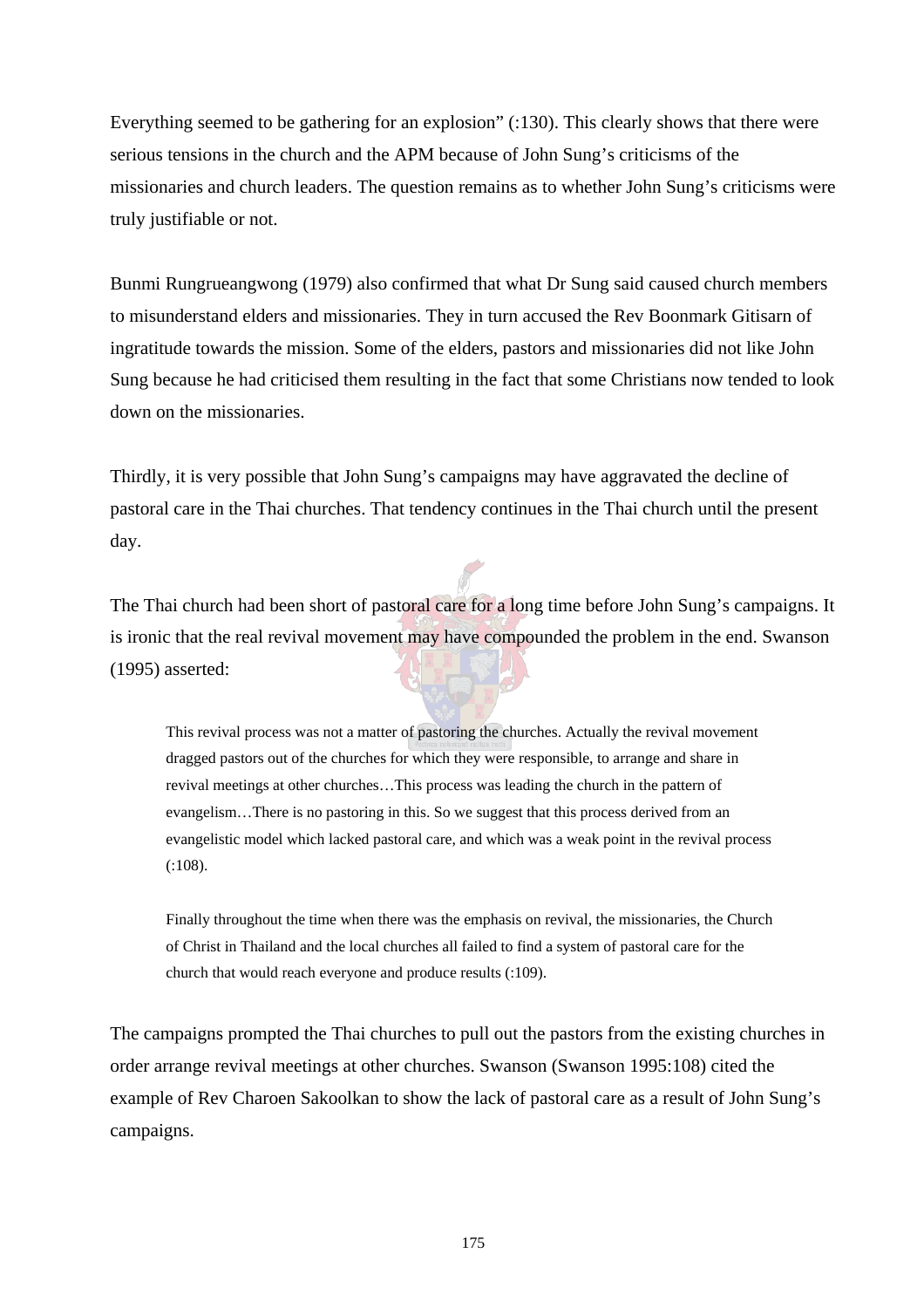Everything seemed to be gathering for an explosion" (:130). This clearly shows that there were serious tensions in the church and the APM because of John Sung's criticisms of the missionaries and church leaders. The question remains as to whether John Sung's criticisms were truly justifiable or not.

Bunmi Rungrueangwong (1979) also confirmed that what Dr Sung said caused church members to misunderstand elders and missionaries. They in turn accused the Rev Boonmark Gitisarn of ingratitude towards the mission. Some of the elders, pastors and missionaries did not like John Sung because he had criticised them resulting in the fact that some Christians now tended to look down on the missionaries.

Thirdly, it is very possible that John Sung's campaigns may have aggravated the decline of pastoral care in the Thai churches. That tendency continues in the Thai church until the present day.

The Thai church had been short of pastoral care for a long time before John Sung's campaigns. It is ironic that the real revival movement may have compounded the problem in the end. Swanson (1995) asserted:

> This revival process was not a matter of pastoring the churches. Actually the revival movement dragged pastors out of the churches for which they were responsible, to arrange and share in revival meetings at other churches…This process was leading the church in the pattern of evangelism…There is no pastoring in this. So we suggest that this process derived from an evangelistic model which lacked pastoral care, and which was a weak point in the revival process (:108).
>
> Finally throughout the time when there was the emphasis on revival, the missionaries, the Church of Christ in Thailand and the local churches all failed to find a system of pastoral care for the church that would reach everyone and produce results (:109).

The campaigns prompted the Thai churches to pull out the pastors from the existing churches in order arrange revival meetings at other churches. Swanson (Swanson 1995:108) cited the example of Rev Charoen Sakoolkan to show the lack of pastoral care as a result of John Sung's campaigns.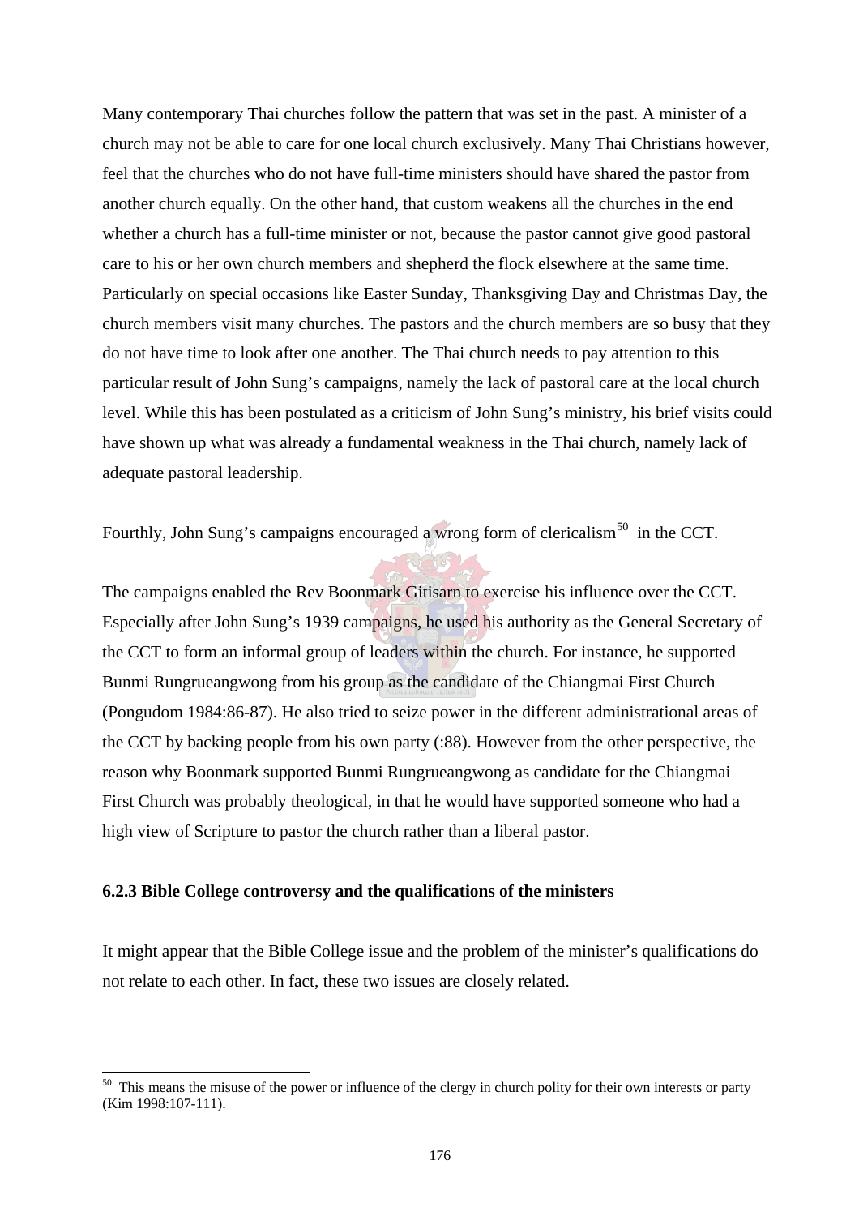Many contemporary Thai churches follow the pattern that was set in the past. A minister of a church may not be able to care for one local church exclusively. Many Thai Christians however, feel that the churches who do not have full-time ministers should have shared the pastor from another church equally. On the other hand, that custom weakens all the churches in the end whether a church has a full-time minister or not, because the pastor cannot give good pastoral care to his or her own church members and shepherd the flock elsewhere at the same time. Particularly on special occasions like Easter Sunday, Thanksgiving Day and Christmas Day, the church members visit many churches. The pastors and the church members are so busy that they do not have time to look after one another. The Thai church needs to pay attention to this particular result of John Sung's campaigns, namely the lack of pastoral care at the local church level. While this has been postulated as a criticism of John Sung's ministry, his brief visits could have shown up what was already a fundamental weakness in the Thai church, namely lack of adequate pastoral leadership.

Fourthly, John Sung's campaigns encouraged a wrong form of clericalism[50] in the CCT.

The campaigns enabled the Rev Boonmark Gitisarn to exercise his influence over the CCT. Especially after John Sung's 1939 campaigns, he used his authority as the General Secretary of the CCT to form an informal group of leaders within the church. For instance, he supported Bunmi Rungrueangwong from his group as the candidate of the Chiangmai First Church (Pongudom 1984:86-87). He also tried to seize power in the different administrational areas of the CCT by backing people from his own party (:88). However from the other perspective, the reason why Boonmark supported Bunmi Rungrueangwong as candidate for the Chiangmai First Church was probably theological, in that he would have supported someone who had a high view of Scripture to pastor the church rather than a liberal pastor.

### 6.2.3 Bible College controversy and the qualifications of the ministers

It might appear that the Bible College issue and the problem of the minister's qualifications do not relate to each other. In fact, these two issues are closely related.

[50] This means the misuse of the power or influence of the clergy in church polity for their own interests or party (Kim 1998:107-111).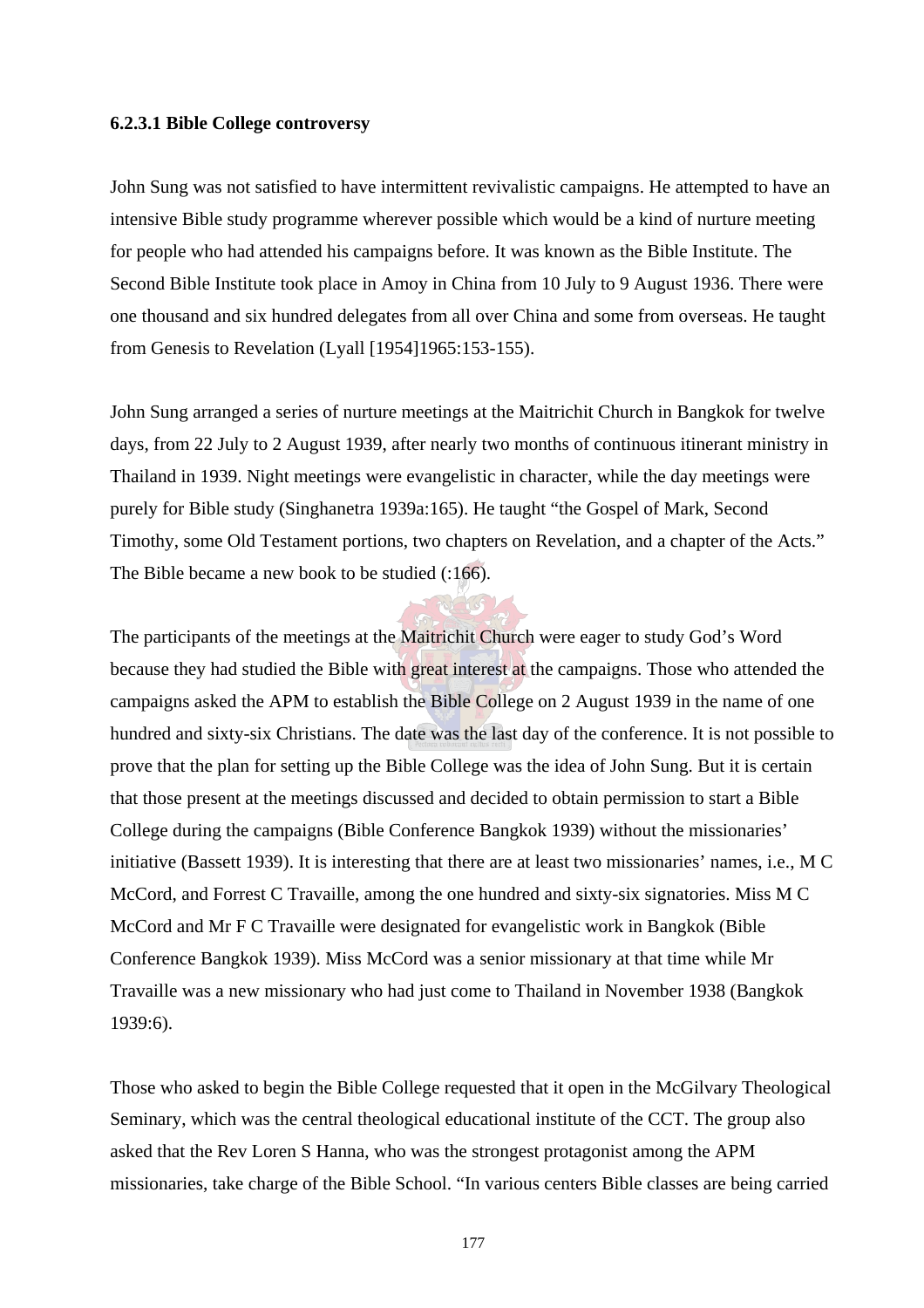#### 6.2.3.1 Bible College controversy

John Sung was not satisfied to have intermittent revivalistic campaigns. He attempted to have an intensive Bible study programme wherever possible which would be a kind of nurture meeting for people who had attended his campaigns before. It was known as the Bible Institute. The Second Bible Institute took place in Amoy in China from 10 July to 9 August 1936. There were one thousand and six hundred delegates from all over China and some from overseas. He taught from Genesis to Revelation (Lyall [1954]1965:153-155).

John Sung arranged a series of nurture meetings at the Maitrichit Church in Bangkok for twelve days, from 22 July to 2 August 1939, after nearly two months of continuous itinerant ministry in Thailand in 1939. Night meetings were evangelistic in character, while the day meetings were purely for Bible study (Singhanetra 1939a:165). He taught "the Gospel of Mark, Second Timothy, some Old Testament portions, two chapters on Revelation, and a chapter of the Acts." The Bible became a new book to be studied (:166).

The participants of the meetings at the Maitrichit Church were eager to study God's Word because they had studied the Bible with great interest at the campaigns. Those who attended the campaigns asked the APM to establish the Bible College on 2 August 1939 in the name of one hundred and sixty-six Christians. The date was the last day of the conference. It is not possible to prove that the plan for setting up the Bible College was the idea of John Sung. But it is certain that those present at the meetings discussed and decided to obtain permission to start a Bible College during the campaigns (Bible Conference Bangkok 1939) without the missionaries' initiative (Bassett 1939). It is interesting that there are at least two missionaries' names, i.e., M C McCord, and Forrest C Travaille, among the one hundred and sixty-six signatories. Miss M C McCord and Mr F C Travaille were designated for evangelistic work in Bangkok (Bible Conference Bangkok 1939). Miss McCord was a senior missionary at that time while Mr Travaille was a new missionary who had just come to Thailand in November 1938 (Bangkok 1939:6).

Those who asked to begin the Bible College requested that it open in the McGilvary Theological Seminary, which was the central theological educational institute of the CCT. The group also asked that the Rev Loren S Hanna, who was the strongest protagonist among the APM missionaries, take charge of the Bible School. "In various centers Bible classes are being carried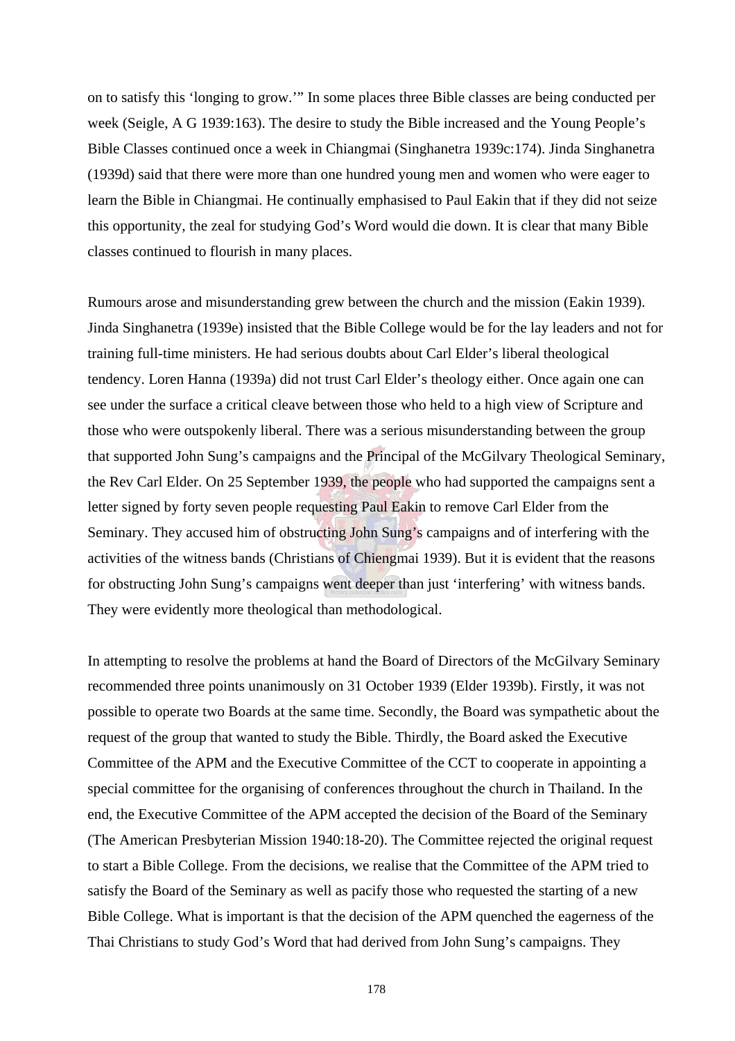on to satisfy this 'longing to grow.'" In some places three Bible classes are being conducted per week (Seigle, A G 1939:163). The desire to study the Bible increased and the Young People's Bible Classes continued once a week in Chiangmai (Singhanetra 1939c:174). Jinda Singhanetra (1939d) said that there were more than one hundred young men and women who were eager to learn the Bible in Chiangmai. He continually emphasised to Paul Eakin that if they did not seize this opportunity, the zeal for studying God's Word would die down. It is clear that many Bible classes continued to flourish in many places.

Rumours arose and misunderstanding grew between the church and the mission (Eakin 1939). Jinda Singhanetra (1939e) insisted that the Bible College would be for the lay leaders and not for training full-time ministers. He had serious doubts about Carl Elder's liberal theological tendency. Loren Hanna (1939a) did not trust Carl Elder's theology either. Once again one can see under the surface a critical cleave between those who held to a high view of Scripture and those who were outspokenly liberal. There was a serious misunderstanding between the group that supported John Sung's campaigns and the Principal of the McGilvary Theological Seminary, the Rev Carl Elder. On 25 September 1939, the people who had supported the campaigns sent a letter signed by forty seven people requesting Paul Eakin to remove Carl Elder from the Seminary. They accused him of obstructing John Sung's campaigns and of interfering with the activities of the witness bands (Christians of Chiengmai 1939). But it is evident that the reasons for obstructing John Sung's campaigns went deeper than just 'interfering' with witness bands. They were evidently more theological than methodological.

In attempting to resolve the problems at hand the Board of Directors of the McGilvary Seminary recommended three points unanimously on 31 October 1939 (Elder 1939b). Firstly, it was not possible to operate two Boards at the same time. Secondly, the Board was sympathetic about the request of the group that wanted to study the Bible. Thirdly, the Board asked the Executive Committee of the APM and the Executive Committee of the CCT to cooperate in appointing a special committee for the organising of conferences throughout the church in Thailand. In the end, the Executive Committee of the APM accepted the decision of the Board of the Seminary (The American Presbyterian Mission 1940:18-20). The Committee rejected the original request to start a Bible College. From the decisions, we realise that the Committee of the APM tried to satisfy the Board of the Seminary as well as pacify those who requested the starting of a new Bible College. What is important is that the decision of the APM quenched the eagerness of the Thai Christians to study God's Word that had derived from John Sung's campaigns. They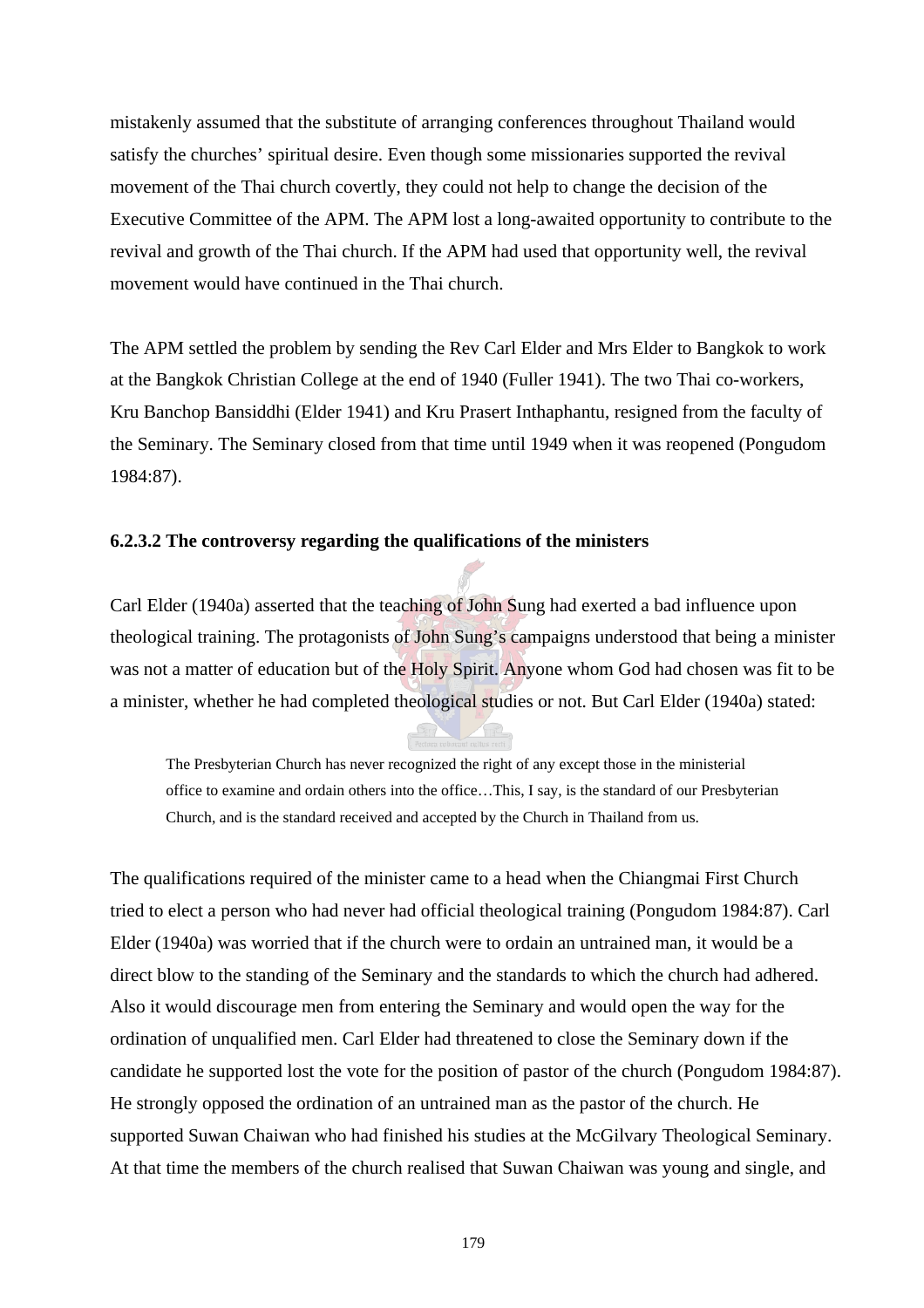mistakenly assumed that the substitute of arranging conferences throughout Thailand would satisfy the churches' spiritual desire. Even though some missionaries supported the revival movement of the Thai church covertly, they could not help to change the decision of the Executive Committee of the APM. The APM lost a long-awaited opportunity to contribute to the revival and growth of the Thai church. If the APM had used that opportunity well, the revival movement would have continued in the Thai church.

The APM settled the problem by sending the Rev Carl Elder and Mrs Elder to Bangkok to work at the Bangkok Christian College at the end of 1940 (Fuller 1941). The two Thai co-workers, Kru Banchop Bansiddhi (Elder 1941) and Kru Prasert Inthaphantu, resigned from the faculty of the Seminary. The Seminary closed from that time until 1949 when it was reopened (Pongudom 1984:87).

#### 6.2.3.2 The controversy regarding the qualifications of the ministers

Carl Elder (1940a) asserted that the teaching of John Sung had exerted a bad influence upon theological training. The protagonists of John Sung's campaigns understood that being a minister was not a matter of education but of the Holy Spirit. Anyone whom God had chosen was fit to be a minister, whether he had completed theological studies or not. But Carl Elder (1940a) stated:

> The Presbyterian Church has never recognized the right of any except those in the ministerial office to examine and ordain others into the office…This, I say, is the standard of our Presbyterian Church, and is the standard received and accepted by the Church in Thailand from us.

The qualifications required of the minister came to a head when the Chiangmai First Church tried to elect a person who had never had official theological training (Pongudom 1984:87). Carl Elder (1940a) was worried that if the church were to ordain an untrained man, it would be a direct blow to the standing of the Seminary and the standards to which the church had adhered. Also it would discourage men from entering the Seminary and would open the way for the ordination of unqualified men. Carl Elder had threatened to close the Seminary down if the candidate he supported lost the vote for the position of pastor of the church (Pongudom 1984:87). He strongly opposed the ordination of an untrained man as the pastor of the church. He supported Suwan Chaiwan who had finished his studies at the McGilvary Theological Seminary. At that time the members of the church realised that Suwan Chaiwan was young and single, and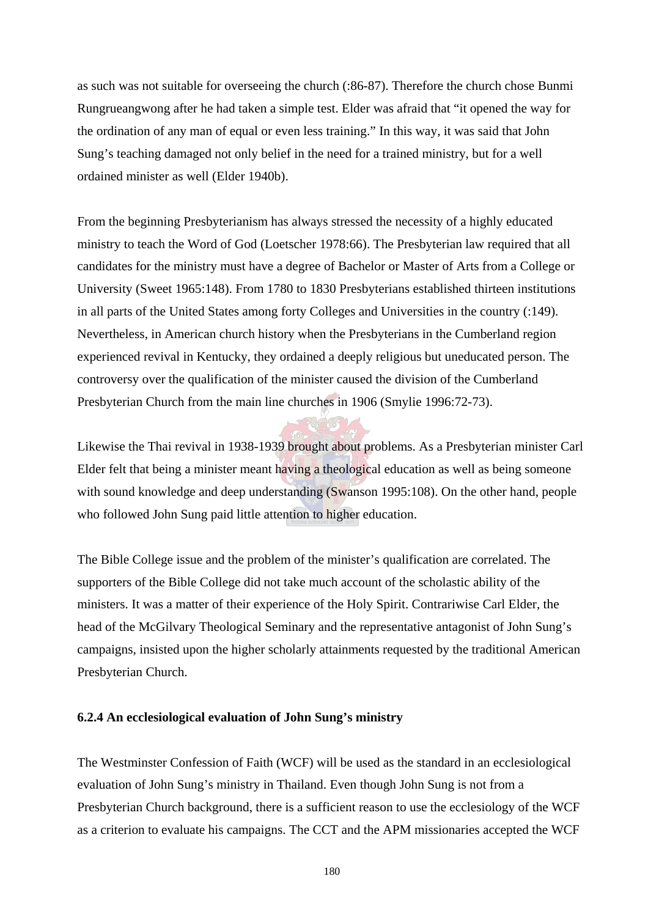as such was not suitable for overseeing the church (:86-87). Therefore the church chose Bunmi Rungrueangwong after he had taken a simple test. Elder was afraid that “it opened the way for the ordination of any man of equal or even less training.” In this way, it was said that John Sung’s teaching damaged not only belief in the need for a trained ministry, but for a well ordained minister as well (Elder 1940b).

From the beginning Presbyterianism has always stressed the necessity of a highly educated ministry to teach the Word of God (Loetscher 1978:66). The Presbyterian law required that all candidates for the ministry must have a degree of Bachelor or Master of Arts from a College or University (Sweet 1965:148). From 1780 to 1830 Presbyterians established thirteen institutions in all parts of the United States among forty Colleges and Universities in the country (:149). Nevertheless, in American church history when the Presbyterians in the Cumberland region experienced revival in Kentucky, they ordained a deeply religious but uneducated person. The controversy over the qualification of the minister caused the division of the Cumberland Presbyterian Church from the main line churches in 1906 (Smylie 1996:72-73).

Likewise the Thai revival in 1938-1939 brought about problems. As a Presbyterian minister Carl Elder felt that being a minister meant having a theological education as well as being someone with sound knowledge and deep understanding (Swanson 1995:108). On the other hand, people who followed John Sung paid little attention to higher education.

The Bible College issue and the problem of the minister’s qualification are correlated. The supporters of the Bible College did not take much account of the scholastic ability of the ministers. It was a matter of their experience of the Holy Spirit. Contrariwise Carl Elder, the head of the McGilvary Theological Seminary and the representative antagonist of John Sung’s campaigns, insisted upon the higher scholarly attainments requested by the traditional American Presbyterian Church.

#### 6.2.4 An ecclesiological evaluation of John Sung’s ministry

The Westminster Confession of Faith (WCF) will be used as the standard in an ecclesiological evaluation of John Sung’s ministry in Thailand. Even though John Sung is not from a Presbyterian Church background, there is a sufficient reason to use the ecclesiology of the WCF as a criterion to evaluate his campaigns. The CCT and the APM missionaries accepted the WCF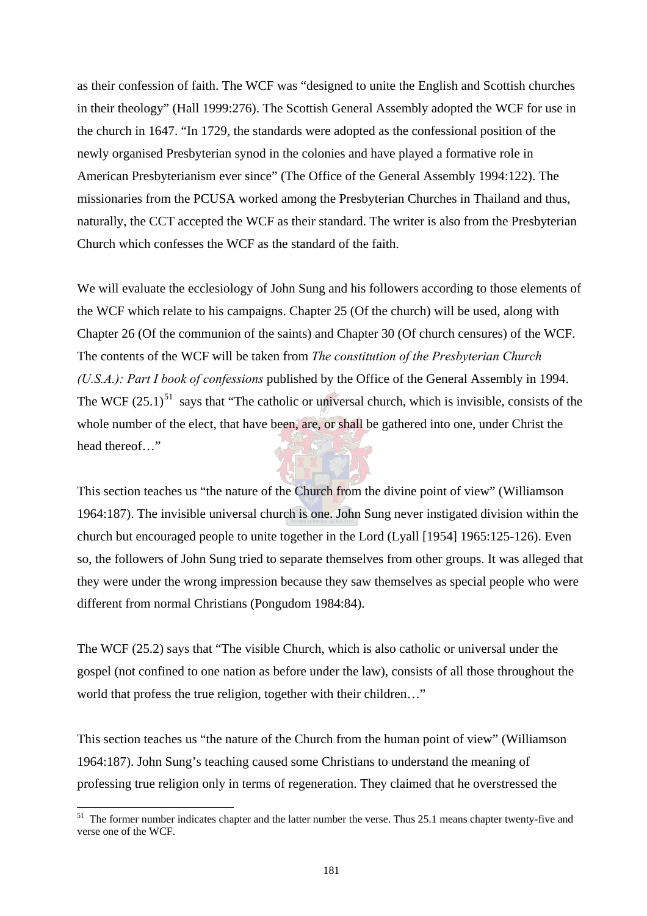as their confession of faith. The WCF was "designed to unite the English and Scottish churches in their theology" (Hall 1999:276). The Scottish General Assembly adopted the WCF for use in the church in 1647. "In 1729, the standards were adopted as the confessional position of the newly organised Presbyterian synod in the colonies and have played a formative role in American Presbyterianism ever since" (The Office of the General Assembly 1994:122). The missionaries from the PCUSA worked among the Presbyterian Churches in Thailand and thus, naturally, the CCT accepted the WCF as their standard. The writer is also from the Presbyterian Church which confesses the WCF as the standard of the faith.

We will evaluate the ecclesiology of John Sung and his followers according to those elements of the WCF which relate to his campaigns. Chapter 25 (Of the church) will be used, along with Chapter 26 (Of the communion of the saints) and Chapter 30 (Of church censures) of the WCF. The contents of the WCF will be taken from *The constitution of the Presbyterian Church (U.S.A.): Part I book of confessions* published by the Office of the General Assembly in 1994. The WCF (25.1)[51] says that "The catholic or universal church, which is invisible, consists of the whole number of the elect, that have been, are, or shall be gathered into one, under Christ the head thereof…"

This section teaches us "the nature of the Church from the divine point of view" (Williamson 1964:187). The invisible universal church is one. John Sung never instigated division within the church but encouraged people to unite together in the Lord (Lyall [1954] 1965:125-126). Even so, the followers of John Sung tried to separate themselves from other groups. It was alleged that they were under the wrong impression because they saw themselves as special people who were different from normal Christians (Pongudom 1984:84).

The WCF (25.2) says that "The visible Church, which is also catholic or universal under the gospel (not confined to one nation as before under the law), consists of all those throughout the world that profess the true religion, together with their children…"

This section teaches us "the nature of the Church from the human point of view" (Williamson 1964:187). John Sung's teaching caused some Christians to understand the meaning of professing true religion only in terms of regeneration. They claimed that he overstressed the

---

[51] The former number indicates chapter and the latter number the verse. Thus 25.1 means chapter twenty-five and verse one of the WCF.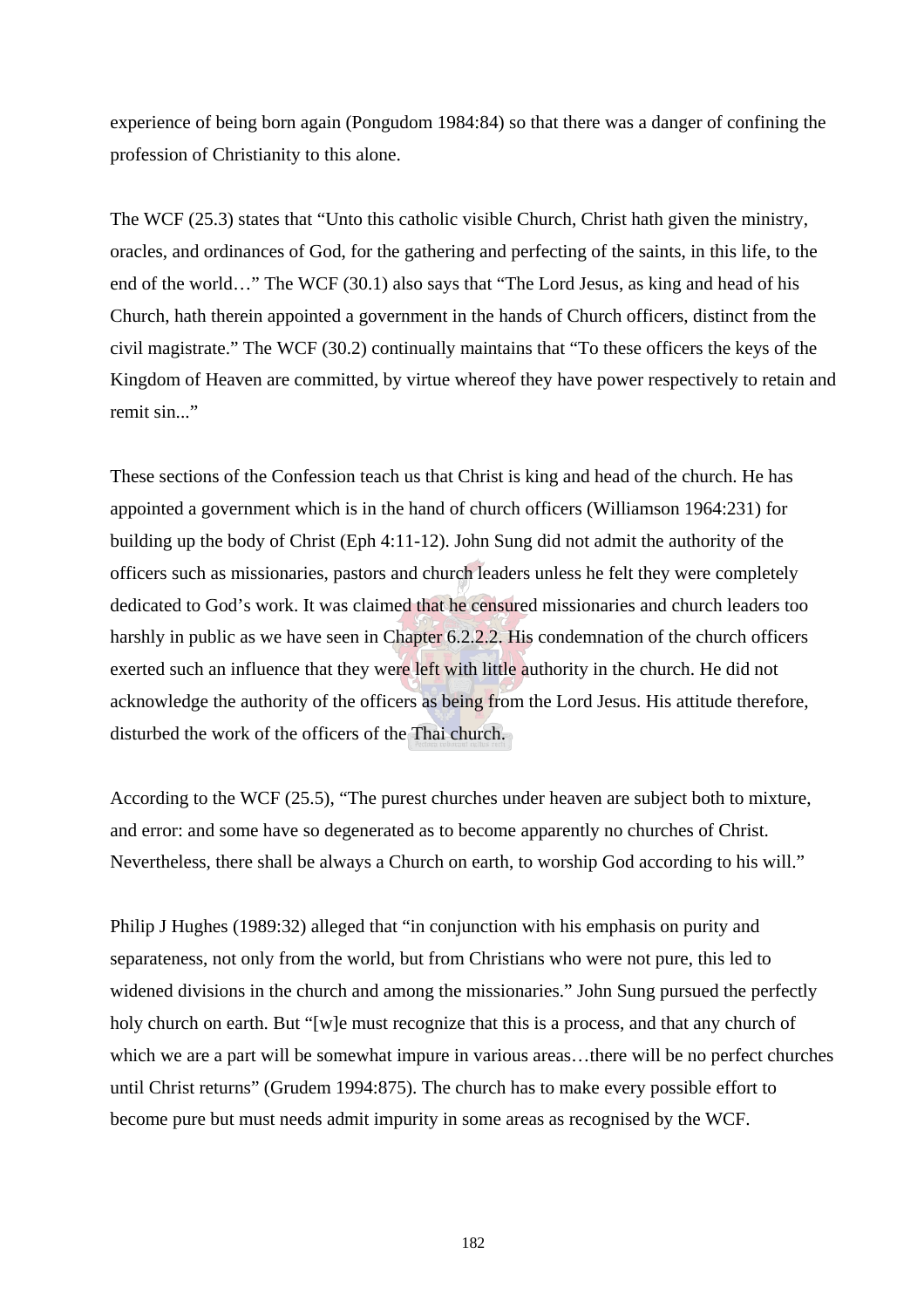experience of being born again (Pongudom 1984:84) so that there was a danger of confining the profession of Christianity to this alone.

The WCF (25.3) states that "Unto this catholic visible Church, Christ hath given the ministry, oracles, and ordinances of God, for the gathering and perfecting of the saints, in this life, to the end of the world…" The WCF (30.1) also says that "The Lord Jesus, as king and head of his Church, hath therein appointed a government in the hands of Church officers, distinct from the civil magistrate." The WCF (30.2) continually maintains that "To these officers the keys of the Kingdom of Heaven are committed, by virtue whereof they have power respectively to retain and remit sin..."

These sections of the Confession teach us that Christ is king and head of the church. He has appointed a government which is in the hand of church officers (Williamson 1964:231) for building up the body of Christ (Eph 4:11-12). John Sung did not admit the authority of the officers such as missionaries, pastors and church leaders unless he felt they were completely dedicated to God's work. It was claimed that he censured missionaries and church leaders too harshly in public as we have seen in Chapter 6.2.2.2. His condemnation of the church officers exerted such an influence that they were left with little authority in the church. He did not acknowledge the authority of the officers as being from the Lord Jesus. His attitude therefore, disturbed the work of the officers of the Thai church.

According to the WCF (25.5), "The purest churches under heaven are subject both to mixture, and error: and some have so degenerated as to become apparently no churches of Christ. Nevertheless, there shall be always a Church on earth, to worship God according to his will."

Philip J Hughes (1989:32) alleged that "in conjunction with his emphasis on purity and separateness, not only from the world, but from Christians who were not pure, this led to widened divisions in the church and among the missionaries." John Sung pursued the perfectly holy church on earth. But "[w]e must recognize that this is a process, and that any church of which we are a part will be somewhat impure in various areas…there will be no perfect churches until Christ returns" (Grudem 1994:875). The church has to make every possible effort to become pure but must needs admit impurity in some areas as recognised by the WCF.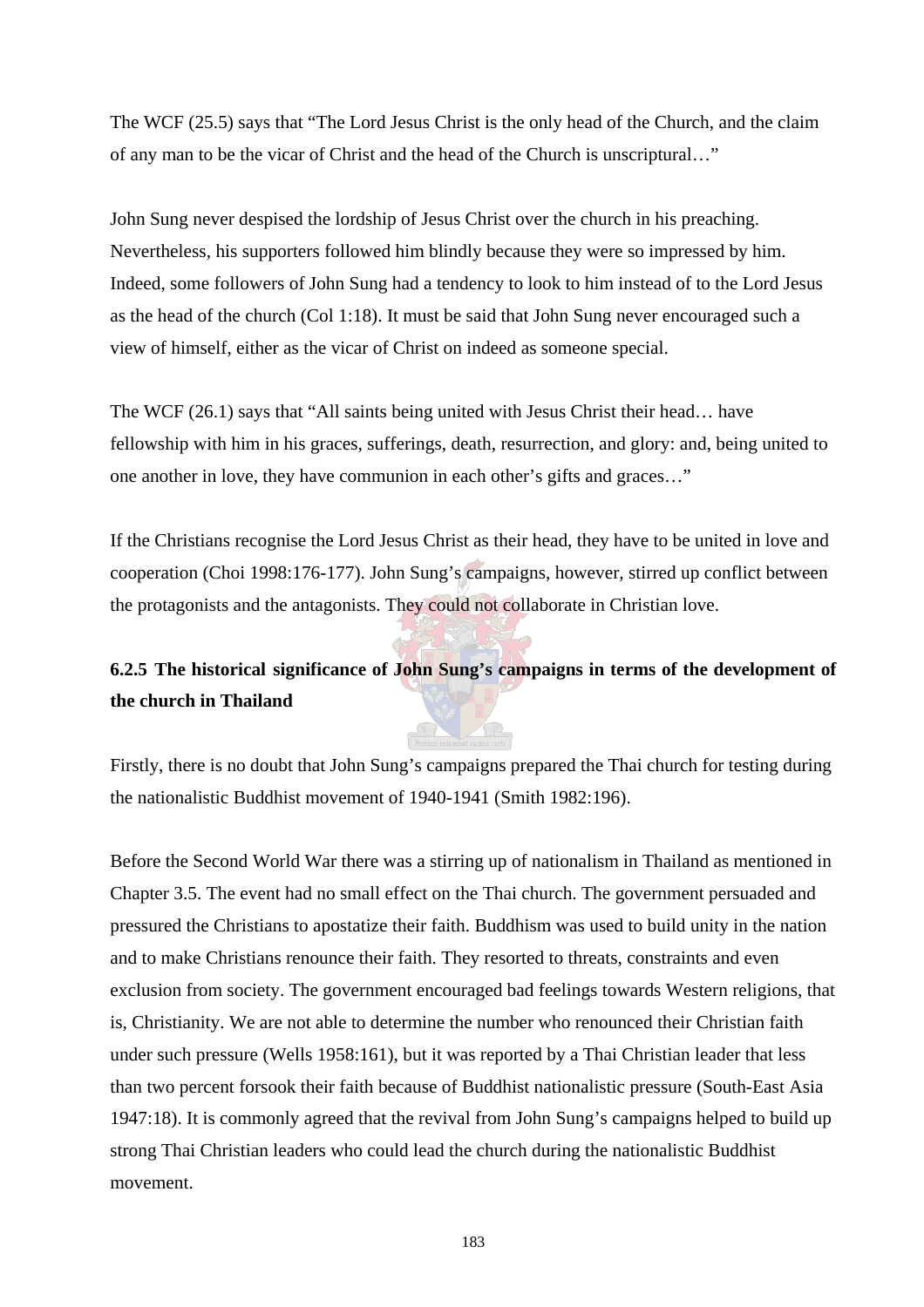The WCF (25.5) says that "The Lord Jesus Christ is the only head of the Church, and the claim of any man to be the vicar of Christ and the head of the Church is unscriptural…"

John Sung never despised the lordship of Jesus Christ over the church in his preaching. Nevertheless, his supporters followed him blindly because they were so impressed by him. Indeed, some followers of John Sung had a tendency to look to him instead of to the Lord Jesus as the head of the church (Col 1:18). It must be said that John Sung never encouraged such a view of himself, either as the vicar of Christ on indeed as someone special.

The WCF (26.1) says that "All saints being united with Jesus Christ their head… have fellowship with him in his graces, sufferings, death, resurrection, and glory: and, being united to one another in love, they have communion in each other's gifts and graces…"

If the Christians recognise the Lord Jesus Christ as their head, they have to be united in love and cooperation (Choi 1998:176-177). John Sung's campaigns, however, stirred up conflict between the protagonists and the antagonists. They could not collaborate in Christian love.

**6.2.5 The historical significance of John Sung's campaigns in terms of the development of the church in Thailand**

Firstly, there is no doubt that John Sung's campaigns prepared the Thai church for testing during the nationalistic Buddhist movement of 1940-1941 (Smith 1982:196).

Before the Second World War there was a stirring up of nationalism in Thailand as mentioned in Chapter 3.5. The event had no small effect on the Thai church. The government persuaded and pressured the Christians to apostatize their faith. Buddhism was used to build unity in the nation and to make Christians renounce their faith. They resorted to threats, constraints and even exclusion from society. The government encouraged bad feelings towards Western religions, that is, Christianity. We are not able to determine the number who renounced their Christian faith under such pressure (Wells 1958:161), but it was reported by a Thai Christian leader that less than two percent forsook their faith because of Buddhist nationalistic pressure (South-East Asia 1947:18). It is commonly agreed that the revival from John Sung's campaigns helped to build up strong Thai Christian leaders who could lead the church during the nationalistic Buddhist movement.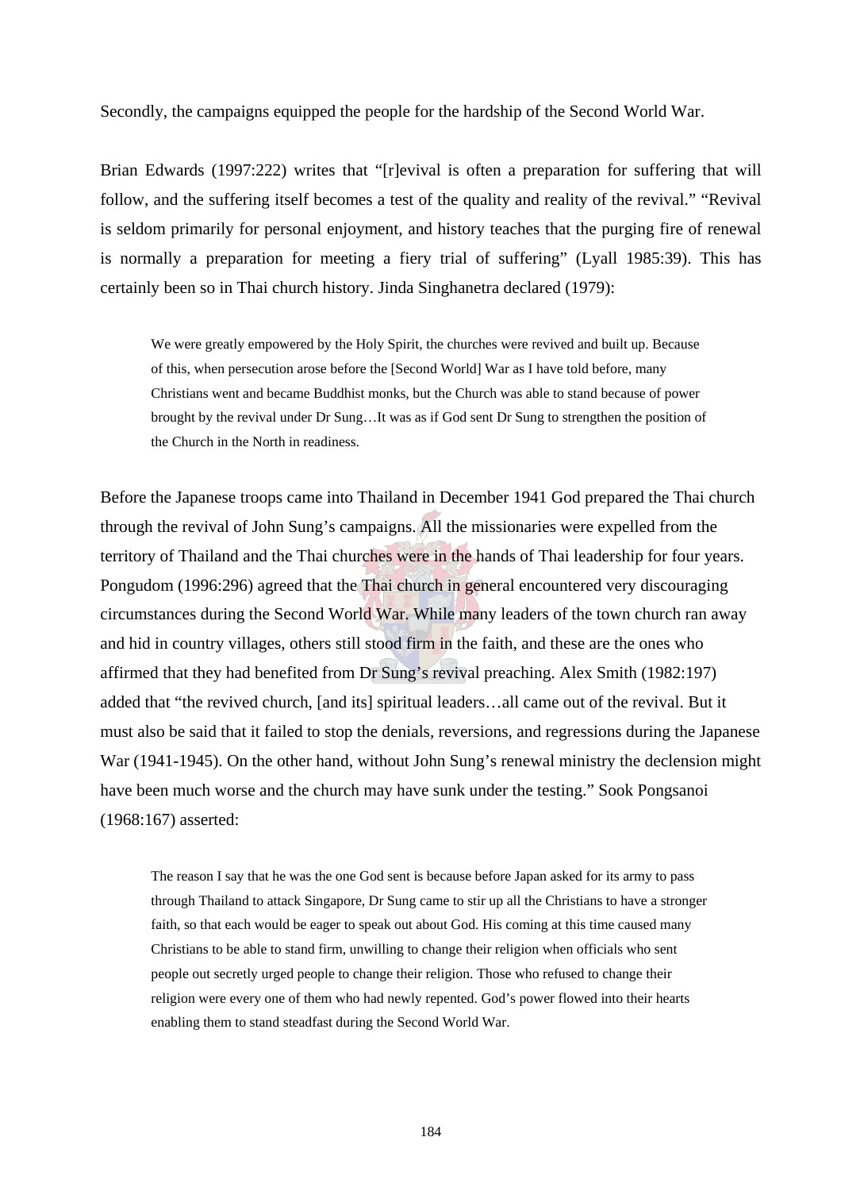Secondly, the campaigns equipped the people for the hardship of the Second World War.

Brian Edwards (1997:222) writes that "[r]evival is often a preparation for suffering that will follow, and the suffering itself becomes a test of the quality and reality of the revival." "Revival is seldom primarily for personal enjoyment, and history teaches that the purging fire of renewal is normally a preparation for meeting a fiery trial of suffering" (Lyall 1985:39). This has certainly been so in Thai church history. Jinda Singhanetra declared (1979):

> We were greatly empowered by the Holy Spirit, the churches were revived and built up. Because of this, when persecution arose before the [Second World] War as I have told before, many Christians went and became Buddhist monks, but the Church was able to stand because of power brought by the revival under Dr Sung…It was as if God sent Dr Sung to strengthen the position of the Church in the North in readiness.

Before the Japanese troops came into Thailand in December 1941 God prepared the Thai church through the revival of John Sung's campaigns. All the missionaries were expelled from the territory of Thailand and the Thai churches were in the hands of Thai leadership for four years. Pongudom (1996:296) agreed that the Thai church in general encountered very discouraging circumstances during the Second World War. While many leaders of the town church ran away and hid in country villages, others still stood firm in the faith, and these are the ones who affirmed that they had benefited from Dr Sung's revival preaching. Alex Smith (1982:197) added that "the revived church, [and its] spiritual leaders…all came out of the revival. But it must also be said that it failed to stop the denials, reversions, and regressions during the Japanese War (1941-1945). On the other hand, without John Sung's renewal ministry the declension might have been much worse and the church may have sunk under the testing." Sook Pongsanoi (1968:167) asserted:

> The reason I say that he was the one God sent is because before Japan asked for its army to pass through Thailand to attack Singapore, Dr Sung came to stir up all the Christians to have a stronger faith, so that each would be eager to speak out about God. His coming at this time caused many Christians to be able to stand firm, unwilling to change their religion when officials who sent people out secretly urged people to change their religion. Those who refused to change their religion were every one of them who had newly repented. God's power flowed into their hearts enabling them to stand steadfast during the Second World War.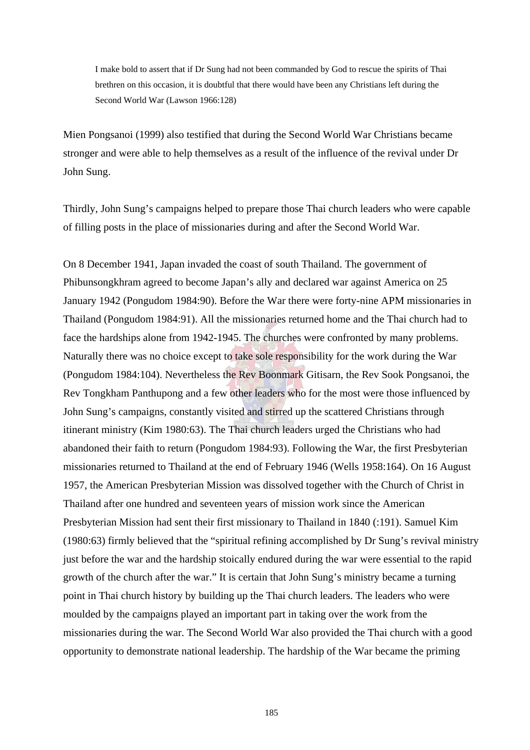> I make bold to assert that if Dr Sung had not been commanded by God to rescue the spirits of Thai brethren on this occasion, it is doubtful that there would have been any Christians left during the Second World War (Lawson 1966:128)

Mien Pongsanoi (1999) also testified that during the Second World War Christians became stronger and were able to help themselves as a result of the influence of the revival under Dr John Sung.

Thirdly, John Sung's campaigns helped to prepare those Thai church leaders who were capable of filling posts in the place of missionaries during and after the Second World War.

On 8 December 1941, Japan invaded the coast of south Thailand. The government of Phibunsongkhram agreed to become Japan's ally and declared war against America on 25 January 1942 (Pongudom 1984:90). Before the War there were forty-nine APM missionaries in Thailand (Pongudom 1984:91). All the missionaries returned home and the Thai church had to face the hardships alone from 1942-1945. The churches were confronted by many problems. Naturally there was no choice except to take sole responsibility for the work during the War (Pongudom 1984:104). Nevertheless the Rev Boonmark Gitisarn, the Rev Sook Pongsanoi, the Rev Tongkham Panthupong and a few other leaders who for the most were those influenced by John Sung's campaigns, constantly visited and stirred up the scattered Christians through itinerant ministry (Kim 1980:63). The Thai church leaders urged the Christians who had abandoned their faith to return (Pongudom 1984:93). Following the War, the first Presbyterian missionaries returned to Thailand at the end of February 1946 (Wells 1958:164). On 16 August 1957, the American Presbyterian Mission was dissolved together with the Church of Christ in Thailand after one hundred and seventeen years of mission work since the American Presbyterian Mission had sent their first missionary to Thailand in 1840 (:191). Samuel Kim (1980:63) firmly believed that the "spiritual refining accomplished by Dr Sung's revival ministry just before the war and the hardship stoically endured during the war were essential to the rapid growth of the church after the war." It is certain that John Sung's ministry became a turning point in Thai church history by building up the Thai church leaders. The leaders who were moulded by the campaigns played an important part in taking over the work from the missionaries during the war. The Second World War also provided the Thai church with a good opportunity to demonstrate national leadership. The hardship of the War became the priming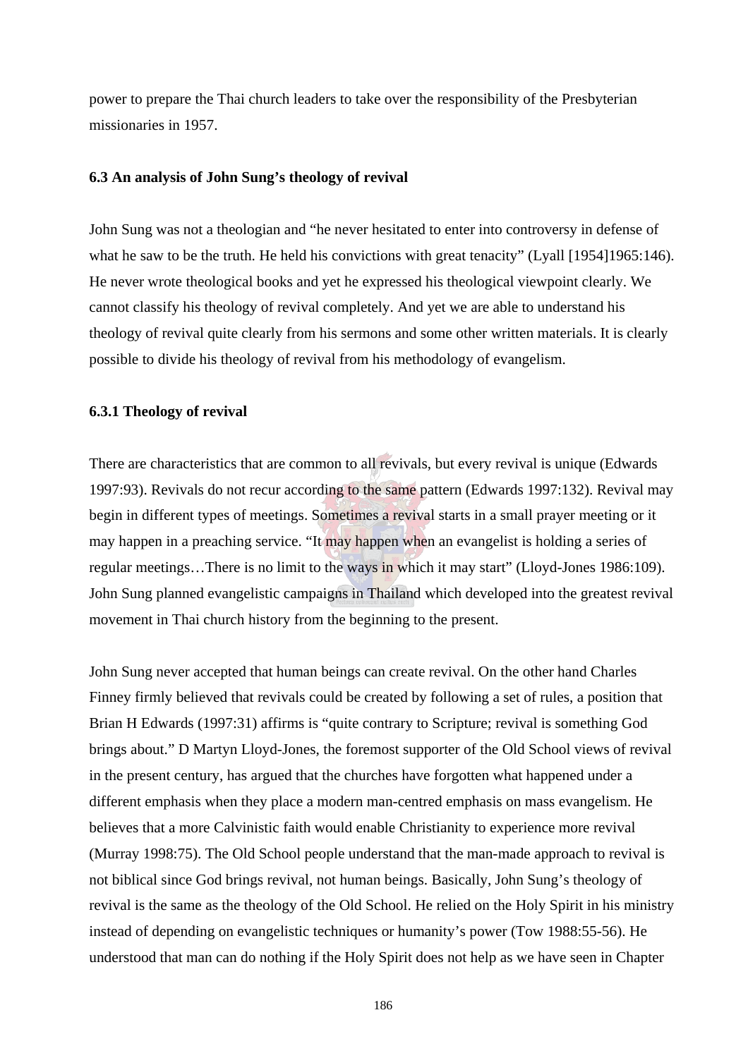power to prepare the Thai church leaders to take over the responsibility of the Presbyterian missionaries in 1957.

### 6.3 An analysis of John Sung's theology of revival

John Sung was not a theologian and "he never hesitated to enter into controversy in defense of what he saw to be the truth. He held his convictions with great tenacity" (Lyall [1954]1965:146). He never wrote theological books and yet he expressed his theological viewpoint clearly. We cannot classify his theology of revival completely. And yet we are able to understand his theology of revival quite clearly from his sermons and some other written materials. It is clearly possible to divide his theology of revival from his methodology of evangelism.

#### 6.3.1 Theology of revival

There are characteristics that are common to all revivals, but every revival is unique (Edwards 1997:93). Revivals do not recur according to the same pattern (Edwards 1997:132). Revival may begin in different types of meetings. Sometimes a revival starts in a small prayer meeting or it may happen in a preaching service. "It may happen when an evangelist is holding a series of regular meetings…There is no limit to the ways in which it may start" (Lloyd-Jones 1986:109). John Sung planned evangelistic campaigns in Thailand which developed into the greatest revival movement in Thai church history from the beginning to the present.

John Sung never accepted that human beings can create revival. On the other hand Charles Finney firmly believed that revivals could be created by following a set of rules, a position that Brian H Edwards (1997:31) affirms is "quite contrary to Scripture; revival is something God brings about." D Martyn Lloyd-Jones, the foremost supporter of the Old School views of revival in the present century, has argued that the churches have forgotten what happened under a different emphasis when they place a modern man-centred emphasis on mass evangelism. He believes that a more Calvinistic faith would enable Christianity to experience more revival (Murray 1998:75). The Old School people understand that the man-made approach to revival is not biblical since God brings revival, not human beings. Basically, John Sung's theology of revival is the same as the theology of the Old School. He relied on the Holy Spirit in his ministry instead of depending on evangelistic techniques or humanity's power (Tow 1988:55-56). He understood that man can do nothing if the Holy Spirit does not help as we have seen in Chapter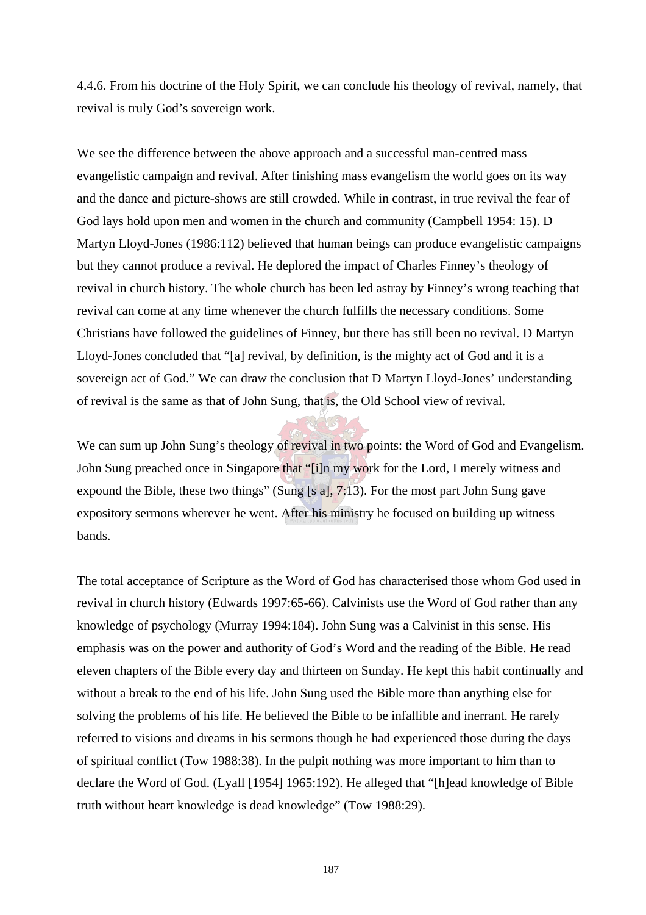4.4.6. From his doctrine of the Holy Spirit, we can conclude his theology of revival, namely, that revival is truly God's sovereign work.

We see the difference between the above approach and a successful man-centred mass evangelistic campaign and revival. After finishing mass evangelism the world goes on its way and the dance and picture-shows are still crowded. While in contrast, in true revival the fear of God lays hold upon men and women in the church and community (Campbell 1954: 15). D Martyn Lloyd-Jones (1986:112) believed that human beings can produce evangelistic campaigns but they cannot produce a revival. He deplored the impact of Charles Finney's theology of revival in church history. The whole church has been led astray by Finney's wrong teaching that revival can come at any time whenever the church fulfills the necessary conditions. Some Christians have followed the guidelines of Finney, but there has still been no revival. D Martyn Lloyd-Jones concluded that "[a] revival, by definition, is the mighty act of God and it is a sovereign act of God." We can draw the conclusion that D Martyn Lloyd-Jones' understanding of revival is the same as that of John Sung, that is, the Old School view of revival.

We can sum up John Sung's theology of revival in two points: the Word of God and Evangelism. John Sung preached once in Singapore that "[i]n my work for the Lord, I merely witness and expound the Bible, these two things" (Sung [s a], 7:13). For the most part John Sung gave expository sermons wherever he went. After his ministry he focused on building up witness bands.

The total acceptance of Scripture as the Word of God has characterised those whom God used in revival in church history (Edwards 1997:65-66). Calvinists use the Word of God rather than any knowledge of psychology (Murray 1994:184). John Sung was a Calvinist in this sense. His emphasis was on the power and authority of God's Word and the reading of the Bible. He read eleven chapters of the Bible every day and thirteen on Sunday. He kept this habit continually and without a break to the end of his life. John Sung used the Bible more than anything else for solving the problems of his life. He believed the Bible to be infallible and inerrant. He rarely referred to visions and dreams in his sermons though he had experienced those during the days of spiritual conflict (Tow 1988:38). In the pulpit nothing was more important to him than to declare the Word of God. (Lyall [1954] 1965:192). He alleged that "[h]ead knowledge of Bible truth without heart knowledge is dead knowledge" (Tow 1988:29).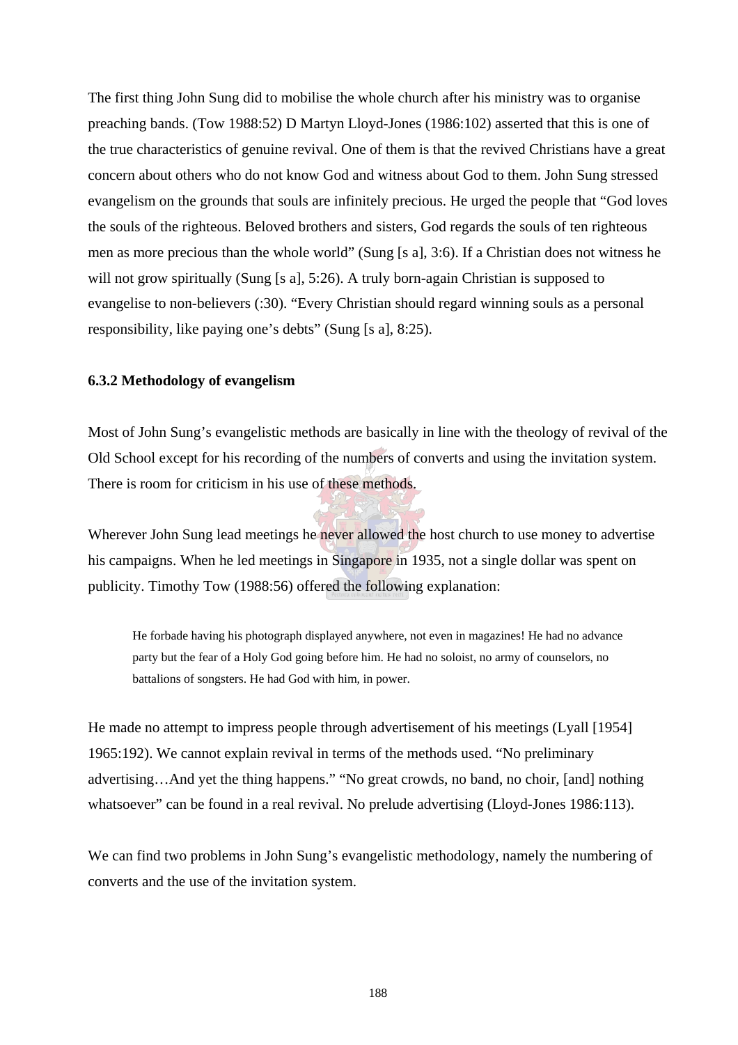The first thing John Sung did to mobilise the whole church after his ministry was to organise preaching bands. (Tow 1988:52) D Martyn Lloyd-Jones (1986:102) asserted that this is one of the true characteristics of genuine revival. One of them is that the revived Christians have a great concern about others who do not know God and witness about God to them. John Sung stressed evangelism on the grounds that souls are infinitely precious. He urged the people that "God loves the souls of the righteous. Beloved brothers and sisters, God regards the souls of ten righteous men as more precious than the whole world" (Sung [s a], 3:6). If a Christian does not witness he will not grow spiritually (Sung [s a], 5:26). A truly born-again Christian is supposed to evangelise to non-believers (:30). "Every Christian should regard winning souls as a personal responsibility, like paying one's debts" (Sung [s a], 8:25).

### 6.3.2 Methodology of evangelism

Most of John Sung's evangelistic methods are basically in line with the theology of revival of the Old School except for his recording of the numbers of converts and using the invitation system. There is room for criticism in his use of these methods.

Wherever John Sung lead meetings he never allowed the host church to use money to advertise his campaigns. When he led meetings in Singapore in 1935, not a single dollar was spent on publicity. Timothy Tow (1988:56) offered the following explanation:

> He forbade having his photograph displayed anywhere, not even in magazines! He had no advance party but the fear of a Holy God going before him. He had no soloist, no army of counselors, no battalions of songsters. He had God with him, in power.

He made no attempt to impress people through advertisement of his meetings (Lyall [1954] 1965:192). We cannot explain revival in terms of the methods used. "No preliminary advertising…And yet the thing happens." "No great crowds, no band, no choir, [and] nothing whatsoever" can be found in a real revival. No prelude advertising (Lloyd-Jones 1986:113).

We can find two problems in John Sung's evangelistic methodology, namely the numbering of converts and the use of the invitation system.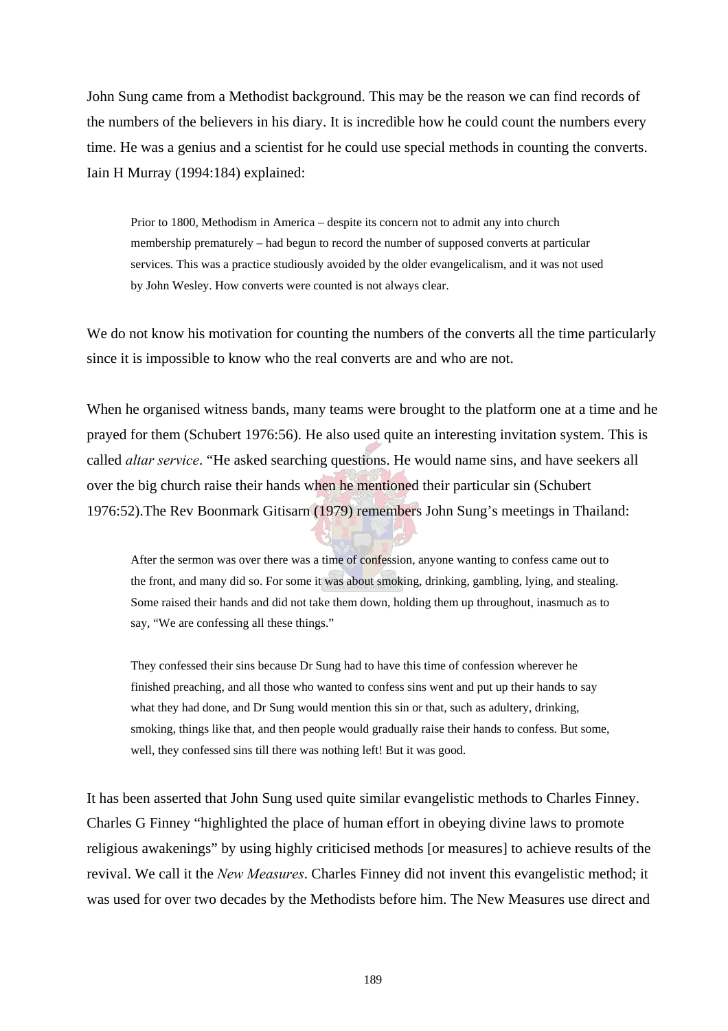John Sung came from a Methodist background. This may be the reason we can find records of the numbers of the believers in his diary. It is incredible how he could count the numbers every time. He was a genius and a scientist for he could use special methods in counting the converts. Iain H Murray (1994:184) explained:

> Prior to 1800, Methodism in America – despite its concern not to admit any into church membership prematurely – had begun to record the number of supposed converts at particular services. This was a practice studiously avoided by the older evangelicalism, and it was not used by John Wesley. How converts were counted is not always clear.

We do not know his motivation for counting the numbers of the converts all the time particularly since it is impossible to know who the real converts are and who are not.

When he organised witness bands, many teams were brought to the platform one at a time and he prayed for them (Schubert 1976:56). He also used quite an interesting invitation system. This is called *altar service*. "He asked searching questions. He would name sins, and have seekers all over the big church raise their hands when he mentioned their particular sin (Schubert 1976:52).The Rev Boonmark Gitisarn (1979) remembers John Sung's meetings in Thailand:

> After the sermon was over there was a time of confession, anyone wanting to confess came out to the front, and many did so. For some it was about smoking, drinking, gambling, lying, and stealing. Some raised their hands and did not take them down, holding them up throughout, inasmuch as to say, "We are confessing all these things."
>
> They confessed their sins because Dr Sung had to have this time of confession wherever he finished preaching, and all those who wanted to confess sins went and put up their hands to say what they had done, and Dr Sung would mention this sin or that, such as adultery, drinking, smoking, things like that, and then people would gradually raise their hands to confess. But some, well, they confessed sins till there was nothing left! But it was good.

It has been asserted that John Sung used quite similar evangelistic methods to Charles Finney. Charles G Finney "highlighted the place of human effort in obeying divine laws to promote religious awakenings" by using highly criticised methods [or measures] to achieve results of the revival. We call it the *New Measures*. Charles Finney did not invent this evangelistic method; it was used for over two decades by the Methodists before him. The New Measures use direct and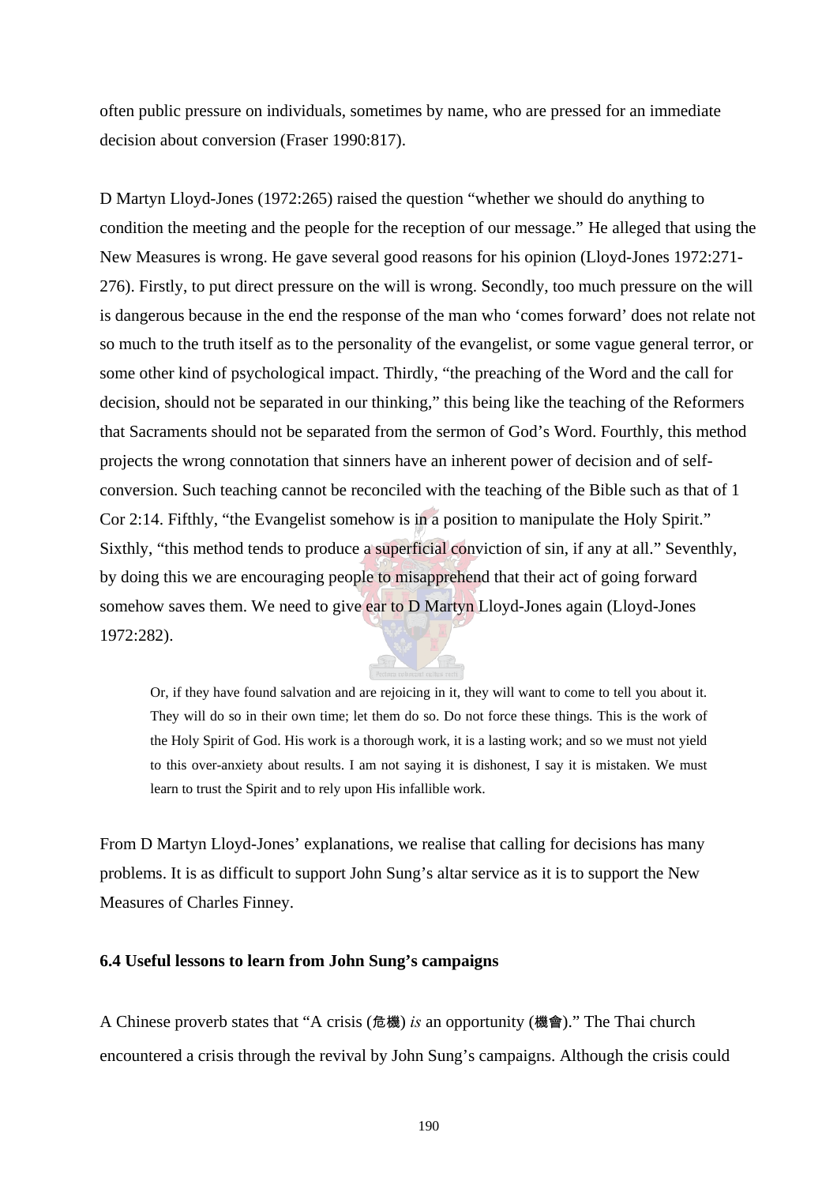often public pressure on individuals, sometimes by name, who are pressed for an immediate decision about conversion (Fraser 1990:817).

D Martyn Lloyd-Jones (1972:265) raised the question "whether we should do anything to condition the meeting and the people for the reception of our message." He alleged that using the New Measures is wrong. He gave several good reasons for his opinion (Lloyd-Jones 1972:271-276). Firstly, to put direct pressure on the will is wrong. Secondly, too much pressure on the will is dangerous because in the end the response of the man who 'comes forward' does not relate not so much to the truth itself as to the personality of the evangelist, or some vague general terror, or some other kind of psychological impact. Thirdly, "the preaching of the Word and the call for decision, should not be separated in our thinking," this being like the teaching of the Reformers that Sacraments should not be separated from the sermon of God's Word. Fourthly, this method projects the wrong connotation that sinners have an inherent power of decision and of self-conversion. Such teaching cannot be reconciled with the teaching of the Bible such as that of 1 Cor 2:14. Fifthly, "the Evangelist somehow is in a position to manipulate the Holy Spirit." Sixthly, "this method tends to produce a superficial conviction of sin, if any at all." Seventhly, by doing this we are encouraging people to misapprehend that their act of going forward somehow saves them. We need to give ear to D Martyn Lloyd-Jones again (Lloyd-Jones 1972:282).

> Or, if they have found salvation and are rejoicing in it, they will want to come to tell you about it. They will do so in their own time; let them do so. Do not force these things. This is the work of the Holy Spirit of God. His work is a thorough work, it is a lasting work; and so we must not yield to this over-anxiety about results. I am not saying it is dishonest, I say it is mistaken. We must learn to trust the Spirit and to rely upon His infallible work.

From D Martyn Lloyd-Jones' explanations, we realise that calling for decisions has many problems. It is as difficult to support John Sung's altar service as it is to support the New Measures of Charles Finney.

### 6.4 Useful lessons to learn from John Sung's campaigns

A Chinese proverb states that "A crisis (危機) *is* an opportunity (機會)." The Thai church encountered a crisis through the revival by John Sung's campaigns. Although the crisis could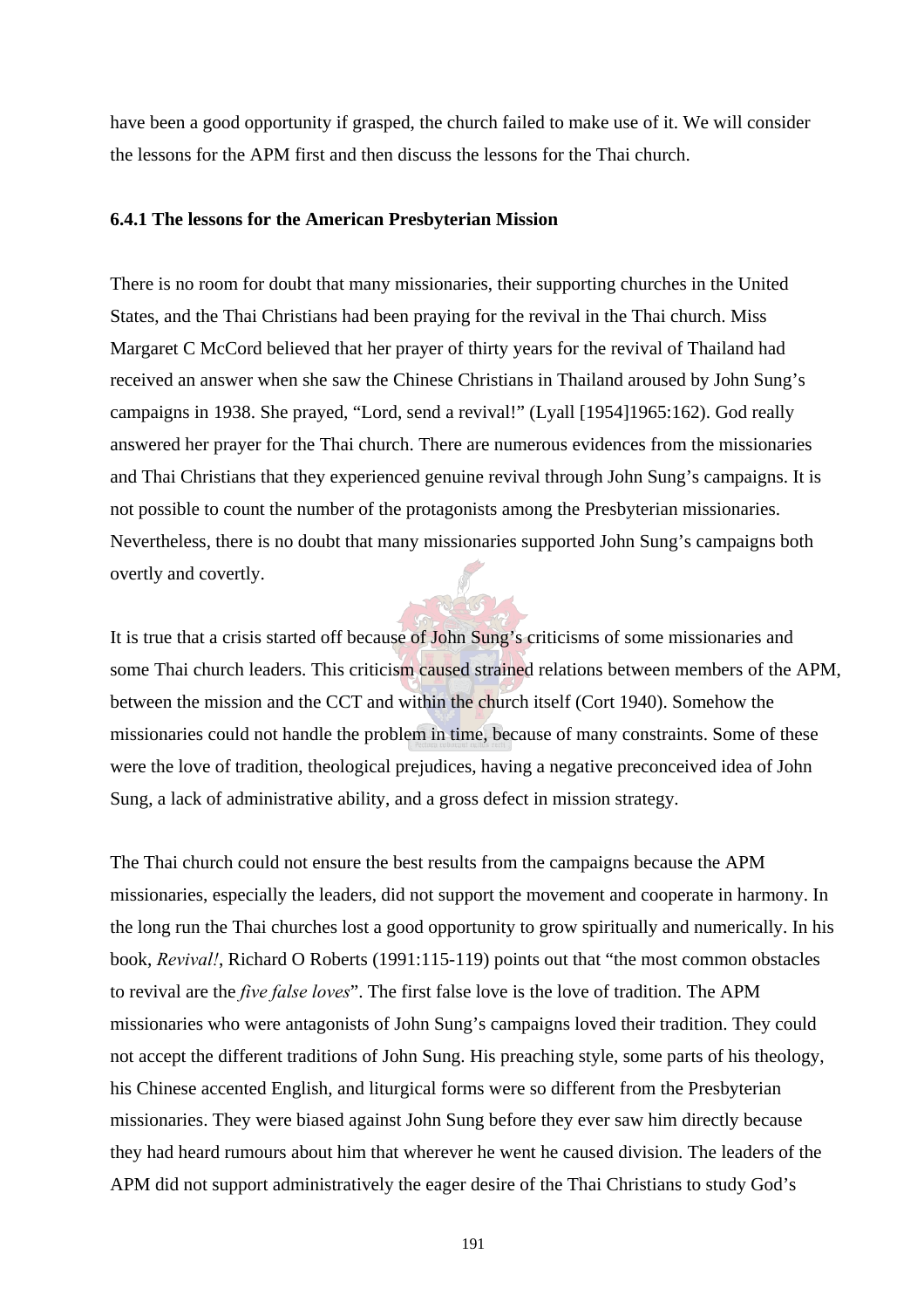have been a good opportunity if grasped, the church failed to make use of it. We will consider the lessons for the APM first and then discuss the lessons for the Thai church.

### 6.4.1 The lessons for the American Presbyterian Mission

There is no room for doubt that many missionaries, their supporting churches in the United States, and the Thai Christians had been praying for the revival in the Thai church. Miss Margaret C McCord believed that her prayer of thirty years for the revival of Thailand had received an answer when she saw the Chinese Christians in Thailand aroused by John Sung's campaigns in 1938. She prayed, "Lord, send a revival!" (Lyall [1954]1965:162). God really answered her prayer for the Thai church. There are numerous evidences from the missionaries and Thai Christians that they experienced genuine revival through John Sung's campaigns. It is not possible to count the number of the protagonists among the Presbyterian missionaries. Nevertheless, there is no doubt that many missionaries supported John Sung's campaigns both overtly and covertly.

It is true that a crisis started off because of John Sung's criticisms of some missionaries and some Thai church leaders. This criticism caused strained relations between members of the APM, between the mission and the CCT and within the church itself (Cort 1940). Somehow the missionaries could not handle the problem in time, because of many constraints. Some of these were the love of tradition, theological prejudices, having a negative preconceived idea of John Sung, a lack of administrative ability, and a gross defect in mission strategy.

The Thai church could not ensure the best results from the campaigns because the APM missionaries, especially the leaders, did not support the movement and cooperate in harmony. In the long run the Thai churches lost a good opportunity to grow spiritually and numerically. In his book, *Revival!*, Richard O Roberts (1991:115-119) points out that "the most common obstacles to revival are the *five false loves*". The first false love is the love of tradition. The APM missionaries who were antagonists of John Sung's campaigns loved their tradition. They could not accept the different traditions of John Sung. His preaching style, some parts of his theology, his Chinese accented English, and liturgical forms were so different from the Presbyterian missionaries. They were biased against John Sung before they ever saw him directly because they had heard rumours about him that wherever he went he caused division. The leaders of the APM did not support administratively the eager desire of the Thai Christians to study God's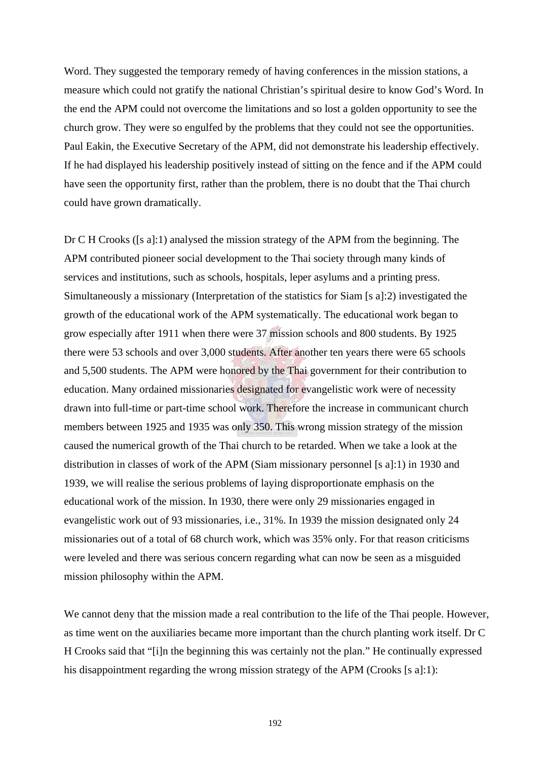Word. They suggested the temporary remedy of having conferences in the mission stations, a measure which could not gratify the national Christian's spiritual desire to know God's Word. In the end the APM could not overcome the limitations and so lost a golden opportunity to see the church grow. They were so engulfed by the problems that they could not see the opportunities. Paul Eakin, the Executive Secretary of the APM, did not demonstrate his leadership effectively. If he had displayed his leadership positively instead of sitting on the fence and if the APM could have seen the opportunity first, rather than the problem, there is no doubt that the Thai church could have grown dramatically.

Dr C H Crooks ([s a]:1) analysed the mission strategy of the APM from the beginning. The APM contributed pioneer social development to the Thai society through many kinds of services and institutions, such as schools, hospitals, leper asylums and a printing press. Simultaneously a missionary (Interpretation of the statistics for Siam [s a]:2) investigated the growth of the educational work of the APM systematically. The educational work began to grow especially after 1911 when there were 37 mission schools and 800 students. By 1925 there were 53 schools and over 3,000 students. After another ten years there were 65 schools and 5,500 students. The APM were honored by the Thai government for their contribution to education. Many ordained missionaries designated for evangelistic work were of necessity drawn into full-time or part-time school work. Therefore the increase in communicant church members between 1925 and 1935 was only 350. This wrong mission strategy of the mission caused the numerical growth of the Thai church to be retarded. When we take a look at the distribution in classes of work of the APM (Siam missionary personnel [s a]:1) in 1930 and 1939, we will realise the serious problems of laying disproportionate emphasis on the educational work of the mission. In 1930, there were only 29 missionaries engaged in evangelistic work out of 93 missionaries, i.e., 31%. In 1939 the mission designated only 24 missionaries out of a total of 68 church work, which was 35% only. For that reason criticisms were leveled and there was serious concern regarding what can now be seen as a misguided mission philosophy within the APM.

We cannot deny that the mission made a real contribution to the life of the Thai people. However, as time went on the auxiliaries became more important than the church planting work itself. Dr C H Crooks said that "[i]n the beginning this was certainly not the plan." He continually expressed his disappointment regarding the wrong mission strategy of the APM (Crooks [s a]:1):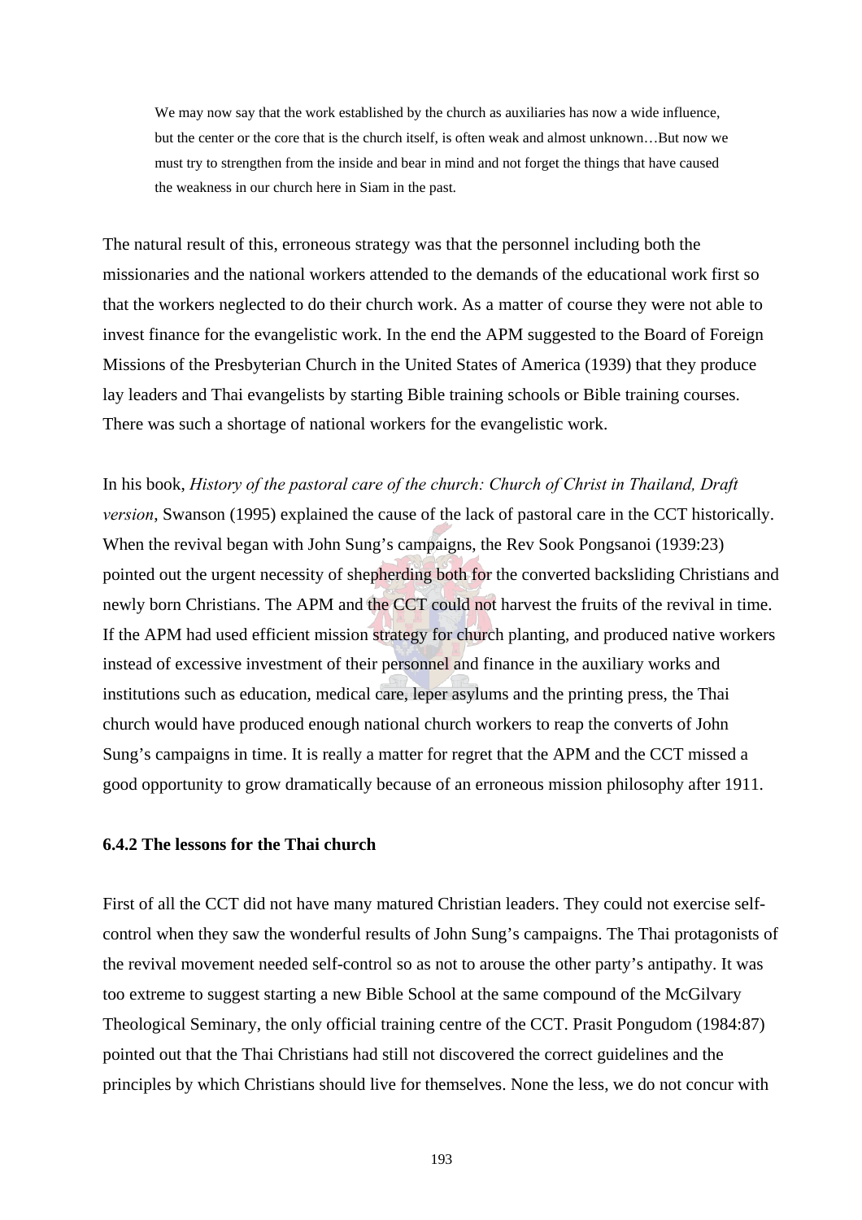> We may now say that the work established by the church as auxiliaries has now a wide influence, but the center or the core that is the church itself, is often weak and almost unknown…But now we must try to strengthen from the inside and bear in mind and not forget the things that have caused the weakness in our church here in Siam in the past.

The natural result of this, erroneous strategy was that the personnel including both the missionaries and the national workers attended to the demands of the educational work first so that the workers neglected to do their church work. As a matter of course they were not able to invest finance for the evangelistic work. In the end the APM suggested to the Board of Foreign Missions of the Presbyterian Church in the United States of America (1939) that they produce lay leaders and Thai evangelists by starting Bible training schools or Bible training courses. There was such a shortage of national workers for the evangelistic work.

In his book, *History of the pastoral care of the church: Church of Christ in Thailand, Draft version*, Swanson (1995) explained the cause of the lack of pastoral care in the CCT historically. When the revival began with John Sung's campaigns, the Rev Sook Pongsanoi (1939:23) pointed out the urgent necessity of shepherding both for the converted backsliding Christians and newly born Christians. The APM and the CCT could not harvest the fruits of the revival in time. If the APM had used efficient mission strategy for church planting, and produced native workers instead of excessive investment of their personnel and finance in the auxiliary works and institutions such as education, medical care, leper asylums and the printing press, the Thai church would have produced enough national church workers to reap the converts of John Sung's campaigns in time. It is really a matter for regret that the APM and the CCT missed a good opportunity to grow dramatically because of an erroneous mission philosophy after 1911.

### 6.4.2 The lessons for the Thai church

First of all the CCT did not have many matured Christian leaders. They could not exercise self-control when they saw the wonderful results of John Sung's campaigns. The Thai protagonists of the revival movement needed self-control so as not to arouse the other party's antipathy. It was too extreme to suggest starting a new Bible School at the same compound of the McGilvary Theological Seminary, the only official training centre of the CCT. Prasit Pongudom (1984:87) pointed out that the Thai Christians had still not discovered the correct guidelines and the principles by which Christians should live for themselves. None the less, we do not concur with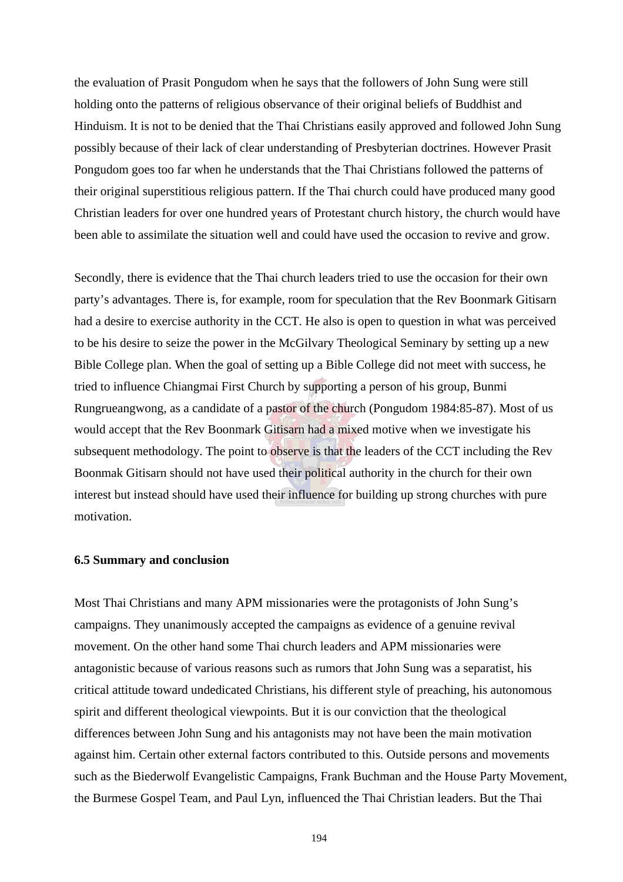the evaluation of Prasit Pongudom when he says that the followers of John Sung were still holding onto the patterns of religious observance of their original beliefs of Buddhist and Hinduism. It is not to be denied that the Thai Christians easily approved and followed John Sung possibly because of their lack of clear understanding of Presbyterian doctrines. However Prasit Pongudom goes too far when he understands that the Thai Christians followed the patterns of their original superstitious religious pattern. If the Thai church could have produced many good Christian leaders for over one hundred years of Protestant church history, the church would have been able to assimilate the situation well and could have used the occasion to revive and grow.

Secondly, there is evidence that the Thai church leaders tried to use the occasion for their own party's advantages. There is, for example, room for speculation that the Rev Boonmark Gitisarn had a desire to exercise authority in the CCT. He also is open to question in what was perceived to be his desire to seize the power in the McGilvary Theological Seminary by setting up a new Bible College plan. When the goal of setting up a Bible College did not meet with success, he tried to influence Chiangmai First Church by supporting a person of his group, Bunmi Rungrueangwong, as a candidate of a pastor of the church (Pongudom 1984:85-87). Most of us would accept that the Rev Boonmark Gitisarn had a mixed motive when we investigate his subsequent methodology. The point to observe is that the leaders of the CCT including the Rev Boonmak Gitisarn should not have used their political authority in the church for their own interest but instead should have used their influence for building up strong churches with pure motivation.

### 6.5 Summary and conclusion

Most Thai Christians and many APM missionaries were the protagonists of John Sung's campaigns. They unanimously accepted the campaigns as evidence of a genuine revival movement. On the other hand some Thai church leaders and APM missionaries were antagonistic because of various reasons such as rumors that John Sung was a separatist, his critical attitude toward undedicated Christians, his different style of preaching, his autonomous spirit and different theological viewpoints. But it is our conviction that the theological differences between John Sung and his antagonists may not have been the main motivation against him. Certain other external factors contributed to this. Outside persons and movements such as the Biederwolf Evangelistic Campaigns, Frank Buchman and the House Party Movement, the Burmese Gospel Team, and Paul Lyn, influenced the Thai Christian leaders. But the Thai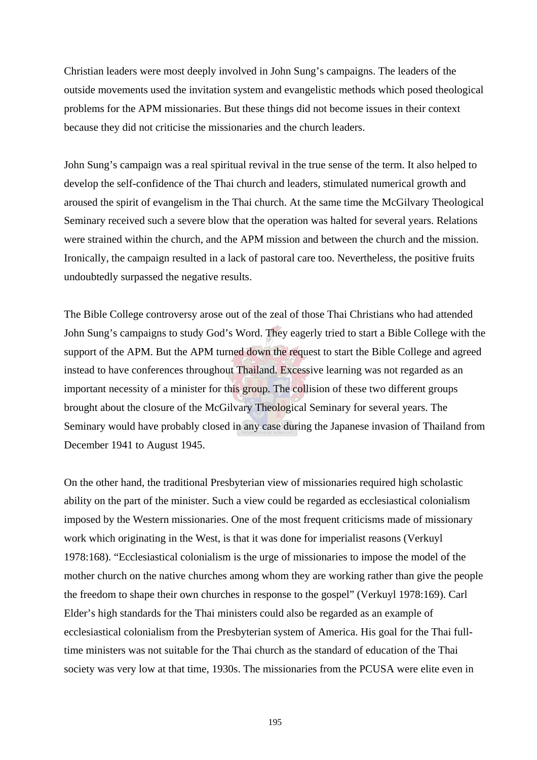Christian leaders were most deeply involved in John Sung's campaigns. The leaders of the outside movements used the invitation system and evangelistic methods which posed theological problems for the APM missionaries. But these things did not become issues in their context because they did not criticise the missionaries and the church leaders.

John Sung's campaign was a real spiritual revival in the true sense of the term. It also helped to develop the self-confidence of the Thai church and leaders, stimulated numerical growth and aroused the spirit of evangelism in the Thai church. At the same time the McGilvary Theological Seminary received such a severe blow that the operation was halted for several years. Relations were strained within the church, and the APM mission and between the church and the mission. Ironically, the campaign resulted in a lack of pastoral care too. Nevertheless, the positive fruits undoubtedly surpassed the negative results.

The Bible College controversy arose out of the zeal of those Thai Christians who had attended John Sung's campaigns to study God's Word. They eagerly tried to start a Bible College with the support of the APM. But the APM turned down the request to start the Bible College and agreed instead to have conferences throughout Thailand. Excessive learning was not regarded as an important necessity of a minister for this group. The collision of these two different groups brought about the closure of the McGilvary Theological Seminary for several years. The Seminary would have probably closed in any case during the Japanese invasion of Thailand from December 1941 to August 1945.

On the other hand, the traditional Presbyterian view of missionaries required high scholastic ability on the part of the minister. Such a view could be regarded as ecclesiastical colonialism imposed by the Western missionaries. One of the most frequent criticisms made of missionary work which originating in the West, is that it was done for imperialist reasons (Verkuyl 1978:168). "Ecclesiastical colonialism is the urge of missionaries to impose the model of the mother church on the native churches among whom they are working rather than give the people the freedom to shape their own churches in response to the gospel" (Verkuyl 1978:169). Carl Elder's high standards for the Thai ministers could also be regarded as an example of ecclesiastical colonialism from the Presbyterian system of America. His goal for the Thai full-time ministers was not suitable for the Thai church as the standard of education of the Thai society was very low at that time, 1930s. The missionaries from the PCUSA were elite even in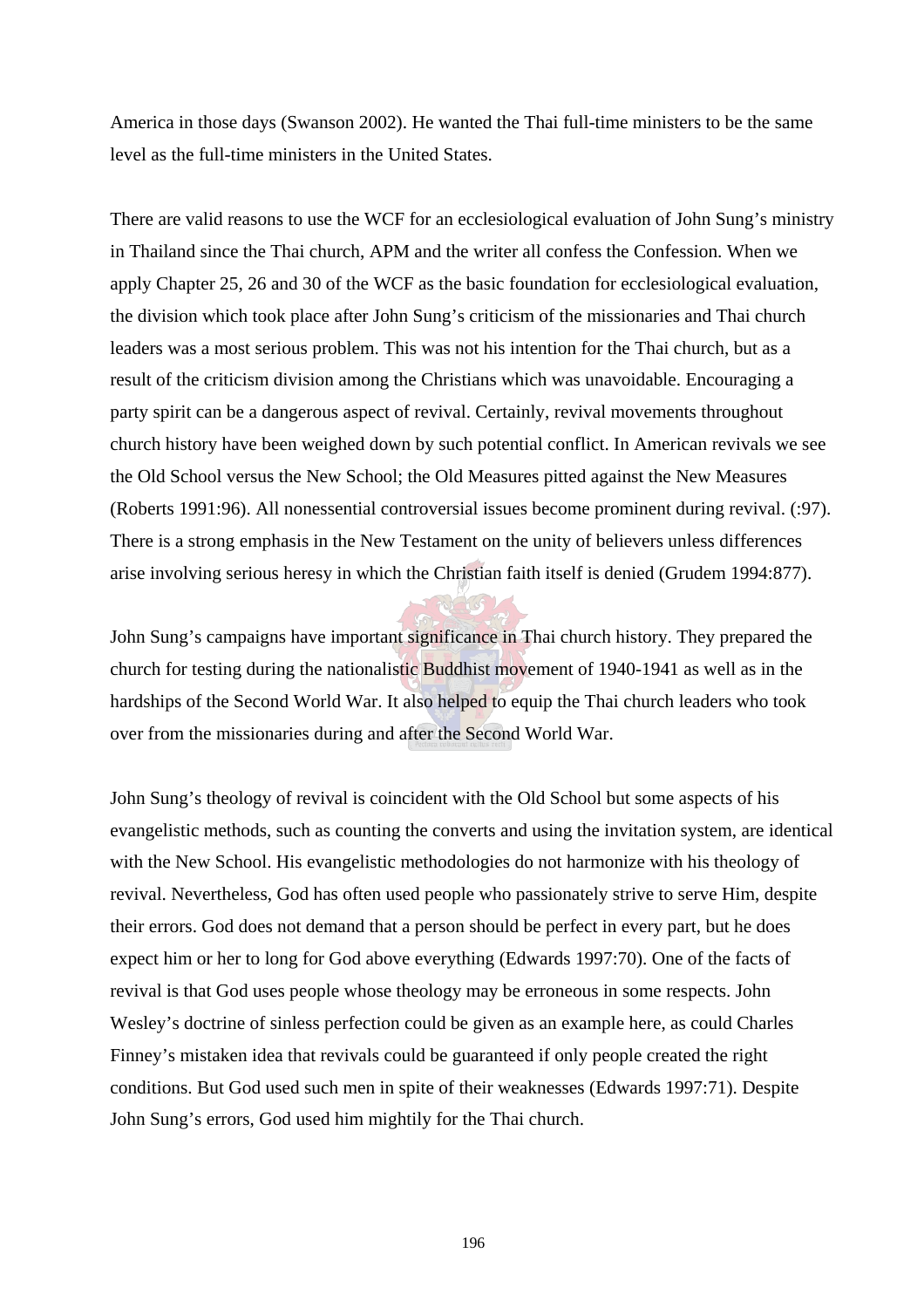America in those days (Swanson 2002). He wanted the Thai full-time ministers to be the same level as the full-time ministers in the United States.

There are valid reasons to use the WCF for an ecclesiological evaluation of John Sung's ministry in Thailand since the Thai church, APM and the writer all confess the Confession. When we apply Chapter 25, 26 and 30 of the WCF as the basic foundation for ecclesiological evaluation, the division which took place after John Sung's criticism of the missionaries and Thai church leaders was a most serious problem. This was not his intention for the Thai church, but as a result of the criticism division among the Christians which was unavoidable. Encouraging a party spirit can be a dangerous aspect of revival. Certainly, revival movements throughout church history have been weighed down by such potential conflict. In American revivals we see the Old School versus the New School; the Old Measures pitted against the New Measures (Roberts 1991:96). All nonessential controversial issues become prominent during revival. (:97). There is a strong emphasis in the New Testament on the unity of believers unless differences arise involving serious heresy in which the Christian faith itself is denied (Grudem 1994:877).

John Sung's campaigns have important significance in Thai church history. They prepared the church for testing during the nationalistic Buddhist movement of 1940-1941 as well as in the hardships of the Second World War. It also helped to equip the Thai church leaders who took over from the missionaries during and after the Second World War.

John Sung's theology of revival is coincident with the Old School but some aspects of his evangelistic methods, such as counting the converts and using the invitation system, are identical with the New School. His evangelistic methodologies do not harmonize with his theology of revival. Nevertheless, God has often used people who passionately strive to serve Him, despite their errors. God does not demand that a person should be perfect in every part, but he does expect him or her to long for God above everything (Edwards 1997:70). One of the facts of revival is that God uses people whose theology may be erroneous in some respects. John Wesley's doctrine of sinless perfection could be given as an example here, as could Charles Finney's mistaken idea that revivals could be guaranteed if only people created the right conditions. But God used such men in spite of their weaknesses (Edwards 1997:71). Despite John Sung's errors, God used him mightily for the Thai church.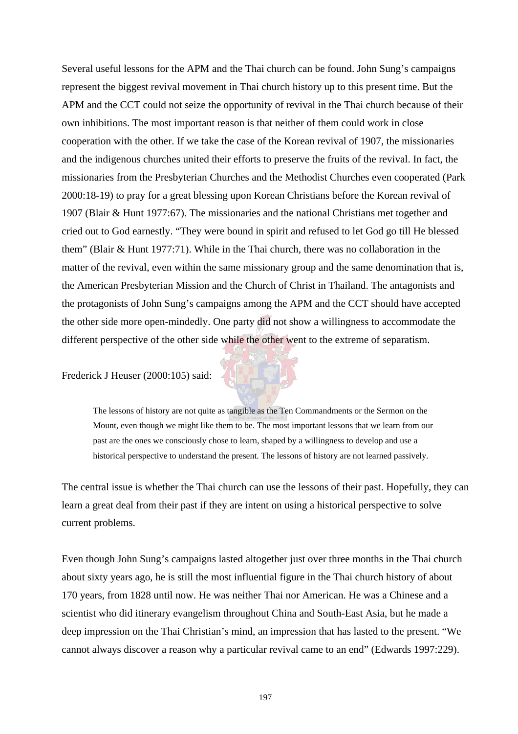Several useful lessons for the APM and the Thai church can be found. John Sung's campaigns represent the biggest revival movement in Thai church history up to this present time. But the APM and the CCT could not seize the opportunity of revival in the Thai church because of their own inhibitions. The most important reason is that neither of them could work in close cooperation with the other. If we take the case of the Korean revival of 1907, the missionaries and the indigenous churches united their efforts to preserve the fruits of the revival. In fact, the missionaries from the Presbyterian Churches and the Methodist Churches even cooperated (Park 2000:18-19) to pray for a great blessing upon Korean Christians before the Korean revival of 1907 (Blair & Hunt 1977:67). The missionaries and the national Christians met together and cried out to God earnestly. "They were bound in spirit and refused to let God go till He blessed them" (Blair & Hunt 1977:71). While in the Thai church, there was no collaboration in the matter of the revival, even within the same missionary group and the same denomination that is, the American Presbyterian Mission and the Church of Christ in Thailand. The antagonists and the protagonists of John Sung's campaigns among the APM and the CCT should have accepted the other side more open-mindedly. One party did not show a willingness to accommodate the different perspective of the other side while the other went to the extreme of separatism.

Frederick J Heuser (2000:105) said:

> The lessons of history are not quite as tangible as the Ten Commandments or the Sermon on the Mount, even though we might like them to be. The most important lessons that we learn from our past are the ones we consciously chose to learn, shaped by a willingness to develop and use a historical perspective to understand the present. The lessons of history are not learned passively.

The central issue is whether the Thai church can use the lessons of their past. Hopefully, they can learn a great deal from their past if they are intent on using a historical perspective to solve current problems.

Even though John Sung's campaigns lasted altogether just over three months in the Thai church about sixty years ago, he is still the most influential figure in the Thai church history of about 170 years, from 1828 until now. He was neither Thai nor American. He was a Chinese and a scientist who did itinerary evangelism throughout China and South-East Asia, but he made a deep impression on the Thai Christian's mind, an impression that has lasted to the present. "We cannot always discover a reason why a particular revival came to an end" (Edwards 1997:229).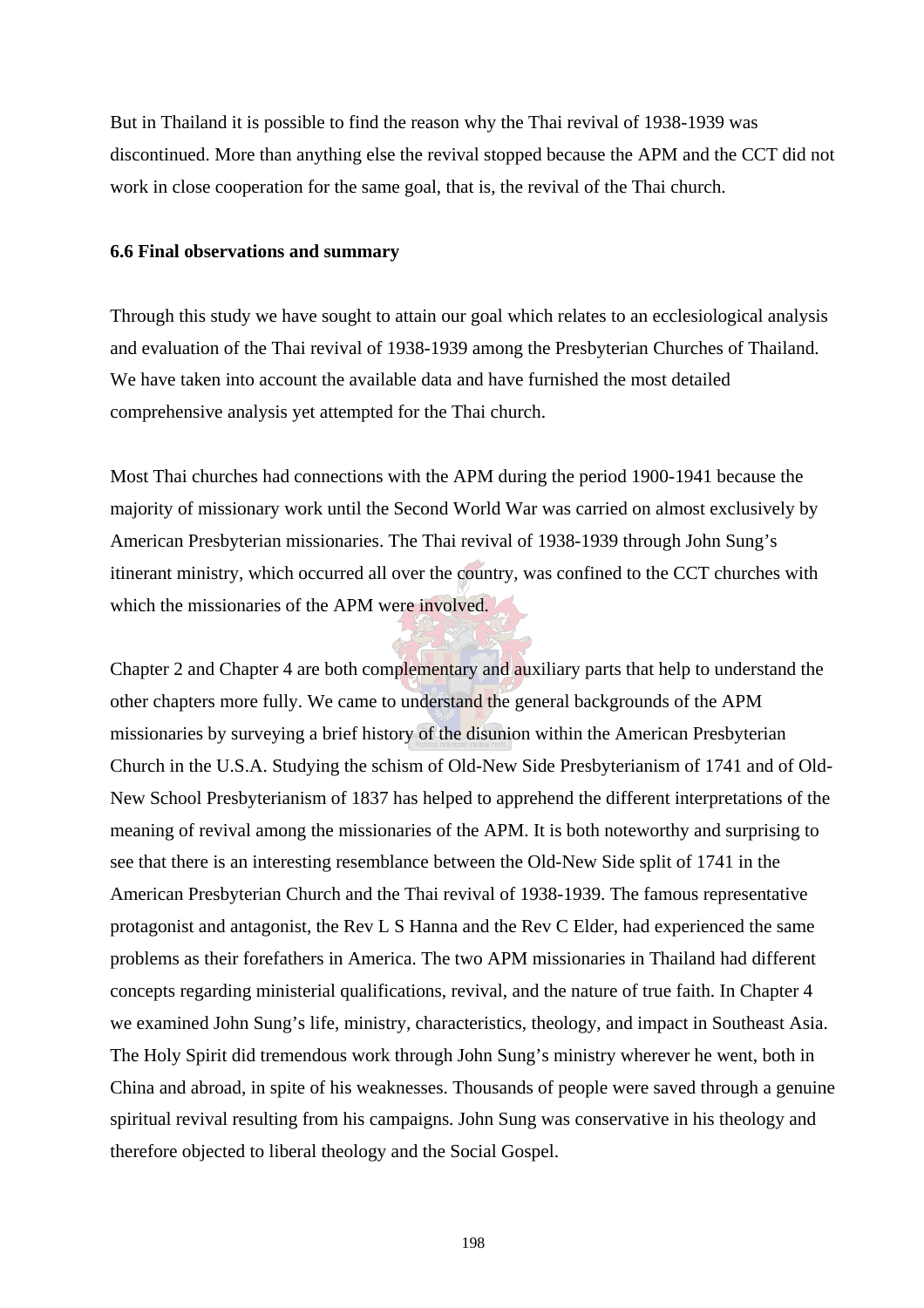But in Thailand it is possible to find the reason why the Thai revival of 1938-1939 was discontinued. More than anything else the revival stopped because the APM and the CCT did not work in close cooperation for the same goal, that is, the revival of the Thai church.

### 6.6 Final observations and summary

Through this study we have sought to attain our goal which relates to an ecclesiological analysis and evaluation of the Thai revival of 1938-1939 among the Presbyterian Churches of Thailand. We have taken into account the available data and have furnished the most detailed comprehensive analysis yet attempted for the Thai church.

Most Thai churches had connections with the APM during the period 1900-1941 because the majority of missionary work until the Second World War was carried on almost exclusively by American Presbyterian missionaries. The Thai revival of 1938-1939 through John Sung's itinerant ministry, which occurred all over the country, was confined to the CCT churches with which the missionaries of the APM were involved.

Chapter 2 and Chapter 4 are both complementary and auxiliary parts that help to understand the other chapters more fully. We came to understand the general backgrounds of the APM missionaries by surveying a brief history of the disunion within the American Presbyterian Church in the U.S.A. Studying the schism of Old-New Side Presbyterianism of 1741 and of Old-New School Presbyterianism of 1837 has helped to apprehend the different interpretations of the meaning of revival among the missionaries of the APM. It is both noteworthy and surprising to see that there is an interesting resemblance between the Old-New Side split of 1741 in the American Presbyterian Church and the Thai revival of 1938-1939. The famous representative protagonist and antagonist, the Rev L S Hanna and the Rev C Elder, had experienced the same problems as their forefathers in America. The two APM missionaries in Thailand had different concepts regarding ministerial qualifications, revival, and the nature of true faith. In Chapter 4 we examined John Sung's life, ministry, characteristics, theology, and impact in Southeast Asia. The Holy Spirit did tremendous work through John Sung's ministry wherever he went, both in China and abroad, in spite of his weaknesses. Thousands of people were saved through a genuine spiritual revival resulting from his campaigns. John Sung was conservative in his theology and therefore objected to liberal theology and the Social Gospel.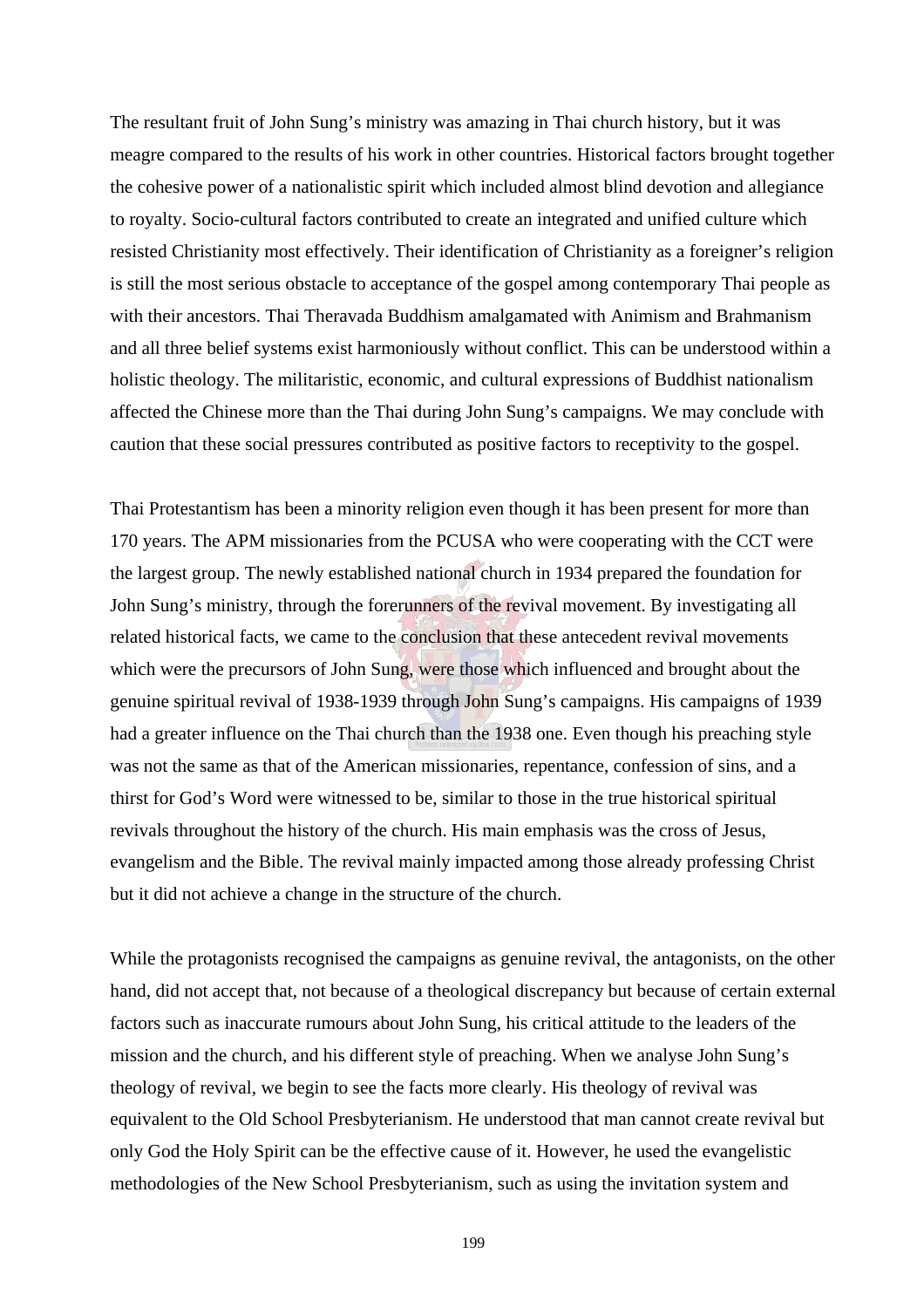The resultant fruit of John Sung's ministry was amazing in Thai church history, but it was meagre compared to the results of his work in other countries. Historical factors brought together the cohesive power of a nationalistic spirit which included almost blind devotion and allegiance to royalty. Socio-cultural factors contributed to create an integrated and unified culture which resisted Christianity most effectively. Their identification of Christianity as a foreigner's religion is still the most serious obstacle to acceptance of the gospel among contemporary Thai people as with their ancestors. Thai Theravada Buddhism amalgamated with Animism and Brahmanism and all three belief systems exist harmoniously without conflict. This can be understood within a holistic theology. The militaristic, economic, and cultural expressions of Buddhist nationalism affected the Chinese more than the Thai during John Sung's campaigns. We may conclude with caution that these social pressures contributed as positive factors to receptivity to the gospel.

Thai Protestantism has been a minority religion even though it has been present for more than 170 years. The APM missionaries from the PCUSA who were cooperating with the CCT were the largest group. The newly established national church in 1934 prepared the foundation for John Sung's ministry, through the forerunners of the revival movement. By investigating all related historical facts, we came to the conclusion that these antecedent revival movements which were the precursors of John Sung, were those which influenced and brought about the genuine spiritual revival of 1938-1939 through John Sung's campaigns. His campaigns of 1939 had a greater influence on the Thai church than the 1938 one. Even though his preaching style was not the same as that of the American missionaries, repentance, confession of sins, and a thirst for God's Word were witnessed to be, similar to those in the true historical spiritual revivals throughout the history of the church. His main emphasis was the cross of Jesus, evangelism and the Bible. The revival mainly impacted among those already professing Christ but it did not achieve a change in the structure of the church.

While the protagonists recognised the campaigns as genuine revival, the antagonists, on the other hand, did not accept that, not because of a theological discrepancy but because of certain external factors such as inaccurate rumours about John Sung, his critical attitude to the leaders of the mission and the church, and his different style of preaching. When we analyse John Sung's theology of revival, we begin to see the facts more clearly. His theology of revival was equivalent to the Old School Presbyterianism. He understood that man cannot create revival but only God the Holy Spirit can be the effective cause of it. However, he used the evangelistic methodologies of the New School Presbyterianism, such as using the invitation system and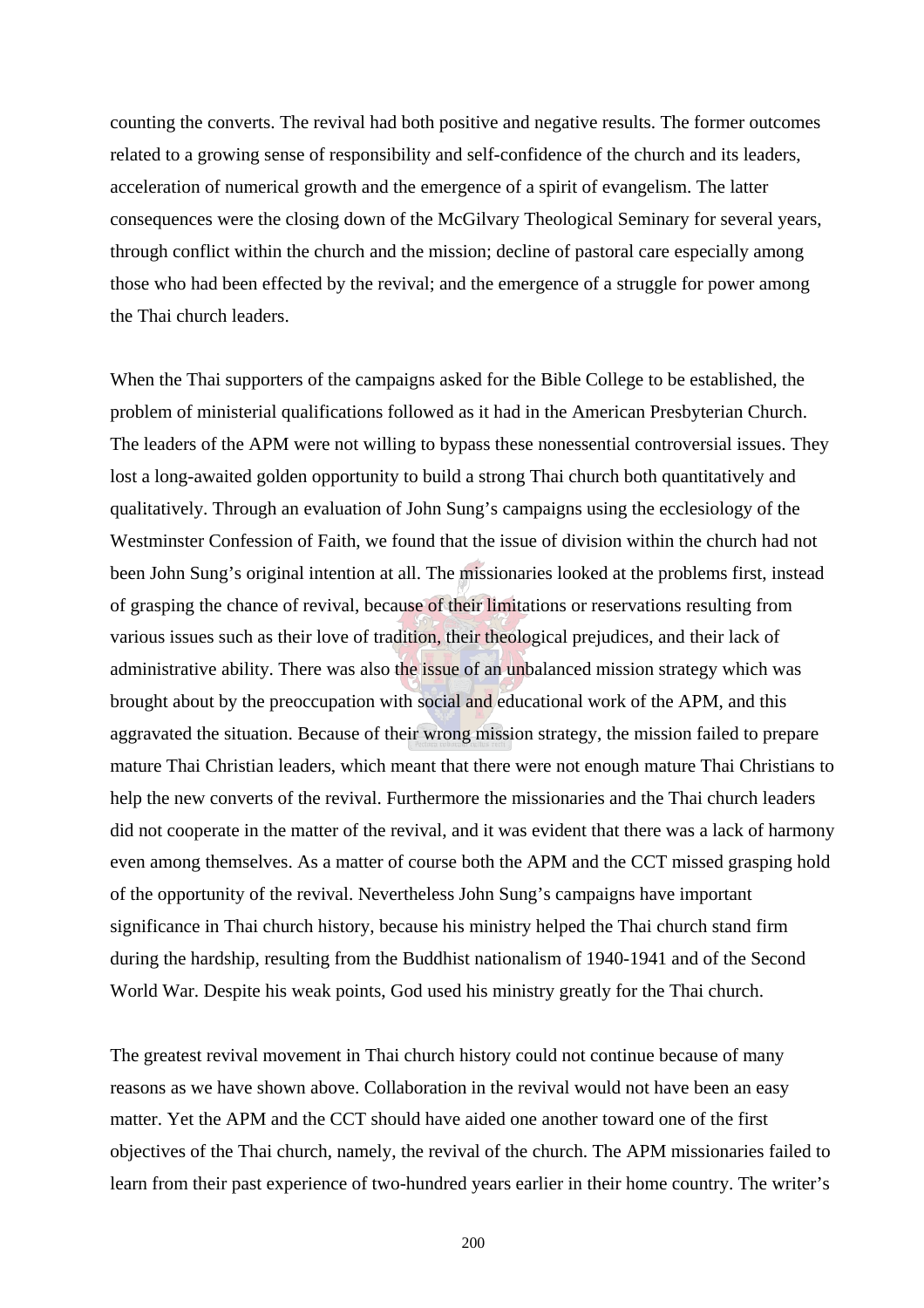counting the converts. The revival had both positive and negative results. The former outcomes related to a growing sense of responsibility and self-confidence of the church and its leaders, acceleration of numerical growth and the emergence of a spirit of evangelism. The latter consequences were the closing down of the McGilvary Theological Seminary for several years, through conflict within the church and the mission; decline of pastoral care especially among those who had been effected by the revival; and the emergence of a struggle for power among the Thai church leaders.

When the Thai supporters of the campaigns asked for the Bible College to be established, the problem of ministerial qualifications followed as it had in the American Presbyterian Church. The leaders of the APM were not willing to bypass these nonessential controversial issues. They lost a long-awaited golden opportunity to build a strong Thai church both quantitatively and qualitatively. Through an evaluation of John Sung's campaigns using the ecclesiology of the Westminster Confession of Faith, we found that the issue of division within the church had not been John Sung's original intention at all. The missionaries looked at the problems first, instead of grasping the chance of revival, because of their limitations or reservations resulting from various issues such as their love of tradition, their theological prejudices, and their lack of administrative ability. There was also the issue of an unbalanced mission strategy which was brought about by the preoccupation with social and educational work of the APM, and this aggravated the situation. Because of their wrong mission strategy, the mission failed to prepare mature Thai Christian leaders, which meant that there were not enough mature Thai Christians to help the new converts of the revival. Furthermore the missionaries and the Thai church leaders did not cooperate in the matter of the revival, and it was evident that there was a lack of harmony even among themselves. As a matter of course both the APM and the CCT missed grasping hold of the opportunity of the revival. Nevertheless John Sung's campaigns have important significance in Thai church history, because his ministry helped the Thai church stand firm during the hardship, resulting from the Buddhist nationalism of 1940-1941 and of the Second World War. Despite his weak points, God used his ministry greatly for the Thai church.

The greatest revival movement in Thai church history could not continue because of many reasons as we have shown above. Collaboration in the revival would not have been an easy matter. Yet the APM and the CCT should have aided one another toward one of the first objectives of the Thai church, namely, the revival of the church. The APM missionaries failed to learn from their past experience of two-hundred years earlier in their home country. The writer's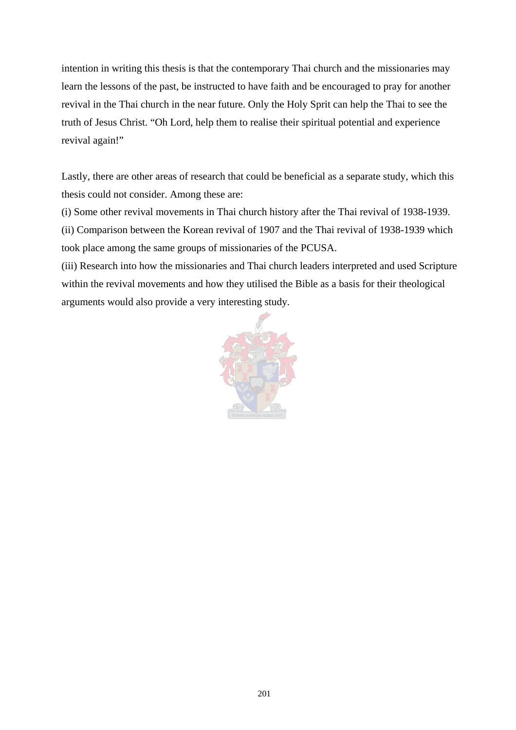intention in writing this thesis is that the contemporary Thai church and the missionaries may learn the lessons of the past, be instructed to have faith and be encouraged to pray for another revival in the Thai church in the near future. Only the Holy Sprit can help the Thai to see the truth of Jesus Christ. "Oh Lord, help them to realise their spiritual potential and experience revival again!"

Lastly, there are other areas of research that could be beneficial as a separate study, which this thesis could not consider. Among these are:

(i) Some other revival movements in Thai church history after the Thai revival of 1938-1939.

(ii) Comparison between the Korean revival of 1907 and the Thai revival of 1938-1939 which took place among the same groups of missionaries of the PCUSA.

(iii) Research into how the missionaries and Thai church leaders interpreted and used Scripture within the revival movements and how they utilised the Bible as a basis for their theological arguments would also provide a very interesting study.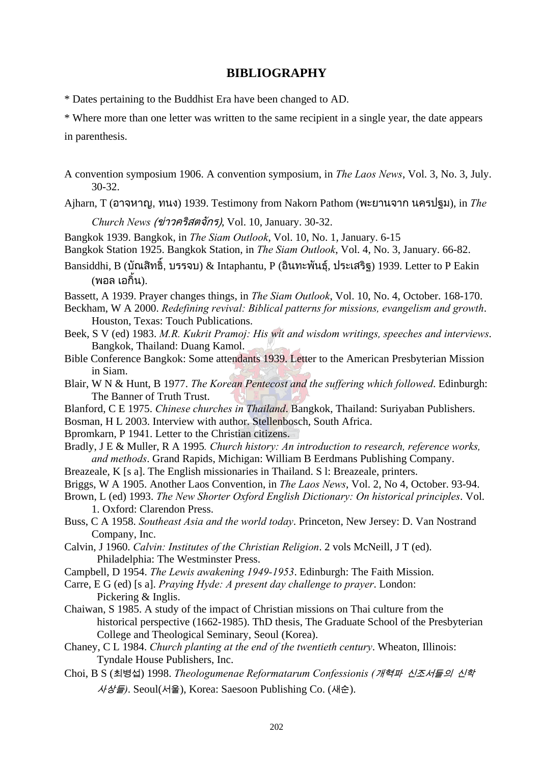# BIBLIOGRAPHY

* Dates pertaining to the Buddhist Era have been changed to AD.

* Where more than one letter was written to the same recipient in a single year, the date appears in parenthesis.

A convention symposium 1906. A convention symposium, in *The Laos News*, Vol. 3, No. 3, July. 30-32.

Ajharn, T (อาจหาญ, ทนง) 1939. Testimony from Nakorn Pathom (พะยานจาก นครปฐม), in *The Church News (ข่าวคริสตจักร)*, Vol. 10, January. 30-32.

Bangkok 1939. Bangkok, in *The Siam Outlook*, Vol. 10, No. 1, January. 6-15

Bangkok Station 1925. Bangkok Station, in *The Siam Outlook*, Vol. 4, No. 3, January. 66-82.

Bansiddhi, B (บัณสิทธิ์, บรรจบ) & Intaphantu, P (อินทะพันธุ์, ประเสริฐ) 1939. Letter to P Eakin (พอล เอกิ้น).

Bassett, A 1939. Prayer changes things, in *The Siam Outlook*, Vol. 10, No. 4, October. 168-170.

Beckham, W A 2000. *Redefining revival: Biblical patterns for missions, evangelism and growth*. Houston, Texas: Touch Publications.

Beek, S V (ed) 1983. *M.R. Kukrit Pramoj: His wit and wisdom writings, speeches and interviews*. Bangkok, Thailand: Duang Kamol.

Bible Conference Bangkok: Some attendants 1939. Letter to the American Presbyterian Mission in Siam.

Blair, W N & Hunt, B 1977. *The Korean Pentecost and the suffering which followed*. Edinburgh: The Banner of Truth Trust.

Blanford, C E 1975. *Chinese churches in Thailand*. Bangkok, Thailand: Suriyaban Publishers.

Bosman, H L 2003. Interview with author. Stellenbosch, South Africa.

Bpromkarn, P 1941. Letter to the Christian citizens.

Bradly, J E & Muller, R A 1995. *Church history: An introduction to research, reference works, and methods*. Grand Rapids, Michigan: William B Eerdmans Publishing Company.

Breazeale, K [s a]. The English missionaries in Thailand. S l: Breazeale, printers.

Briggs, W A 1905. Another Laos Convention, in *The Laos News*, Vol. 2, No 4, October. 93-94.

Brown, L (ed) 1993. *The New Shorter Oxford English Dictionary: On historical principles*. Vol. 1. Oxford: Clarendon Press.

Buss, C A 1958. *Southeast Asia and the world today*. Princeton, New Jersey: D. Van Nostrand Company, Inc.

Calvin, J 1960. *Calvin: Institutes of the Christian Religion*. 2 vols McNeill, J T (ed). Philadelphia: The Westminster Press.

Campbell, D 1954. *The Lewis awakening 1949-1953*. Edinburgh: The Faith Mission.

Carre, E G (ed) [s a]. *Praying Hyde: A present day challenge to prayer*. London: Pickering & Inglis.

Chaiwan, S 1985. A study of the impact of Christian missions on Thai culture from the historical perspective (1662-1985). ThD thesis, The Graduate School of the Presbyterian College and Theological Seminary, Seoul (Korea).

Chaney, C L 1984. *Church planting at the end of the twentieth century*. Wheaton, Illinois: Tyndale House Publishers, Inc.

Choi, B S (최병섭) 1998. *Theologumenae Reformatarum Confessionis (개혁파 신조서들의 신학 사상들)*. Seoul(서울), Korea: Saesoon Publishing Co. (새순).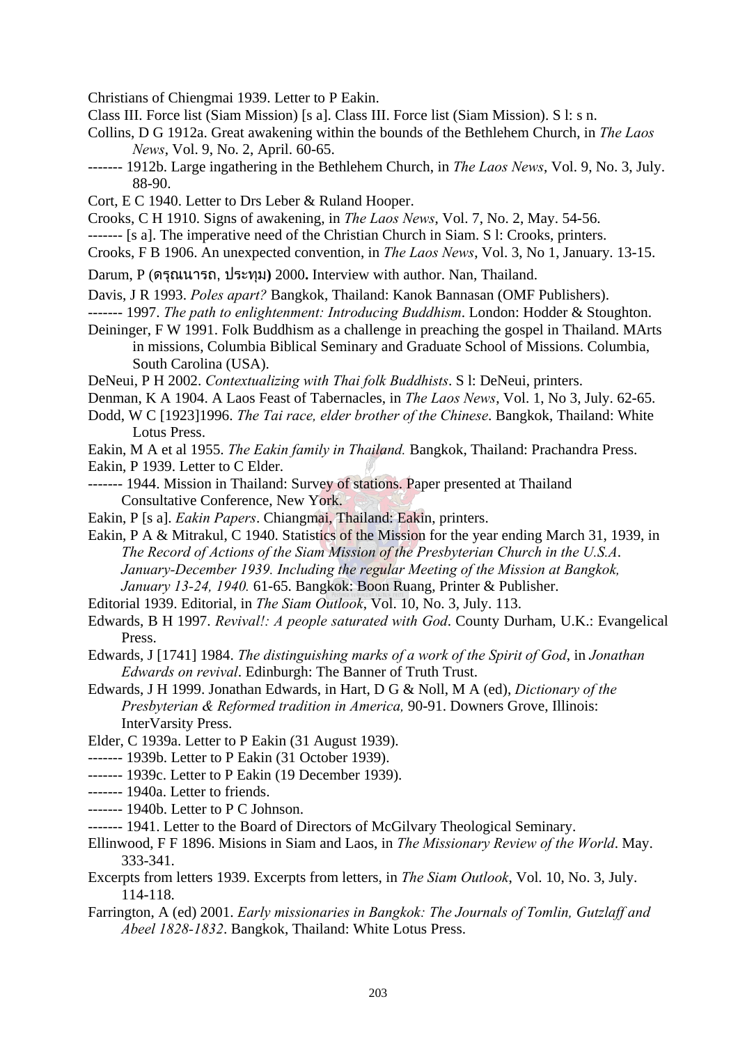Christians of Chiengmai 1939. Letter to P Eakin.

Class III. Force list (Siam Mission) [s a]. Class III. Force list (Siam Mission). S l: s n.

Collins, D G 1912a. Great awakening within the bounds of the Bethlehem Church, in *The Laos News*, Vol. 9, No. 2, April. 60-65.

------- 1912b. Large ingathering in the Bethlehem Church, in *The Laos News*, Vol. 9, No. 3, July. 88-90.

Cort, E C 1940. Letter to Drs Leber & Ruland Hooper.

Crooks, C H 1910. Signs of awakening, in *The Laos News*, Vol. 7, No. 2, May. 54-56.

------- [s a]. The imperative need of the Christian Church in Siam. S l: Crooks, printers.

Crooks, F B 1906. An unexpected convention, in *The Laos News*, Vol. 3, No 1, January. 13-15.

Darum, P (ดรุณนารถ, ประทุม) 2000. Interview with author. Nan, Thailand.

Davis, J R 1993. *Poles apart?* Bangkok, Thailand: Kanok Bannasan (OMF Publishers).

------- 1997. *The path to enlightenment: Introducing Buddhism*. London: Hodder & Stoughton.

Deininger, F W 1991. Folk Buddhism as a challenge in preaching the gospel in Thailand. MArts in missions, Columbia Biblical Seminary and Graduate School of Missions. Columbia, South Carolina (USA).

DeNeui, P H 2002. *Contextualizing with Thai folk Buddhists*. S l: DeNeui, printers.

Denman, K A 1904. A Laos Feast of Tabernacles, in *The Laos News*, Vol. 1, No 3, July. 62-65.

Dodd, W C [1923]1996. *The Tai race, elder brother of the Chinese*. Bangkok, Thailand: White Lotus Press.

Eakin, M A et al 1955. *The Eakin family in Thailand.* Bangkok, Thailand: Prachandra Press.

Eakin, P 1939. Letter to C Elder.

------- 1944. Mission in Thailand: Survey of stations. Paper presented at Thailand Consultative Conference, New York.

Eakin, P [s a]. *Eakin Papers*. Chiangmai, Thailand: Eakin, printers.

Eakin, P A & Mitrakul, C 1940. Statistics of the Mission for the year ending March 31, 1939, in *The Record of Actions of the Siam Mission of the Presbyterian Church in the U.S.A. January-December 1939. Including the regular Meeting of the Mission at Bangkok, January 13-24, 1940.* 61-65. Bangkok: Boon Ruang, Printer & Publisher.

Editorial 1939. Editorial, in *The Siam Outlook*, Vol. 10, No. 3, July. 113.

Edwards, B H 1997. *Revival!: A people saturated with God*. County Durham, U.K.: Evangelical Press.

Edwards, J [1741] 1984. *The distinguishing marks of a work of the Spirit of God*, in *Jonathan Edwards on revival*. Edinburgh: The Banner of Truth Trust.

Edwards, J H 1999. Jonathan Edwards, in Hart, D G & Noll, M A (ed), *Dictionary of the Presbyterian & Reformed tradition in America,* 90-91. Downers Grove, Illinois: InterVarsity Press.

Elder, C 1939a. Letter to P Eakin (31 August 1939).

------- 1939b. Letter to P Eakin (31 October 1939).

------- 1939c. Letter to P Eakin (19 December 1939).

------- 1940a. Letter to friends.

------- 1940b. Letter to P C Johnson.

------- 1941. Letter to the Board of Directors of McGilvary Theological Seminary.

Ellinwood, F F 1896. Misions in Siam and Laos, in *The Missionary Review of the World*. May. 333-341.

Excerpts from letters 1939. Excerpts from letters, in *The Siam Outlook*, Vol. 10, No. 3, July. 114-118.

Farrington, A (ed) 2001. *Early missionaries in Bangkok: The Journals of Tomlin, Gutzlaff and Abeel 1828-1832*. Bangkok, Thailand: White Lotus Press.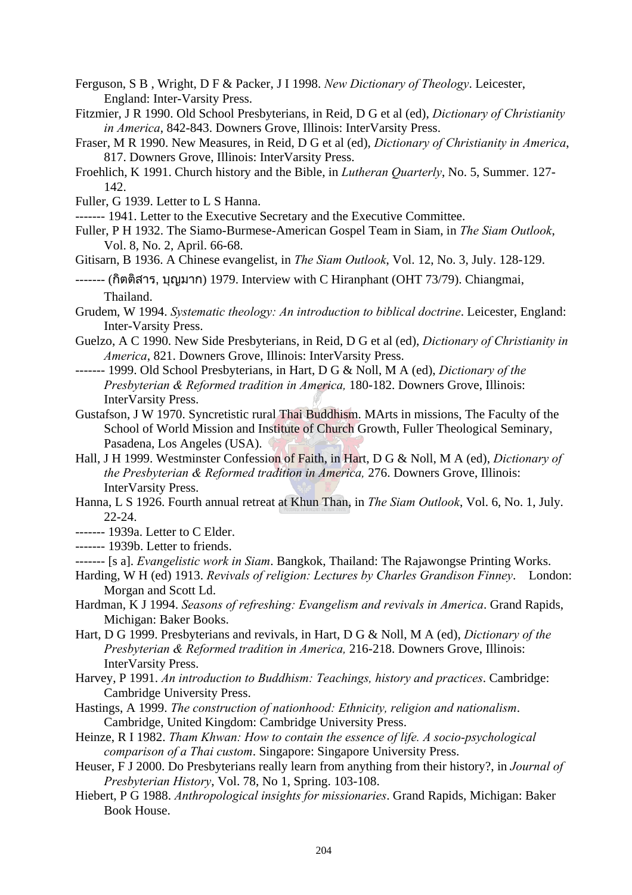Ferguson, S B , Wright, D F & Packer, J I 1998. *New Dictionary of Theology*. Leicester, England: Inter-Varsity Press.

Fitzmier, J R 1990. Old School Presbyterians, in Reid, D G et al (ed), *Dictionary of Christianity in America*, 842-843. Downers Grove, Illinois: InterVarsity Press.

Fraser, M R 1990. New Measures, in Reid, D G et al (ed), *Dictionary of Christianity in America*, 817. Downers Grove, Illinois: InterVarsity Press.

Froehlich, K 1991. Church history and the Bible, in *Lutheran Quarterly*, No. 5, Summer. 127-142.

Fuller, G 1939. Letter to L S Hanna.

------- 1941. Letter to the Executive Secretary and the Executive Committee.

Fuller, P H 1932. The Siamo-Burmese-American Gospel Team in Siam, in *The Siam Outlook*, Vol. 8, No. 2, April. 66-68.

Gitisarn, B 1936. A Chinese evangelist, in *The Siam Outlook*, Vol. 12, No. 3, July. 128-129.

------- (กิตติสาร, บุญมาก) 1979. Interview with C Hiranphant (OHT 73/79). Chiangmai, Thailand.

Grudem, W 1994. *Systematic theology: An introduction to biblical doctrine*. Leicester, England: Inter-Varsity Press.

Guelzo, A C 1990. New Side Presbyterians, in Reid, D G et al (ed), *Dictionary of Christianity in America*, 821. Downers Grove, Illinois: InterVarsity Press.

------- 1999. Old School Presbyterians, in Hart, D G & Noll, M A (ed), *Dictionary of the Presbyterian & Reformed tradition in America,* 180-182. Downers Grove, Illinois: InterVarsity Press.

Gustafson, J W 1970. Syncretistic rural Thai Buddhism. MArts in missions, The Faculty of the School of World Mission and Institute of Church Growth, Fuller Theological Seminary, Pasadena, Los Angeles (USA).

Hall, J H 1999. Westminster Confession of Faith, in Hart, D G & Noll, M A (ed), *Dictionary of the Presbyterian & Reformed tradition in America,* 276. Downers Grove, Illinois: InterVarsity Press.

Hanna, L S 1926. Fourth annual retreat at Khun Than, in *The Siam Outlook*, Vol. 6, No. 1, July. 22-24.

------- 1939a. Letter to C Elder.

------- 1939b. Letter to friends.

------- [s a]. *Evangelistic work in Siam*. Bangkok, Thailand: The Rajawongse Printing Works.

Harding, W H (ed) 1913. *Revivals of religion: Lectures by Charles Grandison Finney*. London: Morgan and Scott Ld.

Hardman, K J 1994. *Seasons of refreshing: Evangelism and revivals in America*. Grand Rapids, Michigan: Baker Books.

Hart, D G 1999. Presbyterians and revivals, in Hart, D G & Noll, M A (ed), *Dictionary of the Presbyterian & Reformed tradition in America,* 216-218. Downers Grove, Illinois: InterVarsity Press.

Harvey, P 1991. *An introduction to Buddhism: Teachings, history and practices*. Cambridge: Cambridge University Press.

Hastings, A 1999. *The construction of nationhood: Ethnicity, religion and nationalism*. Cambridge, United Kingdom: Cambridge University Press.

Heinze, R I 1982. *Tham Khwan: How to contain the essence of life. A socio-psychological comparison of a Thai custom*. Singapore: Singapore University Press.

Heuser, F J 2000. Do Presbyterians really learn from anything from their history?, in *Journal of Presbyterian History*, Vol. 78, No 1, Spring. 103-108.

Hiebert, P G 1988. *Anthropological insights for missionaries*. Grand Rapids, Michigan: Baker Book House.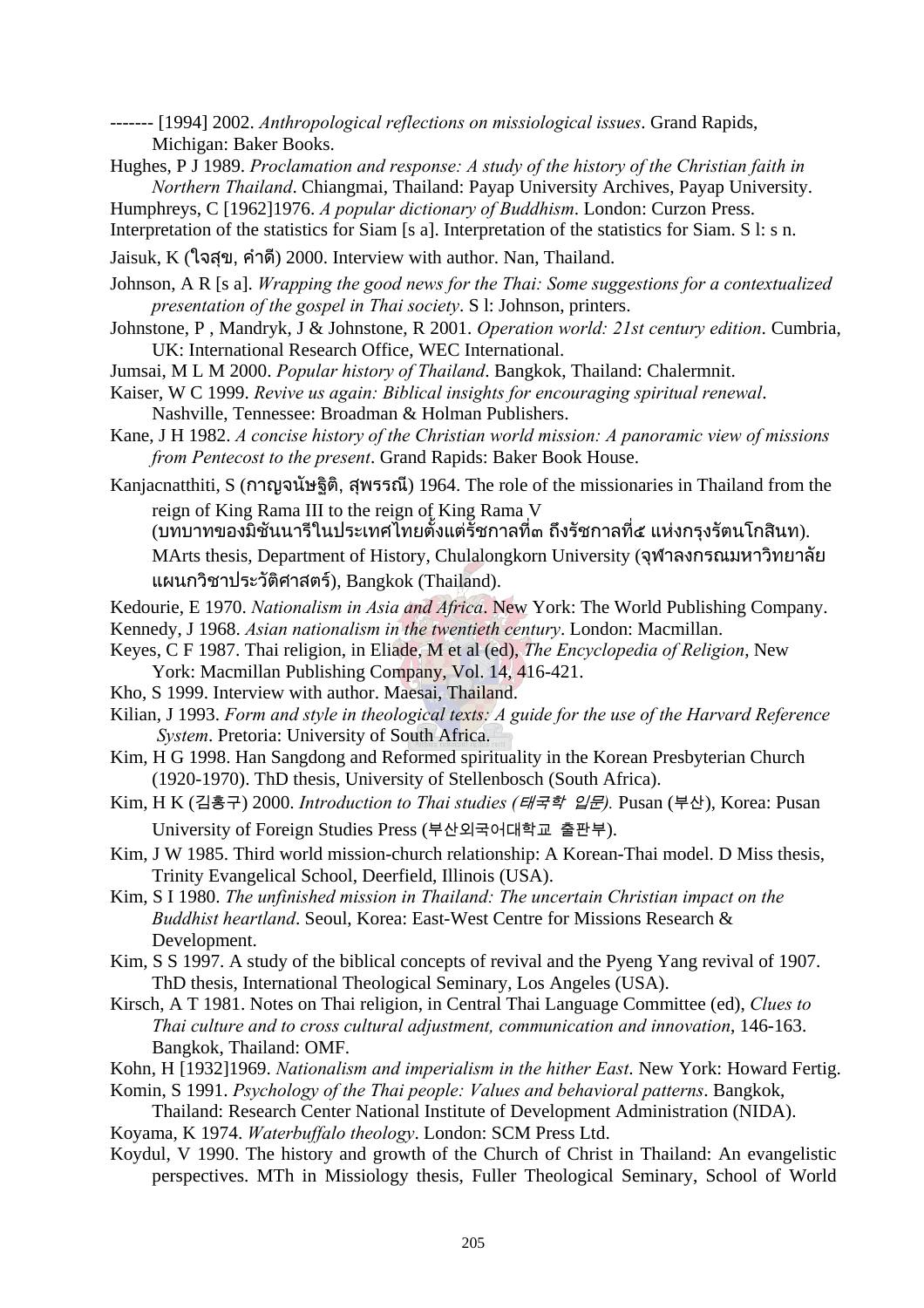------- [1994] 2002. *Anthropological reflections on missiological issues*. Grand Rapids, Michigan: Baker Books.

Hughes, P J 1989. *Proclamation and response: A study of the history of the Christian faith in Northern Thailand*. Chiangmai, Thailand: Payap University Archives, Payap University.

Humphreys, C [1962]1976. *A popular dictionary of Buddhism*. London: Curzon Press.

Interpretation of the statistics for Siam [s a]. Interpretation of the statistics for Siam. S l: s n.

Jaisuk, K (ใจสุข, คำดี) 2000. Interview with author. Nan, Thailand.

Johnson, A R [s a]. *Wrapping the good news for the Thai: Some suggestions for a contextualized presentation of the gospel in Thai society*. S l: Johnson, printers.

Johnstone, P , Mandryk, J & Johnstone, R 2001. *Operation world: 21st century edition*. Cumbria, UK: International Research Office, WEC International.

Jumsai, M L M 2000. *Popular history of Thailand*. Bangkok, Thailand: Chalermnit.

Kaiser, W C 1999. *Revive us again: Biblical insights for encouraging spiritual renewal*. Nashville, Tennessee: Broadman & Holman Publishers.

Kane, J H 1982. *A concise history of the Christian world mission: A panoramic view of missions from Pentecost to the present*. Grand Rapids: Baker Book House.

Kanjacnatthiti, S (กาญจนัษฐิติ, สุพรรณี) 1964. The role of the missionaries in Thailand from the reign of King Rama III to the reign of King Rama V (บทบาทของมิชันนารีในประเทศไทยตั้งแต่รัชกาลที่๓ ถึงรัชกาลที่๕ แห่งกรุงรัตนโกสินท). MArts thesis, Department of History, Chulalongkorn University (จุฬาลงกรณมหาวิทยาลัย แผนกวิชาประวัติศาสตร์), Bangkok (Thailand).

Kedourie, E 1970. *Nationalism in Asia and Africa*. New York: The World Publishing Company.

Kennedy, J 1968. *Asian nationalism in the twentieth century*. London: Macmillan.

Keyes, C F 1987. Thai religion, in Eliade, M et al (ed), *The Encyclopedia of Religion*, New York: Macmillan Publishing Company, Vol. 14, 416-421.

Kho, S 1999. Interview with author. Maesai, Thailand.

Kilian, J 1993. *Form and style in theological texts: A guide for the use of the Harvard Reference System*. Pretoria: University of South Africa.

Kim, H G 1998. Han Sangdong and Reformed spirituality in the Korean Presbyterian Church (1920-1970). ThD thesis, University of Stellenbosch (South Africa).

Kim, H K (김홍구) 2000. *Introduction to Thai studies (태국학 입문).* Pusan (부산), Korea: Pusan University of Foreign Studies Press (부산외국어대학교 출판부).

Kim, J W 1985. Third world mission-church relationship: A Korean-Thai model. D Miss thesis, Trinity Evangelical School, Deerfield, Illinois (USA).

Kim, S I 1980. *The unfinished mission in Thailand: The uncertain Christian impact on the Buddhist heartland*. Seoul, Korea: East-West Centre for Missions Research & Development.

Kim, S S 1997. A study of the biblical concepts of revival and the Pyeng Yang revival of 1907. ThD thesis, International Theological Seminary, Los Angeles (USA).

Kirsch, A T 1981. Notes on Thai religion, in Central Thai Language Committee (ed), *Clues to Thai culture and to cross cultural adjustment, communication and innovation*, 146-163. Bangkok, Thailand: OMF.

Kohn, H [1932]1969. *Nationalism and imperialism in the hither East*. New York: Howard Fertig.

Komin, S 1991. *Psychology of the Thai people: Values and behavioral patterns*. Bangkok, Thailand: Research Center National Institute of Development Administration (NIDA).

Koyama, K 1974. *Waterbuffalo theology*. London: SCM Press Ltd.

Koydul, V 1990. The history and growth of the Church of Christ in Thailand: An evangelistic perspectives. MTh in Missiology thesis, Fuller Theological Seminary, School of World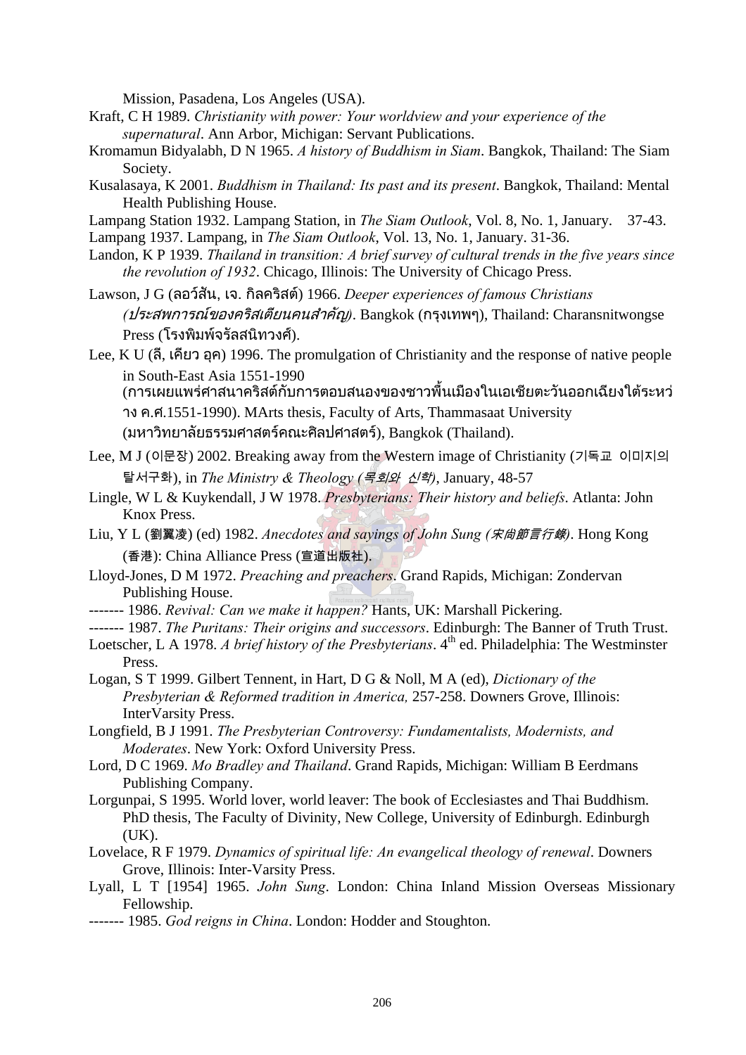Mission, Pasadena, Los Angeles (USA).

Kraft, C H 1989. *Christianity with power: Your worldview and your experience of the supernatural*. Ann Arbor, Michigan: Servant Publications.

Kromamun Bidyalabh, D N 1965. *A history of Buddhism in Siam*. Bangkok, Thailand: The Siam Society.

Kusalasaya, K 2001. *Buddhism in Thailand: Its past and its present*. Bangkok, Thailand: Mental Health Publishing House.

Lampang Station 1932. Lampang Station, in *The Siam Outlook*, Vol. 8, No. 1, January. 37-43.

Lampang 1937. Lampang, in *The Siam Outlook*, Vol. 13, No. 1, January. 31-36.

Landon, K P 1939. *Thailand in transition: A brief survey of cultural trends in the five years since the revolution of 1932*. Chicago, Illinois: The University of Chicago Press.

Lawson, J G (ลอว์สัน, เจ. กิลคริสต์) 1966. *Deeper experiences of famous Christians (ประสพการณ์ของคริสเตียนคนสำคัญ)*. Bangkok (กรุงเทพฯ), Thailand: Charansnitwongse Press (โรงพิมพ์จรัลสนิทวงศ์).

Lee, K U (ลี, เคียว อุค) 1996. The promulgation of Christianity and the response of native people in South-East Asia 1551-1990 (การเผยแพร่ศาสนาคริสต์กับการตอบสนองของชาวพื้นเมืองในเอเชียตะวันออกเฉียงใต้ระหว่าง ค.ศ.1551-1990). MArts thesis, Faculty of Arts, Thammasaat University (มหาวิทยาลัยธรรมศาสตร์คณะศิลปศาสตร์), Bangkok (Thailand).

Lee, M J (이문장) 2002. Breaking away from the Western image of Christianity (기독교 이미지의 탈서구화), in *The Ministry & Theology (목회와 신학)*, January, 48-57

Lingle, W L & Kuykendall, J W 1978. *Presbyterians: Their history and beliefs*. Atlanta: John Knox Press.

Liu, Y L (劉翼凌) (ed) 1982. *Anecdotes and sayings of John Sung (宋尚節言行錄)*. Hong Kong (香港): China Alliance Press (宣道出版社).

Lloyd-Jones, D M 1972. *Preaching and preachers*. Grand Rapids, Michigan: Zondervan Publishing House.

------- 1986. *Revival: Can we make it happen?* Hants, UK: Marshall Pickering.

------- 1987. *The Puritans: Their origins and successors*. Edinburgh: The Banner of Truth Trust.

Loetscher, L A 1978. *A brief history of the Presbyterians*. 4th ed. Philadelphia: The Westminster Press.

Logan, S T 1999. Gilbert Tennent, in Hart, D G & Noll, M A (ed), *Dictionary of the Presbyterian & Reformed tradition in America,* 257-258. Downers Grove, Illinois: InterVarsity Press.

Longfield, B J 1991. *The Presbyterian Controversy: Fundamentalists, Modernists, and Moderates*. New York: Oxford University Press.

Lord, D C 1969. *Mo Bradley and Thailand*. Grand Rapids, Michigan: William B Eerdmans Publishing Company.

Lorgunpai, S 1995. World lover, world leaver: The book of Ecclesiastes and Thai Buddhism. PhD thesis, The Faculty of Divinity, New College, University of Edinburgh. Edinburgh (UK).

Lovelace, R F 1979. *Dynamics of spiritual life: An evangelical theology of renewal*. Downers Grove, Illinois: Inter-Varsity Press.

Lyall, L T [1954] 1965. *John Sung*. London: China Inland Mission Overseas Missionary Fellowship.

------- 1985. *God reigns in China*. London: Hodder and Stoughton.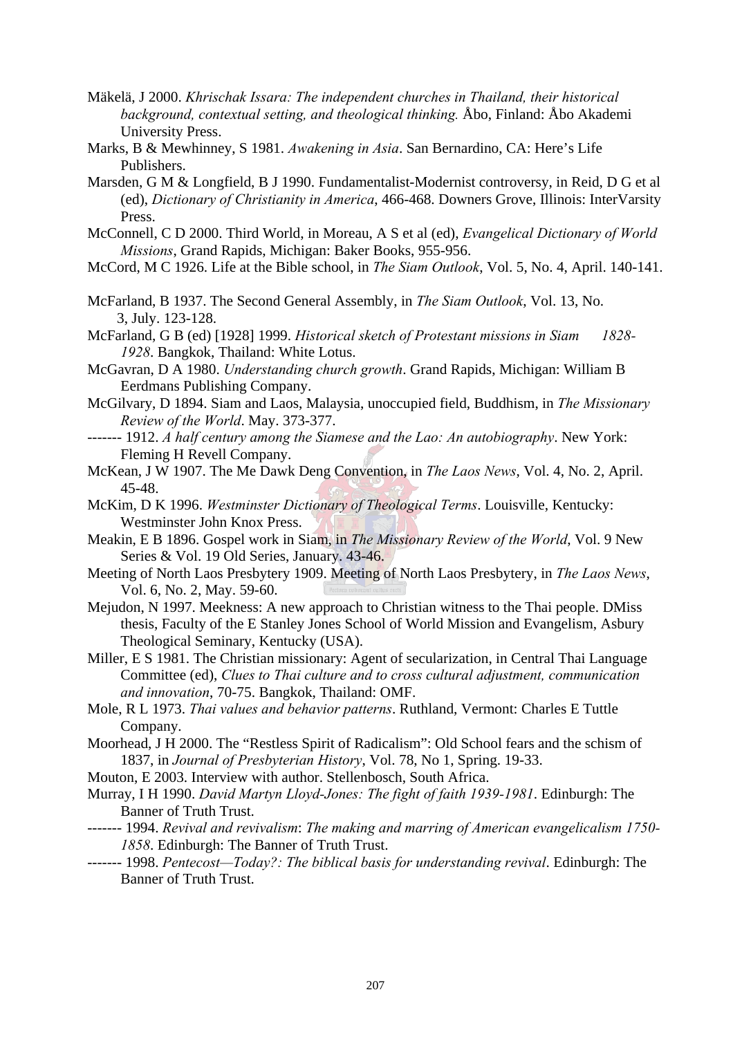Mäkelä, J 2000. *Khrischak Issara: The independent churches in Thailand, their historical background, contextual setting, and theological thinking.* Åbo, Finland: Åbo Akademi University Press.

Marks, B & Mewhinney, S 1981. *Awakening in Asia*. San Bernardino, CA: Here's Life Publishers.

Marsden, G M & Longfield, B J 1990. Fundamentalist-Modernist controversy, in Reid, D G et al (ed), *Dictionary of Christianity in America*, 466-468. Downers Grove, Illinois: InterVarsity Press.

McConnell, C D 2000. Third World, in Moreau, A S et al (ed), *Evangelical Dictionary of World Missions*, Grand Rapids, Michigan: Baker Books, 955-956.

McCord, M C 1926. Life at the Bible school, in *The Siam Outlook*, Vol. 5, No. 4, April. 140-141.

McFarland, B 1937. The Second General Assembly, in *The Siam Outlook*, Vol. 13, No. 3, July. 123-128.

McFarland, G B (ed) [1928] 1999. *Historical sketch of Protestant missions in Siam 1828-1928*. Bangkok, Thailand: White Lotus.

McGavran, D A 1980. *Understanding church growth*. Grand Rapids, Michigan: William B Eerdmans Publishing Company.

McGilvary, D 1894. Siam and Laos, Malaysia, unoccupied field, Buddhism, in *The Missionary Review of the World*. May. 373-377.

------- 1912. *A half century among the Siamese and the Lao: An autobiography*. New York: Fleming H Revell Company.

McKean, J W 1907. The Me Dawk Deng Convention, in *The Laos News*, Vol. 4, No. 2, April. 45-48.

McKim, D K 1996. *Westminster Dictionary of Theological Terms*. Louisville, Kentucky: Westminster John Knox Press.

Meakin, E B 1896. Gospel work in Siam, in *The Missionary Review of the World*, Vol. 9 New Series & Vol. 19 Old Series, January. 43-46.

Meeting of North Laos Presbytery 1909. Meeting of North Laos Presbytery, in *The Laos News*, Vol. 6, No. 2, May. 59-60.

Mejudon, N 1997. Meekness: A new approach to Christian witness to the Thai people. DMiss thesis, Faculty of the E Stanley Jones School of World Mission and Evangelism, Asbury Theological Seminary, Kentucky (USA).

Miller, E S 1981. The Christian missionary: Agent of secularization, in Central Thai Language Committee (ed), *Clues to Thai culture and to cross cultural adjustment, communication and innovation*, 70-75. Bangkok, Thailand: OMF.

Mole, R L 1973. *Thai values and behavior patterns*. Ruthland, Vermont: Charles E Tuttle Company.

Moorhead, J H 2000. The "Restless Spirit of Radicalism": Old School fears and the schism of 1837, in *Journal of Presbyterian History*, Vol. 78, No 1, Spring. 19-33.

Mouton, E 2003. Interview with author. Stellenbosch, South Africa.

Murray, I H 1990. *David Martyn Lloyd-Jones: The fight of faith 1939-1981*. Edinburgh: The Banner of Truth Trust.

------- 1994. *Revival and revivalism*: *The making and marring of American evangelicalism 1750-1858*. Edinburgh: The Banner of Truth Trust.

------- 1998. *Pentecost—Today?: The biblical basis for understanding revival*. Edinburgh: The Banner of Truth Trust.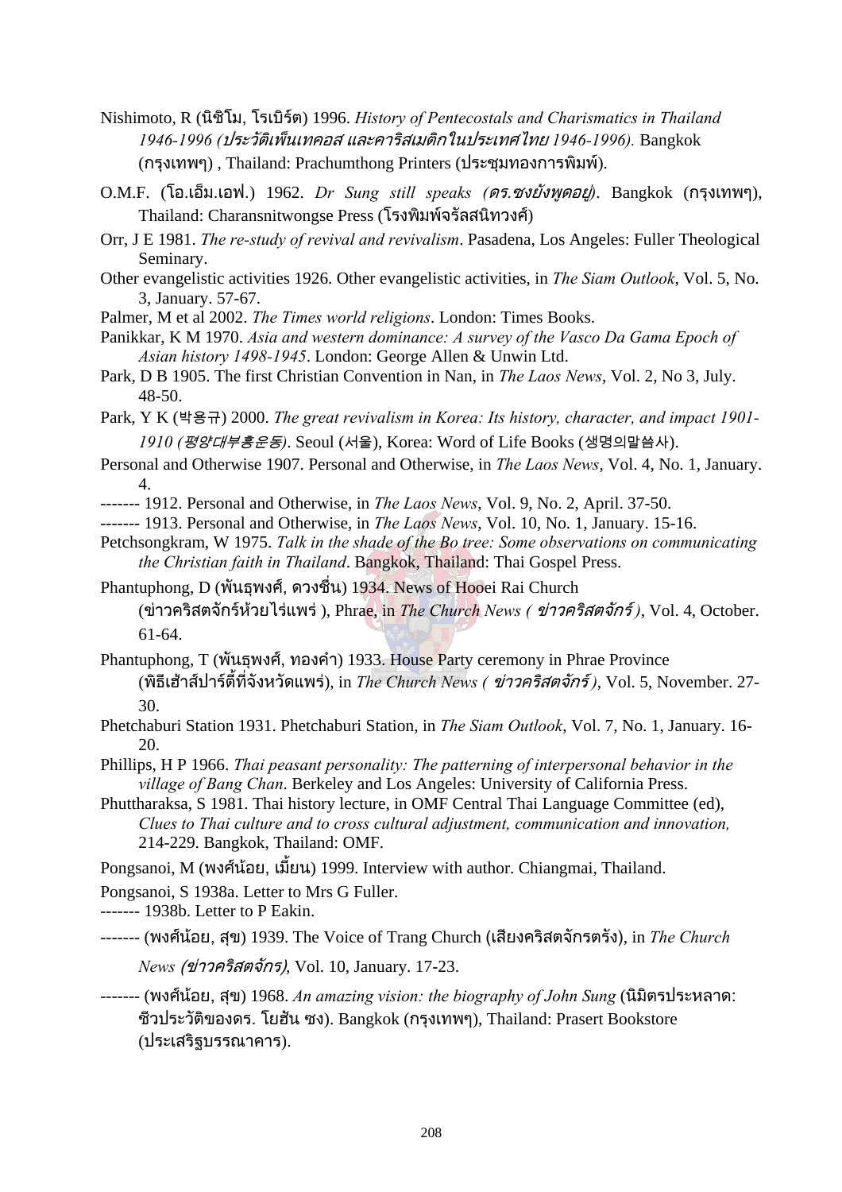Nishimoto, R (นิชิโม, โรเบิร์ต) 1996. *History of Pentecostals and Charismatics in Thailand 1946-1996 (ประวัติเพ็นเทคอส และคาริสเมติกในประเทศไทย 1946-1996).* Bangkok (กรุงเทพฯ) , Thailand: Prachumthong Printers (ประชุมทองการพิมพ์).

O.M.F. (โอ.เอ็ม.เอฟ.) 1962. *Dr Sung still speaks (ดร.ซงยังพูดอยู่).* Bangkok (กรุงเทพฯ), Thailand: Charansnitwongse Press (โรงพิมพ์จรัลสนิทวงศ์)

Orr, J E 1981. *The re-study of revival and revivalism*. Pasadena, Los Angeles: Fuller Theological Seminary.

Other evangelistic activities 1926. Other evangelistic activities, in *The Siam Outlook*, Vol. 5, No. 3, January. 57-67.

Palmer, M et al 2002. *The Times world religions*. London: Times Books.

Panikkar, K M 1970. *Asia and western dominance: A survey of the Vasco Da Gama Epoch of Asian history 1498-1945*. London: George Allen & Unwin Ltd.

Park, D B 1905. The first Christian Convention in Nan, in *The Laos News*, Vol. 2, No 3, July. 48-50.

Park, Y K (박용규) 2000. *The great revivalism in Korea: Its history, character, and impact 1901-1910 (평양대부흥운동)*. Seoul (서울), Korea: Word of Life Books (생명의말씀사).

Personal and Otherwise 1907. Personal and Otherwise, in *The Laos News*, Vol. 4, No. 1, January. 4.

------- 1912. Personal and Otherwise, in *The Laos News*, Vol. 9, No. 2, April. 37-50.

------- 1913. Personal and Otherwise, in *The Laos News*, Vol. 10, No. 1, January. 15-16.

Petchsongkram, W 1975. *Talk in the shade of the Bo tree: Some observations on communicating the Christian faith in Thailand*. Bangkok, Thailand: Thai Gospel Press.

Phantuphong, D (พันธุพงศ์, ดวงชื่น) 1934. News of Hooei Rai Church (ข่าวคริสตจักร์ห้วยไร่แพร่ ), Phrae, in *The Church News ( ข่าวคริสตจักร์ )*, Vol. 4, October. 61-64.

Phantuphong, T (พันธุพงศ์, ทองคำ) 1933. House Party ceremony in Phrae Province (พิธีเฮ้าส์ปาร์ตี้ที่จังหวัดแพร่), in *The Church News ( ข่าวคริสตจักร์ )*, Vol. 5, November. 27-30.

Phetchaburi Station 1931. Phetchaburi Station, in *The Siam Outlook*, Vol. 7, No. 1, January. 16-20.

Phillips, H P 1966. *Thai peasant personality: The patterning of interpersonal behavior in the village of Bang Chan*. Berkeley and Los Angeles: University of California Press.

Phuttharaksa, S 1981. Thai history lecture, in OMF Central Thai Language Committee (ed), *Clues to Thai culture and to cross cultural adjustment, communication and innovation,* 214-229. Bangkok, Thailand: OMF.

Pongsanoi, M (พงศ์น้อย, เมี้ยน) 1999. Interview with author. Chiangmai, Thailand.

Pongsanoi, S 1938a. Letter to Mrs G Fuller.

------- 1938b. Letter to P Eakin.

------- (พงศ์น้อย, สุข) 1939. The Voice of Trang Church (เสียงคริสตจักรตรัง), in *The Church News (ข่าวคริสตจักร)*, Vol. 10, January. 17-23.

------- (พงศ์น้อย, สุข) 1968. *An amazing vision: the biography of John Sung* (นิมิตรประหลาด: ชีวประวัติของดร. โยฮัน ซง). Bangkok (กรุงเทพฯ), Thailand: Prasert Bookstore (ประเสริฐบรรณาคาร).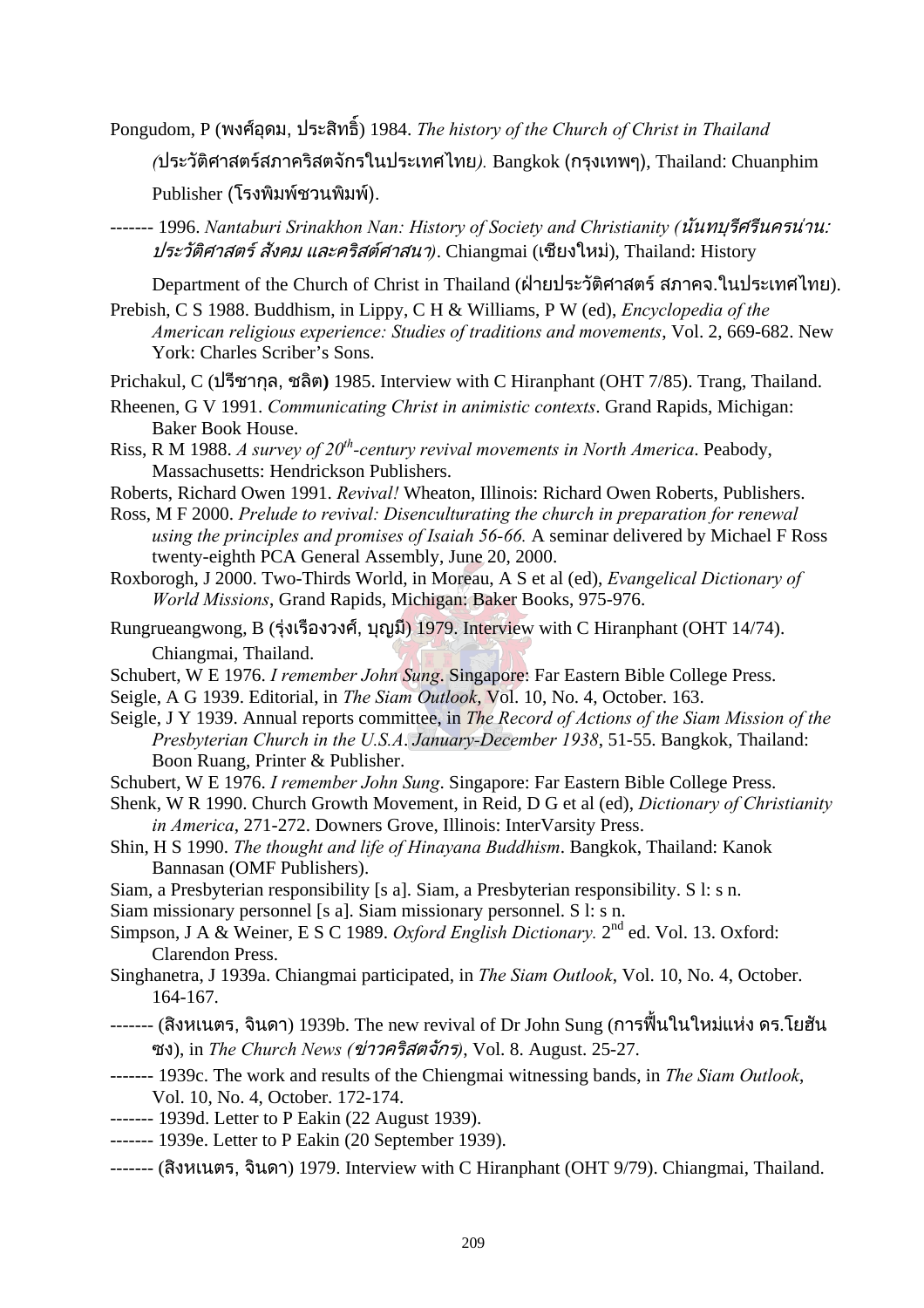Pongudom, P (พงศ์อุดม, ประสิทธิ์) 1984. *The history of the Church of Christ in Thailand (ประวัติศาสตร์สภาคริสตจักรในประเทศไทย).* Bangkok (กรุงเทพฯ), Thailand: Chuanphim Publisher (โรงพิมพ์ชวนพิมพ์).

------- 1996. *Nantaburi Srinakhon Nan: History of Society and Christianity (นันทบุรีศรีนครน่าน: ประวัติศาสตร์ สังคม และคริสต์ศาสนา)*. Chiangmai (เชียงใหม่), Thailand: History Department of the Church of Christ in Thailand (ฝ่ายประวัติศาสตร์ สภาคจ.ในประเทศไทย).

Prebish, C S 1988. Buddhism, in Lippy, C H & Williams, P W (ed), *Encyclopedia of the American religious experience: Studies of traditions and movements*, Vol. 2, 669-682. New York: Charles Scriber's Sons.

Prichakul, C (ปรีชากุล, ชลิต) 1985. Interview with C Hiranphant (OHT 7/85). Trang, Thailand.

Rheenen, G V 1991. *Communicating Christ in animistic contexts*. Grand Rapids, Michigan: Baker Book House.

Riss, R M 1988. *A survey of 20th-century revival movements in North America*. Peabody, Massachusetts: Hendrickson Publishers.

Roberts, Richard Owen 1991. *Revival!* Wheaton, Illinois: Richard Owen Roberts, Publishers.

Ross, M F 2000. *Prelude to revival: Disenculturating the church in preparation for renewal using the principles and promises of Isaiah 56-66.* A seminar delivered by Michael F Ross twenty-eighth PCA General Assembly, June 20, 2000.

Roxborogh, J 2000. Two-Thirds World, in Moreau, A S et al (ed), *Evangelical Dictionary of World Missions*, Grand Rapids, Michigan: Baker Books, 975-976.

Rungrueangwong, B (รุ่งเรืองวงศ์, บุญมี) 1979. Interview with C Hiranphant (OHT 14/74). Chiangmai, Thailand.

Schubert, W E 1976. *I remember John Sung*. Singapore: Far Eastern Bible College Press.

Seigle, A G 1939. Editorial, in *The Siam Outlook*, Vol. 10, No. 4, October. 163.

Seigle, J Y 1939. Annual reports committee, in *The Record of Actions of the Siam Mission of the Presbyterian Church in the U.S.A. January-December 1938*, 51-55. Bangkok, Thailand: Boon Ruang, Printer & Publisher.

Schubert, W E 1976. *I remember John Sung*. Singapore: Far Eastern Bible College Press.

Shenk, W R 1990. Church Growth Movement, in Reid, D G et al (ed), *Dictionary of Christianity in America*, 271-272. Downers Grove, Illinois: InterVarsity Press.

Shin, H S 1990. *The thought and life of Hinayana Buddhism*. Bangkok, Thailand: Kanok Bannasan (OMF Publishers).

Siam, a Presbyterian responsibility [s a]. Siam, a Presbyterian responsibility. S l: s n.

Siam missionary personnel [s a]. Siam missionary personnel. S l: s n.

Simpson, J A & Weiner, E S C 1989. *Oxford English Dictionary.* 2nd ed. Vol. 13. Oxford: Clarendon Press.

Singhanetra, J 1939a. Chiangmai participated, in *The Siam Outlook*, Vol. 10, No. 4, October. 164-167.

------- (สิงหเนตร, จินดา) 1939b. The new revival of Dr John Sung (การฟื้นในใหม่แห่ง ดร.โยฮัน ซง), in *The Church News (ข่าวคริสตจักร)*, Vol. 8. August. 25-27.

------- 1939c. The work and results of the Chiengmai witnessing bands, in *The Siam Outlook*, Vol. 10, No. 4, October. 172-174.

------- 1939d. Letter to P Eakin (22 August 1939).

------- 1939e. Letter to P Eakin (20 September 1939).

------- (สิงหเนตร, จินดา) 1979. Interview with C Hiranphant (OHT 9/79). Chiangmai, Thailand.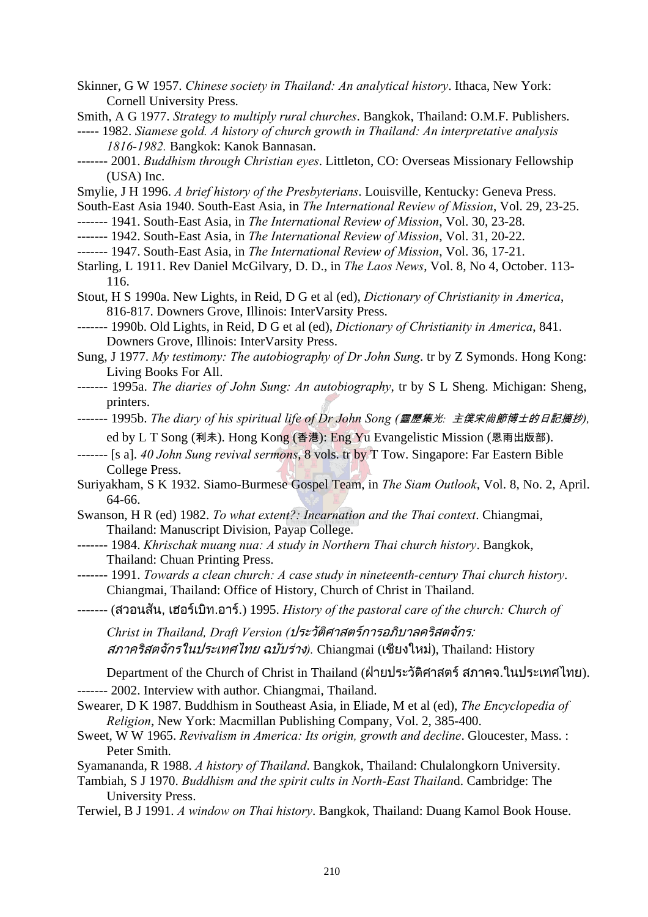Skinner, G W 1957. *Chinese society in Thailand: An analytical history*. Ithaca, New York: Cornell University Press.

Smith, A G 1977. *Strategy to multiply rural churches*. Bangkok, Thailand: O.M.F. Publishers.

----- 1982. *Siamese gold. A history of church growth in Thailand: An interpretative analysis 1816-1982.* Bangkok: Kanok Bannasan.

------- 2001. *Buddhism through Christian eyes*. Littleton, CO: Overseas Missionary Fellowship (USA) Inc.

Smylie, J H 1996. *A brief history of the Presbyterians*. Louisville, Kentucky: Geneva Press.

South-East Asia 1940. South-East Asia, in *The International Review of Mission*, Vol. 29, 23-25.

------- 1941. South-East Asia, in *The International Review of Mission*, Vol. 30, 23-28.

------- 1942. South-East Asia, in *The International Review of Mission*, Vol. 31, 20-22.

------- 1947. South-East Asia, in *The International Review of Mission*, Vol. 36, 17-21.

Starling, L 1911. Rev Daniel McGilvary, D. D., in *The Laos News*, Vol. 8, No 4, October. 113-116.

Stout, H S 1990a. New Lights, in Reid, D G et al (ed), *Dictionary of Christianity in America*, 816-817. Downers Grove, Illinois: InterVarsity Press.

------- 1990b. Old Lights, in Reid, D G et al (ed), *Dictionary of Christianity in America*, 841. Downers Grove, Illinois: InterVarsity Press.

Sung, J 1977. *My testimony: The autobiography of Dr John Sung*. tr by Z Symonds. Hong Kong: Living Books For All.

------- 1995a. *The diaries of John Sung: An autobiography*, tr by S L Sheng. Michigan: Sheng, printers.

------- 1995b. *The diary of his spiritual life of Dr John Song (靈歷集光: 主僕宋尚節博士的日記摘抄)*, ed by L T Song (利未). Hong Kong (香港): Eng Yu Evangelistic Mission (恩雨出版部).

------- [s a]. *40 John Sung revival sermons*, 8 vols. tr by T Tow. Singapore: Far Eastern Bible College Press.

Suriyakham, S K 1932. Siamo-Burmese Gospel Team, in *The Siam Outlook*, Vol. 8, No. 2, April. 64-66.

Swanson, H R (ed) 1982. *To what extent?: Incarnation and the Thai context*. Chiangmai, Thailand: Manuscript Division, Payap College.

------- 1984. *Khrischak muang nua: A study in Northern Thai church history*. Bangkok, Thailand: Chuan Printing Press.

------- 1991. *Towards a clean church: A case study in nineteenth-century Thai church history*. Chiangmai, Thailand: Office of History, Church of Christ in Thailand.

------- (สวอนสัน, เฮอร์เบิท.อาร์.) 1995. *History of the pastoral care of the church: Church of Christ in Thailand, Draft Version (ประวัติศาสตร์การอภิบาลคริสตจักร: สภาคริสตจักรในประเทศไทย ฉบับร่าง).* Chiangmai (เชียงใหม่), Thailand: History Department of the Church of Christ in Thailand (ฝ่ายประวัติศาสตร์ สภาคจ.ในประเทศไทย).

------- 2002. Interview with author. Chiangmai, Thailand.

Swearer, D K 1987. Buddhism in Southeast Asia, in Eliade, M et al (ed), *The Encyclopedia of Religion*, New York: Macmillan Publishing Company, Vol. 2, 385-400.

Sweet, W W 1965. *Revivalism in America: Its origin, growth and decline*. Gloucester, Mass. : Peter Smith.

Syamananda, R 1988. *A history of Thailand*. Bangkok, Thailand: Chulalongkorn University.

Tambiah, S J 1970. *Buddhism and the spirit cults in North-East Thailan*d. Cambridge: The University Press.

Terwiel, B J 1991. *A window on Thai history*. Bangkok, Thailand: Duang Kamol Book House.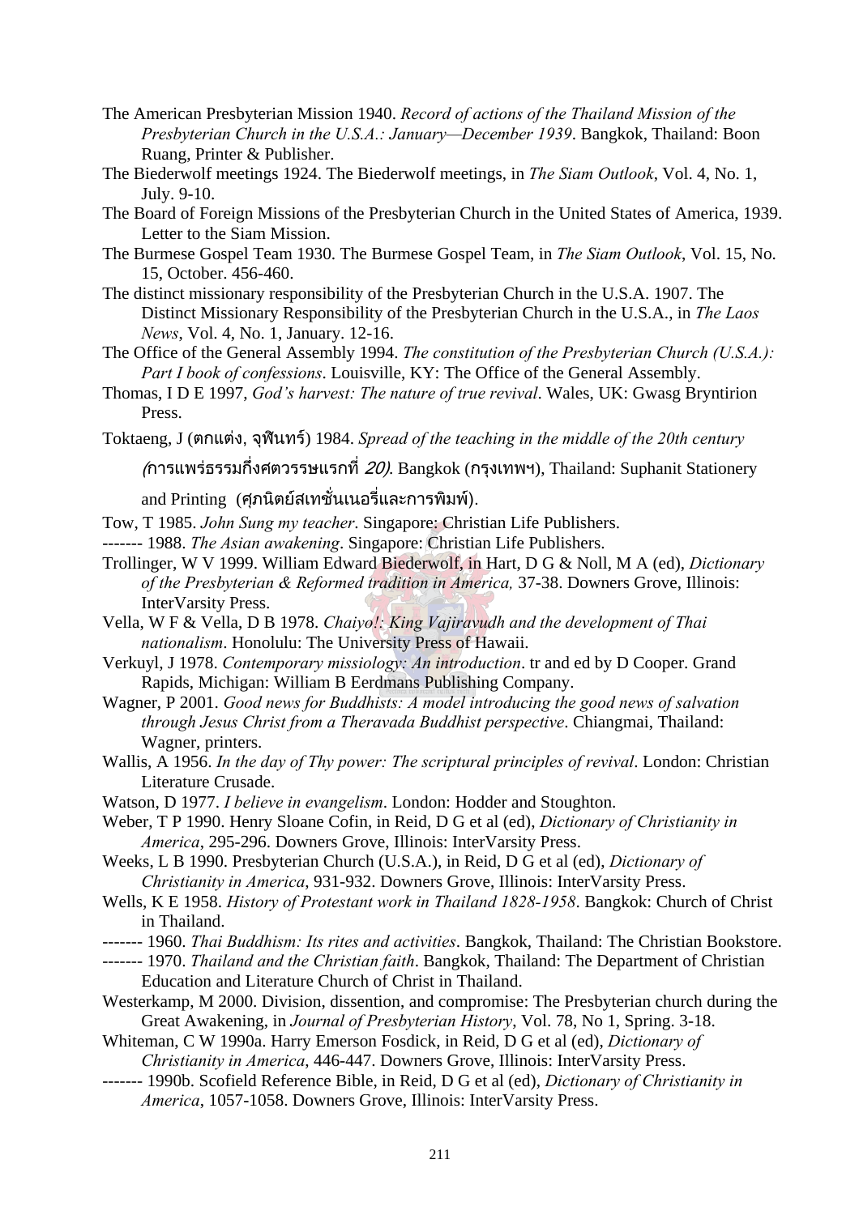The American Presbyterian Mission 1940. *Record of actions of the Thailand Mission of the Presbyterian Church in the U.S.A.: January—December 1939*. Bangkok, Thailand: Boon Ruang, Printer & Publisher.

The Biederwolf meetings 1924. The Biederwolf meetings, in *The Siam Outlook*, Vol. 4, No. 1, July. 9-10.

The Board of Foreign Missions of the Presbyterian Church in the United States of America, 1939. Letter to the Siam Mission.

The Burmese Gospel Team 1930. The Burmese Gospel Team, in *The Siam Outlook*, Vol. 15, No. 15, October. 456-460.

The distinct missionary responsibility of the Presbyterian Church in the U.S.A. 1907. The Distinct Missionary Responsibility of the Presbyterian Church in the U.S.A., in *The Laos News*, Vol. 4, No. 1, January. 12-16.

The Office of the General Assembly 1994. *The constitution of the Presbyterian Church (U.S.A.): Part I book of confessions*. Louisville, KY: The Office of the General Assembly.

Thomas, I D E 1997, *God's harvest: The nature of true revival*. Wales, UK: Gwasg Bryntirion Press.

Toktaeng, J (ตกแต่ง, จุฬินทร์) 1984. *Spread of the teaching in the middle of the 20th century (การแพร่ธรรมกึ่งศตวรรษแรกที่ 20)*. Bangkok (กรุงเทพฯ), Thailand: Suphanit Stationery and Printing (ศุภนิตย์สเทชั่นเนอรี่และการพิมพ์).

Tow, T 1985. *John Sung my teacher*. Singapore: Christian Life Publishers.

------- 1988. *The Asian awakening*. Singapore: Christian Life Publishers.

Trollinger, W V 1999. William Edward Biederwolf, in Hart, D G & Noll, M A (ed), *Dictionary of the Presbyterian & Reformed tradition in America,* 37-38. Downers Grove, Illinois: InterVarsity Press.

Vella, W F & Vella, D B 1978. *Chaiyo!: King Vajiravudh and the development of Thai nationalism*. Honolulu: The University Press of Hawaii.

Verkuyl, J 1978. *Contemporary missiology: An introduction*. tr and ed by D Cooper. Grand Rapids, Michigan: William B Eerdmans Publishing Company.

Wagner, P 2001. *Good news for Buddhists: A model introducing the good news of salvation through Jesus Christ from a Theravada Buddhist perspective*. Chiangmai, Thailand: Wagner, printers.

Wallis, A 1956. *In the day of Thy power: The scriptural principles of revival*. London: Christian Literature Crusade.

Watson, D 1977. *I believe in evangelism*. London: Hodder and Stoughton.

Weber, T P 1990. Henry Sloane Cofin, in Reid, D G et al (ed), *Dictionary of Christianity in America*, 295-296. Downers Grove, Illinois: InterVarsity Press.

Weeks, L B 1990. Presbyterian Church (U.S.A.), in Reid, D G et al (ed), *Dictionary of Christianity in America*, 931-932. Downers Grove, Illinois: InterVarsity Press.

Wells, K E 1958. *History of Protestant work in Thailand 1828-1958*. Bangkok: Church of Christ in Thailand.

------- 1960. *Thai Buddhism: Its rites and activities*. Bangkok, Thailand: The Christian Bookstore.

------- 1970. *Thailand and the Christian faith*. Bangkok, Thailand: The Department of Christian Education and Literature Church of Christ in Thailand.

Westerkamp, M 2000. Division, dissention, and compromise: The Presbyterian church during the Great Awakening, in *Journal of Presbyterian History*, Vol. 78, No 1, Spring. 3-18.

Whiteman, C W 1990a. Harry Emerson Fosdick, in Reid, D G et al (ed), *Dictionary of Christianity in America*, 446-447. Downers Grove, Illinois: InterVarsity Press.

------- 1990b. Scofield Reference Bible, in Reid, D G et al (ed), *Dictionary of Christianity in America*, 1057-1058. Downers Grove, Illinois: InterVarsity Press.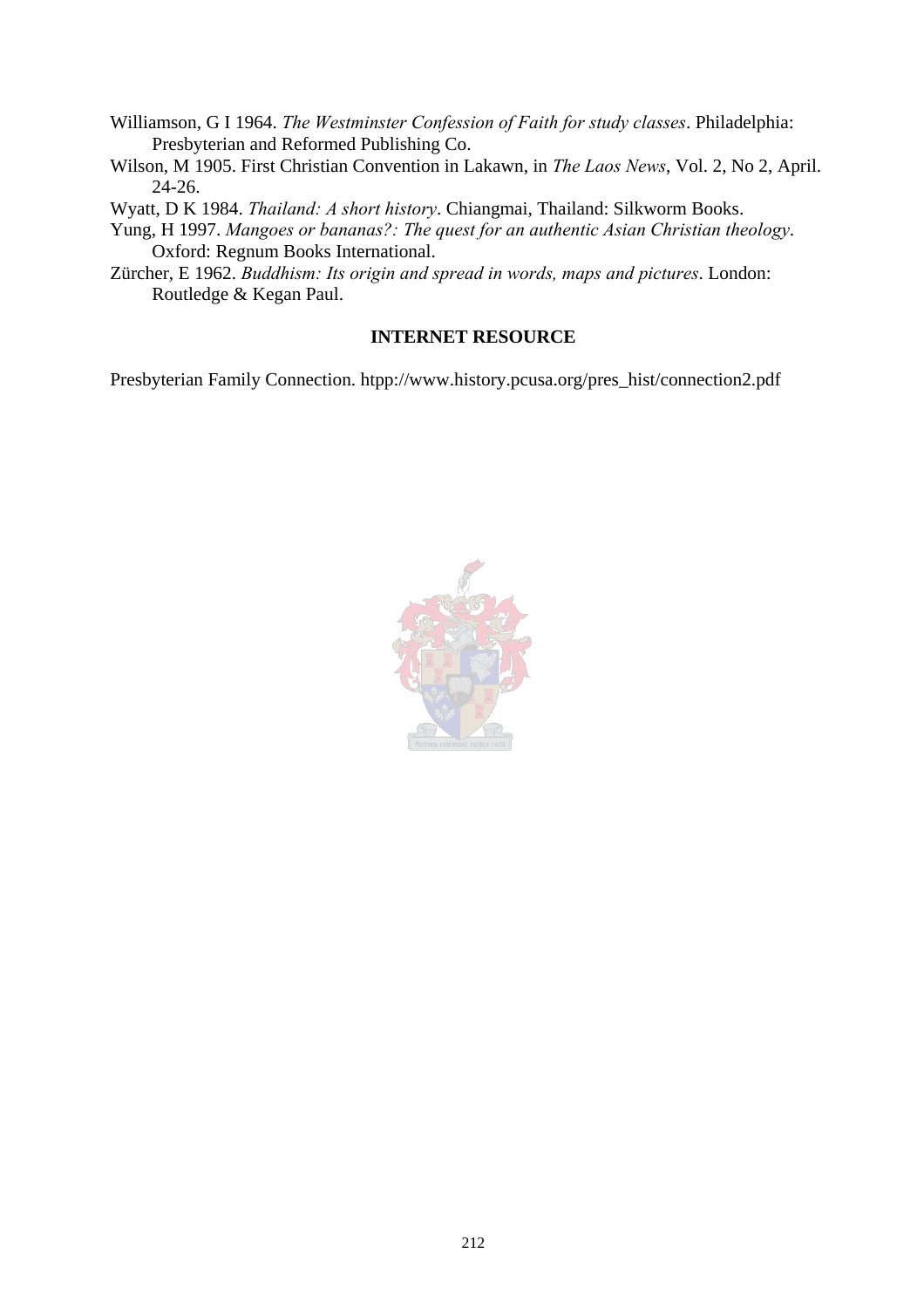Williamson, G I 1964. *The Westminster Confession of Faith for study classes*. Philadelphia: Presbyterian and Reformed Publishing Co.

Wilson, M 1905. First Christian Convention in Lakawn, in *The Laos News*, Vol. 2, No 2, April. 24-26.

Wyatt, D K 1984. *Thailand: A short history*. Chiangmai, Thailand: Silkworm Books.

Yung, H 1997. *Mangoes or bananas?: The quest for an authentic Asian Christian theology*. Oxford: Regnum Books International.

Zürcher, E 1962. *Buddhism: Its origin and spread in words, maps and pictures*. London: Routledge & Kegan Paul.

### INTERNET RESOURCE

Presbyterian Family Connection. htpp://www.history.pcusa.org/pres_hist/connection2.pdf